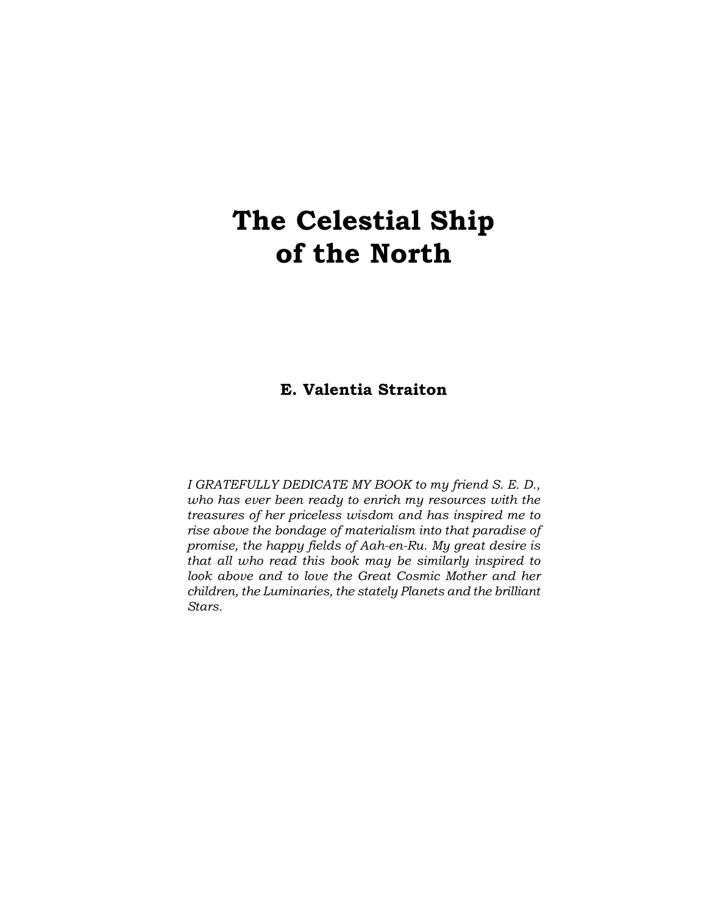# The Celestial Ship of the North

**E. Valentia Straiton**

*I GRATEFULLY DEDICATE MY BOOK to my friend S. E. D., who has ever been ready to enrich my resources with the treasures of her priceless wisdom and has inspired me to rise above the bondage of materialism into that paradise of promise, the happy fields of Aah-en-Ru. My great desire is that all who read this book may be similarly inspired to look above and to love the Great Cosmic Mother and her children, the Luminaries, the stately Planets and the brilliant Stars.*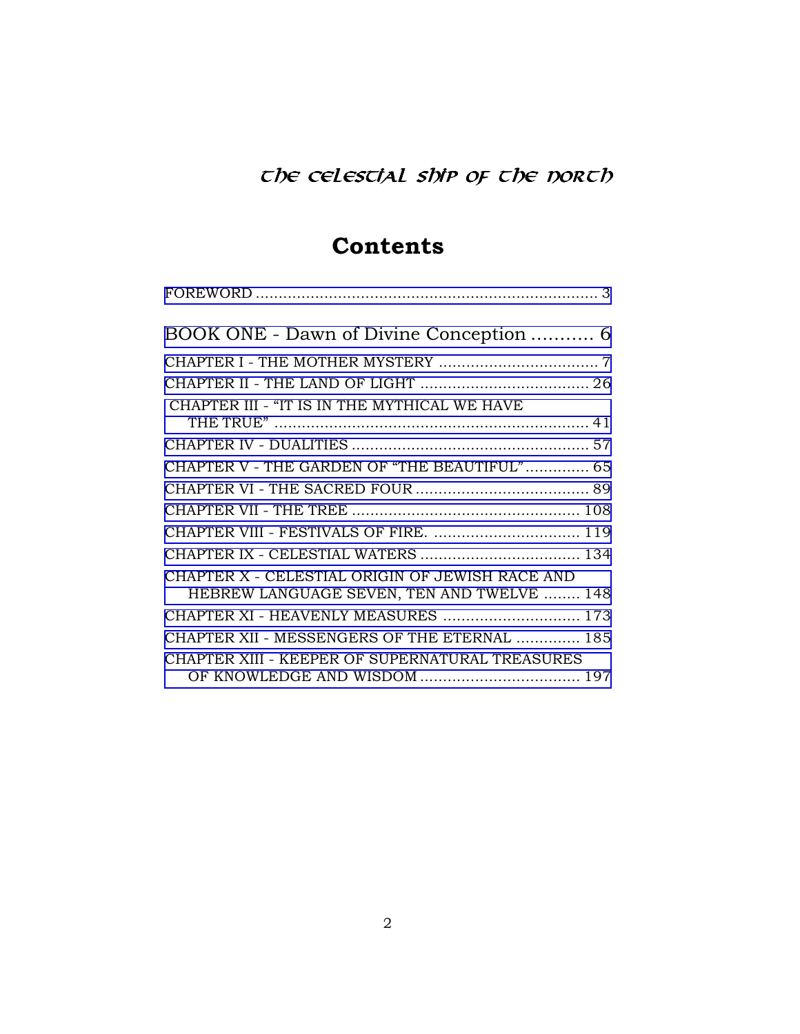*The Celestial Ship of the North*

# Contents

FOREWORD ........................................................................... 3

## BOOK ONE - Dawn of Divine Conception ........... 6

CHAPTER I - THE MOTHER MYSTERY ................................... 7

CHAPTER II - THE LAND OF LIGHT ..................................... 26

CHAPTER III - "IT IS IN THE MYTHICAL WE HAVE THE TRUE" ..................................................................... 41

CHAPTER IV - DUALITIES .................................................... 57

CHAPTER V - THE GARDEN OF "THE BEAUTIFUL" .............. 65

CHAPTER VI - THE SACRED FOUR ...................................... 89

CHAPTER VII - THE TREE .................................................. 108

CHAPTER VIII - FESTIVALS OF FIRE. ................................ 119

CHAPTER IX - CELESTIAL WATERS ................................... 134

CHAPTER X - CELESTIAL ORIGIN OF JEWISH RACE AND HEBREW LANGUAGE SEVEN, TEN AND TWELVE ........ 148

CHAPTER XI - HEAVENLY MEASURES .............................. 173

CHAPTER XII - MESSENGERS OF THE ETERNAL .............. 185

CHAPTER XIII - KEEPER OF SUPERNATURAL TREASURES OF KNOWLEDGE AND WISDOM ................................... 197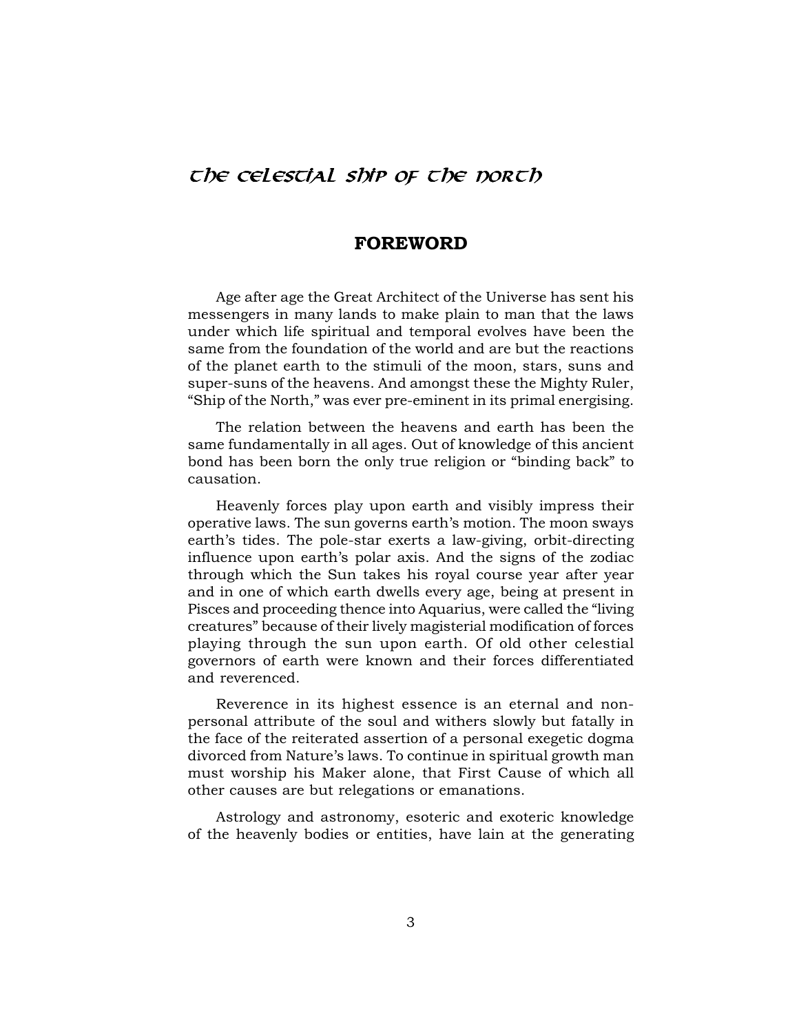# The Celestial Ship of the North

## FOREWORD

Age after age the Great Architect of the Universe has sent his messengers in many lands to make plain to man that the laws under which life spiritual and temporal evolves have been the same from the foundation of the world and are but the reactions of the planet earth to the stimuli of the moon, stars, suns and super-suns of the heavens. And amongst these the Mighty Ruler, "Ship of the North," was ever pre-eminent in its primal energising.

The relation between the heavens and earth has been the same fundamentally in all ages. Out of knowledge of this ancient bond has been born the only true religion or "binding back" to causation.

Heavenly forces play upon earth and visibly impress their operative laws. The sun governs earth's motion. The moon sways earth's tides. The pole-star exerts a law-giving, orbit-directing influence upon earth's polar axis. And the signs of the zodiac through which the Sun takes his royal course year after year and in one of which earth dwells every age, being at present in Pisces and proceeding thence into Aquarius, were called the "living creatures" because of their lively magisterial modification of forces playing through the sun upon earth. Of old other celestial governors of earth were known and their forces differentiated and reverenced.

Reverence in its highest essence is an eternal and non-personal attribute of the soul and withers slowly but fatally in the face of the reiterated assertion of a personal exegetic dogma divorced from Nature's laws. To continue in spiritual growth man must worship his Maker alone, that First Cause of which all other causes are but relegations or emanations.

Astrology and astronomy, esoteric and exoteric knowledge of the heavenly bodies or entities, have lain at the generating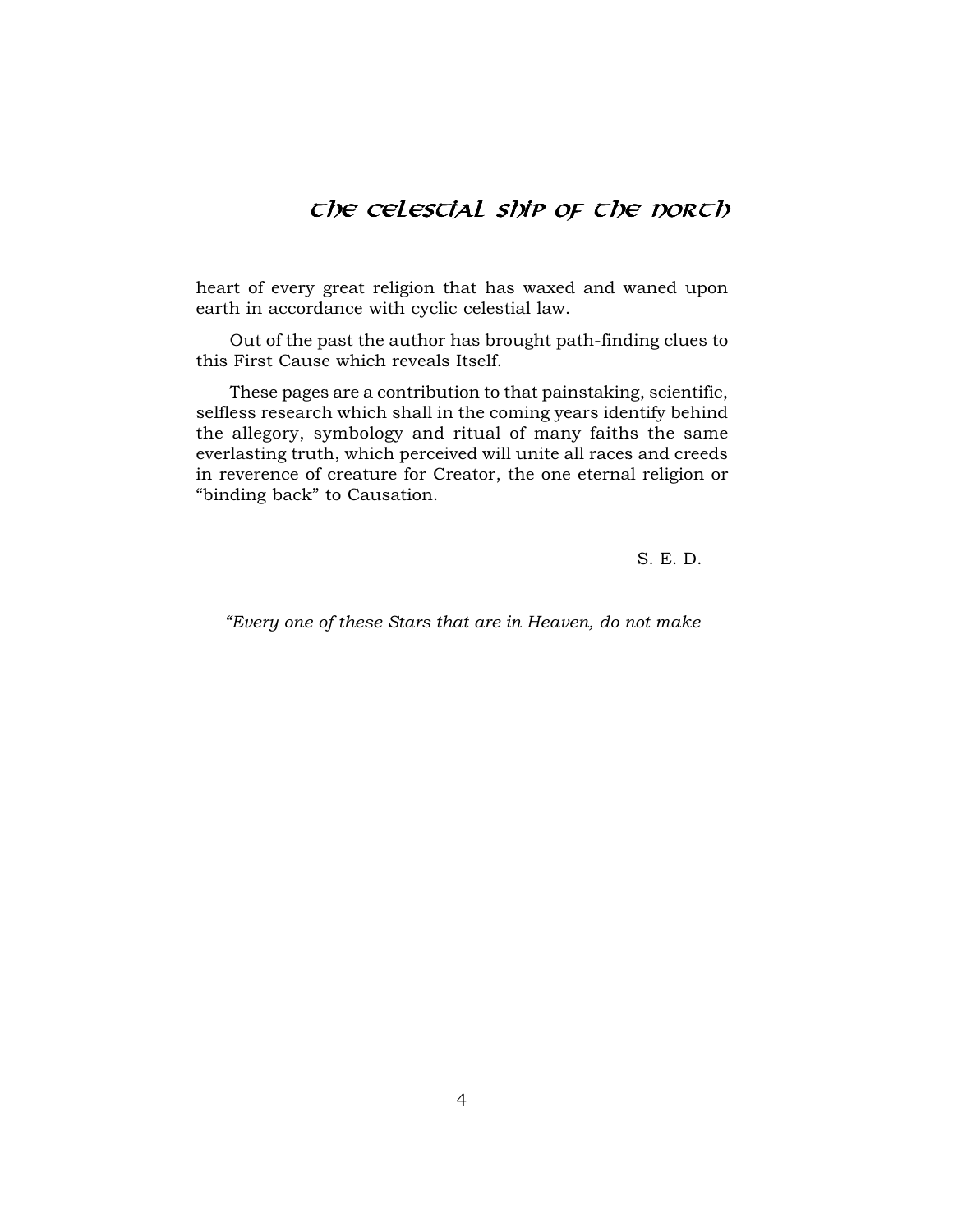heart of every great religion that has waxed and waned upon earth in accordance with cyclic celestial law.

Out of the past the author has brought path-finding clues to this First Cause which reveals Itself.

These pages are a contribution to that painstaking, scientific, selfless research which shall in the coming years identify behind the allegory, symbology and ritual of many faiths the same everlasting truth, which perceived will unite all races and creeds in reverence of creature for Creator, the one eternal religion or "binding back" to Causation.

S. E. D.

*"Every one of these Stars that are in Heaven, do not make*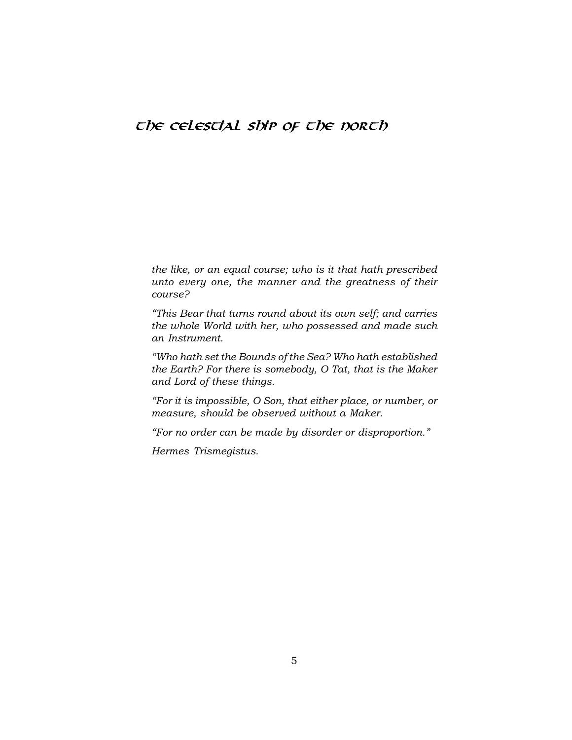*the like, or an equal course; who is it that hath prescribed unto every one, the manner and the greatness of their course?*

*"This Bear that turns round about its own self; and carries the whole World with her, who possessed and made such an Instrument.*

*"Who hath set the Bounds of the Sea? Who hath established the Earth? For there is somebody, O Tat, that is the Maker and Lord of these things.*

*"For it is impossible, O Son, that either place, or number, or measure, should be observed without a Maker.*

*"For no order can be made by disorder or disproportion."*

*Hermes Trismegistus.*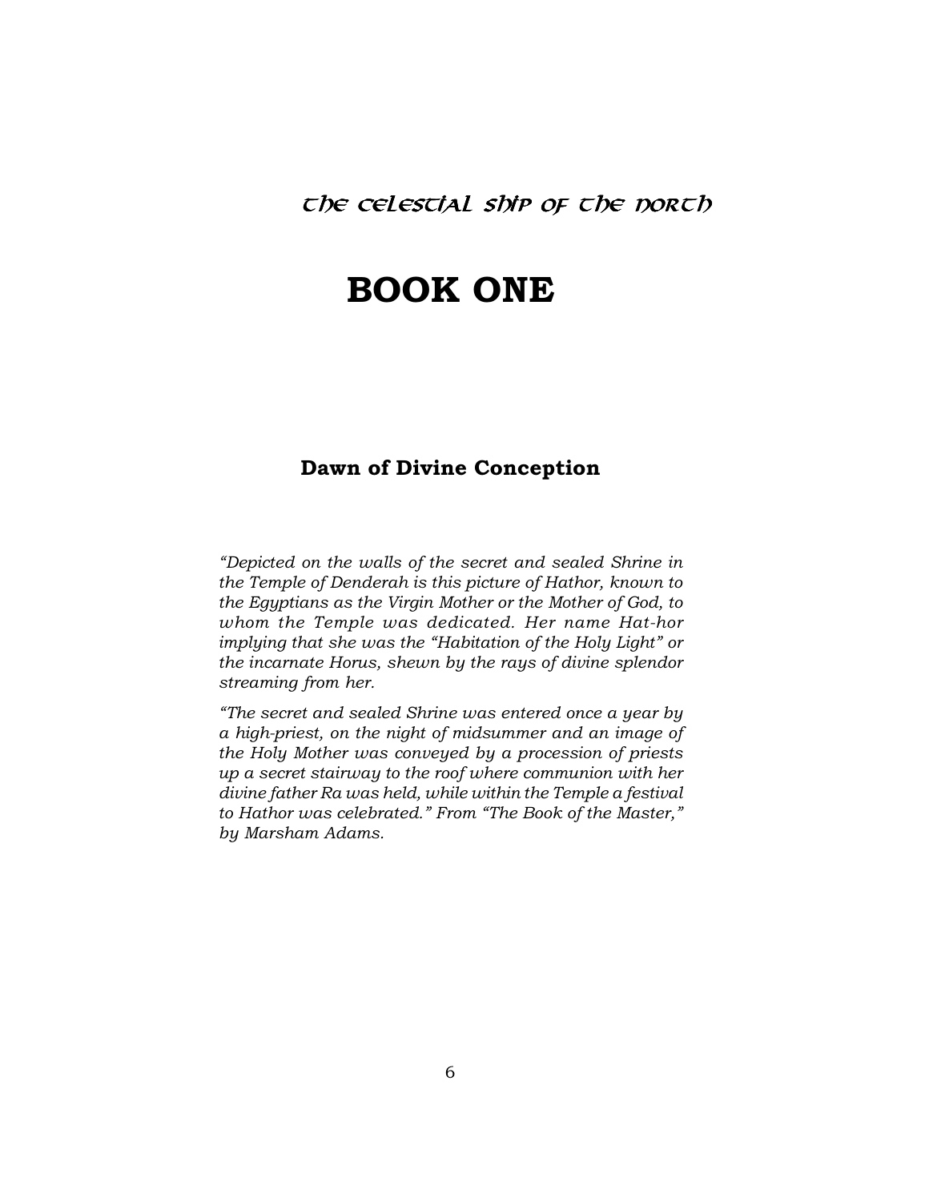# BOOK ONE

## Dawn of Divine Conception

*"Depicted on the walls of the secret and sealed Shrine in the Temple of Denderah is this picture of Hathor, known to the Egyptians as the Virgin Mother or the Mother of God, to whom the Temple was dedicated. Her name Hat-hor implying that she was the "Habitation of the Holy Light" or the incarnate Horus, shewn by the rays of divine splendor streaming from her.*

*"The secret and sealed Shrine was entered once a year by a high-priest, on the night of midsummer and an image of the Holy Mother was conveyed by a procession of priests up a secret stairway to the roof where communion with her divine father Ra was held, while within the Temple a festival to Hathor was celebrated." From "The Book of the Master," by Marsham Adams.*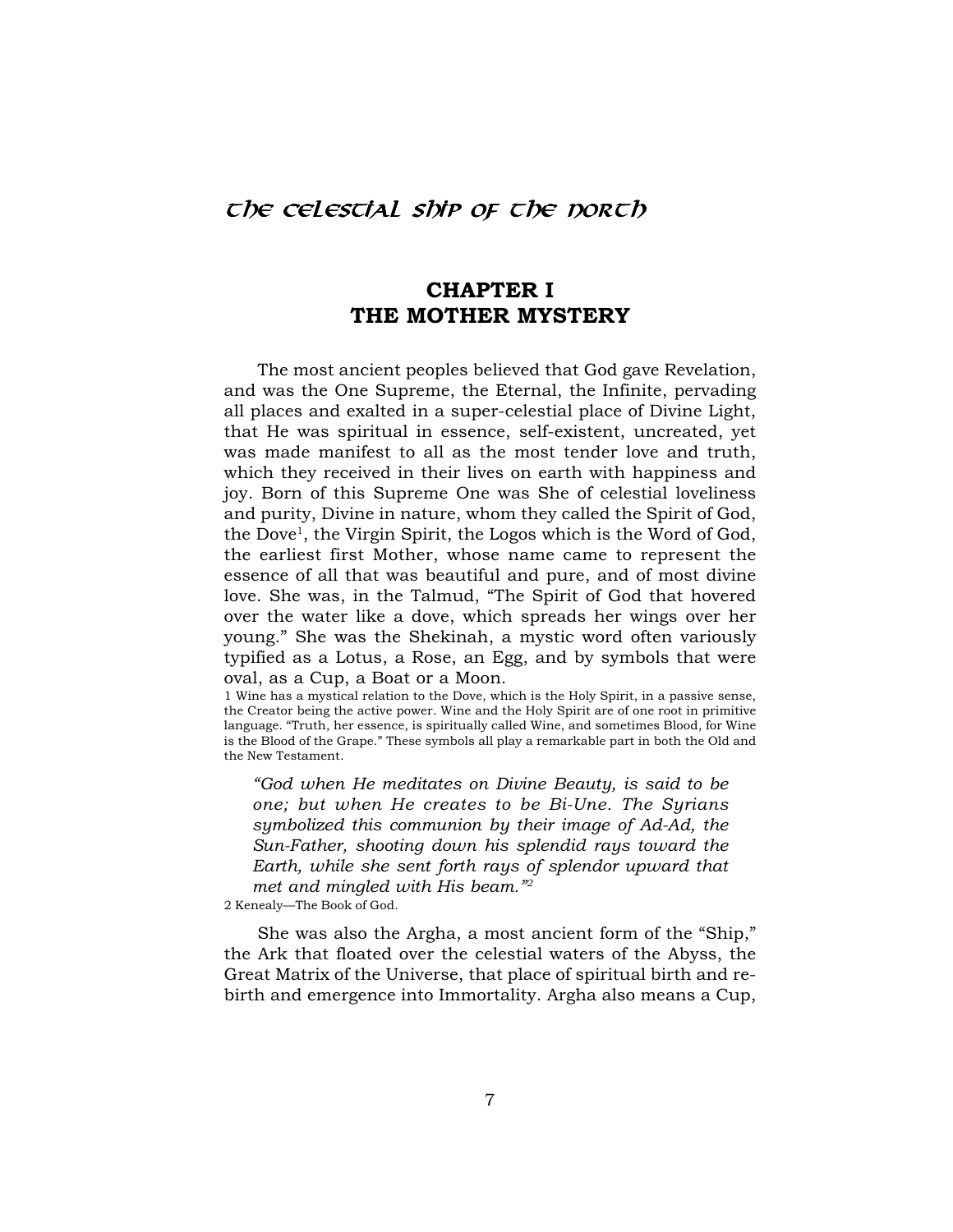# The Celestial Ship of the North

## CHAPTER I
## THE MOTHER MYSTERY

The most ancient peoples believed that God gave Revelation, and was the One Supreme, the Eternal, the Infinite, pervading all places and exalted in a super-celestial place of Divine Light, that He was spiritual in essence, self-existent, uncreated, yet was made manifest to all as the most tender love and truth, which they received in their lives on earth with happiness and joy. Born of this Supreme One was She of celestial loveliness and purity, Divine in nature, whom they called the Spirit of God, the Dove[1], the Virgin Spirit, the Logos which is the Word of God, the earliest first Mother, whose name came to represent the essence of all that was beautiful and pure, and of most divine love. She was, in the Talmud, "The Spirit of God that hovered over the water like a dove, which spreads her wings over her young." She was the Shekinah, a mystic word often variously typified as a Lotus, a Rose, an Egg, and by symbols that were oval, as a Cup, a Boat or a Moon.

1 Wine has a mystical relation to the Dove, which is the Holy Spirit, in a passive sense, the Creator being the active power. Wine and the Holy Spirit are of one root in primitive language. "Truth, her essence, is spiritually called Wine, and sometimes Blood, for Wine is the Blood of the Grape." These symbols all play a remarkable part in both the Old and the New Testament.

> *"God when He meditates on Divine Beauty, is said to be one; but when He creates to be Bi-Une. The Syrians symbolized this communion by their image of Ad-Ad, the Sun-Father, shooting down his splendid rays toward the Earth, while she sent forth rays of splendor upward that met and mingled with His beam."*[2]

2 Kenealy—The Book of God.

She was also the Argha, a most ancient form of the "Ship," the Ark that floated over the celestial waters of the Abyss, the Great Matrix of the Universe, that place of spiritual birth and re-birth and emergence into Immortality. Argha also means a Cup,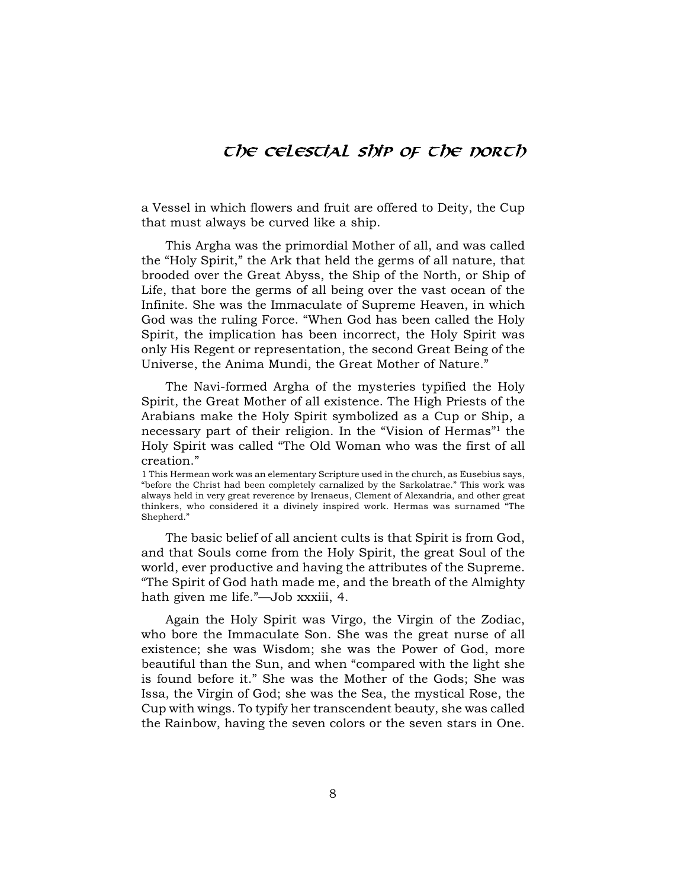a Vessel in which flowers and fruit are offered to Deity, the Cup that must always be curved like a ship.

This Argha was the primordial Mother of all, and was called the "Holy Spirit," the Ark that held the germs of all nature, that brooded over the Great Abyss, the Ship of the North, or Ship of Life, that bore the germs of all being over the vast ocean of the Infinite. She was the Immaculate of Supreme Heaven, in which God was the ruling Force. "When God has been called the Holy Spirit, the implication has been incorrect, the Holy Spirit was only His Regent or representation, the second Great Being of the Universe, the Anima Mundi, the Great Mother of Nature."

The Navi-formed Argha of the mysteries typified the Holy Spirit, the Great Mother of all existence. The High Priests of the Arabians make the Holy Spirit symbolized as a Cup or Ship, a necessary part of their religion. In the "Vision of Hermas"[1] the Holy Spirit was called "The Old Woman who was the first of all creation."

[1] This Hermean work was an elementary Scripture used in the church, as Eusebius says, "before the Christ had been completely carnalized by the Sarkolatrae." This work was always held in very great reverence by Irenaeus, Clement of Alexandria, and other great thinkers, who considered it a divinely inspired work. Hermas was surnamed "The Shepherd."

The basic belief of all ancient cults is that Spirit is from God, and that Souls come from the Holy Spirit, the great Soul of the world, ever productive and having the attributes of the Supreme. "The Spirit of God hath made me, and the breath of the Almighty hath given me life."—Job xxxiii, 4.

Again the Holy Spirit was Virgo, the Virgin of the Zodiac, who bore the Immaculate Son. She was the great nurse of all existence; she was Wisdom; she was the Power of God, more beautiful than the Sun, and when "compared with the light she is found before it." She was the Mother of the Gods; She was Issa, the Virgin of God; she was the Sea, the mystical Rose, the Cup with wings. To typify her transcendent beauty, she was called the Rainbow, having the seven colors or the seven stars in One.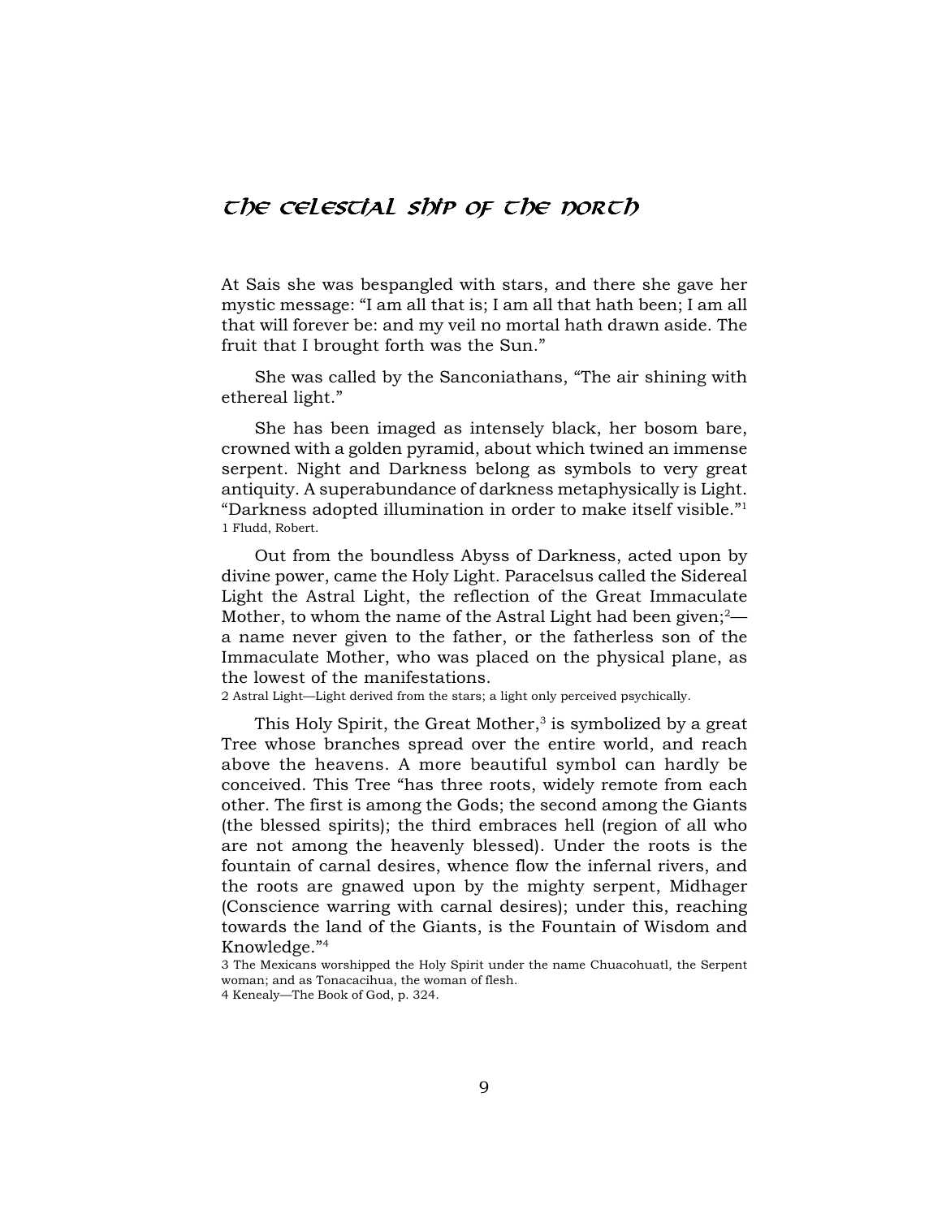At Sais she was bespangled with stars, and there she gave her mystic message: "I am all that is; I am all that hath been; I am all that will forever be: and my veil no mortal hath drawn aside. The fruit that I brought forth was the Sun."

She was called by the Sanconiathans, "The air shining with ethereal light."

She has been imaged as intensely black, her bosom bare, crowned with a golden pyramid, about which twined an immense serpent. Night and Darkness belong as symbols to very great antiquity. A superabundance of darkness metaphysically is Light. "Darkness adopted illumination in order to make itself visible."[1]

1 Fludd, Robert.

Out from the boundless Abyss of Darkness, acted upon by divine power, came the Holy Light. Paracelsus called the Sidereal Light the Astral Light, the reflection of the Great Immaculate Mother, to whom the name of the Astral Light had been given;[2]— a name never given to the father, or the fatherless son of the Immaculate Mother, who was placed on the physical plane, as the lowest of the manifestations.

2 Astral Light—Light derived from the stars; a light only perceived psychically.

This Holy Spirit, the Great Mother,[3] is symbolized by a great Tree whose branches spread over the entire world, and reach above the heavens. A more beautiful symbol can hardly be conceived. This Tree "has three roots, widely remote from each other. The first is among the Gods; the second among the Giants (the blessed spirits); the third embraces hell (region of all who are not among the heavenly blessed). Under the roots is the fountain of carnal desires, whence flow the infernal rivers, and the roots are gnawed upon by the mighty serpent, Midhager (Conscience warring with carnal desires); under this, reaching towards the land of the Giants, is the Fountain of Wisdom and Knowledge."[4]

3 The Mexicans worshipped the Holy Spirit under the name Chuacohuatl, the Serpent woman; and as Tonacacihua, the woman of flesh.

4 Kenealy—The Book of God, p. 324.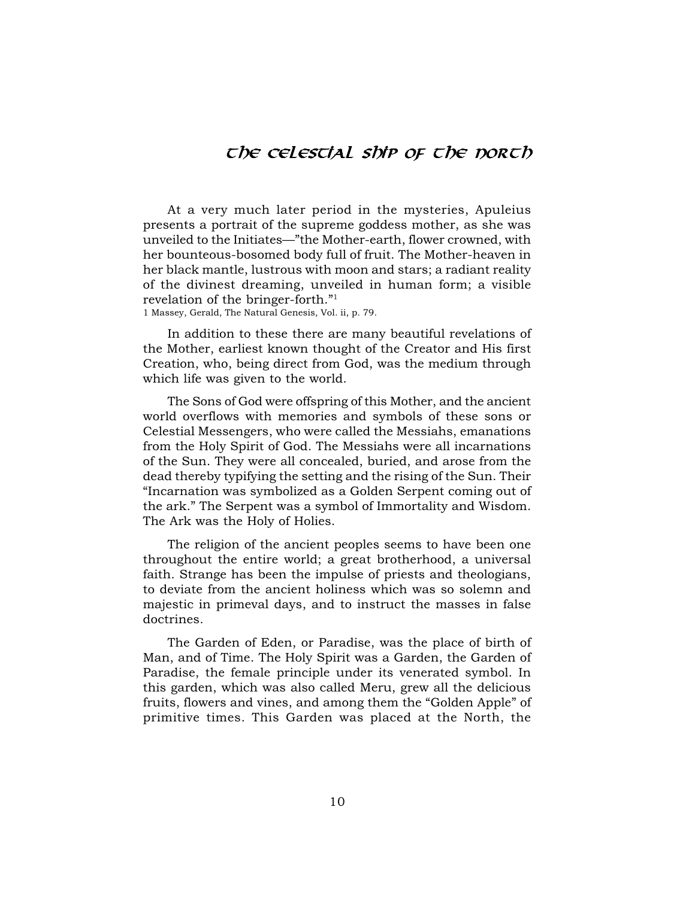At a very much later period in the mysteries, Apuleius presents a portrait of the supreme goddess mother, as she was unveiled to the Initiates—"the Mother-earth, flower crowned, with her bounteous-bosomed body full of fruit. The Mother-heaven in her black mantle, lustrous with moon and stars; a radiant reality of the divinest dreaming, unveiled in human form; a visible revelation of the bringer-forth."[1]

1 Massey, Gerald, The Natural Genesis, Vol. ii, p. 79.

In addition to these there are many beautiful revelations of the Mother, earliest known thought of the Creator and His first Creation, who, being direct from God, was the medium through which life was given to the world.

The Sons of God were offspring of this Mother, and the ancient world overflows with memories and symbols of these sons or Celestial Messengers, who were called the Messiahs, emanations from the Holy Spirit of God. The Messiahs were all incarnations of the Sun. They were all concealed, buried, and arose from the dead thereby typifying the setting and the rising of the Sun. Their "Incarnation was symbolized as a Golden Serpent coming out of the ark." The Serpent was a symbol of Immortality and Wisdom. The Ark was the Holy of Holies.

The religion of the ancient peoples seems to have been one throughout the entire world; a great brotherhood, a universal faith. Strange has been the impulse of priests and theologians, to deviate from the ancient holiness which was so solemn and majestic in primeval days, and to instruct the masses in false doctrines.

The Garden of Eden, or Paradise, was the place of birth of Man, and of Time. The Holy Spirit was a Garden, the Garden of Paradise, the female principle under its venerated symbol. In this garden, which was also called Meru, grew all the delicious fruits, flowers and vines, and among them the "Golden Apple" of primitive times. This Garden was placed at the North, the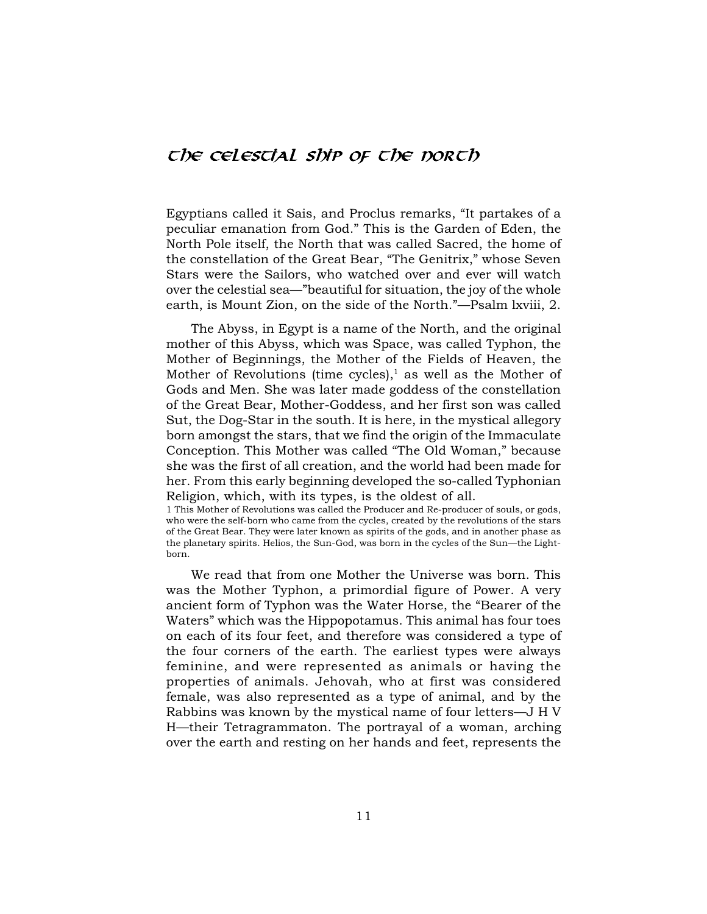Egyptians called it Sais, and Proclus remarks, “It partakes of a peculiar emanation from God.” This is the Garden of Eden, the North Pole itself, the North that was called Sacred, the home of the constellation of the Great Bear, “The Genitrix,” whose Seven Stars were the Sailors, who watched over and ever will watch over the celestial sea—”beautiful for situation, the joy of the whole earth, is Mount Zion, on the side of the North.”—Psalm lxviii, 2.

The Abyss, in Egypt is a name of the North, and the original mother of this Abyss, which was Space, was called Typhon, the Mother of Beginnings, the Mother of the Fields of Heaven, the Mother of Revolutions (time cycles),[1] as well as the Mother of Gods and Men. She was later made goddess of the constellation of the Great Bear, Mother-Goddess, and her first son was called Sut, the Dog-Star in the south. It is here, in the mystical allegory born amongst the stars, that we find the origin of the Immaculate Conception. This Mother was called “The Old Woman,” because she was the first of all creation, and the world had been made for her. From this early beginning developed the so-called Typhonian Religion, which, with its types, is the oldest of all.

1 This Mother of Revolutions was called the Producer and Re-producer of souls, or gods, who were the self-born who came from the cycles, created by the revolutions of the stars of the Great Bear. They were later known as spirits of the gods, and in another phase as the planetary spirits. Helios, the Sun-God, was born in the cycles of the Sun—the Light-born.

We read that from one Mother the Universe was born. This was the Mother Typhon, a primordial figure of Power. A very ancient form of Typhon was the Water Horse, the “Bearer of the Waters” which was the Hippopotamus. This animal has four toes on each of its four feet, and therefore was considered a type of the four corners of the earth. The earliest types were always feminine, and were represented as animals or having the properties of animals. Jehovah, who at first was considered female, was also represented as a type of animal, and by the Rabbins was known by the mystical name of four letters—J H V H—their Tetragrammaton. The portrayal of a woman, arching over the earth and resting on her hands and feet, represents the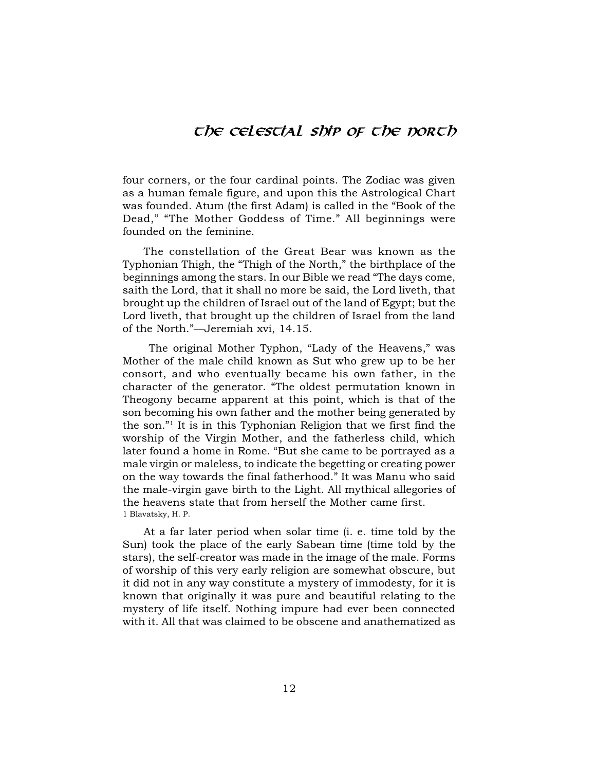four corners, or the four cardinal points. The Zodiac was given as a human female figure, and upon this the Astrological Chart was founded. Atum (the first Adam) is called in the "Book of the Dead," "The Mother Goddess of Time." All beginnings were founded on the feminine.

The constellation of the Great Bear was known as the Typhonian Thigh, the "Thigh of the North," the birthplace of the beginnings among the stars. In our Bible we read "The days come, saith the Lord, that it shall no more be said, the Lord liveth, that brought up the children of Israel out of the land of Egypt; but the Lord liveth, that brought up the children of Israel from the land of the North."—Jeremiah xvi, 14.15.

The original Mother Typhon, "Lady of the Heavens," was Mother of the male child known as Sut who grew up to be her consort, and who eventually became his own father, in the character of the generator. "The oldest permutation known in Theogony became apparent at this point, which is that of the son becoming his own father and the mother being generated by the son."[1] It is in this Typhonian Religion that we first find the worship of the Virgin Mother, and the fatherless child, which later found a home in Rome. "But she came to be portrayed as a male virgin or maleless, to indicate the begetting or creating power on the way towards the final fatherhood." It was Manu who said the male-virgin gave birth to the Light. All mythical allegories of the heavens state that from herself the Mother came first.

1 Blavatsky, H. P.

At a far later period when solar time (i. e. time told by the Sun) took the place of the early Sabean time (time told by the stars), the self-creator was made in the image of the male. Forms of worship of this very early religion are somewhat obscure, but it did not in any way constitute a mystery of immodesty, for it is known that originally it was pure and beautiful relating to the mystery of life itself. Nothing impure had ever been connected with it. All that was claimed to be obscene and anathematized as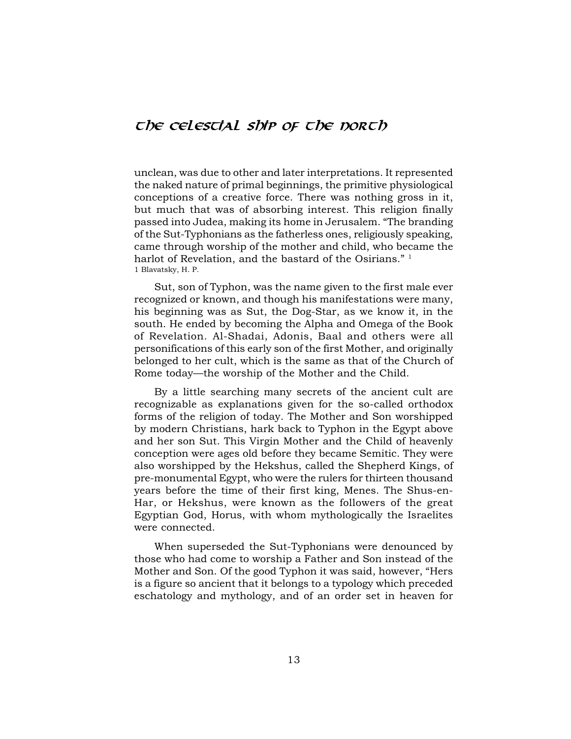unclean, was due to other and later interpretations. It represented the naked nature of primal beginnings, the primitive physiological conceptions of a creative force. There was nothing gross in it, but much that was of absorbing interest. This religion finally passed into Judea, making its home in Jerusalem. "The branding of the Sut-Typhonians as the fatherless ones, religiously speaking, came through worship of the mother and child, who became the harlot of Revelation, and the bastard of the Osirians." [1]

1 Blavatsky, H. P.

Sut, son of Typhon, was the name given to the first male ever recognized or known, and though his manifestations were many, his beginning was as Sut, the Dog-Star, as we know it, in the south. He ended by becoming the Alpha and Omega of the Book of Revelation. Al-Shadai, Adonis, Baal and others were all personifications of this early son of the first Mother, and originally belonged to her cult, which is the same as that of the Church of Rome today—the worship of the Mother and the Child.

By a little searching many secrets of the ancient cult are recognizable as explanations given for the so-called orthodox forms of the religion of today. The Mother and Son worshipped by modern Christians, hark back to Typhon in the Egypt above and her son Sut. This Virgin Mother and the Child of heavenly conception were ages old before they became Semitic. They were also worshipped by the Hekshus, called the Shepherd Kings, of pre-monumental Egypt, who were the rulers for thirteen thousand years before the time of their first king, Menes. The Shus-en-Har, or Hekshus, were known as the followers of the great Egyptian God, Horus, with whom mythologically the Israelites were connected.

When superseded the Sut-Typhonians were denounced by those who had come to worship a Father and Son instead of the Mother and Son. Of the good Typhon it was said, however, "Hers is a figure so ancient that it belongs to a typology which preceded eschatology and mythology, and of an order set in heaven for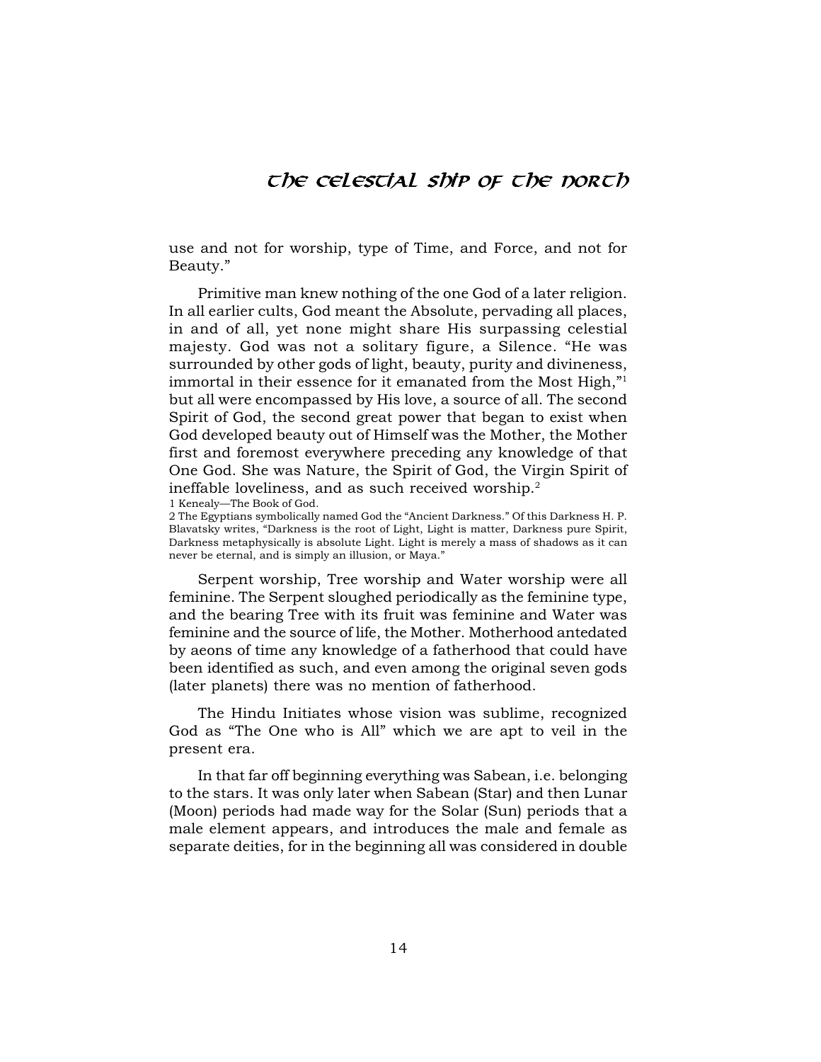use and not for worship, type of Time, and Force, and not for Beauty."

Primitive man knew nothing of the one God of a later religion. In all earlier cults, God meant the Absolute, pervading all places, in and of all, yet none might share His surpassing celestial majesty. God was not a solitary figure, a Silence. "He was surrounded by other gods of light, beauty, purity and divineness, immortal in their essence for it emanated from the Most High,"[1] but all were encompassed by His love, a source of all. The second Spirit of God, the second great power that began to exist when God developed beauty out of Himself was the Mother, the Mother first and foremost everywhere preceding any knowledge of that One God. She was Nature, the Spirit of God, the Virgin Spirit of ineffable loveliness, and as such received worship.[2]

1 Kenealy—The Book of God.

2 The Egyptians symbolically named God the "Ancient Darkness." Of this Darkness H. P. Blavatsky writes, "Darkness is the root of Light, Light is matter, Darkness pure Spirit, Darkness metaphysically is absolute Light. Light is merely a mass of shadows as it can never be eternal, and is simply an illusion, or Maya."

Serpent worship, Tree worship and Water worship were all feminine. The Serpent sloughed periodically as the feminine type, and the bearing Tree with its fruit was feminine and Water was feminine and the source of life, the Mother. Motherhood antedated by aeons of time any knowledge of a fatherhood that could have been identified as such, and even among the original seven gods (later planets) there was no mention of fatherhood.

The Hindu Initiates whose vision was sublime, recognized God as "The One who is All" which we are apt to veil in the present era.

In that far off beginning everything was Sabean, i.e. belonging to the stars. It was only later when Sabean (Star) and then Lunar (Moon) periods had made way for the Solar (Sun) periods that a male element appears, and introduces the male and female as separate deities, for in the beginning all was considered in double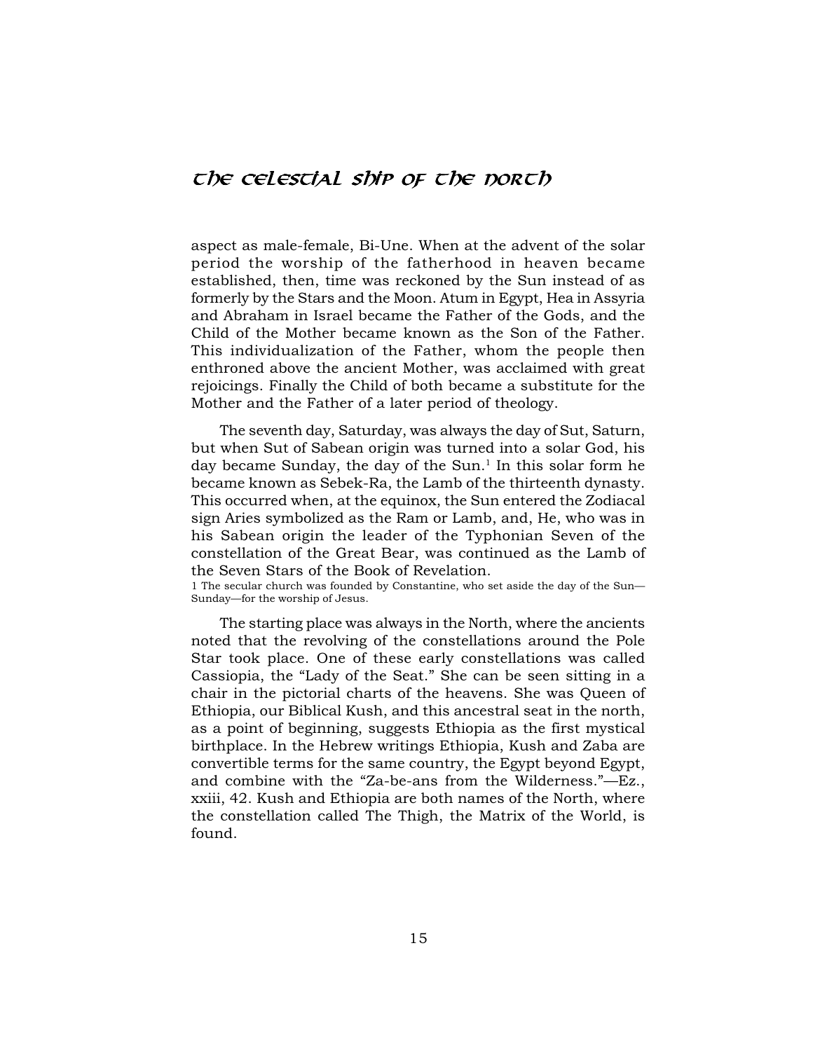aspect as male-female, Bi-Une. When at the advent of the solar period the worship of the fatherhood in heaven became established, then, time was reckoned by the Sun instead of as formerly by the Stars and the Moon. Atum in Egypt, Hea in Assyria and Abraham in Israel became the Father of the Gods, and the Child of the Mother became known as the Son of the Father. This individualization of the Father, whom the people then enthroned above the ancient Mother, was acclaimed with great rejoicings. Finally the Child of both became a substitute for the Mother and the Father of a later period of theology.

The seventh day, Saturday, was always the day of Sut, Saturn, but when Sut of Sabean origin was turned into a solar God, his day became Sunday, the day of the Sun.[1] In this solar form he became known as Sebek-Ra, the Lamb of the thirteenth dynasty. This occurred when, at the equinox, the Sun entered the Zodiacal sign Aries symbolized as the Ram or Lamb, and, He, who was in his Sabean origin the leader of the Typhonian Seven of the constellation of the Great Bear, was continued as the Lamb of the Seven Stars of the Book of Revelation.

1 The secular church was founded by Constantine, who set aside the day of the Sun—Sunday—for the worship of Jesus.

The starting place was always in the North, where the ancients noted that the revolving of the constellations around the Pole Star took place. One of these early constellations was called Cassiopia, the "Lady of the Seat." She can be seen sitting in a chair in the pictorial charts of the heavens. She was Queen of Ethiopia, our Biblical Kush, and this ancestral seat in the north, as a point of beginning, suggests Ethiopia as the first mystical birthplace. In the Hebrew writings Ethiopia, Kush and Zaba are convertible terms for the same country, the Egypt beyond Egypt, and combine with the "Za-be-ans from the Wilderness."—Ez., xxiii, 42. Kush and Ethiopia are both names of the North, where the constellation called The Thigh, the Matrix of the World, is found.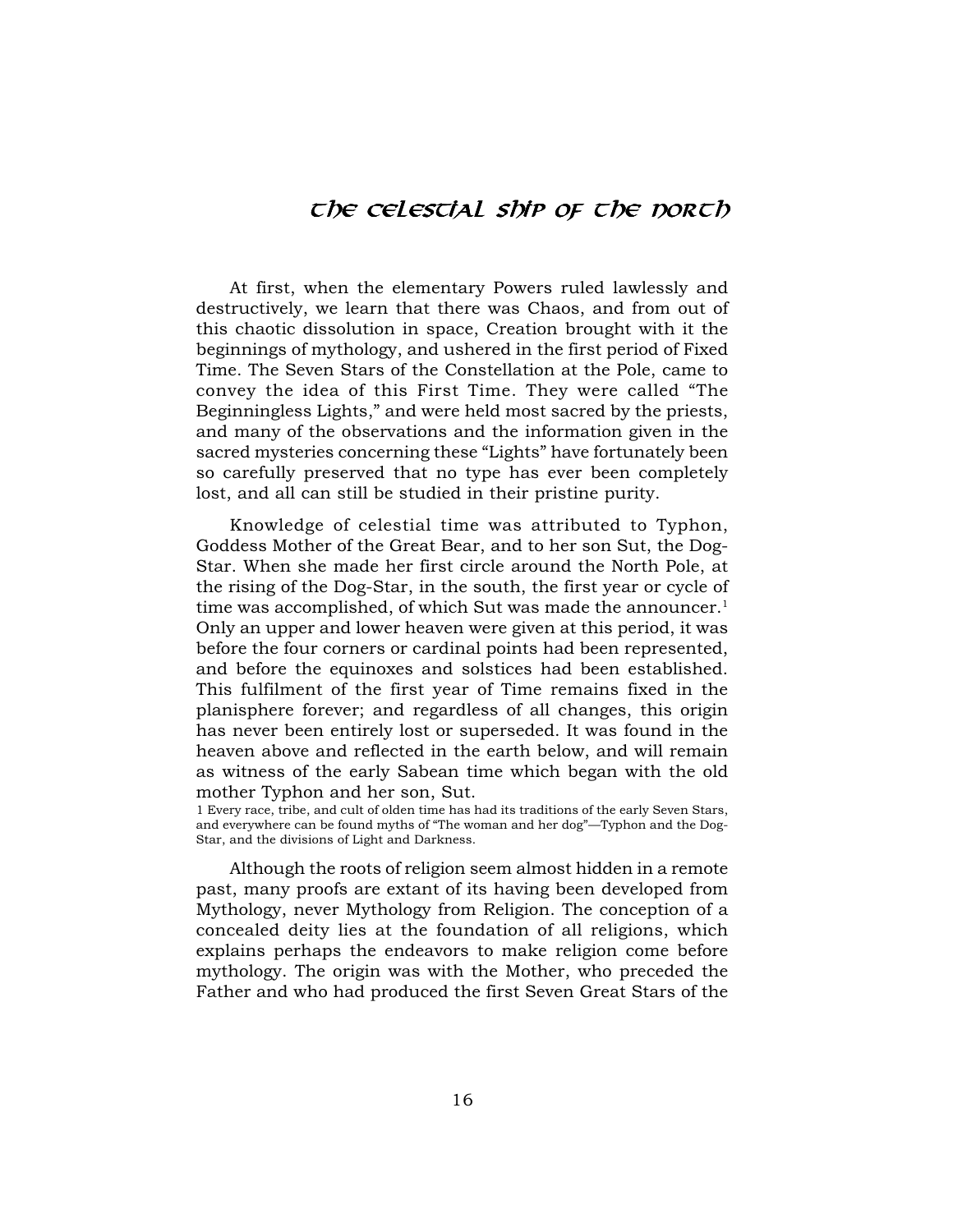# The Celestial Ship of the North

At first, when the elementary Powers ruled lawlessly and destructively, we learn that there was Chaos, and from out of this chaotic dissolution in space, Creation brought with it the beginnings of mythology, and ushered in the first period of Fixed Time. The Seven Stars of the Constellation at the Pole, came to convey the idea of this First Time. They were called "The Beginningless Lights," and were held most sacred by the priests, and many of the observations and the information given in the sacred mysteries concerning these "Lights" have fortunately been so carefully preserved that no type has ever been completely lost, and all can still be studied in their pristine purity.

Knowledge of celestial time was attributed to Typhon, Goddess Mother of the Great Bear, and to her son Sut, the Dog-Star. When she made her first circle around the North Pole, at the rising of the Dog-Star, in the south, the first year or cycle of time was accomplished, of which Sut was made the announcer.[1] Only an upper and lower heaven were given at this period, it was before the four corners or cardinal points had been represented, and before the equinoxes and solstices had been established. This fulfilment of the first year of Time remains fixed in the planisphere forever; and regardless of all changes, this origin has never been entirely lost or superseded. It was found in the heaven above and reflected in the earth below, and will remain as witness of the early Sabean time which began with the old mother Typhon and her son, Sut.

1 Every race, tribe, and cult of olden time has had its traditions of the early Seven Stars, and everywhere can be found myths of "The woman and her dog"—Typhon and the Dog-Star, and the divisions of Light and Darkness.

Although the roots of religion seem almost hidden in a remote past, many proofs are extant of its having been developed from Mythology, never Mythology from Religion. The conception of a concealed deity lies at the foundation of all religions, which explains perhaps the endeavors to make religion come before mythology. The origin was with the Mother, who preceded the Father and who had produced the first Seven Great Stars of the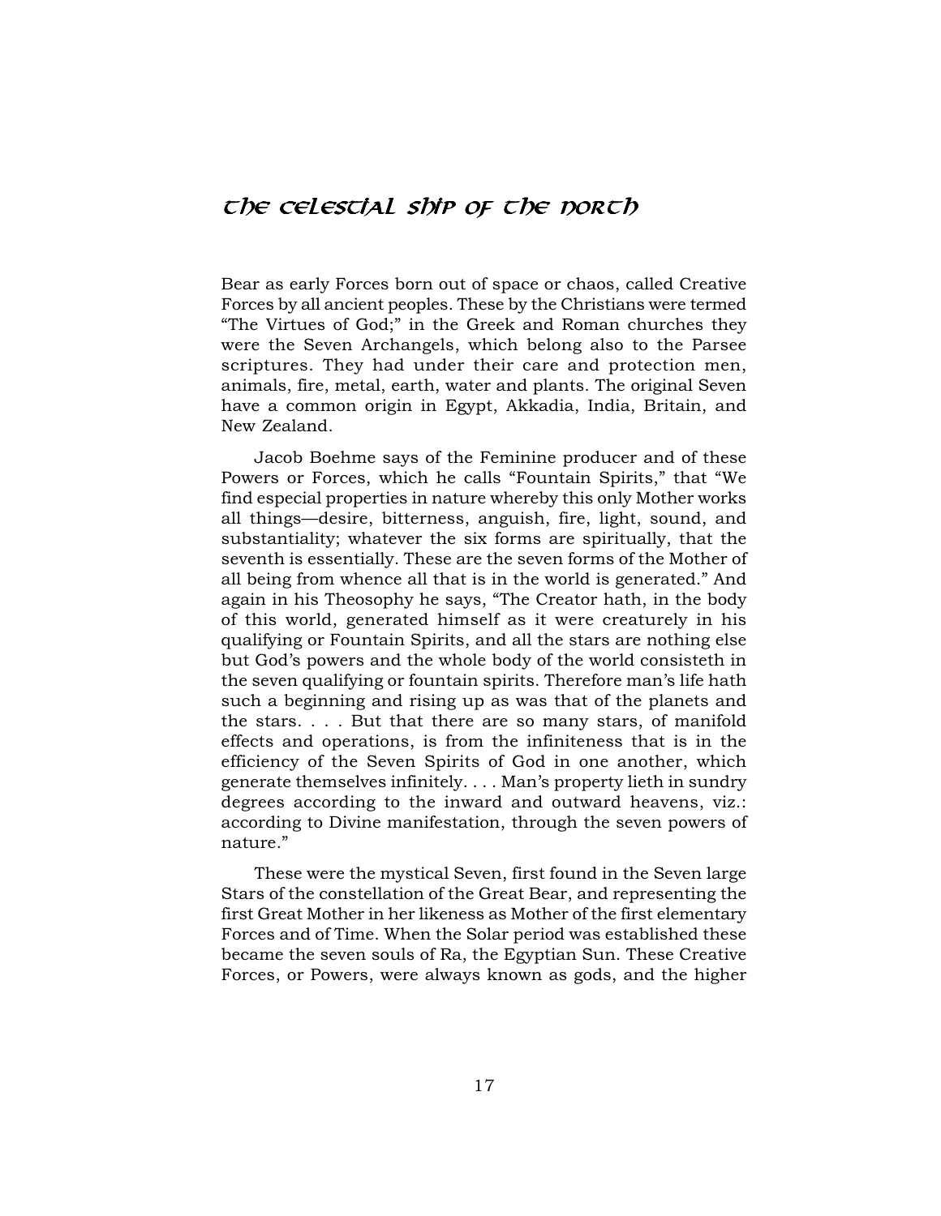Bear as early Forces born out of space or chaos, called Creative Forces by all ancient peoples. These by the Christians were termed "The Virtues of God;" in the Greek and Roman churches they were the Seven Archangels, which belong also to the Parsee scriptures. They had under their care and protection men, animals, fire, metal, earth, water and plants. The original Seven have a common origin in Egypt, Akkadia, India, Britain, and New Zealand.

Jacob Boehme says of the Feminine producer and of these Powers or Forces, which he calls "Fountain Spirits," that "We find especial properties in nature whereby this only Mother works all things—desire, bitterness, anguish, fire, light, sound, and substantiality; whatever the six forms are spiritually, that the seventh is essentially. These are the seven forms of the Mother of all being from whence all that is in the world is generated." And again in his Theosophy he says, "The Creator hath, in the body of this world, generated himself as it were creaturely in his qualifying or Fountain Spirits, and all the stars are nothing else but God's powers and the whole body of the world consisteth in the seven qualifying or fountain spirits. Therefore man's life hath such a beginning and rising up as was that of the planets and the stars. . . . But that there are so many stars, of manifold effects and operations, is from the infiniteness that is in the efficiency of the Seven Spirits of God in one another, which generate themselves infinitely. . . . Man's property lieth in sundry degrees according to the inward and outward heavens, viz.: according to Divine manifestation, through the seven powers of nature."

These were the mystical Seven, first found in the Seven large Stars of the constellation of the Great Bear, and representing the first Great Mother in her likeness as Mother of the first elementary Forces and of Time. When the Solar period was established these became the seven souls of Ra, the Egyptian Sun. These Creative Forces, or Powers, were always known as gods, and the higher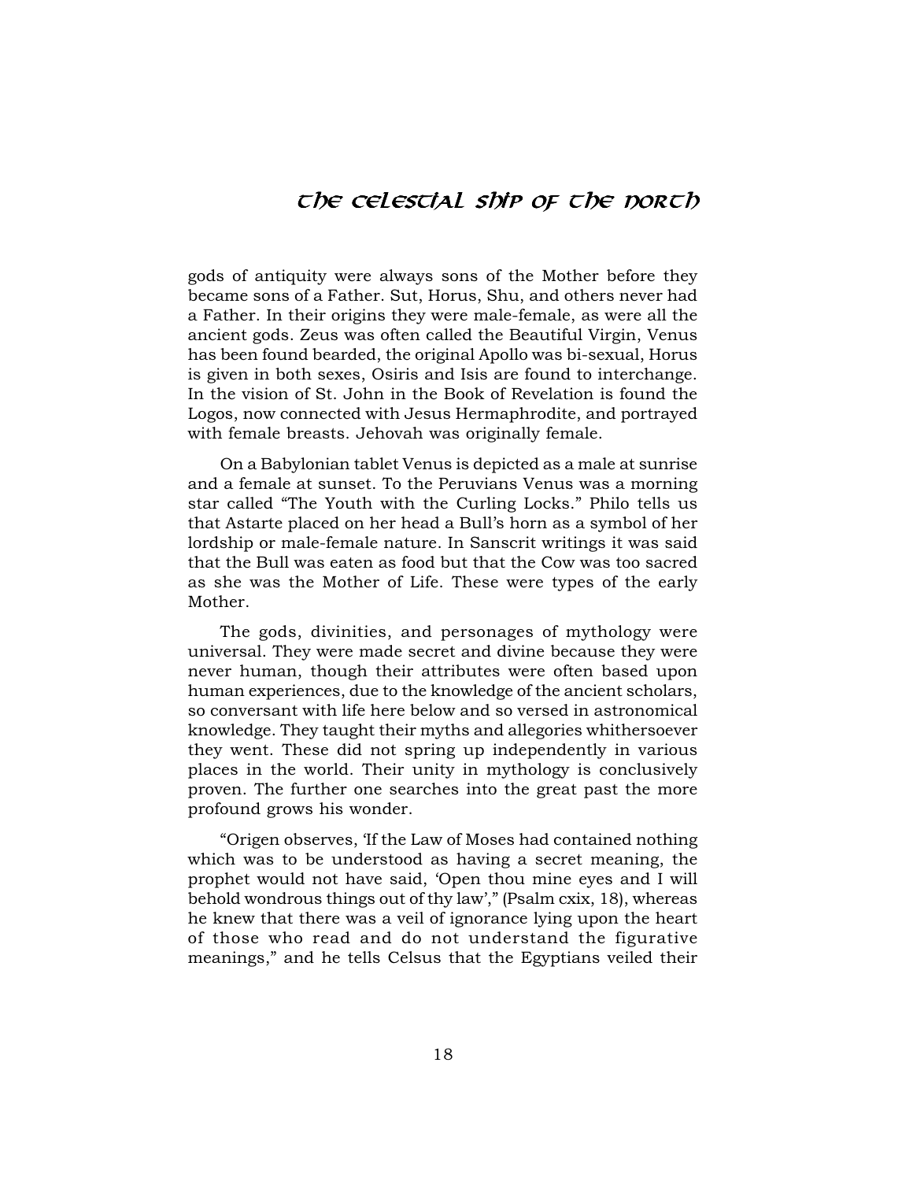gods of antiquity were always sons of the Mother before they became sons of a Father. Sut, Horus, Shu, and others never had a Father. In their origins they were male-female, as were all the ancient gods. Zeus was often called the Beautiful Virgin, Venus has been found bearded, the original Apollo was bi-sexual, Horus is given in both sexes, Osiris and Isis are found to interchange. In the vision of St. John in the Book of Revelation is found the Logos, now connected with Jesus Hermaphrodite, and portrayed with female breasts. Jehovah was originally female.

On a Babylonian tablet Venus is depicted as a male at sunrise and a female at sunset. To the Peruvians Venus was a morning star called "The Youth with the Curling Locks." Philo tells us that Astarte placed on her head a Bull's horn as a symbol of her lordship or male-female nature. In Sanscrit writings it was said that the Bull was eaten as food but that the Cow was too sacred as she was the Mother of Life. These were types of the early Mother.

The gods, divinities, and personages of mythology were universal. They were made secret and divine because they were never human, though their attributes were often based upon human experiences, due to the knowledge of the ancient scholars, so conversant with life here below and so versed in astronomical knowledge. They taught their myths and allegories whithersoever they went. These did not spring up independently in various places in the world. Their unity in mythology is conclusively proven. The further one searches into the great past the more profound grows his wonder.

"Origen observes, 'If the Law of Moses had contained nothing which was to be understood as having a secret meaning, the prophet would not have said, 'Open thou mine eyes and I will behold wondrous things out of thy law'," (Psalm cxix, 18), whereas he knew that there was a veil of ignorance lying upon the heart of those who read and do not understand the figurative meanings," and he tells Celsus that the Egyptians veiled their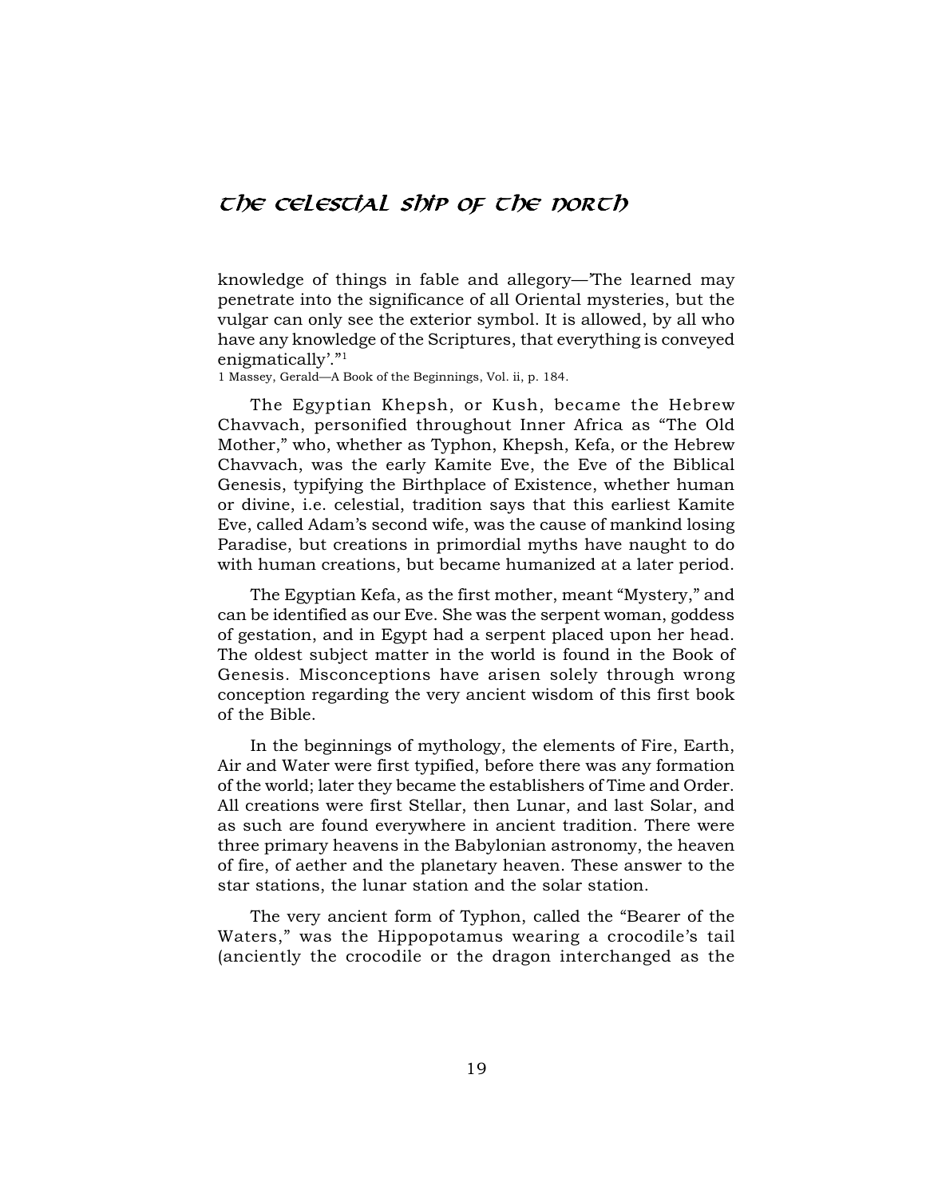knowledge of things in fable and allegory—'The learned may penetrate into the significance of all Oriental mysteries, but the vulgar can only see the exterior symbol. It is allowed, by all who have any knowledge of the Scriptures, that everything is conveyed enigmatically'."[1]

1 Massey, Gerald—A Book of the Beginnings, Vol. ii, p. 184.

The Egyptian Khepsh, or Kush, became the Hebrew Chavvach, personified throughout Inner Africa as "The Old Mother," who, whether as Typhon, Khepsh, Kefa, or the Hebrew Chavvach, was the early Kamite Eve, the Eve of the Biblical Genesis, typifying the Birthplace of Existence, whether human or divine, i.e. celestial, tradition says that this earliest Kamite Eve, called Adam's second wife, was the cause of mankind losing Paradise, but creations in primordial myths have naught to do with human creations, but became humanized at a later period.

The Egyptian Kefa, as the first mother, meant "Mystery," and can be identified as our Eve. She was the serpent woman, goddess of gestation, and in Egypt had a serpent placed upon her head. The oldest subject matter in the world is found in the Book of Genesis. Misconceptions have arisen solely through wrong conception regarding the very ancient wisdom of this first book of the Bible.

In the beginnings of mythology, the elements of Fire, Earth, Air and Water were first typified, before there was any formation of the world; later they became the establishers of Time and Order. All creations were first Stellar, then Lunar, and last Solar, and as such are found everywhere in ancient tradition. There were three primary heavens in the Babylonian astronomy, the heaven of fire, of aether and the planetary heaven. These answer to the star stations, the lunar station and the solar station.

The very ancient form of Typhon, called the "Bearer of the Waters," was the Hippopotamus wearing a crocodile's tail (anciently the crocodile or the dragon interchanged as the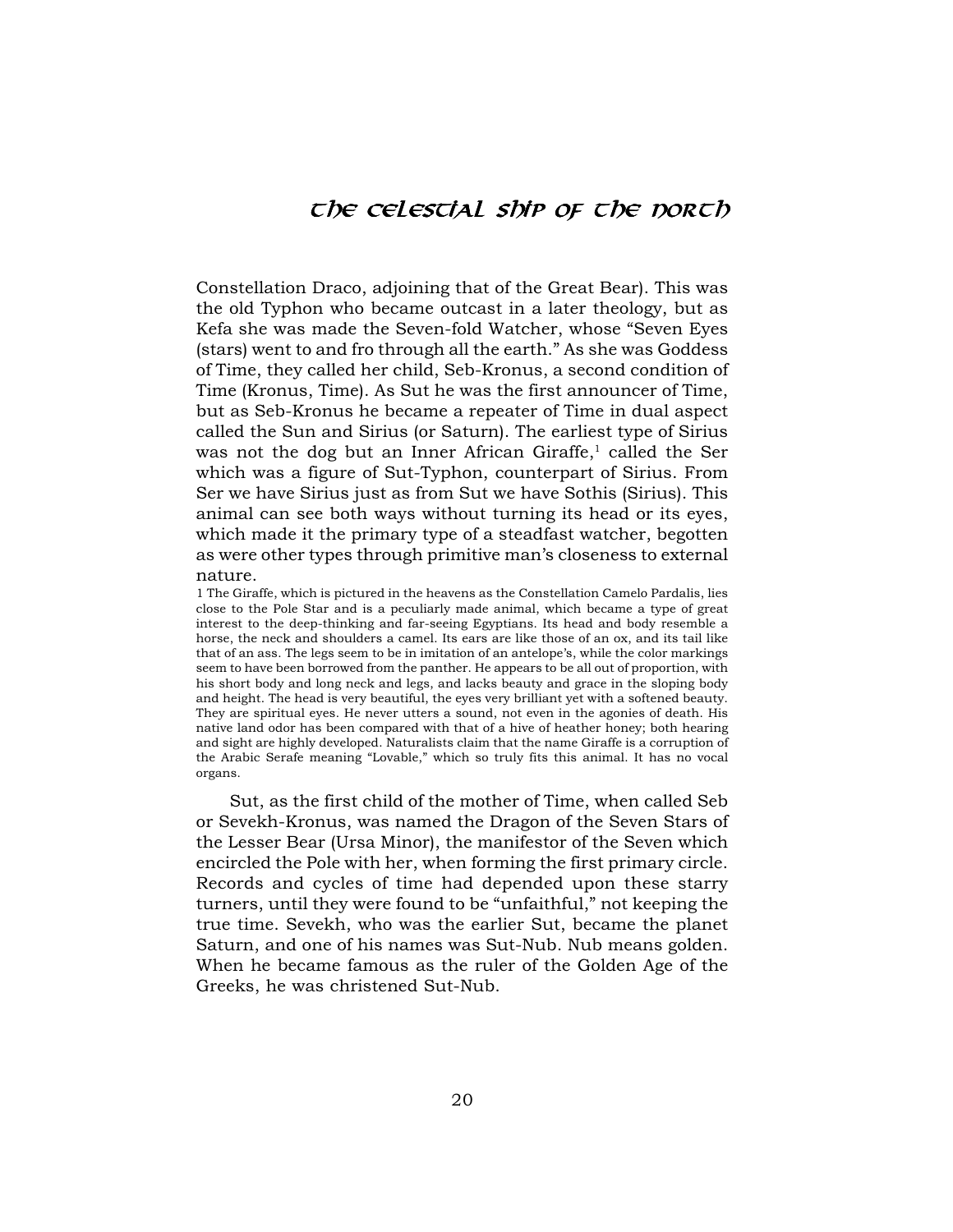Constellation Draco, adjoining that of the Great Bear). This was the old Typhon who became outcast in a later theology, but as Kefa she was made the Seven-fold Watcher, whose "Seven Eyes (stars) went to and fro through all the earth." As she was Goddess of Time, they called her child, Seb-Kronus, a second condition of Time (Kronus, Time). As Sut he was the first announcer of Time, but as Seb-Kronus he became a repeater of Time in dual aspect called the Sun and Sirius (or Saturn). The earliest type of Sirius was not the dog but an Inner African Giraffe,[1] called the Ser which was a figure of Sut-Typhon, counterpart of Sirius. From Ser we have Sirius just as from Sut we have Sothis (Sirius). This animal can see both ways without turning its head or its eyes, which made it the primary type of a steadfast watcher, begotten as were other types through primitive man's closeness to external nature.

1 The Giraffe, which is pictured in the heavens as the Constellation Camelo Pardalis, lies close to the Pole Star and is a peculiarly made animal, which became a type of great interest to the deep-thinking and far-seeing Egyptians. Its head and body resemble a horse, the neck and shoulders a camel. Its ears are like those of an ox, and its tail like that of an ass. The legs seem to be in imitation of an antelope's, while the color markings seem to have been borrowed from the panther. He appears to be all out of proportion, with his short body and long neck and legs, and lacks beauty and grace in the sloping body and height. The head is very beautiful, the eyes very brilliant yet with a softened beauty. They are spiritual eyes. He never utters a sound, not even in the agonies of death. His native land odor has been compared with that of a hive of heather honey; both hearing and sight are highly developed. Naturalists claim that the name Giraffe is a corruption of the Arabic Serafe meaning "Lovable," which so truly fits this animal. It has no vocal organs.

Sut, as the first child of the mother of Time, when called Seb or Sevekh-Kronus, was named the Dragon of the Seven Stars of the Lesser Bear (Ursa Minor), the manifestor of the Seven which encircled the Pole with her, when forming the first primary circle. Records and cycles of time had depended upon these starry turners, until they were found to be "unfaithful," not keeping the true time. Sevekh, who was the earlier Sut, became the planet Saturn, and one of his names was Sut-Nub. Nub means golden. When he became famous as the ruler of the Golden Age of the Greeks, he was christened Sut-Nub.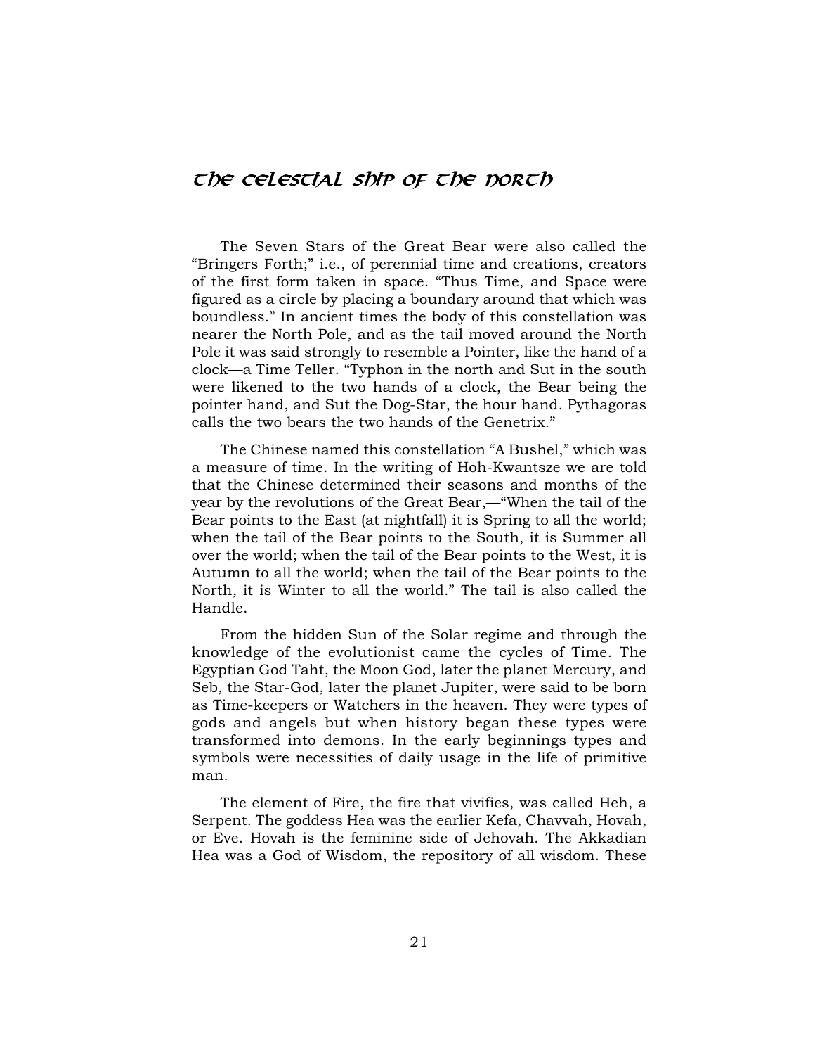# The Celestial Ship of the North

The Seven Stars of the Great Bear were also called the "Bringers Forth;" i.e., of perennial time and creations, creators of the first form taken in space. "Thus Time, and Space were figured as a circle by placing a boundary around that which was boundless." In ancient times the body of this constellation was nearer the North Pole, and as the tail moved around the North Pole it was said strongly to resemble a Pointer, like the hand of a clock—a Time Teller. "Typhon in the north and Sut in the south were likened to the two hands of a clock, the Bear being the pointer hand, and Sut the Dog-Star, the hour hand. Pythagoras calls the two bears the two hands of the Genetrix."

The Chinese named this constellation "A Bushel," which was a measure of time. In the writing of Hoh-Kwantsze we are told that the Chinese determined their seasons and months of the year by the revolutions of the Great Bear,—"When the tail of the Bear points to the East (at nightfall) it is Spring to all the world; when the tail of the Bear points to the South, it is Summer all over the world; when the tail of the Bear points to the West, it is Autumn to all the world; when the tail of the Bear points to the North, it is Winter to all the world." The tail is also called the Handle.

From the hidden Sun of the Solar regime and through the knowledge of the evolutionist came the cycles of Time. The Egyptian God Taht, the Moon God, later the planet Mercury, and Seb, the Star-God, later the planet Jupiter, were said to be born as Time-keepers or Watchers in the heaven. They were types of gods and angels but when history began these types were transformed into demons. In the early beginnings types and symbols were necessities of daily usage in the life of primitive man.

The element of Fire, the fire that vivifies, was called Heh, a Serpent. The goddess Hea was the earlier Kefa, Chavvah, Hovah, or Eve. Hovah is the feminine side of Jehovah. The Akkadian Hea was a God of Wisdom, the repository of all wisdom. These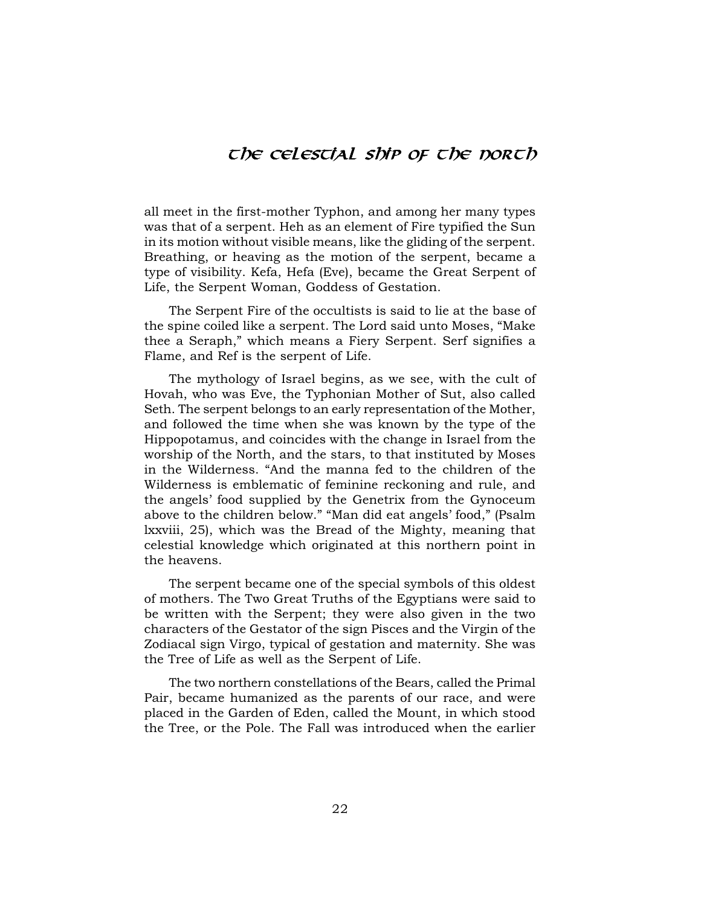all meet in the first-mother Typhon, and among her many types was that of a serpent. Heh as an element of Fire typified the Sun in its motion without visible means, like the gliding of the serpent. Breathing, or heaving as the motion of the serpent, became a type of visibility. Kefa, Hefa (Eve), became the Great Serpent of Life, the Serpent Woman, Goddess of Gestation.

The Serpent Fire of the occultists is said to lie at the base of the spine coiled like a serpent. The Lord said unto Moses, "Make thee a Seraph," which means a Fiery Serpent. Serf signifies a Flame, and Ref is the serpent of Life.

The mythology of Israel begins, as we see, with the cult of Hovah, who was Eve, the Typhonian Mother of Sut, also called Seth. The serpent belongs to an early representation of the Mother, and followed the time when she was known by the type of the Hippopotamus, and coincides with the change in Israel from the worship of the North, and the stars, to that instituted by Moses in the Wilderness. "And the manna fed to the children of the Wilderness is emblematic of feminine reckoning and rule, and the angels' food supplied by the Genetrix from the Gynoceum above to the children below." "Man did eat angels' food," (Psalm lxxviii, 25), which was the Bread of the Mighty, meaning that celestial knowledge which originated at this northern point in the heavens.

The serpent became one of the special symbols of this oldest of mothers. The Two Great Truths of the Egyptians were said to be written with the Serpent; they were also given in the two characters of the Gestator of the sign Pisces and the Virgin of the Zodiacal sign Virgo, typical of gestation and maternity. She was the Tree of Life as well as the Serpent of Life.

The two northern constellations of the Bears, called the Primal Pair, became humanized as the parents of our race, and were placed in the Garden of Eden, called the Mount, in which stood the Tree, or the Pole. The Fall was introduced when the earlier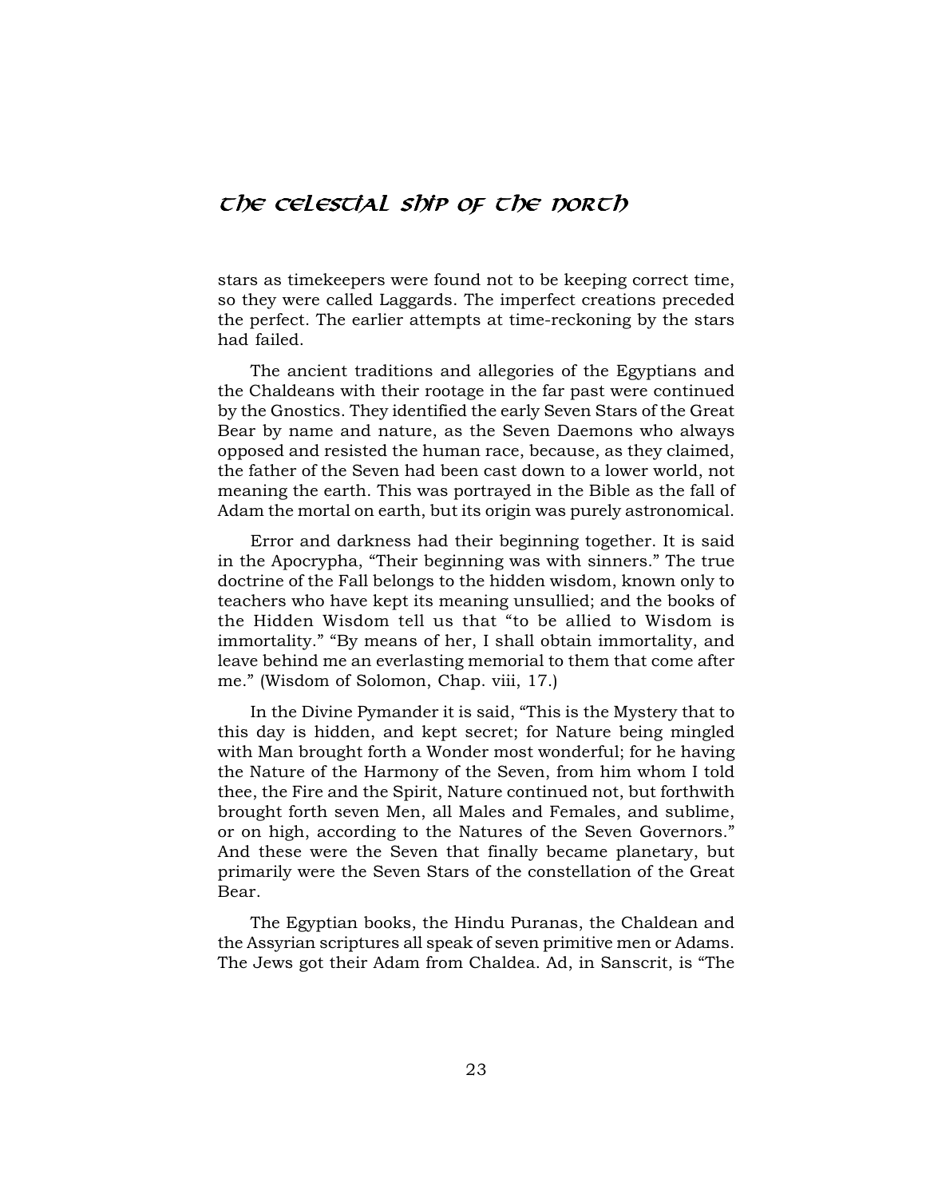stars as timekeepers were found not to be keeping correct time, so they were called Laggards. The imperfect creations preceded the perfect. The earlier attempts at time-reckoning by the stars had failed.

The ancient traditions and allegories of the Egyptians and the Chaldeans with their rootage in the far past were continued by the Gnostics. They identified the early Seven Stars of the Great Bear by name and nature, as the Seven Daemons who always opposed and resisted the human race, because, as they claimed, the father of the Seven had been cast down to a lower world, not meaning the earth. This was portrayed in the Bible as the fall of Adam the mortal on earth, but its origin was purely astronomical.

Error and darkness had their beginning together. It is said in the Apocrypha, "Their beginning was with sinners." The true doctrine of the Fall belongs to the hidden wisdom, known only to teachers who have kept its meaning unsullied; and the books of the Hidden Wisdom tell us that "to be allied to Wisdom is immortality." "By means of her, I shall obtain immortality, and leave behind me an everlasting memorial to them that come after me." (Wisdom of Solomon, Chap. viii, 17.)

In the Divine Pymander it is said, "This is the Mystery that to this day is hidden, and kept secret; for Nature being mingled with Man brought forth a Wonder most wonderful; for he having the Nature of the Harmony of the Seven, from him whom I told thee, the Fire and the Spirit, Nature continued not, but forthwith brought forth seven Men, all Males and Females, and sublime, or on high, according to the Natures of the Seven Governors." And these were the Seven that finally became planetary, but primarily were the Seven Stars of the constellation of the Great Bear.

The Egyptian books, the Hindu Puranas, the Chaldean and the Assyrian scriptures all speak of seven primitive men or Adams. The Jews got their Adam from Chaldea. Ad, in Sanscrit, is "The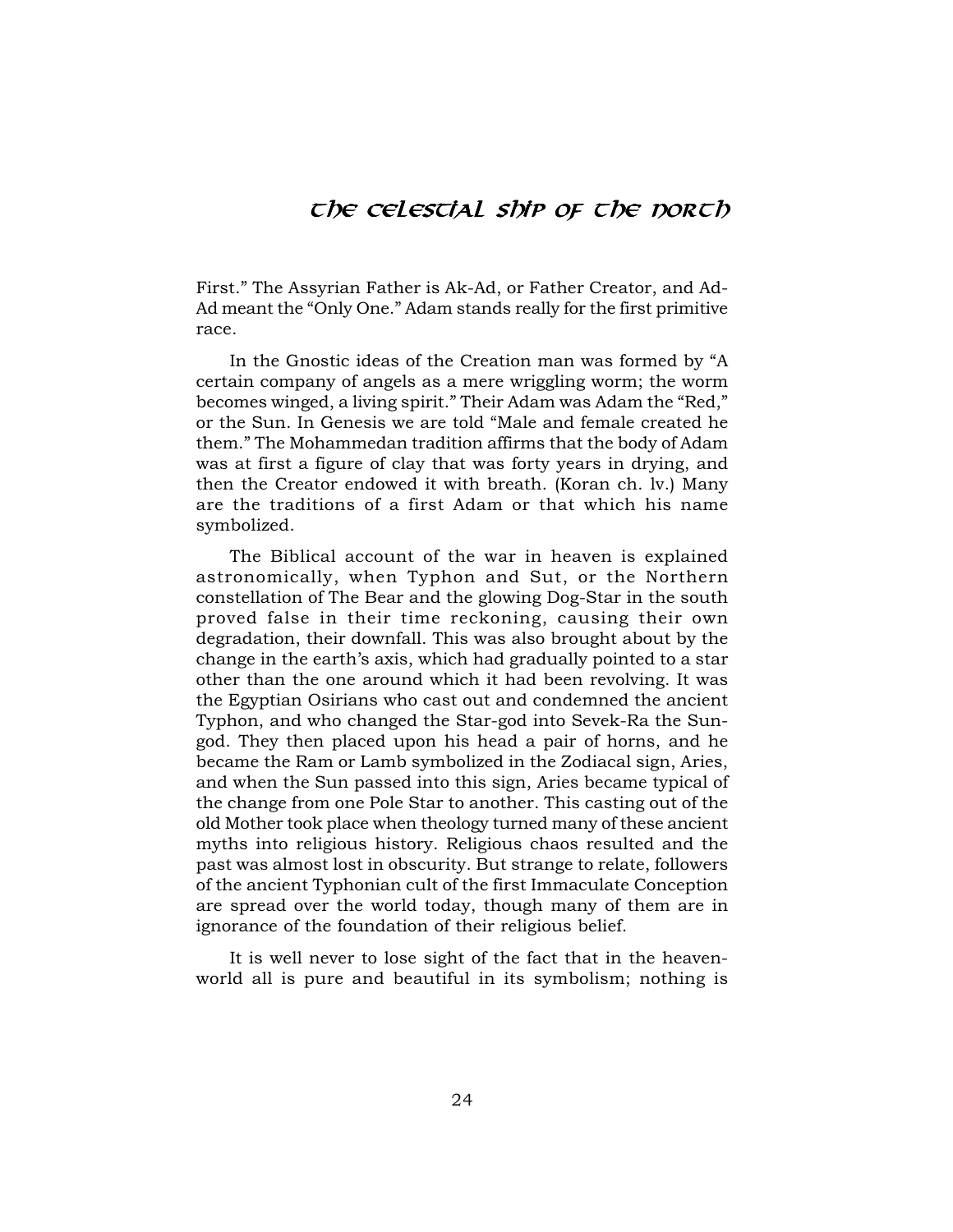First." The Assyrian Father is Ak-Ad, or Father Creator, and Ad-Ad meant the "Only One." Adam stands really for the first primitive race.

In the Gnostic ideas of the Creation man was formed by "A certain company of angels as a mere wriggling worm; the worm becomes winged, a living spirit." Their Adam was Adam the "Red," or the Sun. In Genesis we are told "Male and female created he them." The Mohammedan tradition affirms that the body of Adam was at first a figure of clay that was forty years in drying, and then the Creator endowed it with breath. (Koran ch. lv.) Many are the traditions of a first Adam or that which his name symbolized.

The Biblical account of the war in heaven is explained astronomically, when Typhon and Sut, or the Northern constellation of The Bear and the glowing Dog-Star in the south proved false in their time reckoning, causing their own degradation, their downfall. This was also brought about by the change in the earth's axis, which had gradually pointed to a star other than the one around which it had been revolving. It was the Egyptian Osirians who cast out and condemned the ancient Typhon, and who changed the Star-god into Sevek-Ra the Sun-god. They then placed upon his head a pair of horns, and he became the Ram or Lamb symbolized in the Zodiacal sign, Aries, and when the Sun passed into this sign, Aries became typical of the change from one Pole Star to another. This casting out of the old Mother took place when theology turned many of these ancient myths into religious history. Religious chaos resulted and the past was almost lost in obscurity. But strange to relate, followers of the ancient Typhonian cult of the first Immaculate Conception are spread over the world today, though many of them are in ignorance of the foundation of their religious belief.

It is well never to lose sight of the fact that in the heaven-world all is pure and beautiful in its symbolism; nothing is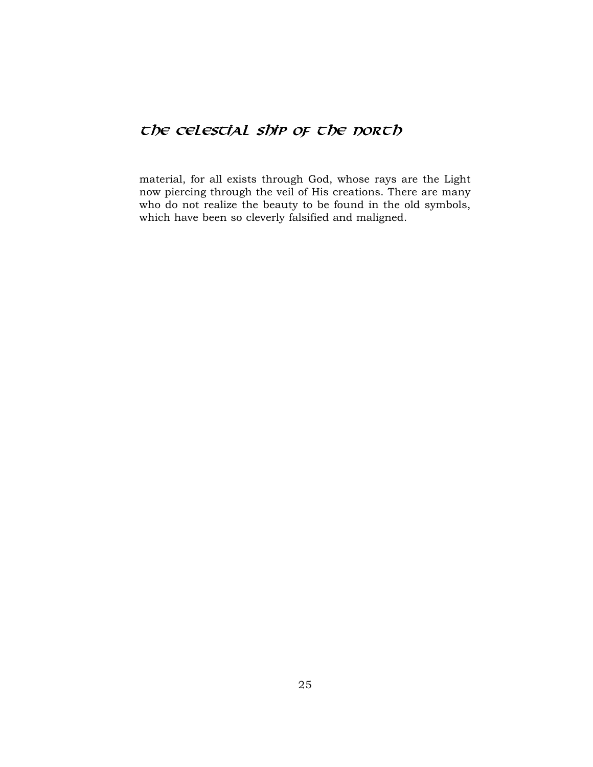material, for all exists through God, whose rays are the Light now piercing through the veil of His creations. There are many who do not realize the beauty to be found in the old symbols, which have been so cleverly falsified and maligned.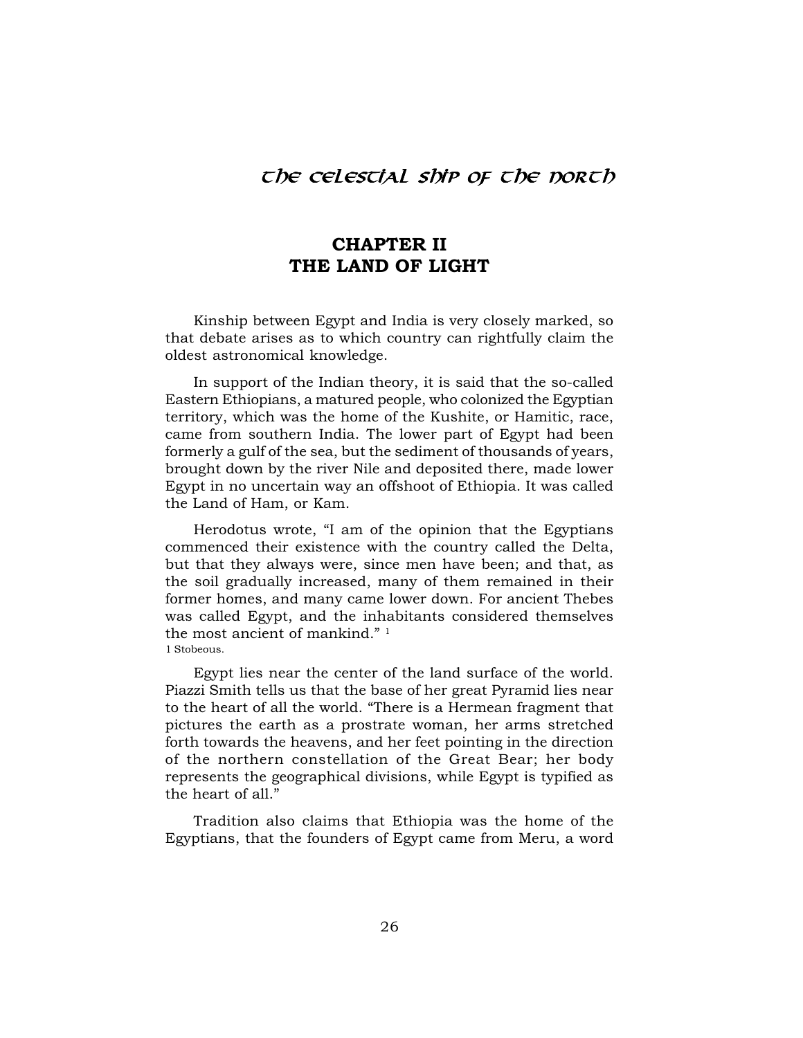## CHAPTER II
## THE LAND OF LIGHT

Kinship between Egypt and India is very closely marked, so that debate arises as to which country can rightfully claim the oldest astronomical knowledge.

In support of the Indian theory, it is said that the so-called Eastern Ethiopians, a matured people, who colonized the Egyptian territory, which was the home of the Kushite, or Hamitic, race, came from southern India. The lower part of Egypt had been formerly a gulf of the sea, but the sediment of thousands of years, brought down by the river Nile and deposited there, made lower Egypt in no uncertain way an offshoot of Ethiopia. It was called the Land of Ham, or Kam.

Herodotus wrote, "I am of the opinion that the Egyptians commenced their existence with the country called the Delta, but that they always were, since men have been; and that, as the soil gradually increased, many of them remained in their former homes, and many came lower down. For ancient Thebes was called Egypt, and the inhabitants considered themselves the most ancient of mankind." [1]

1 Stobeous.

Egypt lies near the center of the land surface of the world. Piazzi Smith tells us that the base of her great Pyramid lies near to the heart of all the world. "There is a Hermean fragment that pictures the earth as a prostrate woman, her arms stretched forth towards the heavens, and her feet pointing in the direction of the northern constellation of the Great Bear; her body represents the geographical divisions, while Egypt is typified as the heart of all."

Tradition also claims that Ethiopia was the home of the Egyptians, that the founders of Egypt came from Meru, a word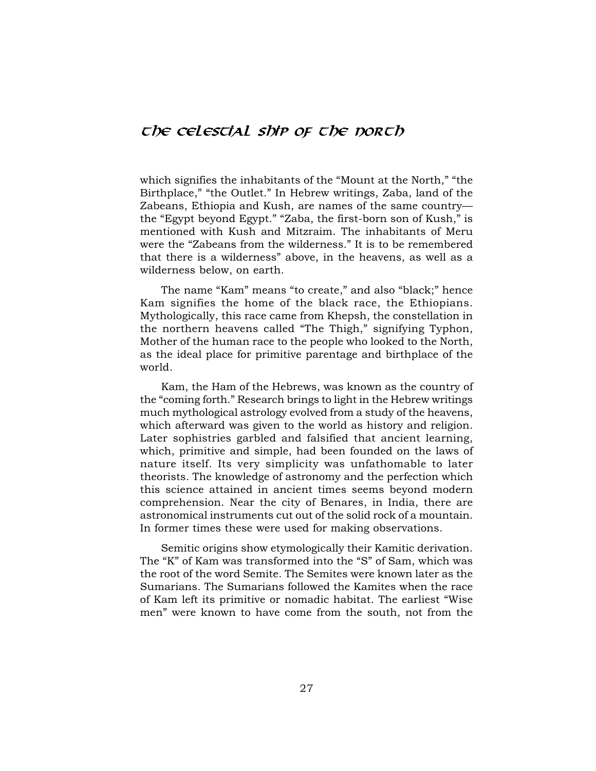which signifies the inhabitants of the "Mount at the North," "the Birthplace," "the Outlet." In Hebrew writings, Zaba, land of the Zabeans, Ethiopia and Kush, are names of the same country—the "Egypt beyond Egypt." "Zaba, the first-born son of Kush," is mentioned with Kush and Mitzraim. The inhabitants of Meru were the "Zabeans from the wilderness." It is to be remembered that there is a wilderness" above, in the heavens, as well as a wilderness below, on earth.

The name "Kam" means "to create," and also "black;" hence Kam signifies the home of the black race, the Ethiopians. Mythologically, this race came from Khepsh, the constellation in the northern heavens called "The Thigh," signifying Typhon, Mother of the human race to the people who looked to the North, as the ideal place for primitive parentage and birthplace of the world.

Kam, the Ham of the Hebrews, was known as the country of the "coming forth." Research brings to light in the Hebrew writings much mythological astrology evolved from a study of the heavens, which afterward was given to the world as history and religion. Later sophistries garbled and falsified that ancient learning, which, primitive and simple, had been founded on the laws of nature itself. Its very simplicity was unfathomable to later theorists. The knowledge of astronomy and the perfection which this science attained in ancient times seems beyond modern comprehension. Near the city of Benares, in India, there are astronomical instruments cut out of the solid rock of a mountain. In former times these were used for making observations.

Semitic origins show etymologically their Kamitic derivation. The "K" of Kam was transformed into the "S" of Sam, which was the root of the word Semite. The Semites were known later as the Sumarians. The Sumarians followed the Kamites when the race of Kam left its primitive or nomadic habitat. The earliest "Wise men" were known to have come from the south, not from the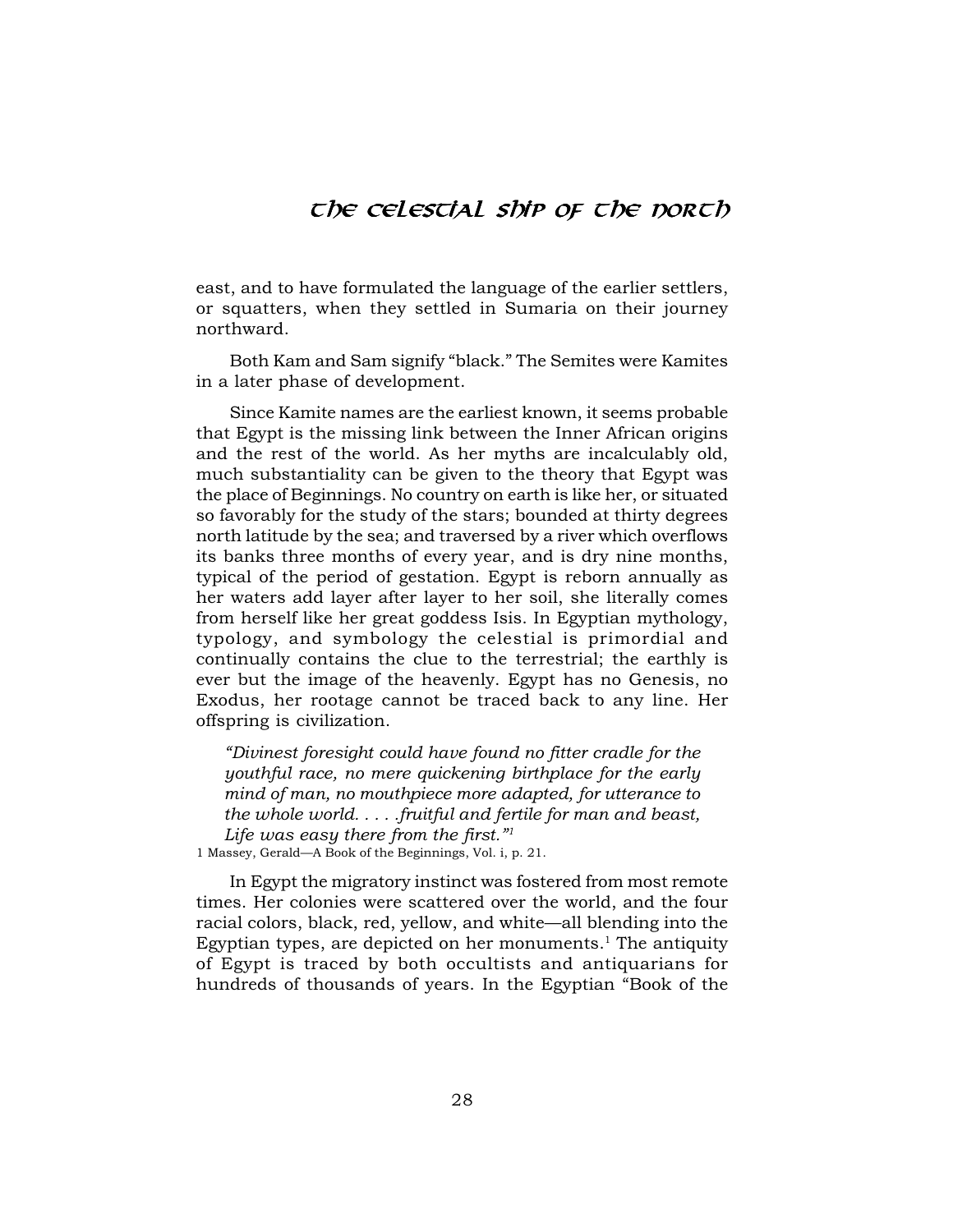east, and to have formulated the language of the earlier settlers, or squatters, when they settled in Sumaria on their journey northward.

Both Kam and Sam signify "black." The Semites were Kamites in a later phase of development.

Since Kamite names are the earliest known, it seems probable that Egypt is the missing link between the Inner African origins and the rest of the world. As her myths are incalculably old, much substantiality can be given to the theory that Egypt was the place of Beginnings. No country on earth is like her, or situated so favorably for the study of the stars; bounded at thirty degrees north latitude by the sea; and traversed by a river which overflows its banks three months of every year, and is dry nine months, typical of the period of gestation. Egypt is reborn annually as her waters add layer after layer to her soil, she literally comes from herself like her great goddess Isis. In Egyptian mythology, typology, and symbology the celestial is primordial and continually contains the clue to the terrestrial; the earthly is ever but the image of the heavenly. Egypt has no Genesis, no Exodus, her rootage cannot be traced back to any line. Her offspring is civilization.

> *"Divinest foresight could have found no fitter cradle for the youthful race, no mere quickening birthplace for the early mind of man, no mouthpiece more adapted, for utterance to the whole world. . . . .fruitful and fertile for man and beast, Life was easy there from the first."*[1]

1 Massey, Gerald—A Book of the Beginnings, Vol. i, p. 21.

In Egypt the migratory instinct was fostered from most remote times. Her colonies were scattered over the world, and the four racial colors, black, red, yellow, and white—all blending into the Egyptian types, are depicted on her monuments.[1] The antiquity of Egypt is traced by both occultists and antiquarians for hundreds of thousands of years. In the Egyptian "Book of the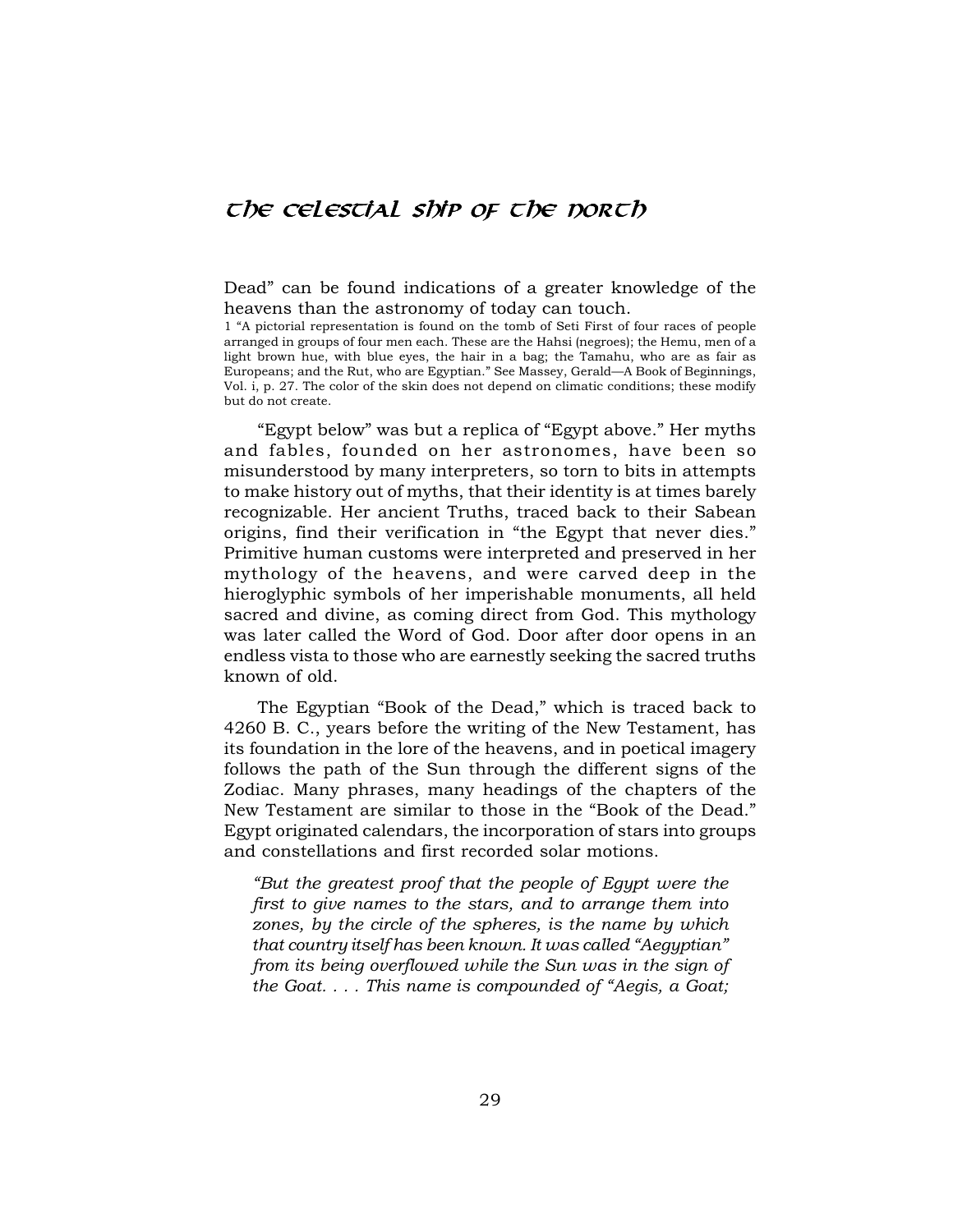Dead" can be found indications of a greater knowledge of the heavens than the astronomy of today can touch.

1 "A pictorial representation is found on the tomb of Seti First of four races of people arranged in groups of four men each. These are the Hahsi (negroes); the Hemu, men of a light brown hue, with blue eyes, the hair in a bag; the Tamahu, who are as fair as Europeans; and the Rut, who are Egyptian." See Massey, Gerald—A Book of Beginnings, Vol. i, p. 27. The color of the skin does not depend on climatic conditions; these modify but do not create.

"Egypt below" was but a replica of "Egypt above." Her myths and fables, founded on her astronomes, have been so misunderstood by many interpreters, so torn to bits in attempts to make history out of myths, that their identity is at times barely recognizable. Her ancient Truths, traced back to their Sabean origins, find their verification in "the Egypt that never dies." Primitive human customs were interpreted and preserved in her mythology of the heavens, and were carved deep in the hieroglyphic symbols of her imperishable monuments, all held sacred and divine, as coming direct from God. This mythology was later called the Word of God. Door after door opens in an endless vista to those who are earnestly seeking the sacred truths known of old.

The Egyptian "Book of the Dead," which is traced back to 4260 B. C., years before the writing of the New Testament, has its foundation in the lore of the heavens, and in poetical imagery follows the path of the Sun through the different signs of the Zodiac. Many phrases, many headings of the chapters of the New Testament are similar to those in the "Book of the Dead." Egypt originated calendars, the incorporation of stars into groups and constellations and first recorded solar motions.

> *"But the greatest proof that the people of Egypt were the first to give names to the stars, and to arrange them into zones, by the circle of the spheres, is the name by which that country itself has been known. It was called "Aegyptian" from its being overflowed while the Sun was in the sign of the Goat. . . . This name is compounded of "Aegis, a Goat;*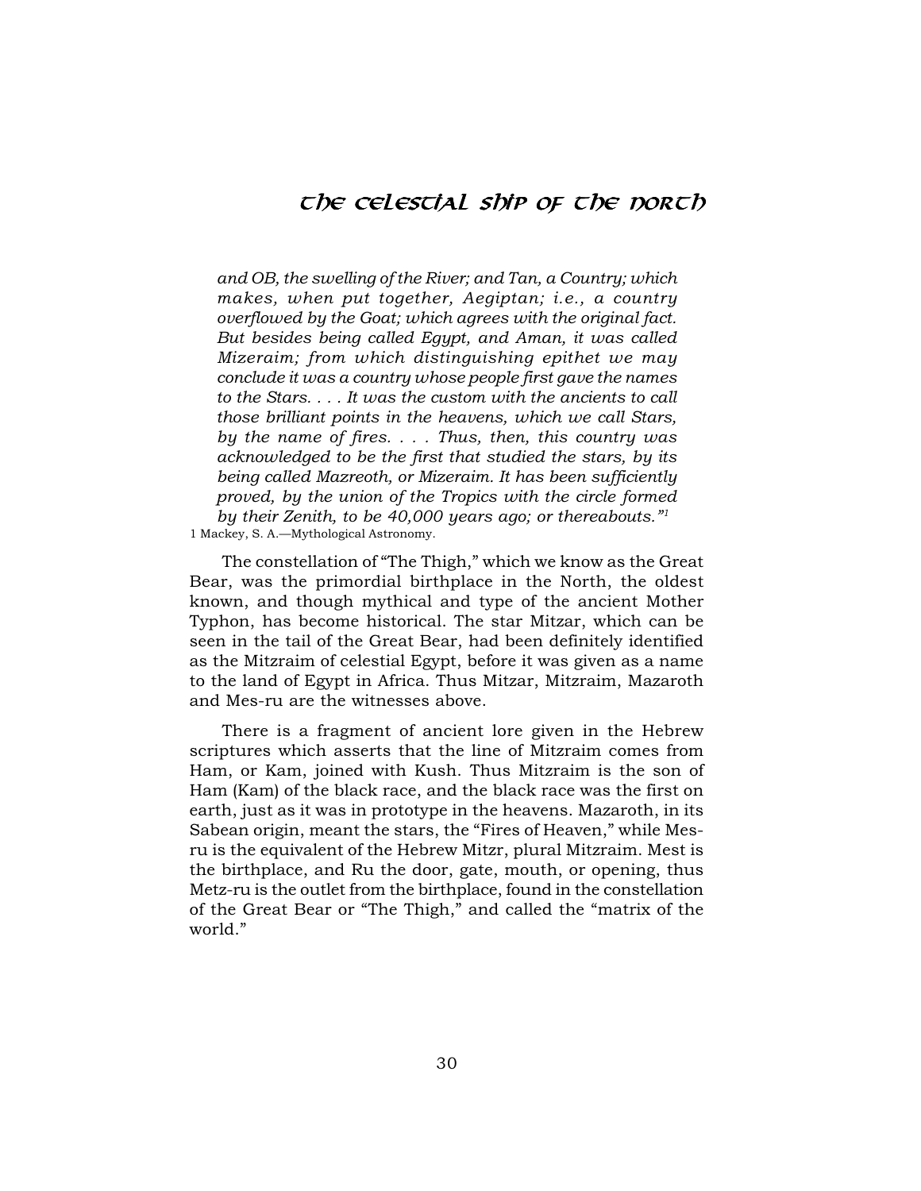*and OB, the swelling of the River; and Tan, a Country; which makes, when put together, Aegiptan; i.e., a country overflowed by the Goat; which agrees with the original fact. But besides being called Egypt, and Aman, it was called Mizeraim; from which distinguishing epithet we may conclude it was a country whose people first gave the names to the Stars. . . . It was the custom with the ancients to call those brilliant points in the heavens, which we call Stars, by the name of fires. . . . Thus, then, this country was acknowledged to be the first that studied the stars, by its being called Mazreoth, or Mizeraim. It has been sufficiently proved, by the union of the Tropics with the circle formed by their Zenith, to be 40,000 years ago; or thereabouts."*[1]

1 Mackey, S. A.—Mythological Astronomy.

The constellation of "The Thigh," which we know as the Great Bear, was the primordial birthplace in the North, the oldest known, and though mythical and type of the ancient Mother Typhon, has become historical. The star Mitzar, which can be seen in the tail of the Great Bear, had been definitely identified as the Mitzraim of celestial Egypt, before it was given as a name to the land of Egypt in Africa. Thus Mitzar, Mitzraim, Mazaroth and Mes-ru are the witnesses above.

There is a fragment of ancient lore given in the Hebrew scriptures which asserts that the line of Mitzraim comes from Ham, or Kam, joined with Kush. Thus Mitzraim is the son of Ham (Kam) of the black race, and the black race was the first on earth, just as it was in prototype in the heavens. Mazaroth, in its Sabean origin, meant the stars, the "Fires of Heaven," while Mes-ru is the equivalent of the Hebrew Mitzr, plural Mitzraim. Mest is the birthplace, and Ru the door, gate, mouth, or opening, thus Metz-ru is the outlet from the birthplace, found in the constellation of the Great Bear or "The Thigh," and called the "matrix of the world."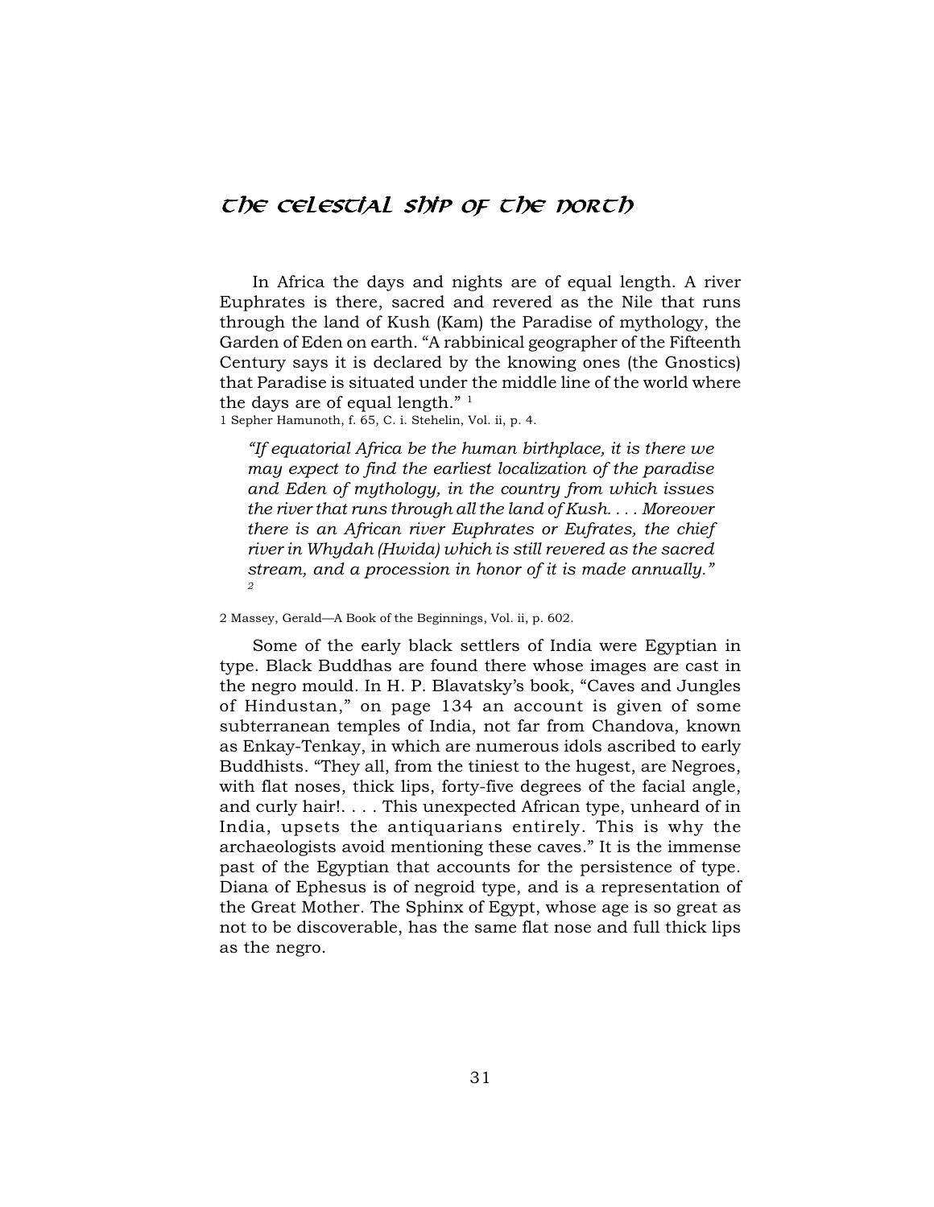## The Celestial Ship of the North

In Africa the days and nights are of equal length. A river Euphrates is there, sacred and revered as the Nile that runs through the land of Kush (Kam) the Paradise of mythology, the Garden of Eden on earth. "A rabbinical geographer of the Fifteenth Century says it is declared by the knowing ones (the Gnostics) that Paradise is situated under the middle line of the world where the days are of equal length." [1]

1 Sepher Hamunoth, f. 65, C. i. Stehelin, Vol. ii, p. 4.

> *"If equatorial Africa be the human birthplace, it is there we may expect to find the earliest localization of the paradise and Eden of mythology, in the country from which issues the river that runs through all the land of Kush. . . . Moreover there is an African river Euphrates or Eufrates, the chief river in Whydah (Hwida) which is still revered as the sacred stream, and a procession in honor of it is made annually."* [2]

2 Massey, Gerald—A Book of the Beginnings, Vol. ii, p. 602.

Some of the early black settlers of India were Egyptian in type. Black Buddhas are found there whose images are cast in the negro mould. In H. P. Blavatsky's book, "Caves and Jungles of Hindustan," on page 134 an account is given of some subterranean temples of India, not far from Chandova, known as Enkay-Tenkay, in which are numerous idols ascribed to early Buddhists. "They all, from the tiniest to the hugest, are Negroes, with flat noses, thick lips, forty-five degrees of the facial angle, and curly hair!. . . . This unexpected African type, unheard of in India, upsets the antiquarians entirely. This is why the archaeologists avoid mentioning these caves." It is the immense past of the Egyptian that accounts for the persistence of type. Diana of Ephesus is of negroid type, and is a representation of the Great Mother. The Sphinx of Egypt, whose age is so great as not to be discoverable, has the same flat nose and full thick lips as the negro.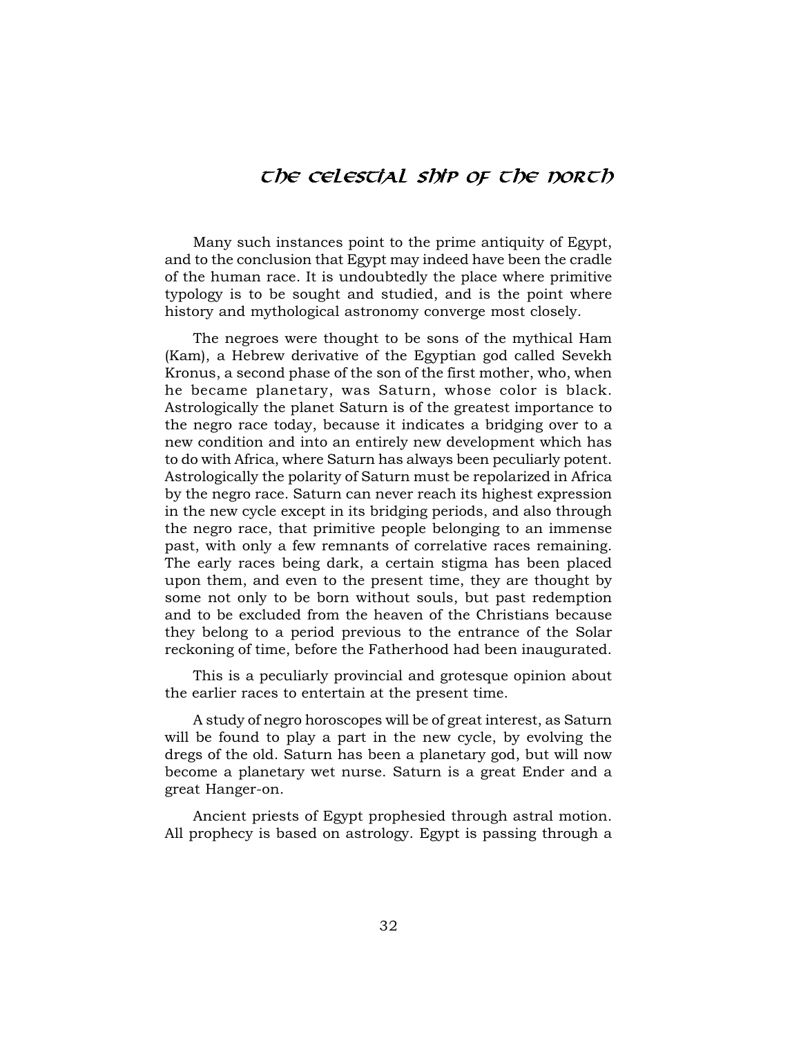Many such instances point to the prime antiquity of Egypt, and to the conclusion that Egypt may indeed have been the cradle of the human race. It is undoubtedly the place where primitive typology is to be sought and studied, and is the point where history and mythological astronomy converge most closely.

The negroes were thought to be sons of the mythical Ham (Kam), a Hebrew derivative of the Egyptian god called Sevekh Kronus, a second phase of the son of the first mother, who, when he became planetary, was Saturn, whose color is black. Astrologically the planet Saturn is of the greatest importance to the negro race today, because it indicates a bridging over to a new condition and into an entirely new development which has to do with Africa, where Saturn has always been peculiarly potent. Astrologically the polarity of Saturn must be repolarized in Africa by the negro race. Saturn can never reach its highest expression in the new cycle except in its bridging periods, and also through the negro race, that primitive people belonging to an immense past, with only a few remnants of correlative races remaining. The early races being dark, a certain stigma has been placed upon them, and even to the present time, they are thought by some not only to be born without souls, but past redemption and to be excluded from the heaven of the Christians because they belong to a period previous to the entrance of the Solar reckoning of time, before the Fatherhood had been inaugurated.

This is a peculiarly provincial and grotesque opinion about the earlier races to entertain at the present time.

A study of negro horoscopes will be of great interest, as Saturn will be found to play a part in the new cycle, by evolving the dregs of the old. Saturn has been a planetary god, but will now become a planetary wet nurse. Saturn is a great Ender and a great Hanger-on.

Ancient priests of Egypt prophesied through astral motion. All prophecy is based on astrology. Egypt is passing through a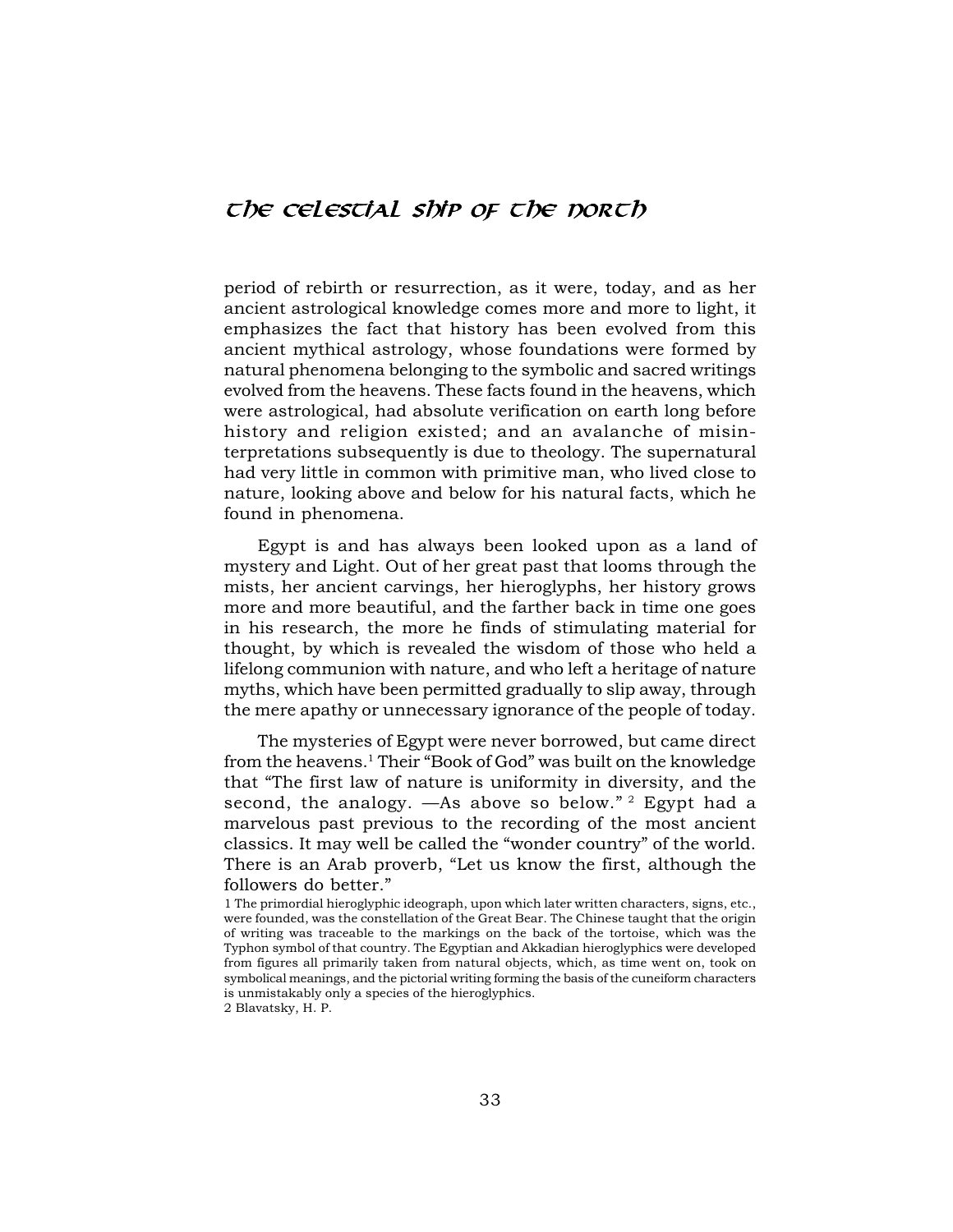period of rebirth or resurrection, as it were, today, and as her ancient astrological knowledge comes more and more to light, it emphasizes the fact that history has been evolved from this ancient mythical astrology, whose foundations were formed by natural phenomena belonging to the symbolic and sacred writings evolved from the heavens. These facts found in the heavens, which were astrological, had absolute verification on earth long before history and religion existed; and an avalanche of misinterpretations subsequently is due to theology. The supernatural had very little in common with primitive man, who lived close to nature, looking above and below for his natural facts, which he found in phenomena.

Egypt is and has always been looked upon as a land of mystery and Light. Out of her great past that looms through the mists, her ancient carvings, her hieroglyphs, her history grows more and more beautiful, and the farther back in time one goes in his research, the more he finds of stimulating material for thought, by which is revealed the wisdom of those who held a lifelong communion with nature, and who left a heritage of nature myths, which have been permitted gradually to slip away, through the mere apathy or unnecessary ignorance of the people of today.

The mysteries of Egypt were never borrowed, but came direct from the heavens.[1] Their "Book of God" was built on the knowledge that "The first law of nature is uniformity in diversity, and the second, the analogy. —As above so below."[2] Egypt had a marvelous past previous to the recording of the most ancient classics. It may well be called the "wonder country" of the world. There is an Arab proverb, "Let us know the first, although the followers do better."

1 The primordial hieroglyphic ideograph, upon which later written characters, signs, etc., were founded, was the constellation of the Great Bear. The Chinese taught that the origin of writing was traceable to the markings on the back of the tortoise, which was the Typhon symbol of that country. The Egyptian and Akkadian hieroglyphics were developed from figures all primarily taken from natural objects, which, as time went on, took on symbolical meanings, and the pictorial writing forming the basis of the cuneiform characters is unmistakably only a species of the hieroglyphics.

2 Blavatsky, H. P.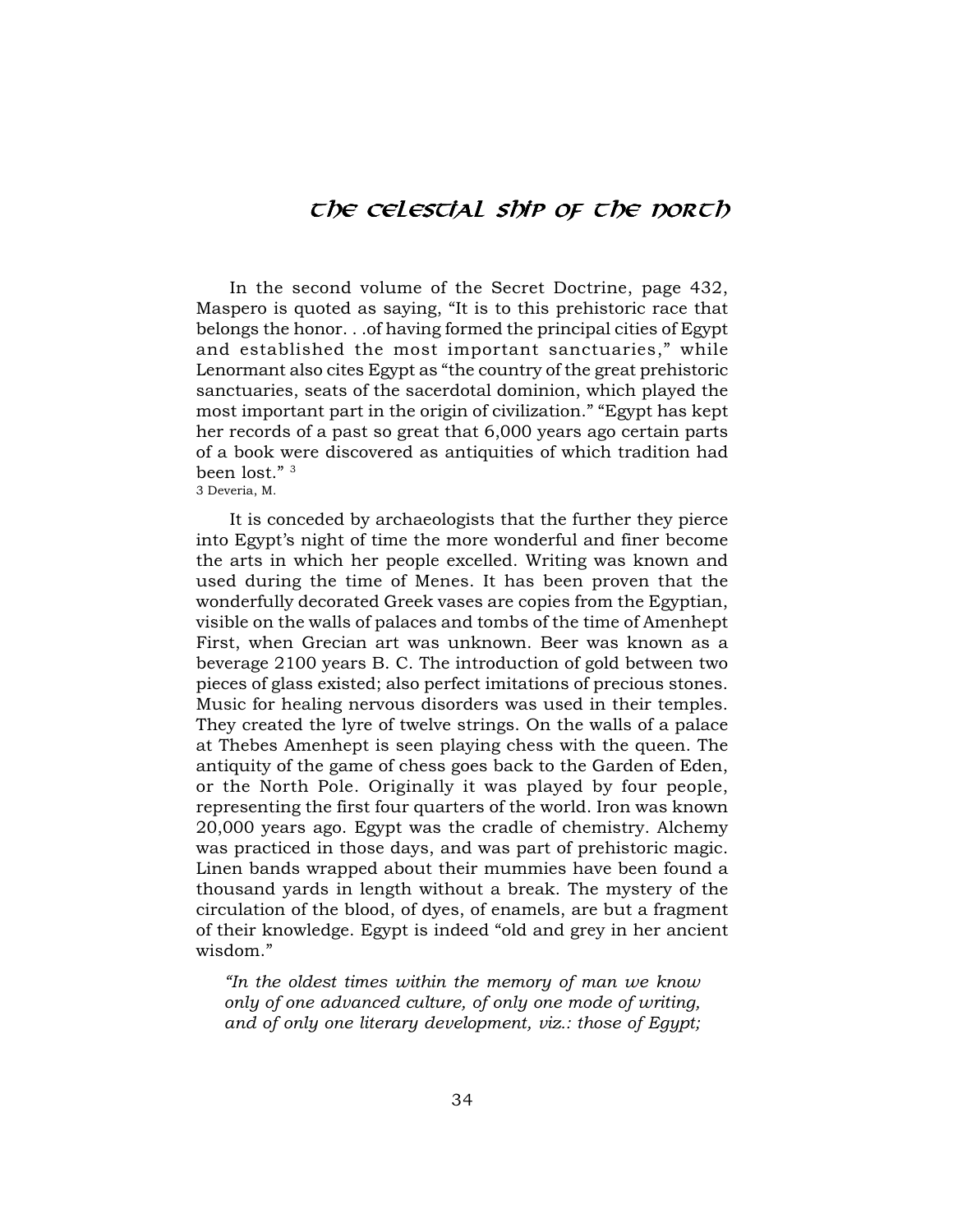In the second volume of the Secret Doctrine, page 432, Maspero is quoted as saying, "It is to this prehistoric race that belongs the honor. . .of having formed the principal cities of Egypt and established the most important sanctuaries," while Lenormant also cites Egypt as "the country of the great prehistoric sanctuaries, seats of the sacerdotal dominion, which played the most important part in the origin of civilization." "Egypt has kept her records of a past so great that 6,000 years ago certain parts of a book were discovered as antiquities of which tradition had been lost." [3]

3 Deveria, M.

It is conceded by archaeologists that the further they pierce into Egypt's night of time the more wonderful and finer become the arts in which her people excelled. Writing was known and used during the time of Menes. It has been proven that the wonderfully decorated Greek vases are copies from the Egyptian, visible on the walls of palaces and tombs of the time of Amenhept First, when Grecian art was unknown. Beer was known as a beverage 2100 years B. C. The introduction of gold between two pieces of glass existed; also perfect imitations of precious stones. Music for healing nervous disorders was used in their temples. They created the lyre of twelve strings. On the walls of a palace at Thebes Amenhept is seen playing chess with the queen. The antiquity of the game of chess goes back to the Garden of Eden, or the North Pole. Originally it was played by four people, representing the first four quarters of the world. Iron was known 20,000 years ago. Egypt was the cradle of chemistry. Alchemy was practiced in those days, and was part of prehistoric magic. Linen bands wrapped about their mummies have been found a thousand yards in length without a break. The mystery of the circulation of the blood, of dyes, of enamels, are but a fragment of their knowledge. Egypt is indeed "old and grey in her ancient wisdom."

*"In the oldest times within the memory of man we know only of one advanced culture, of only one mode of writing, and of only one literary development, viz.: those of Egypt;*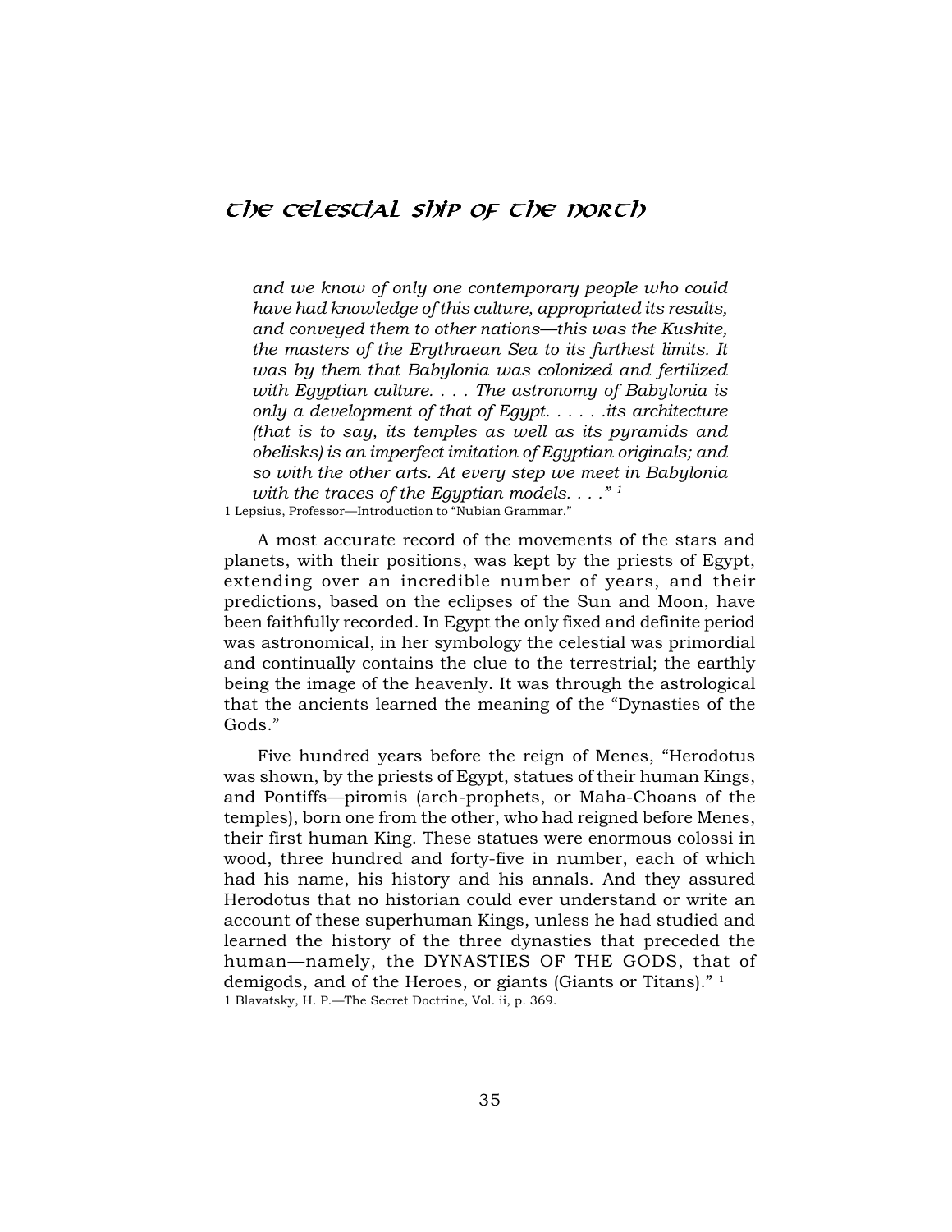*and we know of only one contemporary people who could have had knowledge of this culture, appropriated its results, and conveyed them to other nations—this was the Kushite, the masters of the Erythraean Sea to its furthest limits. It was by them that Babylonia was colonized and fertilized with Egyptian culture. . . . The astronomy of Babylonia is only a development of that of Egypt. . . . . .its architecture (that is to say, its temples as well as its pyramids and obelisks) is an imperfect imitation of Egyptian originals; and so with the other arts. At every step we meet in Babylonia with the traces of the Egyptian models. . . ."* [1]

1 Lepsius, Professor—Introduction to "Nubian Grammar."

A most accurate record of the movements of the stars and planets, with their positions, was kept by the priests of Egypt, extending over an incredible number of years, and their predictions, based on the eclipses of the Sun and Moon, have been faithfully recorded. In Egypt the only fixed and definite period was astronomical, in her symbology the celestial was primordial and continually contains the clue to the terrestrial; the earthly being the image of the heavenly. It was through the astrological that the ancients learned the meaning of the "Dynasties of the Gods."

Five hundred years before the reign of Menes, "Herodotus was shown, by the priests of Egypt, statues of their human Kings, and Pontiffs—piromis (arch-prophets, or Maha-Choans of the temples), born one from the other, who had reigned before Menes, their first human King. These statues were enormous colossi in wood, three hundred and forty-five in number, each of which had his name, his history and his annals. And they assured Herodotus that no historian could ever understand or write an account of these superhuman Kings, unless he had studied and learned the history of the three dynasties that preceded the human—namely, the DYNASTIES OF THE GODS, that of demigods, and of the Heroes, or giants (Giants or Titans)." [1]

1 Blavatsky, H. P.—The Secret Doctrine, Vol. ii, p. 369.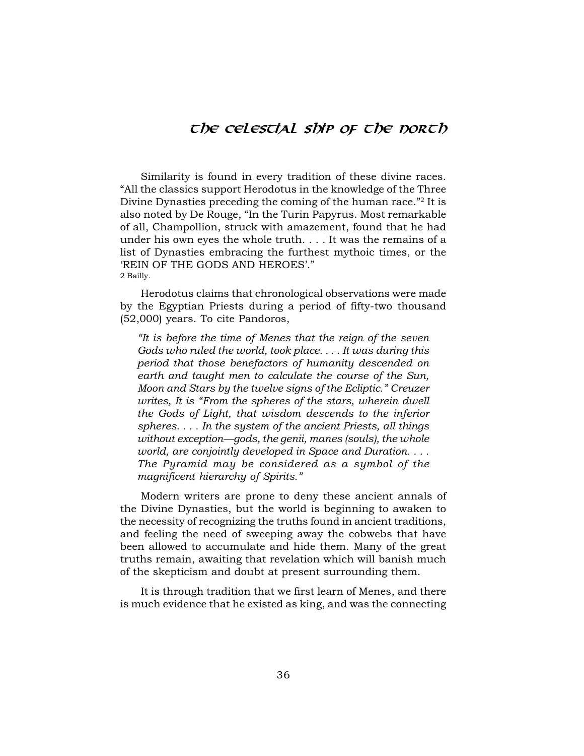Similarity is found in every tradition of these divine races. “All the classics support Herodotus in the knowledge of the Three Divine Dynasties preceding the coming of the human race.”[2] It is also noted by De Rouge, “In the Turin Papyrus. Most remarkable of all, Champollion, struck with amazement, found that he had under his own eyes the whole truth. . . . It was the remains of a list of Dynasties embracing the furthest mythoic times, or the ‘REIN OF THE GODS AND HEROES’.”

2 Bailly.

Herodotus claims that chronological observations were made by the Egyptian Priests during a period of fifty-two thousand (52,000) years. To cite Pandoros,

> *“It is before the time of Menes that the reign of the seven Gods who ruled the world, took place. . . . It was during this period that those benefactors of humanity descended on earth and taught men to calculate the course of the Sun, Moon and Stars by the twelve signs of the Ecliptic.” Creuzer writes, It is “From the spheres of the stars, wherein dwell the Gods of Light, that wisdom descends to the inferior spheres. . . . In the system of the ancient Priests, all things without exception—gods, the genii, manes (souls), the whole world, are conjointly developed in Space and Duration. . . . The Pyramid may be considered as a symbol of the magnificent hierarchy of Spirits.”*

Modern writers are prone to deny these ancient annals of the Divine Dynasties, but the world is beginning to awaken to the necessity of recognizing the truths found in ancient traditions, and feeling the need of sweeping away the cobwebs that have been allowed to accumulate and hide them. Many of the great truths remain, awaiting that revelation which will banish much of the skepticism and doubt at present surrounding them.

It is through tradition that we first learn of Menes, and there is much evidence that he existed as king, and was the connecting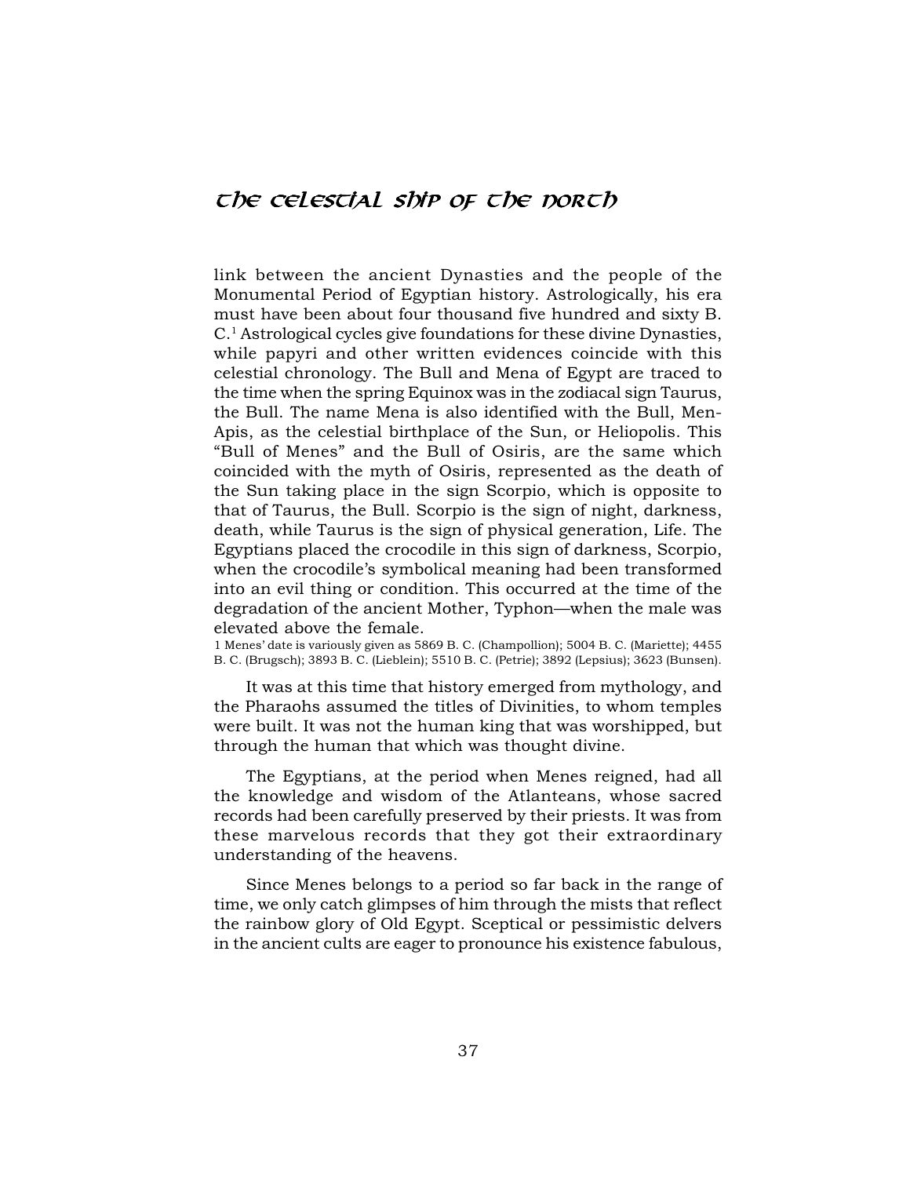link between the ancient Dynasties and the people of the Monumental Period of Egyptian history. Astrologically, his era must have been about four thousand five hundred and sixty B. C.[1] Astrological cycles give foundations for these divine Dynasties, while papyri and other written evidences coincide with this celestial chronology. The Bull and Mena of Egypt are traced to the time when the spring Equinox was in the zodiacal sign Taurus, the Bull. The name Mena is also identified with the Bull, Men-Apis, as the celestial birthplace of the Sun, or Heliopolis. This "Bull of Menes" and the Bull of Osiris, are the same which coincided with the myth of Osiris, represented as the death of the Sun taking place in the sign Scorpio, which is opposite to that of Taurus, the Bull. Scorpio is the sign of night, darkness, death, while Taurus is the sign of physical generation, Life. The Egyptians placed the crocodile in this sign of darkness, Scorpio, when the crocodile's symbolical meaning had been transformed into an evil thing or condition. This occurred at the time of the degradation of the ancient Mother, Typhon—when the male was elevated above the female.

1 Menes' date is variously given as 5869 B. C. (Champollion); 5004 B. C. (Mariette); 4455 B. C. (Brugsch); 3893 B. C. (Lieblein); 5510 B. C. (Petrie); 3892 (Lepsius); 3623 (Bunsen).

It was at this time that history emerged from mythology, and the Pharaohs assumed the titles of Divinities, to whom temples were built. It was not the human king that was worshipped, but through the human that which was thought divine.

The Egyptians, at the period when Menes reigned, had all the knowledge and wisdom of the Atlanteans, whose sacred records had been carefully preserved by their priests. It was from these marvelous records that they got their extraordinary understanding of the heavens.

Since Menes belongs to a period so far back in the range of time, we only catch glimpses of him through the mists that reflect the rainbow glory of Old Egypt. Sceptical or pessimistic delvers in the ancient cults are eager to pronounce his existence fabulous,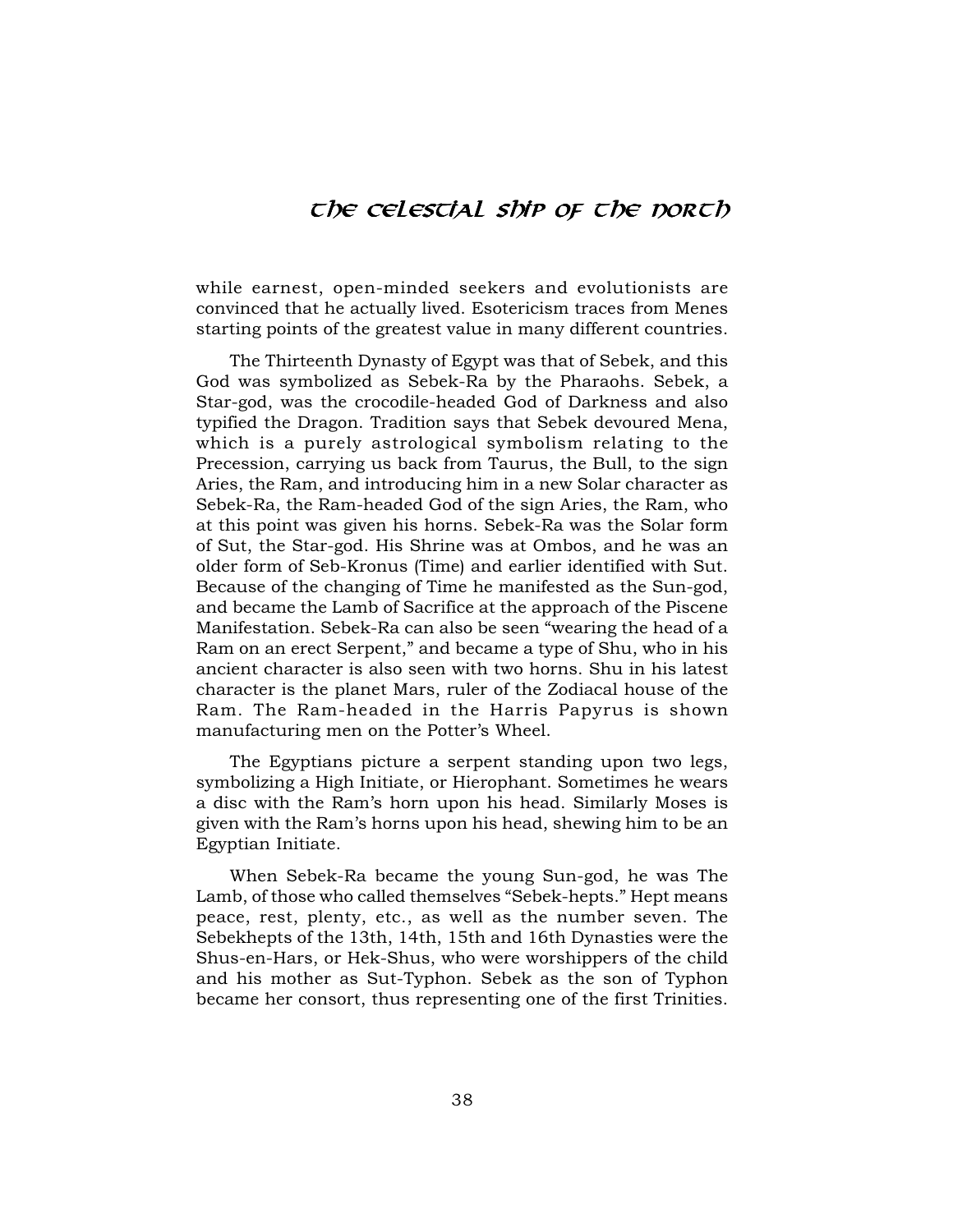while earnest, open-minded seekers and evolutionists are convinced that he actually lived. Esotericism traces from Menes starting points of the greatest value in many different countries.

The Thirteenth Dynasty of Egypt was that of Sebek, and this God was symbolized as Sebek-Ra by the Pharaohs. Sebek, a Star-god, was the crocodile-headed God of Darkness and also typified the Dragon. Tradition says that Sebek devoured Mena, which is a purely astrological symbolism relating to the Precession, carrying us back from Taurus, the Bull, to the sign Aries, the Ram, and introducing him in a new Solar character as Sebek-Ra, the Ram-headed God of the sign Aries, the Ram, who at this point was given his horns. Sebek-Ra was the Solar form of Sut, the Star-god. His Shrine was at Ombos, and he was an older form of Seb-Kronus (Time) and earlier identified with Sut. Because of the changing of Time he manifested as the Sun-god, and became the Lamb of Sacrifice at the approach of the Piscene Manifestation. Sebek-Ra can also be seen "wearing the head of a Ram on an erect Serpent," and became a type of Shu, who in his ancient character is also seen with two horns. Shu in his latest character is the planet Mars, ruler of the Zodiacal house of the Ram. The Ram-headed in the Harris Papyrus is shown manufacturing men on the Potter's Wheel.

The Egyptians picture a serpent standing upon two legs, symbolizing a High Initiate, or Hierophant. Sometimes he wears a disc with the Ram's horn upon his head. Similarly Moses is given with the Ram's horns upon his head, shewing him to be an Egyptian Initiate.

When Sebek-Ra became the young Sun-god, he was The Lamb, of those who called themselves "Sebek-hepts." Hept means peace, rest, plenty, etc., as well as the number seven. The Sebekhepts of the 13th, 14th, 15th and 16th Dynasties were the Shus-en-Hars, or Hek-Shus, who were worshippers of the child and his mother as Sut-Typhon. Sebek as the son of Typhon became her consort, thus representing one of the first Trinities.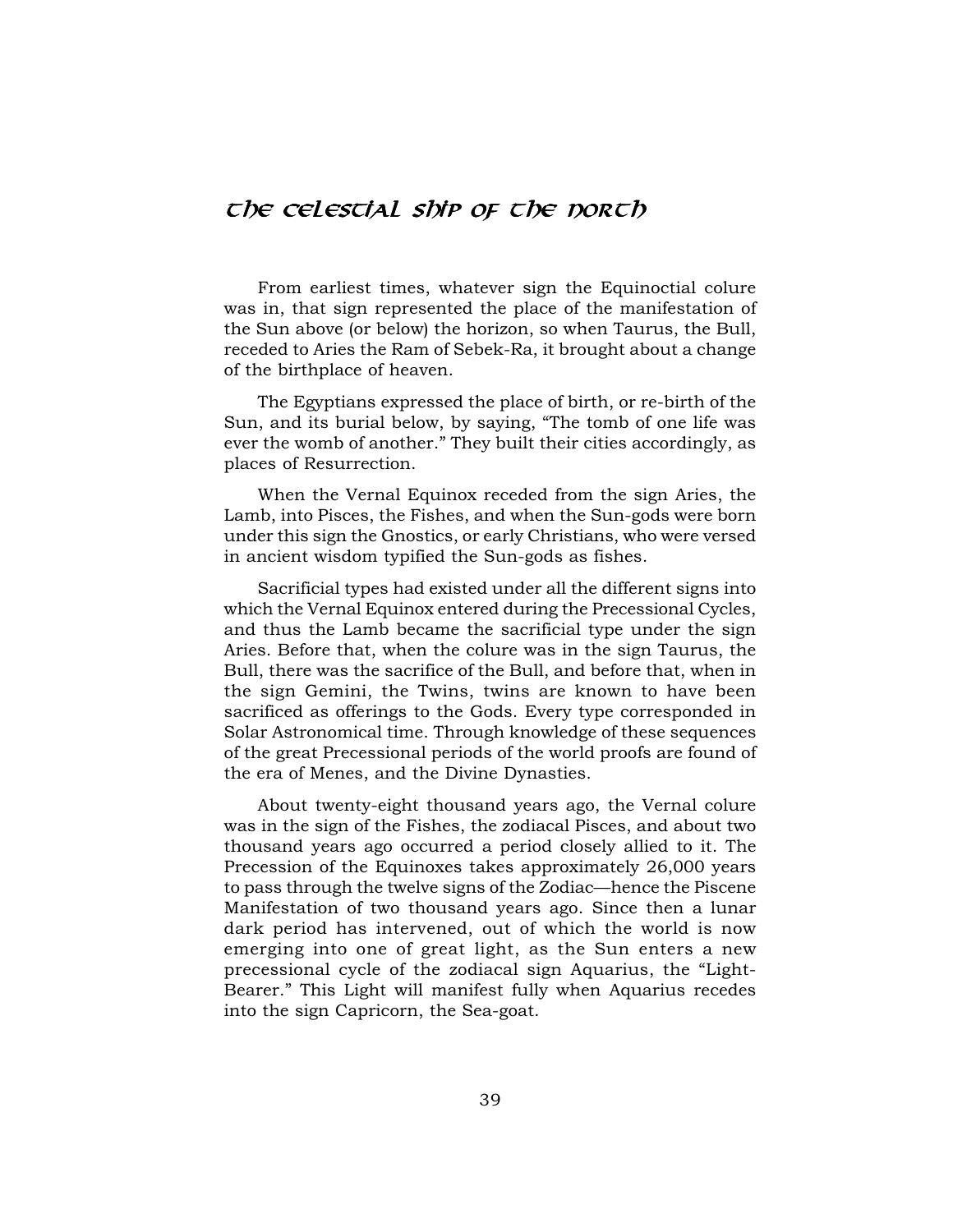# The Celestial Ship of the North

From earliest times, whatever sign the Equinoctial colure was in, that sign represented the place of the manifestation of the Sun above (or below) the horizon, so when Taurus, the Bull, receded to Aries the Ram of Sebek-Ra, it brought about a change of the birthplace of heaven.

The Egyptians expressed the place of birth, or re-birth of the Sun, and its burial below, by saying, "The tomb of one life was ever the womb of another." They built their cities accordingly, as places of Resurrection.

When the Vernal Equinox receded from the sign Aries, the Lamb, into Pisces, the Fishes, and when the Sun-gods were born under this sign the Gnostics, or early Christians, who were versed in ancient wisdom typified the Sun-gods as fishes.

Sacrificial types had existed under all the different signs into which the Vernal Equinox entered during the Precessional Cycles, and thus the Lamb became the sacrificial type under the sign Aries. Before that, when the colure was in the sign Taurus, the Bull, there was the sacrifice of the Bull, and before that, when in the sign Gemini, the Twins, twins are known to have been sacrificed as offerings to the Gods. Every type corresponded in Solar Astronomical time. Through knowledge of these sequences of the great Precessional periods of the world proofs are found of the era of Menes, and the Divine Dynasties.

About twenty-eight thousand years ago, the Vernal colure was in the sign of the Fishes, the zodiacal Pisces, and about two thousand years ago occurred a period closely allied to it. The Precession of the Equinoxes takes approximately 26,000 years to pass through the twelve signs of the Zodiac—hence the Piscene Manifestation of two thousand years ago. Since then a lunar dark period has intervened, out of which the world is now emerging into one of great light, as the Sun enters a new precessional cycle of the zodiacal sign Aquarius, the "Light-Bearer." This Light will manifest fully when Aquarius recedes into the sign Capricorn, the Sea-goat.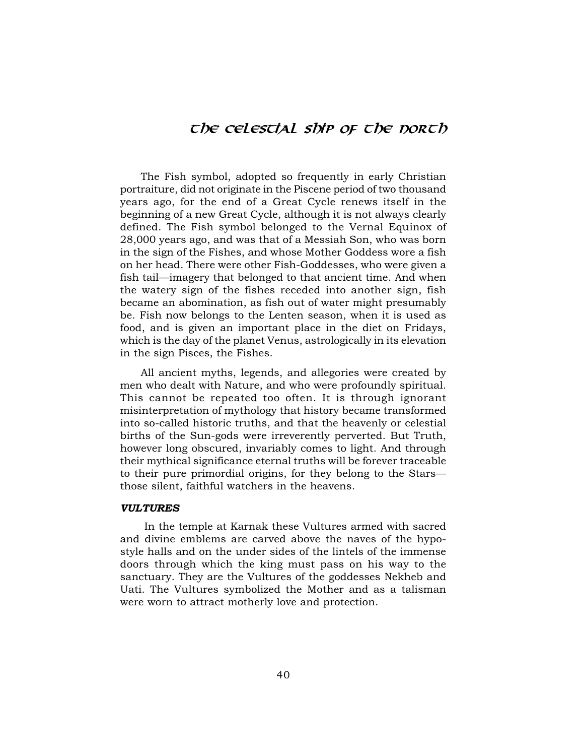The Fish symbol, adopted so frequently in early Christian portraiture, did not originate in the Piscene period of two thousand years ago, for the end of a Great Cycle renews itself in the beginning of a new Great Cycle, although it is not always clearly defined. The Fish symbol belonged to the Vernal Equinox of 28,000 years ago, and was that of a Messiah Son, who was born in the sign of the Fishes, and whose Mother Goddess wore a fish on her head. There were other Fish-Goddesses, who were given a fish tail—imagery that belonged to that ancient time. And when the watery sign of the fishes receded into another sign, fish became an abomination, as fish out of water might presumably be. Fish now belongs to the Lenten season, when it is used as food, and is given an important place in the diet on Fridays, which is the day of the planet Venus, astrologically in its elevation in the sign Pisces, the Fishes.

All ancient myths, legends, and allegories were created by men who dealt with Nature, and who were profoundly spiritual. This cannot be repeated too often. It is through ignorant misinterpretation of mythology that history became transformed into so-called historic truths, and that the heavenly or celestial births of the Sun-gods were irreverently perverted. But Truth, however long obscured, invariably comes to light. And through their mythical significance eternal truths will be forever traceable to their pure primordial origins, for they belong to the Stars—those silent, faithful watchers in the heavens.

***VULTURES***

In the temple at Karnak these Vultures armed with sacred and divine emblems are carved above the naves of the hypostyle halls and on the under sides of the lintels of the immense doors through which the king must pass on his way to the sanctuary. They are the Vultures of the goddesses Nekheb and Uati. The Vultures symbolized the Mother and as a talisman were worn to attract motherly love and protection.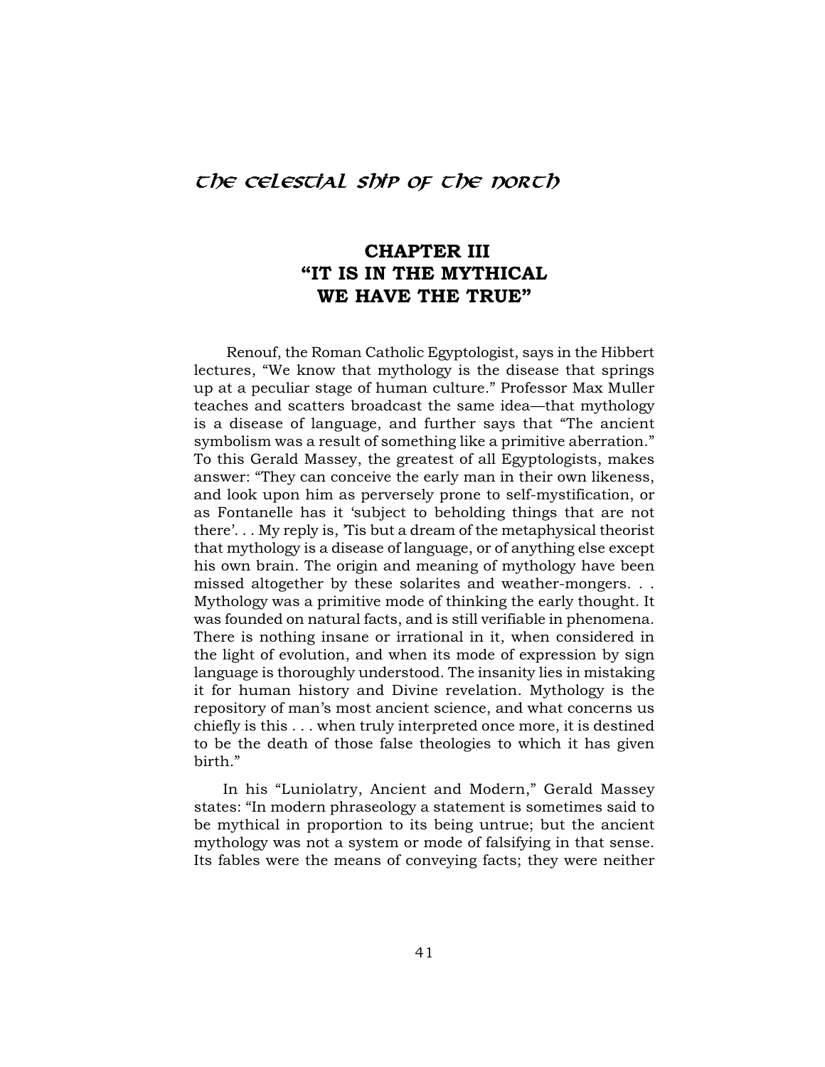## CHAPTER III
## "IT IS IN THE MYTHICAL WE HAVE THE TRUE"

Renouf, the Roman Catholic Egyptologist, says in the Hibbert lectures, "We know that mythology is the disease that springs up at a peculiar stage of human culture." Professor Max Muller teaches and scatters broadcast the same idea—that mythology is a disease of language, and further says that "The ancient symbolism was a result of something like a primitive aberration." To this Gerald Massey, the greatest of all Egyptologists, makes answer: "They can conceive the early man in their own likeness, and look upon him as perversely prone to self-mystification, or as Fontanelle has it 'subject to beholding things that are not there'. . . My reply is, 'Tis but a dream of the metaphysical theorist that mythology is a disease of language, or of anything else except his own brain. The origin and meaning of mythology have been missed altogether by these solarites and weather-mongers. . . Mythology was a primitive mode of thinking the early thought. It was founded on natural facts, and is still verifiable in phenomena. There is nothing insane or irrational in it, when considered in the light of evolution, and when its mode of expression by sign language is thoroughly understood. The insanity lies in mistaking it for human history and Divine revelation. Mythology is the repository of man's most ancient science, and what concerns us chiefly is this . . . when truly interpreted once more, it is destined to be the death of those false theologies to which it has given birth."

In his "Luniolatry, Ancient and Modern," Gerald Massey states: "In modern phraseology a statement is sometimes said to be mythical in proportion to its being untrue; but the ancient mythology was not a system or mode of falsifying in that sense. Its fables were the means of conveying facts; they were neither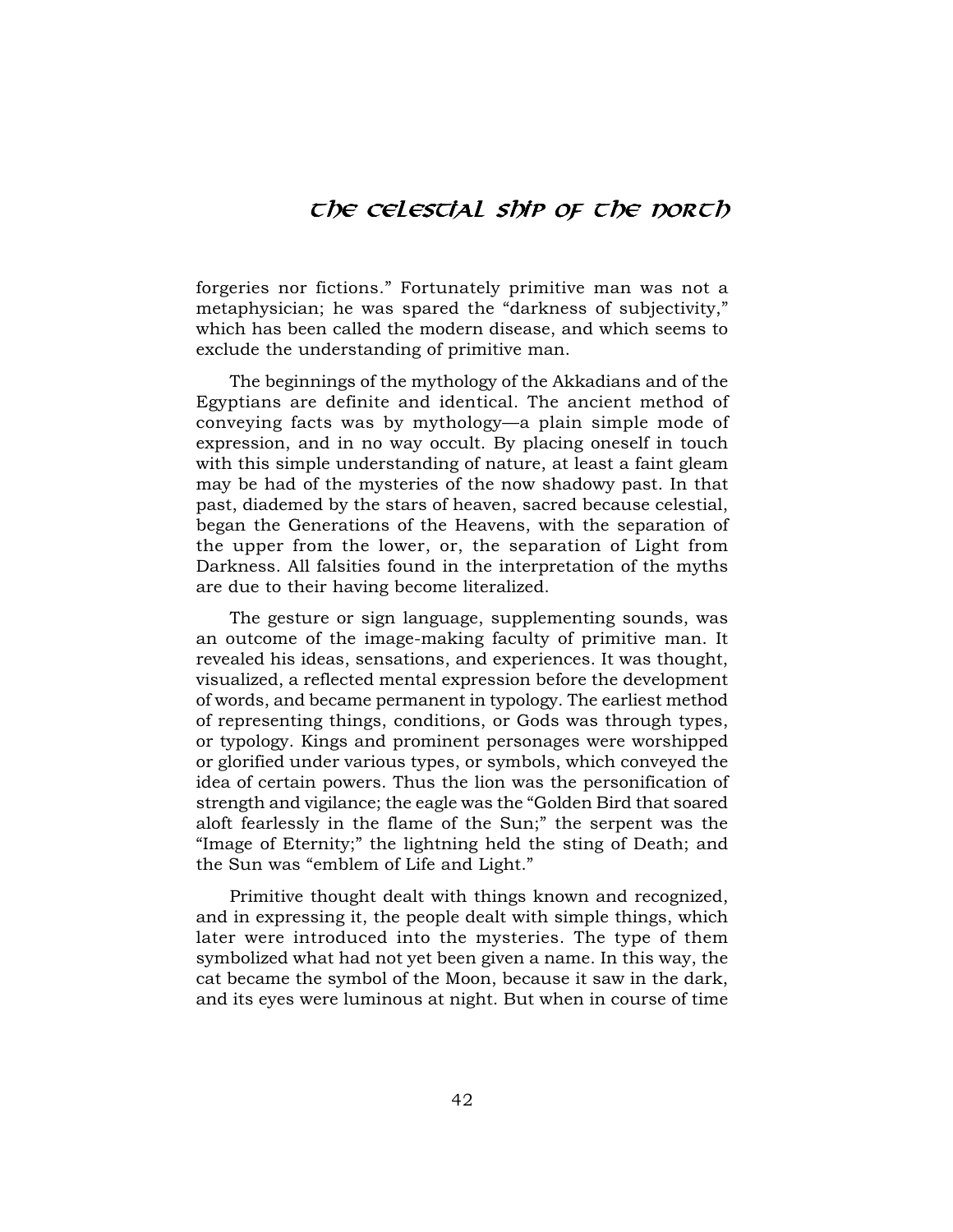forgeries nor fictions." Fortunately primitive man was not a metaphysician; he was spared the "darkness of subjectivity," which has been called the modern disease, and which seems to exclude the understanding of primitive man.

The beginnings of the mythology of the Akkadians and of the Egyptians are definite and identical. The ancient method of conveying facts was by mythology—a plain simple mode of expression, and in no way occult. By placing oneself in touch with this simple understanding of nature, at least a faint gleam may be had of the mysteries of the now shadowy past. In that past, diademed by the stars of heaven, sacred because celestial, began the Generations of the Heavens, with the separation of the upper from the lower, or, the separation of Light from Darkness. All falsities found in the interpretation of the myths are due to their having become literalized.

The gesture or sign language, supplementing sounds, was an outcome of the image-making faculty of primitive man. It revealed his ideas, sensations, and experiences. It was thought, visualized, a reflected mental expression before the development of words, and became permanent in typology. The earliest method of representing things, conditions, or Gods was through types, or typology. Kings and prominent personages were worshipped or glorified under various types, or symbols, which conveyed the idea of certain powers. Thus the lion was the personification of strength and vigilance; the eagle was the "Golden Bird that soared aloft fearlessly in the flame of the Sun;" the serpent was the "Image of Eternity;" the lightning held the sting of Death; and the Sun was "emblem of Life and Light."

Primitive thought dealt with things known and recognized, and in expressing it, the people dealt with simple things, which later were introduced into the mysteries. The type of them symbolized what had not yet been given a name. In this way, the cat became the symbol of the Moon, because it saw in the dark, and its eyes were luminous at night. But when in course of time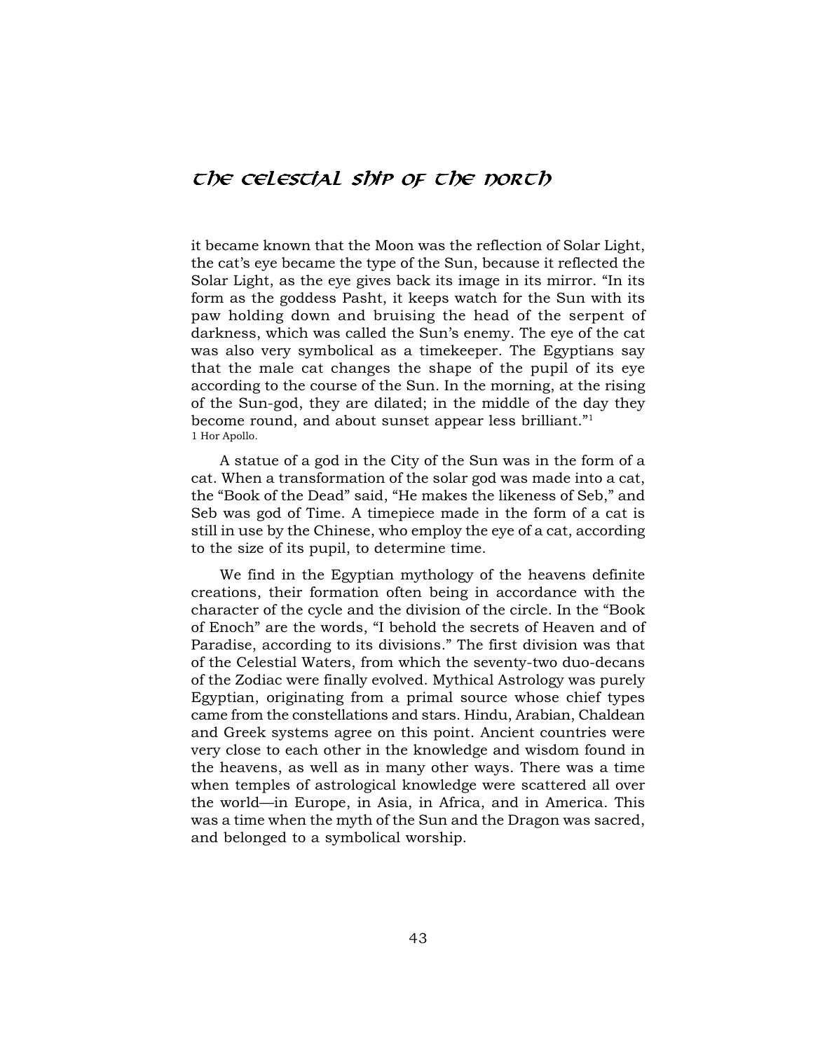it became known that the Moon was the reflection of Solar Light, the cat's eye became the type of the Sun, because it reflected the Solar Light, as the eye gives back its image in its mirror. "In its form as the goddess Pasht, it keeps watch for the Sun with its paw holding down and bruising the head of the serpent of darkness, which was called the Sun's enemy. The eye of the cat was also very symbolical as a timekeeper. The Egyptians say that the male cat changes the shape of the pupil of its eye according to the course of the Sun. In the morning, at the rising of the Sun-god, they are dilated; in the middle of the day they become round, and about sunset appear less brilliant."[1]

[1] Hor Apollo.

A statue of a god in the City of the Sun was in the form of a cat. When a transformation of the solar god was made into a cat, the "Book of the Dead" said, "He makes the likeness of Seb," and Seb was god of Time. A timepiece made in the form of a cat is still in use by the Chinese, who employ the eye of a cat, according to the size of its pupil, to determine time.

We find in the Egyptian mythology of the heavens definite creations, their formation often being in accordance with the character of the cycle and the division of the circle. In the "Book of Enoch" are the words, "I behold the secrets of Heaven and of Paradise, according to its divisions." The first division was that of the Celestial Waters, from which the seventy-two duo-decans of the Zodiac were finally evolved. Mythical Astrology was purely Egyptian, originating from a primal source whose chief types came from the constellations and stars. Hindu, Arabian, Chaldean and Greek systems agree on this point. Ancient countries were very close to each other in the knowledge and wisdom found in the heavens, as well as in many other ways. There was a time when temples of astrological knowledge were scattered all over the world—in Europe, in Asia, in Africa, and in America. This was a time when the myth of the Sun and the Dragon was sacred, and belonged to a symbolical worship.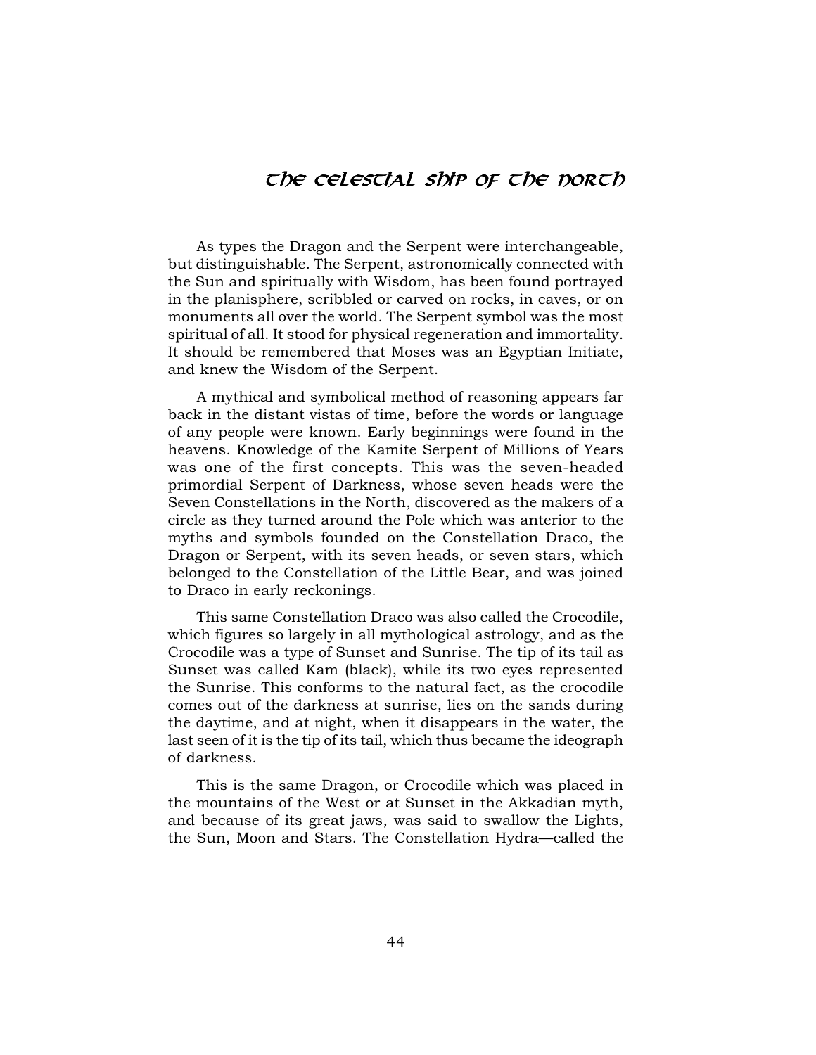# The Celestial Ship of the North

As types the Dragon and the Serpent were interchangeable, but distinguishable. The Serpent, astronomically connected with the Sun and spiritually with Wisdom, has been found portrayed in the planisphere, scribbled or carved on rocks, in caves, or on monuments all over the world. The Serpent symbol was the most spiritual of all. It stood for physical regeneration and immortality. It should be remembered that Moses was an Egyptian Initiate, and knew the Wisdom of the Serpent.

A mythical and symbolical method of reasoning appears far back in the distant vistas of time, before the words or language of any people were known. Early beginnings were found in the heavens. Knowledge of the Kamite Serpent of Millions of Years was one of the first concepts. This was the seven-headed primordial Serpent of Darkness, whose seven heads were the Seven Constellations in the North, discovered as the makers of a circle as they turned around the Pole which was anterior to the myths and symbols founded on the Constellation Draco, the Dragon or Serpent, with its seven heads, or seven stars, which belonged to the Constellation of the Little Bear, and was joined to Draco in early reckonings.

This same Constellation Draco was also called the Crocodile, which figures so largely in all mythological astrology, and as the Crocodile was a type of Sunset and Sunrise. The tip of its tail as Sunset was called Kam (black), while its two eyes represented the Sunrise. This conforms to the natural fact, as the crocodile comes out of the darkness at sunrise, lies on the sands during the daytime, and at night, when it disappears in the water, the last seen of it is the tip of its tail, which thus became the ideograph of darkness.

This is the same Dragon, or Crocodile which was placed in the mountains of the West or at Sunset in the Akkadian myth, and because of its great jaws, was said to swallow the Lights, the Sun, Moon and Stars. The Constellation Hydra—called the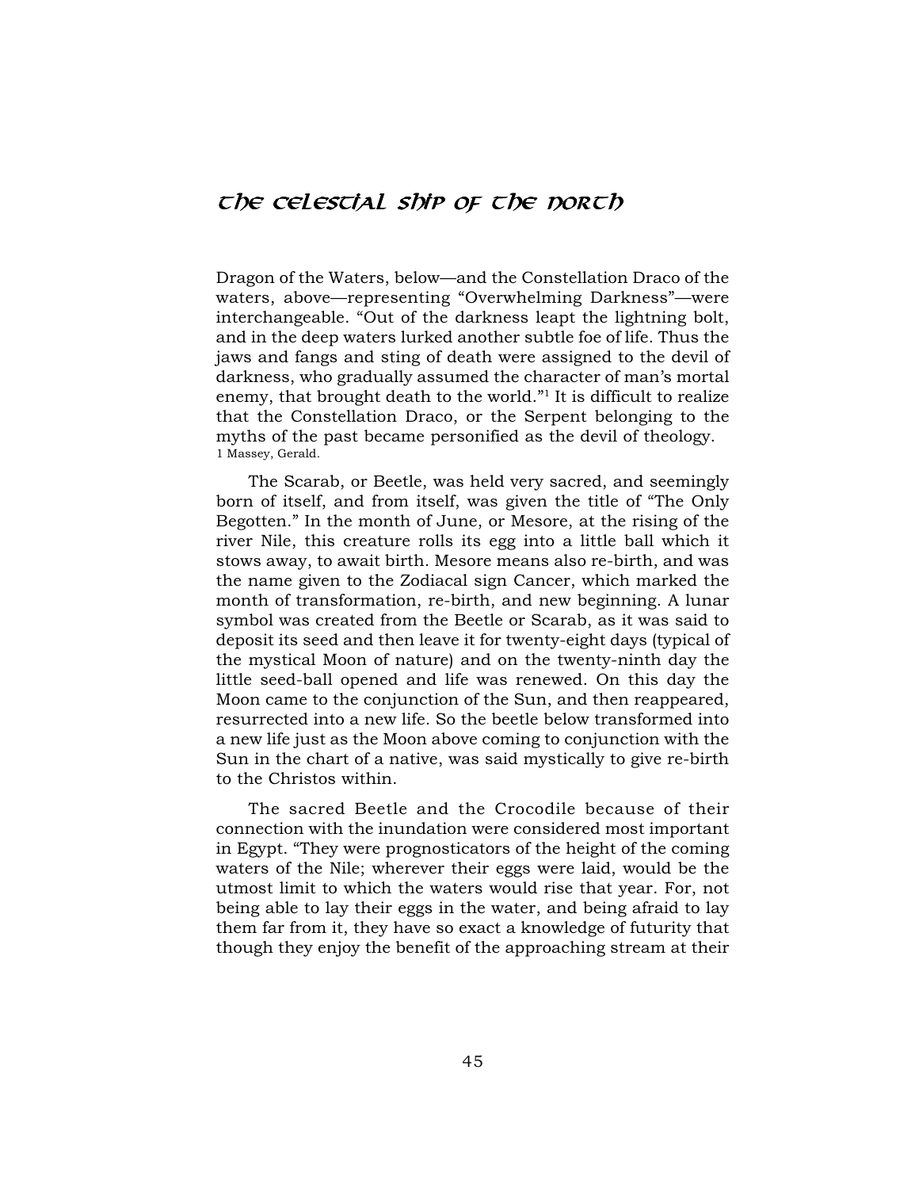Dragon of the Waters, below—and the Constellation Draco of the waters, above—representing "Overwhelming Darkness"—were interchangeable. "Out of the darkness leapt the lightning bolt, and in the deep waters lurked another subtle foe of life. Thus the jaws and fangs and sting of death were assigned to the devil of darkness, who gradually assumed the character of man's mortal enemy, that brought death to the world."[1] It is difficult to realize that the Constellation Draco, or the Serpent belonging to the myths of the past became personified as the devil of theology.

1 Massey, Gerald.

The Scarab, or Beetle, was held very sacred, and seemingly born of itself, and from itself, was given the title of "The Only Begotten." In the month of June, or Mesore, at the rising of the river Nile, this creature rolls its egg into a little ball which it stows away, to await birth. Mesore means also re-birth, and was the name given to the Zodiacal sign Cancer, which marked the month of transformation, re-birth, and new beginning. A lunar symbol was created from the Beetle or Scarab, as it was said to deposit its seed and then leave it for twenty-eight days (typical of the mystical Moon of nature) and on the twenty-ninth day the little seed-ball opened and life was renewed. On this day the Moon came to the conjunction of the Sun, and then reappeared, resurrected into a new life. So the beetle below transformed into a new life just as the Moon above coming to conjunction with the Sun in the chart of a native, was said mystically to give re-birth to the Christos within.

The sacred Beetle and the Crocodile because of their connection with the inundation were considered most important in Egypt. "They were prognosticators of the height of the coming waters of the Nile; wherever their eggs were laid, would be the utmost limit to which the waters would rise that year. For, not being able to lay their eggs in the water, and being afraid to lay them far from it, they have so exact a knowledge of futurity that though they enjoy the benefit of the approaching stream at their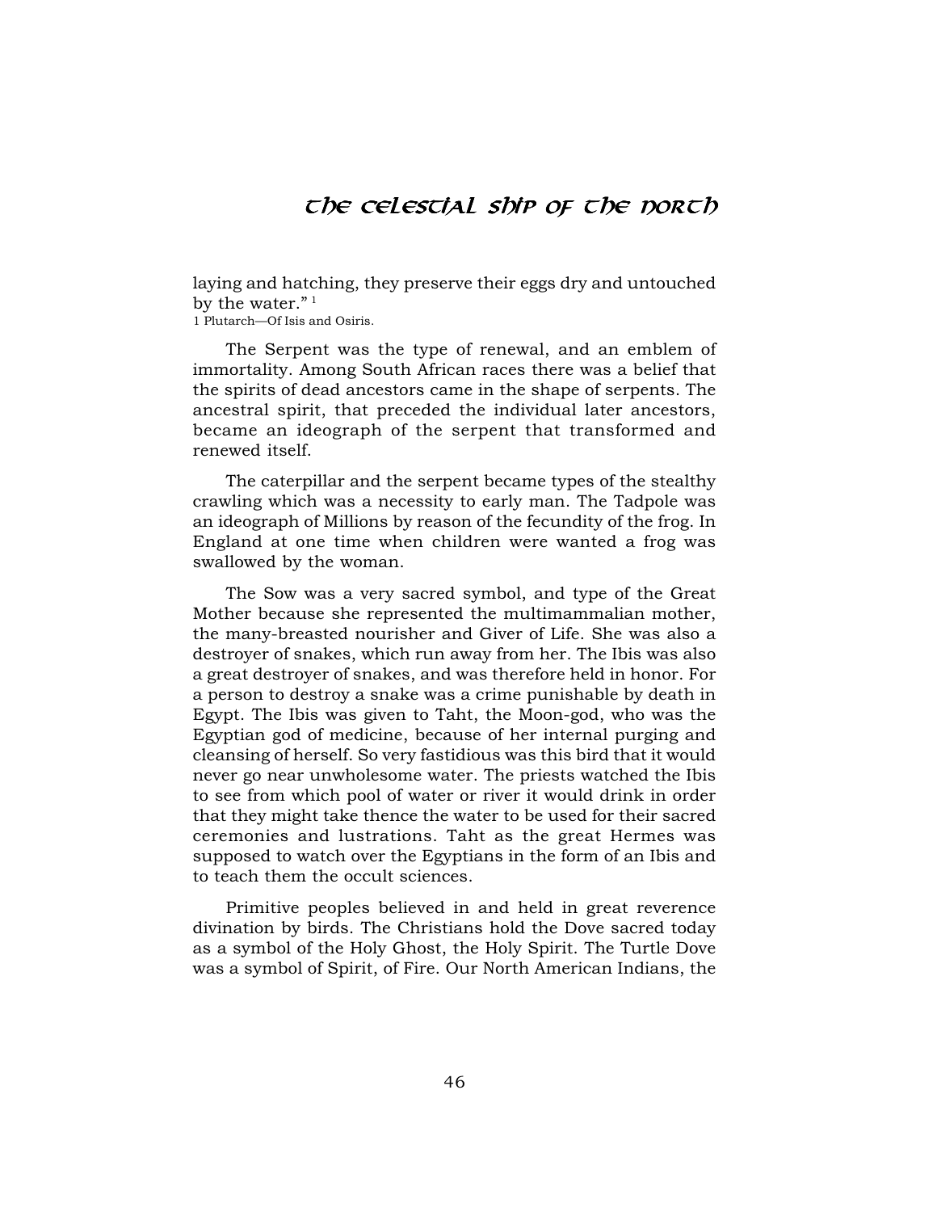laying and hatching, they preserve their eggs dry and untouched by the water."[1]

1 Plutarch—Of Isis and Osiris.

The Serpent was the type of renewal, and an emblem of immortality. Among South African races there was a belief that the spirits of dead ancestors came in the shape of serpents. The ancestral spirit, that preceded the individual later ancestors, became an ideograph of the serpent that transformed and renewed itself.

The caterpillar and the serpent became types of the stealthy crawling which was a necessity to early man. The Tadpole was an ideograph of Millions by reason of the fecundity of the frog. In England at one time when children were wanted a frog was swallowed by the woman.

The Sow was a very sacred symbol, and type of the Great Mother because she represented the multimammalian mother, the many-breasted nourisher and Giver of Life. She was also a destroyer of snakes, which run away from her. The Ibis was also a great destroyer of snakes, and was therefore held in honor. For a person to destroy a snake was a crime punishable by death in Egypt. The Ibis was given to Taht, the Moon-god, who was the Egyptian god of medicine, because of her internal purging and cleansing of herself. So very fastidious was this bird that it would never go near unwholesome water. The priests watched the Ibis to see from which pool of water or river it would drink in order that they might take thence the water to be used for their sacred ceremonies and lustrations. Taht as the great Hermes was supposed to watch over the Egyptians in the form of an Ibis and to teach them the occult sciences.

Primitive peoples believed in and held in great reverence divination by birds. The Christians hold the Dove sacred today as a symbol of the Holy Ghost, the Holy Spirit. The Turtle Dove was a symbol of Spirit, of Fire. Our North American Indians, the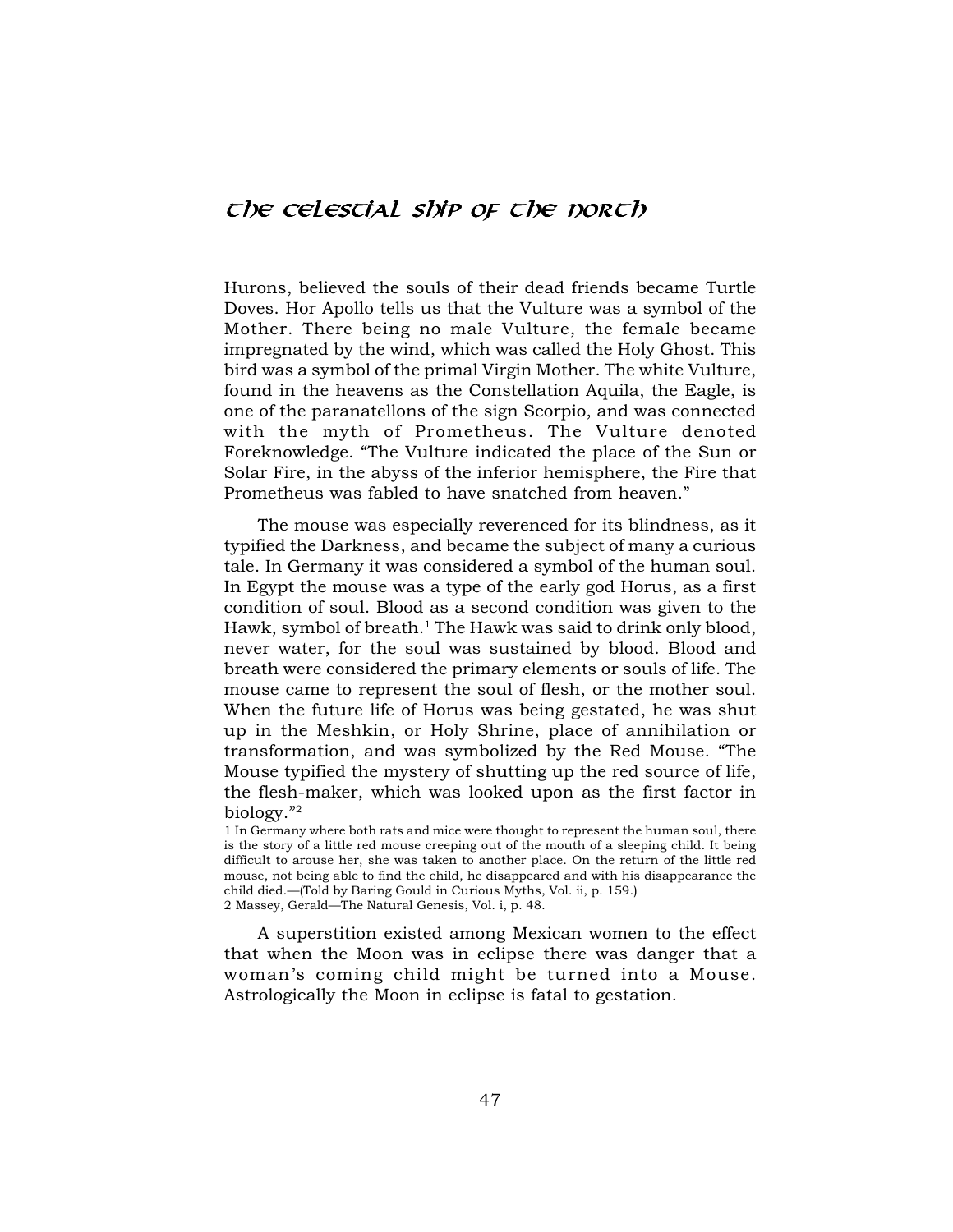Hurons, believed the souls of their dead friends became Turtle Doves. Hor Apollo tells us that the Vulture was a symbol of the Mother. There being no male Vulture, the female became impregnated by the wind, which was called the Holy Ghost. This bird was a symbol of the primal Virgin Mother. The white Vulture, found in the heavens as the Constellation Aquila, the Eagle, is one of the paranatellons of the sign Scorpio, and was connected with the myth of Prometheus. The Vulture denoted Foreknowledge. "The Vulture indicated the place of the Sun or Solar Fire, in the abyss of the inferior hemisphere, the Fire that Prometheus was fabled to have snatched from heaven."

The mouse was especially reverenced for its blindness, as it typified the Darkness, and became the subject of many a curious tale. In Germany it was considered a symbol of the human soul. In Egypt the mouse was a type of the early god Horus, as a first condition of soul. Blood as a second condition was given to the Hawk, symbol of breath.[1] The Hawk was said to drink only blood, never water, for the soul was sustained by blood. Blood and breath were considered the primary elements or souls of life. The mouse came to represent the soul of flesh, or the mother soul. When the future life of Horus was being gestated, he was shut up in the Meshkin, or Holy Shrine, place of annihilation or transformation, and was symbolized by the Red Mouse. "The Mouse typified the mystery of shutting up the red source of life, the flesh-maker, which was looked upon as the first factor in biology."[2]

1 In Germany where both rats and mice were thought to represent the human soul, there is the story of a little red mouse creeping out of the mouth of a sleeping child. It being difficult to arouse her, she was taken to another place. On the return of the little red mouse, not being able to find the child, he disappeared and with his disappearance the child died.—(Told by Baring Gould in Curious Myths, Vol. ii, p. 159.)

2 Massey, Gerald—The Natural Genesis, Vol. i, p. 48.

A superstition existed among Mexican women to the effect that when the Moon was in eclipse there was danger that a woman's coming child might be turned into a Mouse. Astrologically the Moon in eclipse is fatal to gestation.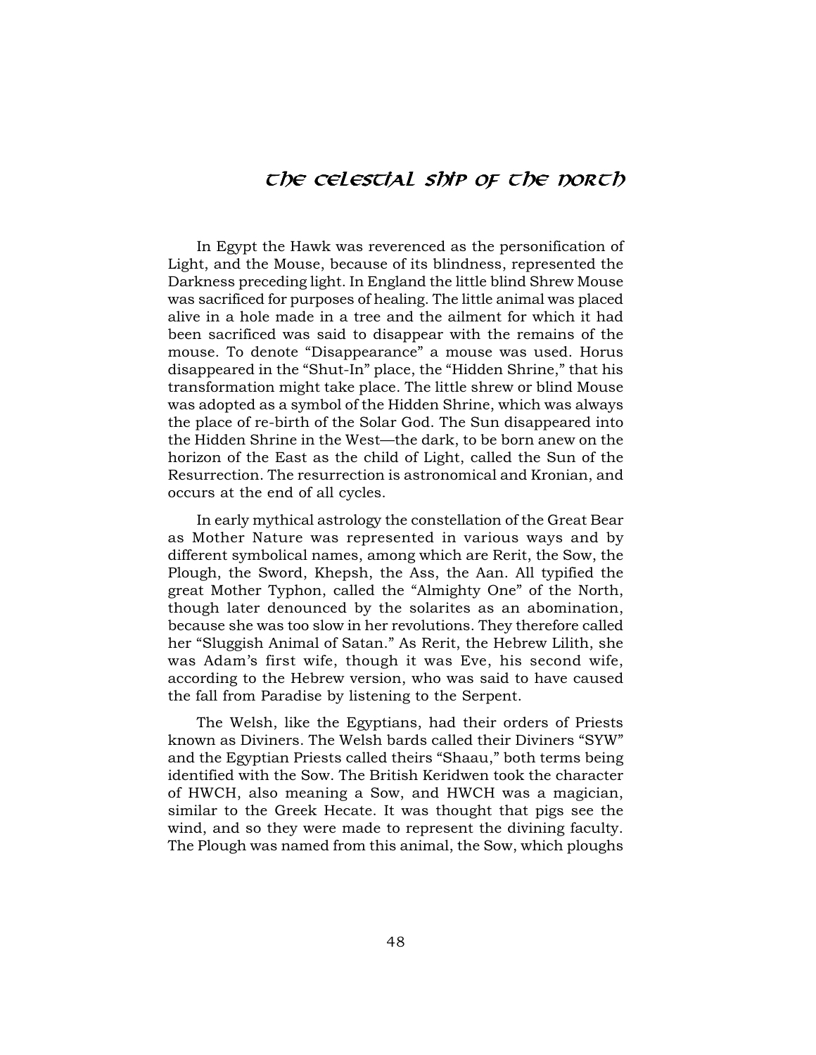In Egypt the Hawk was reverenced as the personification of Light, and the Mouse, because of its blindness, represented the Darkness preceding light. In England the little blind Shrew Mouse was sacrificed for purposes of healing. The little animal was placed alive in a hole made in a tree and the ailment for which it had been sacrificed was said to disappear with the remains of the mouse. To denote "Disappearance" a mouse was used. Horus disappeared in the "Shut-In" place, the "Hidden Shrine," that his transformation might take place. The little shrew or blind Mouse was adopted as a symbol of the Hidden Shrine, which was always the place of re-birth of the Solar God. The Sun disappeared into the Hidden Shrine in the West—the dark, to be born anew on the horizon of the East as the child of Light, called the Sun of the Resurrection. The resurrection is astronomical and Kronian, and occurs at the end of all cycles.

In early mythical astrology the constellation of the Great Bear as Mother Nature was represented in various ways and by different symbolical names, among which are Rerit, the Sow, the Plough, the Sword, Khepsh, the Ass, the Aan. All typified the great Mother Typhon, called the "Almighty One" of the North, though later denounced by the solarites as an abomination, because she was too slow in her revolutions. They therefore called her "Sluggish Animal of Satan." As Rerit, the Hebrew Lilith, she was Adam's first wife, though it was Eve, his second wife, according to the Hebrew version, who was said to have caused the fall from Paradise by listening to the Serpent.

The Welsh, like the Egyptians, had their orders of Priests known as Diviners. The Welsh bards called their Diviners "SYW" and the Egyptian Priests called theirs "Shaau," both terms being identified with the Sow. The British Keridwen took the character of HWCH, also meaning a Sow, and HWCH was a magician, similar to the Greek Hecate. It was thought that pigs see the wind, and so they were made to represent the divining faculty. The Plough was named from this animal, the Sow, which ploughs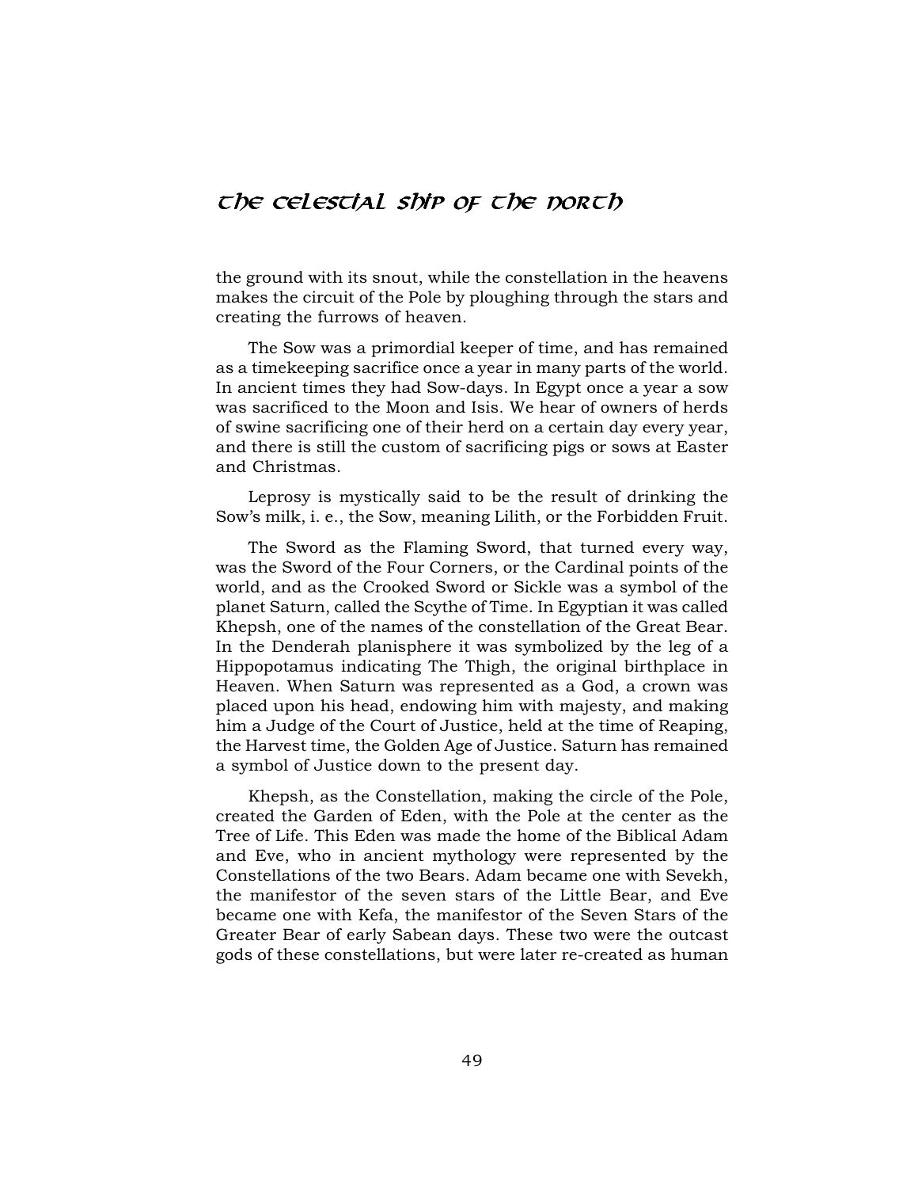the ground with its snout, while the constellation in the heavens makes the circuit of the Pole by ploughing through the stars and creating the furrows of heaven.

The Sow was a primordial keeper of time, and has remained as a timekeeping sacrifice once a year in many parts of the world. In ancient times they had Sow-days. In Egypt once a year a sow was sacrificed to the Moon and Isis. We hear of owners of herds of swine sacrificing one of their herd on a certain day every year, and there is still the custom of sacrificing pigs or sows at Easter and Christmas.

Leprosy is mystically said to be the result of drinking the Sow's milk, i. e., the Sow, meaning Lilith, or the Forbidden Fruit.

The Sword as the Flaming Sword, that turned every way, was the Sword of the Four Corners, or the Cardinal points of the world, and as the Crooked Sword or Sickle was a symbol of the planet Saturn, called the Scythe of Time. In Egyptian it was called Khepsh, one of the names of the constellation of the Great Bear. In the Denderah planisphere it was symbolized by the leg of a Hippopotamus indicating The Thigh, the original birthplace in Heaven. When Saturn was represented as a God, a crown was placed upon his head, endowing him with majesty, and making him a Judge of the Court of Justice, held at the time of Reaping, the Harvest time, the Golden Age of Justice. Saturn has remained a symbol of Justice down to the present day.

Khepsh, as the Constellation, making the circle of the Pole, created the Garden of Eden, with the Pole at the center as the Tree of Life. This Eden was made the home of the Biblical Adam and Eve, who in ancient mythology were represented by the Constellations of the two Bears. Adam became one with Sevekh, the manifestor of the seven stars of the Little Bear, and Eve became one with Kefa, the manifestor of the Seven Stars of the Greater Bear of early Sabean days. These two were the outcast gods of these constellations, but were later re-created as human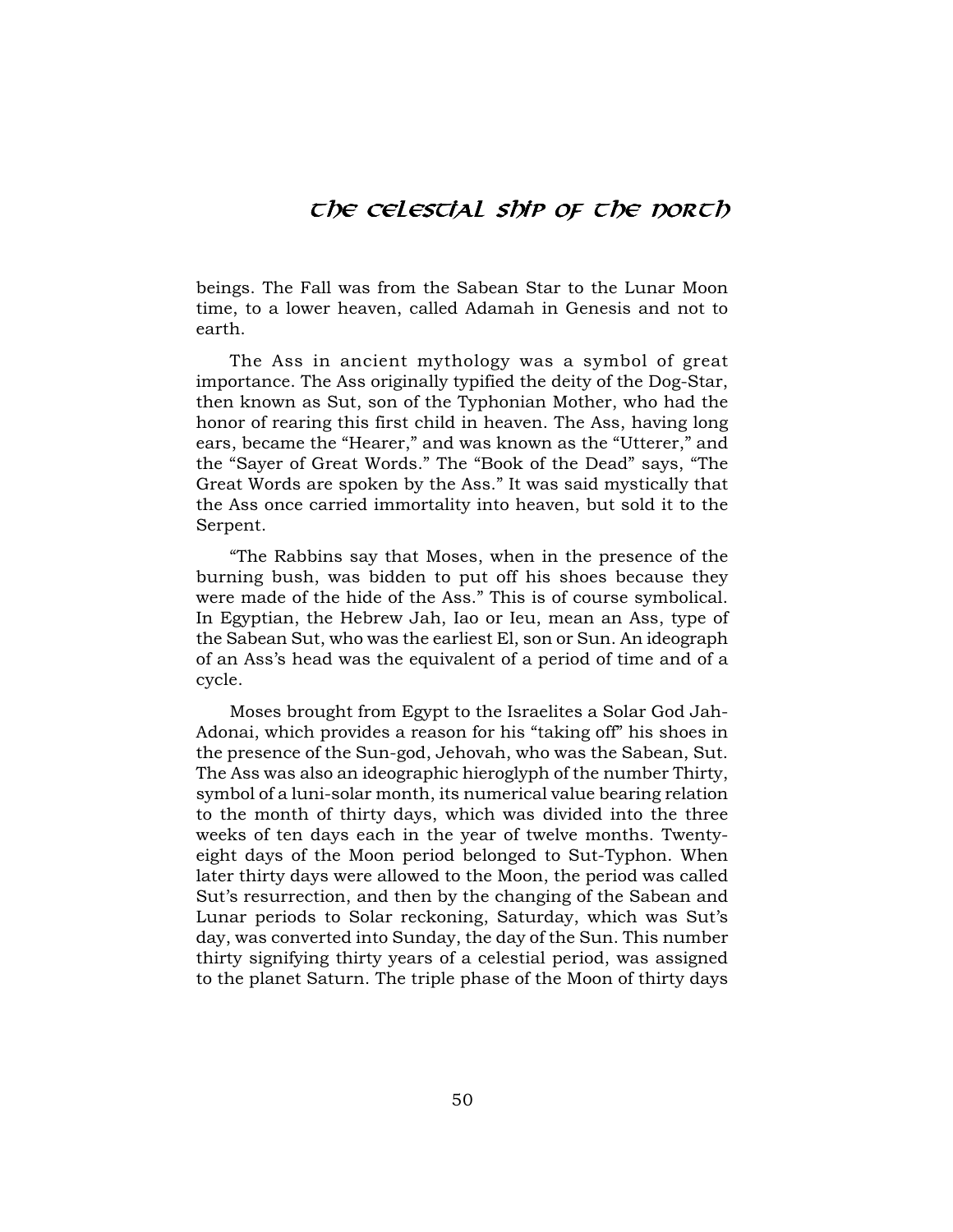beings. The Fall was from the Sabean Star to the Lunar Moon time, to a lower heaven, called Adamah in Genesis and not to earth.

The Ass in ancient mythology was a symbol of great importance. The Ass originally typified the deity of the Dog-Star, then known as Sut, son of the Typhonian Mother, who had the honor of rearing this first child in heaven. The Ass, having long ears, became the "Hearer," and was known as the "Utterer," and the "Sayer of Great Words." The "Book of the Dead" says, "The Great Words are spoken by the Ass." It was said mystically that the Ass once carried immortality into heaven, but sold it to the Serpent.

"The Rabbins say that Moses, when in the presence of the burning bush, was bidden to put off his shoes because they were made of the hide of the Ass." This is of course symbolical. In Egyptian, the Hebrew Jah, Iao or Ieu, mean an Ass, type of the Sabean Sut, who was the earliest El, son or Sun. An ideograph of an Ass's head was the equivalent of a period of time and of a cycle.

Moses brought from Egypt to the Israelites a Solar God Jah-Adonai, which provides a reason for his "taking off" his shoes in the presence of the Sun-god, Jehovah, who was the Sabean, Sut. The Ass was also an ideographic hieroglyph of the number Thirty, symbol of a luni-solar month, its numerical value bearing relation to the month of thirty days, which was divided into the three weeks of ten days each in the year of twelve months. Twenty-eight days of the Moon period belonged to Sut-Typhon. When later thirty days were allowed to the Moon, the period was called Sut's resurrection, and then by the changing of the Sabean and Lunar periods to Solar reckoning, Saturday, which was Sut's day, was converted into Sunday, the day of the Sun. This number thirty signifying thirty years of a celestial period, was assigned to the planet Saturn. The triple phase of the Moon of thirty days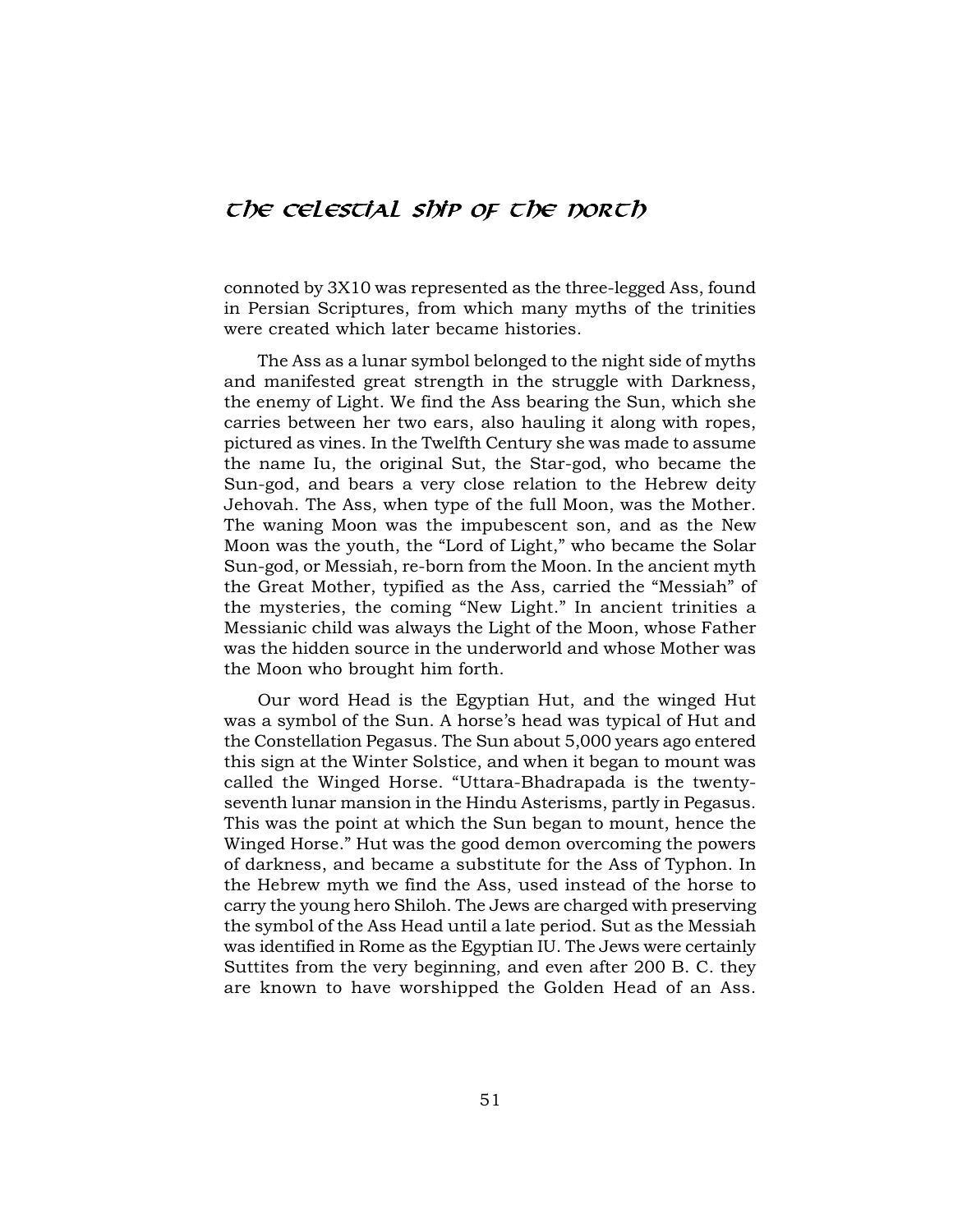connoted by 3X10 was represented as the three-legged Ass, found in Persian Scriptures, from which many myths of the trinities were created which later became histories.

The Ass as a lunar symbol belonged to the night side of myths and manifested great strength in the struggle with Darkness, the enemy of Light. We find the Ass bearing the Sun, which she carries between her two ears, also hauling it along with ropes, pictured as vines. In the Twelfth Century she was made to assume the name Iu, the original Sut, the Star-god, who became the Sun-god, and bears a very close relation to the Hebrew deity Jehovah. The Ass, when type of the full Moon, was the Mother. The waning Moon was the impubescent son, and as the New Moon was the youth, the "Lord of Light," who became the Solar Sun-god, or Messiah, re-born from the Moon. In the ancient myth the Great Mother, typified as the Ass, carried the "Messiah" of the mysteries, the coming "New Light." In ancient trinities a Messianic child was always the Light of the Moon, whose Father was the hidden source in the underworld and whose Mother was the Moon who brought him forth.

Our word Head is the Egyptian Hut, and the winged Hut was a symbol of the Sun. A horse's head was typical of Hut and the Constellation Pegasus. The Sun about 5,000 years ago entered this sign at the Winter Solstice, and when it began to mount was called the Winged Horse. "Uttara-Bhadrapada is the twenty-seventh lunar mansion in the Hindu Asterisms, partly in Pegasus. This was the point at which the Sun began to mount, hence the Winged Horse." Hut was the good demon overcoming the powers of darkness, and became a substitute for the Ass of Typhon. In the Hebrew myth we find the Ass, used instead of the horse to carry the young hero Shiloh. The Jews are charged with preserving the symbol of the Ass Head until a late period. Sut as the Messiah was identified in Rome as the Egyptian IU. The Jews were certainly Suttites from the very beginning, and even after 200 B. C. they are known to have worshipped the Golden Head of an Ass.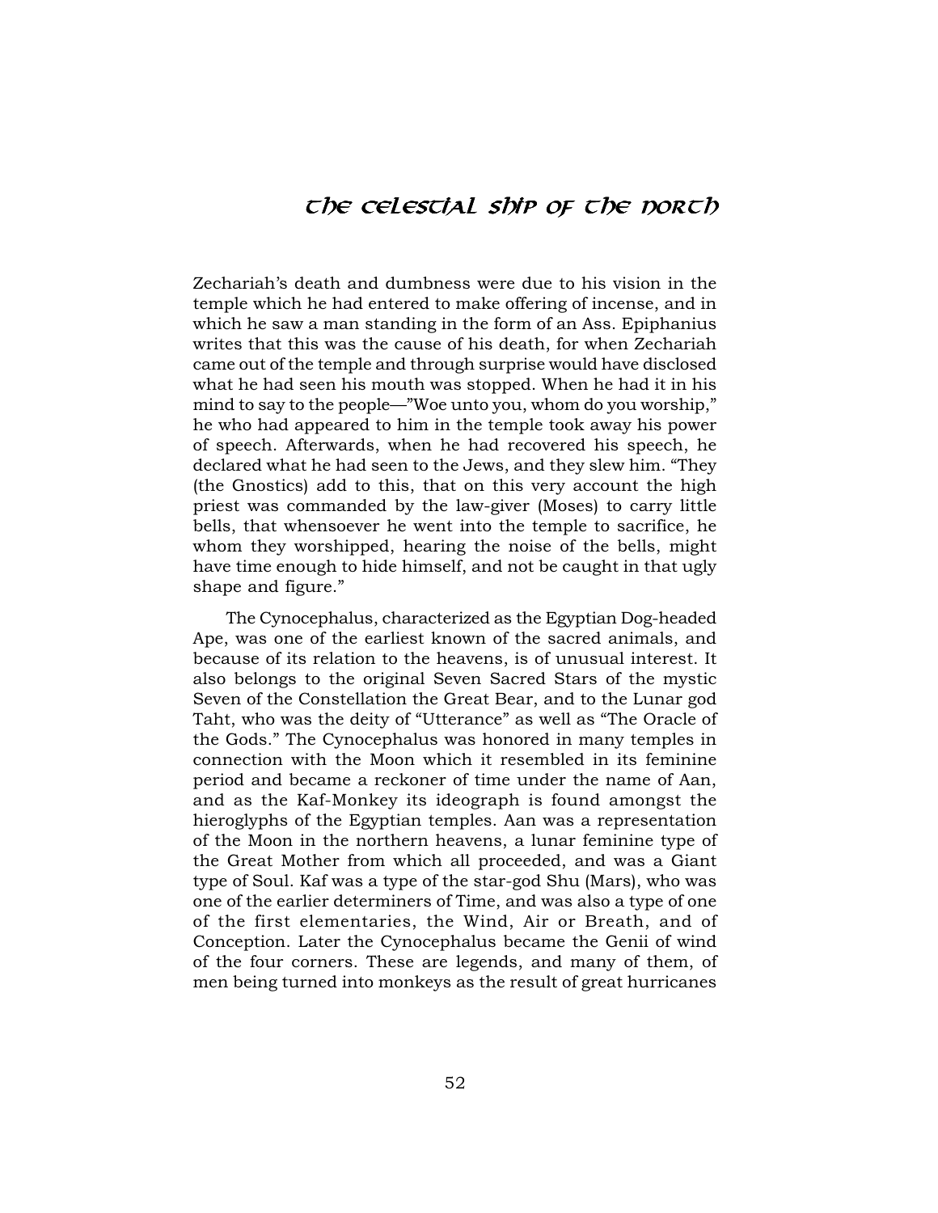Zechariah's death and dumbness were due to his vision in the temple which he had entered to make offering of incense, and in which he saw a man standing in the form of an Ass. Epiphanius writes that this was the cause of his death, for when Zechariah came out of the temple and through surprise would have disclosed what he had seen his mouth was stopped. When he had it in his mind to say to the people—"Woe unto you, whom do you worship," he who had appeared to him in the temple took away his power of speech. Afterwards, when he had recovered his speech, he declared what he had seen to the Jews, and they slew him. "They (the Gnostics) add to this, that on this very account the high priest was commanded by the law-giver (Moses) to carry little bells, that whensoever he went into the temple to sacrifice, he whom they worshipped, hearing the noise of the bells, might have time enough to hide himself, and not be caught in that ugly shape and figure."

The Cynocephalus, characterized as the Egyptian Dog-headed Ape, was one of the earliest known of the sacred animals, and because of its relation to the heavens, is of unusual interest. It also belongs to the original Seven Sacred Stars of the mystic Seven of the Constellation the Great Bear, and to the Lunar god Taht, who was the deity of "Utterance" as well as "The Oracle of the Gods." The Cynocephalus was honored in many temples in connection with the Moon which it resembled in its feminine period and became a reckoner of time under the name of Aan, and as the Kaf-Monkey its ideograph is found amongst the hieroglyphs of the Egyptian temples. Aan was a representation of the Moon in the northern heavens, a lunar feminine type of the Great Mother from which all proceeded, and was a Giant type of Soul. Kaf was a type of the star-god Shu (Mars), who was one of the earlier determiners of Time, and was also a type of one of the first elementaries, the Wind, Air or Breath, and of Conception. Later the Cynocephalus became the Genii of wind of the four corners. These are legends, and many of them, of men being turned into monkeys as the result of great hurricanes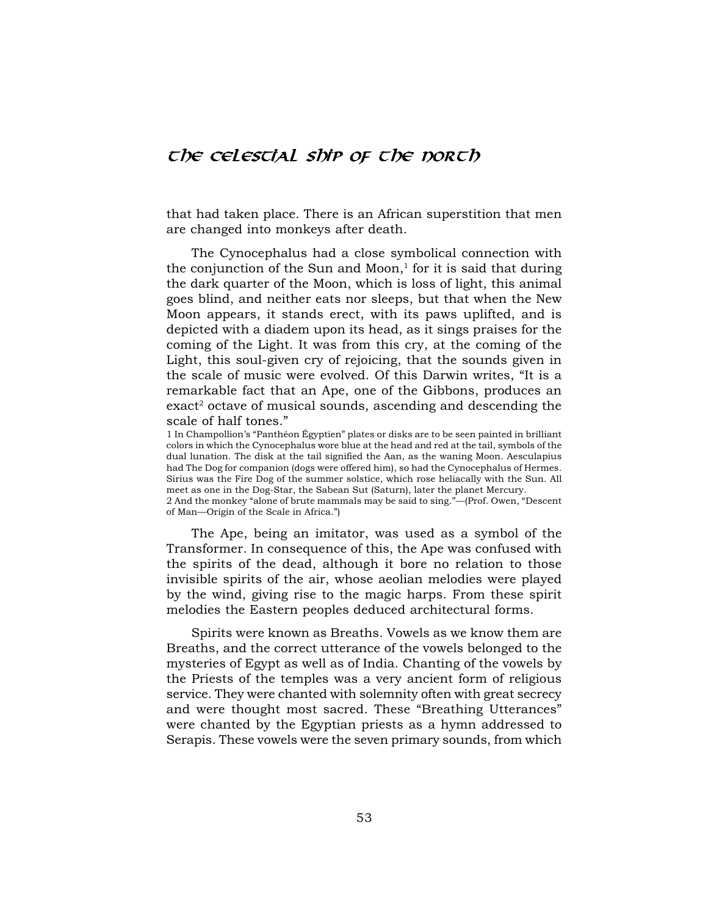that had taken place. There is an African superstition that men are changed into monkeys after death.

The Cynocephalus had a close symbolical connection with the conjunction of the Sun and Moon,[1] for it is said that during the dark quarter of the Moon, which is loss of light, this animal goes blind, and neither eats nor sleeps, but that when the New Moon appears, it stands erect, with its paws uplifted, and is depicted with a diadem upon its head, as it sings praises for the coming of the Light. It was from this cry, at the coming of the Light, this soul-given cry of rejoicing, that the sounds given in the scale of music were evolved. Of this Darwin writes, "It is a remarkable fact that an Ape, one of the Gibbons, produces an exact[2] octave of musical sounds, ascending and descending the scale of half tones."

1 In Champollion's "Panthéon Égyptien" plates or disks are to be seen painted in brilliant colors in which the Cynocephalus wore blue at the head and red at the tail, symbols of the dual lunation. The disk at the tail signified the Aan, as the waning Moon. Aesculapius had The Dog for companion (dogs were offered him), so had the Cynocephalus of Hermes. Sirius was the Fire Dog of the summer solstice, which rose heliacally with the Sun. All meet as one in the Dog-Star, the Sabean Sut (Saturn), later the planet Mercury.

2 And the monkey "alone of brute mammals may be said to sing."—(Prof. Owen, "Descent of Man—Origin of the Scale in Africa.")

The Ape, being an imitator, was used as a symbol of the Transformer. In consequence of this, the Ape was confused with the spirits of the dead, although it bore no relation to those invisible spirits of the air, whose aeolian melodies were played by the wind, giving rise to the magic harps. From these spirit melodies the Eastern peoples deduced architectural forms.

Spirits were known as Breaths. Vowels as we know them are Breaths, and the correct utterance of the vowels belonged to the mysteries of Egypt as well as of India. Chanting of the vowels by the Priests of the temples was a very ancient form of religious service. They were chanted with solemnity often with great secrecy and were thought most sacred. These "Breathing Utterances" were chanted by the Egyptian priests as a hymn addressed to Serapis. These vowels were the seven primary sounds, from which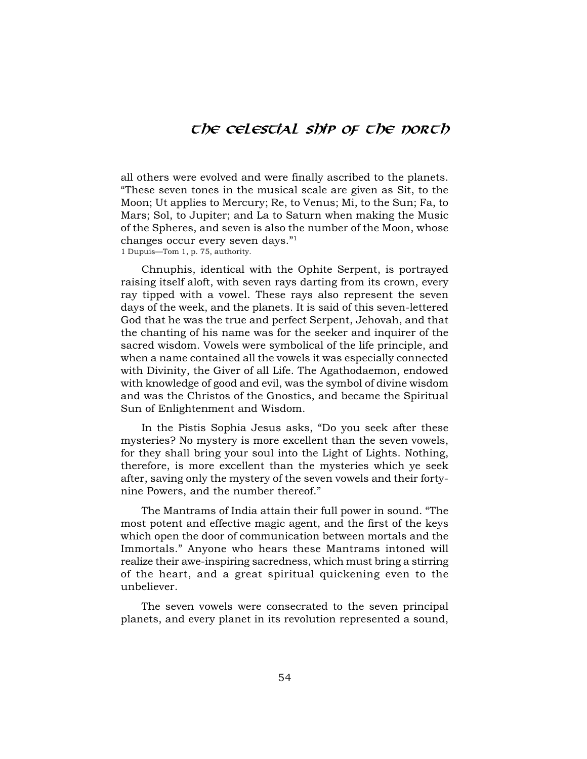all others were evolved and were finally ascribed to the planets. "These seven tones in the musical scale are given as Sit, to the Moon; Ut applies to Mercury; Re, to Venus; Mi, to the Sun; Fa, to Mars; Sol, to Jupiter; and La to Saturn when making the Music of the Spheres, and seven is also the number of the Moon, whose changes occur every seven days."[1]

1 Dupuis—Tom 1, p. 75, authority.

Chnuphis, identical with the Ophite Serpent, is portrayed raising itself aloft, with seven rays darting from its crown, every ray tipped with a vowel. These rays also represent the seven days of the week, and the planets. It is said of this seven-lettered God that he was the true and perfect Serpent, Jehovah, and that the chanting of his name was for the seeker and inquirer of the sacred wisdom. Vowels were symbolical of the life principle, and when a name contained all the vowels it was especially connected with Divinity, the Giver of all Life. The Agathodaemon, endowed with knowledge of good and evil, was the symbol of divine wisdom and was the Christos of the Gnostics, and became the Spiritual Sun of Enlightenment and Wisdom.

In the Pistis Sophia Jesus asks, "Do you seek after these mysteries? No mystery is more excellent than the seven vowels, for they shall bring your soul into the Light of Lights. Nothing, therefore, is more excellent than the mysteries which ye seek after, saving only the mystery of the seven vowels and their forty-nine Powers, and the number thereof."

The Mantrams of India attain their full power in sound. "The most potent and effective magic agent, and the first of the keys which open the door of communication between mortals and the Immortals." Anyone who hears these Mantrams intoned will realize their awe-inspiring sacredness, which must bring a stirring of the heart, and a great spiritual quickening even to the unbeliever.

The seven vowels were consecrated to the seven principal planets, and every planet in its revolution represented a sound,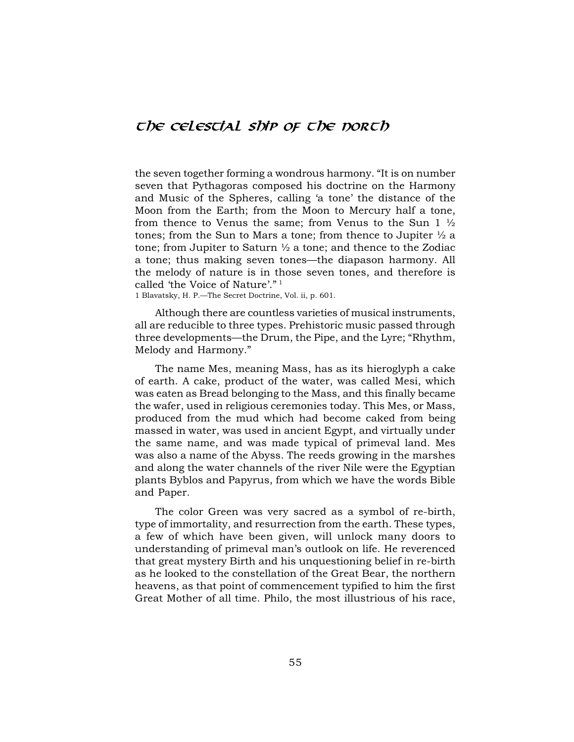the seven together forming a wondrous harmony. "It is on number seven that Pythagoras composed his doctrine on the Harmony and Music of the Spheres, calling 'a tone' the distance of the Moon from the Earth; from the Moon to Mercury half a tone, from thence to Venus the same; from Venus to the Sun 1 ½ tones; from the Sun to Mars a tone; from thence to Jupiter ½ a tone; from Jupiter to Saturn ½ a tone; and thence to the Zodiac a tone; thus making seven tones—the diapason harmony. All the melody of nature is in those seven tones, and therefore is called 'the Voice of Nature'." [1]

1 Blavatsky, H. P.—The Secret Doctrine, Vol. ii, p. 601.

Although there are countless varieties of musical instruments, all are reducible to three types. Prehistoric music passed through three developments—the Drum, the Pipe, and the Lyre; "Rhythm, Melody and Harmony."

The name Mes, meaning Mass, has as its hieroglyph a cake of earth. A cake, product of the water, was called Mesi, which was eaten as Bread belonging to the Mass, and this finally became the wafer, used in religious ceremonies today. This Mes, or Mass, produced from the mud which had become caked from being massed in water, was used in ancient Egypt, and virtually under the same name, and was made typical of primeval land. Mes was also a name of the Abyss. The reeds growing in the marshes and along the water channels of the river Nile were the Egyptian plants Byblos and Papyrus, from which we have the words Bible and Paper.

The color Green was very sacred as a symbol of re-birth, type of immortality, and resurrection from the earth. These types, a few of which have been given, will unlock many doors to understanding of primeval man's outlook on life. He reverenced that great mystery Birth and his unquestioning belief in re-birth as he looked to the constellation of the Great Bear, the northern heavens, as that point of commencement typified to him the first Great Mother of all time. Philo, the most illustrious of his race,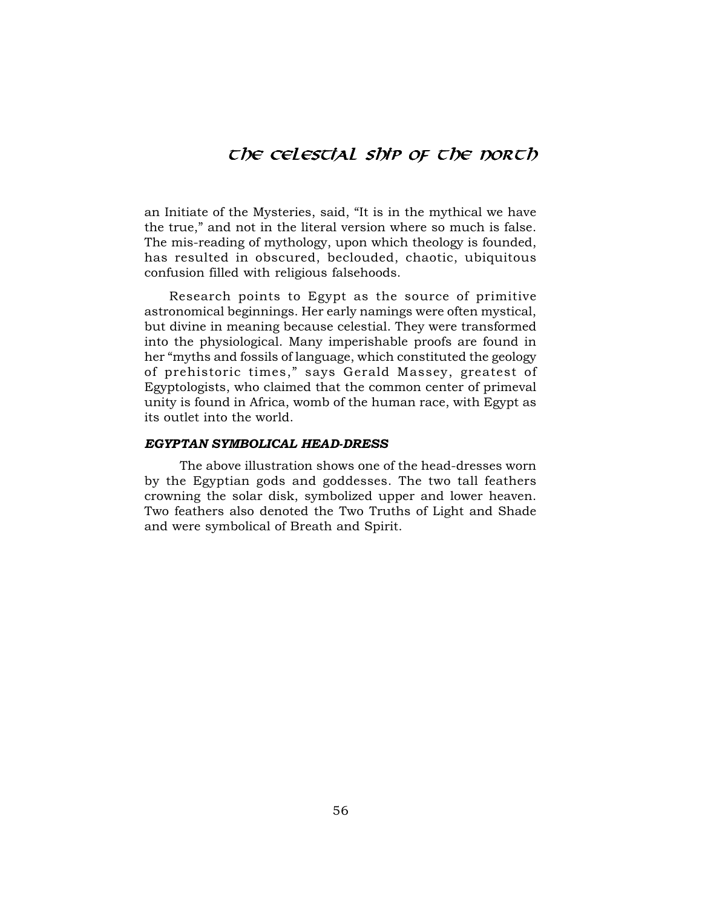an Initiate of the Mysteries, said, "It is in the mythical we have the true," and not in the literal version where so much is false. The mis-reading of mythology, upon which theology is founded, has resulted in obscured, beclouded, chaotic, ubiquitous confusion filled with religious falsehoods.

Research points to Egypt as the source of primitive astronomical beginnings. Her early namings were often mystical, but divine in meaning because celestial. They were transformed into the physiological. Many imperishable proofs are found in her "myths and fossils of language, which constituted the geology of prehistoric times," says Gerald Massey, greatest of Egyptologists, who claimed that the common center of primeval unity is found in Africa, womb of the human race, with Egypt as its outlet into the world.

***EGYPTAN SYMBOLICAL HEAD-DRESS***

The above illustration shows one of the head-dresses worn by the Egyptian gods and goddesses. The two tall feathers crowning the solar disk, symbolized upper and lower heaven. Two feathers also denoted the Two Truths of Light and Shade and were symbolical of Breath and Spirit.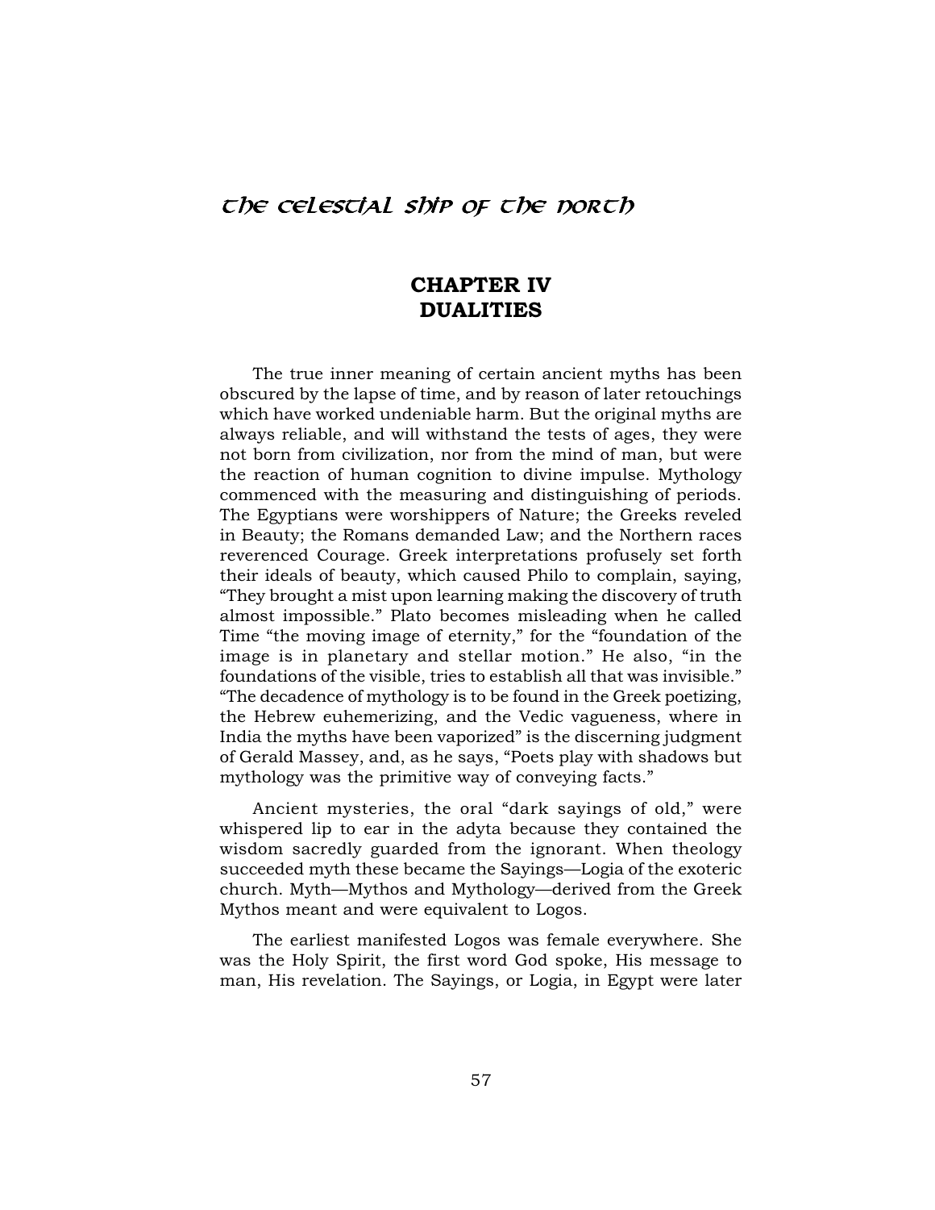# CHAPTER IV
# DUALITIES

The true inner meaning of certain ancient myths has been obscured by the lapse of time, and by reason of later retouchings which have worked undeniable harm. But the original myths are always reliable, and will withstand the tests of ages, they were not born from civilization, nor from the mind of man, but were the reaction of human cognition to divine impulse. Mythology commenced with the measuring and distinguishing of periods. The Egyptians were worshippers of Nature; the Greeks reveled in Beauty; the Romans demanded Law; and the Northern races reverenced Courage. Greek interpretations profusely set forth their ideals of beauty, which caused Philo to complain, saying, "They brought a mist upon learning making the discovery of truth almost impossible." Plato becomes misleading when he called Time "the moving image of eternity," for the "foundation of the image is in planetary and stellar motion." He also, "in the foundations of the visible, tries to establish all that was invisible." "The decadence of mythology is to be found in the Greek poetizing, the Hebrew euhemerizing, and the Vedic vagueness, where in India the myths have been vaporized" is the discerning judgment of Gerald Massey, and, as he says, "Poets play with shadows but mythology was the primitive way of conveying facts."

Ancient mysteries, the oral "dark sayings of old," were whispered lip to ear in the adyta because they contained the wisdom sacredly guarded from the ignorant. When theology succeeded myth these became the Sayings—Logia of the exoteric church. Myth—Mythos and Mythology—derived from the Greek Mythos meant and were equivalent to Logos.

The earliest manifested Logos was female everywhere. She was the Holy Spirit, the first word God spoke, His message to man, His revelation. The Sayings, or Logia, in Egypt were later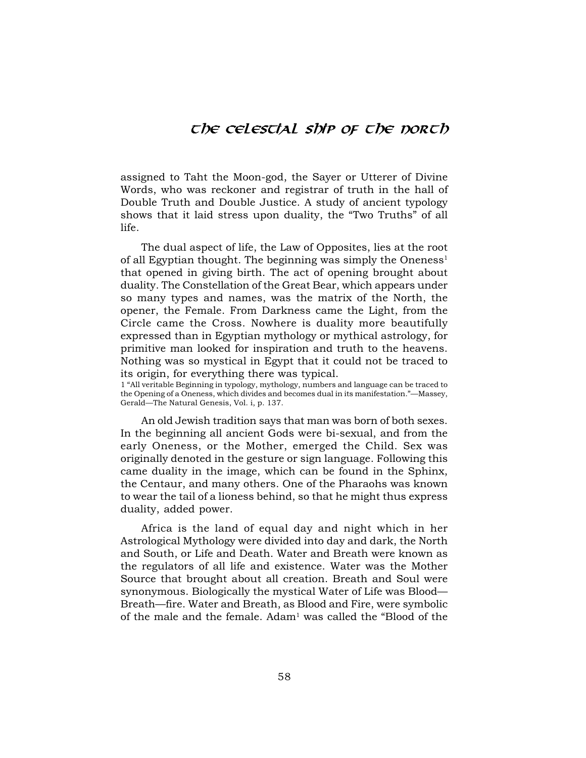assigned to Taht the Moon-god, the Sayer or Utterer of Divine Words, who was reckoner and registrar of truth in the hall of Double Truth and Double Justice. A study of ancient typology shows that it laid stress upon duality, the "Two Truths" of all life.

The dual aspect of life, the Law of Opposites, lies at the root of all Egyptian thought. The beginning was simply the Oneness[1] that opened in giving birth. The act of opening brought about duality. The Constellation of the Great Bear, which appears under so many types and names, was the matrix of the North, the opener, the Female. From Darkness came the Light, from the Circle came the Cross. Nowhere is duality more beautifully expressed than in Egyptian mythology or mythical astrology, for primitive man looked for inspiration and truth to the heavens. Nothing was so mystical in Egypt that it could not be traced to its origin, for everything there was typical.

1 "All veritable Beginning in typology, mythology, numbers and language can be traced to the Opening of a Oneness, which divides and becomes dual in its manifestation."—Massey, Gerald—The Natural Genesis, Vol. i, p. 137.

An old Jewish tradition says that man was born of both sexes. In the beginning all ancient Gods were bi-sexual, and from the early Oneness, or the Mother, emerged the Child. Sex was originally denoted in the gesture or sign language. Following this came duality in the image, which can be found in the Sphinx, the Centaur, and many others. One of the Pharaohs was known to wear the tail of a lioness behind, so that he might thus express duality, added power.

Africa is the land of equal day and night which in her Astrological Mythology were divided into day and dark, the North and South, or Life and Death. Water and Breath were known as the regulators of all life and existence. Water was the Mother Source that brought about all creation. Breath and Soul were synonymous. Biologically the mystical Water of Life was Blood—Breath—fire. Water and Breath, as Blood and Fire, were symbolic of the male and the female. Adam[1] was called the "Blood of the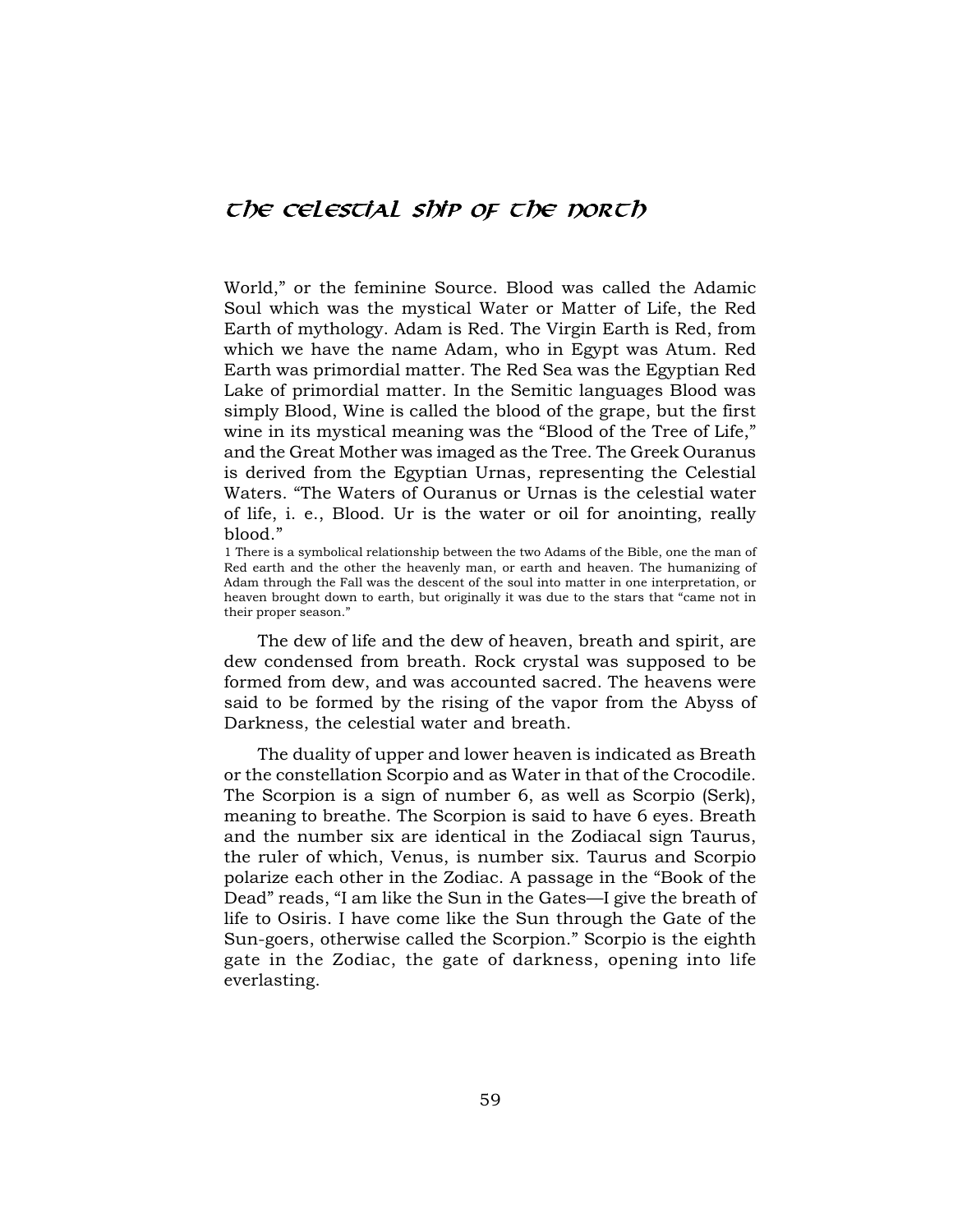World," or the feminine Source. Blood was called the Adamic Soul which was the mystical Water or Matter of Life, the Red Earth of mythology. Adam is Red. The Virgin Earth is Red, from which we have the name Adam, who in Egypt was Atum. Red Earth was primordial matter. The Red Sea was the Egyptian Red Lake of primordial matter. In the Semitic languages Blood was simply Blood, Wine is called the blood of the grape, but the first wine in its mystical meaning was the "Blood of the Tree of Life," and the Great Mother was imaged as the Tree. The Greek Ouranus is derived from the Egyptian Urnas, representing the Celestial Waters. "The Waters of Ouranus or Urnas is the celestial water of life, i. e., Blood. Ur is the water or oil for anointing, really blood."

1 There is a symbolical relationship between the two Adams of the Bible, one the man of Red earth and the other the heavenly man, or earth and heaven. The humanizing of Adam through the Fall was the descent of the soul into matter in one interpretation, or heaven brought down to earth, but originally it was due to the stars that "came not in their proper season."

The dew of life and the dew of heaven, breath and spirit, are dew condensed from breath. Rock crystal was supposed to be formed from dew, and was accounted sacred. The heavens were said to be formed by the rising of the vapor from the Abyss of Darkness, the celestial water and breath.

The duality of upper and lower heaven is indicated as Breath or the constellation Scorpio and as Water in that of the Crocodile. The Scorpion is a sign of number 6, as well as Scorpio (Serk), meaning to breathe. The Scorpion is said to have 6 eyes. Breath and the number six are identical in the Zodiacal sign Taurus, the ruler of which, Venus, is number six. Taurus and Scorpio polarize each other in the Zodiac. A passage in the "Book of the Dead" reads, "I am like the Sun in the Gates—I give the breath of life to Osiris. I have come like the Sun through the Gate of the Sun-goers, otherwise called the Scorpion." Scorpio is the eighth gate in the Zodiac, the gate of darkness, opening into life everlasting.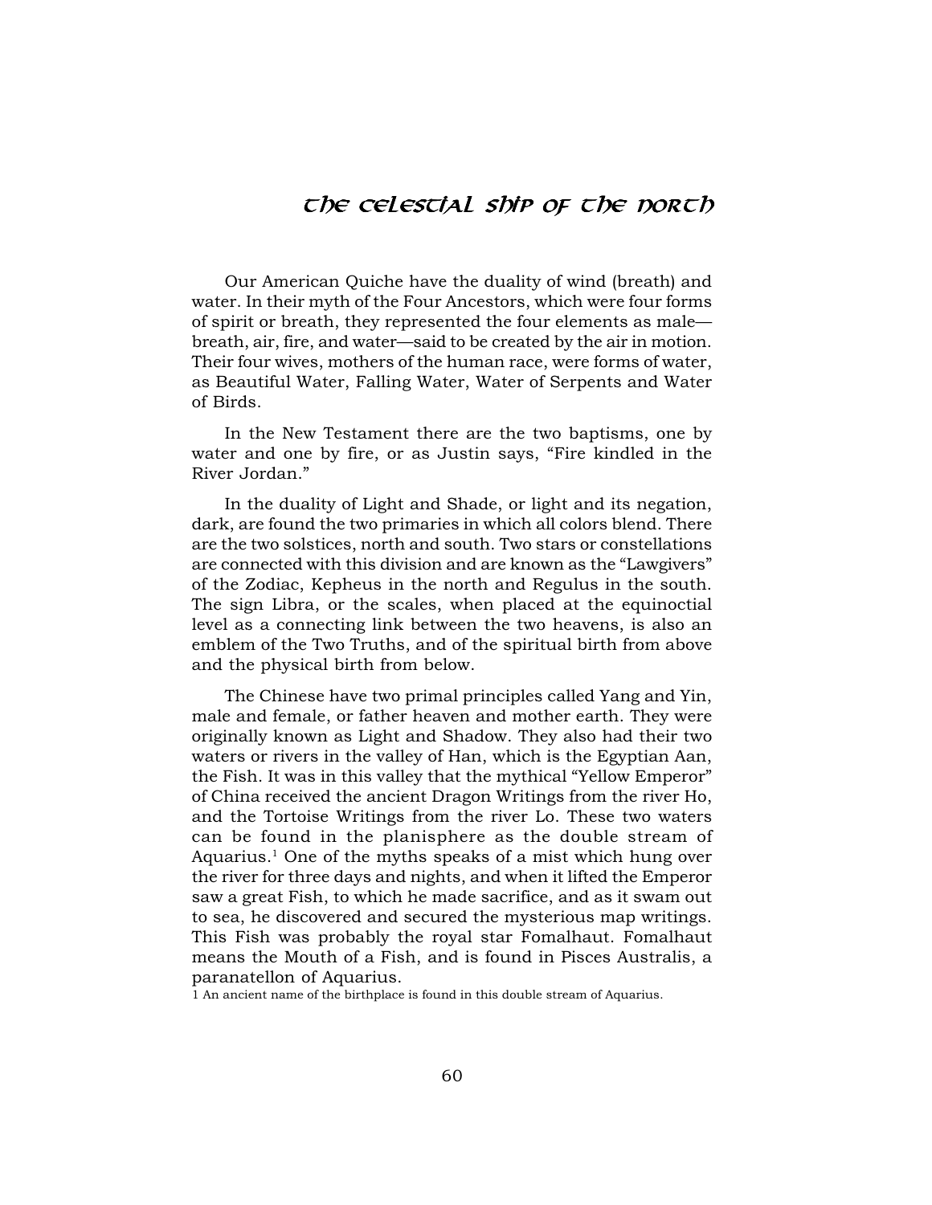Our American Quiche have the duality of wind (breath) and water. In their myth of the Four Ancestors, which were four forms of spirit or breath, they represented the four elements as male—breath, air, fire, and water—said to be created by the air in motion. Their four wives, mothers of the human race, were forms of water, as Beautiful Water, Falling Water, Water of Serpents and Water of Birds.

In the New Testament there are the two baptisms, one by water and one by fire, or as Justin says, "Fire kindled in the River Jordan."

In the duality of Light and Shade, or light and its negation, dark, are found the two primaries in which all colors blend. There are the two solstices, north and south. Two stars or constellations are connected with this division and are known as the "Lawgivers" of the Zodiac, Kepheus in the north and Regulus in the south. The sign Libra, or the scales, when placed at the equinoctial level as a connecting link between the two heavens, is also an emblem of the Two Truths, and of the spiritual birth from above and the physical birth from below.

The Chinese have two primal principles called Yang and Yin, male and female, or father heaven and mother earth. They were originally known as Light and Shadow. They also had their two waters or rivers in the valley of Han, which is the Egyptian Aan, the Fish. It was in this valley that the mythical "Yellow Emperor" of China received the ancient Dragon Writings from the river Ho, and the Tortoise Writings from the river Lo. These two waters can be found in the planisphere as the double stream of Aquarius.[1] One of the myths speaks of a mist which hung over the river for three days and nights, and when it lifted the Emperor saw a great Fish, to which he made sacrifice, and as it swam out to sea, he discovered and secured the mysterious map writings. This Fish was probably the royal star Fomalhaut. Fomalhaut means the Mouth of a Fish, and is found in Pisces Australis, a paranatellon of Aquarius.

1 An ancient name of the birthplace is found in this double stream of Aquarius.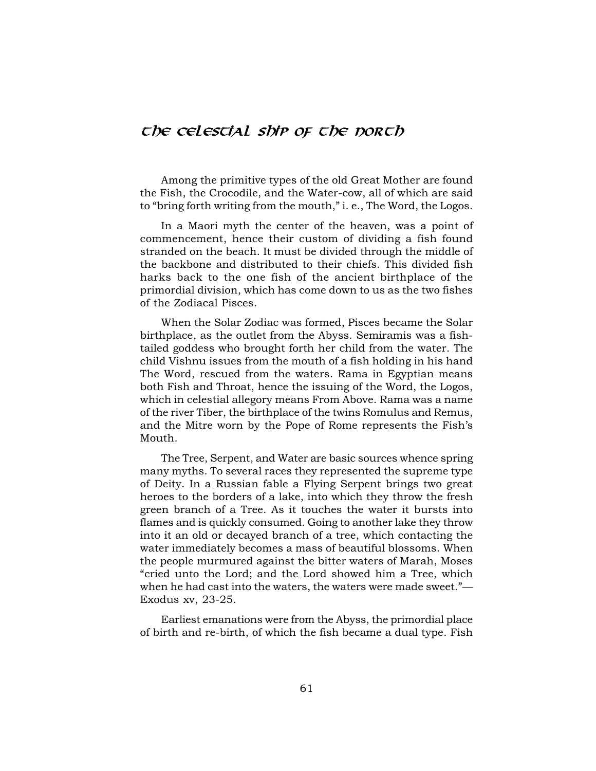# The Celestial Ship of the North

Among the primitive types of the old Great Mother are found the Fish, the Crocodile, and the Water-cow, all of which are said to "bring forth writing from the mouth," i. e., The Word, the Logos.

In a Maori myth the center of the heaven, was a point of commencement, hence their custom of dividing a fish found stranded on the beach. It must be divided through the middle of the backbone and distributed to their chiefs. This divided fish harks back to the one fish of the ancient birthplace of the primordial division, which has come down to us as the two fishes of the Zodiacal Pisces.

When the Solar Zodiac was formed, Pisces became the Solar birthplace, as the outlet from the Abyss. Semiramis was a fish-tailed goddess who brought forth her child from the water. The child Vishnu issues from the mouth of a fish holding in his hand The Word, rescued from the waters. Rama in Egyptian means both Fish and Throat, hence the issuing of the Word, the Logos, which in celestial allegory means From Above. Rama was a name of the river Tiber, the birthplace of the twins Romulus and Remus, and the Mitre worn by the Pope of Rome represents the Fish's Mouth.

The Tree, Serpent, and Water are basic sources whence spring many myths. To several races they represented the supreme type of Deity. In a Russian fable a Flying Serpent brings two great heroes to the borders of a lake, into which they throw the fresh green branch of a Tree. As it touches the water it bursts into flames and is quickly consumed. Going to another lake they throw into it an old or decayed branch of a tree, which contacting the water immediately becomes a mass of beautiful blossoms. When the people murmured against the bitter waters of Marah, Moses "cried unto the Lord; and the Lord showed him a Tree, which when he had cast into the waters, the waters were made sweet."— Exodus xv, 23-25.

Earliest emanations were from the Abyss, the primordial place of birth and re-birth, of which the fish became a dual type. Fish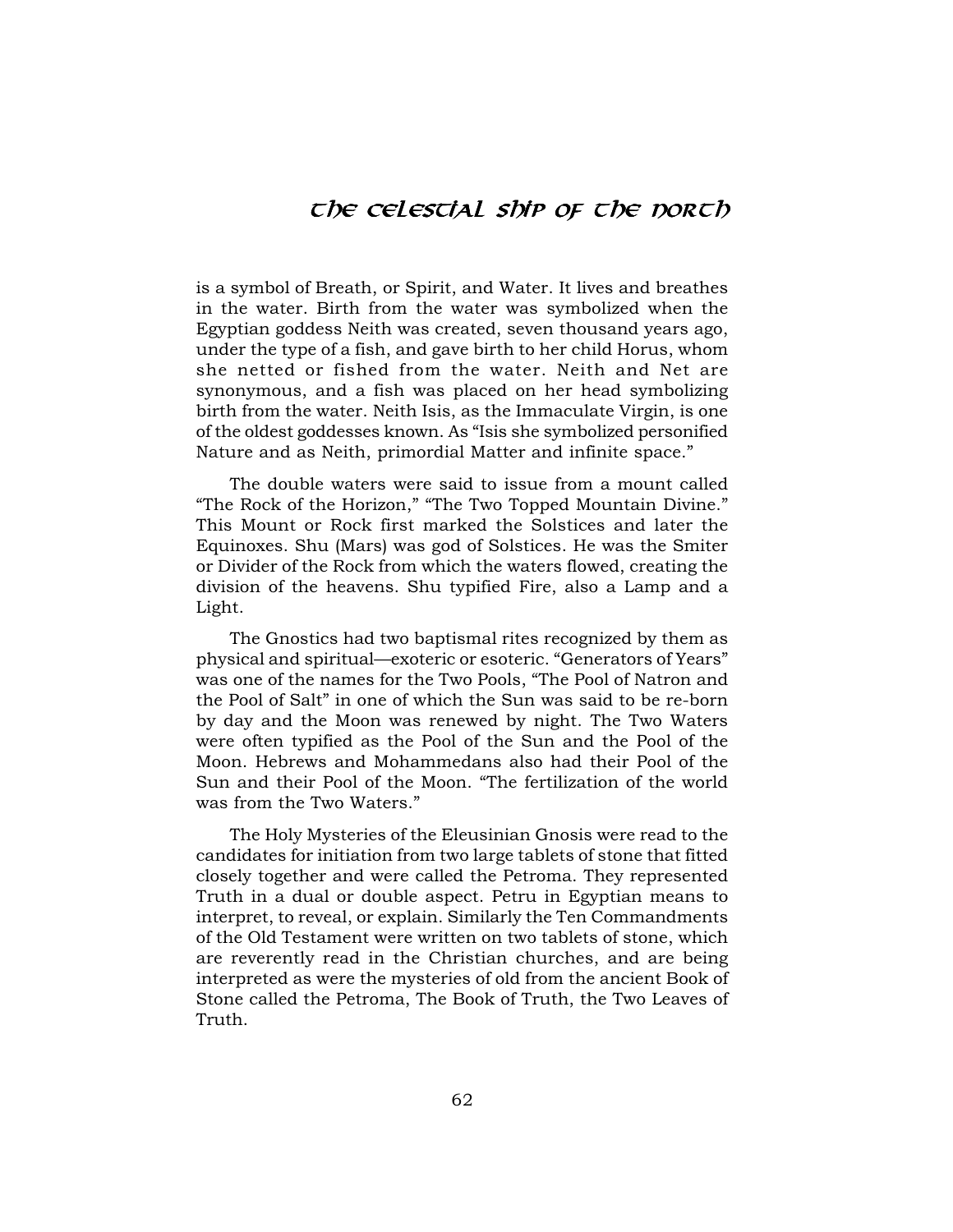is a symbol of Breath, or Spirit, and Water. It lives and breathes in the water. Birth from the water was symbolized when the Egyptian goddess Neith was created, seven thousand years ago, under the type of a fish, and gave birth to her child Horus, whom she netted or fished from the water. Neith and Net are synonymous, and a fish was placed on her head symbolizing birth from the water. Neith Isis, as the Immaculate Virgin, is one of the oldest goddesses known. As "Isis she symbolized personified Nature and as Neith, primordial Matter and infinite space."

The double waters were said to issue from a mount called "The Rock of the Horizon," "The Two Topped Mountain Divine." This Mount or Rock first marked the Solstices and later the Equinoxes. Shu (Mars) was god of Solstices. He was the Smiter or Divider of the Rock from which the waters flowed, creating the division of the heavens. Shu typified Fire, also a Lamp and a Light.

The Gnostics had two baptismal rites recognized by them as physical and spiritual—exoteric or esoteric. "Generators of Years" was one of the names for the Two Pools, "The Pool of Natron and the Pool of Salt" in one of which the Sun was said to be re-born by day and the Moon was renewed by night. The Two Waters were often typified as the Pool of the Sun and the Pool of the Moon. Hebrews and Mohammedans also had their Pool of the Sun and their Pool of the Moon. "The fertilization of the world was from the Two Waters."

The Holy Mysteries of the Eleusinian Gnosis were read to the candidates for initiation from two large tablets of stone that fitted closely together and were called the Petroma. They represented Truth in a dual or double aspect. Petru in Egyptian means to interpret, to reveal, or explain. Similarly the Ten Commandments of the Old Testament were written on two tablets of stone, which are reverently read in the Christian churches, and are being interpreted as were the mysteries of old from the ancient Book of Stone called the Petroma, The Book of Truth, the Two Leaves of Truth.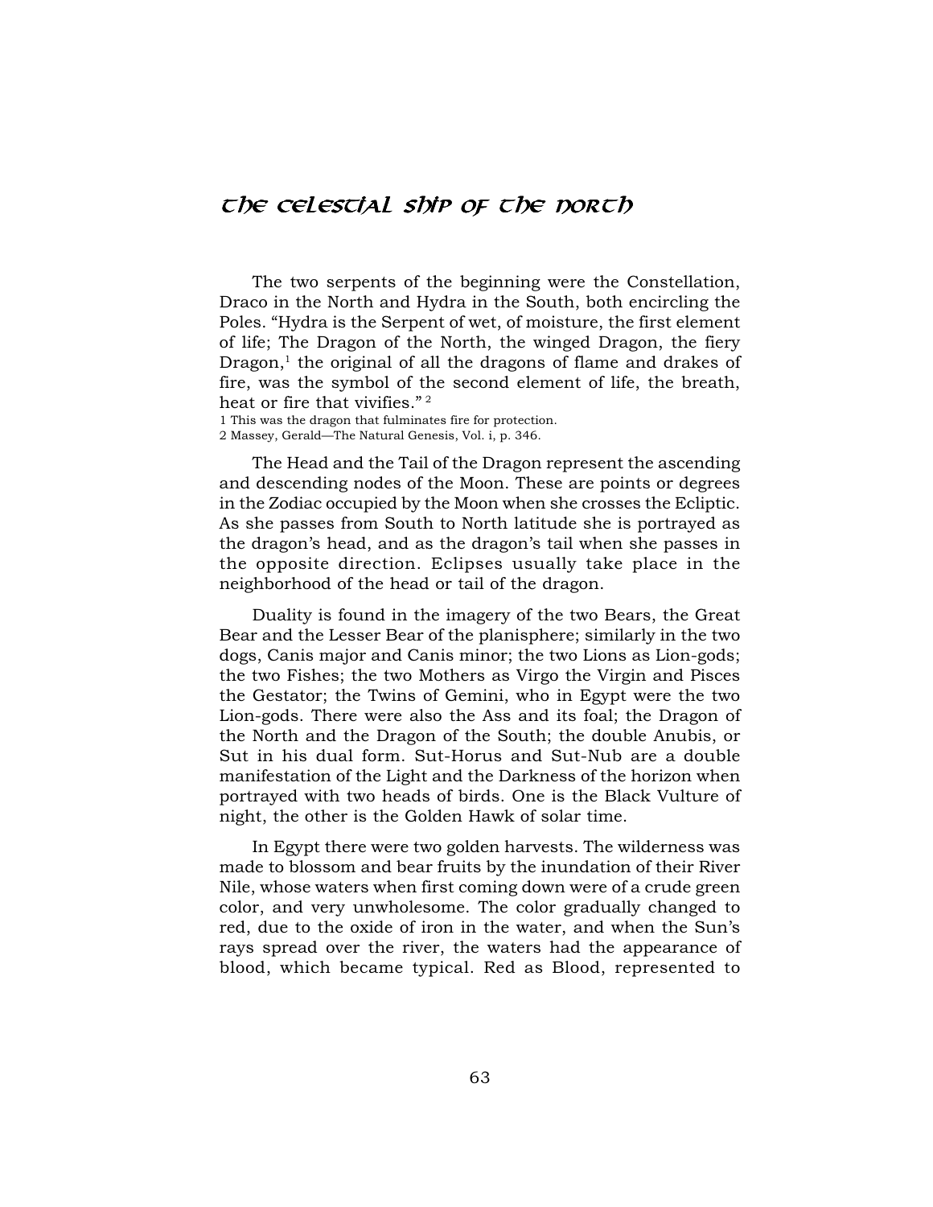# The Celestial Ship of the North

The two serpents of the beginning were the Constellation, Draco in the North and Hydra in the South, both encircling the Poles. "Hydra is the Serpent of wet, of moisture, the first element of life; The Dragon of the North, the winged Dragon, the fiery Dragon,[1] the original of all the dragons of flame and drakes of fire, was the symbol of the second element of life, the breath, heat or fire that vivifies." [2]

1 This was the dragon that fulminates fire for protection.
2 Massey, Gerald—The Natural Genesis, Vol. i, p. 346.

The Head and the Tail of the Dragon represent the ascending and descending nodes of the Moon. These are points or degrees in the Zodiac occupied by the Moon when she crosses the Ecliptic. As she passes from South to North latitude she is portrayed as the dragon's head, and as the dragon's tail when she passes in the opposite direction. Eclipses usually take place in the neighborhood of the head or tail of the dragon.

Duality is found in the imagery of the two Bears, the Great Bear and the Lesser Bear of the planisphere; similarly in the two dogs, Canis major and Canis minor; the two Lions as Lion-gods; the two Fishes; the two Mothers as Virgo the Virgin and Pisces the Gestator; the Twins of Gemini, who in Egypt were the two Lion-gods. There were also the Ass and its foal; the Dragon of the North and the Dragon of the South; the double Anubis, or Sut in his dual form. Sut-Horus and Sut-Nub are a double manifestation of the Light and the Darkness of the horizon when portrayed with two heads of birds. One is the Black Vulture of night, the other is the Golden Hawk of solar time.

In Egypt there were two golden harvests. The wilderness was made to blossom and bear fruits by the inundation of their River Nile, whose waters when first coming down were of a crude green color, and very unwholesome. The color gradually changed to red, due to the oxide of iron in the water, and when the Sun's rays spread over the river, the waters had the appearance of blood, which became typical. Red as Blood, represented to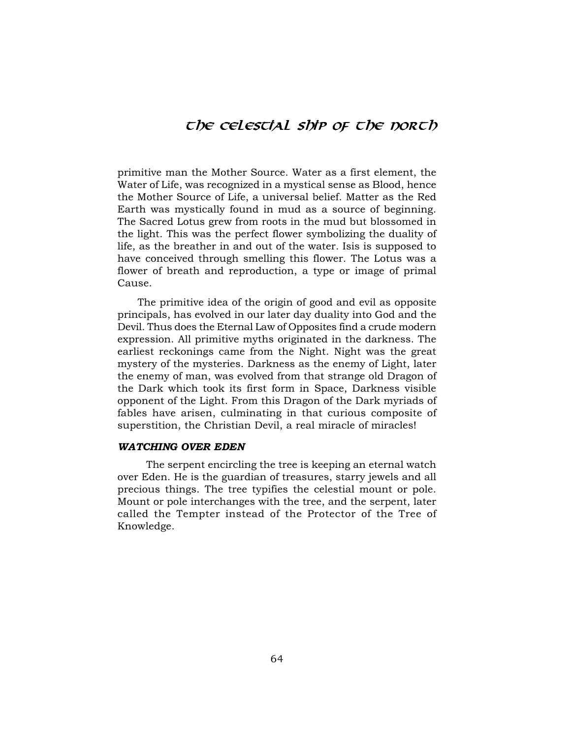primitive man the Mother Source. Water as a first element, the Water of Life, was recognized in a mystical sense as Blood, hence the Mother Source of Life, a universal belief. Matter as the Red Earth was mystically found in mud as a source of beginning. The Sacred Lotus grew from roots in the mud but blossomed in the light. This was the perfect flower symbolizing the duality of life, as the breather in and out of the water. Isis is supposed to have conceived through smelling this flower. The Lotus was a flower of breath and reproduction, a type or image of primal Cause.

The primitive idea of the origin of good and evil as opposite principals, has evolved in our later day duality into God and the Devil. Thus does the Eternal Law of Opposites find a crude modern expression. All primitive myths originated in the darkness. The earliest reckonings came from the Night. Night was the great mystery of the mysteries. Darkness as the enemy of Light, later the enemy of man, was evolved from that strange old Dragon of the Dark which took its first form in Space, Darkness visible opponent of the Light. From this Dragon of the Dark myriads of fables have arisen, culminating in that curious composite of superstition, the Christian Devil, a real miracle of miracles!

### *WATCHING OVER EDEN*

The serpent encircling the tree is keeping an eternal watch over Eden. He is the guardian of treasures, starry jewels and all precious things. The tree typifies the celestial mount or pole. Mount or pole interchanges with the tree, and the serpent, later called the Tempter instead of the Protector of the Tree of Knowledge.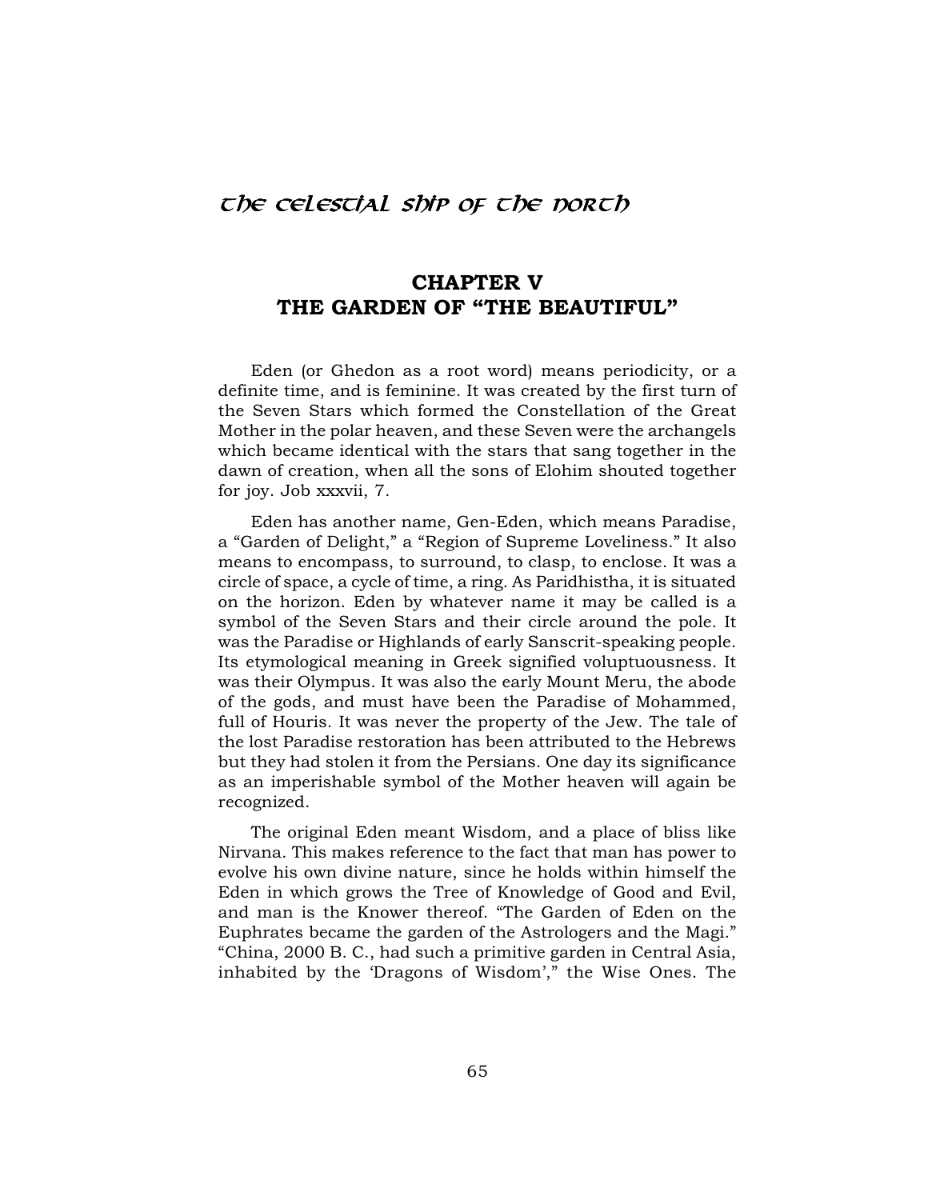# CHAPTER V
# THE GARDEN OF "THE BEAUTIFUL"

Eden (or Ghedon as a root word) means periodicity, or a definite time, and is feminine. It was created by the first turn of the Seven Stars which formed the Constellation of the Great Mother in the polar heaven, and these Seven were the archangels which became identical with the stars that sang together in the dawn of creation, when all the sons of Elohim shouted together for joy. Job xxxvii, 7.

Eden has another name, Gen-Eden, which means Paradise, a "Garden of Delight," a "Region of Supreme Loveliness." It also means to encompass, to surround, to clasp, to enclose. It was a circle of space, a cycle of time, a ring. As Paridhistha, it is situated on the horizon. Eden by whatever name it may be called is a symbol of the Seven Stars and their circle around the pole. It was the Paradise or Highlands of early Sanscrit-speaking people. Its etymological meaning in Greek signified voluptuousness. It was their Olympus. It was also the early Mount Meru, the abode of the gods, and must have been the Paradise of Mohammed, full of Houris. It was never the property of the Jew. The tale of the lost Paradise restoration has been attributed to the Hebrews but they had stolen it from the Persians. One day its significance as an imperishable symbol of the Mother heaven will again be recognized.

The original Eden meant Wisdom, and a place of bliss like Nirvana. This makes reference to the fact that man has power to evolve his own divine nature, since he holds within himself the Eden in which grows the Tree of Knowledge of Good and Evil, and man is the Knower thereof. "The Garden of Eden on the Euphrates became the garden of the Astrologers and the Magi." "China, 2000 B. C., had such a primitive garden in Central Asia, inhabited by the 'Dragons of Wisdom'," the Wise Ones. The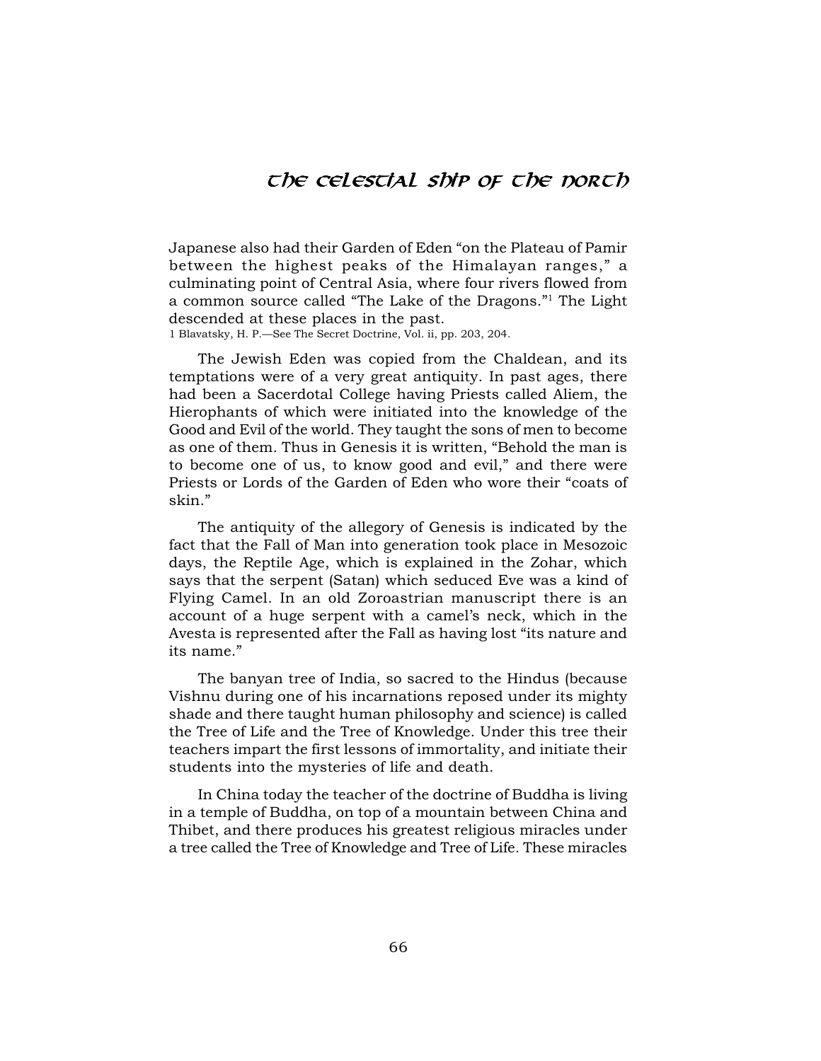Japanese also had their Garden of Eden "on the Plateau of Pamir between the highest peaks of the Himalayan ranges," a culminating point of Central Asia, where four rivers flowed from a common source called "The Lake of the Dragons."[1] The Light descended at these places in the past.

1 Blavatsky, H. P.—See The Secret Doctrine, Vol. ii, pp. 203, 204.

The Jewish Eden was copied from the Chaldean, and its temptations were of a very great antiquity. In past ages, there had been a Sacerdotal College having Priests called Aliem, the Hierophants of which were initiated into the knowledge of the Good and Evil of the world. They taught the sons of men to become as one of them. Thus in Genesis it is written, "Behold the man is to become one of us, to know good and evil," and there were Priests or Lords of the Garden of Eden who wore their "coats of skin."

The antiquity of the allegory of Genesis is indicated by the fact that the Fall of Man into generation took place in Mesozoic days, the Reptile Age, which is explained in the Zohar, which says that the serpent (Satan) which seduced Eve was a kind of Flying Camel. In an old Zoroastrian manuscript there is an account of a huge serpent with a camel's neck, which in the Avesta is represented after the Fall as having lost "its nature and its name."

The banyan tree of India, so sacred to the Hindus (because Vishnu during one of his incarnations reposed under its mighty shade and there taught human philosophy and science) is called the Tree of Life and the Tree of Knowledge. Under this tree their teachers impart the first lessons of immortality, and initiate their students into the mysteries of life and death.

In China today the teacher of the doctrine of Buddha is living in a temple of Buddha, on top of a mountain between China and Thibet, and there produces his greatest religious miracles under a tree called the Tree of Knowledge and Tree of Life. These miracles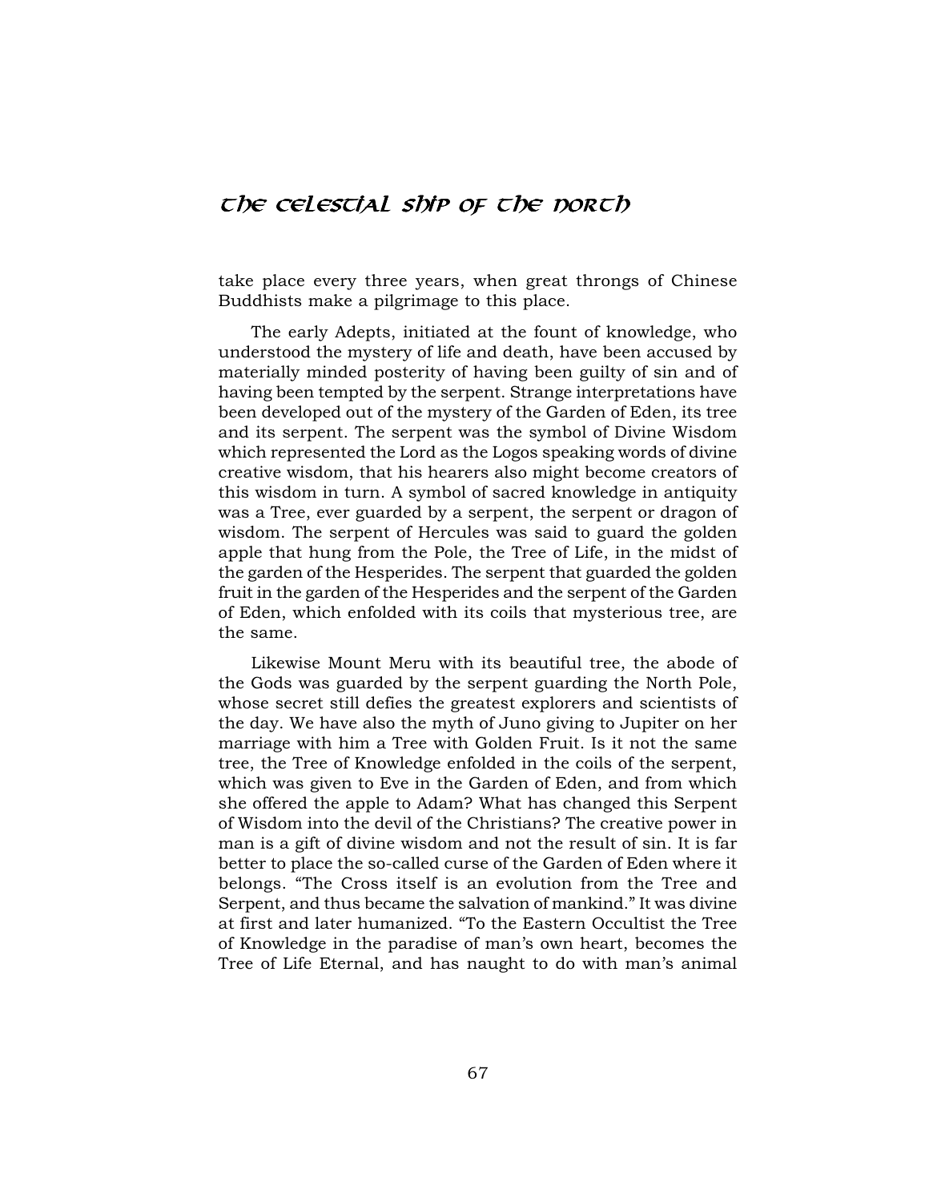take place every three years, when great throngs of Chinese Buddhists make a pilgrimage to this place.

The early Adepts, initiated at the fount of knowledge, who understood the mystery of life and death, have been accused by materially minded posterity of having been guilty of sin and of having been tempted by the serpent. Strange interpretations have been developed out of the mystery of the Garden of Eden, its tree and its serpent. The serpent was the symbol of Divine Wisdom which represented the Lord as the Logos speaking words of divine creative wisdom, that his hearers also might become creators of this wisdom in turn. A symbol of sacred knowledge in antiquity was a Tree, ever guarded by a serpent, the serpent or dragon of wisdom. The serpent of Hercules was said to guard the golden apple that hung from the Pole, the Tree of Life, in the midst of the garden of the Hesperides. The serpent that guarded the golden fruit in the garden of the Hesperides and the serpent of the Garden of Eden, which enfolded with its coils that mysterious tree, are the same.

Likewise Mount Meru with its beautiful tree, the abode of the Gods was guarded by the serpent guarding the North Pole, whose secret still defies the greatest explorers and scientists of the day. We have also the myth of Juno giving to Jupiter on her marriage with him a Tree with Golden Fruit. Is it not the same tree, the Tree of Knowledge enfolded in the coils of the serpent, which was given to Eve in the Garden of Eden, and from which she offered the apple to Adam? What has changed this Serpent of Wisdom into the devil of the Christians? The creative power in man is a gift of divine wisdom and not the result of sin. It is far better to place the so-called curse of the Garden of Eden where it belongs. "The Cross itself is an evolution from the Tree and Serpent, and thus became the salvation of mankind." It was divine at first and later humanized. "To the Eastern Occultist the Tree of Knowledge in the paradise of man's own heart, becomes the Tree of Life Eternal, and has naught to do with man's animal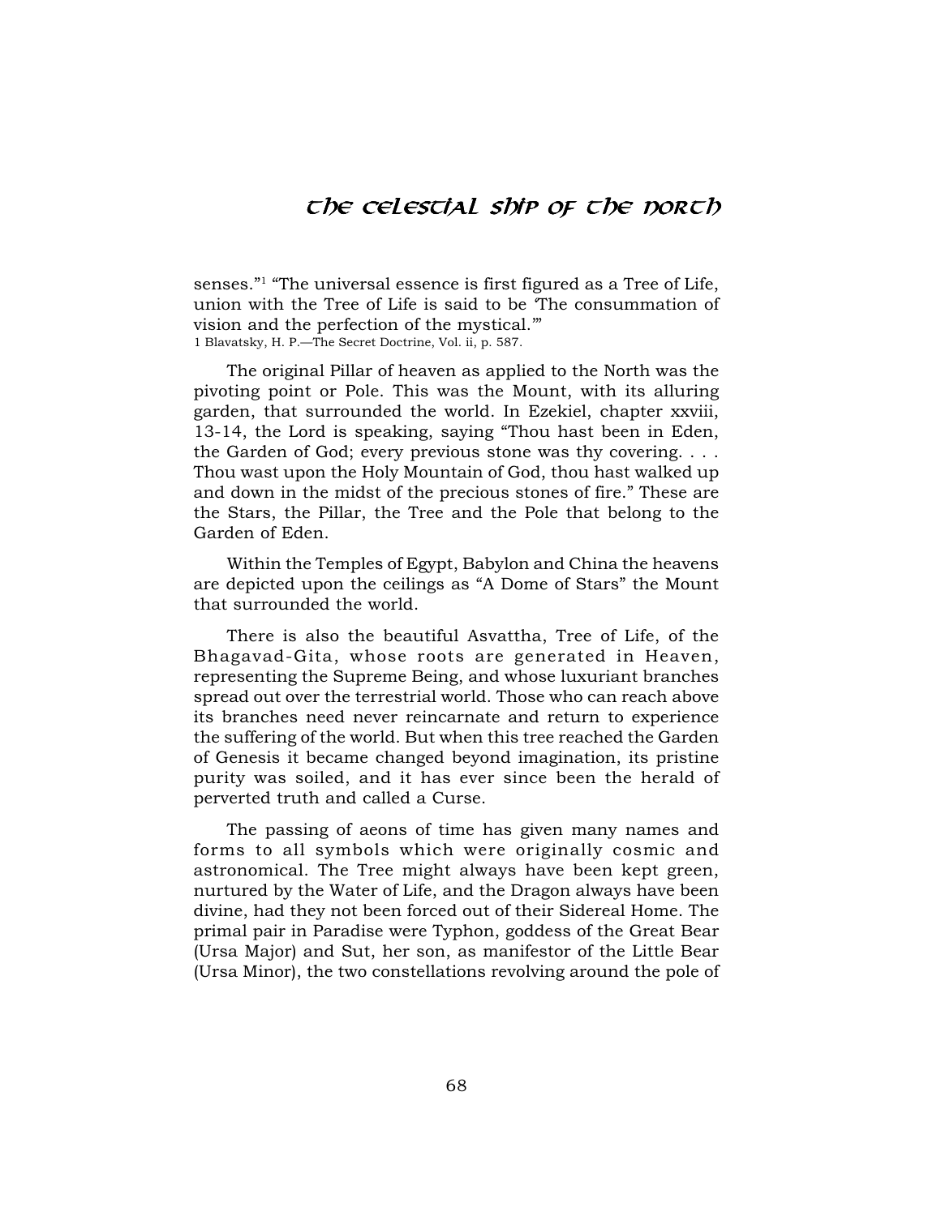senses."[1] "The universal essence is first figured as a Tree of Life, union with the Tree of Life is said to be 'The consummation of vision and the perfection of the mystical.'"

1 Blavatsky, H. P.—The Secret Doctrine, Vol. ii, p. 587.

The original Pillar of heaven as applied to the North was the pivoting point or Pole. This was the Mount, with its alluring garden, that surrounded the world. In Ezekiel, chapter xxviii, 13-14, the Lord is speaking, saying "Thou hast been in Eden, the Garden of God; every previous stone was thy covering. . . . Thou wast upon the Holy Mountain of God, thou hast walked up and down in the midst of the precious stones of fire." These are the Stars, the Pillar, the Tree and the Pole that belong to the Garden of Eden.

Within the Temples of Egypt, Babylon and China the heavens are depicted upon the ceilings as "A Dome of Stars" the Mount that surrounded the world.

There is also the beautiful Asvattha, Tree of Life, of the Bhagavad-Gita, whose roots are generated in Heaven, representing the Supreme Being, and whose luxuriant branches spread out over the terrestrial world. Those who can reach above its branches need never reincarnate and return to experience the suffering of the world. But when this tree reached the Garden of Genesis it became changed beyond imagination, its pristine purity was soiled, and it has ever since been the herald of perverted truth and called a Curse.

The passing of aeons of time has given many names and forms to all symbols which were originally cosmic and astronomical. The Tree might always have been kept green, nurtured by the Water of Life, and the Dragon always have been divine, had they not been forced out of their Sidereal Home. The primal pair in Paradise were Typhon, goddess of the Great Bear (Ursa Major) and Sut, her son, as manifestor of the Little Bear (Ursa Minor), the two constellations revolving around the pole of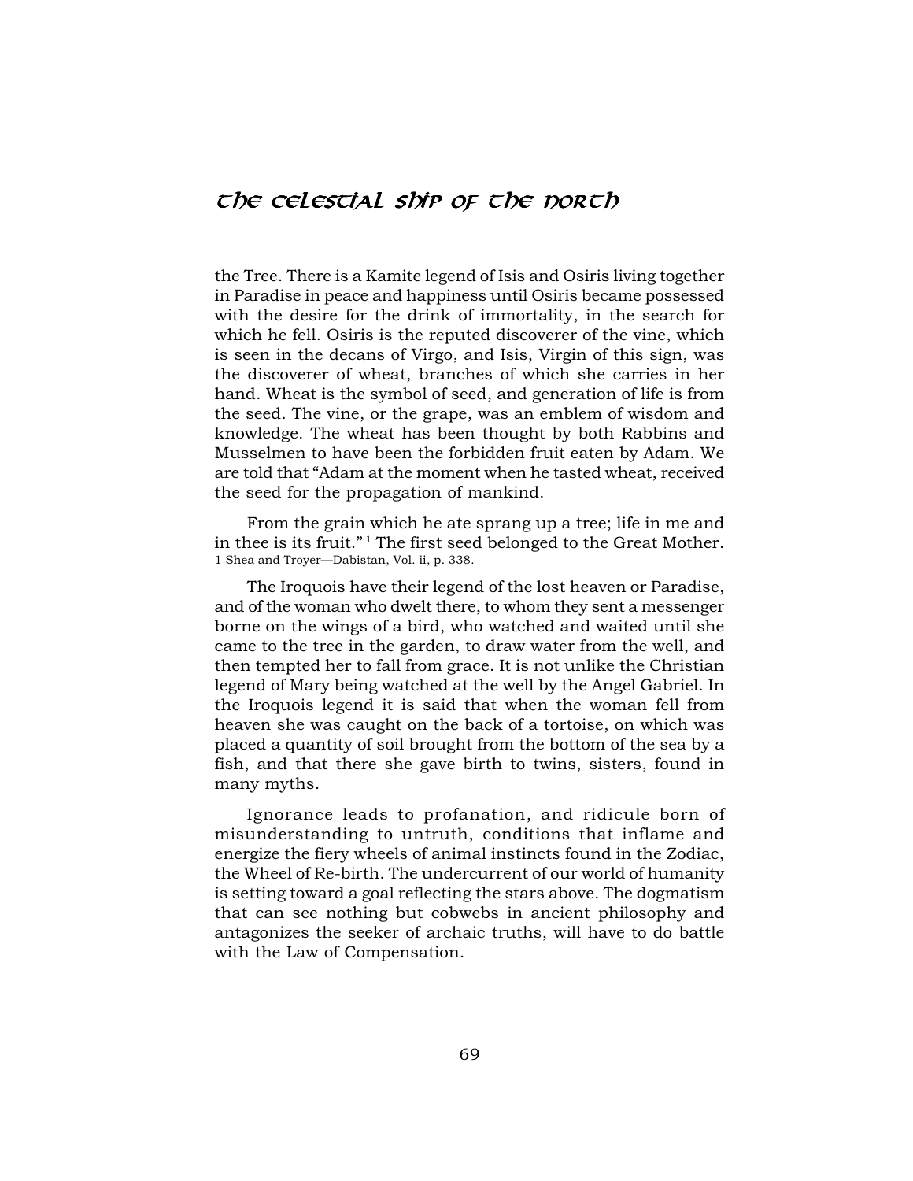the Tree. There is a Kamite legend of Isis and Osiris living together in Paradise in peace and happiness until Osiris became possessed with the desire for the drink of immortality, in the search for which he fell. Osiris is the reputed discoverer of the vine, which is seen in the decans of Virgo, and Isis, Virgin of this sign, was the discoverer of wheat, branches of which she carries in her hand. Wheat is the symbol of seed, and generation of life is from the seed. The vine, or the grape, was an emblem of wisdom and knowledge. The wheat has been thought by both Rabbins and Musselmen to have been the forbidden fruit eaten by Adam. We are told that "Adam at the moment when he tasted wheat, received the seed for the propagation of mankind.

From the grain which he ate sprang up a tree; life in me and in thee is its fruit." [1] The first seed belonged to the Great Mother.

1 Shea and Troyer—Dabistan, Vol. ii, p. 338.

The Iroquois have their legend of the lost heaven or Paradise, and of the woman who dwelt there, to whom they sent a messenger borne on the wings of a bird, who watched and waited until she came to the tree in the garden, to draw water from the well, and then tempted her to fall from grace. It is not unlike the Christian legend of Mary being watched at the well by the Angel Gabriel. In the Iroquois legend it is said that when the woman fell from heaven she was caught on the back of a tortoise, on which was placed a quantity of soil brought from the bottom of the sea by a fish, and that there she gave birth to twins, sisters, found in many myths.

Ignorance leads to profanation, and ridicule born of misunderstanding to untruth, conditions that inflame and energize the fiery wheels of animal instincts found in the Zodiac, the Wheel of Re-birth. The undercurrent of our world of humanity is setting toward a goal reflecting the stars above. The dogmatism that can see nothing but cobwebs in ancient philosophy and antagonizes the seeker of archaic truths, will have to do battle with the Law of Compensation.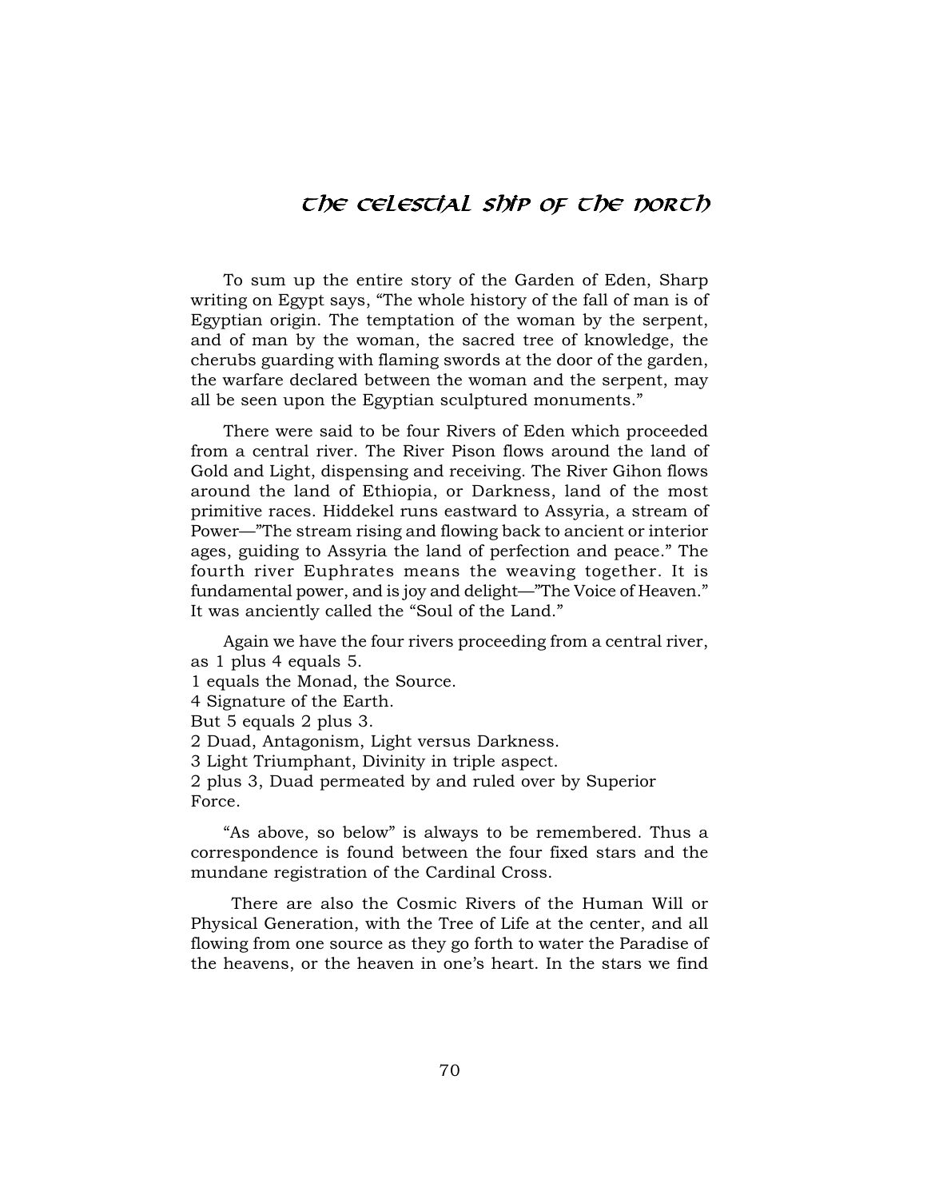To sum up the entire story of the Garden of Eden, Sharp writing on Egypt says, “The whole history of the fall of man is of Egyptian origin. The temptation of the woman by the serpent, and of man by the woman, the sacred tree of knowledge, the cherubs guarding with flaming swords at the door of the garden, the warfare declared between the woman and the serpent, may all be seen upon the Egyptian sculptured monuments.”

There were said to be four Rivers of Eden which proceeded from a central river. The River Pison flows around the land of Gold and Light, dispensing and receiving. The River Gihon flows around the land of Ethiopia, or Darkness, land of the most primitive races. Hiddekel runs eastward to Assyria, a stream of Power—”The stream rising and flowing back to ancient or interior ages, guiding to Assyria the land of perfection and peace.” The fourth river Euphrates means the weaving together. It is fundamental power, and is joy and delight—”The Voice of Heaven.” It was anciently called the “Soul of the Land.”

Again we have the four rivers proceeding from a central river, as 1 plus 4 equals 5.  
1 equals the Monad, the Source.  
4 Signature of the Earth.  
But 5 equals 2 plus 3.  
2 Duad, Antagonism, Light versus Darkness.  
3 Light Triumphant, Divinity in triple aspect.  
2 plus 3, Duad permeated by and ruled over by Superior Force.

“As above, so below” is always to be remembered. Thus a correspondence is found between the four fixed stars and the mundane registration of the Cardinal Cross.

There are also the Cosmic Rivers of the Human Will or Physical Generation, with the Tree of Life at the center, and all flowing from one source as they go forth to water the Paradise of the heavens, or the heaven in one’s heart. In the stars we find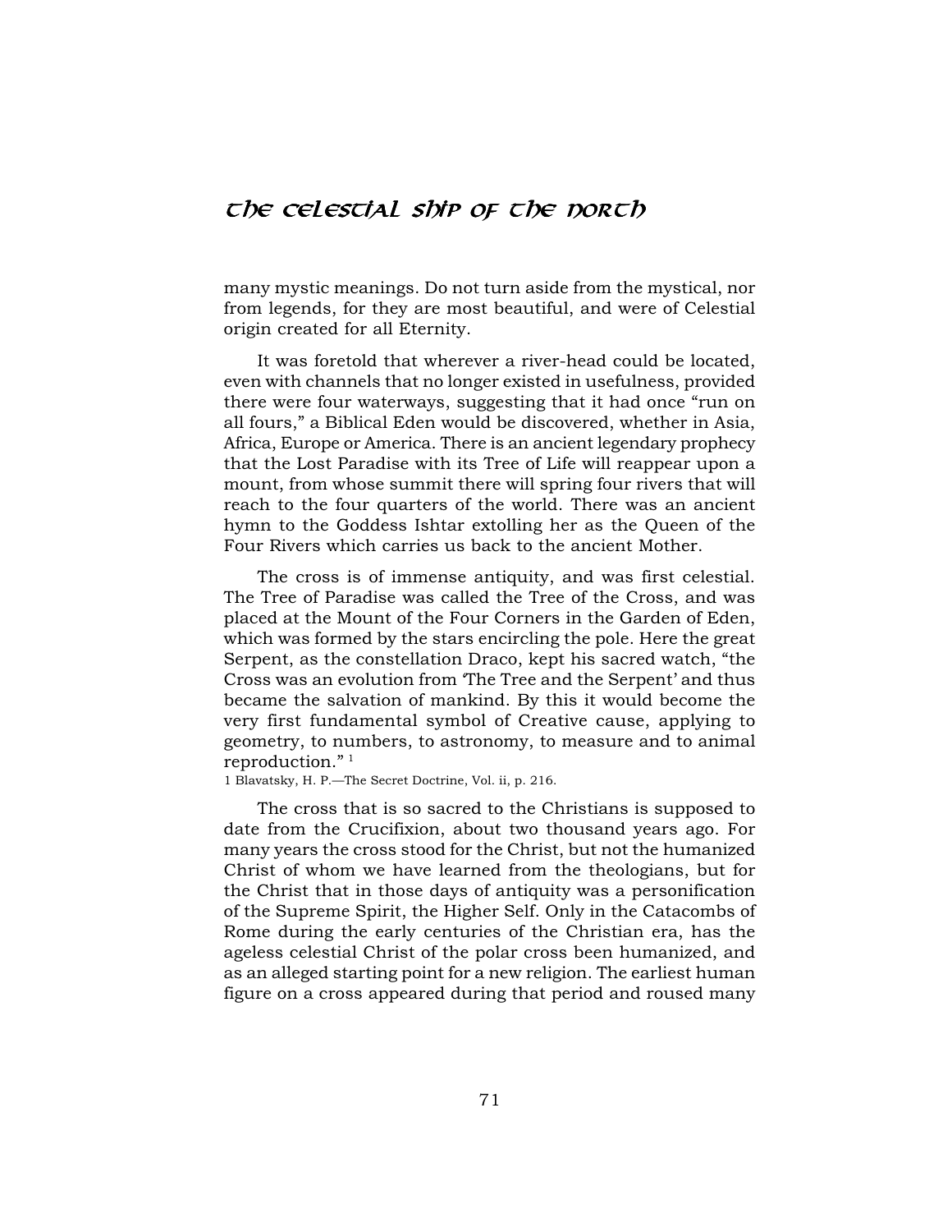many mystic meanings. Do not turn aside from the mystical, nor from legends, for they are most beautiful, and were of Celestial origin created for all Eternity.

It was foretold that wherever a river-head could be located, even with channels that no longer existed in usefulness, provided there were four waterways, suggesting that it had once "run on all fours," a Biblical Eden would be discovered, whether in Asia, Africa, Europe or America. There is an ancient legendary prophecy that the Lost Paradise with its Tree of Life will reappear upon a mount, from whose summit there will spring four rivers that will reach to the four quarters of the world. There was an ancient hymn to the Goddess Ishtar extolling her as the Queen of the Four Rivers which carries us back to the ancient Mother.

The cross is of immense antiquity, and was first celestial. The Tree of Paradise was called the Tree of the Cross, and was placed at the Mount of the Four Corners in the Garden of Eden, which was formed by the stars encircling the pole. Here the great Serpent, as the constellation Draco, kept his sacred watch, "the Cross was an evolution from 'The Tree and the Serpent' and thus became the salvation of mankind. By this it would become the very first fundamental symbol of Creative cause, applying to geometry, to numbers, to astronomy, to measure and to animal reproduction." [1]

[1] Blavatsky, H. P.—The Secret Doctrine, Vol. ii, p. 216.

The cross that is so sacred to the Christians is supposed to date from the Crucifixion, about two thousand years ago. For many years the cross stood for the Christ, but not the humanized Christ of whom we have learned from the theologians, but for the Christ that in those days of antiquity was a personification of the Supreme Spirit, the Higher Self. Only in the Catacombs of Rome during the early centuries of the Christian era, has the ageless celestial Christ of the polar cross been humanized, and as an alleged starting point for a new religion. The earliest human figure on a cross appeared during that period and roused many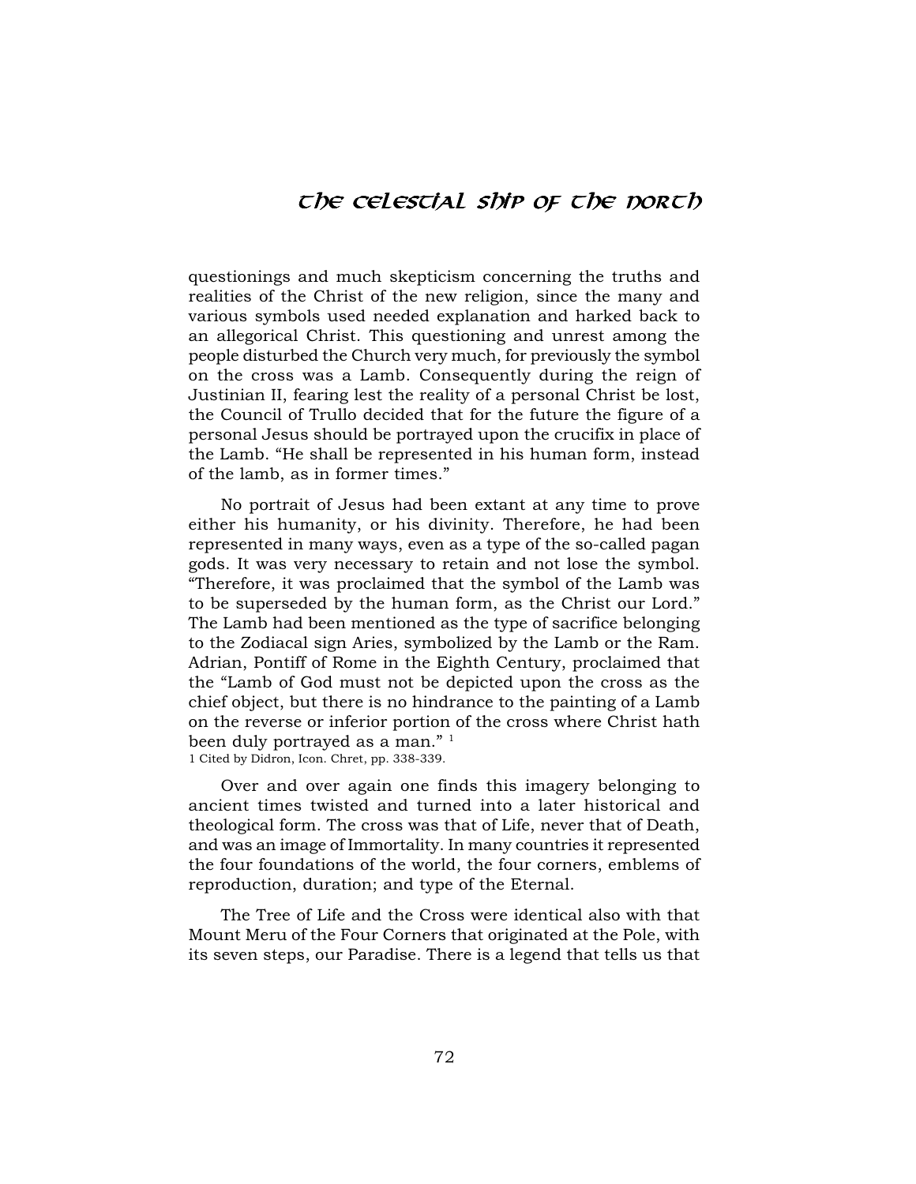questionings and much skepticism concerning the truths and realities of the Christ of the new religion, since the many and various symbols used needed explanation and harked back to an allegorical Christ. This questioning and unrest among the people disturbed the Church very much, for previously the symbol on the cross was a Lamb. Consequently during the reign of Justinian II, fearing lest the reality of a personal Christ be lost, the Council of Trullo decided that for the future the figure of a personal Jesus should be portrayed upon the crucifix in place of the Lamb. "He shall be represented in his human form, instead of the lamb, as in former times."

No portrait of Jesus had been extant at any time to prove either his humanity, or his divinity. Therefore, he had been represented in many ways, even as a type of the so-called pagan gods. It was very necessary to retain and not lose the symbol. "Therefore, it was proclaimed that the symbol of the Lamb was to be superseded by the human form, as the Christ our Lord." The Lamb had been mentioned as the type of sacrifice belonging to the Zodiacal sign Aries, symbolized by the Lamb or the Ram. Adrian, Pontiff of Rome in the Eighth Century, proclaimed that the "Lamb of God must not be depicted upon the cross as the chief object, but there is no hindrance to the painting of a Lamb on the reverse or inferior portion of the cross where Christ hath been duly portrayed as a man." [1]

1 Cited by Didron, Icon. Chret, pp. 338-339.

Over and over again one finds this imagery belonging to ancient times twisted and turned into a later historical and theological form. The cross was that of Life, never that of Death, and was an image of Immortality. In many countries it represented the four foundations of the world, the four corners, emblems of reproduction, duration; and type of the Eternal.

The Tree of Life and the Cross were identical also with that Mount Meru of the Four Corners that originated at the Pole, with its seven steps, our Paradise. There is a legend that tells us that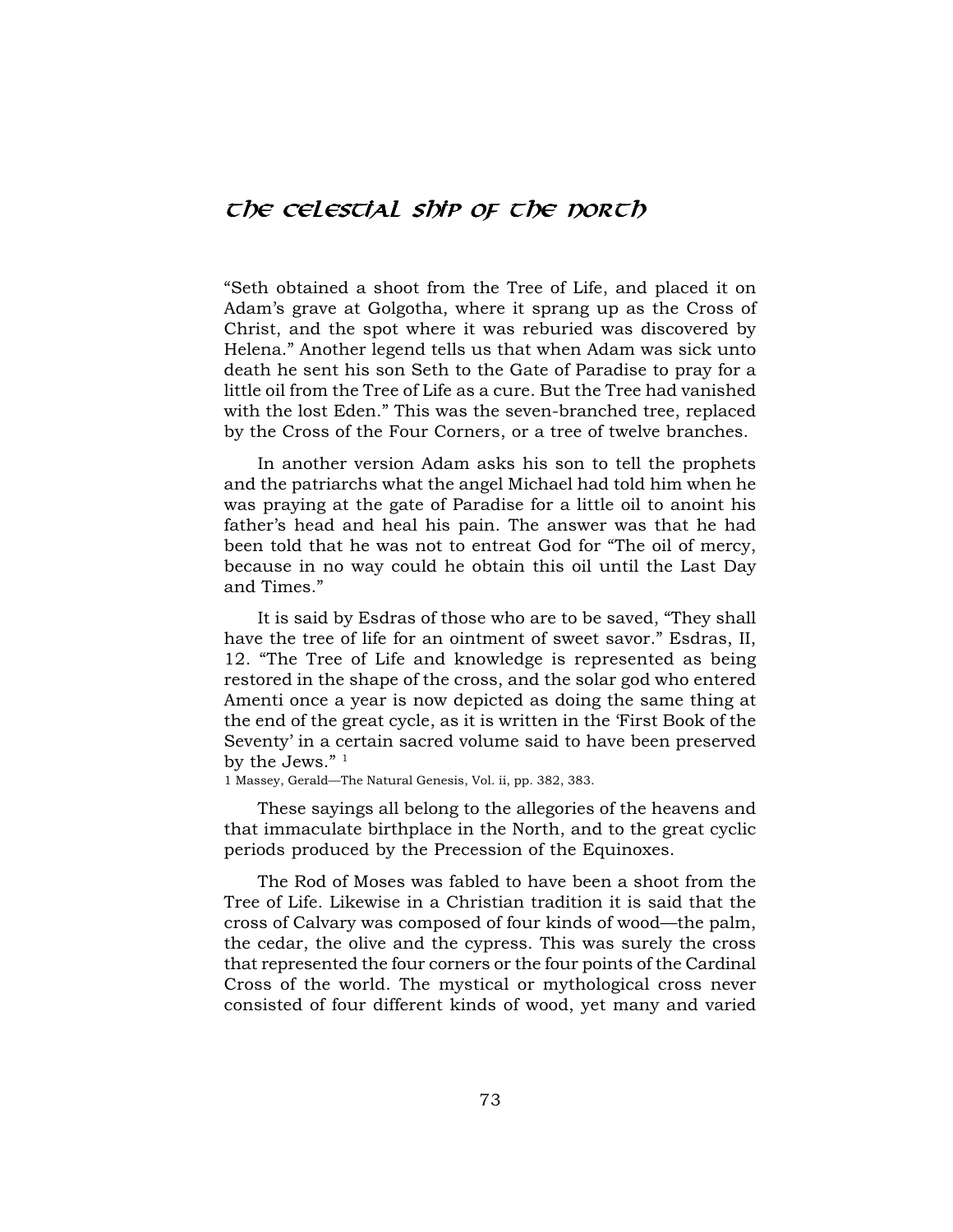"Seth obtained a shoot from the Tree of Life, and placed it on Adam's grave at Golgotha, where it sprang up as the Cross of Christ, and the spot where it was reburied was discovered by Helena." Another legend tells us that when Adam was sick unto death he sent his son Seth to the Gate of Paradise to pray for a little oil from the Tree of Life as a cure. But the Tree had vanished with the lost Eden." This was the seven-branched tree, replaced by the Cross of the Four Corners, or a tree of twelve branches.

In another version Adam asks his son to tell the prophets and the patriarchs what the angel Michael had told him when he was praying at the gate of Paradise for a little oil to anoint his father's head and heal his pain. The answer was that he had been told that he was not to entreat God for "The oil of mercy, because in no way could he obtain this oil until the Last Day and Times."

It is said by Esdras of those who are to be saved, "They shall have the tree of life for an ointment of sweet savor." Esdras, II, 12. "The Tree of Life and knowledge is represented as being restored in the shape of the cross, and the solar god who entered Amenti once a year is now depicted as doing the same thing at the end of the great cycle, as it is written in the 'First Book of the Seventy' in a certain sacred volume said to have been preserved by the Jews." [1]

[1] Massey, Gerald—The Natural Genesis, Vol. ii, pp. 382, 383.

These sayings all belong to the allegories of the heavens and that immaculate birthplace in the North, and to the great cyclic periods produced by the Precession of the Equinoxes.

The Rod of Moses was fabled to have been a shoot from the Tree of Life. Likewise in a Christian tradition it is said that the cross of Calvary was composed of four kinds of wood—the palm, the cedar, the olive and the cypress. This was surely the cross that represented the four corners or the four points of the Cardinal Cross of the world. The mystical or mythological cross never consisted of four different kinds of wood, yet many and varied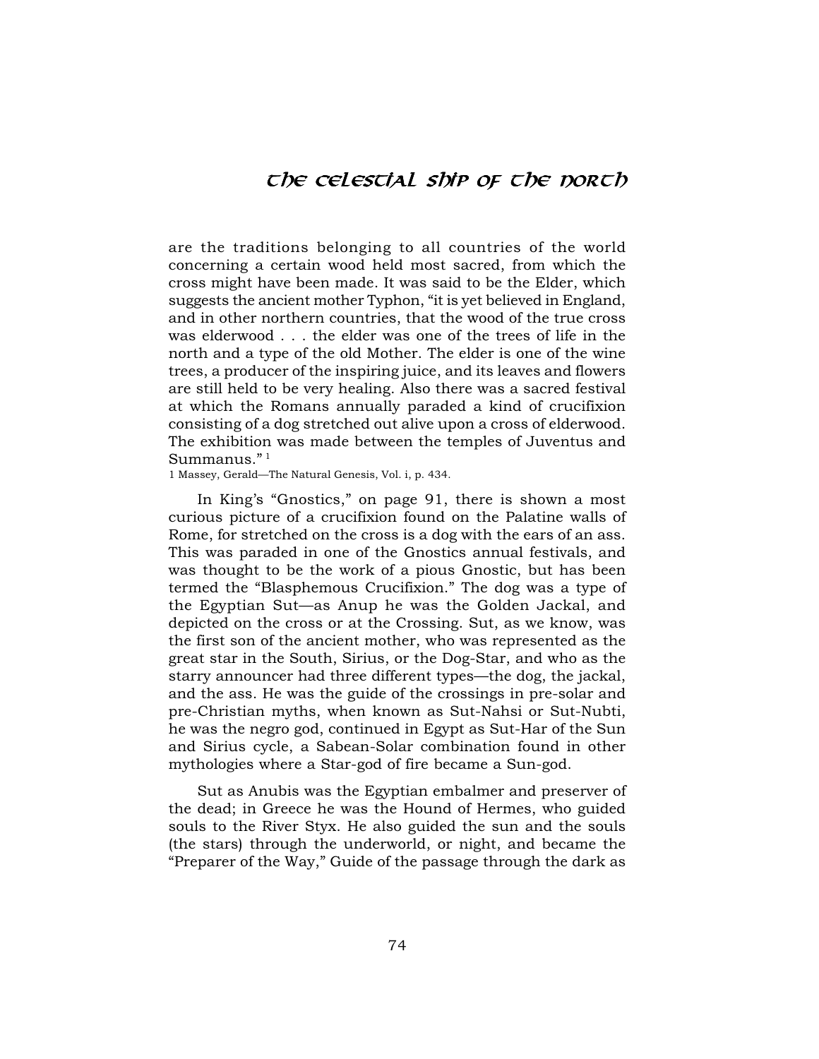are the traditions belonging to all countries of the world concerning a certain wood held most sacred, from which the cross might have been made. It was said to be the Elder, which suggests the ancient mother Typhon, "it is yet believed in England, and in other northern countries, that the wood of the true cross was elderwood . . . the elder was one of the trees of life in the north and a type of the old Mother. The elder is one of the wine trees, a producer of the inspiring juice, and its leaves and flowers are still held to be very healing. Also there was a sacred festival at which the Romans annually paraded a kind of crucifixion consisting of a dog stretched out alive upon a cross of elderwood. The exhibition was made between the temples of Juventus and Summanus."[1]

1 Massey, Gerald—The Natural Genesis, Vol. i, p. 434.

In King's "Gnostics," on page 91, there is shown a most curious picture of a crucifixion found on the Palatine walls of Rome, for stretched on the cross is a dog with the ears of an ass. This was paraded in one of the Gnostics annual festivals, and was thought to be the work of a pious Gnostic, but has been termed the "Blasphemous Crucifixion." The dog was a type of the Egyptian Sut—as Anup he was the Golden Jackal, and depicted on the cross or at the Crossing. Sut, as we know, was the first son of the ancient mother, who was represented as the great star in the South, Sirius, or the Dog-Star, and who as the starry announcer had three different types—the dog, the jackal, and the ass. He was the guide of the crossings in pre-solar and pre-Christian myths, when known as Sut-Nahsi or Sut-Nubti, he was the negro god, continued in Egypt as Sut-Har of the Sun and Sirius cycle, a Sabean-Solar combination found in other mythologies where a Star-god of fire became a Sun-god.

Sut as Anubis was the Egyptian embalmer and preserver of the dead; in Greece he was the Hound of Hermes, who guided souls to the River Styx. He also guided the sun and the souls (the stars) through the underworld, or night, and became the "Preparer of the Way," Guide of the passage through the dark as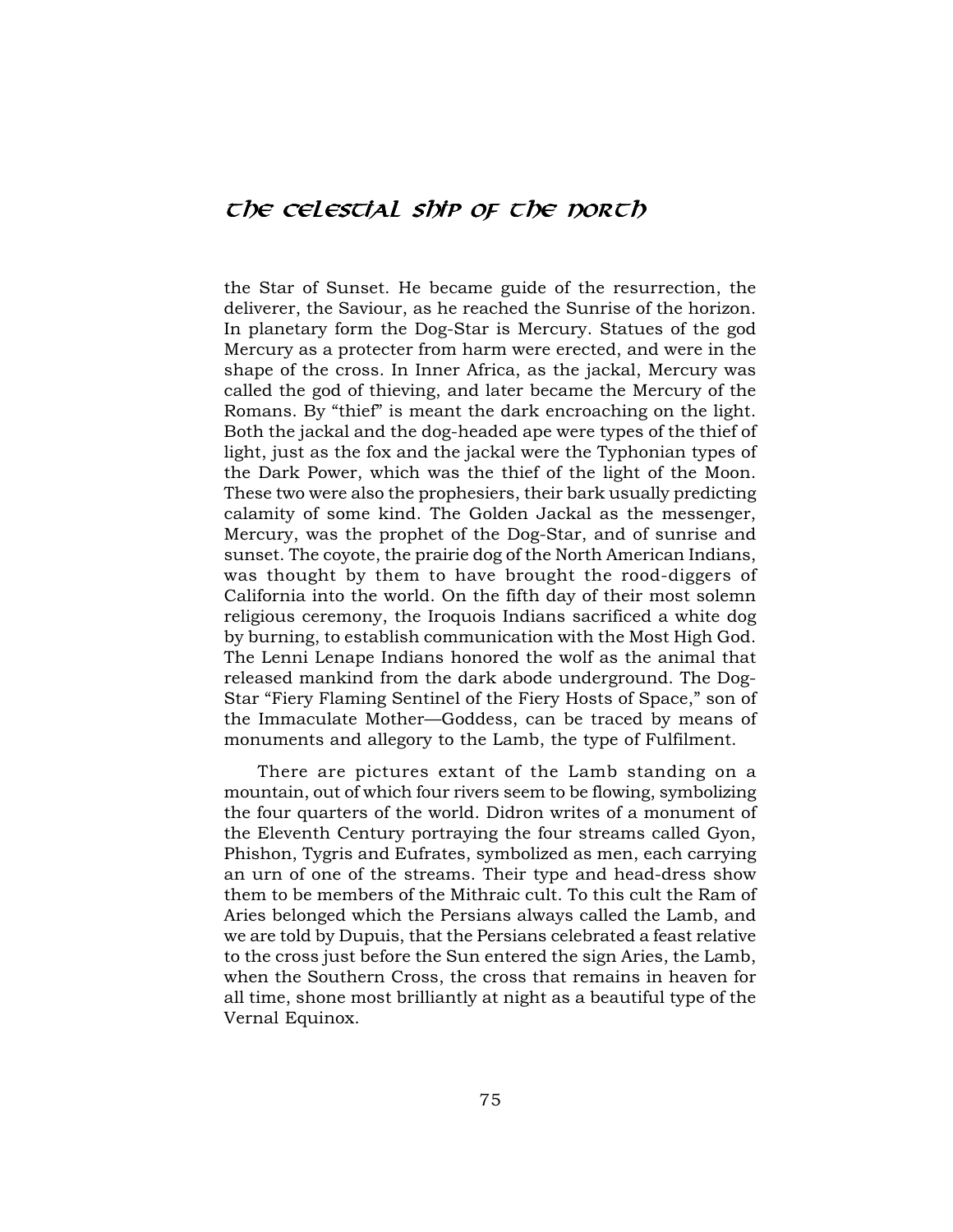the Star of Sunset. He became guide of the resurrection, the deliverer, the Saviour, as he reached the Sunrise of the horizon. In planetary form the Dog-Star is Mercury. Statues of the god Mercury as a protecter from harm were erected, and were in the shape of the cross. In Inner Africa, as the jackal, Mercury was called the god of thieving, and later became the Mercury of the Romans. By "thief" is meant the dark encroaching on the light. Both the jackal and the dog-headed ape were types of the thief of light, just as the fox and the jackal were the Typhonian types of the Dark Power, which was the thief of the light of the Moon. These two were also the prophesiers, their bark usually predicting calamity of some kind. The Golden Jackal as the messenger, Mercury, was the prophet of the Dog-Star, and of sunrise and sunset. The coyote, the prairie dog of the North American Indians, was thought by them to have brought the rood-diggers of California into the world. On the fifth day of their most solemn religious ceremony, the Iroquois Indians sacrificed a white dog by burning, to establish communication with the Most High God. The Lenni Lenape Indians honored the wolf as the animal that released mankind from the dark abode underground. The Dog-Star "Fiery Flaming Sentinel of the Fiery Hosts of Space," son of the Immaculate Mother—Goddess, can be traced by means of monuments and allegory to the Lamb, the type of Fulfilment.

There are pictures extant of the Lamb standing on a mountain, out of which four rivers seem to be flowing, symbolizing the four quarters of the world. Didron writes of a monument of the Eleventh Century portraying the four streams called Gyon, Phishon, Tygris and Eufrates, symbolized as men, each carrying an urn of one of the streams. Their type and head-dress show them to be members of the Mithraic cult. To this cult the Ram of Aries belonged which the Persians always called the Lamb, and we are told by Dupuis, that the Persians celebrated a feast relative to the cross just before the Sun entered the sign Aries, the Lamb, when the Southern Cross, the cross that remains in heaven for all time, shone most brilliantly at night as a beautiful type of the Vernal Equinox.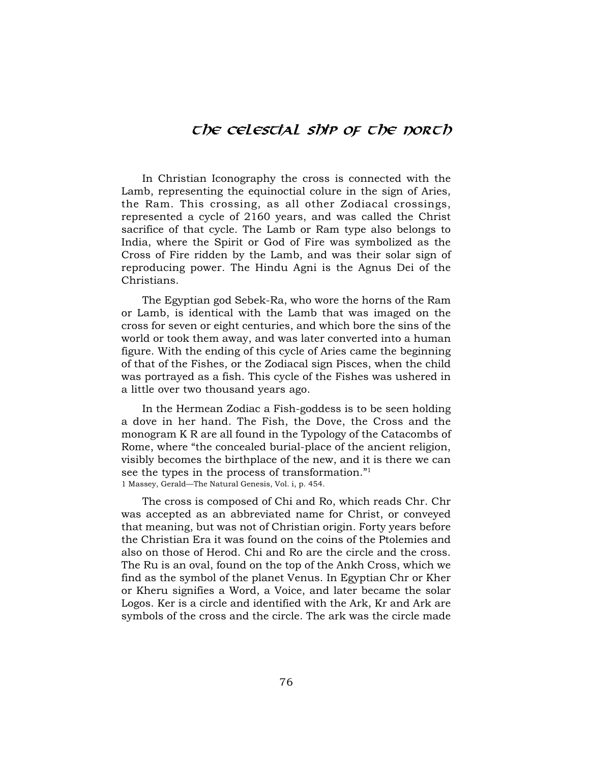In Christian Iconography the cross is connected with the Lamb, representing the equinoctial colure in the sign of Aries, the Ram. This crossing, as all other Zodiacal crossings, represented a cycle of 2160 years, and was called the Christ sacrifice of that cycle. The Lamb or Ram type also belongs to India, where the Spirit or God of Fire was symbolized as the Cross of Fire ridden by the Lamb, and was their solar sign of reproducing power. The Hindu Agni is the Agnus Dei of the Christians.

The Egyptian god Sebek-Ra, who wore the horns of the Ram or Lamb, is identical with the Lamb that was imaged on the cross for seven or eight centuries, and which bore the sins of the world or took them away, and was later converted into a human figure. With the ending of this cycle of Aries came the beginning of that of the Fishes, or the Zodiacal sign Pisces, when the child was portrayed as a fish. This cycle of the Fishes was ushered in a little over two thousand years ago.

In the Hermean Zodiac a Fish-goddess is to be seen holding a dove in her hand. The Fish, the Dove, the Cross and the monogram K R are all found in the Typology of the Catacombs of Rome, where "the concealed burial-place of the ancient religion, visibly becomes the birthplace of the new, and it is there we can see the types in the process of transformation."[1]

1 Massey, Gerald—The Natural Genesis, Vol. i, p. 454.

The cross is composed of Chi and Ro, which reads Chr. Chr was accepted as an abbreviated name for Christ, or conveyed that meaning, but was not of Christian origin. Forty years before the Christian Era it was found on the coins of the Ptolemies and also on those of Herod. Chi and Ro are the circle and the cross. The Ru is an oval, found on the top of the Ankh Cross, which we find as the symbol of the planet Venus. In Egyptian Chr or Kher or Kheru signifies a Word, a Voice, and later became the solar Logos. Ker is a circle and identified with the Ark, Kr and Ark are symbols of the cross and the circle. The ark was the circle made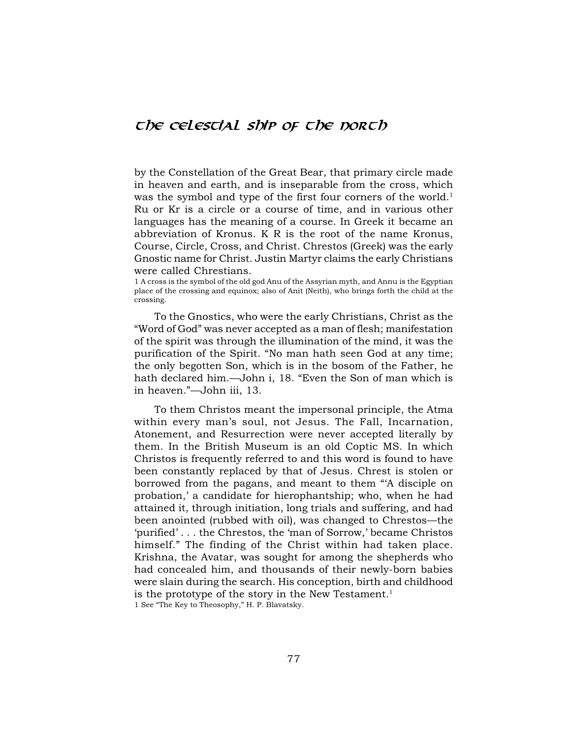by the Constellation of the Great Bear, that primary circle made in heaven and earth, and is inseparable from the cross, which was the symbol and type of the first four corners of the world.[1] Ru or Kr is a circle or a course of time, and in various other languages has the meaning of a course. In Greek it became an abbreviation of Kronus. K R is the root of the name Kronus, Course, Circle, Cross, and Christ. Chrestos (Greek) was the early Gnostic name for Christ. Justin Martyr claims the early Christians were called Chrestians.

1 A cross is the symbol of the old god Anu of the Assyrian myth, and Annu is the Egyptian place of the crossing and equinox; also of Anit (Neith), who brings forth the child at the crossing.

To the Gnostics, who were the early Christians, Christ as the "Word of God" was never accepted as a man of flesh; manifestation of the spirit was through the illumination of the mind, it was the purification of the Spirit. "No man hath seen God at any time; the only begotten Son, which is in the bosom of the Father, he hath declared him.—John i, 18. "Even the Son of man which is in heaven."—John iii, 13.

To them Christos meant the impersonal principle, the Atma within every man's soul, not Jesus. The Fall, Incarnation, Atonement, and Resurrection were never accepted literally by them. In the British Museum is an old Coptic MS. In which Christos is frequently referred to and this word is found to have been constantly replaced by that of Jesus. Chrest is stolen or borrowed from the pagans, and meant to them "'A disciple on probation,' a candidate for hierophantship; who, when he had attained it, through initiation, long trials and suffering, and had been anointed (rubbed with oil), was changed to Chrestos—the 'purified' . . . the Chrestos, the 'man of Sorrow,' became Christos himself." The finding of the Christ within had taken place. Krishna, the Avatar, was sought for among the shepherds who had concealed him, and thousands of their newly-born babies were slain during the search. His conception, birth and childhood is the prototype of the story in the New Testament.[1]

1 See "The Key to Theosophy," H. P. Blavatsky.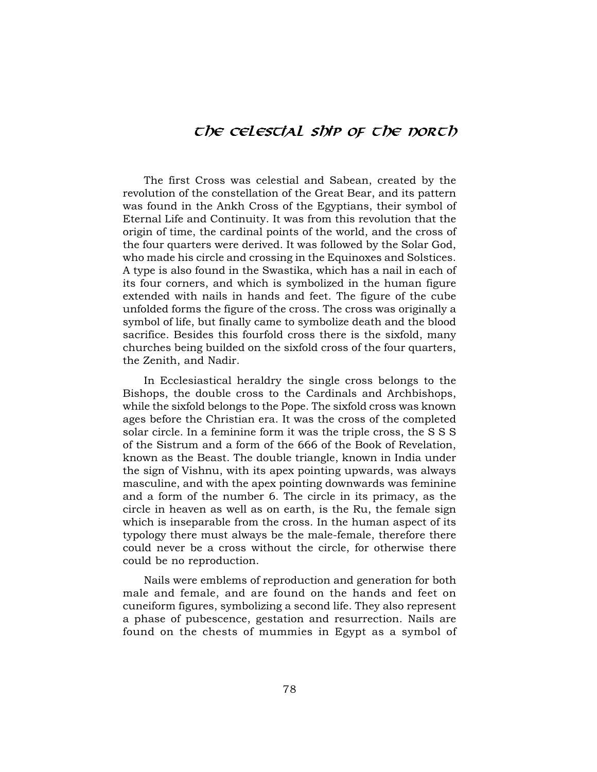# The Celestial Ship of the North

The first Cross was celestial and Sabean, created by the revolution of the constellation of the Great Bear, and its pattern was found in the Ankh Cross of the Egyptians, their symbol of Eternal Life and Continuity. It was from this revolution that the origin of time, the cardinal points of the world, and the cross of the four quarters were derived. It was followed by the Solar God, who made his circle and crossing in the Equinoxes and Solstices. A type is also found in the Swastika, which has a nail in each of its four corners, and which is symbolized in the human figure extended with nails in hands and feet. The figure of the cube unfolded forms the figure of the cross. The cross was originally a symbol of life, but finally came to symbolize death and the blood sacrifice. Besides this fourfold cross there is the sixfold, many churches being builded on the sixfold cross of the four quarters, the Zenith, and Nadir.

In Ecclesiastical heraldry the single cross belongs to the Bishops, the double cross to the Cardinals and Archbishops, while the sixfold belongs to the Pope. The sixfold cross was known ages before the Christian era. It was the cross of the completed solar circle. In a feminine form it was the triple cross, the S S S of the Sistrum and a form of the 666 of the Book of Revelation, known as the Beast. The double triangle, known in India under the sign of Vishnu, with its apex pointing upwards, was always masculine, and with the apex pointing downwards was feminine and a form of the number 6. The circle in its primacy, as the circle in heaven as well as on earth, is the Ru, the female sign which is inseparable from the cross. In the human aspect of its typology there must always be the male-female, therefore there could never be a cross without the circle, for otherwise there could be no reproduction.

Nails were emblems of reproduction and generation for both male and female, and are found on the hands and feet on cuneiform figures, symbolizing a second life. They also represent a phase of pubescence, gestation and resurrection. Nails are found on the chests of mummies in Egypt as a symbol of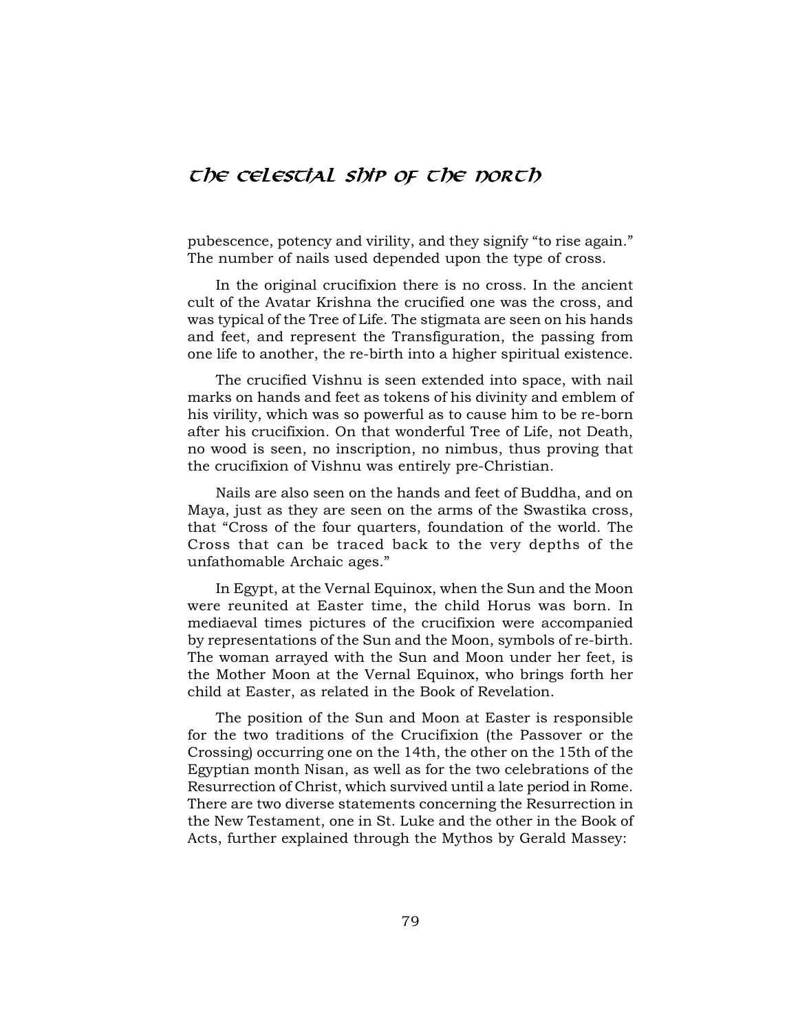pubescence, potency and virility, and they signify "to rise again." The number of nails used depended upon the type of cross.

In the original crucifixion there is no cross. In the ancient cult of the Avatar Krishna the crucified one was the cross, and was typical of the Tree of Life. The stigmata are seen on his hands and feet, and represent the Transfiguration, the passing from one life to another, the re-birth into a higher spiritual existence.

The crucified Vishnu is seen extended into space, with nail marks on hands and feet as tokens of his divinity and emblem of his virility, which was so powerful as to cause him to be re-born after his crucifixion. On that wonderful Tree of Life, not Death, no wood is seen, no inscription, no nimbus, thus proving that the crucifixion of Vishnu was entirely pre-Christian.

Nails are also seen on the hands and feet of Buddha, and on Maya, just as they are seen on the arms of the Swastika cross, that "Cross of the four quarters, foundation of the world. The Cross that can be traced back to the very depths of the unfathomable Archaic ages."

In Egypt, at the Vernal Equinox, when the Sun and the Moon were reunited at Easter time, the child Horus was born. In mediaeval times pictures of the crucifixion were accompanied by representations of the Sun and the Moon, symbols of re-birth. The woman arrayed with the Sun and Moon under her feet, is the Mother Moon at the Vernal Equinox, who brings forth her child at Easter, as related in the Book of Revelation.

The position of the Sun and Moon at Easter is responsible for the two traditions of the Crucifixion (the Passover or the Crossing) occurring one on the 14th, the other on the 15th of the Egyptian month Nisan, as well as for the two celebrations of the Resurrection of Christ, which survived until a late period in Rome. There are two diverse statements concerning the Resurrection in the New Testament, one in St. Luke and the other in the Book of Acts, further explained through the Mythos by Gerald Massey: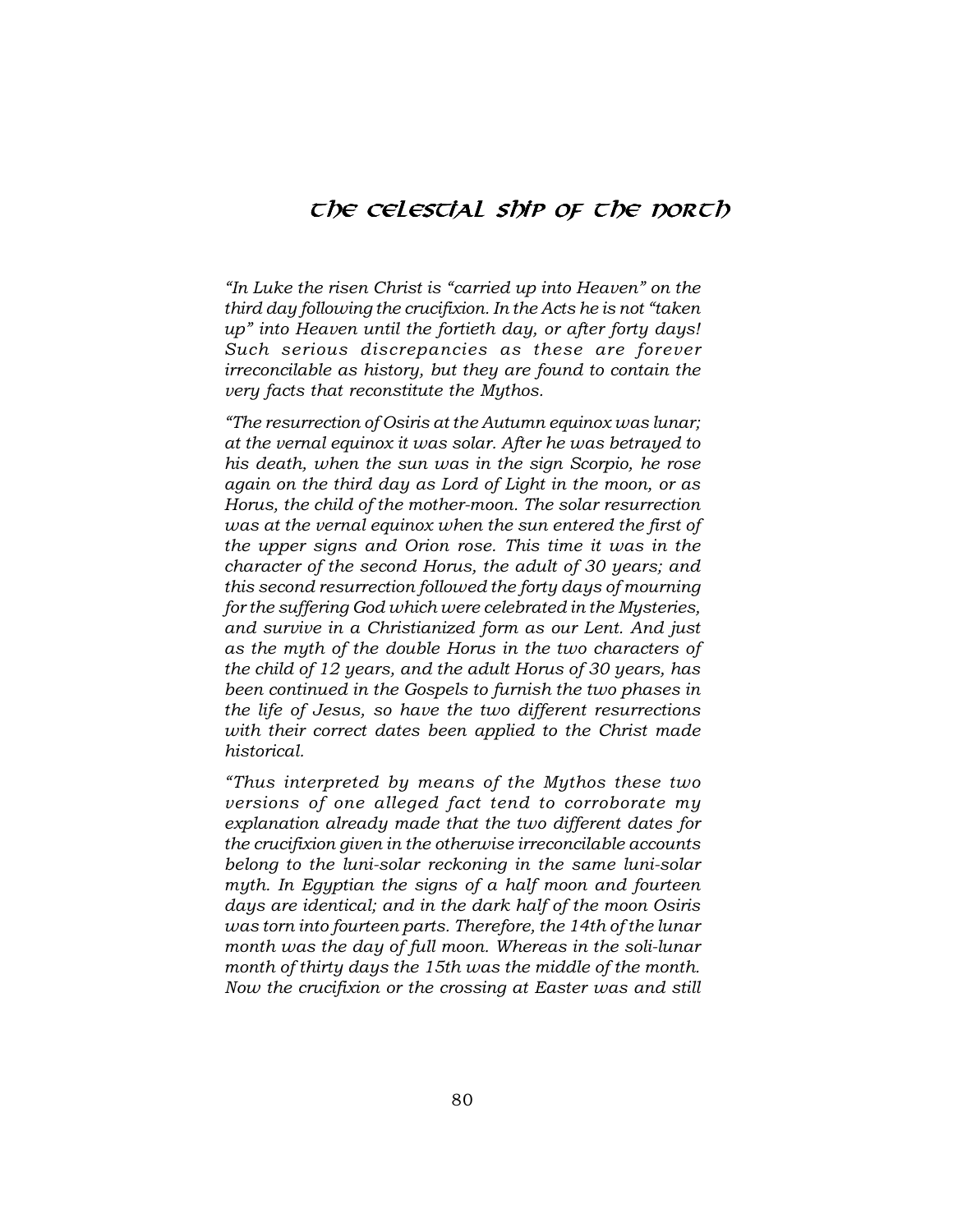*"In Luke the risen Christ is "carried up into Heaven" on the third day following the crucifixion. In the Acts he is not "taken up" into Heaven until the fortieth day, or after forty days! Such serious discrepancies as these are forever irreconcilable as history, but they are found to contain the very facts that reconstitute the Mythos.*

*"The resurrection of Osiris at the Autumn equinox was lunar; at the vernal equinox it was solar. After he was betrayed to his death, when the sun was in the sign Scorpio, he rose again on the third day as Lord of Light in the moon, or as Horus, the child of the mother-moon. The solar resurrection was at the vernal equinox when the sun entered the first of the upper signs and Orion rose. This time it was in the character of the second Horus, the adult of 30 years; and this second resurrection followed the forty days of mourning for the suffering God which were celebrated in the Mysteries, and survive in a Christianized form as our Lent. And just as the myth of the double Horus in the two characters of the child of 12 years, and the adult Horus of 30 years, has been continued in the Gospels to furnish the two phases in the life of Jesus, so have the two different resurrections with their correct dates been applied to the Christ made historical.*

*"Thus interpreted by means of the Mythos these two versions of one alleged fact tend to corroborate my explanation already made that the two different dates for the crucifixion given in the otherwise irreconcilable accounts belong to the luni-solar reckoning in the same luni-solar myth. In Egyptian the signs of a half moon and fourteen days are identical; and in the dark half of the moon Osiris was torn into fourteen parts. Therefore, the 14th of the lunar month was the day of full moon. Whereas in the soli-lunar month of thirty days the 15th was the middle of the month. Now the crucifixion or the crossing at Easter was and still*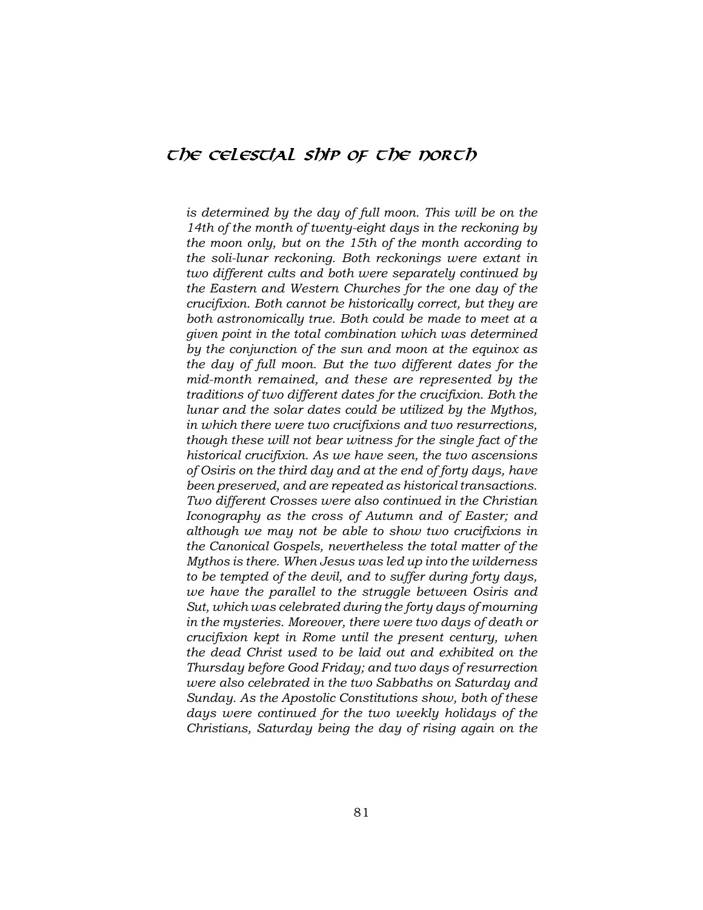*is determined by the day of full moon. This will be on the 14th of the month of twenty-eight days in the reckoning by the moon only, but on the 15th of the month according to the soli-lunar reckoning. Both reckonings were extant in two different cults and both were separately continued by the Eastern and Western Churches for the one day of the crucifixion. Both cannot be historically correct, but they are both astronomically true. Both could be made to meet at a given point in the total combination which was determined by the conjunction of the sun and moon at the equinox as the day of full moon. But the two different dates for the mid-month remained, and these are represented by the traditions of two different dates for the crucifixion. Both the lunar and the solar dates could be utilized by the Mythos, in which there were two crucifixions and two resurrections, though these will not bear witness for the single fact of the historical crucifixion. As we have seen, the two ascensions of Osiris on the third day and at the end of forty days, have been preserved, and are repeated as historical transactions. Two different Crosses were also continued in the Christian Iconography as the cross of Autumn and of Easter; and although we may not be able to show two crucifixions in the Canonical Gospels, nevertheless the total matter of the Mythos is there. When Jesus was led up into the wilderness to be tempted of the devil, and to suffer during forty days, we have the parallel to the struggle between Osiris and Sut, which was celebrated during the forty days of mourning in the mysteries. Moreover, there were two days of death or crucifixion kept in Rome until the present century, when the dead Christ used to be laid out and exhibited on the Thursday before Good Friday; and two days of resurrection were also celebrated in the two Sabbaths on Saturday and Sunday. As the Apostolic Constitutions show, both of these days were continued for the two weekly holidays of the Christians, Saturday being the day of rising again on the*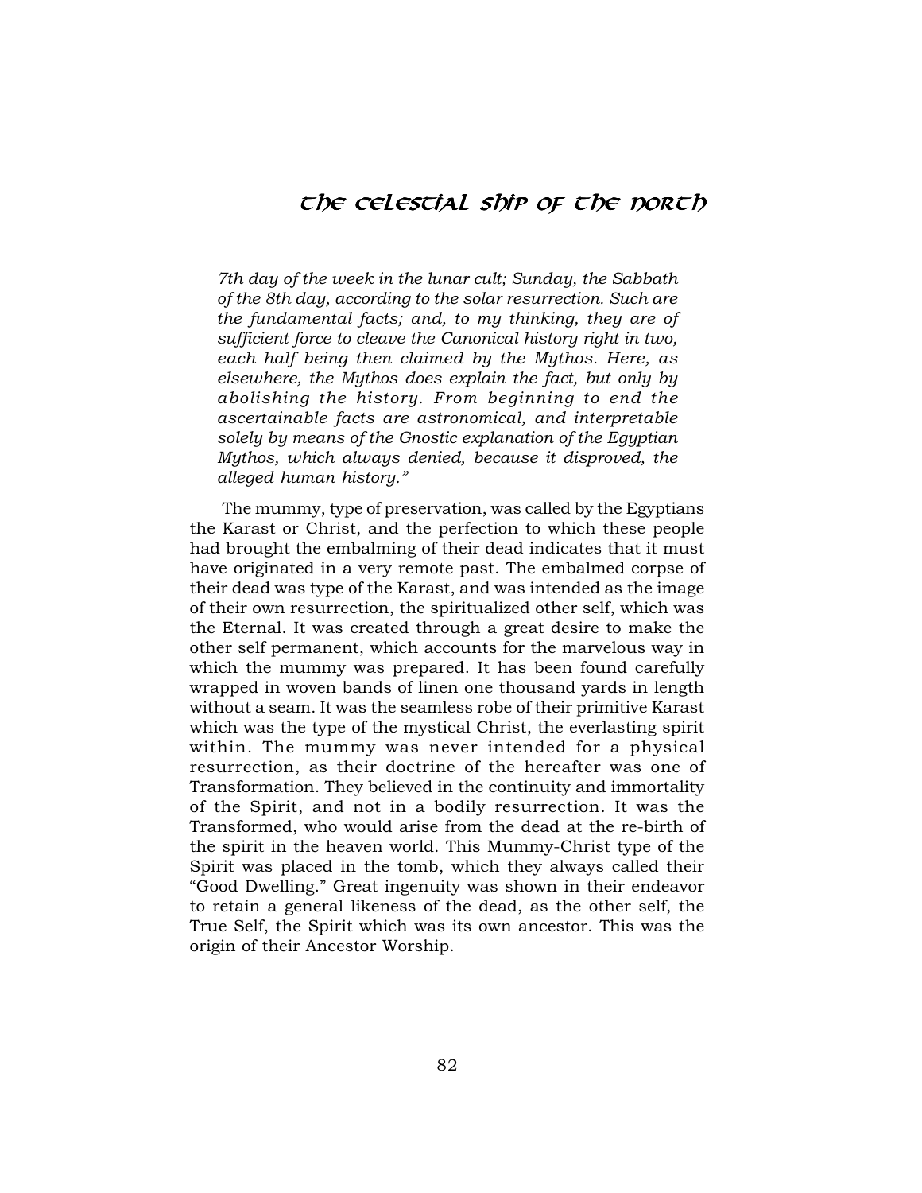*7th day of the week in the lunar cult; Sunday, the Sabbath of the 8th day, according to the solar resurrection. Such are the fundamental facts; and, to my thinking, they are of sufficient force to cleave the Canonical history right in two, each half being then claimed by the Mythos. Here, as elsewhere, the Mythos does explain the fact, but only by abolishing the history. From beginning to end the ascertainable facts are astronomical, and interpretable solely by means of the Gnostic explanation of the Egyptian Mythos, which always denied, because it disproved, the alleged human history."*

The mummy, type of preservation, was called by the Egyptians the Karast or Christ, and the perfection to which these people had brought the embalming of their dead indicates that it must have originated in a very remote past. The embalmed corpse of their dead was type of the Karast, and was intended as the image of their own resurrection, the spiritualized other self, which was the Eternal. It was created through a great desire to make the other self permanent, which accounts for the marvelous way in which the mummy was prepared. It has been found carefully wrapped in woven bands of linen one thousand yards in length without a seam. It was the seamless robe of their primitive Karast which was the type of the mystical Christ, the everlasting spirit within. The mummy was never intended for a physical resurrection, as their doctrine of the hereafter was one of Transformation. They believed in the continuity and immortality of the Spirit, and not in a bodily resurrection. It was the Transformed, who would arise from the dead at the re-birth of the spirit in the heaven world. This Mummy-Christ type of the Spirit was placed in the tomb, which they always called their "Good Dwelling." Great ingenuity was shown in their endeavor to retain a general likeness of the dead, as the other self, the True Self, the Spirit which was its own ancestor. This was the origin of their Ancestor Worship.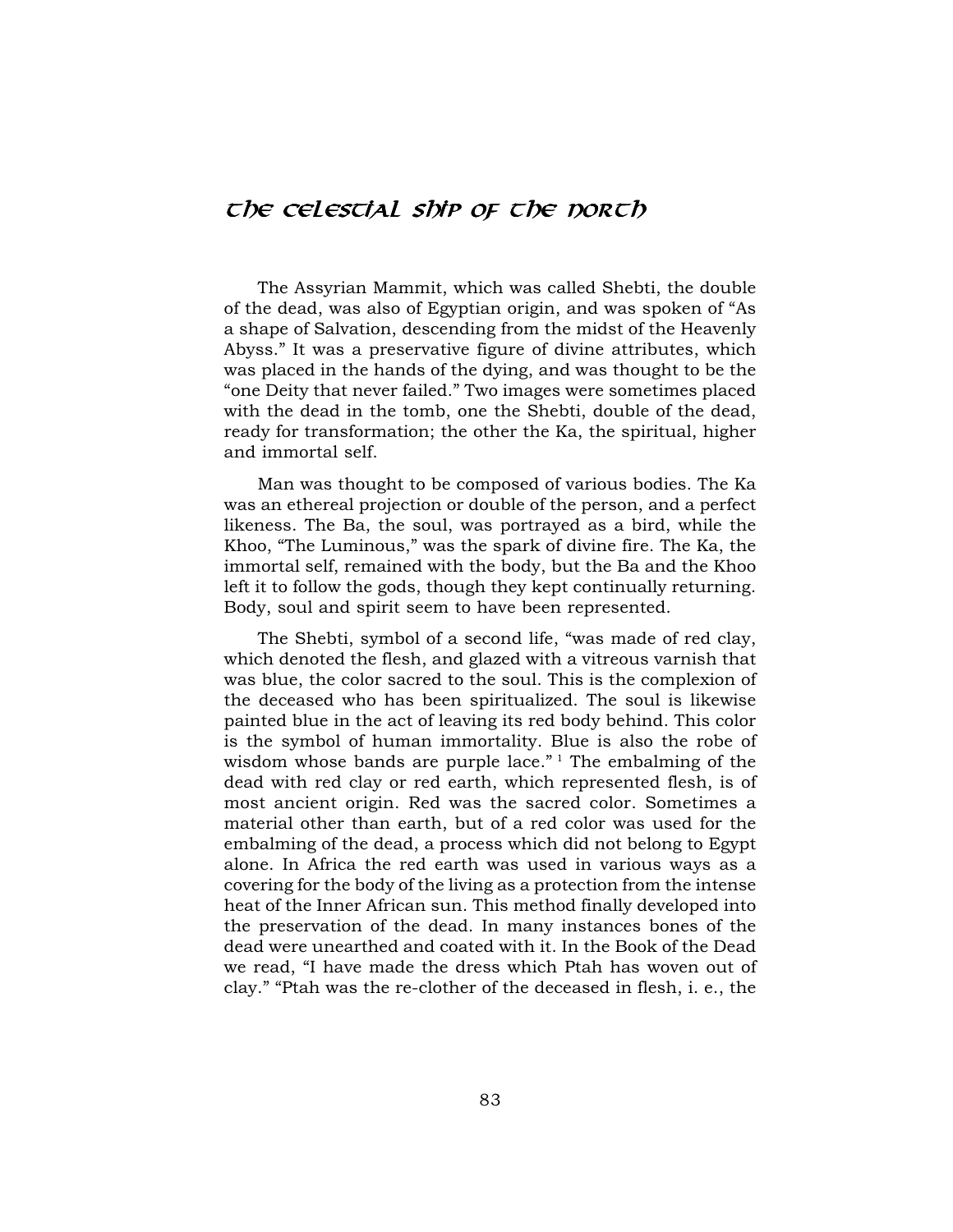# The Celestial Ship of the North

The Assyrian Mammit, which was called Shebti, the double of the dead, was also of Egyptian origin, and was spoken of "As a shape of Salvation, descending from the midst of the Heavenly Abyss." It was a preservative figure of divine attributes, which was placed in the hands of the dying, and was thought to be the "one Deity that never failed." Two images were sometimes placed with the dead in the tomb, one the Shebti, double of the dead, ready for transformation; the other the Ka, the spiritual, higher and immortal self.

Man was thought to be composed of various bodies. The Ka was an ethereal projection or double of the person, and a perfect likeness. The Ba, the soul, was portrayed as a bird, while the Khoo, "The Luminous," was the spark of divine fire. The Ka, the immortal self, remained with the body, but the Ba and the Khoo left it to follow the gods, though they kept continually returning. Body, soul and spirit seem to have been represented.

The Shebti, symbol of a second life, "was made of red clay, which denoted the flesh, and glazed with a vitreous varnish that was blue, the color sacred to the soul. This is the complexion of the deceased who has been spiritualized. The soul is likewise painted blue in the act of leaving its red body behind. This color is the symbol of human immortality. Blue is also the robe of wisdom whose bands are purple lace." [1] The embalming of the dead with red clay or red earth, which represented flesh, is of most ancient origin. Red was the sacred color. Sometimes a material other than earth, but of a red color was used for the embalming of the dead, a process which did not belong to Egypt alone. In Africa the red earth was used in various ways as a covering for the body of the living as a protection from the intense heat of the Inner African sun. This method finally developed into the preservation of the dead. In many instances bones of the dead were unearthed and coated with it. In the Book of the Dead we read, "I have made the dress which Ptah has woven out of clay." "Ptah was the re-clother of the deceased in flesh, i. e., the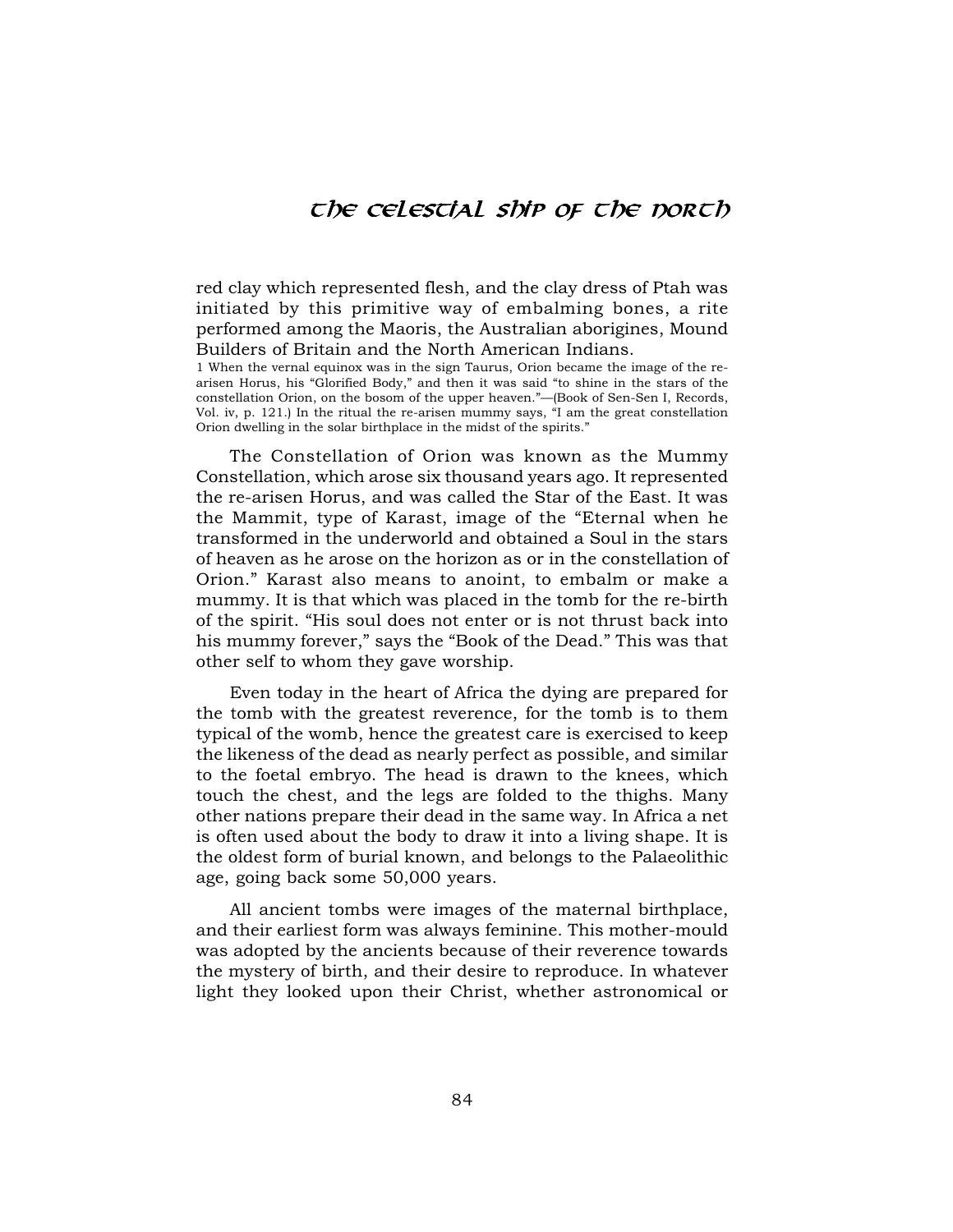red clay which represented flesh, and the clay dress of Ptah was initiated by this primitive way of embalming bones, a rite performed among the Maoris, the Australian aborigines, Mound Builders of Britain and the North American Indians.

1 When the vernal equinox was in the sign Taurus, Orion became the image of the re-arisen Horus, his "Glorified Body," and then it was said "to shine in the stars of the constellation Orion, on the bosom of the upper heaven."—(Book of Sen-Sen I, Records, Vol. iv, p. 121.) In the ritual the re-arisen mummy says, "I am the great constellation Orion dwelling in the solar birthplace in the midst of the spirits."

The Constellation of Orion was known as the Mummy Constellation, which arose six thousand years ago. It represented the re-arisen Horus, and was called the Star of the East. It was the Mammit, type of Karast, image of the "Eternal when he transformed in the underworld and obtained a Soul in the stars of heaven as he arose on the horizon as or in the constellation of Orion." Karast also means to anoint, to embalm or make a mummy. It is that which was placed in the tomb for the re-birth of the spirit. "His soul does not enter or is not thrust back into his mummy forever," says the "Book of the Dead." This was that other self to whom they gave worship.

Even today in the heart of Africa the dying are prepared for the tomb with the greatest reverence, for the tomb is to them typical of the womb, hence the greatest care is exercised to keep the likeness of the dead as nearly perfect as possible, and similar to the foetal embryo. The head is drawn to the knees, which touch the chest, and the legs are folded to the thighs. Many other nations prepare their dead in the same way. In Africa a net is often used about the body to draw it into a living shape. It is the oldest form of burial known, and belongs to the Palaeolithic age, going back some 50,000 years.

All ancient tombs were images of the maternal birthplace, and their earliest form was always feminine. This mother-mould was adopted by the ancients because of their reverence towards the mystery of birth, and their desire to reproduce. In whatever light they looked upon their Christ, whether astronomical or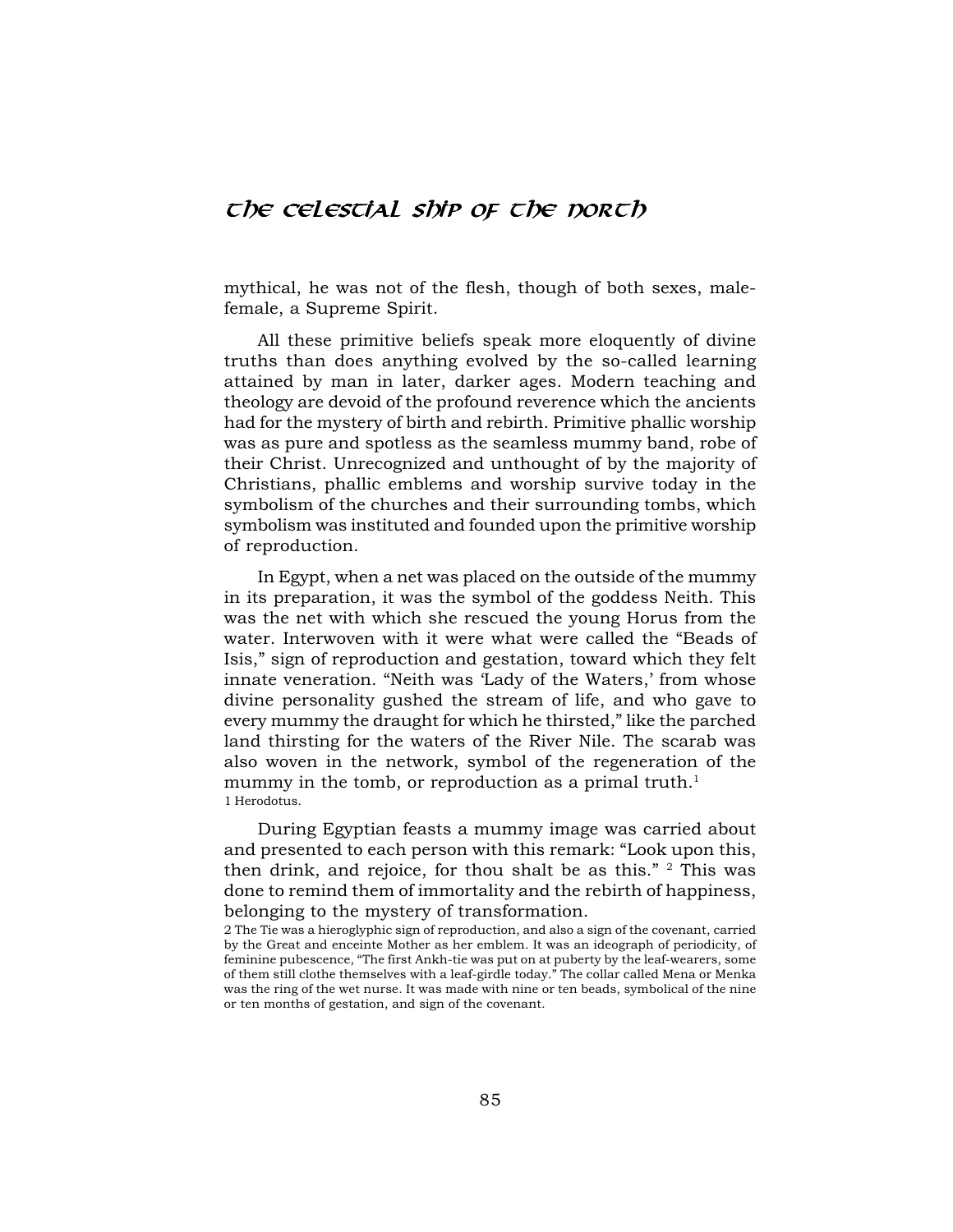mythical, he was not of the flesh, though of both sexes, male-female, a Supreme Spirit.

All these primitive beliefs speak more eloquently of divine truths than does anything evolved by the so-called learning attained by man in later, darker ages. Modern teaching and theology are devoid of the profound reverence which the ancients had for the mystery of birth and rebirth. Primitive phallic worship was as pure and spotless as the seamless mummy band, robe of their Christ. Unrecognized and unthought of by the majority of Christians, phallic emblems and worship survive today in the symbolism of the churches and their surrounding tombs, which symbolism was instituted and founded upon the primitive worship of reproduction.

In Egypt, when a net was placed on the outside of the mummy in its preparation, it was the symbol of the goddess Neith. This was the net with which she rescued the young Horus from the water. Interwoven with it were what were called the "Beads of Isis," sign of reproduction and gestation, toward which they felt innate veneration. "Neith was 'Lady of the Waters,' from whose divine personality gushed the stream of life, and who gave to every mummy the draught for which he thirsted," like the parched land thirsting for the waters of the River Nile. The scarab was also woven in the network, symbol of the regeneration of the mummy in the tomb, or reproduction as a primal truth.[1]

1 Herodotus.

During Egyptian feasts a mummy image was carried about and presented to each person with this remark: "Look upon this, then drink, and rejoice, for thou shalt be as this." [2] This was done to remind them of immortality and the rebirth of happiness, belonging to the mystery of transformation.

2 The Tie was a hieroglyphic sign of reproduction, and also a sign of the covenant, carried by the Great and enceinte Mother as her emblem. It was an ideograph of periodicity, of feminine pubescence, "The first Ankh-tie was put on at puberty by the leaf-wearers, some of them still clothe themselves with a leaf-girdle today." The collar called Mena or Menka was the ring of the wet nurse. It was made with nine or ten beads, symbolical of the nine or ten months of gestation, and sign of the covenant.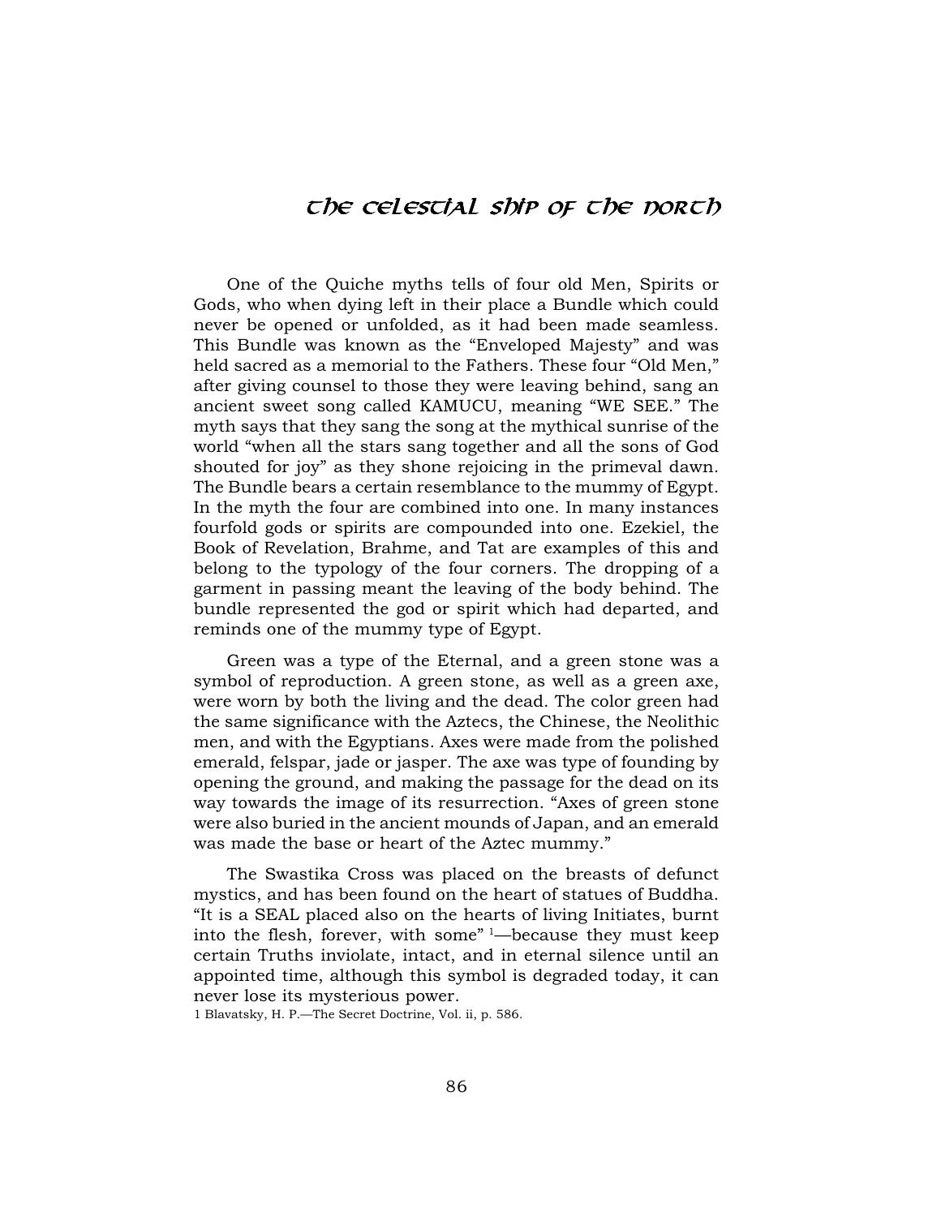One of the Quiche myths tells of four old Men, Spirits or Gods, who when dying left in their place a Bundle which could never be opened or unfolded, as it had been made seamless. This Bundle was known as the "Enveloped Majesty" and was held sacred as a memorial to the Fathers. These four "Old Men," after giving counsel to those they were leaving behind, sang an ancient sweet song called KAMUCU, meaning "WE SEE." The myth says that they sang the song at the mythical sunrise of the world "when all the stars sang together and all the sons of God shouted for joy" as they shone rejoicing in the primeval dawn. The Bundle bears a certain resemblance to the mummy of Egypt. In the myth the four are combined into one. In many instances fourfold gods or spirits are compounded into one. Ezekiel, the Book of Revelation, Brahme, and Tat are examples of this and belong to the typology of the four corners. The dropping of a garment in passing meant the leaving of the body behind. The bundle represented the god or spirit which had departed, and reminds one of the mummy type of Egypt.

Green was a type of the Eternal, and a green stone was a symbol of reproduction. A green stone, as well as a green axe, were worn by both the living and the dead. The color green had the same significance with the Aztecs, the Chinese, the Neolithic men, and with the Egyptians. Axes were made from the polished emerald, felspar, jade or jasper. The axe was type of founding by opening the ground, and making the passage for the dead on its way towards the image of its resurrection. "Axes of green stone were also buried in the ancient mounds of Japan, and an emerald was made the base or heart of the Aztec mummy."

The Swastika Cross was placed on the breasts of defunct mystics, and has been found on the heart of statues of Buddha. "It is a SEAL placed also on the hearts of living Initiates, burnt into the flesh, forever, with some" [1]—because they must keep certain Truths inviolate, intact, and in eternal silence until an appointed time, although this symbol is degraded today, it can never lose its mysterious power.

1 Blavatsky, H. P.—The Secret Doctrine, Vol. ii, p. 586.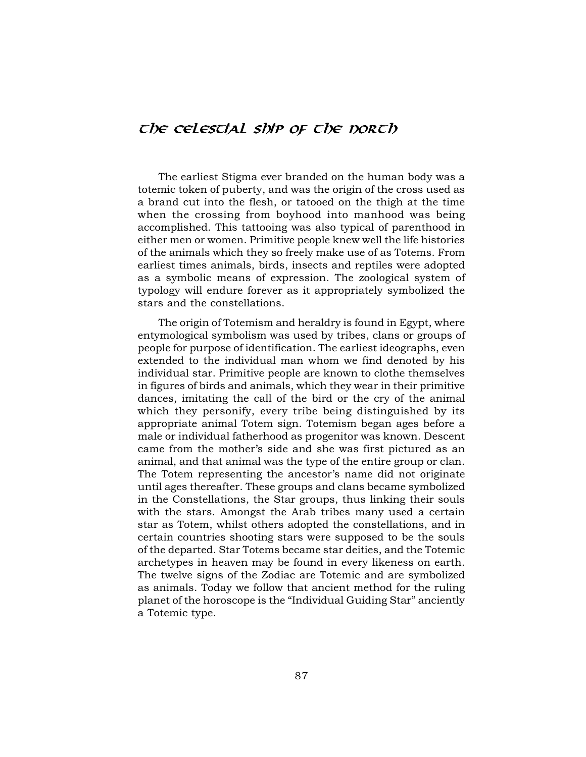# The Celestial Ship of the North

The earliest Stigma ever branded on the human body was a totemic token of puberty, and was the origin of the cross used as a brand cut into the flesh, or tatooed on the thigh at the time when the crossing from boyhood into manhood was being accomplished. This tattooing was also typical of parenthood in either men or women. Primitive people knew well the life histories of the animals which they so freely make use of as Totems. From earliest times animals, birds, insects and reptiles were adopted as a symbolic means of expression. The zoological system of typology will endure forever as it appropriately symbolized the stars and the constellations.

The origin of Totemism and heraldry is found in Egypt, where entymological symbolism was used by tribes, clans or groups of people for purpose of identification. The earliest ideographs, even extended to the individual man whom we find denoted by his individual star. Primitive people are known to clothe themselves in figures of birds and animals, which they wear in their primitive dances, imitating the call of the bird or the cry of the animal which they personify, every tribe being distinguished by its appropriate animal Totem sign. Totemism began ages before a male or individual fatherhood as progenitor was known. Descent came from the mother's side and she was first pictured as an animal, and that animal was the type of the entire group or clan. The Totem representing the ancestor's name did not originate until ages thereafter. These groups and clans became symbolized in the Constellations, the Star groups, thus linking their souls with the stars. Amongst the Arab tribes many used a certain star as Totem, whilst others adopted the constellations, and in certain countries shooting stars were supposed to be the souls of the departed. Star Totems became star deities, and the Totemic archetypes in heaven may be found in every likeness on earth. The twelve signs of the Zodiac are Totemic and are symbolized as animals. Today we follow that ancient method for the ruling planet of the horoscope is the "Individual Guiding Star" anciently a Totemic type.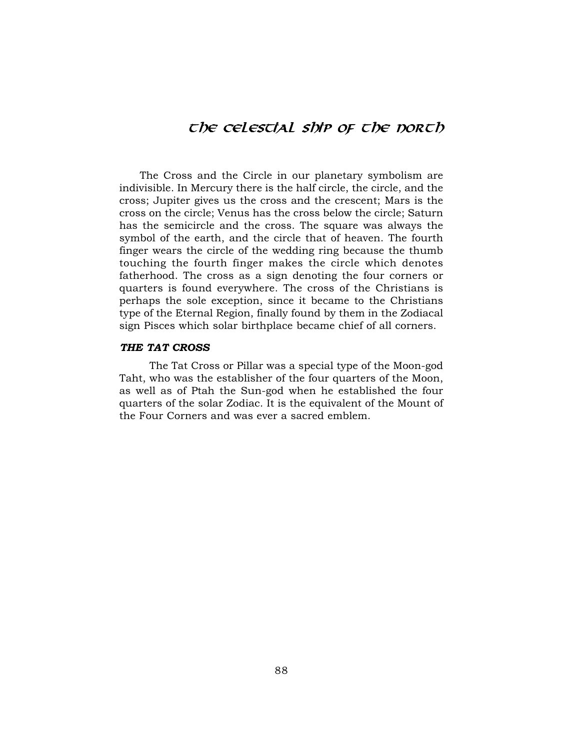The Cross and the Circle in our planetary symbolism are indivisible. In Mercury there is the half circle, the circle, and the cross; Jupiter gives us the cross and the crescent; Mars is the cross on the circle; Venus has the cross below the circle; Saturn has the semicircle and the cross. The square was always the symbol of the earth, and the circle that of heaven. The fourth finger wears the circle of the wedding ring because the thumb touching the fourth finger makes the circle which denotes fatherhood. The cross as a sign denoting the four corners or quarters is found everywhere. The cross of the Christians is perhaps the sole exception, since it became to the Christians type of the Eternal Region, finally found by them in the Zodiacal sign Pisces which solar birthplace became chief of all corners.

### *THE TAT CROSS*

The Tat Cross or Pillar was a special type of the Moon-god Taht, who was the establisher of the four quarters of the Moon, as well as of Ptah the Sun-god when he established the four quarters of the solar Zodiac. It is the equivalent of the Mount of the Four Corners and was ever a sacred emblem.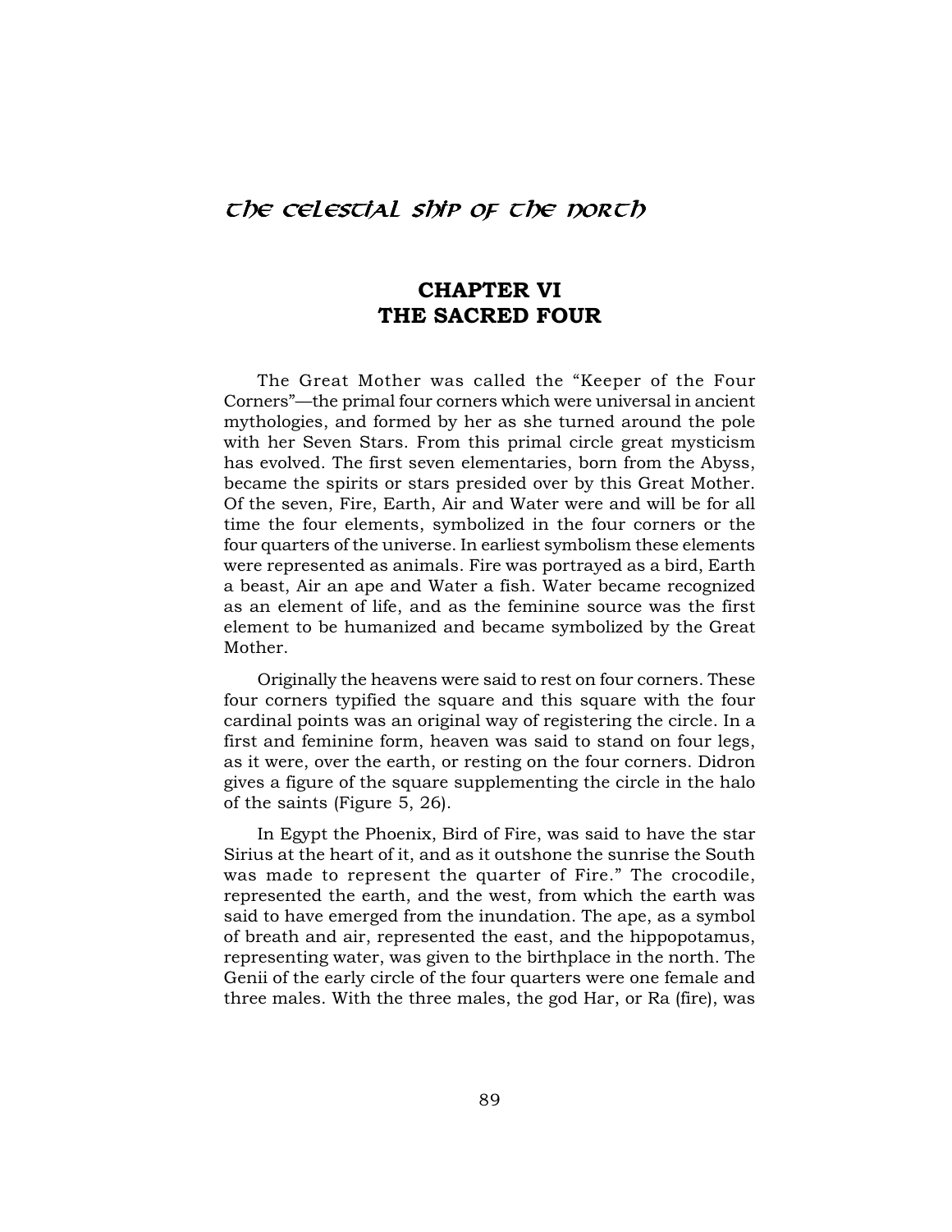## CHAPTER VI
## THE SACRED FOUR

The Great Mother was called the "Keeper of the Four Corners"—the primal four corners which were universal in ancient mythologies, and formed by her as she turned around the pole with her Seven Stars. From this primal circle great mysticism has evolved. The first seven elementaries, born from the Abyss, became the spirits or stars presided over by this Great Mother. Of the seven, Fire, Earth, Air and Water were and will be for all time the four elements, symbolized in the four corners or the four quarters of the universe. In earliest symbolism these elements were represented as animals. Fire was portrayed as a bird, Earth a beast, Air an ape and Water a fish. Water became recognized as an element of life, and as the feminine source was the first element to be humanized and became symbolized by the Great Mother.

Originally the heavens were said to rest on four corners. These four corners typified the square and this square with the four cardinal points was an original way of registering the circle. In a first and feminine form, heaven was said to stand on four legs, as it were, over the earth, or resting on the four corners. Didron gives a figure of the square supplementing the circle in the halo of the saints (Figure 5, 26).

In Egypt the Phoenix, Bird of Fire, was said to have the star Sirius at the heart of it, and as it outshone the sunrise the South was made to represent the quarter of Fire." The crocodile, represented the earth, and the west, from which the earth was said to have emerged from the inundation. The ape, as a symbol of breath and air, represented the east, and the hippopotamus, representing water, was given to the birthplace in the north. The Genii of the early circle of the four quarters were one female and three males. With the three males, the god Har, or Ra (fire), was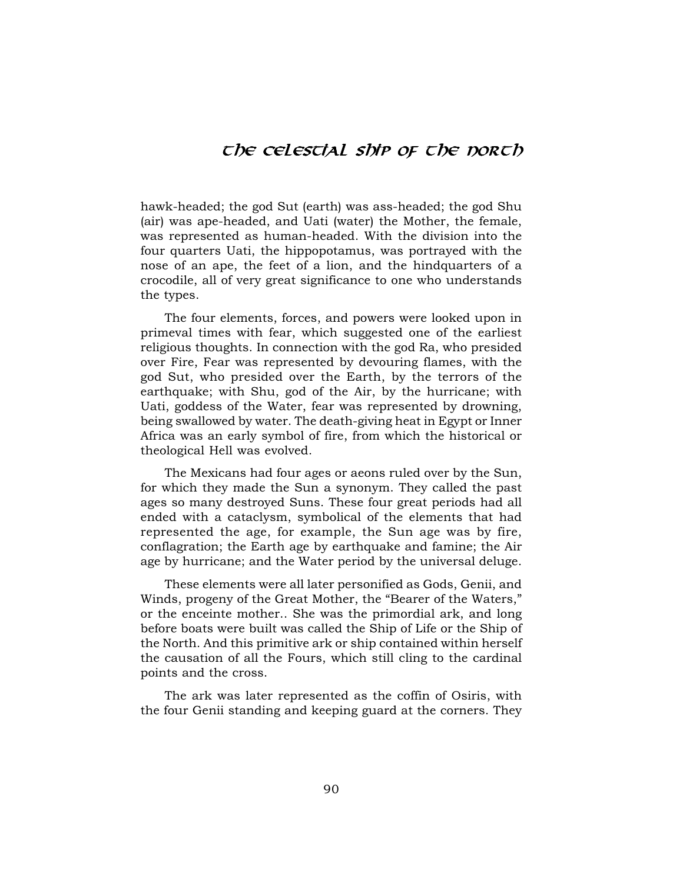hawk-headed; the god Sut (earth) was ass-headed; the god Shu (air) was ape-headed, and Uati (water) the Mother, the female, was represented as human-headed. With the division into the four quarters Uati, the hippopotamus, was portrayed with the nose of an ape, the feet of a lion, and the hindquarters of a crocodile, all of very great significance to one who understands the types.

The four elements, forces, and powers were looked upon in primeval times with fear, which suggested one of the earliest religious thoughts. In connection with the god Ra, who presided over Fire, Fear was represented by devouring flames, with the god Sut, who presided over the Earth, by the terrors of the earthquake; with Shu, god of the Air, by the hurricane; with Uati, goddess of the Water, fear was represented by drowning, being swallowed by water. The death-giving heat in Egypt or Inner Africa was an early symbol of fire, from which the historical or theological Hell was evolved.

The Mexicans had four ages or aeons ruled over by the Sun, for which they made the Sun a synonym. They called the past ages so many destroyed Suns. These four great periods had all ended with a cataclysm, symbolical of the elements that had represented the age, for example, the Sun age was by fire, conflagration; the Earth age by earthquake and famine; the Air age by hurricane; and the Water period by the universal deluge.

These elements were all later personified as Gods, Genii, and Winds, progeny of the Great Mother, the "Bearer of the Waters," or the enceinte mother.. She was the primordial ark, and long before boats were built was called the Ship of Life or the Ship of the North. And this primitive ark or ship contained within herself the causation of all the Fours, which still cling to the cardinal points and the cross.

The ark was later represented as the coffin of Osiris, with the four Genii standing and keeping guard at the corners. They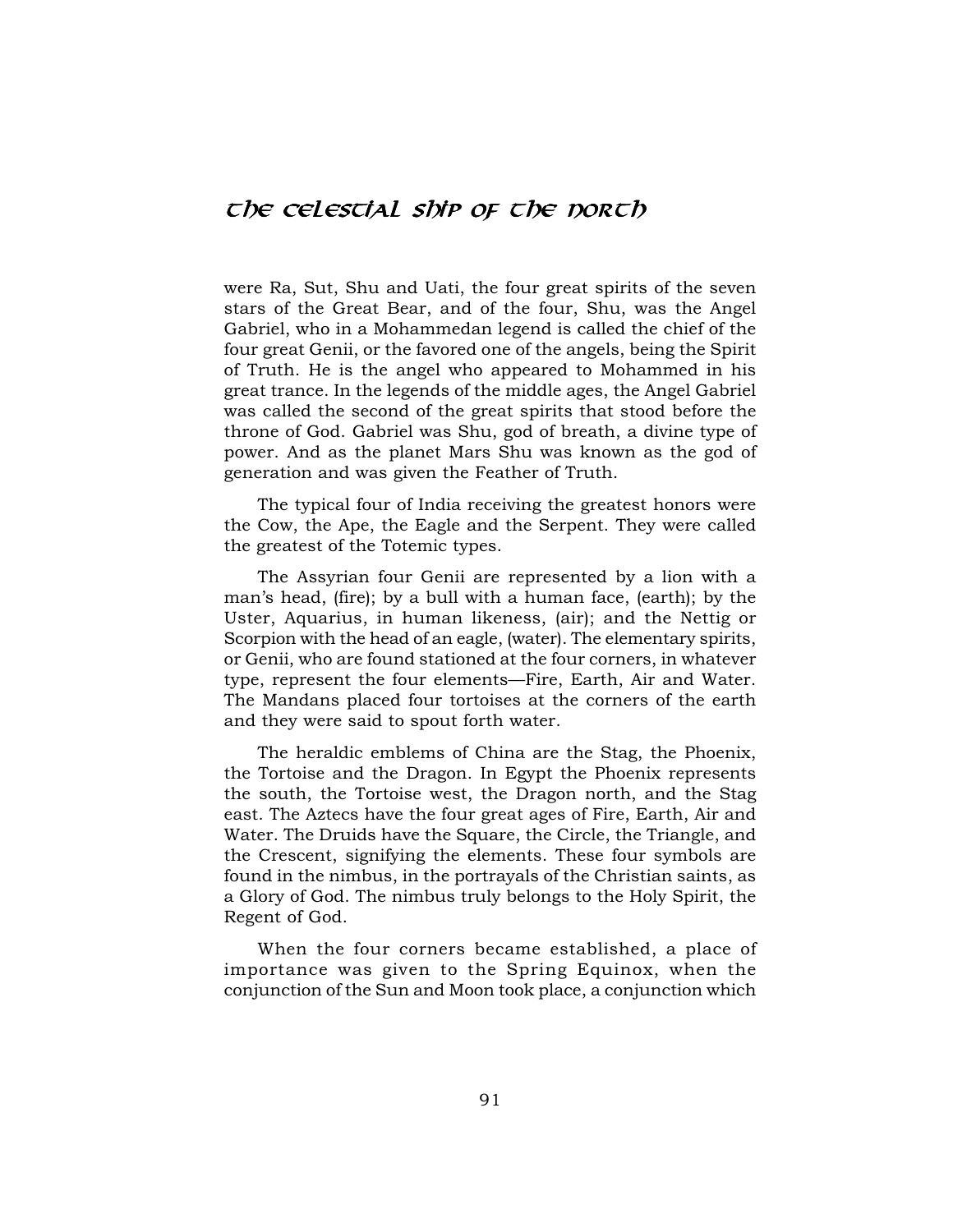were Ra, Sut, Shu and Uati, the four great spirits of the seven stars of the Great Bear, and of the four, Shu, was the Angel Gabriel, who in a Mohammedan legend is called the chief of the four great Genii, or the favored one of the angels, being the Spirit of Truth. He is the angel who appeared to Mohammed in his great trance. In the legends of the middle ages, the Angel Gabriel was called the second of the great spirits that stood before the throne of God. Gabriel was Shu, god of breath, a divine type of power. And as the planet Mars Shu was known as the god of generation and was given the Feather of Truth.

The typical four of India receiving the greatest honors were the Cow, the Ape, the Eagle and the Serpent. They were called the greatest of the Totemic types.

The Assyrian four Genii are represented by a lion with a man's head, (fire); by a bull with a human face, (earth); by the Uster, Aquarius, in human likeness, (air); and the Nettig or Scorpion with the head of an eagle, (water). The elementary spirits, or Genii, who are found stationed at the four corners, in whatever type, represent the four elements—Fire, Earth, Air and Water. The Mandans placed four tortoises at the corners of the earth and they were said to spout forth water.

The heraldic emblems of China are the Stag, the Phoenix, the Tortoise and the Dragon. In Egypt the Phoenix represents the south, the Tortoise west, the Dragon north, and the Stag east. The Aztecs have the four great ages of Fire, Earth, Air and Water. The Druids have the Square, the Circle, the Triangle, and the Crescent, signifying the elements. These four symbols are found in the nimbus, in the portrayals of the Christian saints, as a Glory of God. The nimbus truly belongs to the Holy Spirit, the Regent of God.

When the four corners became established, a place of importance was given to the Spring Equinox, when the conjunction of the Sun and Moon took place, a conjunction which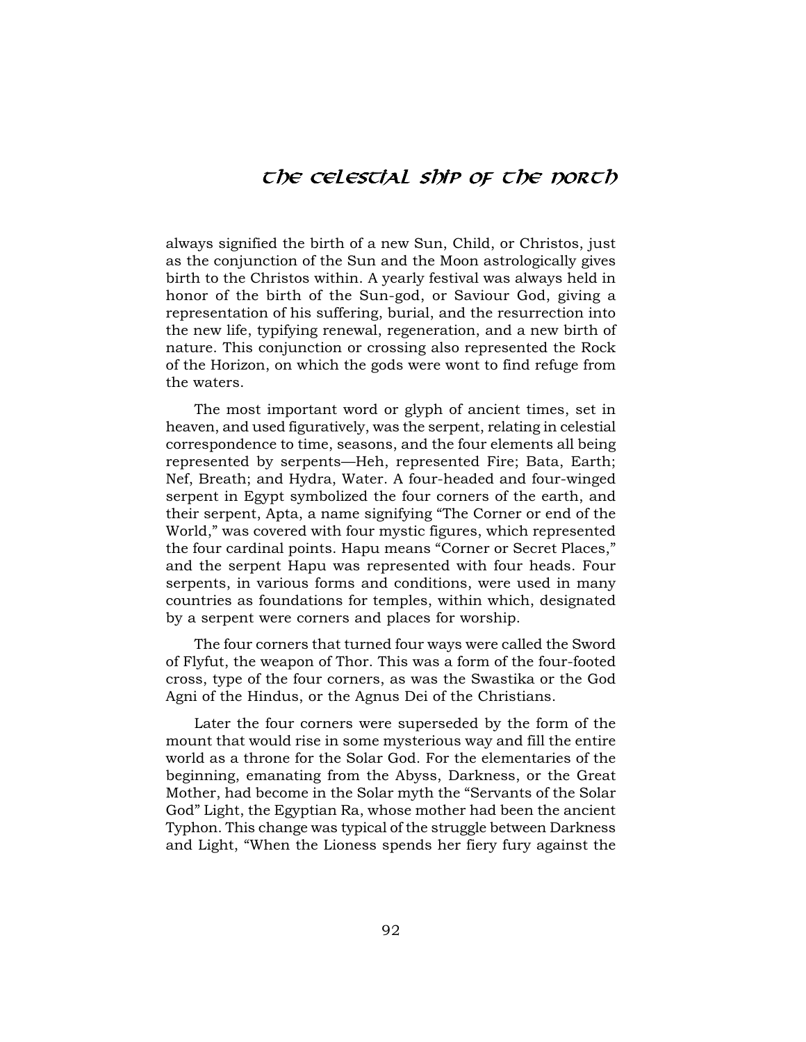always signified the birth of a new Sun, Child, or Christos, just as the conjunction of the Sun and the Moon astrologically gives birth to the Christos within. A yearly festival was always held in honor of the birth of the Sun-god, or Saviour God, giving a representation of his suffering, burial, and the resurrection into the new life, typifying renewal, regeneration, and a new birth of nature. This conjunction or crossing also represented the Rock of the Horizon, on which the gods were wont to find refuge from the waters.

The most important word or glyph of ancient times, set in heaven, and used figuratively, was the serpent, relating in celestial correspondence to time, seasons, and the four elements all being represented by serpents—Heh, represented Fire; Bata, Earth; Nef, Breath; and Hydra, Water. A four-headed and four-winged serpent in Egypt symbolized the four corners of the earth, and their serpent, Apta, a name signifying "The Corner or end of the World," was covered with four mystic figures, which represented the four cardinal points. Hapu means "Corner or Secret Places," and the serpent Hapu was represented with four heads. Four serpents, in various forms and conditions, were used in many countries as foundations for temples, within which, designated by a serpent were corners and places for worship.

The four corners that turned four ways were called the Sword of Flyfut, the weapon of Thor. This was a form of the four-footed cross, type of the four corners, as was the Swastika or the God Agni of the Hindus, or the Agnus Dei of the Christians.

Later the four corners were superseded by the form of the mount that would rise in some mysterious way and fill the entire world as a throne for the Solar God. For the elementaries of the beginning, emanating from the Abyss, Darkness, or the Great Mother, had become in the Solar myth the "Servants of the Solar God" Light, the Egyptian Ra, whose mother had been the ancient Typhon. This change was typical of the struggle between Darkness and Light, "When the Lioness spends her fiery fury against the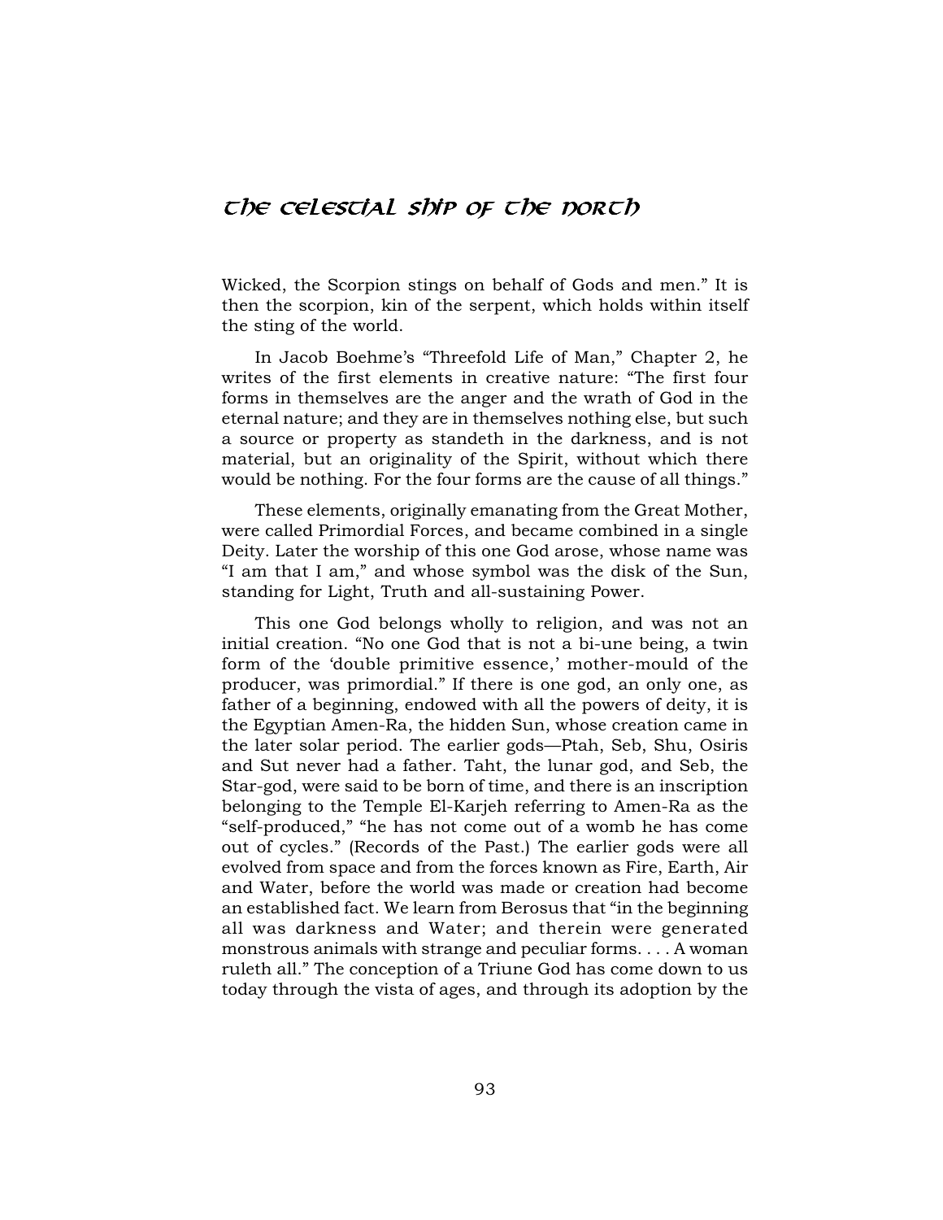Wicked, the Scorpion stings on behalf of Gods and men." It is then the scorpion, kin of the serpent, which holds within itself the sting of the world.

In Jacob Boehme's "Threefold Life of Man," Chapter 2, he writes of the first elements in creative nature: "The first four forms in themselves are the anger and the wrath of God in the eternal nature; and they are in themselves nothing else, but such a source or property as standeth in the darkness, and is not material, but an originality of the Spirit, without which there would be nothing. For the four forms are the cause of all things."

These elements, originally emanating from the Great Mother, were called Primordial Forces, and became combined in a single Deity. Later the worship of this one God arose, whose name was "I am that I am," and whose symbol was the disk of the Sun, standing for Light, Truth and all-sustaining Power.

This one God belongs wholly to religion, and was not an initial creation. "No one God that is not a bi-une being, a twin form of the 'double primitive essence,' mother-mould of the producer, was primordial." If there is one god, an only one, as father of a beginning, endowed with all the powers of deity, it is the Egyptian Amen-Ra, the hidden Sun, whose creation came in the later solar period. The earlier gods—Ptah, Seb, Shu, Osiris and Sut never had a father. Taht, the lunar god, and Seb, the Star-god, were said to be born of time, and there is an inscription belonging to the Temple El-Karjeh referring to Amen-Ra as the "self-produced," "he has not come out of a womb he has come out of cycles." (Records of the Past.) The earlier gods were all evolved from space and from the forces known as Fire, Earth, Air and Water, before the world was made or creation had become an established fact. We learn from Berosus that "in the beginning all was darkness and Water; and therein were generated monstrous animals with strange and peculiar forms. . . . A woman ruleth all." The conception of a Triune God has come down to us today through the vista of ages, and through its adoption by the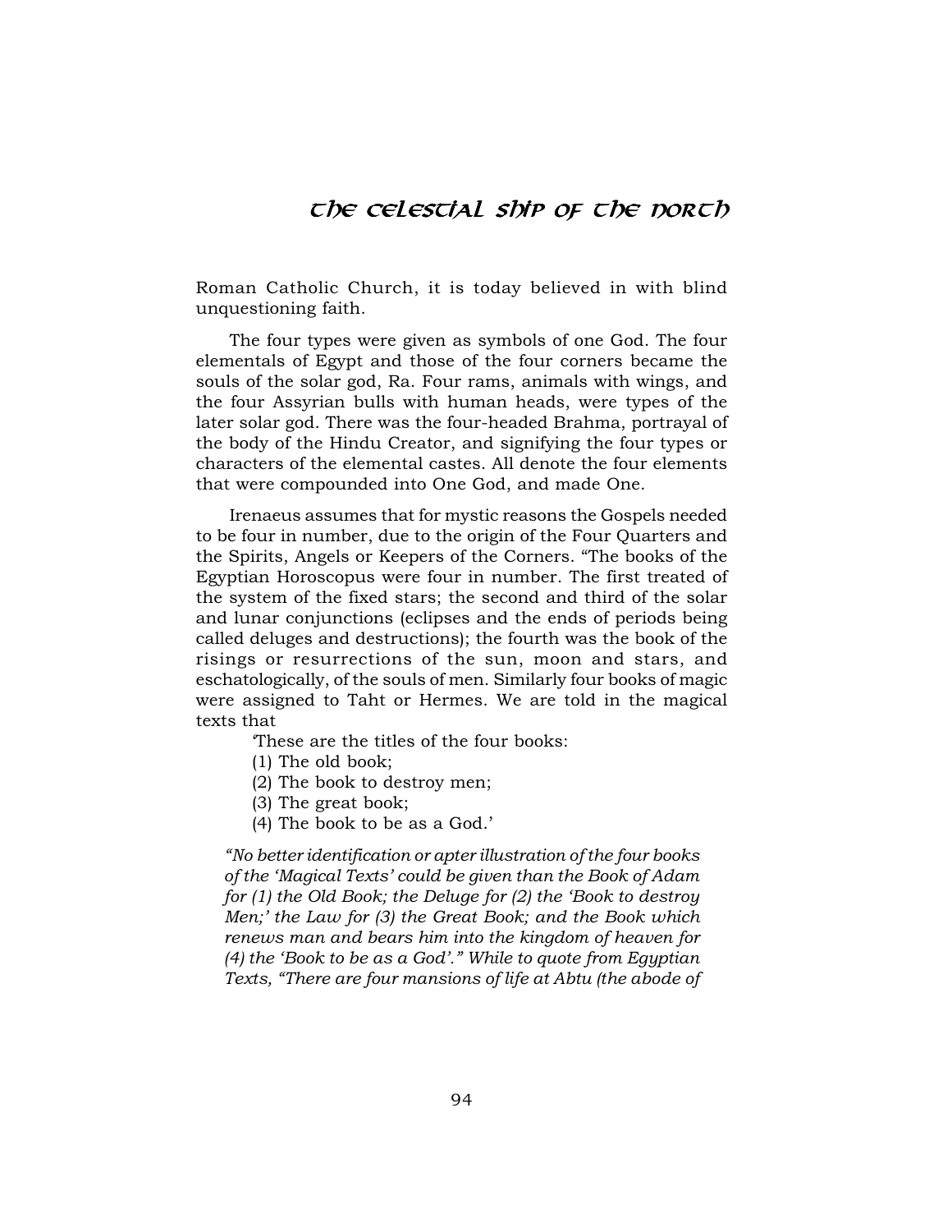Roman Catholic Church, it is today believed in with blind unquestioning faith.

The four types were given as symbols of one God. The four elementals of Egypt and those of the four corners became the souls of the solar god, Ra. Four rams, animals with wings, and the four Assyrian bulls with human heads, were types of the later solar god. There was the four-headed Brahma, portrayal of the body of the Hindu Creator, and signifying the four types or characters of the elemental castes. All denote the four elements that were compounded into One God, and made One.

Irenaeus assumes that for mystic reasons the Gospels needed to be four in number, due to the origin of the Four Quarters and the Spirits, Angels or Keepers of the Corners. "The books of the Egyptian Horoscopus were four in number. The first treated of the system of the fixed stars; the second and third of the solar and lunar conjunctions (eclipses and the ends of periods being called deluges and destructions); the fourth was the book of the risings or resurrections of the sun, moon and stars, and eschatologically, of the souls of men. Similarly four books of magic were assigned to Taht or Hermes. We are told in the magical texts that

> 'These are the titles of the four books:
> (1) The old book;
> (2) The book to destroy men;
> (3) The great book;
> (4) The book to be as a God.'

*"No better identification or apter illustration of the four books of the 'Magical Texts' could be given than the Book of Adam for (1) the Old Book; the Deluge for (2) the 'Book to destroy Men;' the Law for (3) the Great Book; and the Book which renews man and bears him into the kingdom of heaven for (4) the 'Book to be as a God'." While to quote from Egyptian Texts, "There are four mansions of life at Abtu (the abode of*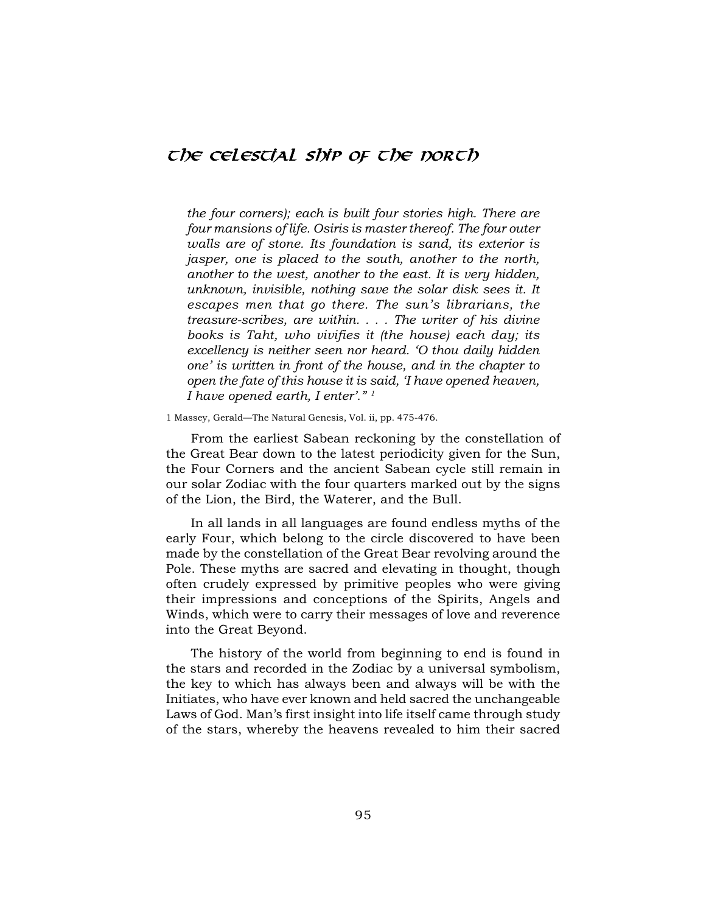*the four corners); each is built four stories high. There are four mansions of life. Osiris is master thereof. The four outer walls are of stone. Its foundation is sand, its exterior is jasper, one is placed to the south, another to the north, another to the west, another to the east. It is very hidden, unknown, invisible, nothing save the solar disk sees it. It escapes men that go there. The sun's librarians, the treasure-scribes, are within. . . . The writer of his divine books is Taht, who vivifies it (the house) each day; its excellency is neither seen nor heard. 'O thou daily hidden one' is written in front of the house, and in the chapter to open the fate of this house it is said, 'I have opened heaven, I have opened earth, I enter'."* [1]

1 Massey, Gerald—The Natural Genesis, Vol. ii, pp. 475-476.

From the earliest Sabean reckoning by the constellation of the Great Bear down to the latest periodicity given for the Sun, the Four Corners and the ancient Sabean cycle still remain in our solar Zodiac with the four quarters marked out by the signs of the Lion, the Bird, the Waterer, and the Bull.

In all lands in all languages are found endless myths of the early Four, which belong to the circle discovered to have been made by the constellation of the Great Bear revolving around the Pole. These myths are sacred and elevating in thought, though often crudely expressed by primitive peoples who were giving their impressions and conceptions of the Spirits, Angels and Winds, which were to carry their messages of love and reverence into the Great Beyond.

The history of the world from beginning to end is found in the stars and recorded in the Zodiac by a universal symbolism, the key to which has always been and always will be with the Initiates, who have ever known and held sacred the unchangeable Laws of God. Man's first insight into life itself came through study of the stars, whereby the heavens revealed to him their sacred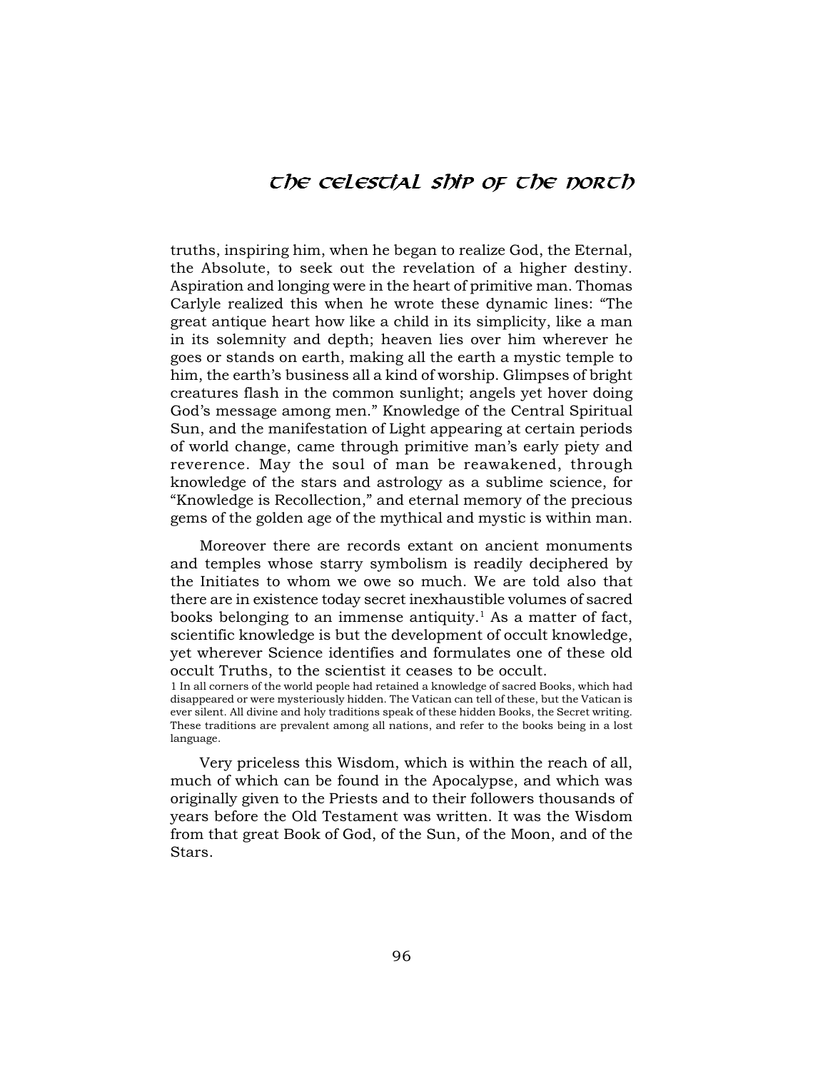truths, inspiring him, when he began to realize God, the Eternal, the Absolute, to seek out the revelation of a higher destiny. Aspiration and longing were in the heart of primitive man. Thomas Carlyle realized this when he wrote these dynamic lines: "The great antique heart how like a child in its simplicity, like a man in its solemnity and depth; heaven lies over him wherever he goes or stands on earth, making all the earth a mystic temple to him, the earth's business all a kind of worship. Glimpses of bright creatures flash in the common sunlight; angels yet hover doing God's message among men." Knowledge of the Central Spiritual Sun, and the manifestation of Light appearing at certain periods of world change, came through primitive man's early piety and reverence. May the soul of man be reawakened, through knowledge of the stars and astrology as a sublime science, for "Knowledge is Recollection," and eternal memory of the precious gems of the golden age of the mythical and mystic is within man.

Moreover there are records extant on ancient monuments and temples whose starry symbolism is readily deciphered by the Initiates to whom we owe so much. We are told also that there are in existence today secret inexhaustible volumes of sacred books belonging to an immense antiquity.[1] As a matter of fact, scientific knowledge is but the development of occult knowledge, yet wherever Science identifies and formulates one of these old occult Truths, to the scientist it ceases to be occult.

1 In all corners of the world people had retained a knowledge of sacred Books, which had disappeared or were mysteriously hidden. The Vatican can tell of these, but the Vatican is ever silent. All divine and holy traditions speak of these hidden Books, the Secret writing. These traditions are prevalent among all nations, and refer to the books being in a lost language.

Very priceless this Wisdom, which is within the reach of all, much of which can be found in the Apocalypse, and which was originally given to the Priests and to their followers thousands of years before the Old Testament was written. It was the Wisdom from that great Book of God, of the Sun, of the Moon, and of the Stars.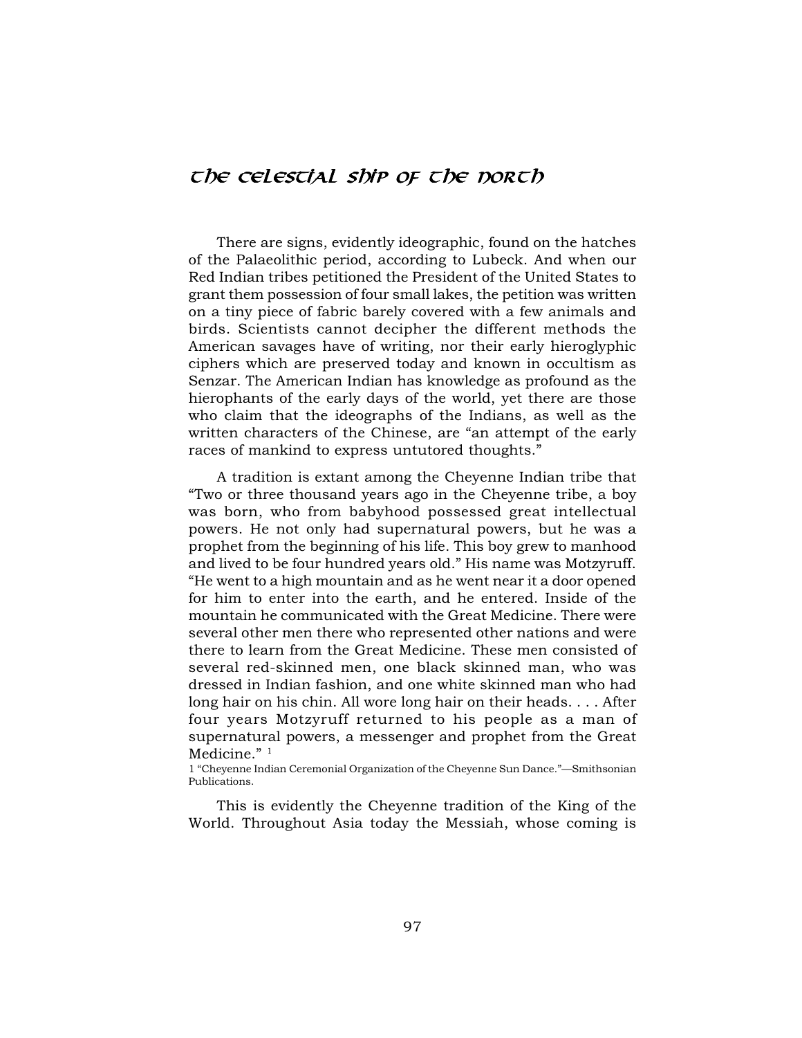# The Celestial Ship of the North

There are signs, evidently ideographic, found on the hatches of the Palaeolithic period, according to Lubeck. And when our Red Indian tribes petitioned the President of the United States to grant them possession of four small lakes, the petition was written on a tiny piece of fabric barely covered with a few animals and birds. Scientists cannot decipher the different methods the American savages have of writing, nor their early hieroglyphic ciphers which are preserved today and known in occultism as Senzar. The American Indian has knowledge as profound as the hierophants of the early days of the world, yet there are those who claim that the ideographs of the Indians, as well as the written characters of the Chinese, are "an attempt of the early races of mankind to express untutored thoughts."

A tradition is extant among the Cheyenne Indian tribe that "Two or three thousand years ago in the Cheyenne tribe, a boy was born, who from babyhood possessed great intellectual powers. He not only had supernatural powers, but he was a prophet from the beginning of his life. This boy grew to manhood and lived to be four hundred years old." His name was Motzyruff. "He went to a high mountain and as he went near it a door opened for him to enter into the earth, and he entered. Inside of the mountain he communicated with the Great Medicine. There were several other men there who represented other nations and were there to learn from the Great Medicine. These men consisted of several red-skinned men, one black skinned man, who was dressed in Indian fashion, and one white skinned man who had long hair on his chin. All wore long hair on their heads. . . . After four years Motzyruff returned to his people as a man of supernatural powers, a messenger and prophet from the Great Medicine." [1]

[1] "Cheyenne Indian Ceremonial Organization of the Cheyenne Sun Dance."—Smithsonian Publications.

This is evidently the Cheyenne tradition of the King of the World. Throughout Asia today the Messiah, whose coming is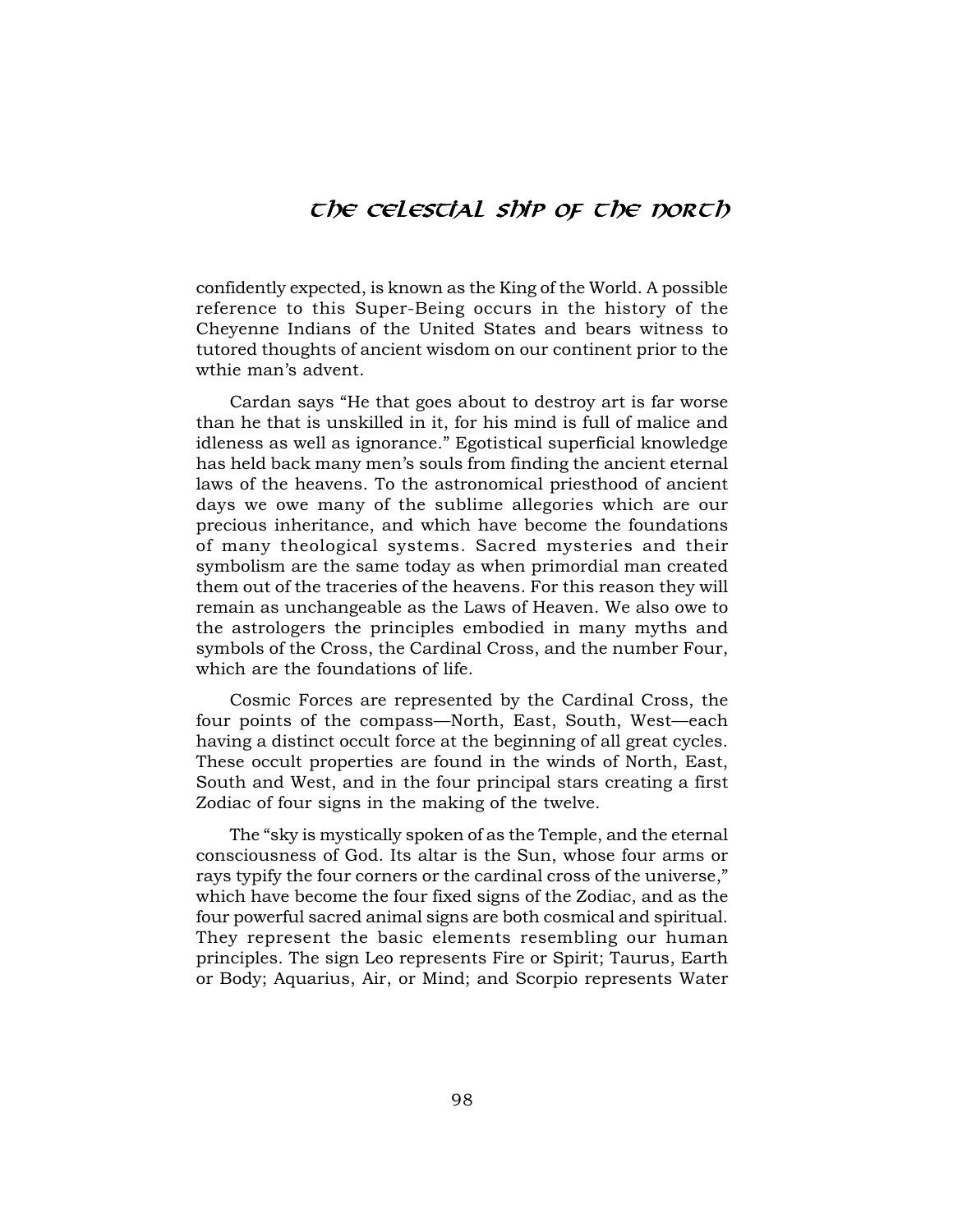confidently expected, is known as the King of the World. A possible reference to this Super-Being occurs in the history of the Cheyenne Indians of the United States and bears witness to tutored thoughts of ancient wisdom on our continent prior to the wthie man's advent.

Cardan says "He that goes about to destroy art is far worse than he that is unskilled in it, for his mind is full of malice and idleness as well as ignorance." Egotistical superficial knowledge has held back many men's souls from finding the ancient eternal laws of the heavens. To the astronomical priesthood of ancient days we owe many of the sublime allegories which are our precious inheritance, and which have become the foundations of many theological systems. Sacred mysteries and their symbolism are the same today as when primordial man created them out of the traceries of the heavens. For this reason they will remain as unchangeable as the Laws of Heaven. We also owe to the astrologers the principles embodied in many myths and symbols of the Cross, the Cardinal Cross, and the number Four, which are the foundations of life.

Cosmic Forces are represented by the Cardinal Cross, the four points of the compass—North, East, South, West—each having a distinct occult force at the beginning of all great cycles. These occult properties are found in the winds of North, East, South and West, and in the four principal stars creating a first Zodiac of four signs in the making of the twelve.

The "sky is mystically spoken of as the Temple, and the eternal consciousness of God. Its altar is the Sun, whose four arms or rays typify the four corners or the cardinal cross of the universe," which have become the four fixed signs of the Zodiac, and as the four powerful sacred animal signs are both cosmical and spiritual. They represent the basic elements resembling our human principles. The sign Leo represents Fire or Spirit; Taurus, Earth or Body; Aquarius, Air, or Mind; and Scorpio represents Water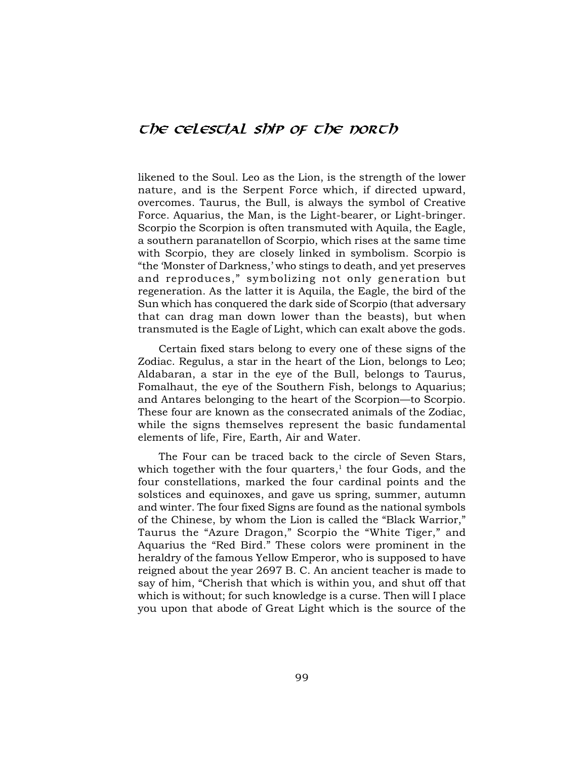likened to the Soul. Leo as the Lion, is the strength of the lower nature, and is the Serpent Force which, if directed upward, overcomes. Taurus, the Bull, is always the symbol of Creative Force. Aquarius, the Man, is the Light-bearer, or Light-bringer. Scorpio the Scorpion is often transmuted with Aquila, the Eagle, a southern paranatellon of Scorpio, which rises at the same time with Scorpio, they are closely linked in symbolism. Scorpio is "the 'Monster of Darkness,' who stings to death, and yet preserves and reproduces," symbolizing not only generation but regeneration. As the latter it is Aquila, the Eagle, the bird of the Sun which has conquered the dark side of Scorpio (that adversary that can drag man down lower than the beasts), but when transmuted is the Eagle of Light, which can exalt above the gods.

Certain fixed stars belong to every one of these signs of the Zodiac. Regulus, a star in the heart of the Lion, belongs to Leo; Aldabaran, a star in the eye of the Bull, belongs to Taurus, Fomalhaut, the eye of the Southern Fish, belongs to Aquarius; and Antares belonging to the heart of the Scorpion—to Scorpio. These four are known as the consecrated animals of the Zodiac, while the signs themselves represent the basic fundamental elements of life, Fire, Earth, Air and Water.

The Four can be traced back to the circle of Seven Stars, which together with the four quarters,[1] the four Gods, and the four constellations, marked the four cardinal points and the solstices and equinoxes, and gave us spring, summer, autumn and winter. The four fixed Signs are found as the national symbols of the Chinese, by whom the Lion is called the "Black Warrior," Taurus the "Azure Dragon," Scorpio the "White Tiger," and Aquarius the "Red Bird." These colors were prominent in the heraldry of the famous Yellow Emperor, who is supposed to have reigned about the year 2697 B. C. An ancient teacher is made to say of him, "Cherish that which is within you, and shut off that which is without; for such knowledge is a curse. Then will I place you upon that abode of Great Light which is the source of the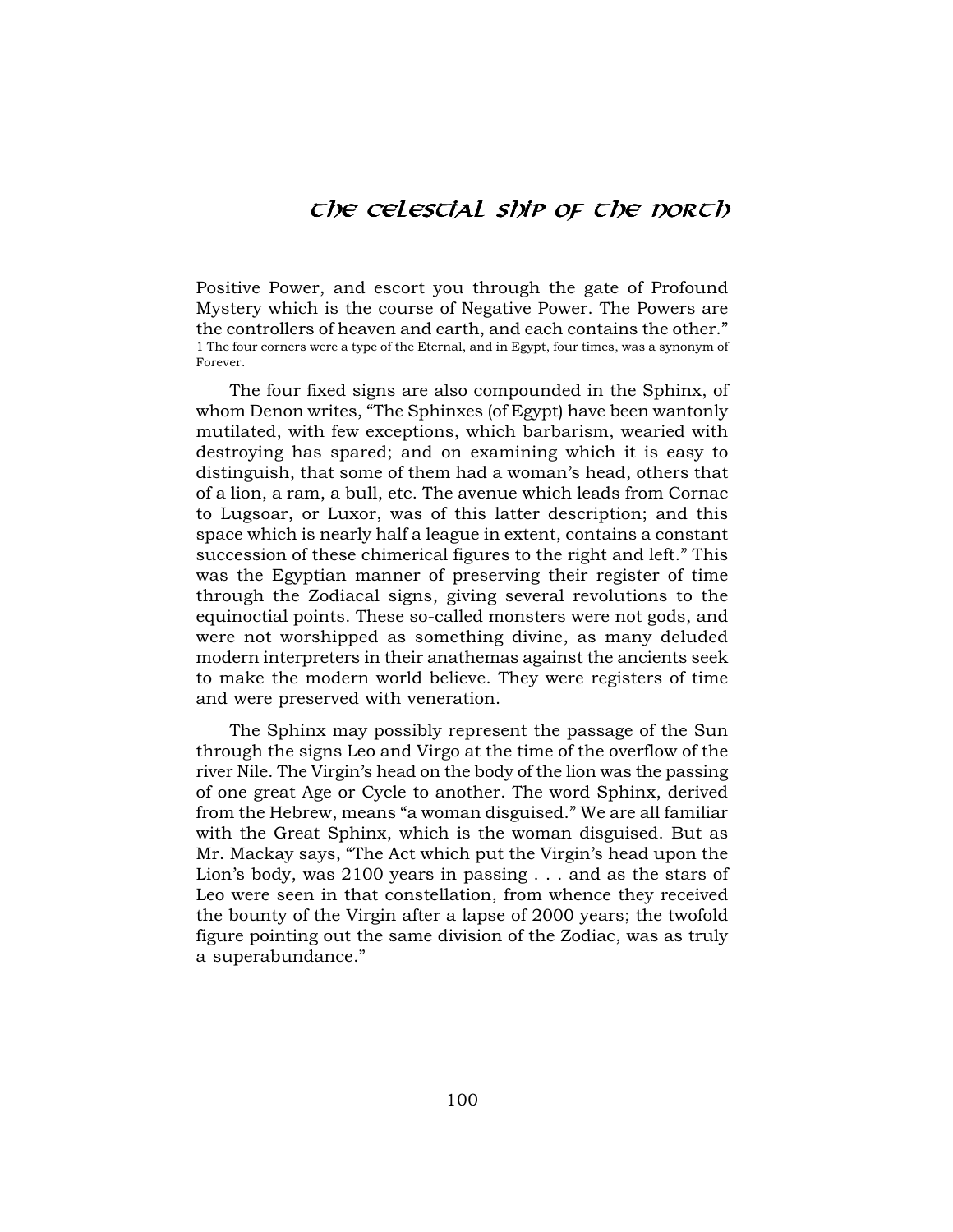Positive Power, and escort you through the gate of Profound Mystery which is the course of Negative Power. The Powers are the controllers of heaven and earth, and each contains the other."

1 The four corners were a type of the Eternal, and in Egypt, four times, was a synonym of Forever.

The four fixed signs are also compounded in the Sphinx, of whom Denon writes, "The Sphinxes (of Egypt) have been wantonly mutilated, with few exceptions, which barbarism, wearied with destroying has spared; and on examining which it is easy to distinguish, that some of them had a woman's head, others that of a lion, a ram, a bull, etc. The avenue which leads from Cornac to Lugsoar, or Luxor, was of this latter description; and this space which is nearly half a league in extent, contains a constant succession of these chimerical figures to the right and left." This was the Egyptian manner of preserving their register of time through the Zodiacal signs, giving several revolutions to the equinoctial points. These so-called monsters were not gods, and were not worshipped as something divine, as many deluded modern interpreters in their anathemas against the ancients seek to make the modern world believe. They were registers of time and were preserved with veneration.

The Sphinx may possibly represent the passage of the Sun through the signs Leo and Virgo at the time of the overflow of the river Nile. The Virgin's head on the body of the lion was the passing of one great Age or Cycle to another. The word Sphinx, derived from the Hebrew, means "a woman disguised." We are all familiar with the Great Sphinx, which is the woman disguised. But as Mr. Mackay says, "The Act which put the Virgin's head upon the Lion's body, was 2100 years in passing . . . and as the stars of Leo were seen in that constellation, from whence they received the bounty of the Virgin after a lapse of 2000 years; the twofold figure pointing out the same division of the Zodiac, was as truly a superabundance."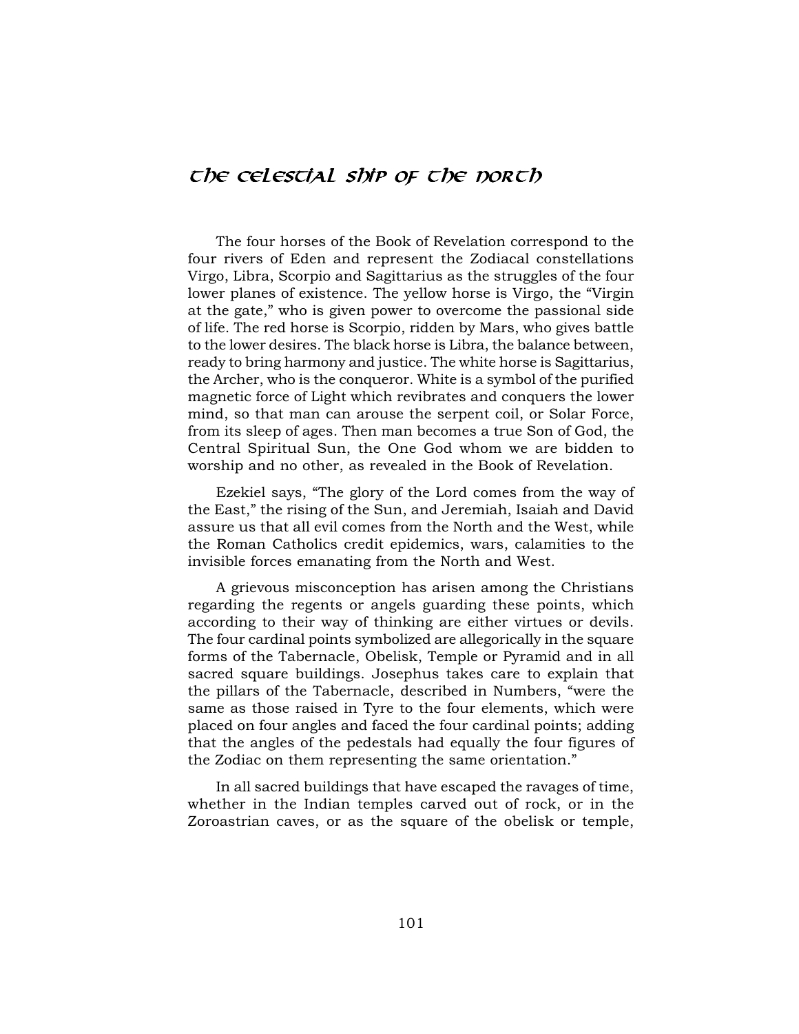# The Celestial Ship of the North

The four horses of the Book of Revelation correspond to the four rivers of Eden and represent the Zodiacal constellations Virgo, Libra, Scorpio and Sagittarius as the struggles of the four lower planes of existence. The yellow horse is Virgo, the "Virgin at the gate," who is given power to overcome the passional side of life. The red horse is Scorpio, ridden by Mars, who gives battle to the lower desires. The black horse is Libra, the balance between, ready to bring harmony and justice. The white horse is Sagittarius, the Archer, who is the conqueror. White is a symbol of the purified magnetic force of Light which revibrates and conquers the lower mind, so that man can arouse the serpent coil, or Solar Force, from its sleep of ages. Then man becomes a true Son of God, the Central Spiritual Sun, the One God whom we are bidden to worship and no other, as revealed in the Book of Revelation.

Ezekiel says, "The glory of the Lord comes from the way of the East," the rising of the Sun, and Jeremiah, Isaiah and David assure us that all evil comes from the North and the West, while the Roman Catholics credit epidemics, wars, calamities to the invisible forces emanating from the North and West.

A grievous misconception has arisen among the Christians regarding the regents or angels guarding these points, which according to their way of thinking are either virtues or devils. The four cardinal points symbolized are allegorically in the square forms of the Tabernacle, Obelisk, Temple or Pyramid and in all sacred square buildings. Josephus takes care to explain that the pillars of the Tabernacle, described in Numbers, "were the same as those raised in Tyre to the four elements, which were placed on four angles and faced the four cardinal points; adding that the angles of the pedestals had equally the four figures of the Zodiac on them representing the same orientation."

In all sacred buildings that have escaped the ravages of time, whether in the Indian temples carved out of rock, or in the Zoroastrian caves, or as the square of the obelisk or temple,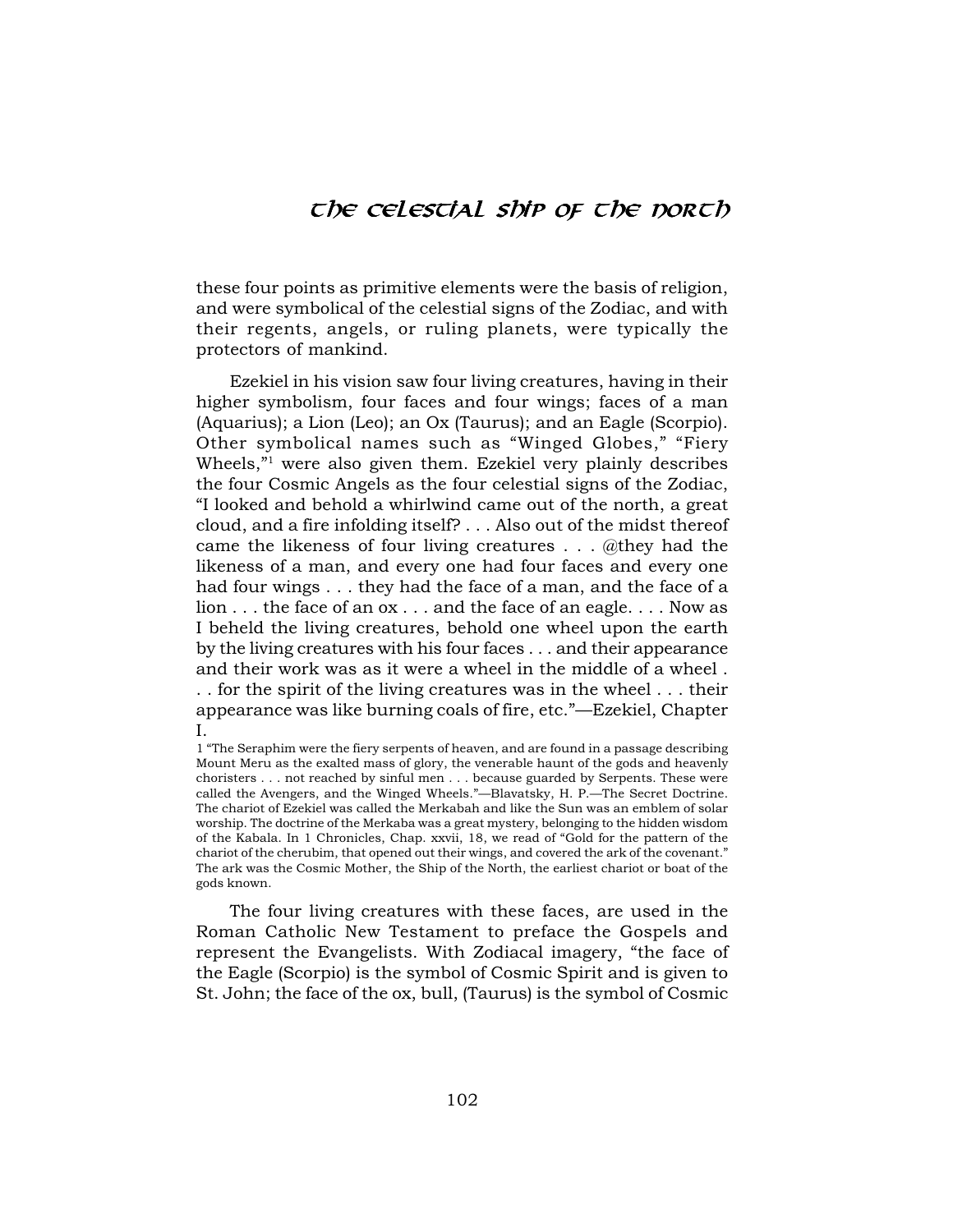these four points as primitive elements were the basis of religion, and were symbolical of the celestial signs of the Zodiac, and with their regents, angels, or ruling planets, were typically the protectors of mankind.

Ezekiel in his vision saw four living creatures, having in their higher symbolism, four faces and four wings; faces of a man (Aquarius); a Lion (Leo); an Ox (Taurus); and an Eagle (Scorpio). Other symbolical names such as "Winged Globes," "Fiery Wheels,"[1] were also given them. Ezekiel very plainly describes the four Cosmic Angels as the four celestial signs of the Zodiac, "I looked and behold a whirlwind came out of the north, a great cloud, and a fire infolding itself? . . . Also out of the midst thereof came the likeness of four living creatures . . . @they had the likeness of a man, and every one had four faces and every one had four wings . . . they had the face of a man, and the face of a lion . . . the face of an ox . . . and the face of an eagle. . . . Now as I beheld the living creatures, behold one wheel upon the earth by the living creatures with his four faces . . . and their appearance and their work was as it were a wheel in the middle of a wheel . . . for the spirit of the living creatures was in the wheel . . . their appearance was like burning coals of fire, etc."—Ezekiel, Chapter I.

1 "The Seraphim were the fiery serpents of heaven, and are found in a passage describing Mount Meru as the exalted mass of glory, the venerable haunt of the gods and heavenly choristers . . . not reached by sinful men . . . because guarded by Serpents. These were called the Avengers, and the Winged Wheels."—Blavatsky, H. P.—The Secret Doctrine. The chariot of Ezekiel was called the Merkabah and like the Sun was an emblem of solar worship. The doctrine of the Merkaba was a great mystery, belonging to the hidden wisdom of the Kabala. In 1 Chronicles, Chap. xxvii, 18, we read of "Gold for the pattern of the chariot of the cherubim, that opened out their wings, and covered the ark of the covenant." The ark was the Cosmic Mother, the Ship of the North, the earliest chariot or boat of the gods known.

The four living creatures with these faces, are used in the Roman Catholic New Testament to preface the Gospels and represent the Evangelists. With Zodiacal imagery, "the face of the Eagle (Scorpio) is the symbol of Cosmic Spirit and is given to St. John; the face of the ox, bull, (Taurus) is the symbol of Cosmic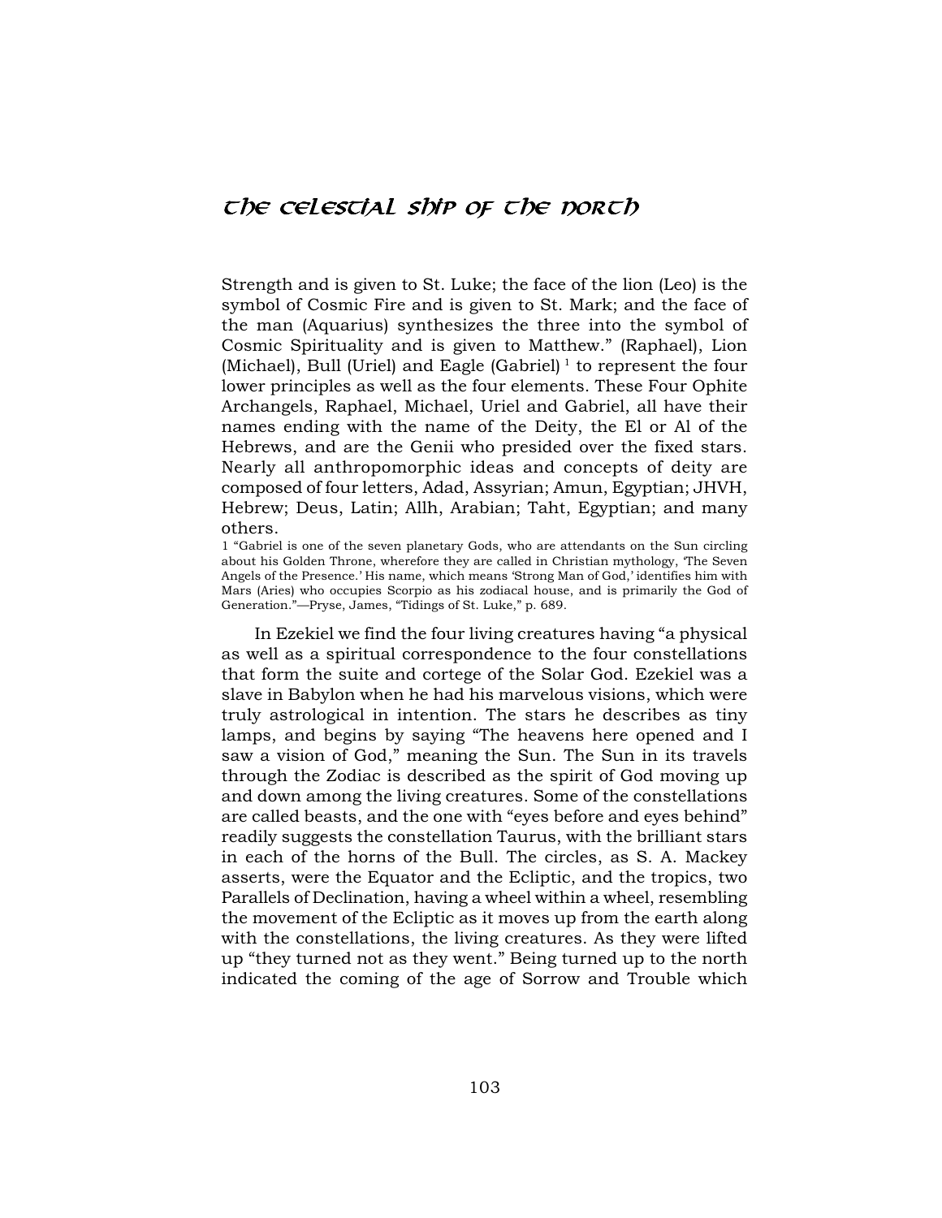Strength and is given to St. Luke; the face of the lion (Leo) is the symbol of Cosmic Fire and is given to St. Mark; and the face of the man (Aquarius) synthesizes the three into the symbol of Cosmic Spirituality and is given to Matthew." (Raphael), Lion (Michael), Bull (Uriel) and Eagle (Gabriel) [1] to represent the four lower principles as well as the four elements. These Four Ophite Archangels, Raphael, Michael, Uriel and Gabriel, all have their names ending with the name of the Deity, the El or Al of the Hebrews, and are the Genii who presided over the fixed stars. Nearly all anthropomorphic ideas and concepts of deity are composed of four letters, Adad, Assyrian; Amun, Egyptian; JHVH, Hebrew; Deus, Latin; Allh, Arabian; Taht, Egyptian; and many others.

1 "Gabriel is one of the seven planetary Gods, who are attendants on the Sun circling about his Golden Throne, wherefore they are called in Christian mythology, 'The Seven Angels of the Presence.' His name, which means 'Strong Man of God,' identifies him with Mars (Aries) who occupies Scorpio as his zodiacal house, and is primarily the God of Generation."—Pryse, James, "Tidings of St. Luke," p. 689.

In Ezekiel we find the four living creatures having "a physical as well as a spiritual correspondence to the four constellations that form the suite and cortege of the Solar God. Ezekiel was a slave in Babylon when he had his marvelous visions, which were truly astrological in intention. The stars he describes as tiny lamps, and begins by saying "The heavens here opened and I saw a vision of God," meaning the Sun. The Sun in its travels through the Zodiac is described as the spirit of God moving up and down among the living creatures. Some of the constellations are called beasts, and the one with "eyes before and eyes behind" readily suggests the constellation Taurus, with the brilliant stars in each of the horns of the Bull. The circles, as S. A. Mackey asserts, were the Equator and the Ecliptic, and the tropics, two Parallels of Declination, having a wheel within a wheel, resembling the movement of the Ecliptic as it moves up from the earth along with the constellations, the living creatures. As they were lifted up "they turned not as they went." Being turned up to the north indicated the coming of the age of Sorrow and Trouble which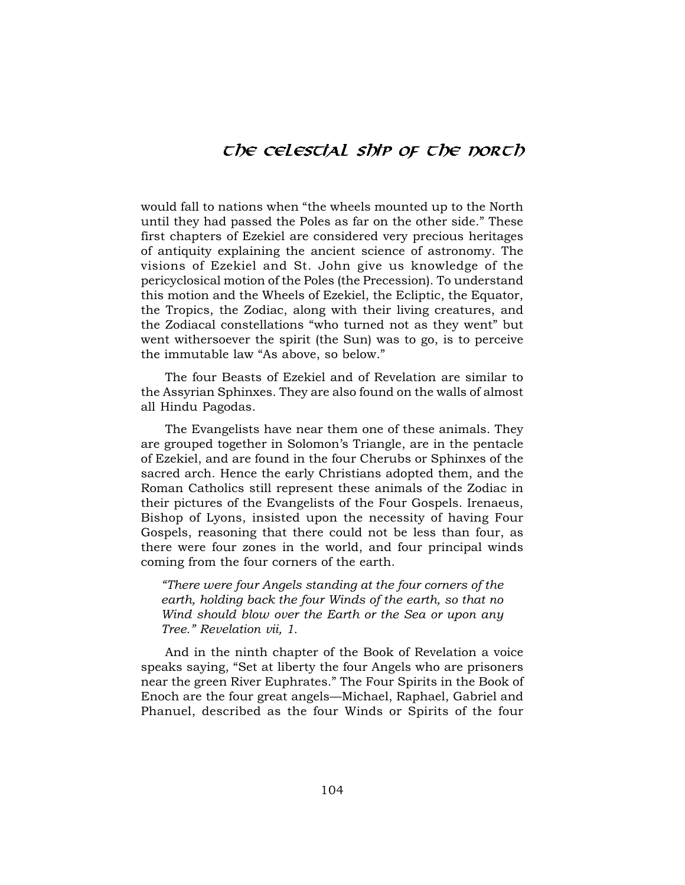would fall to nations when "the wheels mounted up to the North until they had passed the Poles as far on the other side." These first chapters of Ezekiel are considered very precious heritages of antiquity explaining the ancient science of astronomy. The visions of Ezekiel and St. John give us knowledge of the pericyclosical motion of the Poles (the Precession). To understand this motion and the Wheels of Ezekiel, the Ecliptic, the Equator, the Tropics, the Zodiac, along with their living creatures, and the Zodiacal constellations "who turned not as they went" but went withersoever the spirit (the Sun) was to go, is to perceive the immutable law "As above, so below."

The four Beasts of Ezekiel and of Revelation are similar to the Assyrian Sphinxes. They are also found on the walls of almost all Hindu Pagodas.

The Evangelists have near them one of these animals. They are grouped together in Solomon's Triangle, are in the pentacle of Ezekiel, and are found in the four Cherubs or Sphinxes of the sacred arch. Hence the early Christians adopted them, and the Roman Catholics still represent these animals of the Zodiac in their pictures of the Evangelists of the Four Gospels. Irenaeus, Bishop of Lyons, insisted upon the necessity of having Four Gospels, reasoning that there could not be less than four, as there were four zones in the world, and four principal winds coming from the four corners of the earth.

> *"There were four Angels standing at the four corners of the earth, holding back the four Winds of the earth, so that no Wind should blow over the Earth or the Sea or upon any Tree." Revelation vii, 1.*

And in the ninth chapter of the Book of Revelation a voice speaks saying, "Set at liberty the four Angels who are prisoners near the green River Euphrates." The Four Spirits in the Book of Enoch are the four great angels—Michael, Raphael, Gabriel and Phanuel, described as the four Winds or Spirits of the four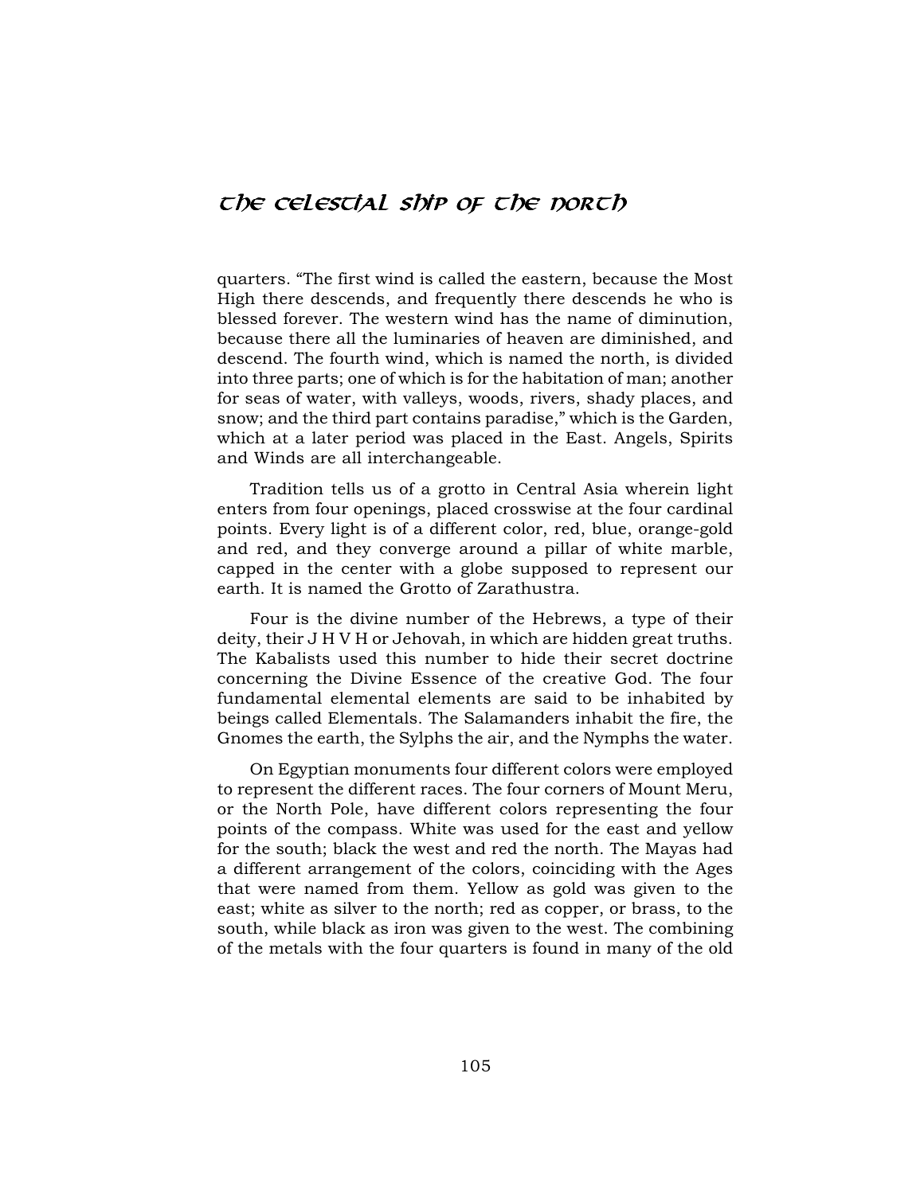quarters. “The first wind is called the eastern, because the Most High there descends, and frequently there descends he who is blessed forever. The western wind has the name of diminution, because there all the luminaries of heaven are diminished, and descend. The fourth wind, which is named the north, is divided into three parts; one of which is for the habitation of man; another for seas of water, with valleys, woods, rivers, shady places, and snow; and the third part contains paradise,” which is the Garden, which at a later period was placed in the East. Angels, Spirits and Winds are all interchangeable.

Tradition tells us of a grotto in Central Asia wherein light enters from four openings, placed crosswise at the four cardinal points. Every light is of a different color, red, blue, orange-gold and red, and they converge around a pillar of white marble, capped in the center with a globe supposed to represent our earth. It is named the Grotto of Zarathustra.

Four is the divine number of the Hebrews, a type of their deity, their J H V H or Jehovah, in which are hidden great truths. The Kabalists used this number to hide their secret doctrine concerning the Divine Essence of the creative God. The four fundamental elemental elements are said to be inhabited by beings called Elementals. The Salamanders inhabit the fire, the Gnomes the earth, the Sylphs the air, and the Nymphs the water.

On Egyptian monuments four different colors were employed to represent the different races. The four corners of Mount Meru, or the North Pole, have different colors representing the four points of the compass. White was used for the east and yellow for the south; black the west and red the north. The Mayas had a different arrangement of the colors, coinciding with the Ages that were named from them. Yellow as gold was given to the east; white as silver to the north; red as copper, or brass, to the south, while black as iron was given to the west. The combining of the metals with the four quarters is found in many of the old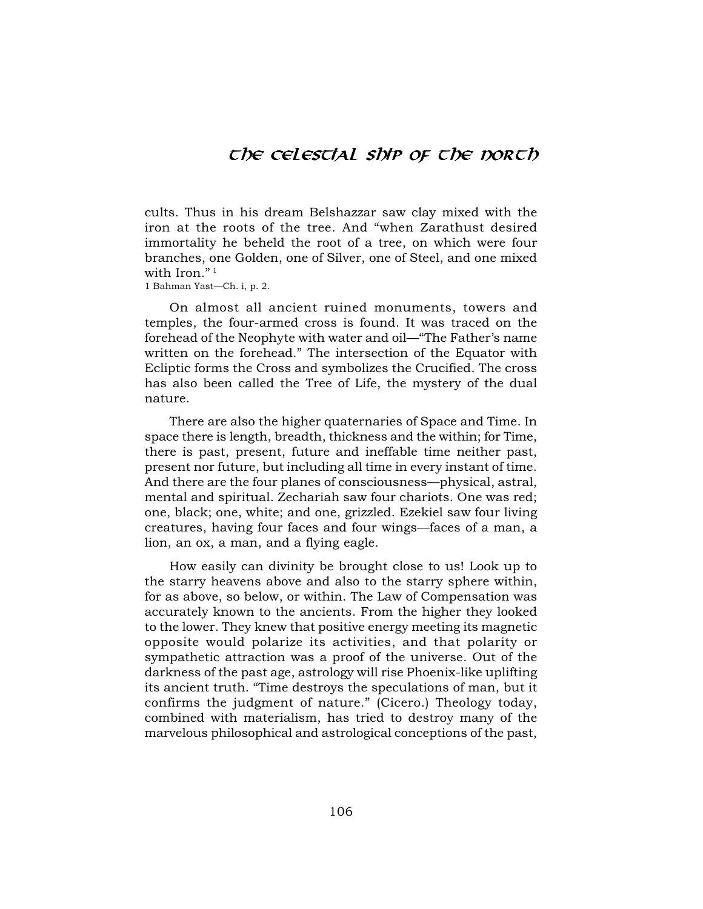cults. Thus in his dream Belshazzar saw clay mixed with the iron at the roots of the tree. And "when Zarathust desired immortality he beheld the root of a tree, on which were four branches, one Golden, one of Silver, one of Steel, and one mixed with Iron." [1]

1 Bahman Yast—Ch. i, p. 2.

On almost all ancient ruined monuments, towers and temples, the four-armed cross is found. It was traced on the forehead of the Neophyte with water and oil—"The Father's name written on the forehead." The intersection of the Equator with Ecliptic forms the Cross and symbolizes the Crucified. The cross has also been called the Tree of Life, the mystery of the dual nature.

There are also the higher quaternaries of Space and Time. In space there is length, breadth, thickness and the within; for Time, there is past, present, future and ineffable time neither past, present nor future, but including all time in every instant of time. And there are the four planes of consciousness—physical, astral, mental and spiritual. Zechariah saw four chariots. One was red; one, black; one, white; and one, grizzled. Ezekiel saw four living creatures, having four faces and four wings—faces of a man, a lion, an ox, a man, and a flying eagle.

How easily can divinity be brought close to us! Look up to the starry heavens above and also to the starry sphere within, for as above, so below, or within. The Law of Compensation was accurately known to the ancients. From the higher they looked to the lower. They knew that positive energy meeting its magnetic opposite would polarize its activities, and that polarity or sympathetic attraction was a proof of the universe. Out of the darkness of the past age, astrology will rise Phoenix-like uplifting its ancient truth. "Time destroys the speculations of man, but it confirms the judgment of nature." (Cicero.) Theology today, combined with materialism, has tried to destroy many of the marvelous philosophical and astrological conceptions of the past,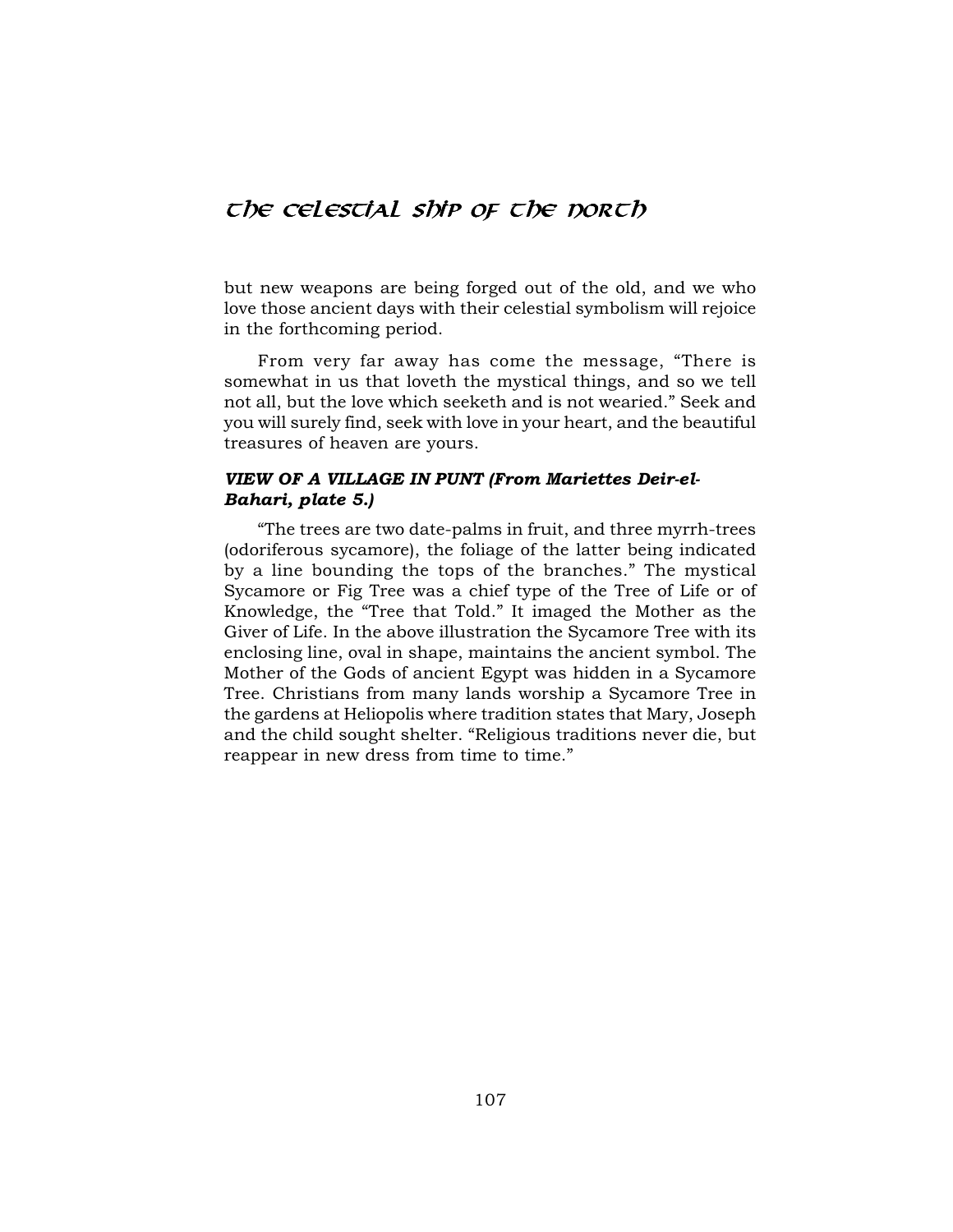but new weapons are being forged out of the old, and we who love those ancient days with their celestial symbolism will rejoice in the forthcoming period.

From very far away has come the message, "There is somewhat in us that loveth the mystical things, and so we tell not all, but the love which seeketh and is not wearied." Seek and you will surely find, seek with love in your heart, and the beautiful treasures of heaven are yours.

***VIEW OF A VILLAGE IN PUNT (From Mariettes Deir-el-Bahari, plate 5.)***

"The trees are two date-palms in fruit, and three myrrh-trees (odoriferous sycamore), the foliage of the latter being indicated by a line bounding the tops of the branches." The mystical Sycamore or Fig Tree was a chief type of the Tree of Life or of Knowledge, the "Tree that Told." It imaged the Mother as the Giver of Life. In the above illustration the Sycamore Tree with its enclosing line, oval in shape, maintains the ancient symbol. The Mother of the Gods of ancient Egypt was hidden in a Sycamore Tree. Christians from many lands worship a Sycamore Tree in the gardens at Heliopolis where tradition states that Mary, Joseph and the child sought shelter. "Religious traditions never die, but reappear in new dress from time to time."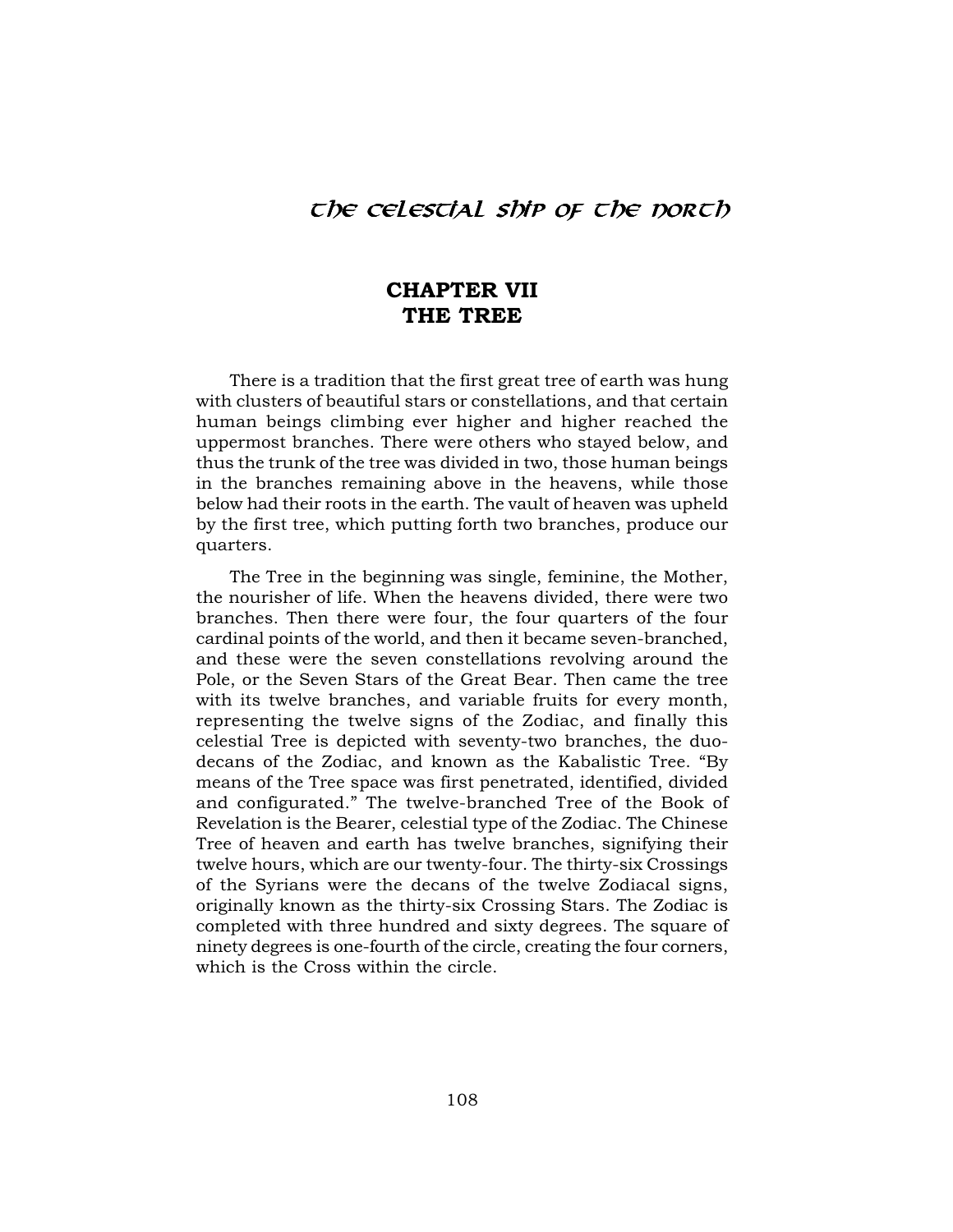# CHAPTER VII
# THE TREE

There is a tradition that the first great tree of earth was hung with clusters of beautiful stars or constellations, and that certain human beings climbing ever higher and higher reached the uppermost branches. There were others who stayed below, and thus the trunk of the tree was divided in two, those human beings in the branches remaining above in the heavens, while those below had their roots in the earth. The vault of heaven was upheld by the first tree, which putting forth two branches, produce our quarters.

The Tree in the beginning was single, feminine, the Mother, the nourisher of life. When the heavens divided, there were two branches. Then there were four, the four quarters of the four cardinal points of the world, and then it became seven-branched, and these were the seven constellations revolving around the Pole, or the Seven Stars of the Great Bear. Then came the tree with its twelve branches, and variable fruits for every month, representing the twelve signs of the Zodiac, and finally this celestial Tree is depicted with seventy-two branches, the duo-decans of the Zodiac, and known as the Kabalistic Tree. "By means of the Tree space was first penetrated, identified, divided and configurated." The twelve-branched Tree of the Book of Revelation is the Bearer, celestial type of the Zodiac. The Chinese Tree of heaven and earth has twelve branches, signifying their twelve hours, which are our twenty-four. The thirty-six Crossings of the Syrians were the decans of the twelve Zodiacal signs, originally known as the thirty-six Crossing Stars. The Zodiac is completed with three hundred and sixty degrees. The square of ninety degrees is one-fourth of the circle, creating the four corners, which is the Cross within the circle.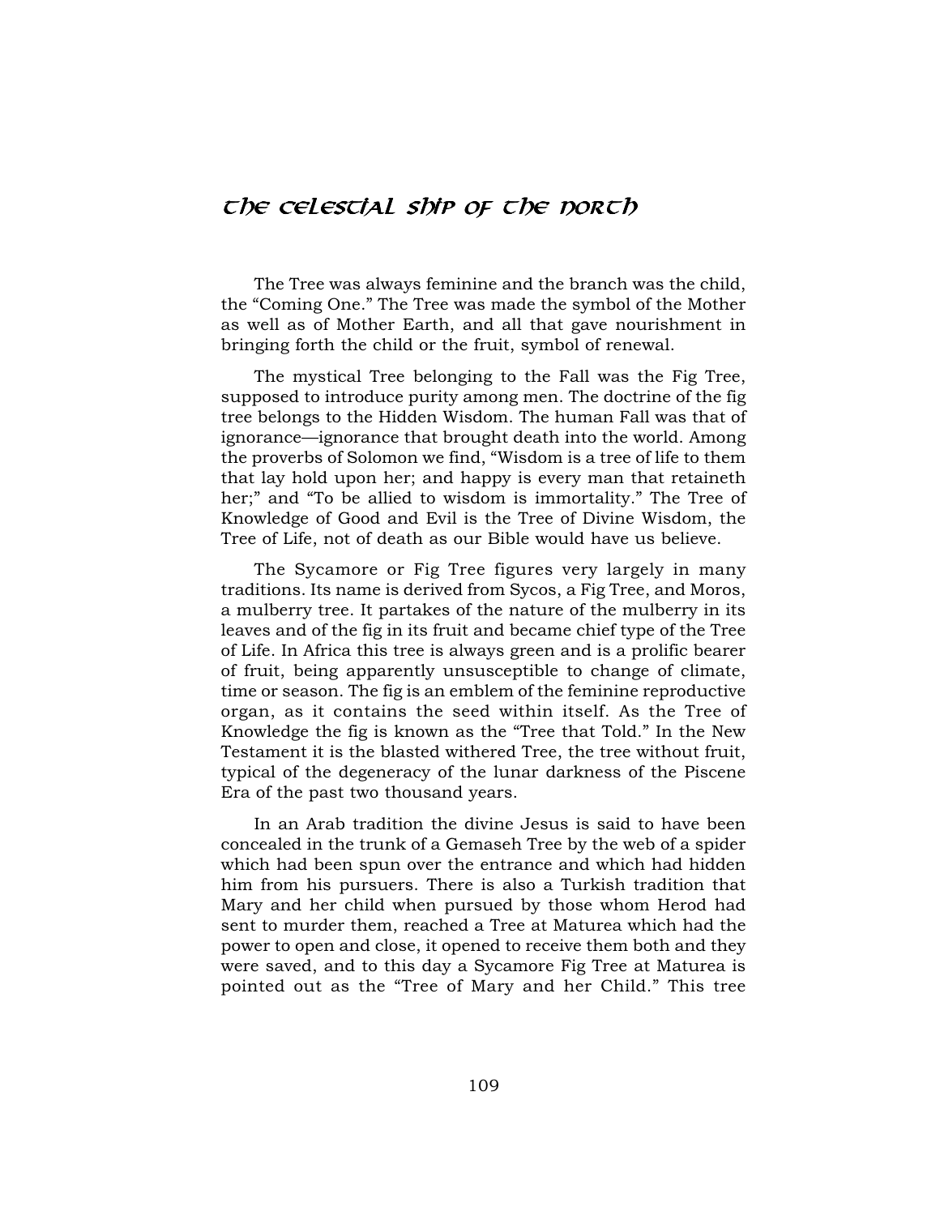The Tree was always feminine and the branch was the child, the "Coming One." The Tree was made the symbol of the Mother as well as of Mother Earth, and all that gave nourishment in bringing forth the child or the fruit, symbol of renewal.

The mystical Tree belonging to the Fall was the Fig Tree, supposed to introduce purity among men. The doctrine of the fig tree belongs to the Hidden Wisdom. The human Fall was that of ignorance—ignorance that brought death into the world. Among the proverbs of Solomon we find, "Wisdom is a tree of life to them that lay hold upon her; and happy is every man that retaineth her;" and "To be allied to wisdom is immortality." The Tree of Knowledge of Good and Evil is the Tree of Divine Wisdom, the Tree of Life, not of death as our Bible would have us believe.

The Sycamore or Fig Tree figures very largely in many traditions. Its name is derived from Sycos, a Fig Tree, and Moros, a mulberry tree. It partakes of the nature of the mulberry in its leaves and of the fig in its fruit and became chief type of the Tree of Life. In Africa this tree is always green and is a prolific bearer of fruit, being apparently unsusceptible to change of climate, time or season. The fig is an emblem of the feminine reproductive organ, as it contains the seed within itself. As the Tree of Knowledge the fig is known as the "Tree that Told." In the New Testament it is the blasted withered Tree, the tree without fruit, typical of the degeneracy of the lunar darkness of the Piscene Era of the past two thousand years.

In an Arab tradition the divine Jesus is said to have been concealed in the trunk of a Gemaseh Tree by the web of a spider which had been spun over the entrance and which had hidden him from his pursuers. There is also a Turkish tradition that Mary and her child when pursued by those whom Herod had sent to murder them, reached a Tree at Maturea which had the power to open and close, it opened to receive them both and they were saved, and to this day a Sycamore Fig Tree at Maturea is pointed out as the "Tree of Mary and her Child." This tree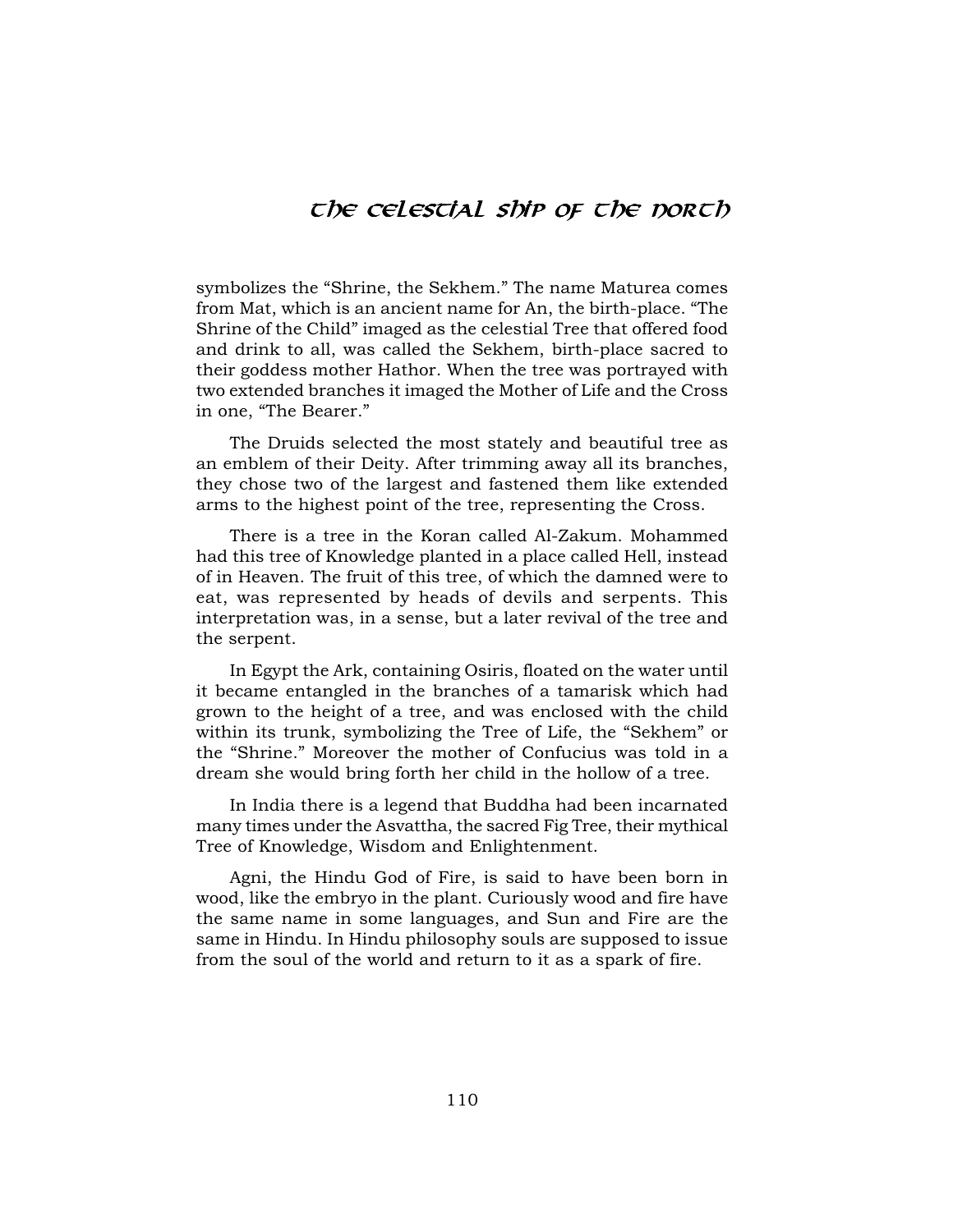symbolizes the "Shrine, the Sekhem." The name Maturea comes from Mat, which is an ancient name for An, the birth-place. "The Shrine of the Child" imaged as the celestial Tree that offered food and drink to all, was called the Sekhem, birth-place sacred to their goddess mother Hathor. When the tree was portrayed with two extended branches it imaged the Mother of Life and the Cross in one, "The Bearer."

The Druids selected the most stately and beautiful tree as an emblem of their Deity. After trimming away all its branches, they chose two of the largest and fastened them like extended arms to the highest point of the tree, representing the Cross.

There is a tree in the Koran called Al-Zakum. Mohammed had this tree of Knowledge planted in a place called Hell, instead of in Heaven. The fruit of this tree, of which the damned were to eat, was represented by heads of devils and serpents. This interpretation was, in a sense, but a later revival of the tree and the serpent.

In Egypt the Ark, containing Osiris, floated on the water until it became entangled in the branches of a tamarisk which had grown to the height of a tree, and was enclosed with the child within its trunk, symbolizing the Tree of Life, the "Sekhem" or the "Shrine." Moreover the mother of Confucius was told in a dream she would bring forth her child in the hollow of a tree.

In India there is a legend that Buddha had been incarnated many times under the Asvattha, the sacred Fig Tree, their mythical Tree of Knowledge, Wisdom and Enlightenment.

Agni, the Hindu God of Fire, is said to have been born in wood, like the embryo in the plant. Curiously wood and fire have the same name in some languages, and Sun and Fire are the same in Hindu. In Hindu philosophy souls are supposed to issue from the soul of the world and return to it as a spark of fire.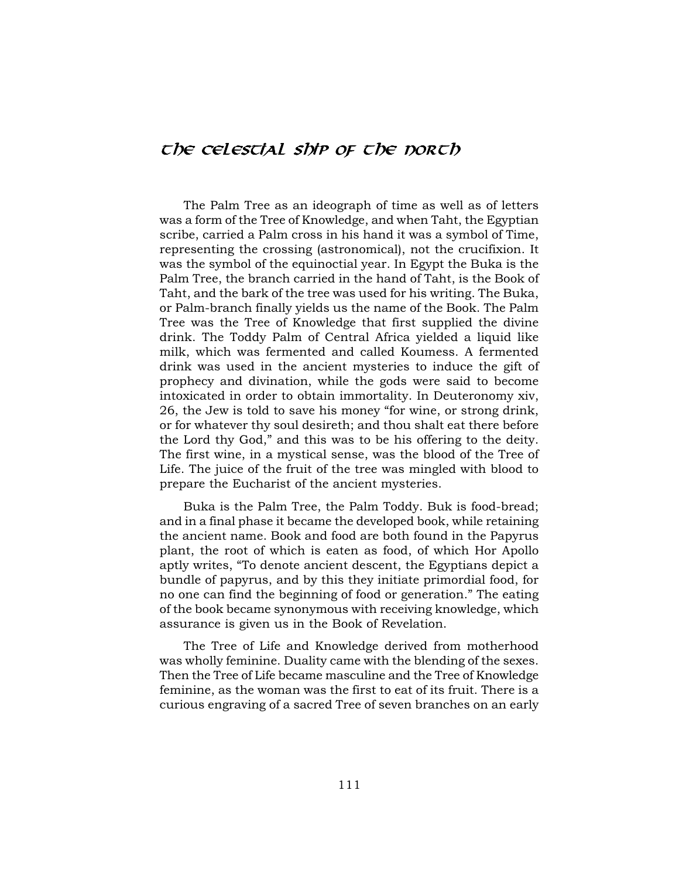# The Celestial Ship of the North

The Palm Tree as an ideograph of time as well as of letters was a form of the Tree of Knowledge, and when Taht, the Egyptian scribe, carried a Palm cross in his hand it was a symbol of Time, representing the crossing (astronomical), not the crucifixion. It was the symbol of the equinoctial year. In Egypt the Buka is the Palm Tree, the branch carried in the hand of Taht, is the Book of Taht, and the bark of the tree was used for his writing. The Buka, or Palm-branch finally yields us the name of the Book. The Palm Tree was the Tree of Knowledge that first supplied the divine drink. The Toddy Palm of Central Africa yielded a liquid like milk, which was fermented and called Koumess. A fermented drink was used in the ancient mysteries to induce the gift of prophecy and divination, while the gods were said to become intoxicated in order to obtain immortality. In Deuteronomy xiv, 26, the Jew is told to save his money "for wine, or strong drink, or for whatever thy soul desireth; and thou shalt eat there before the Lord thy God," and this was to be his offering to the deity. The first wine, in a mystical sense, was the blood of the Tree of Life. The juice of the fruit of the tree was mingled with blood to prepare the Eucharist of the ancient mysteries.

Buka is the Palm Tree, the Palm Toddy. Buk is food-bread; and in a final phase it became the developed book, while retaining the ancient name. Book and food are both found in the Papyrus plant, the root of which is eaten as food, of which Hor Apollo aptly writes, "To denote ancient descent, the Egyptians depict a bundle of papyrus, and by this they initiate primordial food, for no one can find the beginning of food or generation." The eating of the book became synonymous with receiving knowledge, which assurance is given us in the Book of Revelation.

The Tree of Life and Knowledge derived from motherhood was wholly feminine. Duality came with the blending of the sexes. Then the Tree of Life became masculine and the Tree of Knowledge feminine, as the woman was the first to eat of its fruit. There is a curious engraving of a sacred Tree of seven branches on an early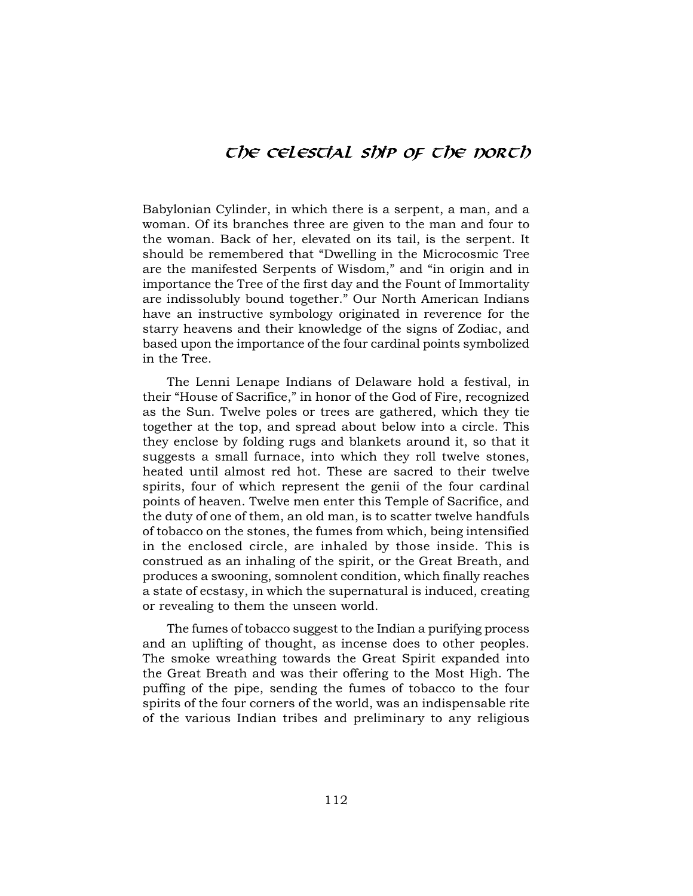Babylonian Cylinder, in which there is a serpent, a man, and a woman. Of its branches three are given to the man and four to the woman. Back of her, elevated on its tail, is the serpent. It should be remembered that "Dwelling in the Microcosmic Tree are the manifested Serpents of Wisdom," and "in origin and in importance the Tree of the first day and the Fount of Immortality are indissolubly bound together." Our North American Indians have an instructive symbology originated in reverence for the starry heavens and their knowledge of the signs of Zodiac, and based upon the importance of the four cardinal points symbolized in the Tree.

The Lenni Lenape Indians of Delaware hold a festival, in their "House of Sacrifice," in honor of the God of Fire, recognized as the Sun. Twelve poles or trees are gathered, which they tie together at the top, and spread about below into a circle. This they enclose by folding rugs and blankets around it, so that it suggests a small furnace, into which they roll twelve stones, heated until almost red hot. These are sacred to their twelve spirits, four of which represent the genii of the four cardinal points of heaven. Twelve men enter this Temple of Sacrifice, and the duty of one of them, an old man, is to scatter twelve handfuls of tobacco on the stones, the fumes from which, being intensified in the enclosed circle, are inhaled by those inside. This is construed as an inhaling of the spirit, or the Great Breath, and produces a swooning, somnolent condition, which finally reaches a state of ecstasy, in which the supernatural is induced, creating or revealing to them the unseen world.

The fumes of tobacco suggest to the Indian a purifying process and an uplifting of thought, as incense does to other peoples. The smoke wreathing towards the Great Spirit expanded into the Great Breath and was their offering to the Most High. The puffing of the pipe, sending the fumes of tobacco to the four spirits of the four corners of the world, was an indispensable rite of the various Indian tribes and preliminary to any religious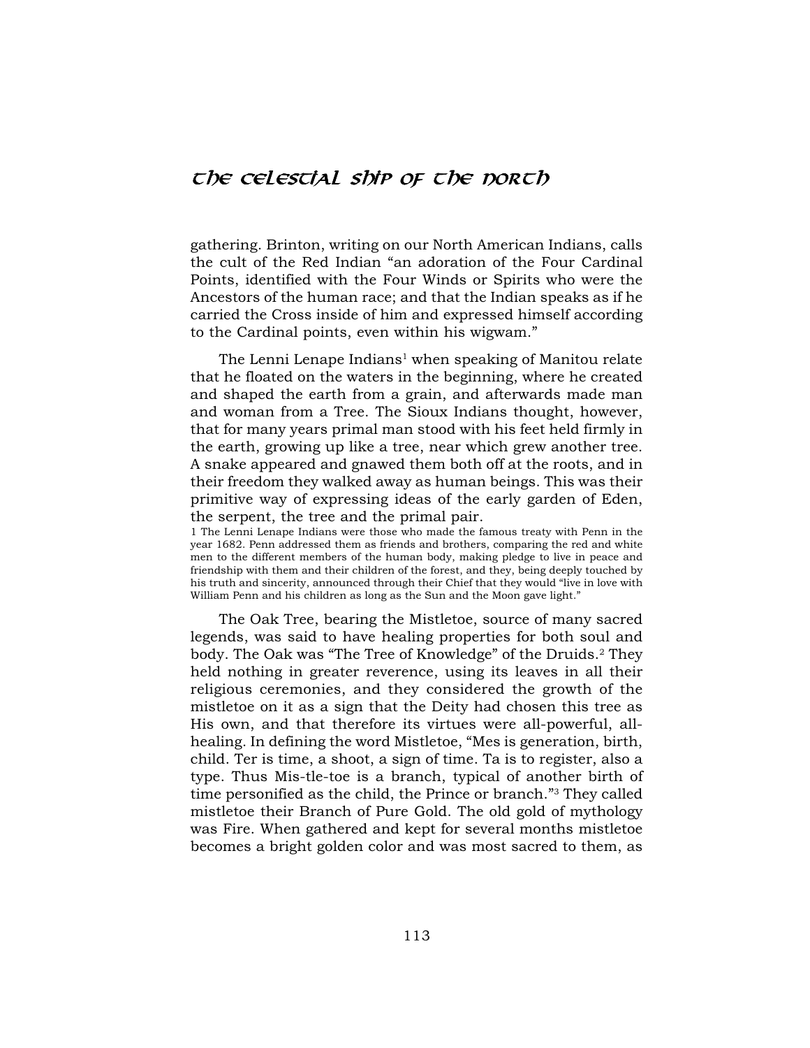gathering. Brinton, writing on our North American Indians, calls the cult of the Red Indian "an adoration of the Four Cardinal Points, identified with the Four Winds or Spirits who were the Ancestors of the human race; and that the Indian speaks as if he carried the Cross inside of him and expressed himself according to the Cardinal points, even within his wigwam."

The Lenni Lenape Indians[1] when speaking of Manitou relate that he floated on the waters in the beginning, where he created and shaped the earth from a grain, and afterwards made man and woman from a Tree. The Sioux Indians thought, however, that for many years primal man stood with his feet held firmly in the earth, growing up like a tree, near which grew another tree. A snake appeared and gnawed them both off at the roots, and in their freedom they walked away as human beings. This was their primitive way of expressing ideas of the early garden of Eden, the serpent, the tree and the primal pair.

1 The Lenni Lenape Indians were those who made the famous treaty with Penn in the year 1682. Penn addressed them as friends and brothers, comparing the red and white men to the different members of the human body, making pledge to live in peace and friendship with them and their children of the forest, and they, being deeply touched by his truth and sincerity, announced through their Chief that they would "live in love with William Penn and his children as long as the Sun and the Moon gave light."

The Oak Tree, bearing the Mistletoe, source of many sacred legends, was said to have healing properties for both soul and body. The Oak was "The Tree of Knowledge" of the Druids.[2] They held nothing in greater reverence, using its leaves in all their religious ceremonies, and they considered the growth of the mistletoe on it as a sign that the Deity had chosen this tree as His own, and that therefore its virtues were all-powerful, all-healing. In defining the word Mistletoe, "Mes is generation, birth, child. Ter is time, a shoot, a sign of time. Ta is to register, also a type. Thus Mis-tle-toe is a branch, typical of another birth of time personified as the child, the Prince or branch."[3] They called mistletoe their Branch of Pure Gold. The old gold of mythology was Fire. When gathered and kept for several months mistletoe becomes a bright golden color and was most sacred to them, as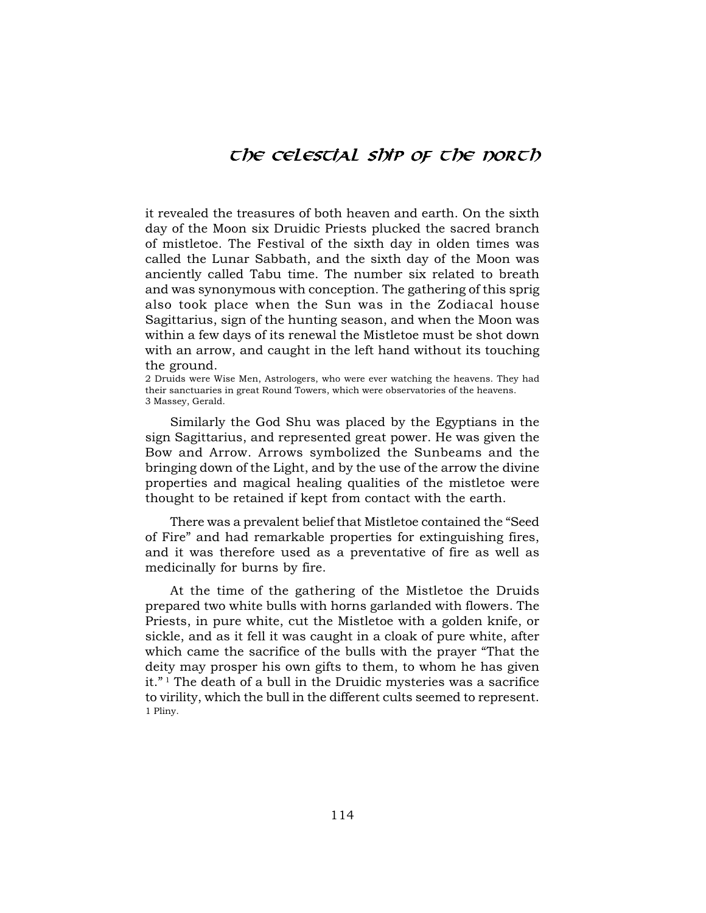it revealed the treasures of both heaven and earth. On the sixth day of the Moon six Druidic Priests plucked the sacred branch of mistletoe. The Festival of the sixth day in olden times was called the Lunar Sabbath, and the sixth day of the Moon was anciently called Tabu time. The number six related to breath and was synonymous with conception. The gathering of this sprig also took place when the Sun was in the Zodiacal house Sagittarius, sign of the hunting season, and when the Moon was within a few days of its renewal the Mistletoe must be shot down with an arrow, and caught in the left hand without its touching the ground.

2 Druids were Wise Men, Astrologers, who were ever watching the heavens. They had their sanctuaries in great Round Towers, which were observatories of the heavens.
3 Massey, Gerald.

Similarly the God Shu was placed by the Egyptians in the sign Sagittarius, and represented great power. He was given the Bow and Arrow. Arrows symbolized the Sunbeams and the bringing down of the Light, and by the use of the arrow the divine properties and magical healing qualities of the mistletoe were thought to be retained if kept from contact with the earth.

There was a prevalent belief that Mistletoe contained the "Seed of Fire" and had remarkable properties for extinguishing fires, and it was therefore used as a preventative of fire as well as medicinally for burns by fire.

At the time of the gathering of the Mistletoe the Druids prepared two white bulls with horns garlanded with flowers. The Priests, in pure white, cut the Mistletoe with a golden knife, or sickle, and as it fell it was caught in a cloak of pure white, after which came the sacrifice of the bulls with the prayer "That the deity may prosper his own gifts to them, to whom he has given it." [1] The death of a bull in the Druidic mysteries was a sacrifice to virility, which the bull in the different cults seemed to represent.

1 Pliny.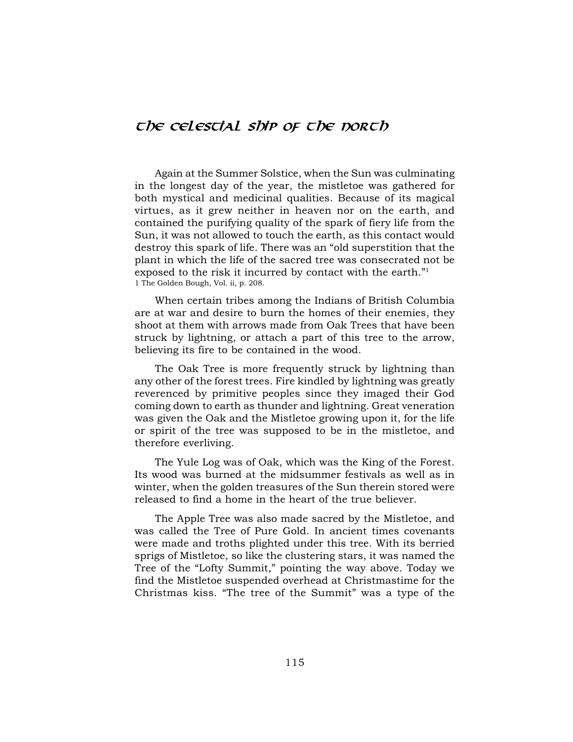Again at the Summer Solstice, when the Sun was culminating in the longest day of the year, the mistletoe was gathered for both mystical and medicinal qualities. Because of its magical virtues, as it grew neither in heaven nor on the earth, and contained the purifying quality of the spark of fiery life from the Sun, it was not allowed to touch the earth, as this contact would destroy this spark of life. There was an "old superstition that the plant in which the life of the sacred tree was consecrated not be exposed to the risk it incurred by contact with the earth."[1]

1 The Golden Bough, Vol. ii, p. 208.

When certain tribes among the Indians of British Columbia are at war and desire to burn the homes of their enemies, they shoot at them with arrows made from Oak Trees that have been struck by lightning, or attach a part of this tree to the arrow, believing its fire to be contained in the wood.

The Oak Tree is more frequently struck by lightning than any other of the forest trees. Fire kindled by lightning was greatly reverenced by primitive peoples since they imaged their God coming down to earth as thunder and lightning. Great veneration was given the Oak and the Mistletoe growing upon it, for the life or spirit of the tree was supposed to be in the mistletoe, and therefore everliving.

The Yule Log was of Oak, which was the King of the Forest. Its wood was burned at the midsummer festivals as well as in winter, when the golden treasures of the Sun therein stored were released to find a home in the heart of the true believer.

The Apple Tree was also made sacred by the Mistletoe, and was called the Tree of Pure Gold. In ancient times covenants were made and troths plighted under this tree. With its berried sprigs of Mistletoe, so like the clustering stars, it was named the Tree of the "Lofty Summit," pointing the way above. Today we find the Mistletoe suspended overhead at Christmastime for the Christmas kiss. "The tree of the Summit" was a type of the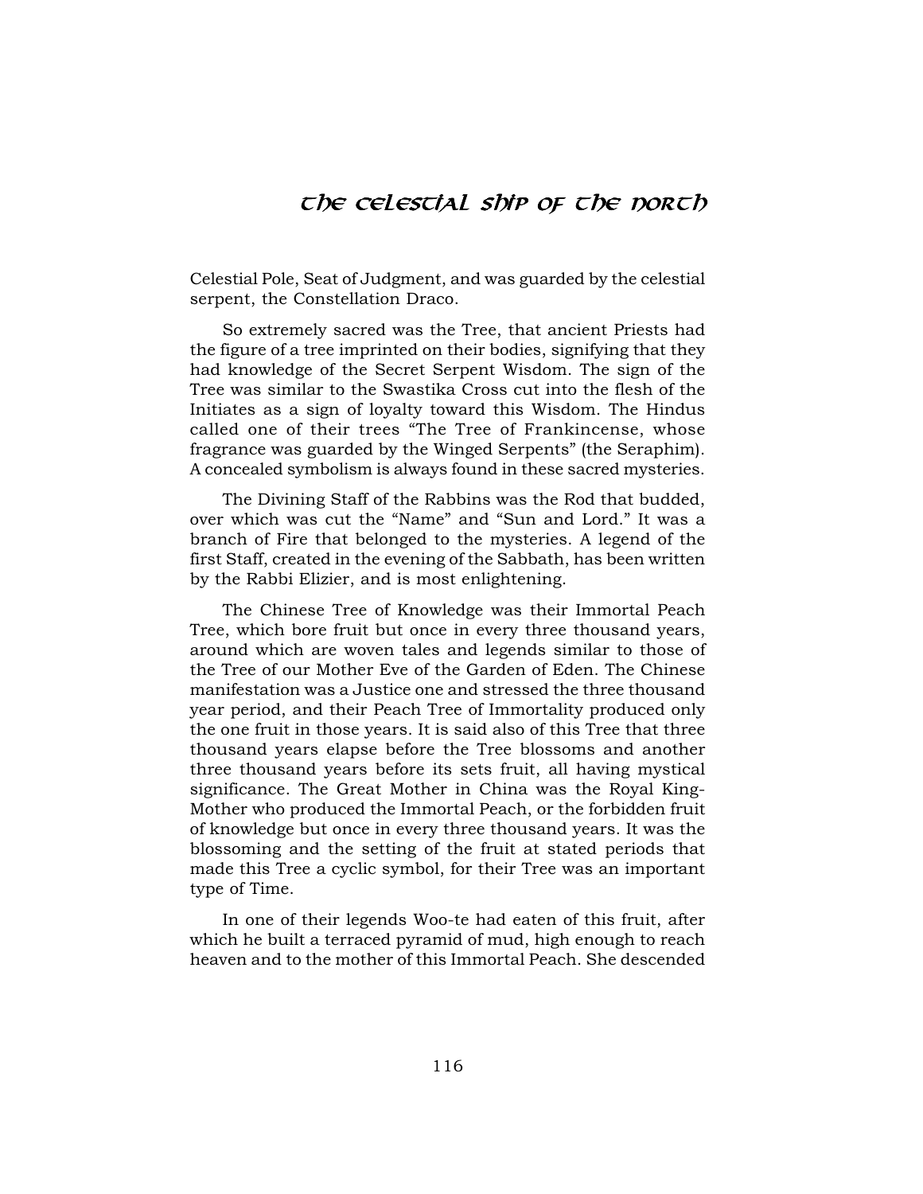Celestial Pole, Seat of Judgment, and was guarded by the celestial serpent, the Constellation Draco.

So extremely sacred was the Tree, that ancient Priests had the figure of a tree imprinted on their bodies, signifying that they had knowledge of the Secret Serpent Wisdom. The sign of the Tree was similar to the Swastika Cross cut into the flesh of the Initiates as a sign of loyalty toward this Wisdom. The Hindus called one of their trees "The Tree of Frankincense, whose fragrance was guarded by the Winged Serpents" (the Seraphim). A concealed symbolism is always found in these sacred mysteries.

The Divining Staff of the Rabbins was the Rod that budded, over which was cut the "Name" and "Sun and Lord." It was a branch of Fire that belonged to the mysteries. A legend of the first Staff, created in the evening of the Sabbath, has been written by the Rabbi Elizier, and is most enlightening.

The Chinese Tree of Knowledge was their Immortal Peach Tree, which bore fruit but once in every three thousand years, around which are woven tales and legends similar to those of the Tree of our Mother Eve of the Garden of Eden. The Chinese manifestation was a Justice one and stressed the three thousand year period, and their Peach Tree of Immortality produced only the one fruit in those years. It is said also of this Tree that three thousand years elapse before the Tree blossoms and another three thousand years before its sets fruit, all having mystical significance. The Great Mother in China was the Royal King-Mother who produced the Immortal Peach, or the forbidden fruit of knowledge but once in every three thousand years. It was the blossoming and the setting of the fruit at stated periods that made this Tree a cyclic symbol, for their Tree was an important type of Time.

In one of their legends Woo-te had eaten of this fruit, after which he built a terraced pyramid of mud, high enough to reach heaven and to the mother of this Immortal Peach. She descended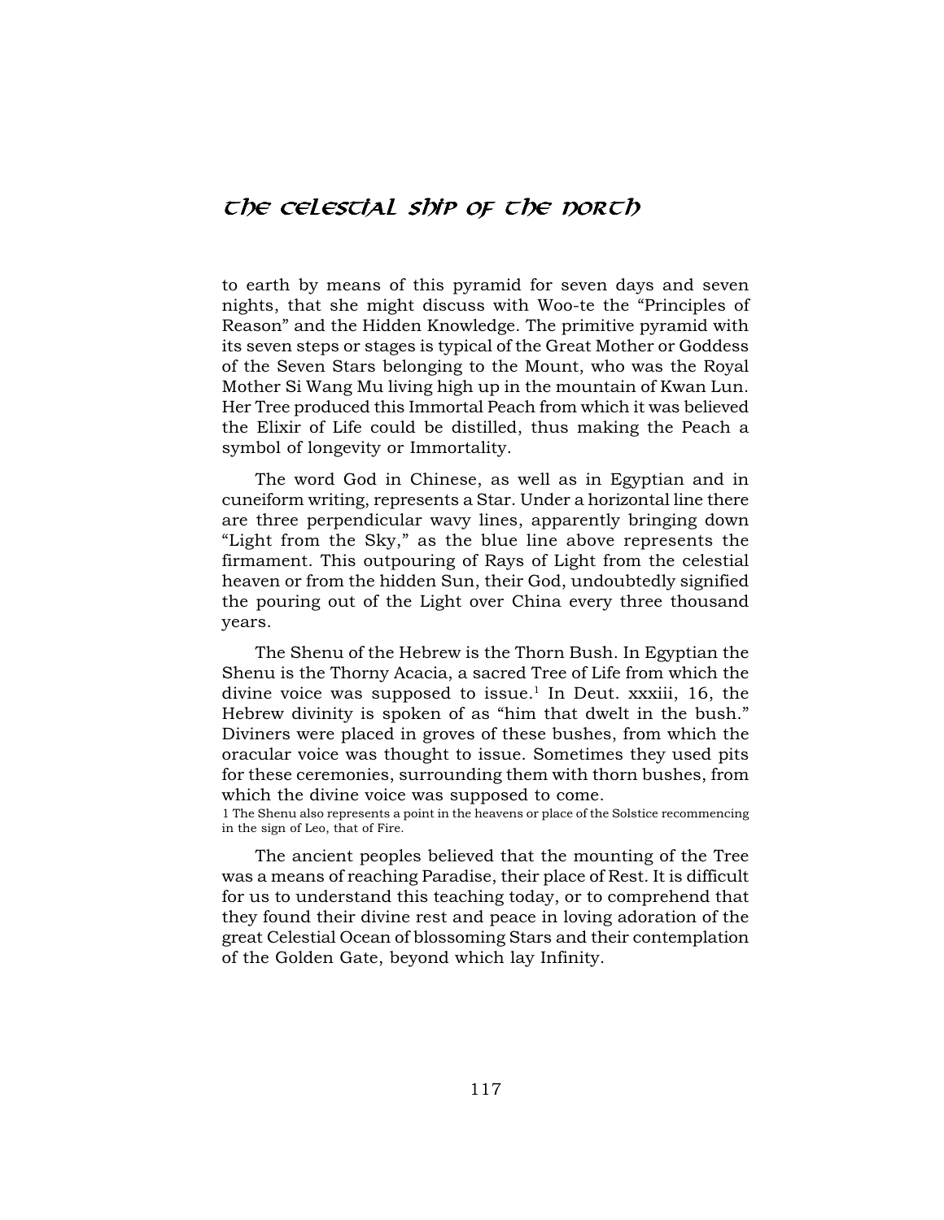to earth by means of this pyramid for seven days and seven nights, that she might discuss with Woo-te the "Principles of Reason" and the Hidden Knowledge. The primitive pyramid with its seven steps or stages is typical of the Great Mother or Goddess of the Seven Stars belonging to the Mount, who was the Royal Mother Si Wang Mu living high up in the mountain of Kwan Lun. Her Tree produced this Immortal Peach from which it was believed the Elixir of Life could be distilled, thus making the Peach a symbol of longevity or Immortality.

The word God in Chinese, as well as in Egyptian and in cuneiform writing, represents a Star. Under a horizontal line there are three perpendicular wavy lines, apparently bringing down "Light from the Sky," as the blue line above represents the firmament. This outpouring of Rays of Light from the celestial heaven or from the hidden Sun, their God, undoubtedly signified the pouring out of the Light over China every three thousand years.

The Shenu of the Hebrew is the Thorn Bush. In Egyptian the Shenu is the Thorny Acacia, a sacred Tree of Life from which the divine voice was supposed to issue.[1] In Deut. xxxiii, 16, the Hebrew divinity is spoken of as "him that dwelt in the bush." Diviners were placed in groves of these bushes, from which the oracular voice was thought to issue. Sometimes they used pits for these ceremonies, surrounding them with thorn bushes, from which the divine voice was supposed to come.

1 The Shenu also represents a point in the heavens or place of the Solstice recommencing in the sign of Leo, that of Fire.

The ancient peoples believed that the mounting of the Tree was a means of reaching Paradise, their place of Rest. It is difficult for us to understand this teaching today, or to comprehend that they found their divine rest and peace in loving adoration of the great Celestial Ocean of blossoming Stars and their contemplation of the Golden Gate, beyond which lay Infinity.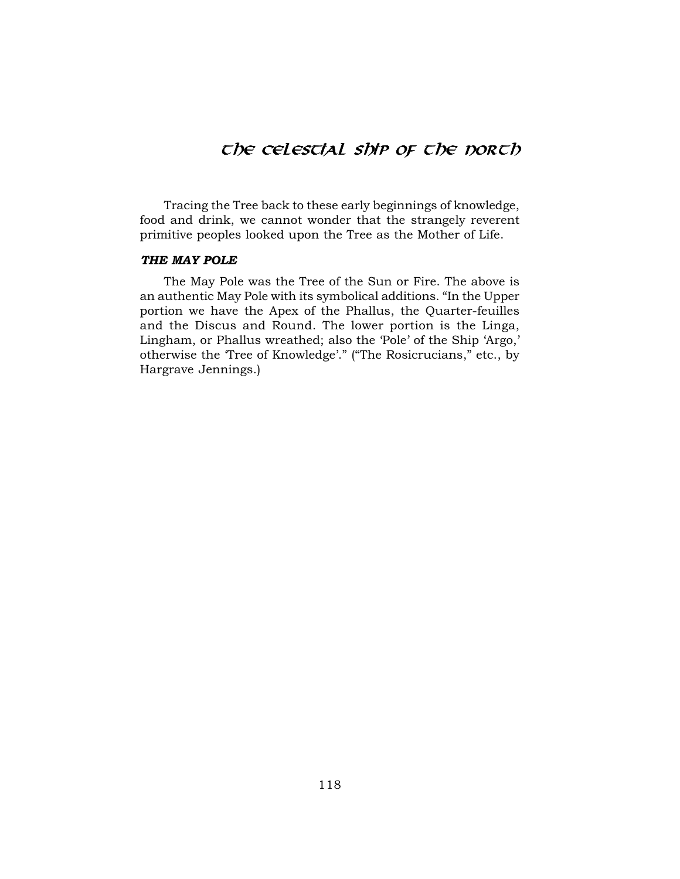Tracing the Tree back to these early beginnings of knowledge, food and drink, we cannot wonder that the strangely reverent primitive peoples looked upon the Tree as the Mother of Life.

### *THE MAY POLE*

The May Pole was the Tree of the Sun or Fire. The above is an authentic May Pole with its symbolical additions. "In the Upper portion we have the Apex of the Phallus, the Quarter-feuilles and the Discus and Round. The lower portion is the Linga, Lingham, or Phallus wreathed; also the 'Pole' of the Ship 'Argo,' otherwise the 'Tree of Knowledge'." ("The Rosicrucians," etc., by Hargrave Jennings.)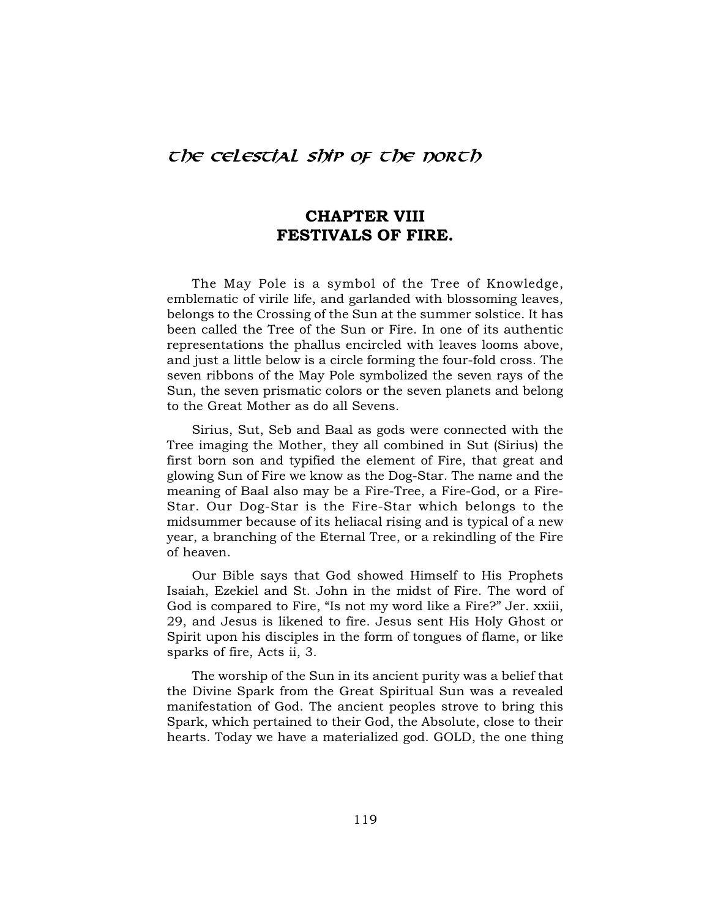## CHAPTER VIII
## FESTIVALS OF FIRE.

The May Pole is a symbol of the Tree of Knowledge, emblematic of virile life, and garlanded with blossoming leaves, belongs to the Crossing of the Sun at the summer solstice. It has been called the Tree of the Sun or Fire. In one of its authentic representations the phallus encircled with leaves looms above, and just a little below is a circle forming the four-fold cross. The seven ribbons of the May Pole symbolized the seven rays of the Sun, the seven prismatic colors or the seven planets and belong to the Great Mother as do all Sevens.

Sirius, Sut, Seb and Baal as gods were connected with the Tree imaging the Mother, they all combined in Sut (Sirius) the first born son and typified the element of Fire, that great and glowing Sun of Fire we know as the Dog-Star. The name and the meaning of Baal also may be a Fire-Tree, a Fire-God, or a Fire-Star. Our Dog-Star is the Fire-Star which belongs to the midsummer because of its heliacal rising and is typical of a new year, a branching of the Eternal Tree, or a rekindling of the Fire of heaven.

Our Bible says that God showed Himself to His Prophets Isaiah, Ezekiel and St. John in the midst of Fire. The word of God is compared to Fire, "Is not my word like a Fire?" Jer. xxiii, 29, and Jesus is likened to fire. Jesus sent His Holy Ghost or Spirit upon his disciples in the form of tongues of flame, or like sparks of fire, Acts ii, 3.

The worship of the Sun in its ancient purity was a belief that the Divine Spark from the Great Spiritual Sun was a revealed manifestation of God. The ancient peoples strove to bring this Spark, which pertained to their God, the Absolute, close to their hearts. Today we have a materialized god. GOLD, the one thing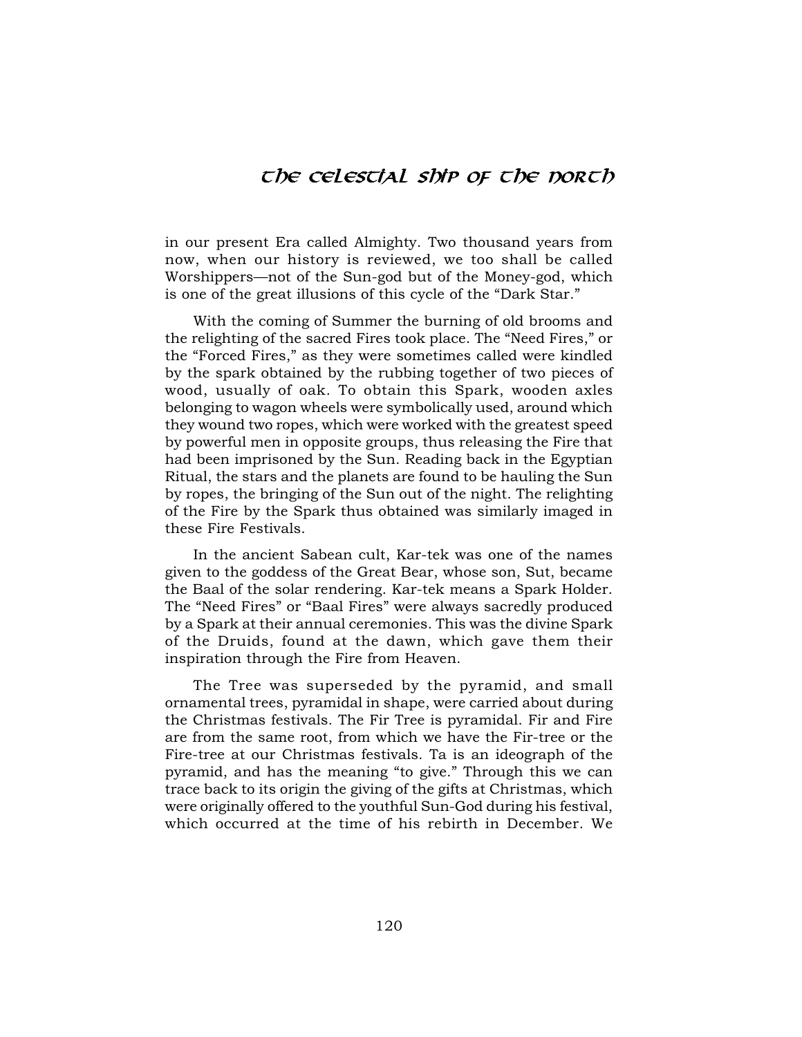in our present Era called Almighty. Two thousand years from now, when our history is reviewed, we too shall be called Worshippers—not of the Sun-god but of the Money-god, which is one of the great illusions of this cycle of the "Dark Star."

With the coming of Summer the burning of old brooms and the relighting of the sacred Fires took place. The "Need Fires," or the "Forced Fires," as they were sometimes called were kindled by the spark obtained by the rubbing together of two pieces of wood, usually of oak. To obtain this Spark, wooden axles belonging to wagon wheels were symbolically used, around which they wound two ropes, which were worked with the greatest speed by powerful men in opposite groups, thus releasing the Fire that had been imprisoned by the Sun. Reading back in the Egyptian Ritual, the stars and the planets are found to be hauling the Sun by ropes, the bringing of the Sun out of the night. The relighting of the Fire by the Spark thus obtained was similarly imaged in these Fire Festivals.

In the ancient Sabean cult, Kar-tek was one of the names given to the goddess of the Great Bear, whose son, Sut, became the Baal of the solar rendering. Kar-tek means a Spark Holder. The "Need Fires" or "Baal Fires" were always sacredly produced by a Spark at their annual ceremonies. This was the divine Spark of the Druids, found at the dawn, which gave them their inspiration through the Fire from Heaven.

The Tree was superseded by the pyramid, and small ornamental trees, pyramidal in shape, were carried about during the Christmas festivals. The Fir Tree is pyramidal. Fir and Fire are from the same root, from which we have the Fir-tree or the Fire-tree at our Christmas festivals. Ta is an ideograph of the pyramid, and has the meaning "to give." Through this we can trace back to its origin the giving of the gifts at Christmas, which were originally offered to the youthful Sun-God during his festival, which occurred at the time of his rebirth in December. We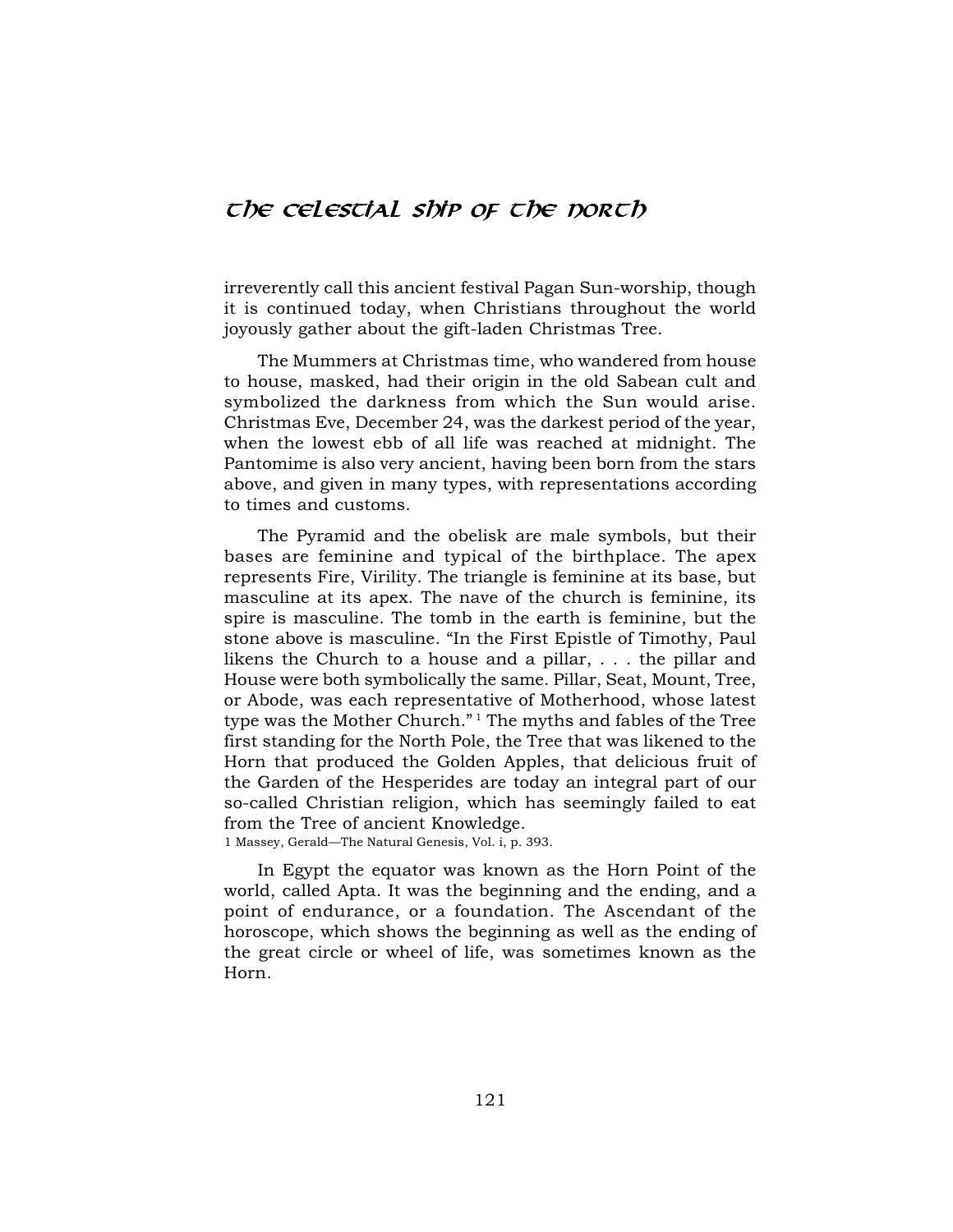irreverently call this ancient festival Pagan Sun-worship, though it is continued today, when Christians throughout the world joyously gather about the gift-laden Christmas Tree.

The Mummers at Christmas time, who wandered from house to house, masked, had their origin in the old Sabean cult and symbolized the darkness from which the Sun would arise. Christmas Eve, December 24, was the darkest period of the year, when the lowest ebb of all life was reached at midnight. The Pantomime is also very ancient, having been born from the stars above, and given in many types, with representations according to times and customs.

The Pyramid and the obelisk are male symbols, but their bases are feminine and typical of the birthplace. The apex represents Fire, Virility. The triangle is feminine at its base, but masculine at its apex. The nave of the church is feminine, its spire is masculine. The tomb in the earth is feminine, but the stone above is masculine. "In the First Epistle of Timothy, Paul likens the Church to a house and a pillar, . . . the pillar and House were both symbolically the same. Pillar, Seat, Mount, Tree, or Abode, was each representative of Motherhood, whose latest type was the Mother Church." [1] The myths and fables of the Tree first standing for the North Pole, the Tree that was likened to the Horn that produced the Golden Apples, that delicious fruit of the Garden of the Hesperides are today an integral part of our so-called Christian religion, which has seemingly failed to eat from the Tree of ancient Knowledge.

1 Massey, Gerald—The Natural Genesis, Vol. i, p. 393.

In Egypt the equator was known as the Horn Point of the world, called Apta. It was the beginning and the ending, and a point of endurance, or a foundation. The Ascendant of the horoscope, which shows the beginning as well as the ending of the great circle or wheel of life, was sometimes known as the Horn.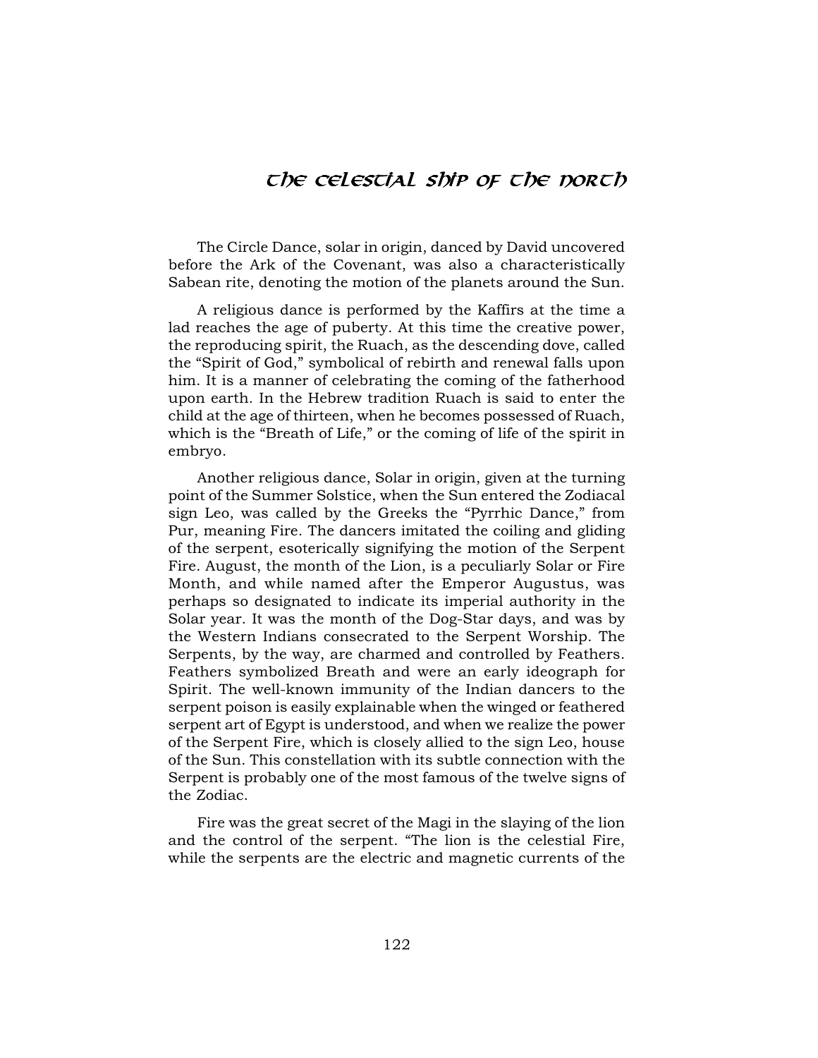The Circle Dance, solar in origin, danced by David uncovered before the Ark of the Covenant, was also a characteristically Sabean rite, denoting the motion of the planets around the Sun.

A religious dance is performed by the Kaffirs at the time a lad reaches the age of puberty. At this time the creative power, the reproducing spirit, the Ruach, as the descending dove, called the "Spirit of God," symbolical of rebirth and renewal falls upon him. It is a manner of celebrating the coming of the fatherhood upon earth. In the Hebrew tradition Ruach is said to enter the child at the age of thirteen, when he becomes possessed of Ruach, which is the "Breath of Life," or the coming of life of the spirit in embryo.

Another religious dance, Solar in origin, given at the turning point of the Summer Solstice, when the Sun entered the Zodiacal sign Leo, was called by the Greeks the "Pyrrhic Dance," from Pur, meaning Fire. The dancers imitated the coiling and gliding of the serpent, esoterically signifying the motion of the Serpent Fire. August, the month of the Lion, is a peculiarly Solar or Fire Month, and while named after the Emperor Augustus, was perhaps so designated to indicate its imperial authority in the Solar year. It was the month of the Dog-Star days, and was by the Western Indians consecrated to the Serpent Worship. The Serpents, by the way, are charmed and controlled by Feathers. Feathers symbolized Breath and were an early ideograph for Spirit. The well-known immunity of the Indian dancers to the serpent poison is easily explainable when the winged or feathered serpent art of Egypt is understood, and when we realize the power of the Serpent Fire, which is closely allied to the sign Leo, house of the Sun. This constellation with its subtle connection with the Serpent is probably one of the most famous of the twelve signs of the Zodiac.

Fire was the great secret of the Magi in the slaying of the lion and the control of the serpent. "The lion is the celestial Fire, while the serpents are the electric and magnetic currents of the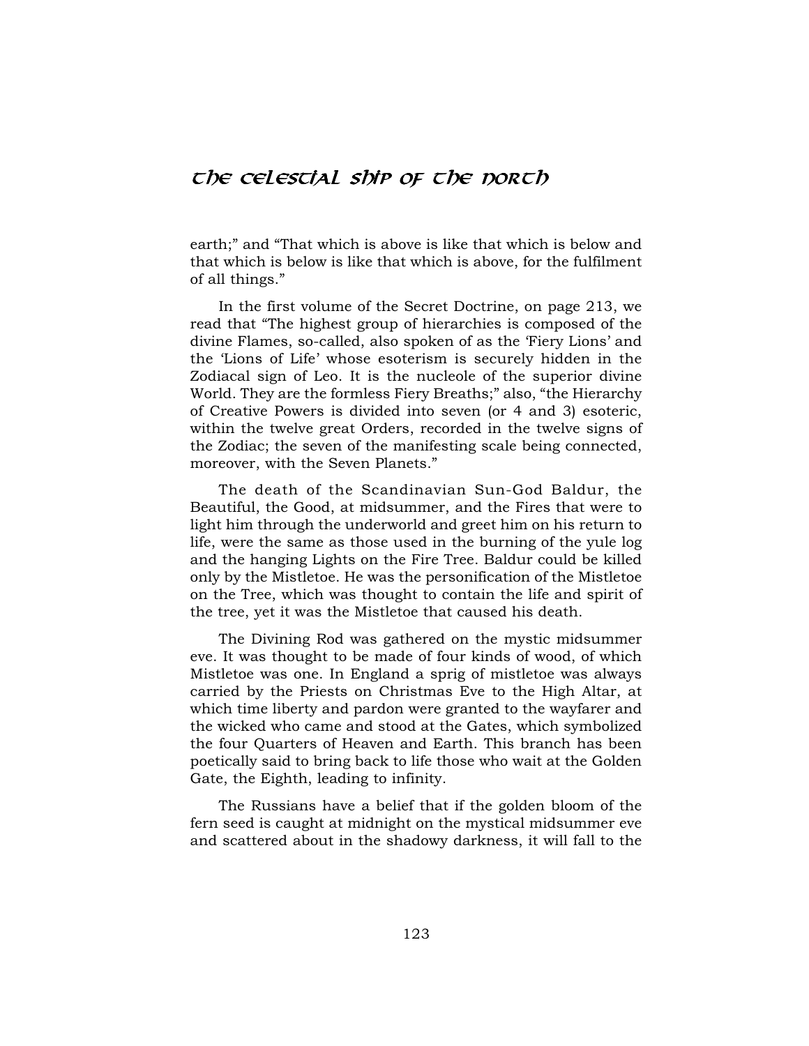earth;" and "That which is above is like that which is below and that which is below is like that which is above, for the fulfilment of all things."

In the first volume of the Secret Doctrine, on page 213, we read that "The highest group of hierarchies is composed of the divine Flames, so-called, also spoken of as the 'Fiery Lions' and the 'Lions of Life' whose esoterism is securely hidden in the Zodiacal sign of Leo. It is the nucleole of the superior divine World. They are the formless Fiery Breaths;" also, "the Hierarchy of Creative Powers is divided into seven (or 4 and 3) esoteric, within the twelve great Orders, recorded in the twelve signs of the Zodiac; the seven of the manifesting scale being connected, moreover, with the Seven Planets."

The death of the Scandinavian Sun-God Baldur, the Beautiful, the Good, at midsummer, and the Fires that were to light him through the underworld and greet him on his return to life, were the same as those used in the burning of the yule log and the hanging Lights on the Fire Tree. Baldur could be killed only by the Mistletoe. He was the personification of the Mistletoe on the Tree, which was thought to contain the life and spirit of the tree, yet it was the Mistletoe that caused his death.

The Divining Rod was gathered on the mystic midsummer eve. It was thought to be made of four kinds of wood, of which Mistletoe was one. In England a sprig of mistletoe was always carried by the Priests on Christmas Eve to the High Altar, at which time liberty and pardon were granted to the wayfarer and the wicked who came and stood at the Gates, which symbolized the four Quarters of Heaven and Earth. This branch has been poetically said to bring back to life those who wait at the Golden Gate, the Eighth, leading to infinity.

The Russians have a belief that if the golden bloom of the fern seed is caught at midnight on the mystical midsummer eve and scattered about in the shadowy darkness, it will fall to the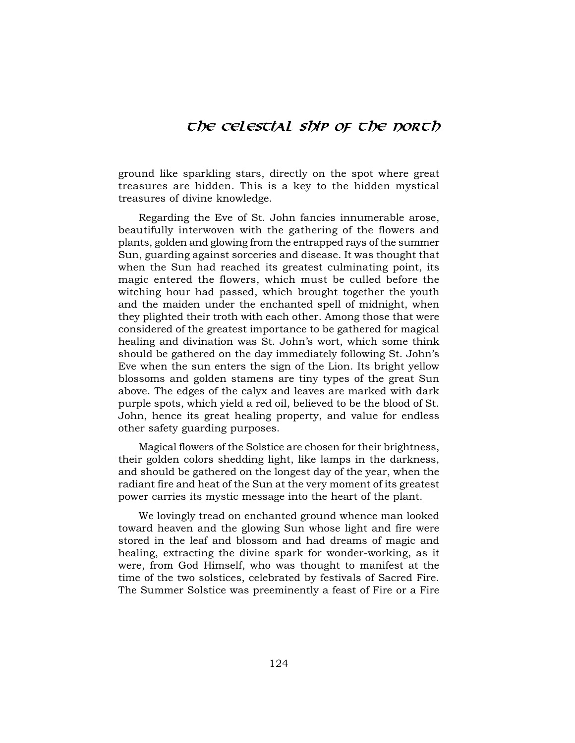ground like sparkling stars, directly on the spot where great treasures are hidden. This is a key to the hidden mystical treasures of divine knowledge.

Regarding the Eve of St. John fancies innumerable arose, beautifully interwoven with the gathering of the flowers and plants, golden and glowing from the entrapped rays of the summer Sun, guarding against sorceries and disease. It was thought that when the Sun had reached its greatest culminating point, its magic entered the flowers, which must be culled before the witching hour had passed, which brought together the youth and the maiden under the enchanted spell of midnight, when they plighted their troth with each other. Among those that were considered of the greatest importance to be gathered for magical healing and divination was St. John's wort, which some think should be gathered on the day immediately following St. John's Eve when the sun enters the sign of the Lion. Its bright yellow blossoms and golden stamens are tiny types of the great Sun above. The edges of the calyx and leaves are marked with dark purple spots, which yield a red oil, believed to be the blood of St. John, hence its great healing property, and value for endless other safety guarding purposes.

Magical flowers of the Solstice are chosen for their brightness, their golden colors shedding light, like lamps in the darkness, and should be gathered on the longest day of the year, when the radiant fire and heat of the Sun at the very moment of its greatest power carries its mystic message into the heart of the plant.

We lovingly tread on enchanted ground whence man looked toward heaven and the glowing Sun whose light and fire were stored in the leaf and blossom and had dreams of magic and healing, extracting the divine spark for wonder-working, as it were, from God Himself, who was thought to manifest at the time of the two solstices, celebrated by festivals of Sacred Fire. The Summer Solstice was preeminently a feast of Fire or a Fire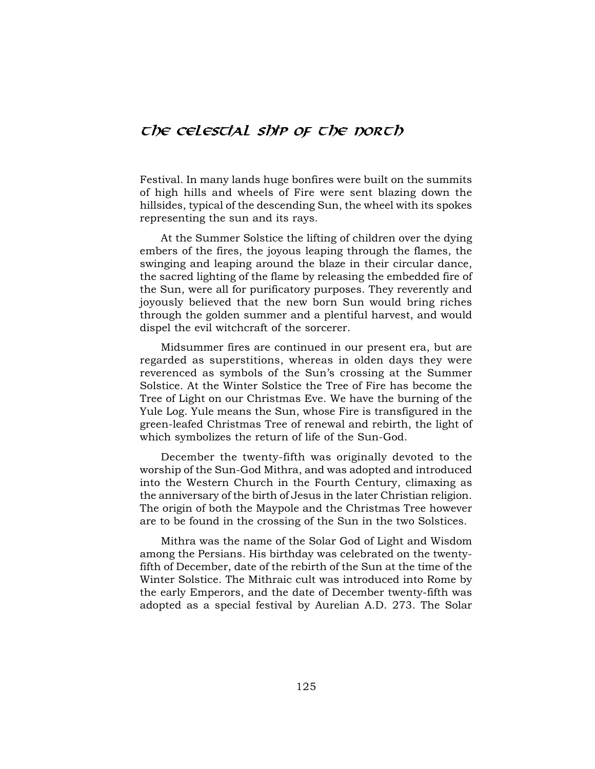Festival. In many lands huge bonfires were built on the summits of high hills and wheels of Fire were sent blazing down the hillsides, typical of the descending Sun, the wheel with its spokes representing the sun and its rays.

At the Summer Solstice the lifting of children over the dying embers of the fires, the joyous leaping through the flames, the swinging and leaping around the blaze in their circular dance, the sacred lighting of the flame by releasing the embedded fire of the Sun, were all for purificatory purposes. They reverently and joyously believed that the new born Sun would bring riches through the golden summer and a plentiful harvest, and would dispel the evil witchcraft of the sorcerer.

Midsummer fires are continued in our present era, but are regarded as superstitions, whereas in olden days they were reverenced as symbols of the Sun's crossing at the Summer Solstice. At the Winter Solstice the Tree of Fire has become the Tree of Light on our Christmas Eve. We have the burning of the Yule Log. Yule means the Sun, whose Fire is transfigured in the green-leafed Christmas Tree of renewal and rebirth, the light of which symbolizes the return of life of the Sun-God.

December the twenty-fifth was originally devoted to the worship of the Sun-God Mithra, and was adopted and introduced into the Western Church in the Fourth Century, climaxing as the anniversary of the birth of Jesus in the later Christian religion. The origin of both the Maypole and the Christmas Tree however are to be found in the crossing of the Sun in the two Solstices.

Mithra was the name of the Solar God of Light and Wisdom among the Persians. His birthday was celebrated on the twenty-fifth of December, date of the rebirth of the Sun at the time of the Winter Solstice. The Mithraic cult was introduced into Rome by the early Emperors, and the date of December twenty-fifth was adopted as a special festival by Aurelian A.D. 273. The Solar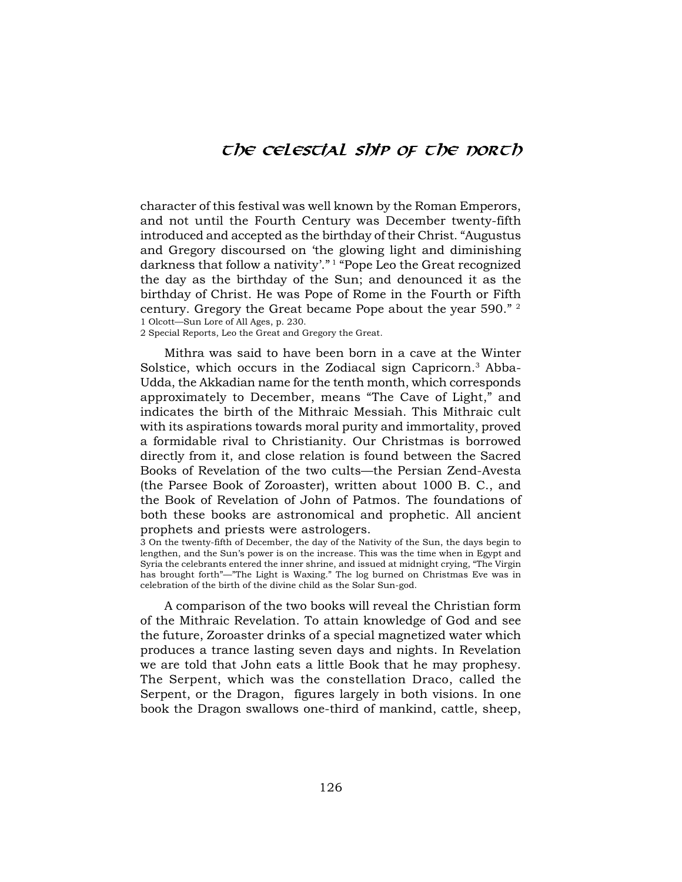character of this festival was well known by the Roman Emperors, and not until the Fourth Century was December twenty-fifth introduced and accepted as the birthday of their Christ. "Augustus and Gregory discoursed on 'the glowing light and diminishing darkness that follow a nativity'."[1] "Pope Leo the Great recognized the day as the birthday of the Sun; and denounced it as the birthday of Christ. He was Pope of Rome in the Fourth or Fifth century. Gregory the Great became Pope about the year 590."[2]

1 Olcott—Sun Lore of All Ages, p. 230.

2 Special Reports, Leo the Great and Gregory the Great.

Mithra was said to have been born in a cave at the Winter Solstice, which occurs in the Zodiacal sign Capricorn.[3] Abba-Udda, the Akkadian name for the tenth month, which corresponds approximately to December, means "The Cave of Light," and indicates the birth of the Mithraic Messiah. This Mithraic cult with its aspirations towards moral purity and immortality, proved a formidable rival to Christianity. Our Christmas is borrowed directly from it, and close relation is found between the Sacred Books of Revelation of the two cults—the Persian Zend-Avesta (the Parsee Book of Zoroaster), written about 1000 B. C., and the Book of Revelation of John of Patmos. The foundations of both these books are astronomical and prophetic. All ancient prophets and priests were astrologers.

3 On the twenty-fifth of December, the day of the Nativity of the Sun, the days begin to lengthen, and the Sun's power is on the increase. This was the time when in Egypt and Syria the celebrants entered the inner shrine, and issued at midnight crying, "The Virgin has brought forth"—"The Light is Waxing." The log burned on Christmas Eve was in celebration of the birth of the divine child as the Solar Sun-god.

A comparison of the two books will reveal the Christian form of the Mithraic Revelation. To attain knowledge of God and see the future, Zoroaster drinks of a special magnetized water which produces a trance lasting seven days and nights. In Revelation we are told that John eats a little Book that he may prophesy. The Serpent, which was the constellation Draco, called the Serpent, or the Dragon, figures largely in both visions. In one book the Dragon swallows one-third of mankind, cattle, sheep,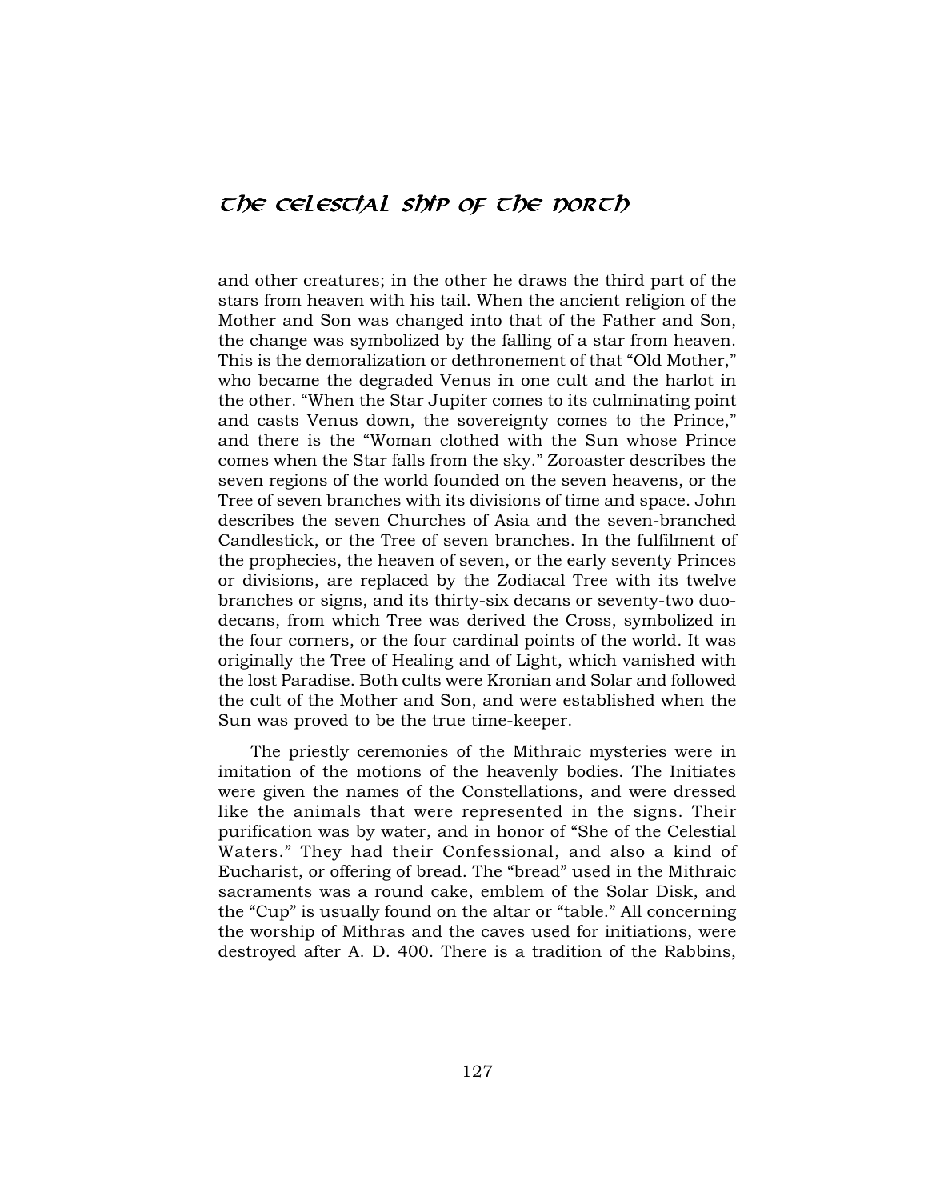and other creatures; in the other he draws the third part of the stars from heaven with his tail. When the ancient religion of the Mother and Son was changed into that of the Father and Son, the change was symbolized by the falling of a star from heaven. This is the demoralization or dethronement of that "Old Mother," who became the degraded Venus in one cult and the harlot in the other. "When the Star Jupiter comes to its culminating point and casts Venus down, the sovereignty comes to the Prince," and there is the "Woman clothed with the Sun whose Prince comes when the Star falls from the sky." Zoroaster describes the seven regions of the world founded on the seven heavens, or the Tree of seven branches with its divisions of time and space. John describes the seven Churches of Asia and the seven-branched Candlestick, or the Tree of seven branches. In the fulfilment of the prophecies, the heaven of seven, or the early seventy Princes or divisions, are replaced by the Zodiacal Tree with its twelve branches or signs, and its thirty-six decans or seventy-two duo-decans, from which Tree was derived the Cross, symbolized in the four corners, or the four cardinal points of the world. It was originally the Tree of Healing and of Light, which vanished with the lost Paradise. Both cults were Kronian and Solar and followed the cult of the Mother and Son, and were established when the Sun was proved to be the true time-keeper.

The priestly ceremonies of the Mithraic mysteries were in imitation of the motions of the heavenly bodies. The Initiates were given the names of the Constellations, and were dressed like the animals that were represented in the signs. Their purification was by water, and in honor of "She of the Celestial Waters." They had their Confessional, and also a kind of Eucharist, or offering of bread. The "bread" used in the Mithraic sacraments was a round cake, emblem of the Solar Disk, and the "Cup" is usually found on the altar or "table." All concerning the worship of Mithras and the caves used for initiations, were destroyed after A. D. 400. There is a tradition of the Rabbins,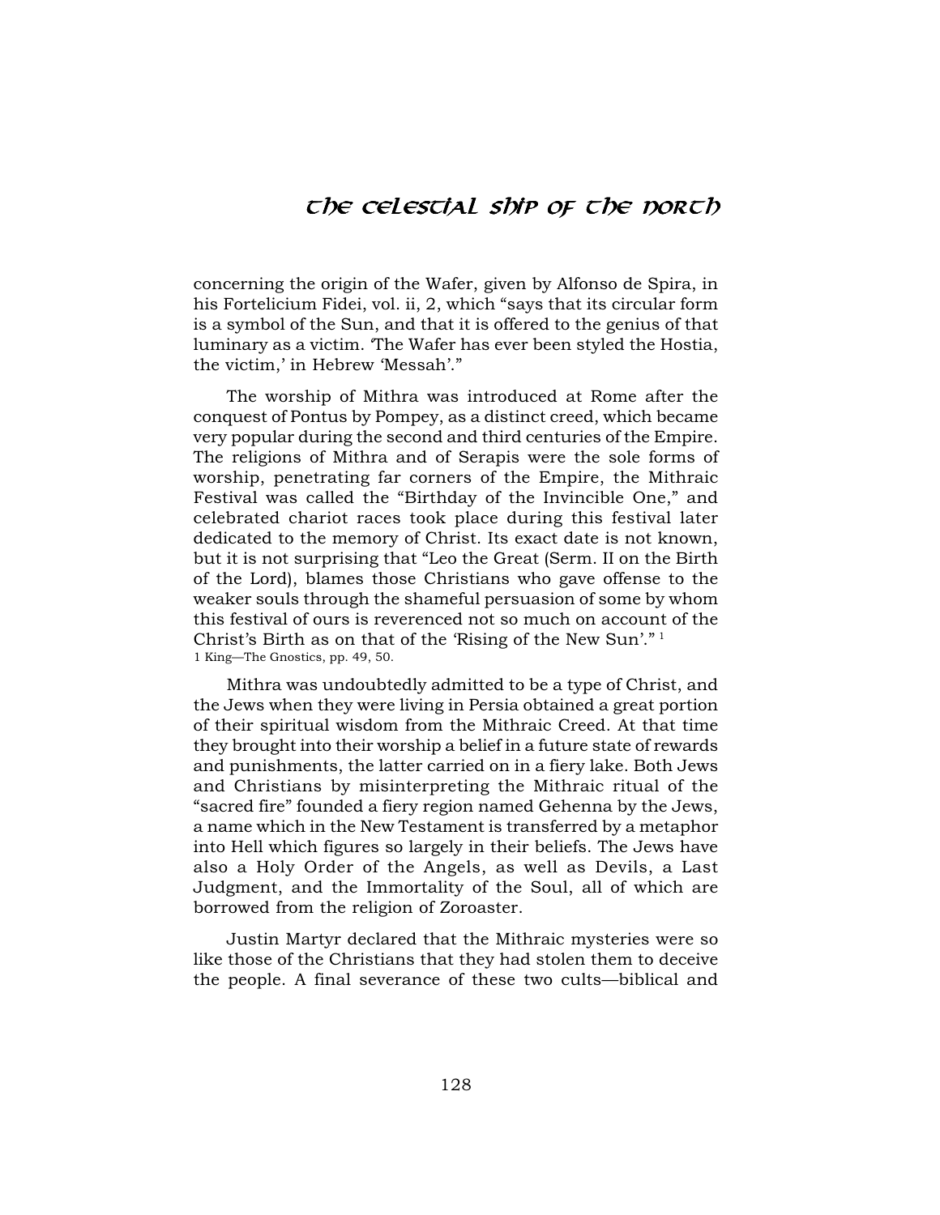concerning the origin of the Wafer, given by Alfonso de Spira, in his Fortelicium Fidei, vol. ii, 2, which "says that its circular form is a symbol of the Sun, and that it is offered to the genius of that luminary as a victim. 'The Wafer has ever been styled the Hostia, the victim,' in Hebrew 'Messah'."

The worship of Mithra was introduced at Rome after the conquest of Pontus by Pompey, as a distinct creed, which became very popular during the second and third centuries of the Empire. The religions of Mithra and of Serapis were the sole forms of worship, penetrating far corners of the Empire, the Mithraic Festival was called the "Birthday of the Invincible One," and celebrated chariot races took place during this festival later dedicated to the memory of Christ. Its exact date is not known, but it is not surprising that "Leo the Great (Serm. II on the Birth of the Lord), blames those Christians who gave offense to the weaker souls through the shameful persuasion of some by whom this festival of ours is reverenced not so much on account of the Christ's Birth as on that of the 'Rising of the New Sun'." [1]

[1] King—The Gnostics, pp. 49, 50.

Mithra was undoubtedly admitted to be a type of Christ, and the Jews when they were living in Persia obtained a great portion of their spiritual wisdom from the Mithraic Creed. At that time they brought into their worship a belief in a future state of rewards and punishments, the latter carried on in a fiery lake. Both Jews and Christians by misinterpreting the Mithraic ritual of the "sacred fire" founded a fiery region named Gehenna by the Jews, a name which in the New Testament is transferred by a metaphor into Hell which figures so largely in their beliefs. The Jews have also a Holy Order of the Angels, as well as Devils, a Last Judgment, and the Immortality of the Soul, all of which are borrowed from the religion of Zoroaster.

Justin Martyr declared that the Mithraic mysteries were so like those of the Christians that they had stolen them to deceive the people. A final severance of these two cults—biblical and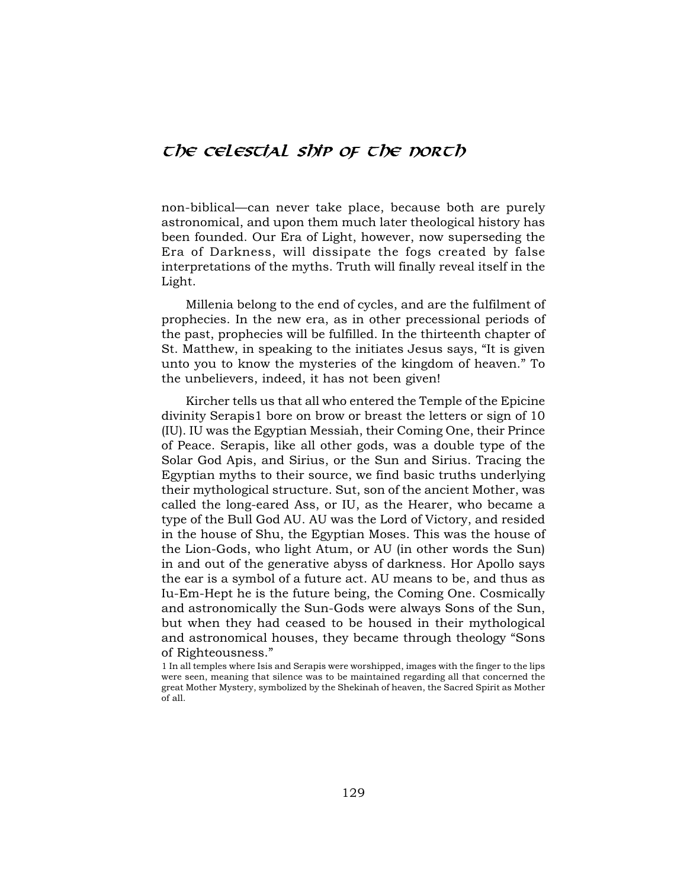non-biblical—can never take place, because both are purely astronomical, and upon them much later theological history has been founded. Our Era of Light, however, now superseding the Era of Darkness, will dissipate the fogs created by false interpretations of the myths. Truth will finally reveal itself in the Light.

Millenia belong to the end of cycles, and are the fulfilment of prophecies. In the new era, as in other precessional periods of the past, prophecies will be fulfilled. In the thirteenth chapter of St. Matthew, in speaking to the initiates Jesus says, "It is given unto you to know the mysteries of the kingdom of heaven." To the unbelievers, indeed, it has not been given!

Kircher tells us that all who entered the Temple of the Epicine divinity Serapis[1] bore on brow or breast the letters or sign of 10 (IU). IU was the Egyptian Messiah, their Coming One, their Prince of Peace. Serapis, like all other gods, was a double type of the Solar God Apis, and Sirius, or the Sun and Sirius. Tracing the Egyptian myths to their source, we find basic truths underlying their mythological structure. Sut, son of the ancient Mother, was called the long-eared Ass, or IU, as the Hearer, who became a type of the Bull God AU. AU was the Lord of Victory, and resided in the house of Shu, the Egyptian Moses. This was the house of the Lion-Gods, who light Atum, or AU (in other words the Sun) in and out of the generative abyss of darkness. Hor Apollo says the ear is a symbol of a future act. AU means to be, and thus as Iu-Em-Hept he is the future being, the Coming One. Cosmically and astronomically the Sun-Gods were always Sons of the Sun, but when they had ceased to be housed in their mythological and astronomical houses, they became through theology "Sons of Righteousness."

1 In all temples where Isis and Serapis were worshipped, images with the finger to the lips were seen, meaning that silence was to be maintained regarding all that concerned the great Mother Mystery, symbolized by the Shekinah of heaven, the Sacred Spirit as Mother of all.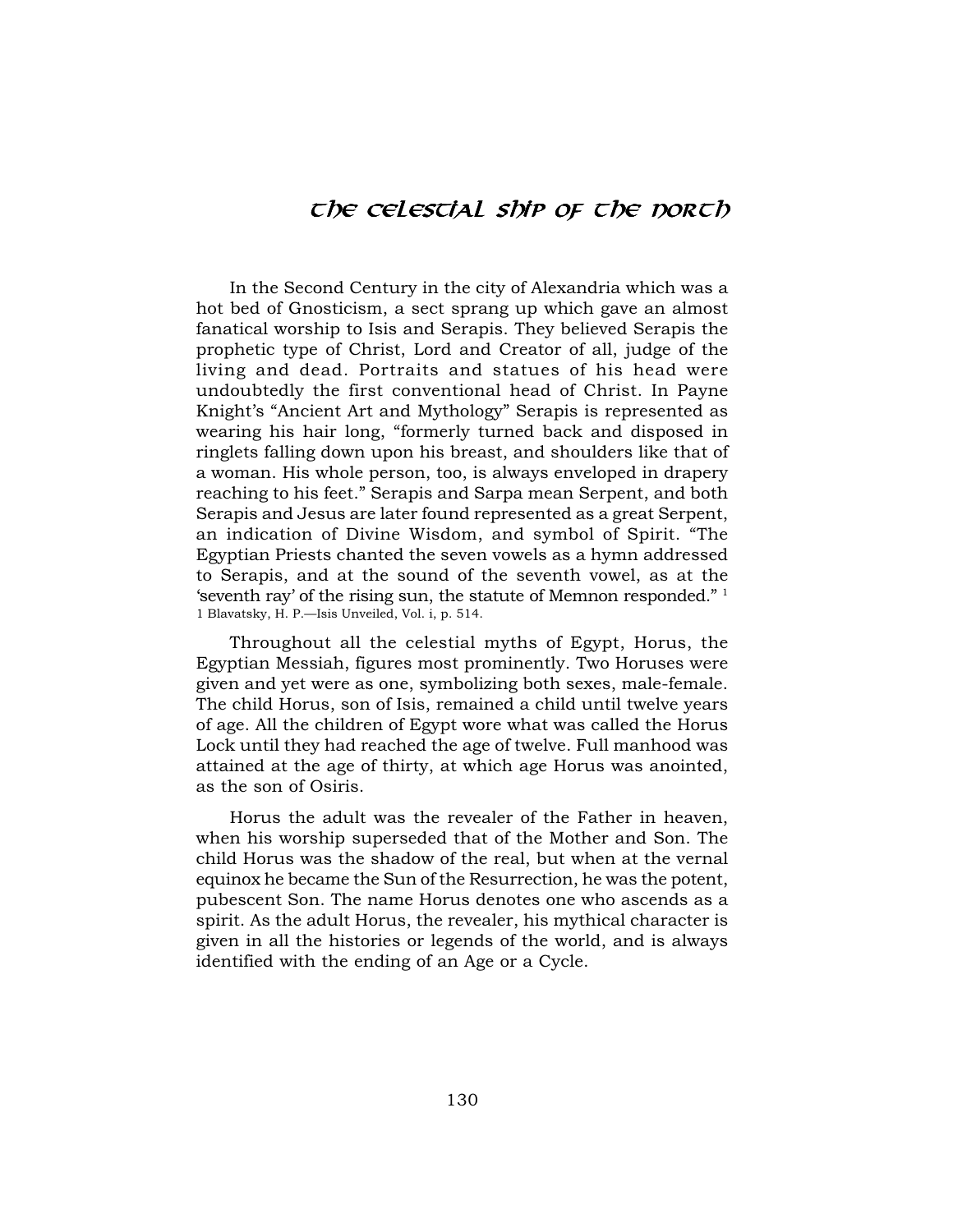# The Celestial Ship of the North

In the Second Century in the city of Alexandria which was a hot bed of Gnosticism, a sect sprang up which gave an almost fanatical worship to Isis and Serapis. They believed Serapis the prophetic type of Christ, Lord and Creator of all, judge of the living and dead. Portraits and statues of his head were undoubtedly the first conventional head of Christ. In Payne Knight's "Ancient Art and Mythology" Serapis is represented as wearing his hair long, "formerly turned back and disposed in ringlets falling down upon his breast, and shoulders like that of a woman. His whole person, too, is always enveloped in drapery reaching to his feet." Serapis and Sarpa mean Serpent, and both Serapis and Jesus are later found represented as a great Serpent, an indication of Divine Wisdom, and symbol of Spirit. "The Egyptian Priests chanted the seven vowels as a hymn addressed to Serapis, and at the sound of the seventh vowel, as at the 'seventh ray' of the rising sun, the statute of Memnon responded." [1]

1 Blavatsky, H. P.—Isis Unveiled, Vol. i, p. 514.

Throughout all the celestial myths of Egypt, Horus, the Egyptian Messiah, figures most prominently. Two Horuses were given and yet were as one, symbolizing both sexes, male-female. The child Horus, son of Isis, remained a child until twelve years of age. All the children of Egypt wore what was called the Horus Lock until they had reached the age of twelve. Full manhood was attained at the age of thirty, at which age Horus was anointed, as the son of Osiris.

Horus the adult was the revealer of the Father in heaven, when his worship superseded that of the Mother and Son. The child Horus was the shadow of the real, but when at the vernal equinox he became the Sun of the Resurrection, he was the potent, pubescent Son. The name Horus denotes one who ascends as a spirit. As the adult Horus, the revealer, his mythical character is given in all the histories or legends of the world, and is always identified with the ending of an Age or a Cycle.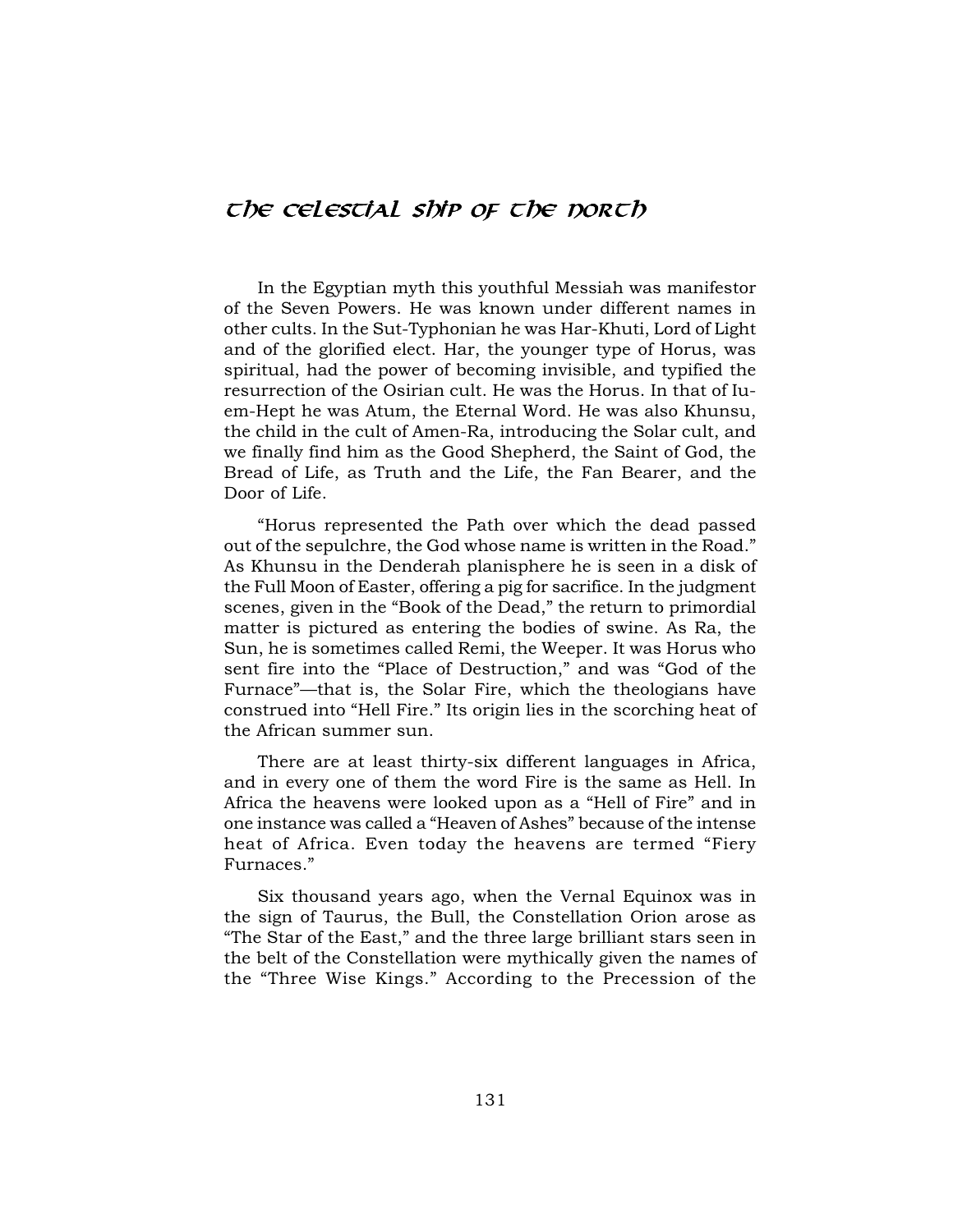## The Celestial Ship of the North

In the Egyptian myth this youthful Messiah was manifestor of the Seven Powers. He was known under different names in other cults. In the Sut-Typhonian he was Har-Khuti, Lord of Light and of the glorified elect. Har, the younger type of Horus, was spiritual, had the power of becoming invisible, and typified the resurrection of the Osirian cult. He was the Horus. In that of Iu-em-Hept he was Atum, the Eternal Word. He was also Khunsu, the child in the cult of Amen-Ra, introducing the Solar cult, and we finally find him as the Good Shepherd, the Saint of God, the Bread of Life, as Truth and the Life, the Fan Bearer, and the Door of Life.

"Horus represented the Path over which the dead passed out of the sepulchre, the God whose name is written in the Road." As Khunsu in the Denderah planisphere he is seen in a disk of the Full Moon of Easter, offering a pig for sacrifice. In the judgment scenes, given in the "Book of the Dead," the return to primordial matter is pictured as entering the bodies of swine. As Ra, the Sun, he is sometimes called Remi, the Weeper. It was Horus who sent fire into the "Place of Destruction," and was "God of the Furnace"—that is, the Solar Fire, which the theologians have construed into "Hell Fire." Its origin lies in the scorching heat of the African summer sun.

There are at least thirty-six different languages in Africa, and in every one of them the word Fire is the same as Hell. In Africa the heavens were looked upon as a "Hell of Fire" and in one instance was called a "Heaven of Ashes" because of the intense heat of Africa. Even today the heavens are termed "Fiery Furnaces."

Six thousand years ago, when the Vernal Equinox was in the sign of Taurus, the Bull, the Constellation Orion arose as "The Star of the East," and the three large brilliant stars seen in the belt of the Constellation were mythically given the names of the "Three Wise Kings." According to the Precession of the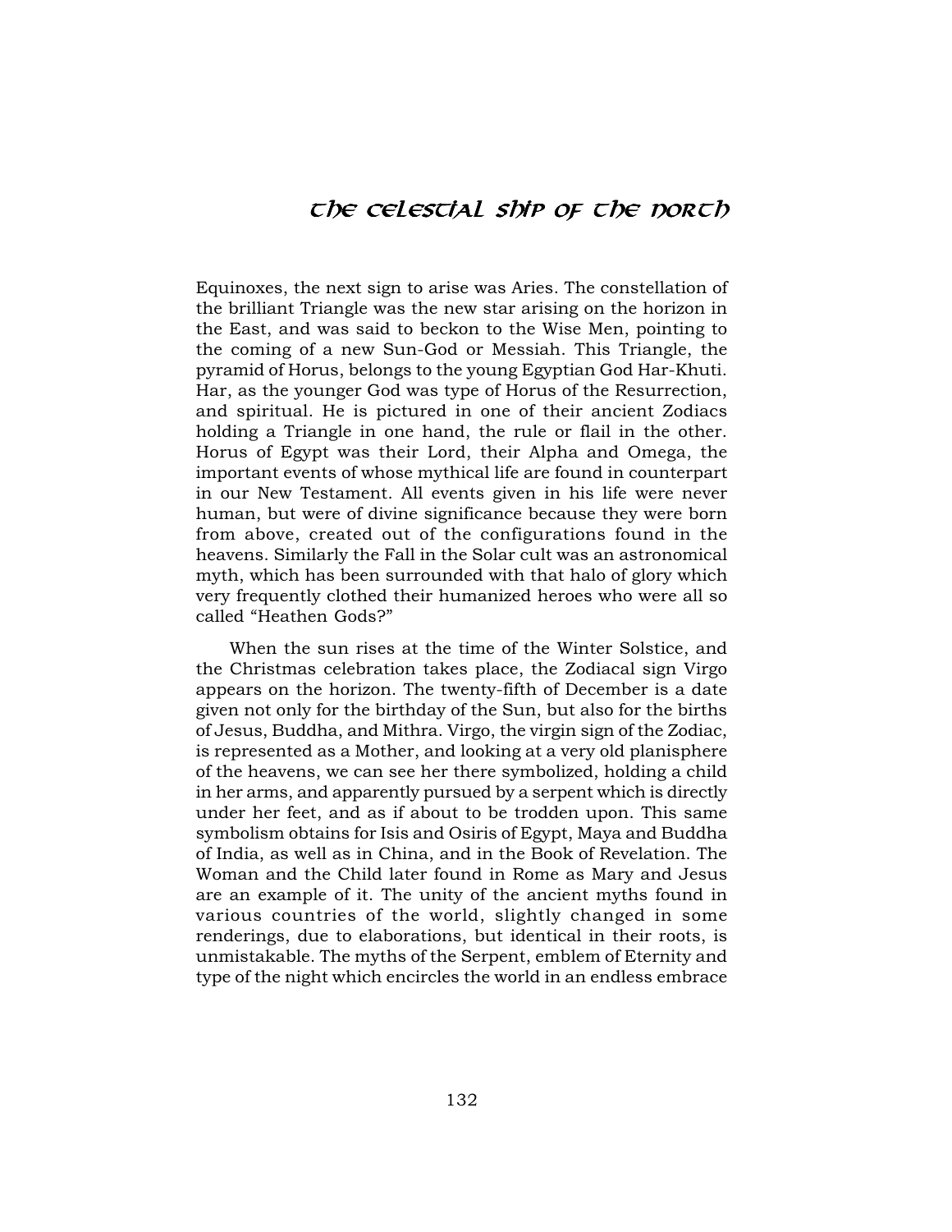Equinoxes, the next sign to arise was Aries. The constellation of the brilliant Triangle was the new star arising on the horizon in the East, and was said to beckon to the Wise Men, pointing to the coming of a new Sun-God or Messiah. This Triangle, the pyramid of Horus, belongs to the young Egyptian God Har-Khuti. Har, as the younger God was type of Horus of the Resurrection, and spiritual. He is pictured in one of their ancient Zodiacs holding a Triangle in one hand, the rule or flail in the other. Horus of Egypt was their Lord, their Alpha and Omega, the important events of whose mythical life are found in counterpart in our New Testament. All events given in his life were never human, but were of divine significance because they were born from above, created out of the configurations found in the heavens. Similarly the Fall in the Solar cult was an astronomical myth, which has been surrounded with that halo of glory which very frequently clothed their humanized heroes who were all so called "Heathen Gods?"

When the sun rises at the time of the Winter Solstice, and the Christmas celebration takes place, the Zodiacal sign Virgo appears on the horizon. The twenty-fifth of December is a date given not only for the birthday of the Sun, but also for the births of Jesus, Buddha, and Mithra. Virgo, the virgin sign of the Zodiac, is represented as a Mother, and looking at a very old planisphere of the heavens, we can see her there symbolized, holding a child in her arms, and apparently pursued by a serpent which is directly under her feet, and as if about to be trodden upon. This same symbolism obtains for Isis and Osiris of Egypt, Maya and Buddha of India, as well as in China, and in the Book of Revelation. The Woman and the Child later found in Rome as Mary and Jesus are an example of it. The unity of the ancient myths found in various countries of the world, slightly changed in some renderings, due to elaborations, but identical in their roots, is unmistakable. The myths of the Serpent, emblem of Eternity and type of the night which encircles the world in an endless embrace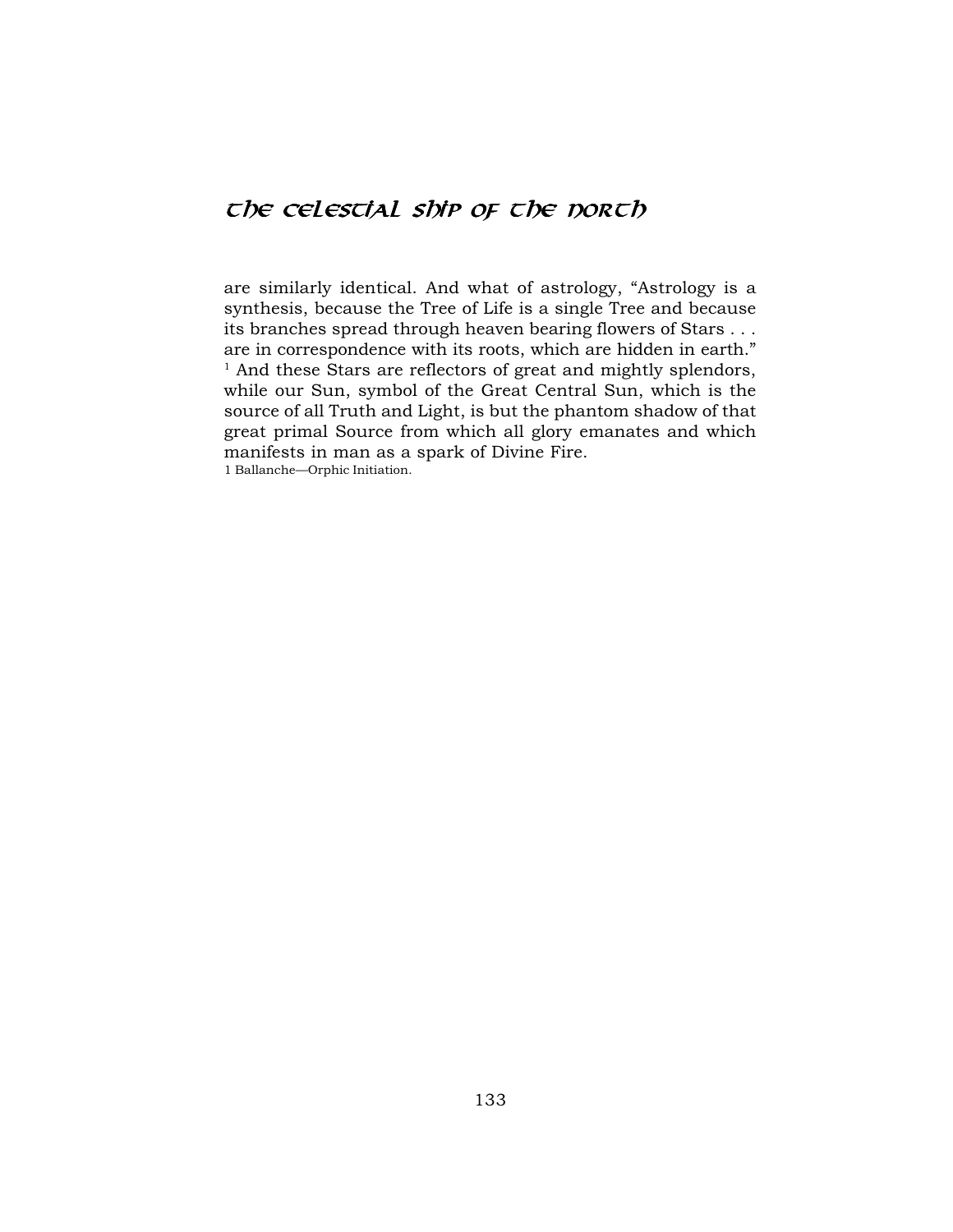are similarly identical. And what of astrology, "Astrology is a synthesis, because the Tree of Life is a single Tree and because its branches spread through heaven bearing flowers of Stars . . . are in correspondence with its roots, which are hidden in earth." [1] And these Stars are reflectors of great and mightly splendors, while our Sun, symbol of the Great Central Sun, which is the source of all Truth and Light, is but the phantom shadow of that great primal Source from which all glory emanates and which manifests in man as a spark of Divine Fire.

1 Ballanche—Orphic Initiation.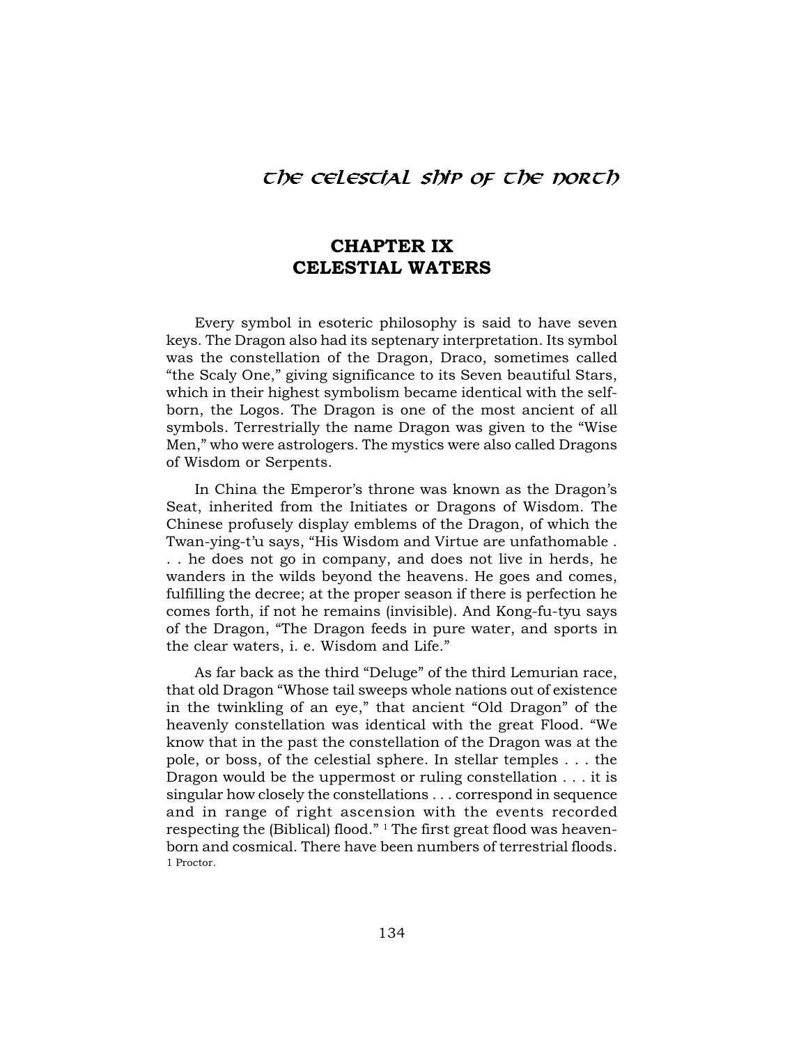# CHAPTER IX
# CELESTIAL WATERS

Every symbol in esoteric philosophy is said to have seven keys. The Dragon also had its septenary interpretation. Its symbol was the constellation of the Dragon, Draco, sometimes called "the Scaly One," giving significance to its Seven beautiful Stars, which in their highest symbolism became identical with the self-born, the Logos. The Dragon is one of the most ancient of all symbols. Terrestrially the name Dragon was given to the "Wise Men," who were astrologers. The mystics were also called Dragons of Wisdom or Serpents.

In China the Emperor's throne was known as the Dragon's Seat, inherited from the Initiates or Dragons of Wisdom. The Chinese profusely display emblems of the Dragon, of which the Twan-ying-t'u says, "His Wisdom and Virtue are unfathomable . . . he does not go in company, and does not live in herds, he wanders in the wilds beyond the heavens. He goes and comes, fulfilling the decree; at the proper season if there is perfection he comes forth, if not he remains (invisible). And Kong-fu-tyu says of the Dragon, "The Dragon feeds in pure water, and sports in the clear waters, i. e. Wisdom and Life."

As far back as the third "Deluge" of the third Lemurian race, that old Dragon "Whose tail sweeps whole nations out of existence in the twinkling of an eye," that ancient "Old Dragon" of the heavenly constellation was identical with the great Flood. "We know that in the past the constellation of the Dragon was at the pole, or boss, of the celestial sphere. In stellar temples . . . the Dragon would be the uppermost or ruling constellation . . . it is singular how closely the constellations . . . correspond in sequence and in range of right ascension with the events recorded respecting the (Biblical) flood."[1] The first great flood was heaven-born and cosmical. There have been numbers of terrestrial floods.

[1] Proctor.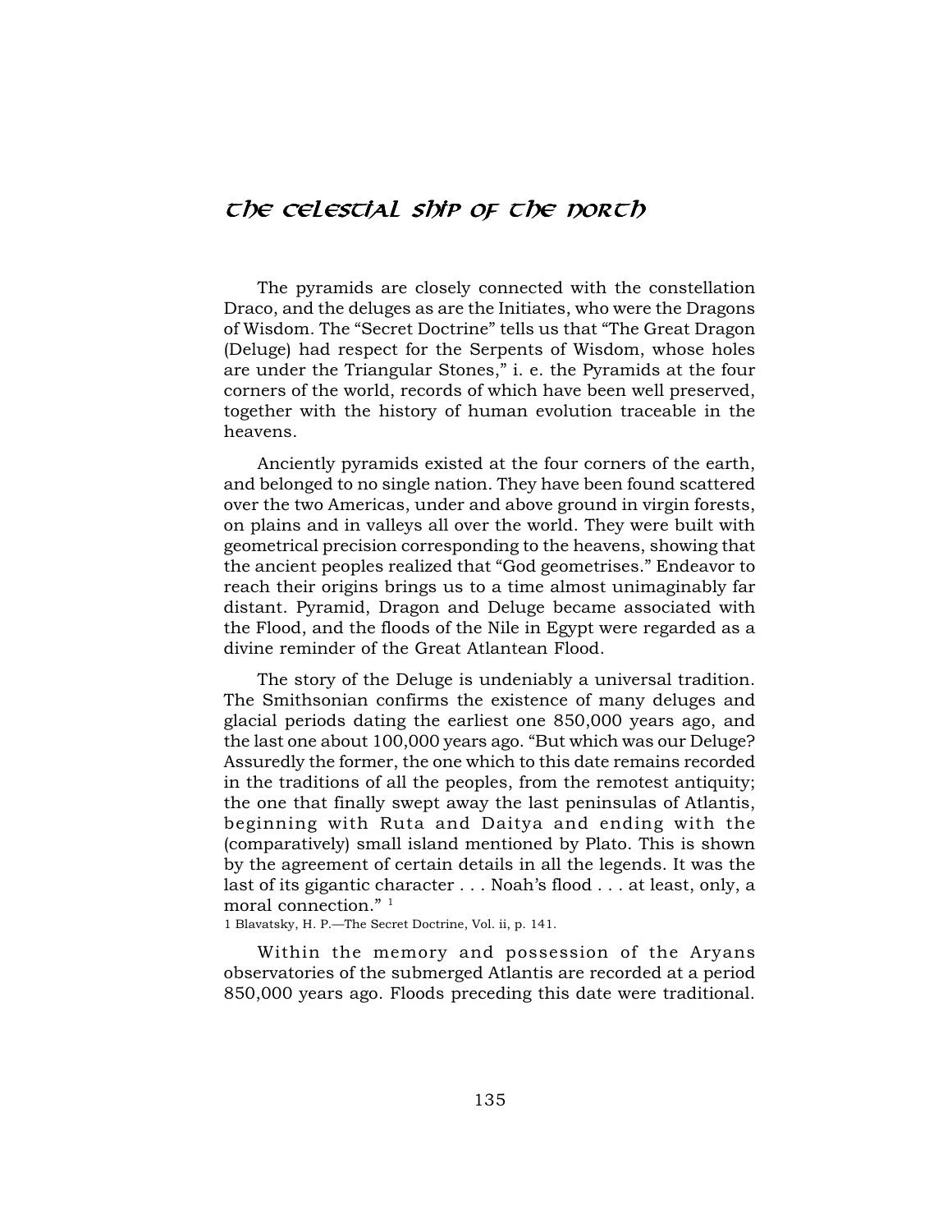# The Celestial Ship of the North

The pyramids are closely connected with the constellation Draco, and the deluges as are the Initiates, who were the Dragons of Wisdom. The "Secret Doctrine" tells us that "The Great Dragon (Deluge) had respect for the Serpents of Wisdom, whose holes are under the Triangular Stones," i. e. the Pyramids at the four corners of the world, records of which have been well preserved, together with the history of human evolution traceable in the heavens.

Anciently pyramids existed at the four corners of the earth, and belonged to no single nation. They have been found scattered over the two Americas, under and above ground in virgin forests, on plains and in valleys all over the world. They were built with geometrical precision corresponding to the heavens, showing that the ancient peoples realized that "God geometrises." Endeavor to reach their origins brings us to a time almost unimaginably far distant. Pyramid, Dragon and Deluge became associated with the Flood, and the floods of the Nile in Egypt were regarded as a divine reminder of the Great Atlantean Flood.

The story of the Deluge is undeniably a universal tradition. The Smithsonian confirms the existence of many deluges and glacial periods dating the earliest one 850,000 years ago, and the last one about 100,000 years ago. "But which was our Deluge? Assuredly the former, the one which to this date remains recorded in the traditions of all the peoples, from the remotest antiquity; the one that finally swept away the last peninsulas of Atlantis, beginning with Ruta and Daitya and ending with the (comparatively) small island mentioned by Plato. This is shown by the agreement of certain details in all the legends. It was the last of its gigantic character . . . Noah's flood . . . at least, only, a moral connection." [1]

1 Blavatsky, H. P.—The Secret Doctrine, Vol. ii, p. 141.

Within the memory and possession of the Aryans observatories of the submerged Atlantis are recorded at a period 850,000 years ago. Floods preceding this date were traditional.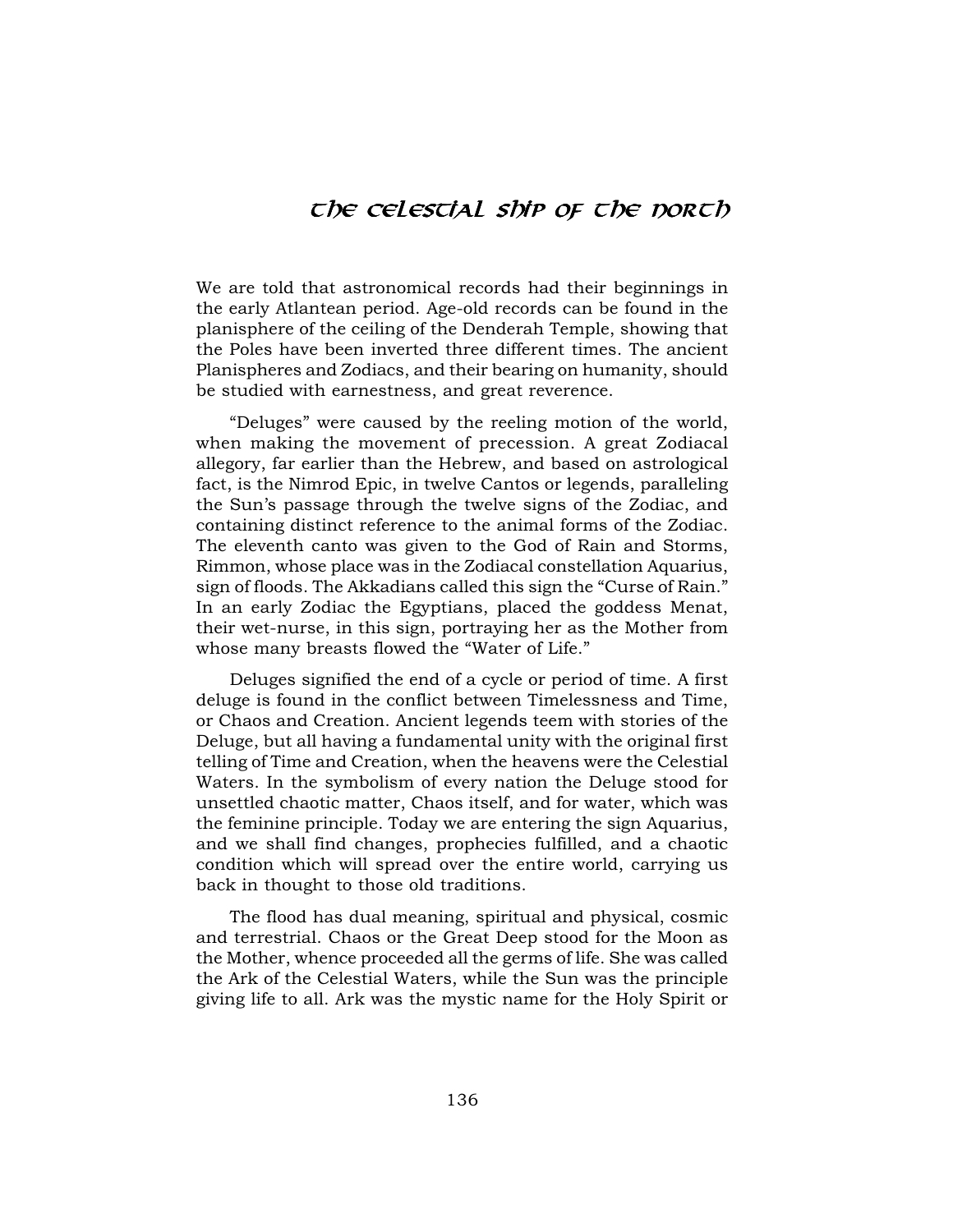# The Celestial Ship of the North

We are told that astronomical records had their beginnings in the early Atlantean period. Age-old records can be found in the planisphere of the ceiling of the Denderah Temple, showing that the Poles have been inverted three different times. The ancient Planispheres and Zodiacs, and their bearing on humanity, should be studied with earnestness, and great reverence.

"Deluges" were caused by the reeling motion of the world, when making the movement of precession. A great Zodiacal allegory, far earlier than the Hebrew, and based on astrological fact, is the Nimrod Epic, in twelve Cantos or legends, paralleling the Sun's passage through the twelve signs of the Zodiac, and containing distinct reference to the animal forms of the Zodiac. The eleventh canto was given to the God of Rain and Storms, Rimmon, whose place was in the Zodiacal constellation Aquarius, sign of floods. The Akkadians called this sign the "Curse of Rain." In an early Zodiac the Egyptians, placed the goddess Menat, their wet-nurse, in this sign, portraying her as the Mother from whose many breasts flowed the "Water of Life."

Deluges signified the end of a cycle or period of time. A first deluge is found in the conflict between Timelessness and Time, or Chaos and Creation. Ancient legends teem with stories of the Deluge, but all having a fundamental unity with the original first telling of Time and Creation, when the heavens were the Celestial Waters. In the symbolism of every nation the Deluge stood for unsettled chaotic matter, Chaos itself, and for water, which was the feminine principle. Today we are entering the sign Aquarius, and we shall find changes, prophecies fulfilled, and a chaotic condition which will spread over the entire world, carrying us back in thought to those old traditions.

The flood has dual meaning, spiritual and physical, cosmic and terrestrial. Chaos or the Great Deep stood for the Moon as the Mother, whence proceeded all the germs of life. She was called the Ark of the Celestial Waters, while the Sun was the principle giving life to all. Ark was the mystic name for the Holy Spirit or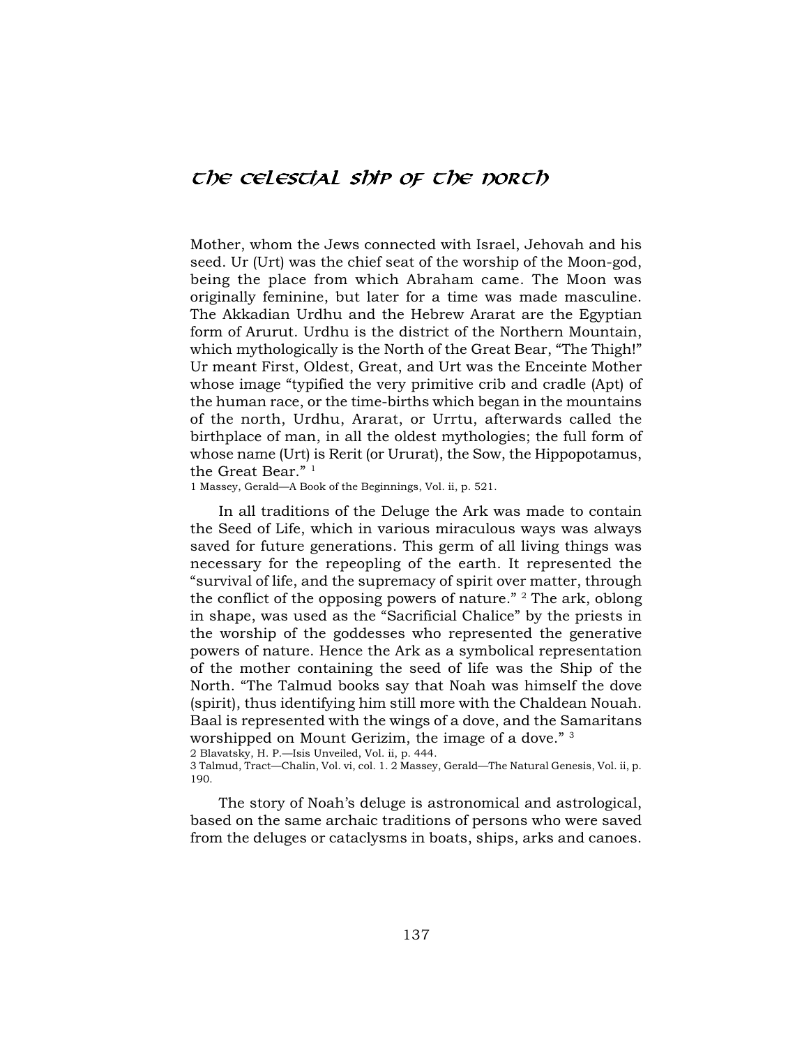# The Celestial Ship of the North

Mother, whom the Jews connected with Israel, Jehovah and his seed. Ur (Urt) was the chief seat of the worship of the Moon-god, being the place from which Abraham came. The Moon was originally feminine, but later for a time was made masculine. The Akkadian Urdhu and the Hebrew Ararat are the Egyptian form of Arurut. Urdhu is the district of the Northern Mountain, which mythologically is the North of the Great Bear, "The Thigh!" Ur meant First, Oldest, Great, and Urt was the Enceinte Mother whose image "typified the very primitive crib and cradle (Apt) of the human race, or the time-births which began in the mountains of the north, Urdhu, Ararat, or Urrtu, afterwards called the birthplace of man, in all the oldest mythologies; the full form of whose name (Urt) is Rerit (or Ururat), the Sow, the Hippopotamus, the Great Bear." [1]

1 Massey, Gerald—A Book of the Beginnings, Vol. ii, p. 521.

In all traditions of the Deluge the Ark was made to contain the Seed of Life, which in various miraculous ways was always saved for future generations. This germ of all living things was necessary for the repeopling of the earth. It represented the "survival of life, and the supremacy of spirit over matter, through the conflict of the opposing powers of nature." [2] The ark, oblong in shape, was used as the "Sacrificial Chalice" by the priests in the worship of the goddesses who represented the generative powers of nature. Hence the Ark as a symbolical representation of the mother containing the seed of life was the Ship of the North. "The Talmud books say that Noah was himself the dove (spirit), thus identifying him still more with the Chaldean Nouah. Baal is represented with the wings of a dove, and the Samaritans worshipped on Mount Gerizim, the image of a dove." [3]

2 Blavatsky, H. P.—Isis Unveiled, Vol. ii, p. 444.

3 Talmud, Tract—Chalin, Vol. vi, col. 1. 2 Massey, Gerald—The Natural Genesis, Vol. ii, p. 190.

The story of Noah's deluge is astronomical and astrological, based on the same archaic traditions of persons who were saved from the deluges or cataclysms in boats, ships, arks and canoes.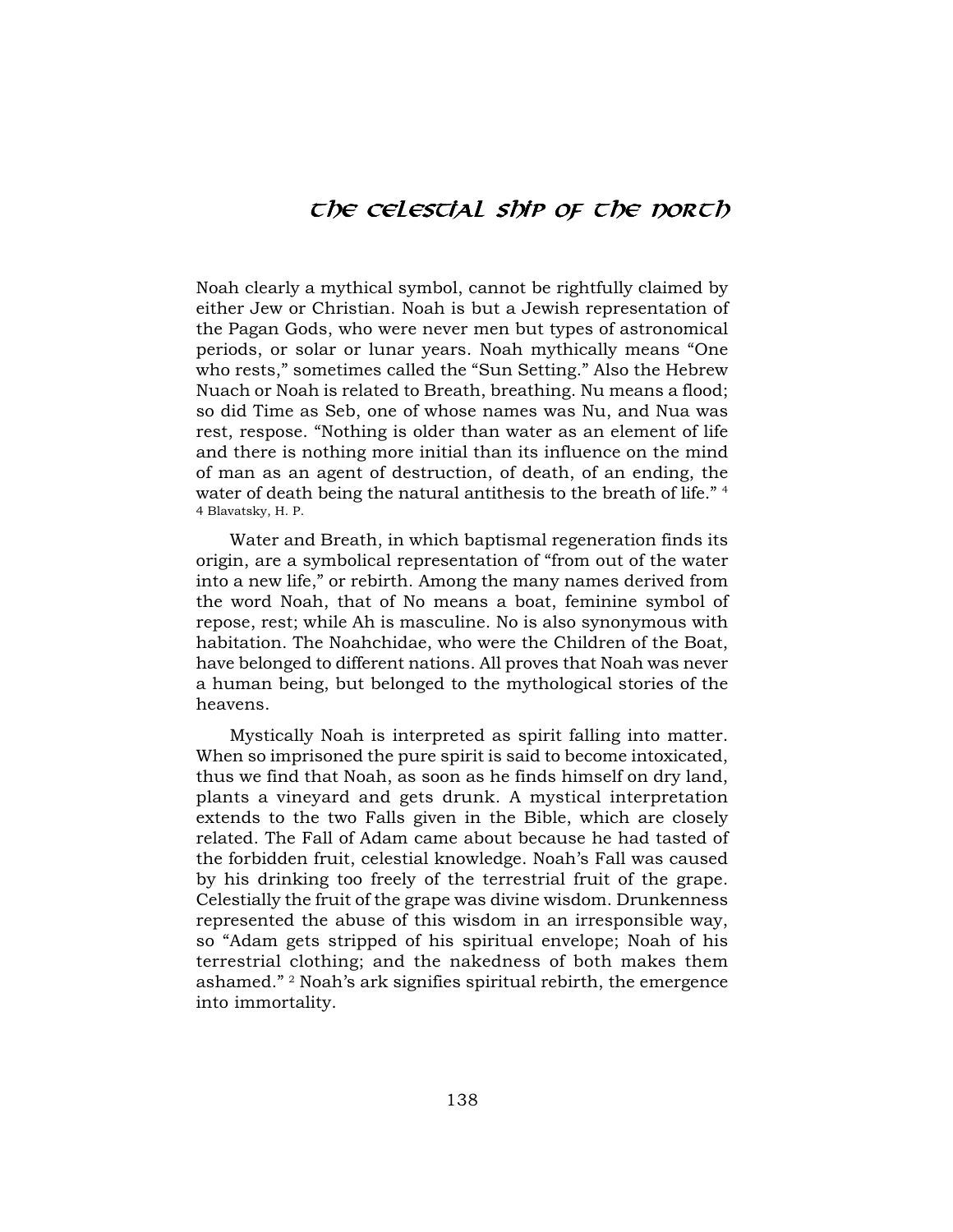Noah clearly a mythical symbol, cannot be rightfully claimed by either Jew or Christian. Noah is but a Jewish representation of the Pagan Gods, who were never men but types of astronomical periods, or solar or lunar years. Noah mythically means "One who rests," sometimes called the "Sun Setting." Also the Hebrew Nuach or Noah is related to Breath, breathing. Nu means a flood; so did Time as Seb, one of whose names was Nu, and Nua was rest, respose. "Nothing is older than water as an element of life and there is nothing more initial than its influence on the mind of man as an agent of destruction, of death, of an ending, the water of death being the natural antithesis to the breath of life." [4]

4 Blavatsky, H. P.

Water and Breath, in which baptismal regeneration finds its origin, are a symbolical representation of "from out of the water into a new life," or rebirth. Among the many names derived from the word Noah, that of No means a boat, feminine symbol of repose, rest; while Ah is masculine. No is also synonymous with habitation. The Noahchidae, who were the Children of the Boat, have belonged to different nations. All proves that Noah was never a human being, but belonged to the mythological stories of the heavens.

Mystically Noah is interpreted as spirit falling into matter. When so imprisoned the pure spirit is said to become intoxicated, thus we find that Noah, as soon as he finds himself on dry land, plants a vineyard and gets drunk. A mystical interpretation extends to the two Falls given in the Bible, which are closely related. The Fall of Adam came about because he had tasted of the forbidden fruit, celestial knowledge. Noah's Fall was caused by his drinking too freely of the terrestrial fruit of the grape. Celestially the fruit of the grape was divine wisdom. Drunkenness represented the abuse of this wisdom in an irresponsible way, so "Adam gets stripped of his spiritual envelope; Noah of his terrestrial clothing; and the nakedness of both makes them ashamed." [2] Noah's ark signifies spiritual rebirth, the emergence into immortality.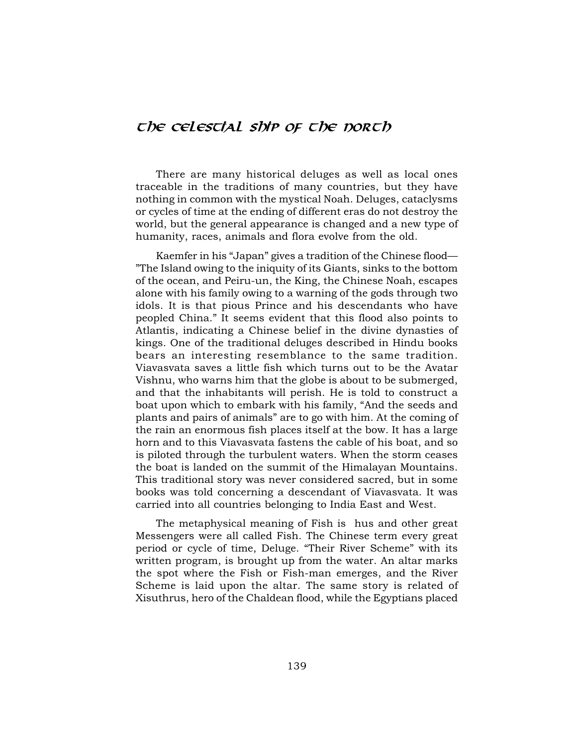# The Celestial Ship of the North

There are many historical deluges as well as local ones traceable in the traditions of many countries, but they have nothing in common with the mystical Noah. Deluges, cataclysms or cycles of time at the ending of different eras do not destroy the world, but the general appearance is changed and a new type of humanity, races, animals and flora evolve from the old.

Kaemfer in his "Japan" gives a tradition of the Chinese flood—"The Island owing to the iniquity of its Giants, sinks to the bottom of the ocean, and Peiru-un, the King, the Chinese Noah, escapes alone with his family owing to a warning of the gods through two idols. It is that pious Prince and his descendants who have peopled China." It seems evident that this flood also points to Atlantis, indicating a Chinese belief in the divine dynasties of kings. One of the traditional deluges described in Hindu books bears an interesting resemblance to the same tradition. Viavasvata saves a little fish which turns out to be the Avatar Vishnu, who warns him that the globe is about to be submerged, and that the inhabitants will perish. He is told to construct a boat upon which to embark with his family, "And the seeds and plants and pairs of animals" are to go with him. At the coming of the rain an enormous fish places itself at the bow. It has a large horn and to this Viavasvata fastens the cable of his boat, and so is piloted through the turbulent waters. When the storm ceases the boat is landed on the summit of the Himalayan Mountains. This traditional story was never considered sacred, but in some books was told concerning a descendant of Viavasvata. It was carried into all countries belonging to India East and West.

The metaphysical meaning of Fish is hus and other great Messengers were all called Fish. The Chinese term every great period or cycle of time, Deluge. "Their River Scheme" with its written program, is brought up from the water. An altar marks the spot where the Fish or Fish-man emerges, and the River Scheme is laid upon the altar. The same story is related of Xisuthrus, hero of the Chaldean flood, while the Egyptians placed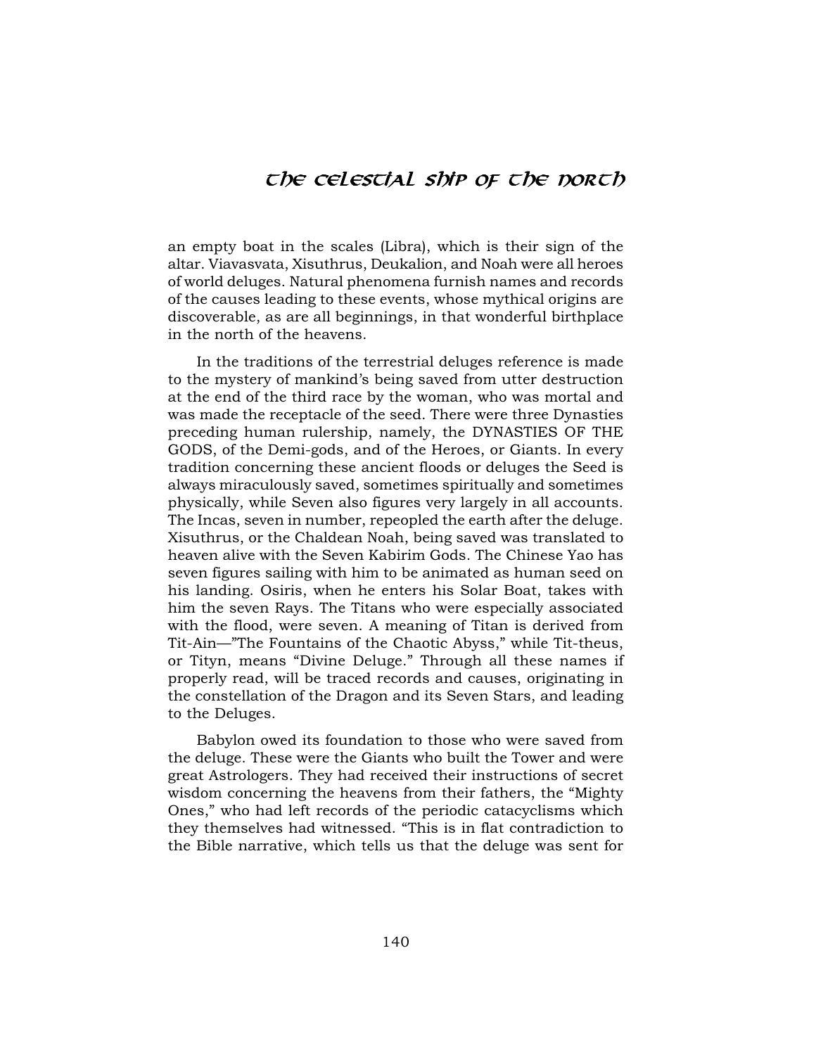an empty boat in the scales (Libra), which is their sign of the altar. Viavasvata, Xisuthrus, Deukalion, and Noah were all heroes of world deluges. Natural phenomena furnish names and records of the causes leading to these events, whose mythical origins are discoverable, as are all beginnings, in that wonderful birthplace in the north of the heavens.

In the traditions of the terrestrial deluges reference is made to the mystery of mankind's being saved from utter destruction at the end of the third race by the woman, who was mortal and was made the receptacle of the seed. There were three Dynasties preceding human rulership, namely, the DYNASTIES OF THE GODS, of the Demi-gods, and of the Heroes, or Giants. In every tradition concerning these ancient floods or deluges the Seed is always miraculously saved, sometimes spiritually and sometimes physically, while Seven also figures very largely in all accounts. The Incas, seven in number, repeopled the earth after the deluge. Xisuthrus, or the Chaldean Noah, being saved was translated to heaven alive with the Seven Kabirim Gods. The Chinese Yao has seven figures sailing with him to be animated as human seed on his landing. Osiris, when he enters his Solar Boat, takes with him the seven Rays. The Titans who were especially associated with the flood, were seven. A meaning of Titan is derived from Tit-Ain—"The Fountains of the Chaotic Abyss," while Tit-theus, or Tityn, means "Divine Deluge." Through all these names if properly read, will be traced records and causes, originating in the constellation of the Dragon and its Seven Stars, and leading to the Deluges.

Babylon owed its foundation to those who were saved from the deluge. These were the Giants who built the Tower and were great Astrologers. They had received their instructions of secret wisdom concerning the heavens from their fathers, the "Mighty Ones," who had left records of the periodic catacyclisms which they themselves had witnessed. "This is in flat contradiction to the Bible narrative, which tells us that the deluge was sent for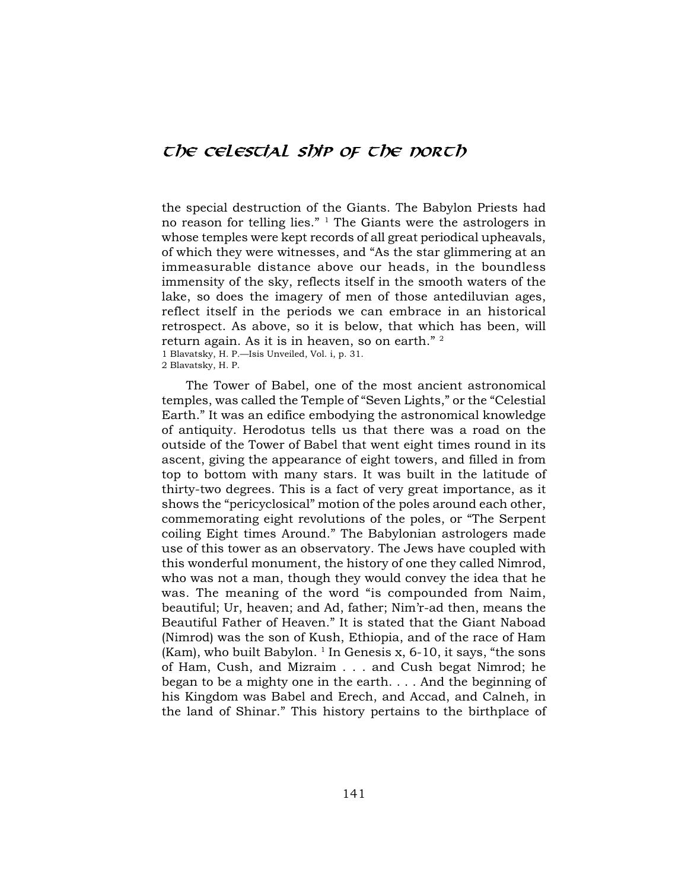the special destruction of the Giants. The Babylon Priests had no reason for telling lies." [1] The Giants were the astrologers in whose temples were kept records of all great periodical upheavals, of which they were witnesses, and "As the star glimmering at an immeasurable distance above our heads, in the boundless immensity of the sky, reflects itself in the smooth waters of the lake, so does the imagery of men of those antediluvian ages, reflect itself in the periods we can embrace in an historical retrospect. As above, so it is below, that which has been, will return again. As it is in heaven, so on earth." [2]

1 Blavatsky, H. P.—Isis Unveiled, Vol. i, p. 31.
2 Blavatsky, H. P.

The Tower of Babel, one of the most ancient astronomical temples, was called the Temple of "Seven Lights," or the "Celestial Earth." It was an edifice embodying the astronomical knowledge of antiquity. Herodotus tells us that there was a road on the outside of the Tower of Babel that went eight times round in its ascent, giving the appearance of eight towers, and filled in from top to bottom with many stars. It was built in the latitude of thirty-two degrees. This is a fact of very great importance, as it shows the "pericyclosical" motion of the poles around each other, commemorating eight revolutions of the poles, or "The Serpent coiling Eight times Around." The Babylonian astrologers made use of this tower as an observatory. The Jews have coupled with this wonderful monument, the history of one they called Nimrod, who was not a man, though they would convey the idea that he was. The meaning of the word "is compounded from Naim, beautiful; Ur, heaven; and Ad, father; Nim'r-ad then, means the Beautiful Father of Heaven." It is stated that the Giant Naboad (Nimrod) was the son of Kush, Ethiopia, and of the race of Ham (Kam), who built Babylon. [1] In Genesis x, 6-10, it says, "the sons of Ham, Cush, and Mizraim . . . and Cush begat Nimrod; he began to be a mighty one in the earth. . . . And the beginning of his Kingdom was Babel and Erech, and Accad, and Calneh, in the land of Shinar." This history pertains to the birthplace of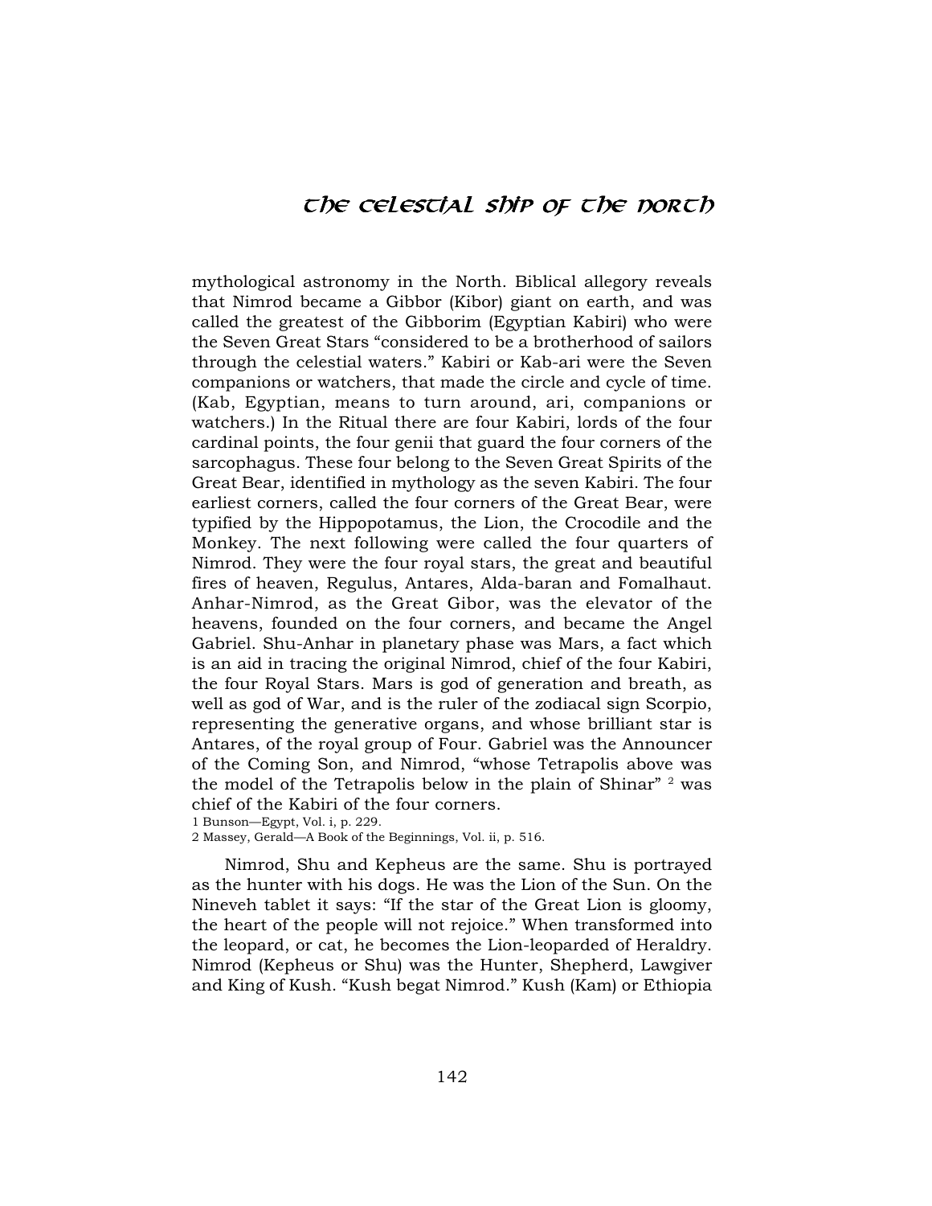mythological astronomy in the North. Biblical allegory reveals that Nimrod became a Gibbor (Kibor) giant on earth, and was called the greatest of the Gibborim (Egyptian Kabiri) who were the Seven Great Stars "considered to be a brotherhood of sailors through the celestial waters." Kabiri or Kab-ari were the Seven companions or watchers, that made the circle and cycle of time. (Kab, Egyptian, means to turn around, ari, companions or watchers.) In the Ritual there are four Kabiri, lords of the four cardinal points, the four genii that guard the four corners of the sarcophagus. These four belong to the Seven Great Spirits of the Great Bear, identified in mythology as the seven Kabiri. The four earliest corners, called the four corners of the Great Bear, were typified by the Hippopotamus, the Lion, the Crocodile and the Monkey. The next following were called the four quarters of Nimrod. They were the four royal stars, the great and beautiful fires of heaven, Regulus, Antares, Alda-baran and Fomalhaut. Anhar-Nimrod, as the Great Gibor, was the elevator of the heavens, founded on the four corners, and became the Angel Gabriel. Shu-Anhar in planetary phase was Mars, a fact which is an aid in tracing the original Nimrod, chief of the four Kabiri, the four Royal Stars. Mars is god of generation and breath, as well as god of War, and is the ruler of the zodiacal sign Scorpio, representing the generative organs, and whose brilliant star is Antares, of the royal group of Four. Gabriel was the Announcer of the Coming Son, and Nimrod, "whose Tetrapolis above was the model of the Tetrapolis below in the plain of Shinar" [2] was chief of the Kabiri of the four corners.

1 Bunson—Egypt, Vol. i, p. 229.
2 Massey, Gerald—A Book of the Beginnings, Vol. ii, p. 516.

Nimrod, Shu and Kepheus are the same. Shu is portrayed as the hunter with his dogs. He was the Lion of the Sun. On the Nineveh tablet it says: "If the star of the Great Lion is gloomy, the heart of the people will not rejoice." When transformed into the leopard, or cat, he becomes the Lion-leoparded of Heraldry. Nimrod (Kepheus or Shu) was the Hunter, Shepherd, Lawgiver and King of Kush. "Kush begat Nimrod." Kush (Kam) or Ethiopia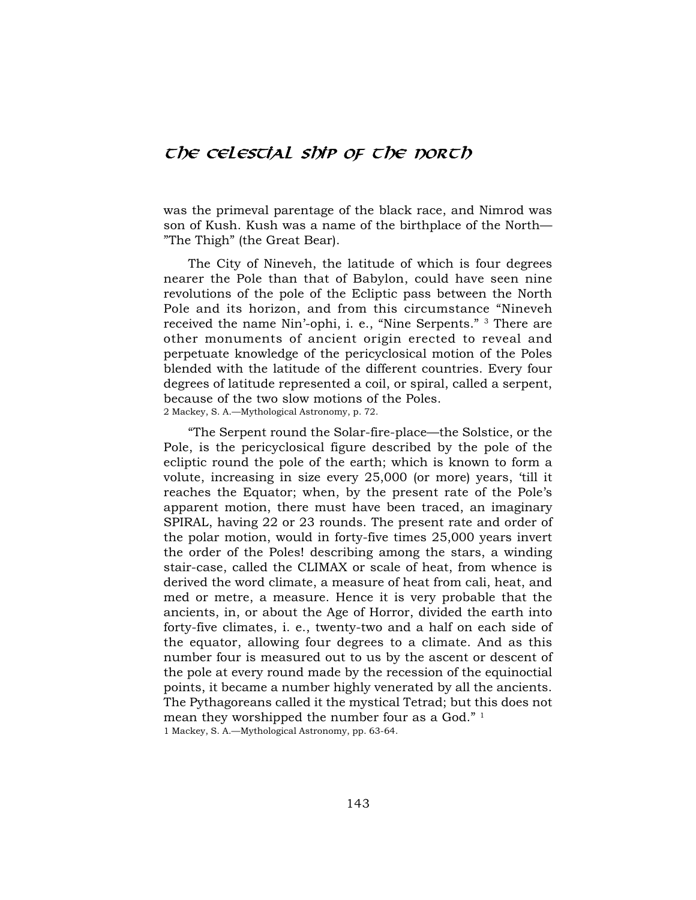was the primeval parentage of the black race, and Nimrod was son of Kush. Kush was a name of the birthplace of the North—"The Thigh" (the Great Bear).

The City of Nineveh, the latitude of which is four degrees nearer the Pole than that of Babylon, could have seen nine revolutions of the pole of the Ecliptic pass between the North Pole and its horizon, and from this circumstance "Nineveh received the name Nin'-ophi, i. e., "Nine Serpents." [3] There are other monuments of ancient origin erected to reveal and perpetuate knowledge of the pericyclosical motion of the Poles blended with the latitude of the different countries. Every four degrees of latitude represented a coil, or spiral, called a serpent, because of the two slow motions of the Poles.

2 Mackey, S. A.—Mythological Astronomy, p. 72.

"The Serpent round the Solar-fire-place—the Solstice, or the Pole, is the pericyclosical figure described by the pole of the ecliptic round the pole of the earth; which is known to form a volute, increasing in size every 25,000 (or more) years, 'till it reaches the Equator; when, by the present rate of the Pole's apparent motion, there must have been traced, an imaginary SPIRAL, having 22 or 23 rounds. The present rate and order of the polar motion, would in forty-five times 25,000 years invert the order of the Poles! describing among the stars, a winding stair-case, called the CLIMAX or scale of heat, from whence is derived the word climate, a measure of heat from cali, heat, and med or metre, a measure. Hence it is very probable that the ancients, in, or about the Age of Horror, divided the earth into forty-five climates, i. e., twenty-two and a half on each side of the equator, allowing four degrees to a climate. And as this number four is measured out to us by the ascent or descent of the pole at every round made by the recession of the equinoctial points, it became a number highly venerated by all the ancients. The Pythagoreans called it the mystical Tetrad; but this does not mean they worshipped the number four as a God." [1]

1 Mackey, S. A.—Mythological Astronomy, pp. 63-64.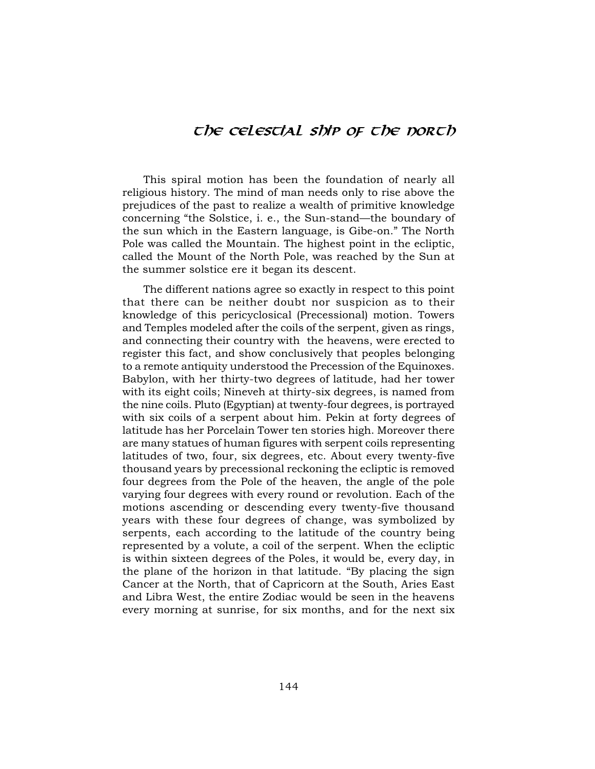This spiral motion has been the foundation of nearly all religious history. The mind of man needs only to rise above the prejudices of the past to realize a wealth of primitive knowledge concerning "the Solstice, i. e., the Sun-stand—the boundary of the sun which in the Eastern language, is Gibe-on." The North Pole was called the Mountain. The highest point in the ecliptic, called the Mount of the North Pole, was reached by the Sun at the summer solstice ere it began its descent.

The different nations agree so exactly in respect to this point that there can be neither doubt nor suspicion as to their knowledge of this pericyclosical (Precessional) motion. Towers and Temples modeled after the coils of the serpent, given as rings, and connecting their country with the heavens, were erected to register this fact, and show conclusively that peoples belonging to a remote antiquity understood the Precession of the Equinoxes. Babylon, with her thirty-two degrees of latitude, had her tower with its eight coils; Nineveh at thirty-six degrees, is named from the nine coils. Pluto (Egyptian) at twenty-four degrees, is portrayed with six coils of a serpent about him. Pekin at forty degrees of latitude has her Porcelain Tower ten stories high. Moreover there are many statues of human figures with serpent coils representing latitudes of two, four, six degrees, etc. About every twenty-five thousand years by precessional reckoning the ecliptic is removed four degrees from the Pole of the heaven, the angle of the pole varying four degrees with every round or revolution. Each of the motions ascending or descending every twenty-five thousand years with these four degrees of change, was symbolized by serpents, each according to the latitude of the country being represented by a volute, a coil of the serpent. When the ecliptic is within sixteen degrees of the Poles, it would be, every day, in the plane of the horizon in that latitude. "By placing the sign Cancer at the North, that of Capricorn at the South, Aries East and Libra West, the entire Zodiac would be seen in the heavens every morning at sunrise, for six months, and for the next six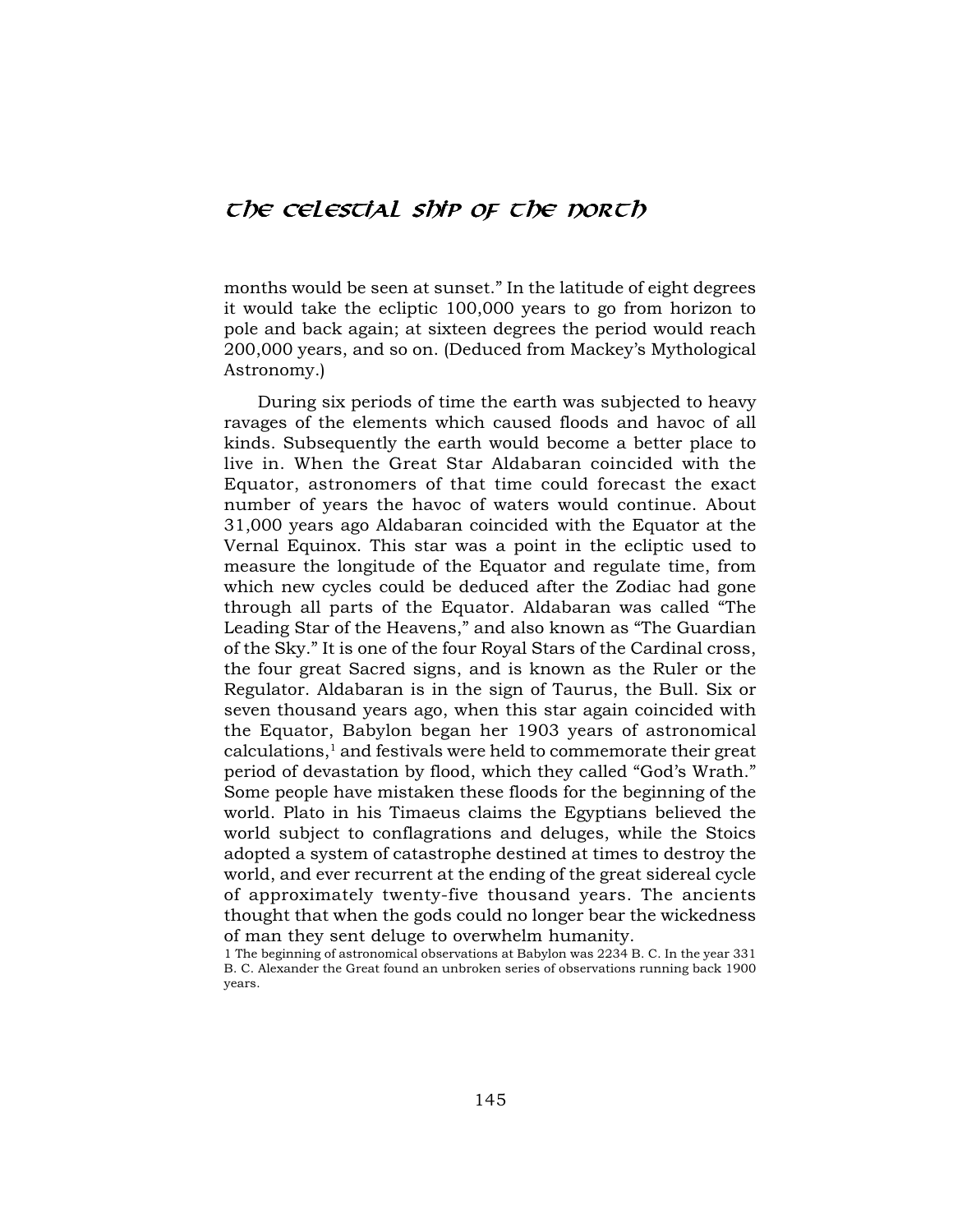months would be seen at sunset." In the latitude of eight degrees it would take the ecliptic 100,000 years to go from horizon to pole and back again; at sixteen degrees the period would reach 200,000 years, and so on. (Deduced from Mackey's Mythological Astronomy.)

During six periods of time the earth was subjected to heavy ravages of the elements which caused floods and havoc of all kinds. Subsequently the earth would become a better place to live in. When the Great Star Aldabaran coincided with the Equator, astronomers of that time could forecast the exact number of years the havoc of waters would continue. About 31,000 years ago Aldabaran coincided with the Equator at the Vernal Equinox. This star was a point in the ecliptic used to measure the longitude of the Equator and regulate time, from which new cycles could be deduced after the Zodiac had gone through all parts of the Equator. Aldabaran was called "The Leading Star of the Heavens," and also known as "The Guardian of the Sky." It is one of the four Royal Stars of the Cardinal cross, the four great Sacred signs, and is known as the Ruler or the Regulator. Aldabaran is in the sign of Taurus, the Bull. Six or seven thousand years ago, when this star again coincided with the Equator, Babylon began her 1903 years of astronomical calculations,[1] and festivals were held to commemorate their great period of devastation by flood, which they called "God's Wrath." Some people have mistaken these floods for the beginning of the world. Plato in his Timaeus claims the Egyptians believed the world subject to conflagrations and deluges, while the Stoics adopted a system of catastrophe destined at times to destroy the world, and ever recurrent at the ending of the great sidereal cycle of approximately twenty-five thousand years. The ancients thought that when the gods could no longer bear the wickedness of man they sent deluge to overwhelm humanity.

1 The beginning of astronomical observations at Babylon was 2234 B. C. In the year 331 B. C. Alexander the Great found an unbroken series of observations running back 1900 years.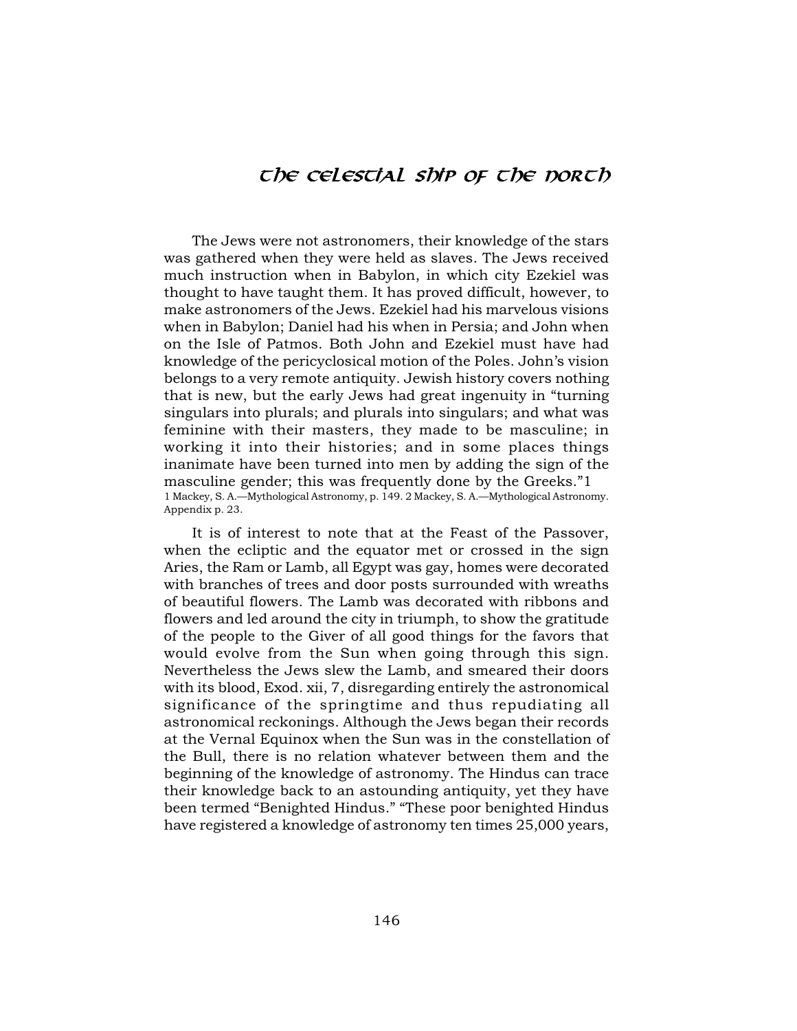The Jews were not astronomers, their knowledge of the stars was gathered when they were held as slaves. The Jews received much instruction when in Babylon, in which city Ezekiel was thought to have taught them. It has proved difficult, however, to make astronomers of the Jews. Ezekiel had his marvelous visions when in Babylon; Daniel had his when in Persia; and John when on the Isle of Patmos. Both John and Ezekiel must have had knowledge of the pericyclosical motion of the Poles. John's vision belongs to a very remote antiquity. Jewish history covers nothing that is new, but the early Jews had great ingenuity in "turning singulars into plurals; and plurals into singulars; and what was feminine with their masters, they made to be masculine; in working it into their histories; and in some places things inanimate have been turned into men by adding the sign of the masculine gender; this was frequently done by the Greeks."[1]

1 Mackey, S. A.—Mythological Astronomy, p. 149. 2 Mackey, S. A.—Mythological Astronomy. Appendix p. 23.

It is of interest to note that at the Feast of the Passover, when the ecliptic and the equator met or crossed in the sign Aries, the Ram or Lamb, all Egypt was gay, homes were decorated with branches of trees and door posts surrounded with wreaths of beautiful flowers. The Lamb was decorated with ribbons and flowers and led around the city in triumph, to show the gratitude of the people to the Giver of all good things for the favors that would evolve from the Sun when going through this sign. Nevertheless the Jews slew the Lamb, and smeared their doors with its blood, Exod. xii, 7, disregarding entirely the astronomical significance of the springtime and thus repudiating all astronomical reckonings. Although the Jews began their records at the Vernal Equinox when the Sun was in the constellation of the Bull, there is no relation whatever between them and the beginning of the knowledge of astronomy. The Hindus can trace their knowledge back to an astounding antiquity, yet they have been termed "Benighted Hindus." "These poor benighted Hindus have registered a knowledge of astronomy ten times 25,000 years,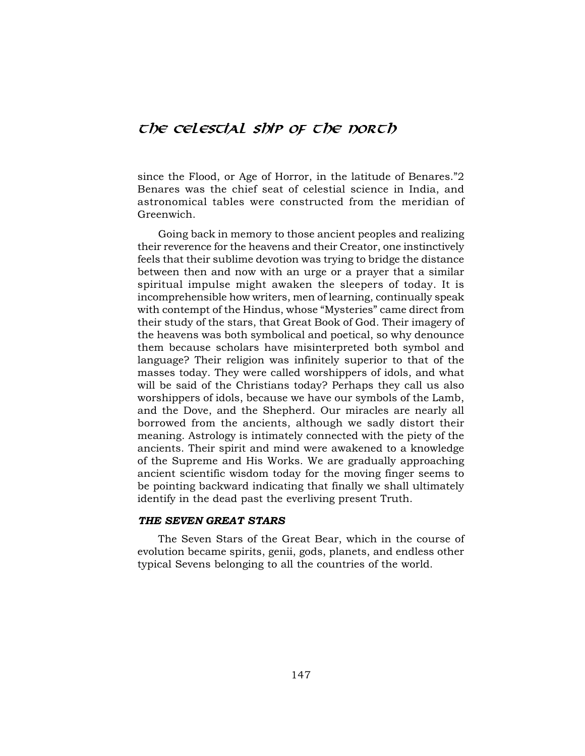since the Flood, or Age of Horror, in the latitude of Benares."[2] Benares was the chief seat of celestial science in India, and astronomical tables were constructed from the meridian of Greenwich.

Going back in memory to those ancient peoples and realizing their reverence for the heavens and their Creator, one instinctively feels that their sublime devotion was trying to bridge the distance between then and now with an urge or a prayer that a similar spiritual impulse might awaken the sleepers of today. It is incomprehensible how writers, men of learning, continually speak with contempt of the Hindus, whose "Mysteries" came direct from their study of the stars, that Great Book of God. Their imagery of the heavens was both symbolical and poetical, so why denounce them because scholars have misinterpreted both symbol and language? Their religion was infinitely superior to that of the masses today. They were called worshippers of idols, and what will be said of the Christians today? Perhaps they call us also worshippers of idols, because we have our symbols of the Lamb, and the Dove, and the Shepherd. Our miracles are nearly all borrowed from the ancients, although we sadly distort their meaning. Astrology is intimately connected with the piety of the ancients. Their spirit and mind were awakened to a knowledge of the Supreme and His Works. We are gradually approaching ancient scientific wisdom today for the moving finger seems to be pointing backward indicating that finally we shall ultimately identify in the dead past the everliving present Truth.

### *THE SEVEN GREAT STARS*

The Seven Stars of the Great Bear, which in the course of evolution became spirits, genii, gods, planets, and endless other typical Sevens belonging to all the countries of the world.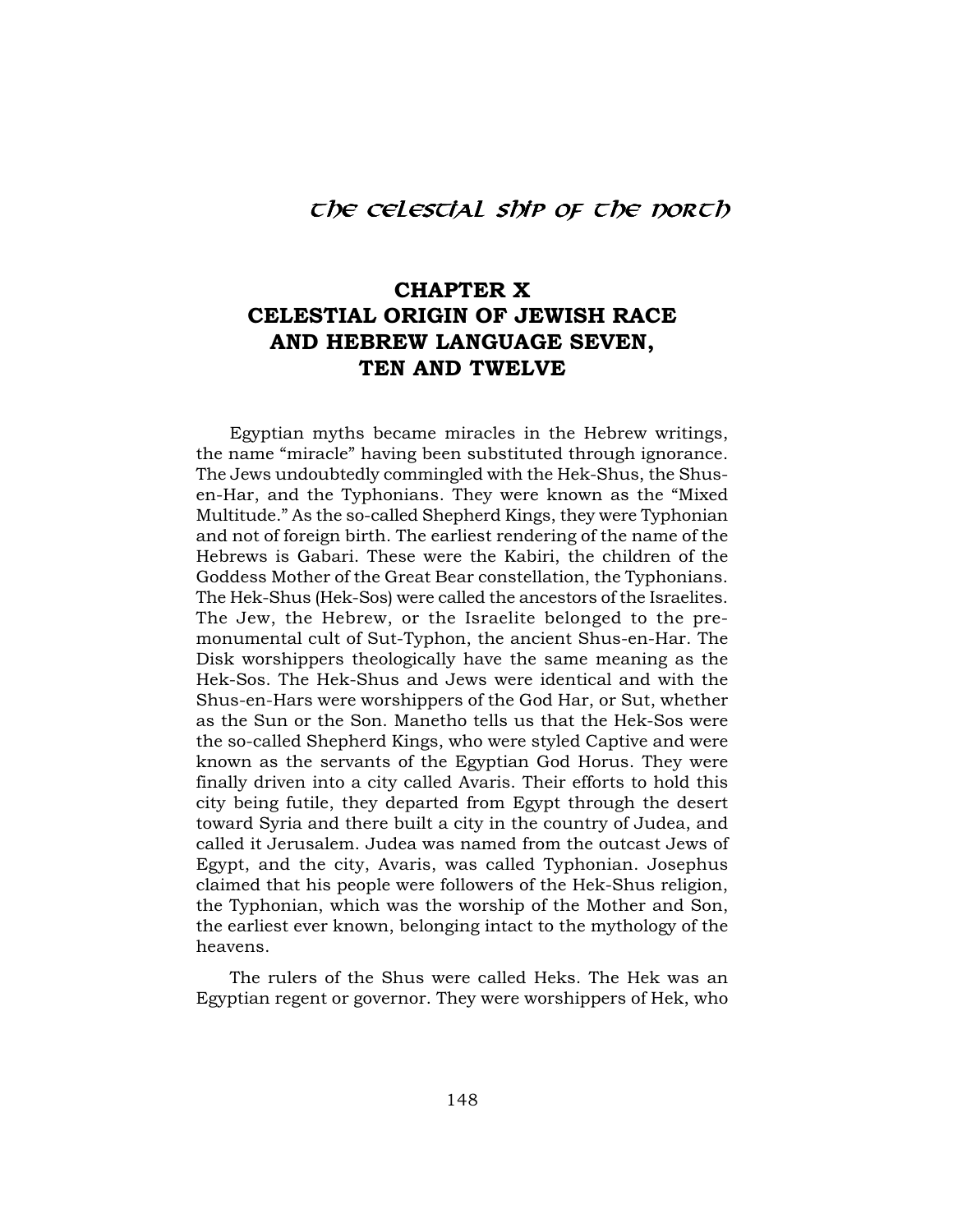# CHAPTER X
# CELESTIAL ORIGIN OF JEWISH RACE AND HEBREW LANGUAGE SEVEN, TEN AND TWELVE

Egyptian myths became miracles in the Hebrew writings, the name "miracle" having been substituted through ignorance. The Jews undoubtedly commingled with the Hek-Shus, the Shus-en-Har, and the Typhonians. They were known as the "Mixed Multitude." As the so-called Shepherd Kings, they were Typhonian and not of foreign birth. The earliest rendering of the name of the Hebrews is Gabari. These were the Kabiri, the children of the Goddess Mother of the Great Bear constellation, the Typhonians. The Hek-Shus (Hek-Sos) were called the ancestors of the Israelites. The Jew, the Hebrew, or the Israelite belonged to the pre-monumental cult of Sut-Typhon, the ancient Shus-en-Har. The Disk worshippers theologically have the same meaning as the Hek-Sos. The Hek-Shus and Jews were identical and with the Shus-en-Hars were worshippers of the God Har, or Sut, whether as the Sun or the Son. Manetho tells us that the Hek-Sos were the so-called Shepherd Kings, who were styled Captive and were known as the servants of the Egyptian God Horus. They were finally driven into a city called Avaris. Their efforts to hold this city being futile, they departed from Egypt through the desert toward Syria and there built a city in the country of Judea, and called it Jerusalem. Judea was named from the outcast Jews of Egypt, and the city, Avaris, was called Typhonian. Josephus claimed that his people were followers of the Hek-Shus religion, the Typhonian, which was the worship of the Mother and Son, the earliest ever known, belonging intact to the mythology of the heavens.

The rulers of the Shus were called Heks. The Hek was an Egyptian regent or governor. They were worshippers of Hek, who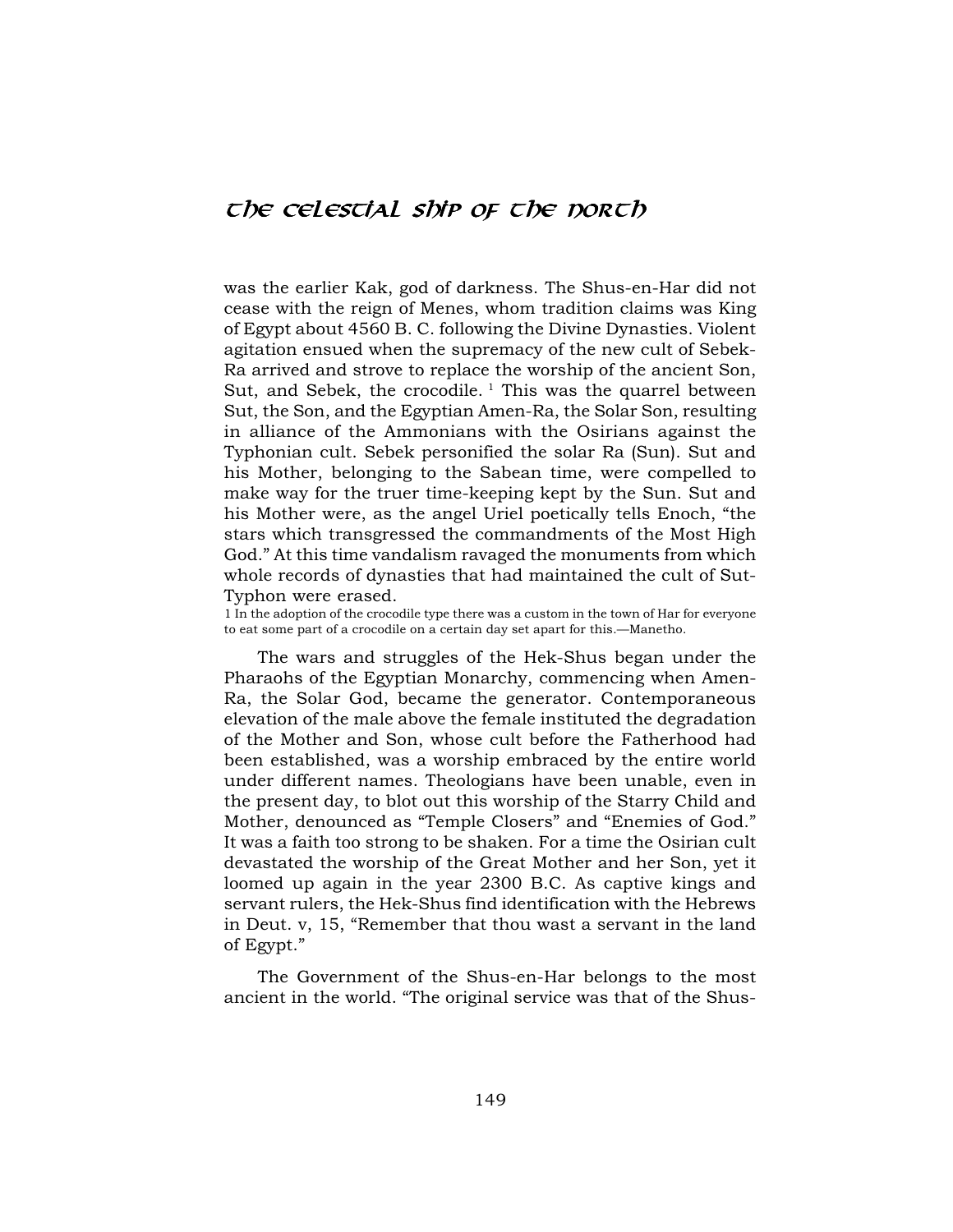was the earlier Kak, god of darkness. The Shus-en-Har did not cease with the reign of Menes, whom tradition claims was King of Egypt about 4560 B. C. following the Divine Dynasties. Violent agitation ensued when the supremacy of the new cult of Sebek-Ra arrived and strove to replace the worship of the ancient Son, Sut, and Sebek, the crocodile. [1] This was the quarrel between Sut, the Son, and the Egyptian Amen-Ra, the Solar Son, resulting in alliance of the Ammonians with the Osirians against the Typhonian cult. Sebek personified the solar Ra (Sun). Sut and his Mother, belonging to the Sabean time, were compelled to make way for the truer time-keeping kept by the Sun. Sut and his Mother were, as the angel Uriel poetically tells Enoch, "the stars which transgressed the commandments of the Most High God." At this time vandalism ravaged the monuments from which whole records of dynasties that had maintained the cult of Sut-Typhon were erased.

1 In the adoption of the crocodile type there was a custom in the town of Har for everyone to eat some part of a crocodile on a certain day set apart for this.—Manetho.

The wars and struggles of the Hek-Shus began under the Pharaohs of the Egyptian Monarchy, commencing when Amen-Ra, the Solar God, became the generator. Contemporaneous elevation of the male above the female instituted the degradation of the Mother and Son, whose cult before the Fatherhood had been established, was a worship embraced by the entire world under different names. Theologians have been unable, even in the present day, to blot out this worship of the Starry Child and Mother, denounced as "Temple Closers" and "Enemies of God." It was a faith too strong to be shaken. For a time the Osirian cult devastated the worship of the Great Mother and her Son, yet it loomed up again in the year 2300 B.C. As captive kings and servant rulers, the Hek-Shus find identification with the Hebrews in Deut. v, 15, "Remember that thou wast a servant in the land of Egypt."

The Government of the Shus-en-Har belongs to the most ancient in the world. "The original service was that of the Shus-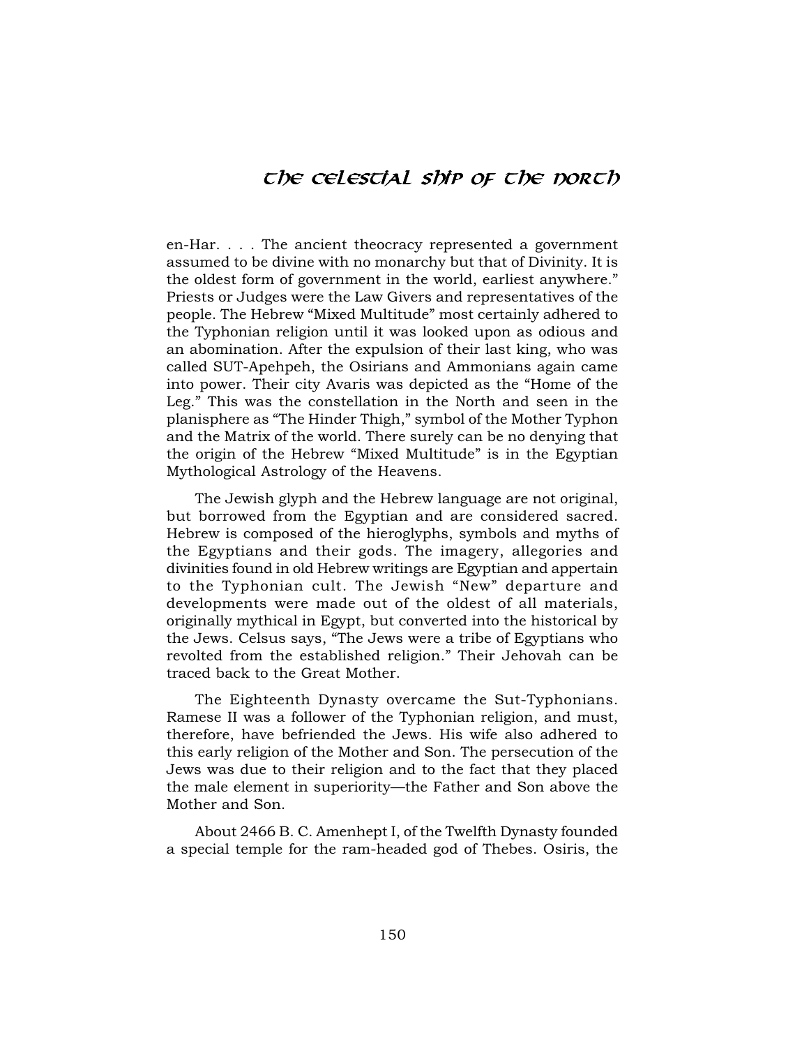en-Har. . . . The ancient theocracy represented a government assumed to be divine with no monarchy but that of Divinity. It is the oldest form of government in the world, earliest anywhere." Priests or Judges were the Law Givers and representatives of the people. The Hebrew "Mixed Multitude" most certainly adhered to the Typhonian religion until it was looked upon as odious and an abomination. After the expulsion of their last king, who was called SUT-Apehpeh, the Osirians and Ammonians again came into power. Their city Avaris was depicted as the "Home of the Leg." This was the constellation in the North and seen in the planisphere as "The Hinder Thigh," symbol of the Mother Typhon and the Matrix of the world. There surely can be no denying that the origin of the Hebrew "Mixed Multitude" is in the Egyptian Mythological Astrology of the Heavens.

The Jewish glyph and the Hebrew language are not original, but borrowed from the Egyptian and are considered sacred. Hebrew is composed of the hieroglyphs, symbols and myths of the Egyptians and their gods. The imagery, allegories and divinities found in old Hebrew writings are Egyptian and appertain to the Typhonian cult. The Jewish "New" departure and developments were made out of the oldest of all materials, originally mythical in Egypt, but converted into the historical by the Jews. Celsus says, "The Jews were a tribe of Egyptians who revolted from the established religion." Their Jehovah can be traced back to the Great Mother.

The Eighteenth Dynasty overcame the Sut-Typhonians. Ramese II was a follower of the Typhonian religion, and must, therefore, have befriended the Jews. His wife also adhered to this early religion of the Mother and Son. The persecution of the Jews was due to their religion and to the fact that they placed the male element in superiority—the Father and Son above the Mother and Son.

About 2466 B. C. Amenhept I, of the Twelfth Dynasty founded a special temple for the ram-headed god of Thebes. Osiris, the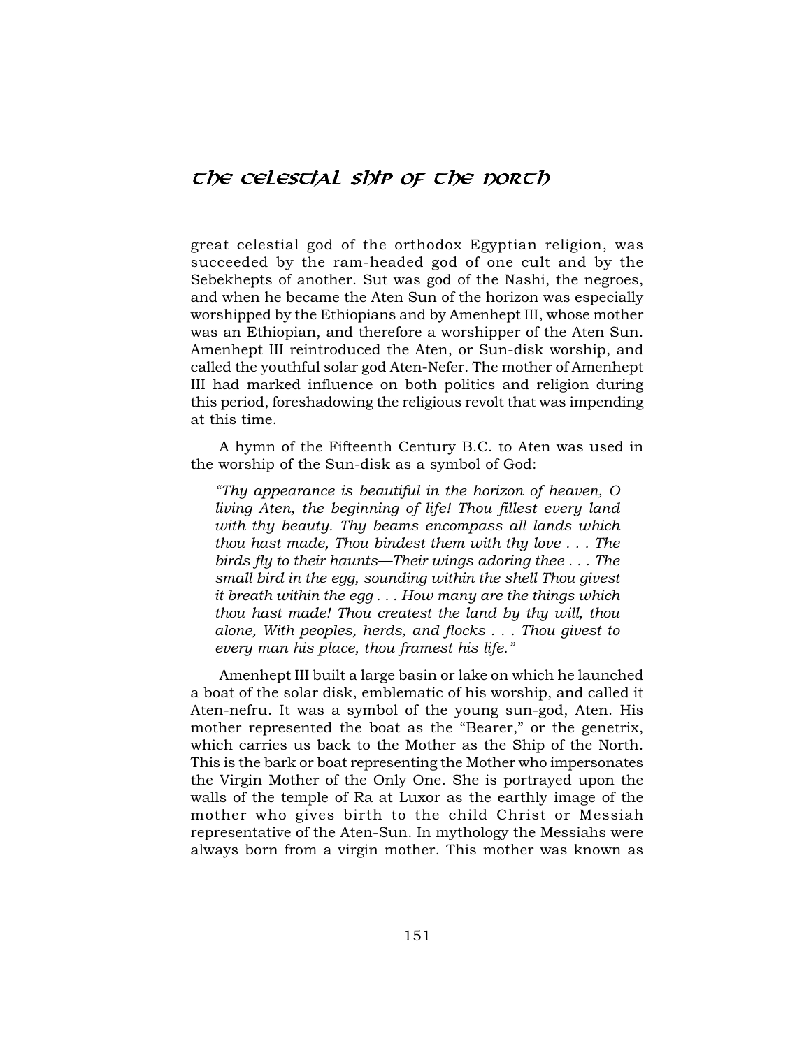great celestial god of the orthodox Egyptian religion, was succeeded by the ram-headed god of one cult and by the Sebekhepts of another. Sut was god of the Nashi, the negroes, and when he became the Aten Sun of the horizon was especially worshipped by the Ethiopians and by Amenhept III, whose mother was an Ethiopian, and therefore a worshipper of the Aten Sun. Amenhept III reintroduced the Aten, or Sun-disk worship, and called the youthful solar god Aten-Nefer. The mother of Amenhept III had marked influence on both politics and religion during this period, foreshadowing the religious revolt that was impending at this time.

A hymn of the Fifteenth Century B.C. to Aten was used in the worship of the Sun-disk as a symbol of God:

> *"Thy appearance is beautiful in the horizon of heaven, O living Aten, the beginning of life! Thou fillest every land with thy beauty. Thy beams encompass all lands which thou hast made, Thou bindest them with thy love . . . The birds fly to their haunts—Their wings adoring thee . . . The small bird in the egg, sounding within the shell Thou givest it breath within the egg . . . How many are the things which thou hast made! Thou createst the land by thy will, thou alone, With peoples, herds, and flocks . . . Thou givest to every man his place, thou framest his life."*

Amenhept III built a large basin or lake on which he launched a boat of the solar disk, emblematic of his worship, and called it Aten-nefru. It was a symbol of the young sun-god, Aten. His mother represented the boat as the "Bearer," or the genetrix, which carries us back to the Mother as the Ship of the North. This is the bark or boat representing the Mother who impersonates the Virgin Mother of the Only One. She is portrayed upon the walls of the temple of Ra at Luxor as the earthly image of the mother who gives birth to the child Christ or Messiah representative of the Aten-Sun. In mythology the Messiahs were always born from a virgin mother. This mother was known as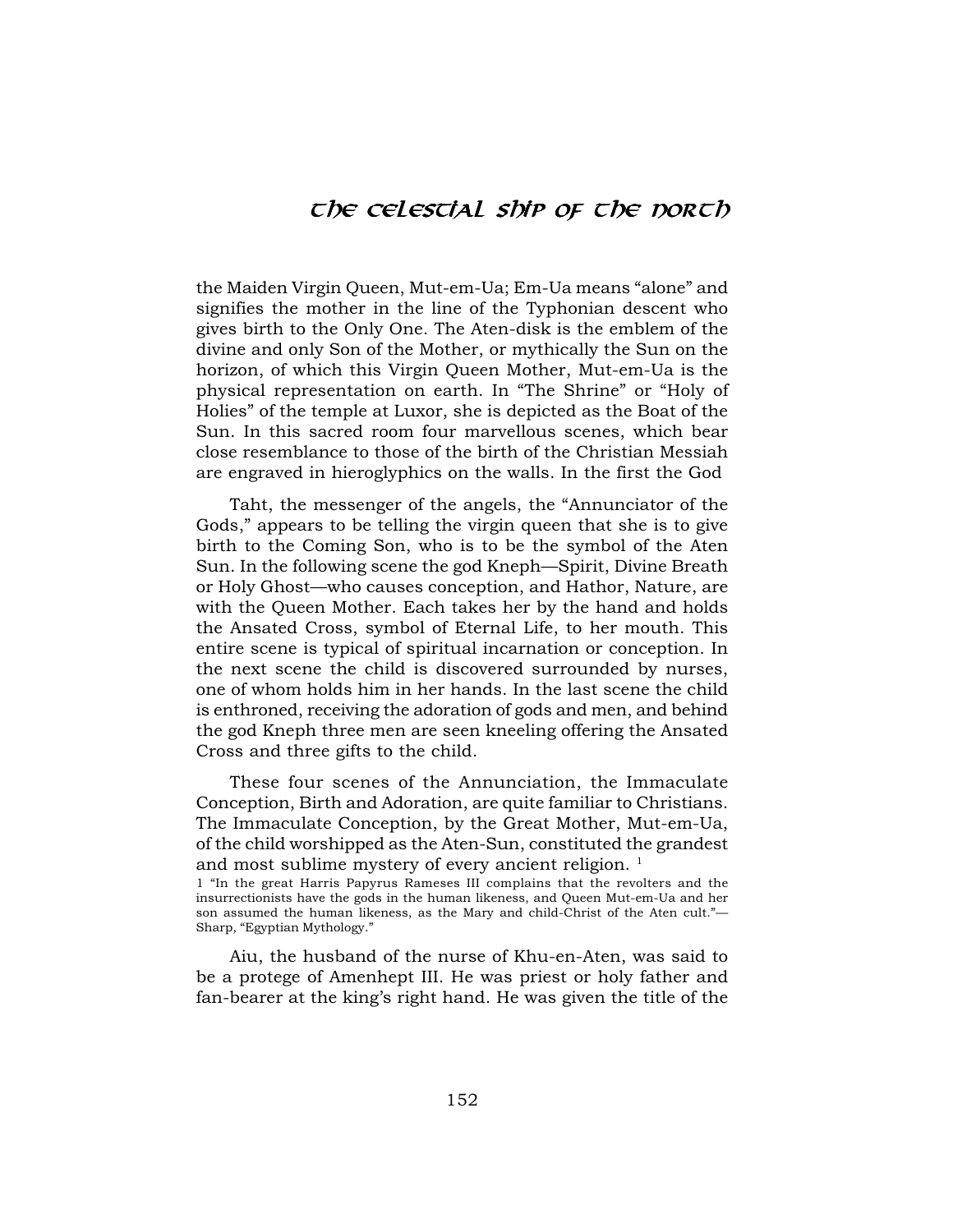the Maiden Virgin Queen, Mut-em-Ua; Em-Ua means "alone" and signifies the mother in the line of the Typhonian descent who gives birth to the Only One. The Aten-disk is the emblem of the divine and only Son of the Mother, or mythically the Sun on the horizon, of which this Virgin Queen Mother, Mut-em-Ua is the physical representation on earth. In "The Shrine" or "Holy of Holies" of the temple at Luxor, she is depicted as the Boat of the Sun. In this sacred room four marvellous scenes, which bear close resemblance to those of the birth of the Christian Messiah are engraved in hieroglyphics on the walls. In the first the God

Taht, the messenger of the angels, the "Annunciator of the Gods," appears to be telling the virgin queen that she is to give birth to the Coming Son, who is to be the symbol of the Aten Sun. In the following scene the god Kneph—Spirit, Divine Breath or Holy Ghost—who causes conception, and Hathor, Nature, are with the Queen Mother. Each takes her by the hand and holds the Ansated Cross, symbol of Eternal Life, to her mouth. This entire scene is typical of spiritual incarnation or conception. In the next scene the child is discovered surrounded by nurses, one of whom holds him in her hands. In the last scene the child is enthroned, receiving the adoration of gods and men, and behind the god Kneph three men are seen kneeling offering the Ansated Cross and three gifts to the child.

These four scenes of the Annunciation, the Immaculate Conception, Birth and Adoration, are quite familiar to Christians. The Immaculate Conception, by the Great Mother, Mut-em-Ua, of the child worshipped as the Aten-Sun, constituted the grandest and most sublime mystery of every ancient religion. [1]

[1] "In the great Harris Papyrus Rameses III complains that the revolters and the insurrectionists have the gods in the human likeness, and Queen Mut-em-Ua and her son assumed the human likeness, as the Mary and child-Christ of the Aten cult."—Sharp, "Egyptian Mythology."

Aiu, the husband of the nurse of Khu-en-Aten, was said to be a protege of Amenhept III. He was priest or holy father and fan-bearer at the king's right hand. He was given the title of the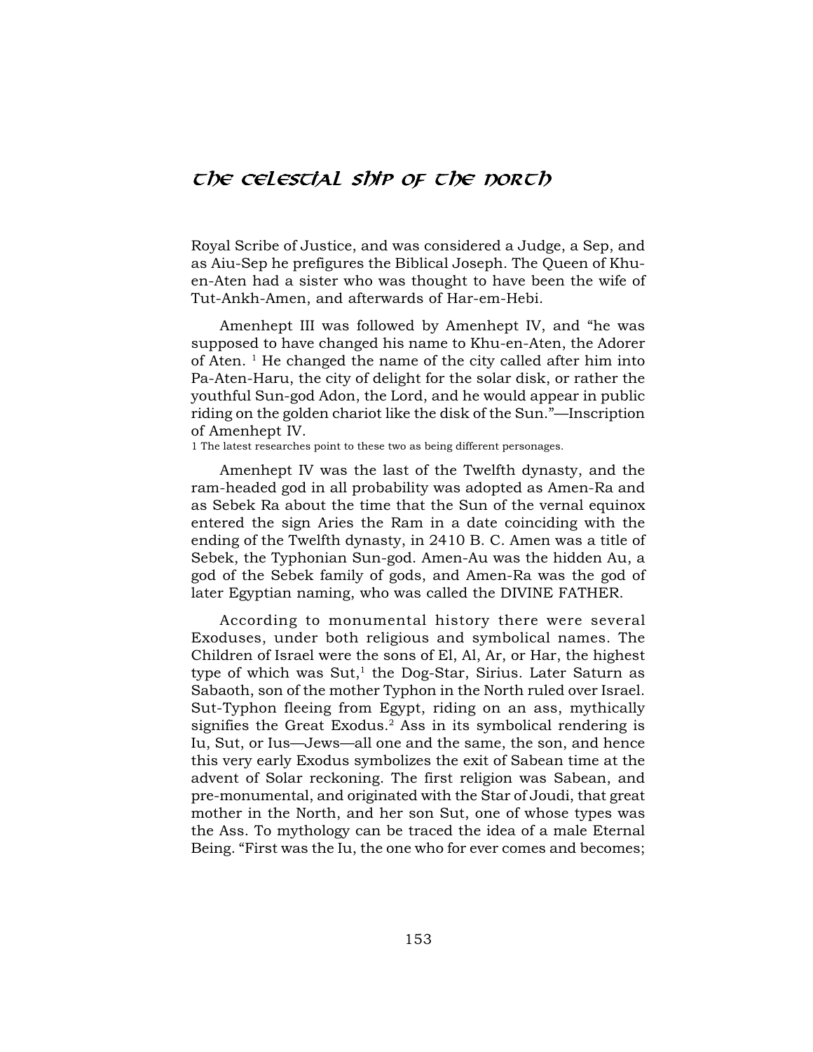Royal Scribe of Justice, and was considered a Judge, a Sep, and as Aiu-Sep he prefigures the Biblical Joseph. The Queen of Khu-en-Aten had a sister who was thought to have been the wife of Tut-Ankh-Amen, and afterwards of Har-em-Hebi.

Amenhept III was followed by Amenhept IV, and "he was supposed to have changed his name to Khu-en-Aten, the Adorer of Aten. [1] He changed the name of the city called after him into Pa-Aten-Haru, the city of delight for the solar disk, or rather the youthful Sun-god Adon, the Lord, and he would appear in public riding on the golden chariot like the disk of the Sun."—Inscription of Amenhept IV.

1 The latest researches point to these two as being different personages.

Amenhept IV was the last of the Twelfth dynasty, and the ram-headed god in all probability was adopted as Amen-Ra and as Sebek Ra about the time that the Sun of the vernal equinox entered the sign Aries the Ram in a date coinciding with the ending of the Twelfth dynasty, in 2410 B. C. Amen was a title of Sebek, the Typhonian Sun-god. Amen-Au was the hidden Au, a god of the Sebek family of gods, and Amen-Ra was the god of later Egyptian naming, who was called the DIVINE FATHER.

According to monumental history there were several Exoduses, under both religious and symbolical names. The Children of Israel were the sons of El, Al, Ar, or Har, the highest type of which was Sut,[1] the Dog-Star, Sirius. Later Saturn as Sabaoth, son of the mother Typhon in the North ruled over Israel. Sut-Typhon fleeing from Egypt, riding on an ass, mythically signifies the Great Exodus.[2] Ass in its symbolical rendering is Iu, Sut, or Ius—Jews—all one and the same, the son, and hence this very early Exodus symbolizes the exit of Sabean time at the advent of Solar reckoning. The first religion was Sabean, and pre-monumental, and originated with the Star of Joudi, that great mother in the North, and her son Sut, one of whose types was the Ass. To mythology can be traced the idea of a male Eternal Being. "First was the Iu, the one who for ever comes and becomes;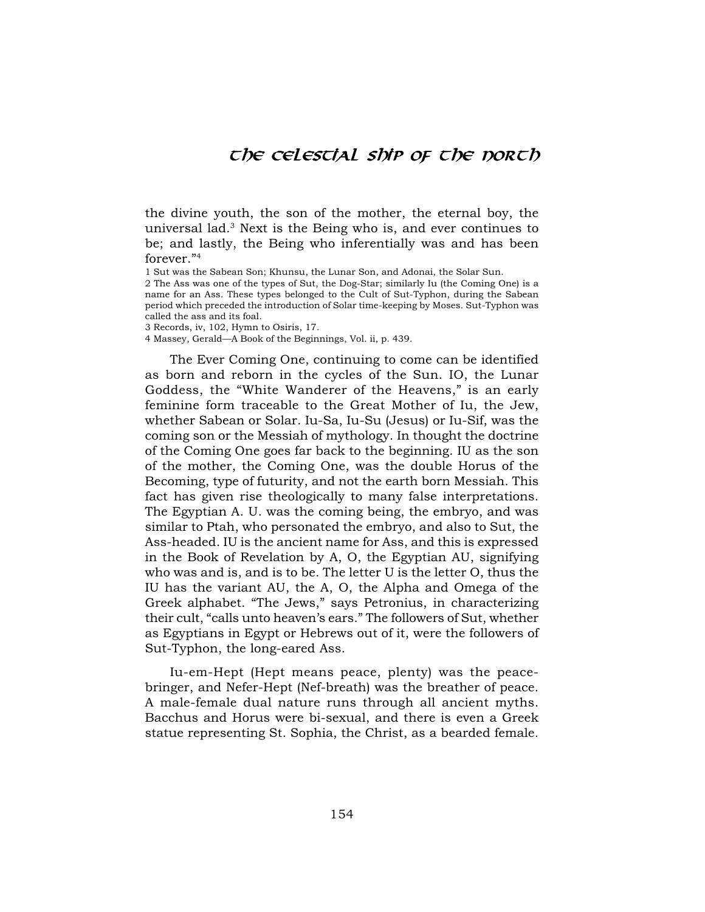the divine youth, the son of the mother, the eternal boy, the universal lad.[3] Next is the Being who is, and ever continues to be; and lastly, the Being who inferentially was and has been forever."[4]

1 Sut was the Sabean Son; Khunsu, the Lunar Son, and Adonai, the Solar Sun.

2 The Ass was one of the types of Sut, the Dog-Star; similarly Iu (the Coming One) is a name for an Ass. These types belonged to the Cult of Sut-Typhon, during the Sabean period which preceded the introduction of Solar time-keeping by Moses. Sut-Typhon was called the ass and its foal.

3 Records, iv, 102, Hymn to Osiris, 17.

4 Massey, Gerald—A Book of the Beginnings, Vol. ii, p. 439.

The Ever Coming One, continuing to come can be identified as born and reborn in the cycles of the Sun. IO, the Lunar Goddess, the "White Wanderer of the Heavens," is an early feminine form traceable to the Great Mother of Iu, the Jew, whether Sabean or Solar. Iu-Sa, Iu-Su (Jesus) or Iu-Sif, was the coming son or the Messiah of mythology. In thought the doctrine of the Coming One goes far back to the beginning. IU as the son of the mother, the Coming One, was the double Horus of the Becoming, type of futurity, and not the earth born Messiah. This fact has given rise theologically to many false interpretations. The Egyptian A. U. was the coming being, the embryo, and was similar to Ptah, who personated the embryo, and also to Sut, the Ass-headed. IU is the ancient name for Ass, and this is expressed in the Book of Revelation by A, O, the Egyptian AU, signifying who was and is, and is to be. The letter U is the letter O, thus the IU has the variant AU, the A, O, the Alpha and Omega of the Greek alphabet. "The Jews," says Petronius, in characterizing their cult, "calls unto heaven's ears." The followers of Sut, whether as Egyptians in Egypt or Hebrews out of it, were the followers of Sut-Typhon, the long-eared Ass.

Iu-em-Hept (Hept means peace, plenty) was the peace-bringer, and Nefer-Hept (Nef-breath) was the breather of peace. A male-female dual nature runs through all ancient myths. Bacchus and Horus were bi-sexual, and there is even a Greek statue representing St. Sophia, the Christ, as a bearded female.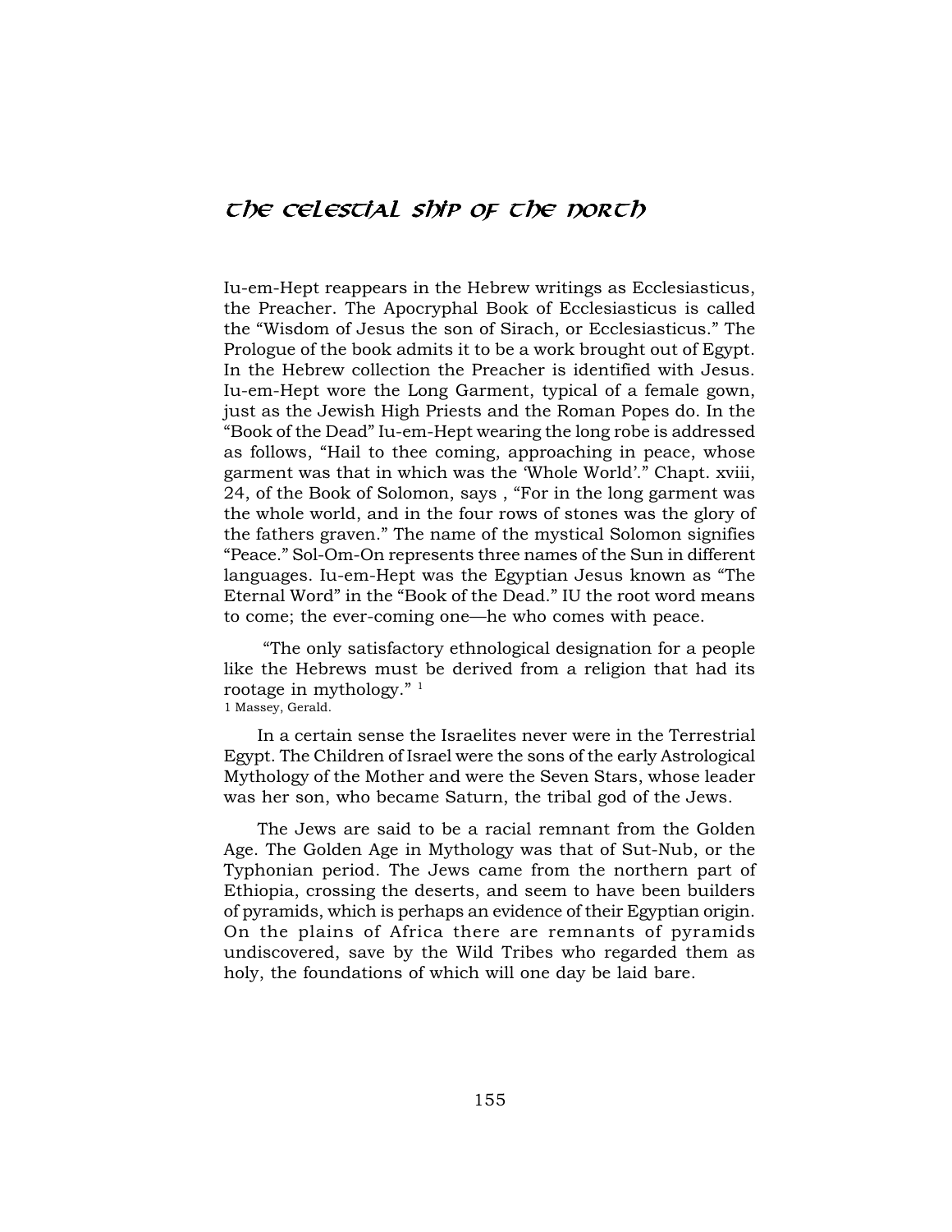# The Celestial Ship of the North

Iu-em-Hept reappears in the Hebrew writings as Ecclesiasticus, the Preacher. The Apocryphal Book of Ecclesiasticus is called the "Wisdom of Jesus the son of Sirach, or Ecclesiasticus." The Prologue of the book admits it to be a work brought out of Egypt. In the Hebrew collection the Preacher is identified with Jesus. Iu-em-Hept wore the Long Garment, typical of a female gown, just as the Jewish High Priests and the Roman Popes do. In the "Book of the Dead" Iu-em-Hept wearing the long robe is addressed as follows, "Hail to thee coming, approaching in peace, whose garment was that in which was the 'Whole World'." Chapt. xviii, 24, of the Book of Solomon, says , "For in the long garment was the whole world, and in the four rows of stones was the glory of the fathers graven." The name of the mystical Solomon signifies "Peace." Sol-Om-On represents three names of the Sun in different languages. Iu-em-Hept was the Egyptian Jesus known as "The Eternal Word" in the "Book of the Dead." IU the root word means to come; the ever-coming one—he who comes with peace.

"The only satisfactory ethnological designation for a people like the Hebrews must be derived from a religion that had its rootage in mythology." [1]

1 Massey, Gerald.

In a certain sense the Israelites never were in the Terrestrial Egypt. The Children of Israel were the sons of the early Astrological Mythology of the Mother and were the Seven Stars, whose leader was her son, who became Saturn, the tribal god of the Jews.

The Jews are said to be a racial remnant from the Golden Age. The Golden Age in Mythology was that of Sut-Nub, or the Typhonian period. The Jews came from the northern part of Ethiopia, crossing the deserts, and seem to have been builders of pyramids, which is perhaps an evidence of their Egyptian origin. On the plains of Africa there are remnants of pyramids undiscovered, save by the Wild Tribes who regarded them as holy, the foundations of which will one day be laid bare.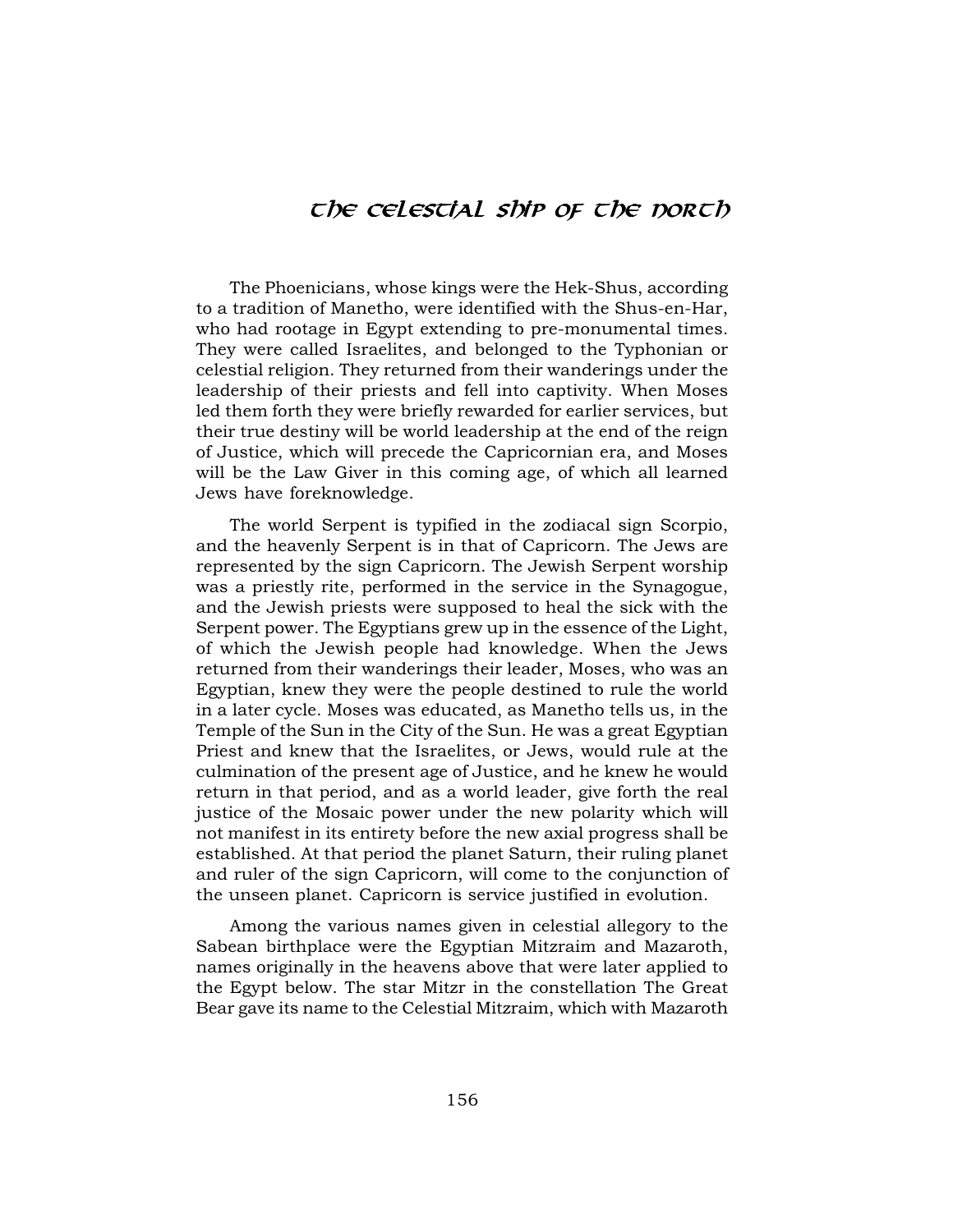The Phoenicians, whose kings were the Hek-Shus, according to a tradition of Manetho, were identified with the Shus-en-Har, who had rootage in Egypt extending to pre-monumental times. They were called Israelites, and belonged to the Typhonian or celestial religion. They returned from their wanderings under the leadership of their priests and fell into captivity. When Moses led them forth they were briefly rewarded for earlier services, but their true destiny will be world leadership at the end of the reign of Justice, which will precede the Capricornian era, and Moses will be the Law Giver in this coming age, of which all learned Jews have foreknowledge.

The world Serpent is typified in the zodiacal sign Scorpio, and the heavenly Serpent is in that of Capricorn. The Jews are represented by the sign Capricorn. The Jewish Serpent worship was a priestly rite, performed in the service in the Synagogue, and the Jewish priests were supposed to heal the sick with the Serpent power. The Egyptians grew up in the essence of the Light, of which the Jewish people had knowledge. When the Jews returned from their wanderings their leader, Moses, who was an Egyptian, knew they were the people destined to rule the world in a later cycle. Moses was educated, as Manetho tells us, in the Temple of the Sun in the City of the Sun. He was a great Egyptian Priest and knew that the Israelites, or Jews, would rule at the culmination of the present age of Justice, and he knew he would return in that period, and as a world leader, give forth the real justice of the Mosaic power under the new polarity which will not manifest in its entirety before the new axial progress shall be established. At that period the planet Saturn, their ruling planet and ruler of the sign Capricorn, will come to the conjunction of the unseen planet. Capricorn is service justified in evolution.

Among the various names given in celestial allegory to the Sabean birthplace were the Egyptian Mitzraim and Mazaroth, names originally in the heavens above that were later applied to the Egypt below. The star Mitzr in the constellation The Great Bear gave its name to the Celestial Mitzraim, which with Mazaroth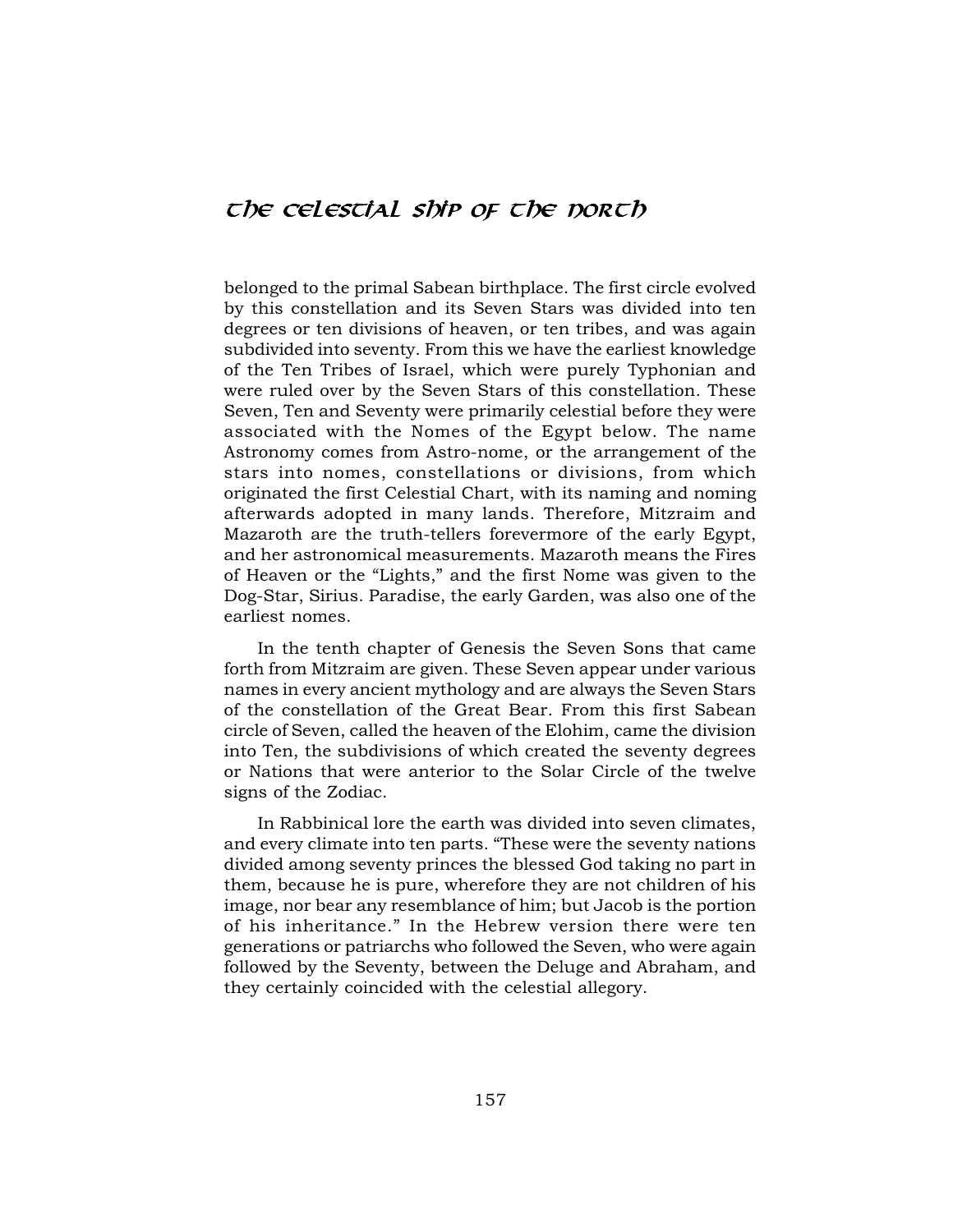belonged to the primal Sabean birthplace. The first circle evolved by this constellation and its Seven Stars was divided into ten degrees or ten divisions of heaven, or ten tribes, and was again subdivided into seventy. From this we have the earliest knowledge of the Ten Tribes of Israel, which were purely Typhonian and were ruled over by the Seven Stars of this constellation. These Seven, Ten and Seventy were primarily celestial before they were associated with the Nomes of the Egypt below. The name Astronomy comes from Astro-nome, or the arrangement of the stars into nomes, constellations or divisions, from which originated the first Celestial Chart, with its naming and noming afterwards adopted in many lands. Therefore, Mitzraim and Mazaroth are the truth-tellers forevermore of the early Egypt, and her astronomical measurements. Mazaroth means the Fires of Heaven or the "Lights," and the first Nome was given to the Dog-Star, Sirius. Paradise, the early Garden, was also one of the earliest nomes.

In the tenth chapter of Genesis the Seven Sons that came forth from Mitzraim are given. These Seven appear under various names in every ancient mythology and are always the Seven Stars of the constellation of the Great Bear. From this first Sabean circle of Seven, called the heaven of the Elohim, came the division into Ten, the subdivisions of which created the seventy degrees or Nations that were anterior to the Solar Circle of the twelve signs of the Zodiac.

In Rabbinical lore the earth was divided into seven climates, and every climate into ten parts. "These were the seventy nations divided among seventy princes the blessed God taking no part in them, because he is pure, wherefore they are not children of his image, nor bear any resemblance of him; but Jacob is the portion of his inheritance." In the Hebrew version there were ten generations or patriarchs who followed the Seven, who were again followed by the Seventy, between the Deluge and Abraham, and they certainly coincided with the celestial allegory.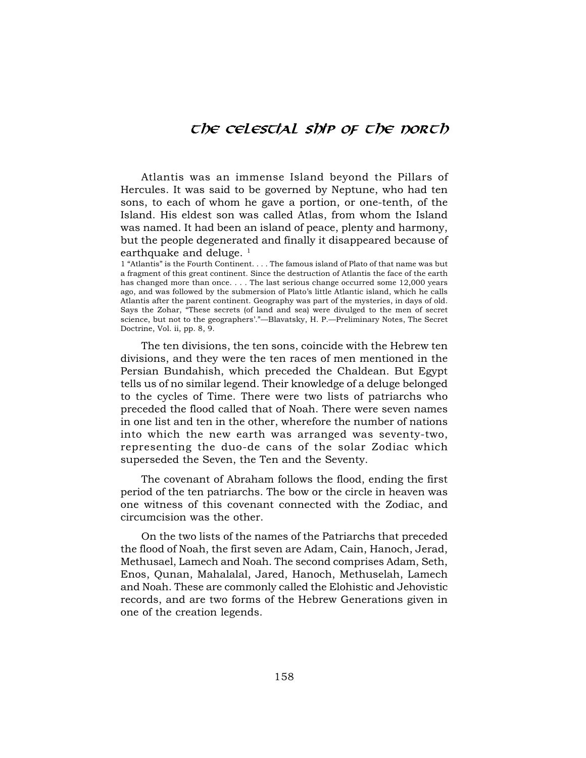# The Celestial Ship of the North

Atlantis was an immense Island beyond the Pillars of Hercules. It was said to be governed by Neptune, who had ten sons, to each of whom he gave a portion, or one-tenth, of the Island. His eldest son was called Atlas, from whom the Island was named. It had been an island of peace, plenty and harmony, but the people degenerated and finally it disappeared because of earthquake and deluge. [1]

1 "Atlantis" is the Fourth Continent. . . . The famous island of Plato of that name was but a fragment of this great continent. Since the destruction of Atlantis the face of the earth has changed more than once. . . . The last serious change occurred some 12,000 years ago, and was followed by the submersion of Plato's little Atlantic island, which he calls Atlantis after the parent continent. Geography was part of the mysteries, in days of old. Says the Zohar, "These secrets (of land and sea) were divulged to the men of secret science, but not to the geographers'."—Blavatsky, H. P.—Preliminary Notes, The Secret Doctrine, Vol. ii, pp. 8, 9.

The ten divisions, the ten sons, coincide with the Hebrew ten divisions, and they were the ten races of men mentioned in the Persian Bundahish, which preceded the Chaldean. But Egypt tells us of no similar legend. Their knowledge of a deluge belonged to the cycles of Time. There were two lists of patriarchs who preceded the flood called that of Noah. There were seven names in one list and ten in the other, wherefore the number of nations into which the new earth was arranged was seventy-two, representing the duo-de cans of the solar Zodiac which superseded the Seven, the Ten and the Seventy.

The covenant of Abraham follows the flood, ending the first period of the ten patriarchs. The bow or the circle in heaven was one witness of this covenant connected with the Zodiac, and circumcision was the other.

On the two lists of the names of the Patriarchs that preceded the flood of Noah, the first seven are Adam, Cain, Hanoch, Jerad, Methusael, Lamech and Noah. The second comprises Adam, Seth, Enos, Qunan, Mahalalal, Jared, Hanoch, Methuselah, Lamech and Noah. These are commonly called the Elohistic and Jehovistic records, and are two forms of the Hebrew Generations given in one of the creation legends.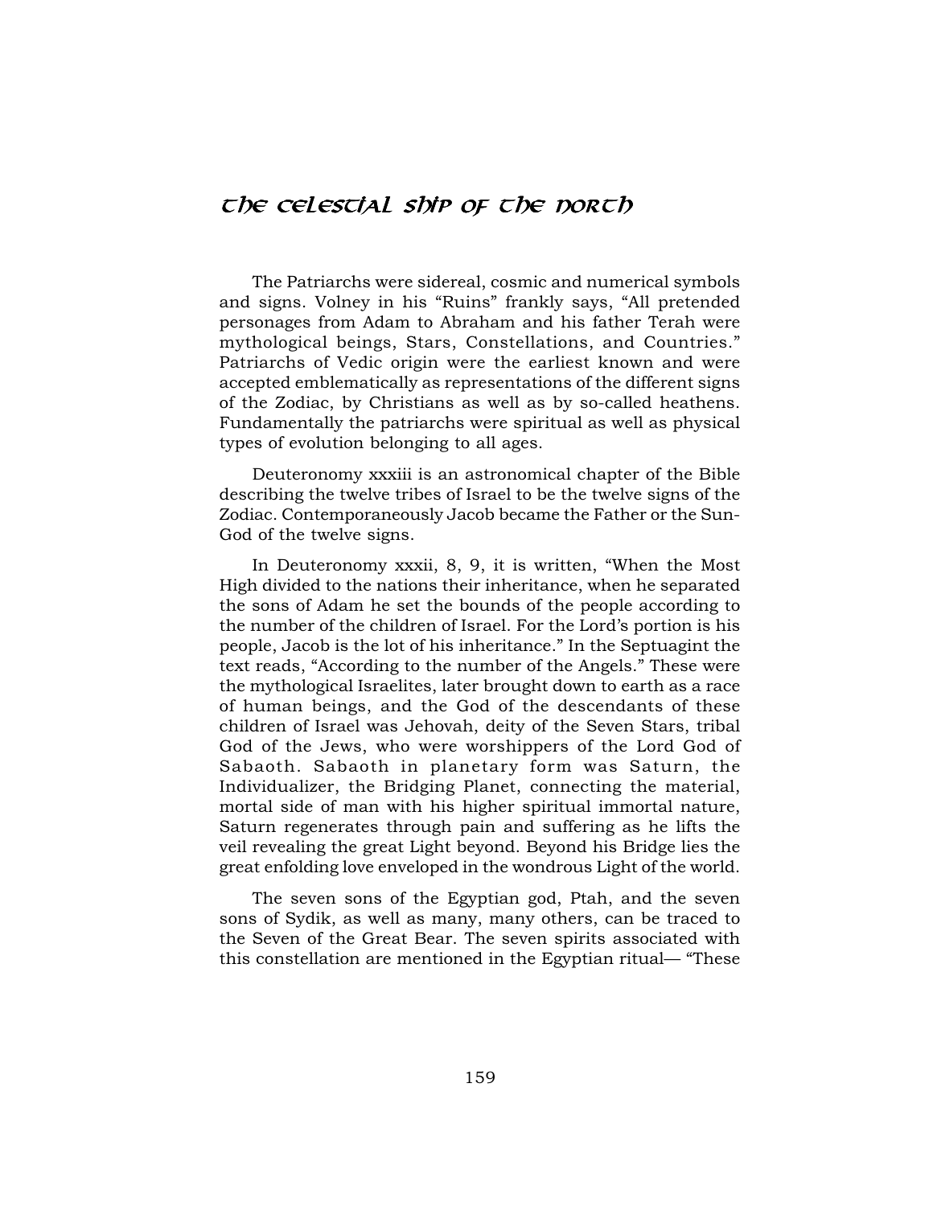# The Celestial Ship of the North

The Patriarchs were sidereal, cosmic and numerical symbols and signs. Volney in his "Ruins" frankly says, "All pretended personages from Adam to Abraham and his father Terah were mythological beings, Stars, Constellations, and Countries." Patriarchs of Vedic origin were the earliest known and were accepted emblematically as representations of the different signs of the Zodiac, by Christians as well as by so-called heathens. Fundamentally the patriarchs were spiritual as well as physical types of evolution belonging to all ages.

Deuteronomy xxxiii is an astronomical chapter of the Bible describing the twelve tribes of Israel to be the twelve signs of the Zodiac. Contemporaneously Jacob became the Father or the Sun-God of the twelve signs.

In Deuteronomy xxxii, 8, 9, it is written, "When the Most High divided to the nations their inheritance, when he separated the sons of Adam he set the bounds of the people according to the number of the children of Israel. For the Lord's portion is his people, Jacob is the lot of his inheritance." In the Septuagint the text reads, "According to the number of the Angels." These were the mythological Israelites, later brought down to earth as a race of human beings, and the God of the descendants of these children of Israel was Jehovah, deity of the Seven Stars, tribal God of the Jews, who were worshippers of the Lord God of Sabaoth. Sabaoth in planetary form was Saturn, the Individualizer, the Bridging Planet, connecting the material, mortal side of man with his higher spiritual immortal nature, Saturn regenerates through pain and suffering as he lifts the veil revealing the great Light beyond. Beyond his Bridge lies the great enfolding love enveloped in the wondrous Light of the world.

The seven sons of the Egyptian god, Ptah, and the seven sons of Sydik, as well as many, many others, can be traced to the Seven of the Great Bear. The seven spirits associated with this constellation are mentioned in the Egyptian ritual— "These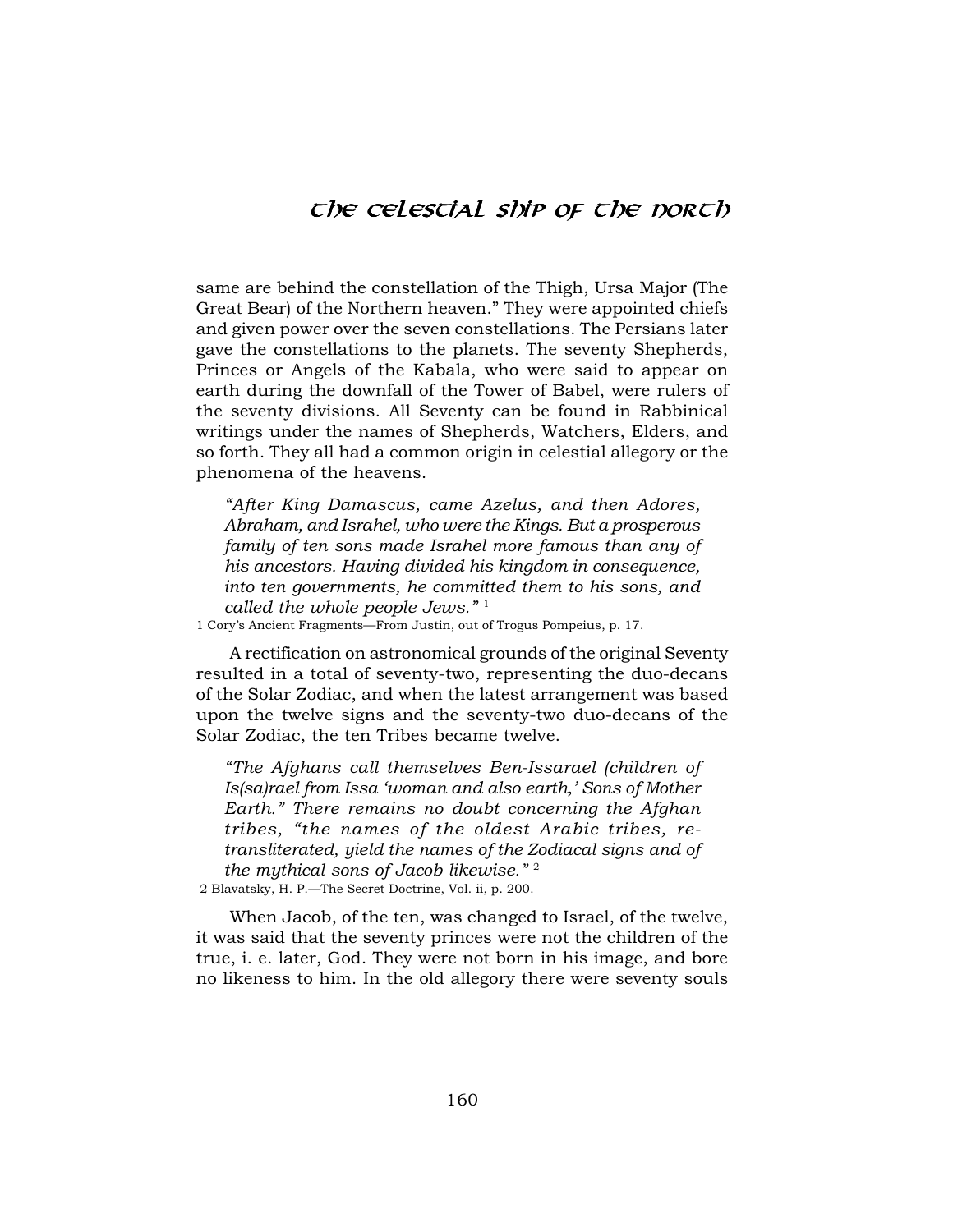same are behind the constellation of the Thigh, Ursa Major (The Great Bear) of the Northern heaven." They were appointed chiefs and given power over the seven constellations. The Persians later gave the constellations to the planets. The seventy Shepherds, Princes or Angels of the Kabala, who were said to appear on earth during the downfall of the Tower of Babel, were rulers of the seventy divisions. All Seventy can be found in Rabbinical writings under the names of Shepherds, Watchers, Elders, and so forth. They all had a common origin in celestial allegory or the phenomena of the heavens.

> *"After King Damascus, came Azelus, and then Adores, Abraham, and Israhel, who were the Kings. But a prosperous family of ten sons made Israhel more famous than any of his ancestors. Having divided his kingdom in consequence, into ten governments, he committed them to his sons, and called the whole people Jews."* [1]

1 Cory's Ancient Fragments—From Justin, out of Trogus Pompeius, p. 17.

A rectification on astronomical grounds of the original Seventy resulted in a total of seventy-two, representing the duo-decans of the Solar Zodiac, and when the latest arrangement was based upon the twelve signs and the seventy-two duo-decans of the Solar Zodiac, the ten Tribes became twelve.

> *"The Afghans call themselves Ben-Issarael (children of Is(sa)rael from Issa 'woman and also earth,' Sons of Mother Earth." There remains no doubt concerning the Afghan tribes, "the names of the oldest Arabic tribes, re-transliterated, yield the names of the Zodiacal signs and of the mythical sons of Jacob likewise."* [2]

2 Blavatsky, H. P.—The Secret Doctrine, Vol. ii, p. 200.

When Jacob, of the ten, was changed to Israel, of the twelve, it was said that the seventy princes were not the children of the true, i. e. later, God. They were not born in his image, and bore no likeness to him. In the old allegory there were seventy souls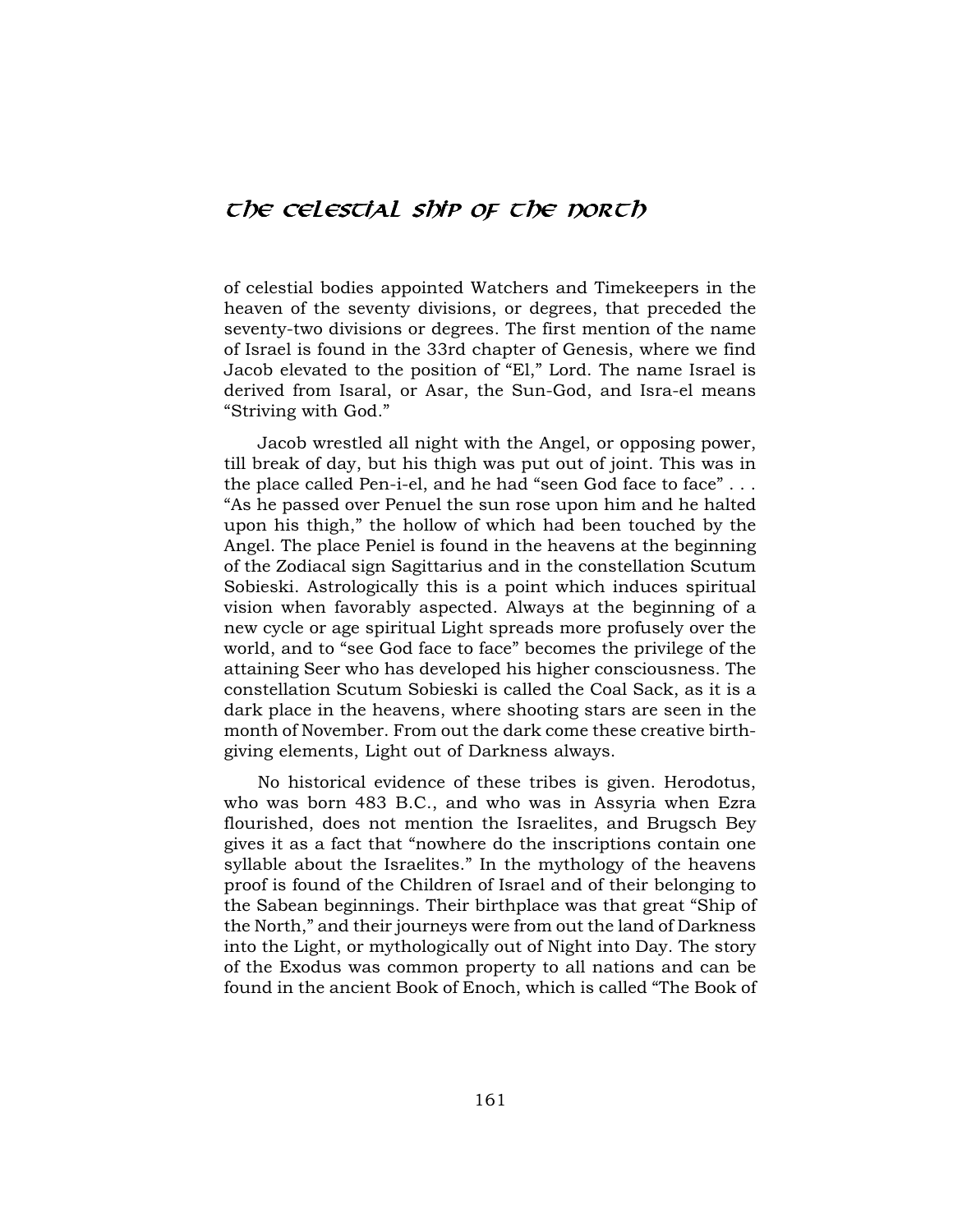of celestial bodies appointed Watchers and Timekeepers in the heaven of the seventy divisions, or degrees, that preceded the seventy-two divisions or degrees. The first mention of the name of Israel is found in the 33rd chapter of Genesis, where we find Jacob elevated to the position of "El," Lord. The name Israel is derived from Isaral, or Asar, the Sun-God, and Isra-el means "Striving with God."

Jacob wrestled all night with the Angel, or opposing power, till break of day, but his thigh was put out of joint. This was in the place called Pen-i-el, and he had "seen God face to face" . . . "As he passed over Penuel the sun rose upon him and he halted upon his thigh," the hollow of which had been touched by the Angel. The place Peniel is found in the heavens at the beginning of the Zodiacal sign Sagittarius and in the constellation Scutum Sobieski. Astrologically this is a point which induces spiritual vision when favorably aspected. Always at the beginning of a new cycle or age spiritual Light spreads more profusely over the world, and to "see God face to face" becomes the privilege of the attaining Seer who has developed his higher consciousness. The constellation Scutum Sobieski is called the Coal Sack, as it is a dark place in the heavens, where shooting stars are seen in the month of November. From out the dark come these creative birth-giving elements, Light out of Darkness always.

No historical evidence of these tribes is given. Herodotus, who was born 483 B.C., and who was in Assyria when Ezra flourished, does not mention the Israelites, and Brugsch Bey gives it as a fact that "nowhere do the inscriptions contain one syllable about the Israelites." In the mythology of the heavens proof is found of the Children of Israel and of their belonging to the Sabean beginnings. Their birthplace was that great "Ship of the North," and their journeys were from out the land of Darkness into the Light, or mythologically out of Night into Day. The story of the Exodus was common property to all nations and can be found in the ancient Book of Enoch, which is called "The Book of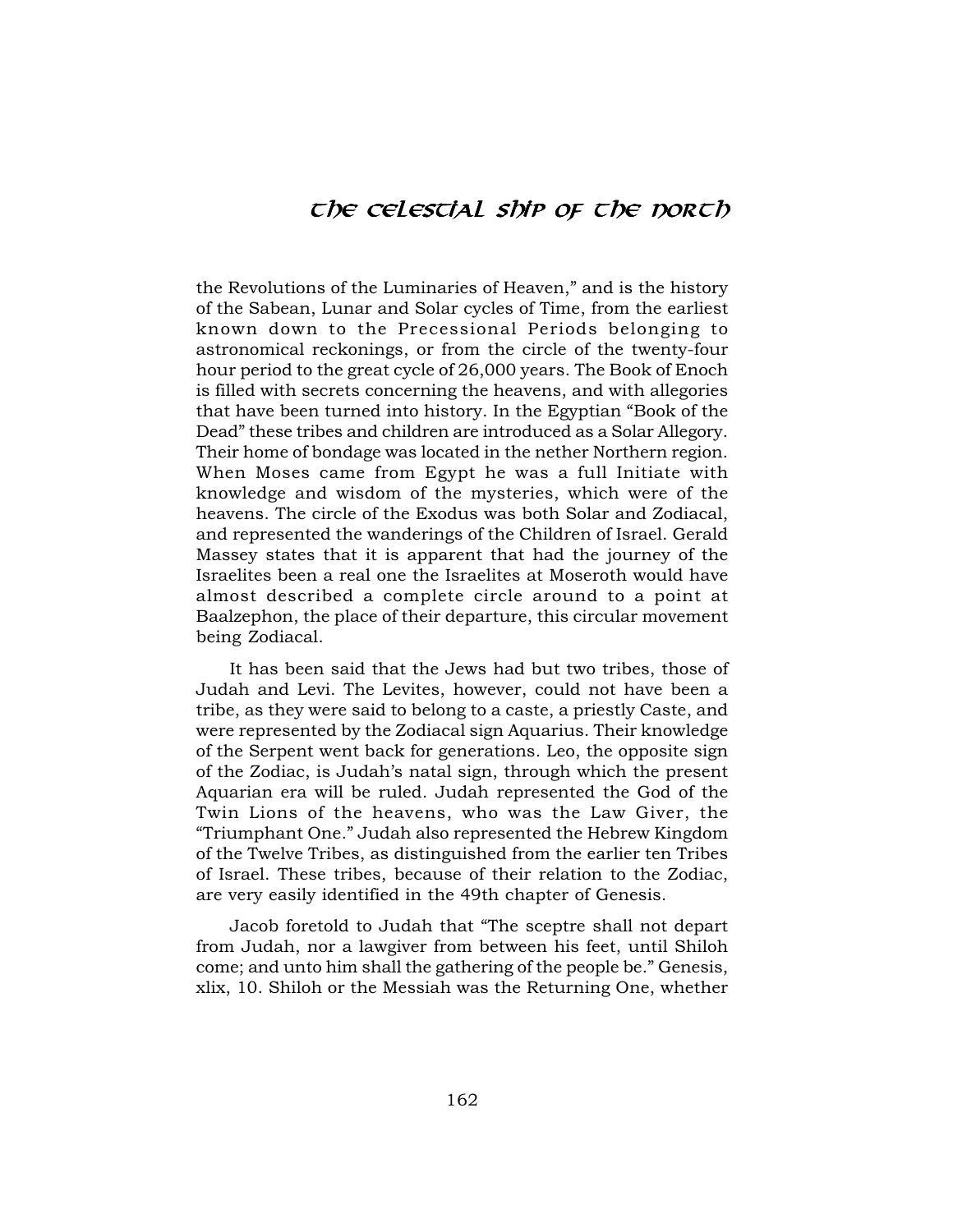the Revolutions of the Luminaries of Heaven," and is the history of the Sabean, Lunar and Solar cycles of Time, from the earliest known down to the Precessional Periods belonging to astronomical reckonings, or from the circle of the twenty-four hour period to the great cycle of 26,000 years. The Book of Enoch is filled with secrets concerning the heavens, and with allegories that have been turned into history. In the Egyptian "Book of the Dead" these tribes and children are introduced as a Solar Allegory. Their home of bondage was located in the nether Northern region. When Moses came from Egypt he was a full Initiate with knowledge and wisdom of the mysteries, which were of the heavens. The circle of the Exodus was both Solar and Zodiacal, and represented the wanderings of the Children of Israel. Gerald Massey states that it is apparent that had the journey of the Israelites been a real one the Israelites at Moseroth would have almost described a complete circle around to a point at Baalzephon, the place of their departure, this circular movement being Zodiacal.

It has been said that the Jews had but two tribes, those of Judah and Levi. The Levites, however, could not have been a tribe, as they were said to belong to a caste, a priestly Caste, and were represented by the Zodiacal sign Aquarius. Their knowledge of the Serpent went back for generations. Leo, the opposite sign of the Zodiac, is Judah's natal sign, through which the present Aquarian era will be ruled. Judah represented the God of the Twin Lions of the heavens, who was the Law Giver, the "Triumphant One." Judah also represented the Hebrew Kingdom of the Twelve Tribes, as distinguished from the earlier ten Tribes of Israel. These tribes, because of their relation to the Zodiac, are very easily identified in the 49th chapter of Genesis.

Jacob foretold to Judah that "The sceptre shall not depart from Judah, nor a lawgiver from between his feet, until Shiloh come; and unto him shall the gathering of the people be." Genesis, xlix, 10. Shiloh or the Messiah was the Returning One, whether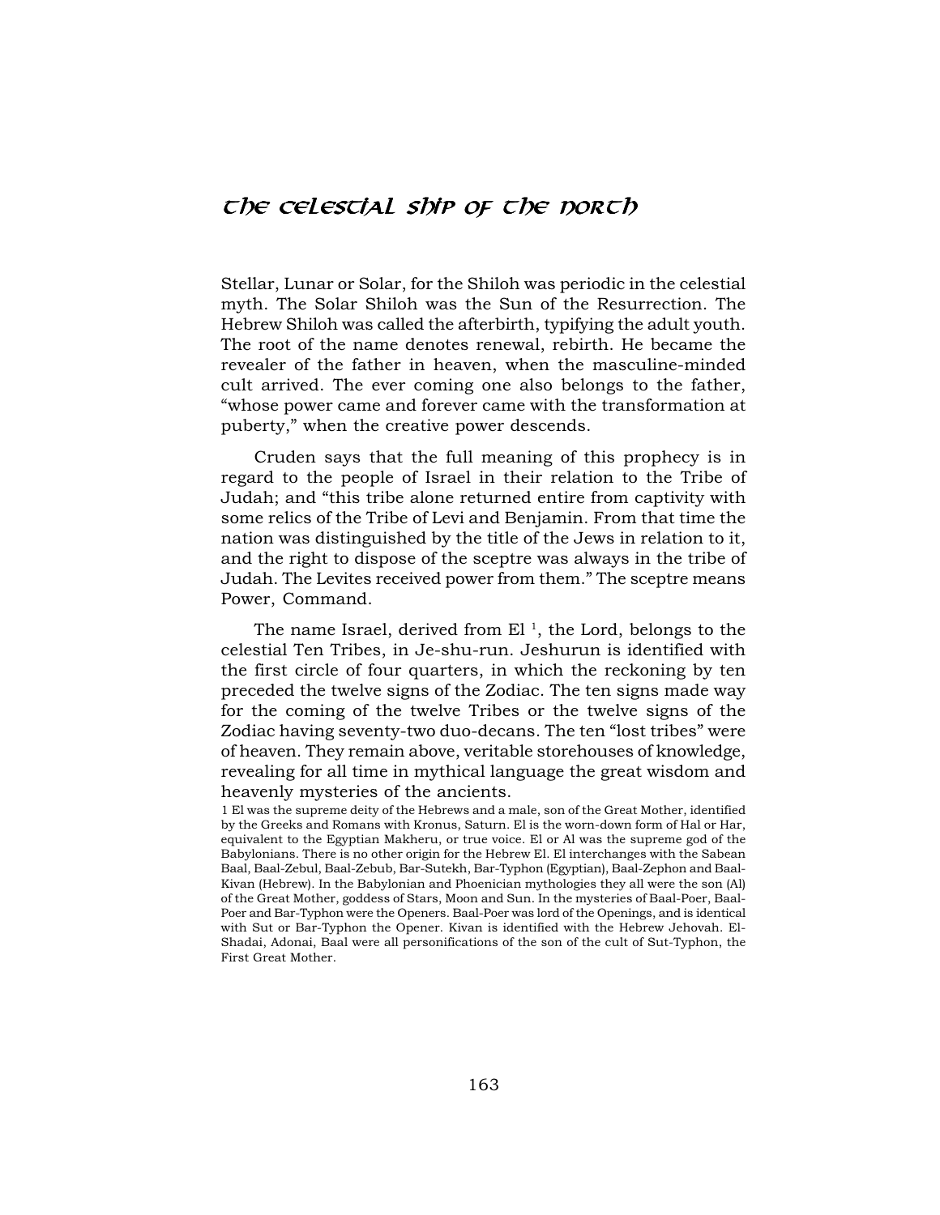Stellar, Lunar or Solar, for the Shiloh was periodic in the celestial myth. The Solar Shiloh was the Sun of the Resurrection. The Hebrew Shiloh was called the afterbirth, typifying the adult youth. The root of the name denotes renewal, rebirth. He became the revealer of the father in heaven, when the masculine-minded cult arrived. The ever coming one also belongs to the father, "whose power came and forever came with the transformation at puberty," when the creative power descends.

Cruden says that the full meaning of this prophecy is in regard to the people of Israel in their relation to the Tribe of Judah; and "this tribe alone returned entire from captivity with some relics of the Tribe of Levi and Benjamin. From that time the nation was distinguished by the title of the Jews in relation to it, and the right to dispose of the sceptre was always in the tribe of Judah. The Levites received power from them." The sceptre means Power, Command.

The name Israel, derived from El [1], the Lord, belongs to the celestial Ten Tribes, in Je-shu-run. Jeshurun is identified with the first circle of four quarters, in which the reckoning by ten preceded the twelve signs of the Zodiac. The ten signs made way for the coming of the twelve Tribes or the twelve signs of the Zodiac having seventy-two duo-decans. The ten "lost tribes" were of heaven. They remain above, veritable storehouses of knowledge, revealing for all time in mythical language the great wisdom and heavenly mysteries of the ancients.

1 El was the supreme deity of the Hebrews and a male, son of the Great Mother, identified by the Greeks and Romans with Kronus, Saturn. El is the worn-down form of Hal or Har, equivalent to the Egyptian Makheru, or true voice. El or Al was the supreme god of the Babylonians. There is no other origin for the Hebrew El. El interchanges with the Sabean Baal, Baal-Zebul, Baal-Zebub, Bar-Sutekh, Bar-Typhon (Egyptian), Baal-Zephon and Baal-Kivan (Hebrew). In the Babylonian and Phoenician mythologies they all were the son (Al) of the Great Mother, goddess of Stars, Moon and Sun. In the mysteries of Baal-Poer, Baal-Poer and Bar-Typhon were the Openers. Baal-Poer was lord of the Openings, and is identical with Sut or Bar-Typhon the Opener. Kivan is identified with the Hebrew Jehovah. El-Shadai, Adonai, Baal were all personifications of the son of the cult of Sut-Typhon, the First Great Mother.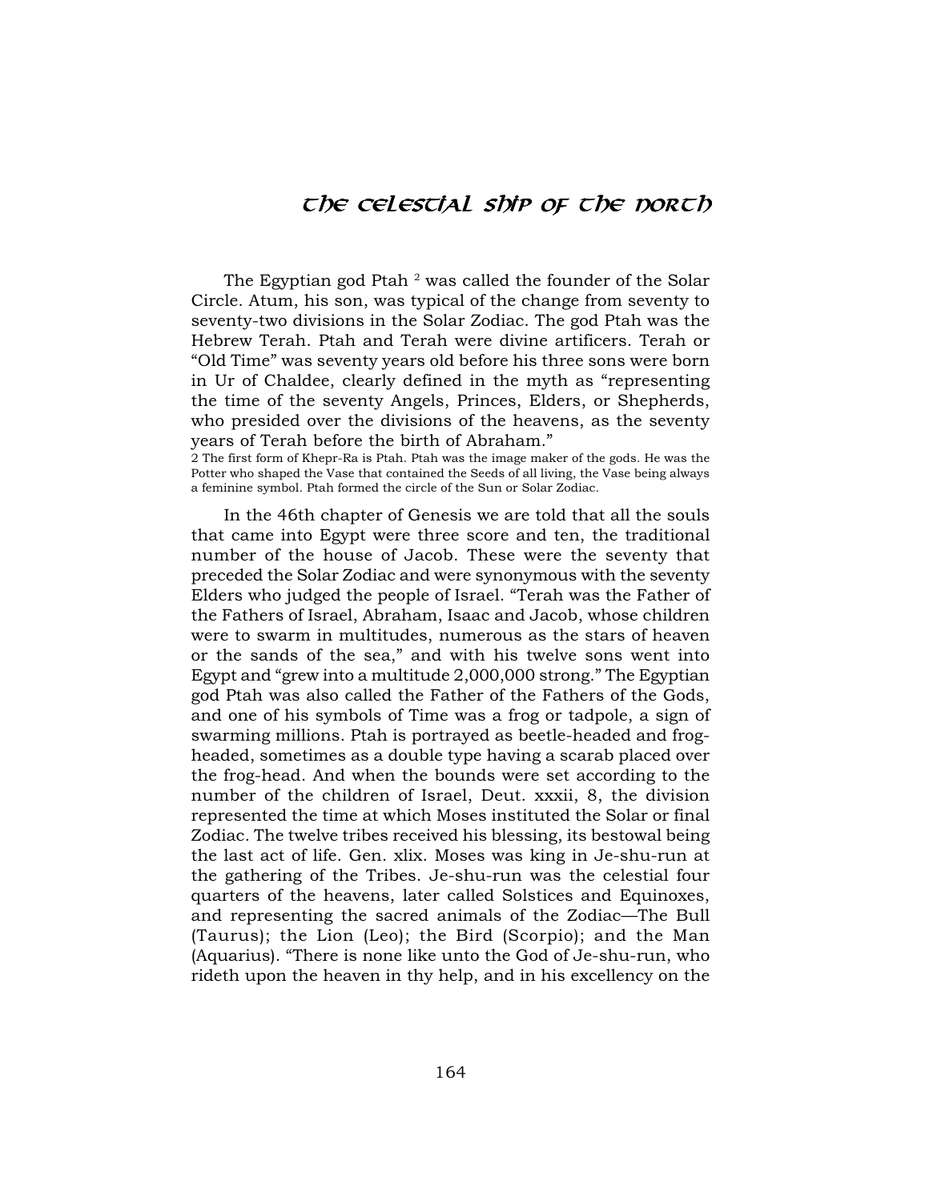The Egyptian god Ptah [2] was called the founder of the Solar Circle. Atum, his son, was typical of the change from seventy to seventy-two divisions in the Solar Zodiac. The god Ptah was the Hebrew Terah. Ptah and Terah were divine artificers. Terah or "Old Time" was seventy years old before his three sons were born in Ur of Chaldee, clearly defined in the myth as "representing the time of the seventy Angels, Princes, Elders, or Shepherds, who presided over the divisions of the heavens, as the seventy years of Terah before the birth of Abraham."

2 The first form of Khepr-Ra is Ptah. Ptah was the image maker of the gods. He was the Potter who shaped the Vase that contained the Seeds of all living, the Vase being always a feminine symbol. Ptah formed the circle of the Sun or Solar Zodiac.

In the 46th chapter of Genesis we are told that all the souls that came into Egypt were three score and ten, the traditional number of the house of Jacob. These were the seventy that preceded the Solar Zodiac and were synonymous with the seventy Elders who judged the people of Israel. "Terah was the Father of the Fathers of Israel, Abraham, Isaac and Jacob, whose children were to swarm in multitudes, numerous as the stars of heaven or the sands of the sea," and with his twelve sons went into Egypt and "grew into a multitude 2,000,000 strong." The Egyptian god Ptah was also called the Father of the Fathers of the Gods, and one of his symbols of Time was a frog or tadpole, a sign of swarming millions. Ptah is portrayed as beetle-headed and frog-headed, sometimes as a double type having a scarab placed over the frog-head. And when the bounds were set according to the number of the children of Israel, Deut. xxxii, 8, the division represented the time at which Moses instituted the Solar or final Zodiac. The twelve tribes received his blessing, its bestowal being the last act of life. Gen. xlix. Moses was king in Je-shu-run at the gathering of the Tribes. Je-shu-run was the celestial four quarters of the heavens, later called Solstices and Equinoxes, and representing the sacred animals of the Zodiac—The Bull (Taurus); the Lion (Leo); the Bird (Scorpio); and the Man (Aquarius). "There is none like unto the God of Je-shu-run, who rideth upon the heaven in thy help, and in his excellency on the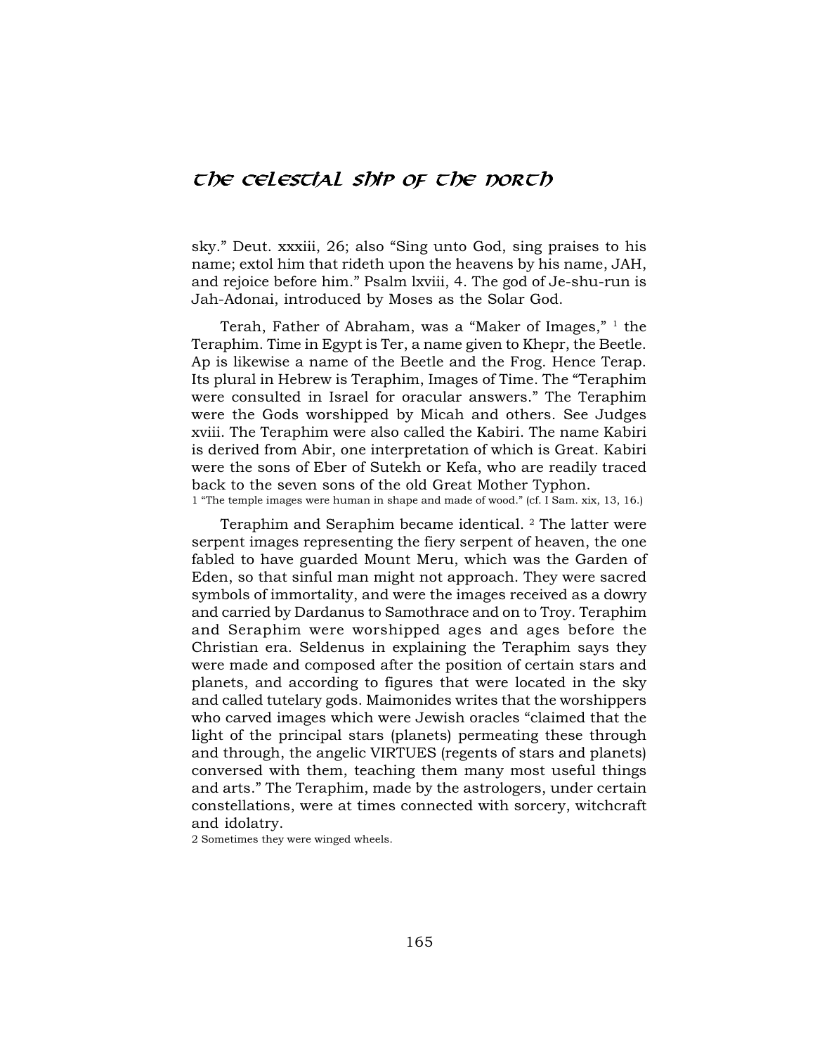sky." Deut. xxxiii, 26; also "Sing unto God, sing praises to his name; extol him that rideth upon the heavens by his name, JAH, and rejoice before him." Psalm lxviii, 4. The god of Je-shu-run is Jah-Adonai, introduced by Moses as the Solar God.

Terah, Father of Abraham, was a "Maker of Images," [1] the Teraphim. Time in Egypt is Ter, a name given to Khepr, the Beetle. Ap is likewise a name of the Beetle and the Frog. Hence Terap. Its plural in Hebrew is Teraphim, Images of Time. The "Teraphim were consulted in Israel for oracular answers." The Teraphim were the Gods worshipped by Micah and others. See Judges xviii. The Teraphim were also called the Kabiri. The name Kabiri is derived from Abir, one interpretation of which is Great. Kabiri were the sons of Eber of Sutekh or Kefa, who are readily traced back to the seven sons of the old Great Mother Typhon.

1 "The temple images were human in shape and made of wood." (cf. I Sam. xix, 13, 16.)

Teraphim and Seraphim became identical. [2] The latter were serpent images representing the fiery serpent of heaven, the one fabled to have guarded Mount Meru, which was the Garden of Eden, so that sinful man might not approach. They were sacred symbols of immortality, and were the images received as a dowry and carried by Dardanus to Samothrace and on to Troy. Teraphim and Seraphim were worshipped ages and ages before the Christian era. Seldenus in explaining the Teraphim says they were made and composed after the position of certain stars and planets, and according to figures that were located in the sky and called tutelary gods. Maimonides writes that the worshippers who carved images which were Jewish oracles "claimed that the light of the principal stars (planets) permeating these through and through, the angelic VIRTUES (regents of stars and planets) conversed with them, teaching them many most useful things and arts." The Teraphim, made by the astrologers, under certain constellations, were at times connected with sorcery, witchcraft and idolatry.

2 Sometimes they were winged wheels.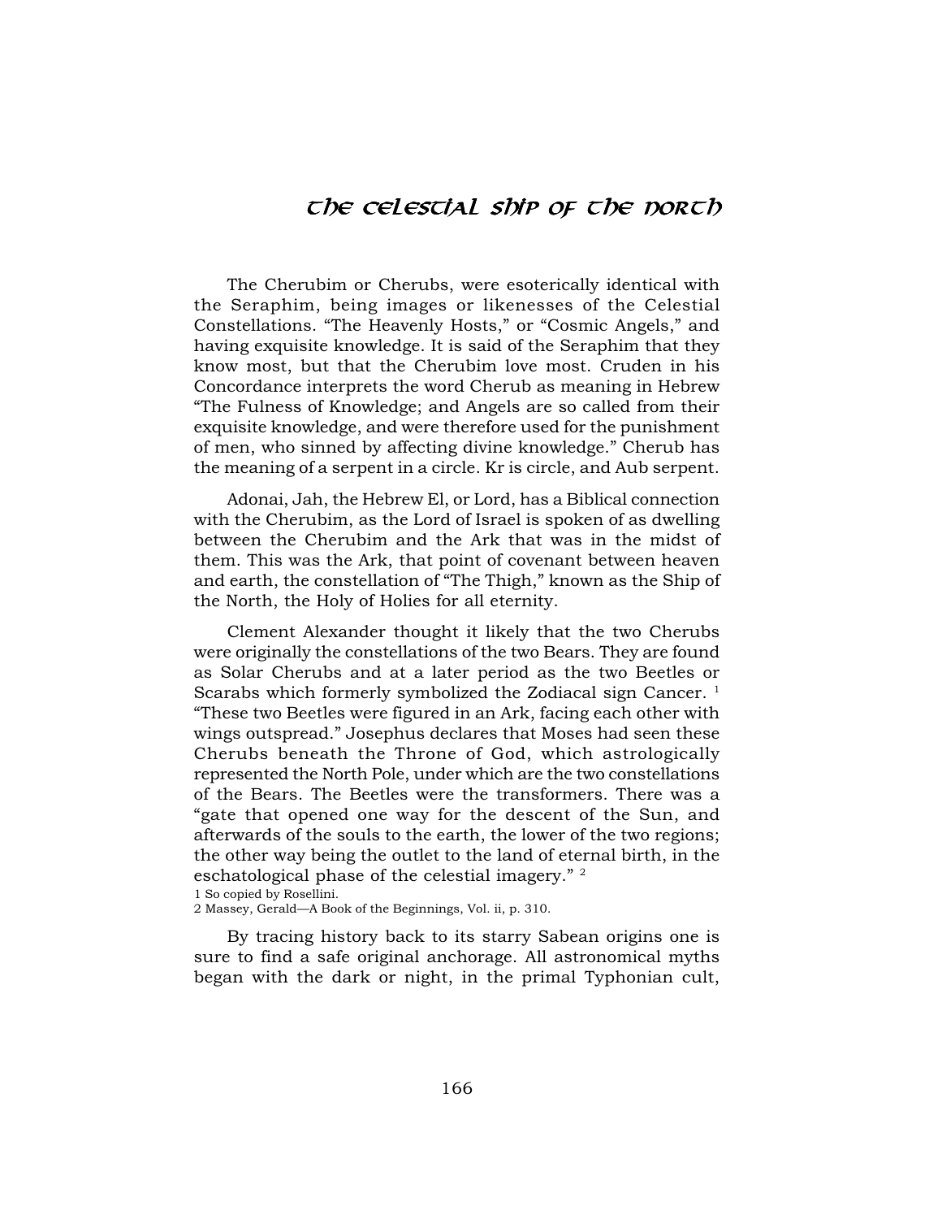# The Celestial Ship of the North

The Cherubim or Cherubs, were esoterically identical with the Seraphim, being images or likenesses of the Celestial Constellations. "The Heavenly Hosts," or "Cosmic Angels," and having exquisite knowledge. It is said of the Seraphim that they know most, but that the Cherubim love most. Cruden in his Concordance interprets the word Cherub as meaning in Hebrew "The Fulness of Knowledge; and Angels are so called from their exquisite knowledge, and were therefore used for the punishment of men, who sinned by affecting divine knowledge." Cherub has the meaning of a serpent in a circle. Kr is circle, and Aub serpent.

Adonai, Jah, the Hebrew El, or Lord, has a Biblical connection with the Cherubim, as the Lord of Israel is spoken of as dwelling between the Cherubim and the Ark that was in the midst of them. This was the Ark, that point of covenant between heaven and earth, the constellation of "The Thigh," known as the Ship of the North, the Holy of Holies for all eternity.

Clement Alexander thought it likely that the two Cherubs were originally the constellations of the two Bears. They are found as Solar Cherubs and at a later period as the two Beetles or Scarabs which formerly symbolized the Zodiacal sign Cancer. [1] "These two Beetles were figured in an Ark, facing each other with wings outspread." Josephus declares that Moses had seen these Cherubs beneath the Throne of God, which astrologically represented the North Pole, under which are the two constellations of the Bears. The Beetles were the transformers. There was a "gate that opened one way for the descent of the Sun, and afterwards of the souls to the earth, the lower of the two regions; the other way being the outlet to the land of eternal birth, in the eschatological phase of the celestial imagery." [2]

1 So copied by Rosellini.

2 Massey, Gerald—A Book of the Beginnings, Vol. ii, p. 310.

By tracing history back to its starry Sabean origins one is sure to find a safe original anchorage. All astronomical myths began with the dark or night, in the primal Typhonian cult,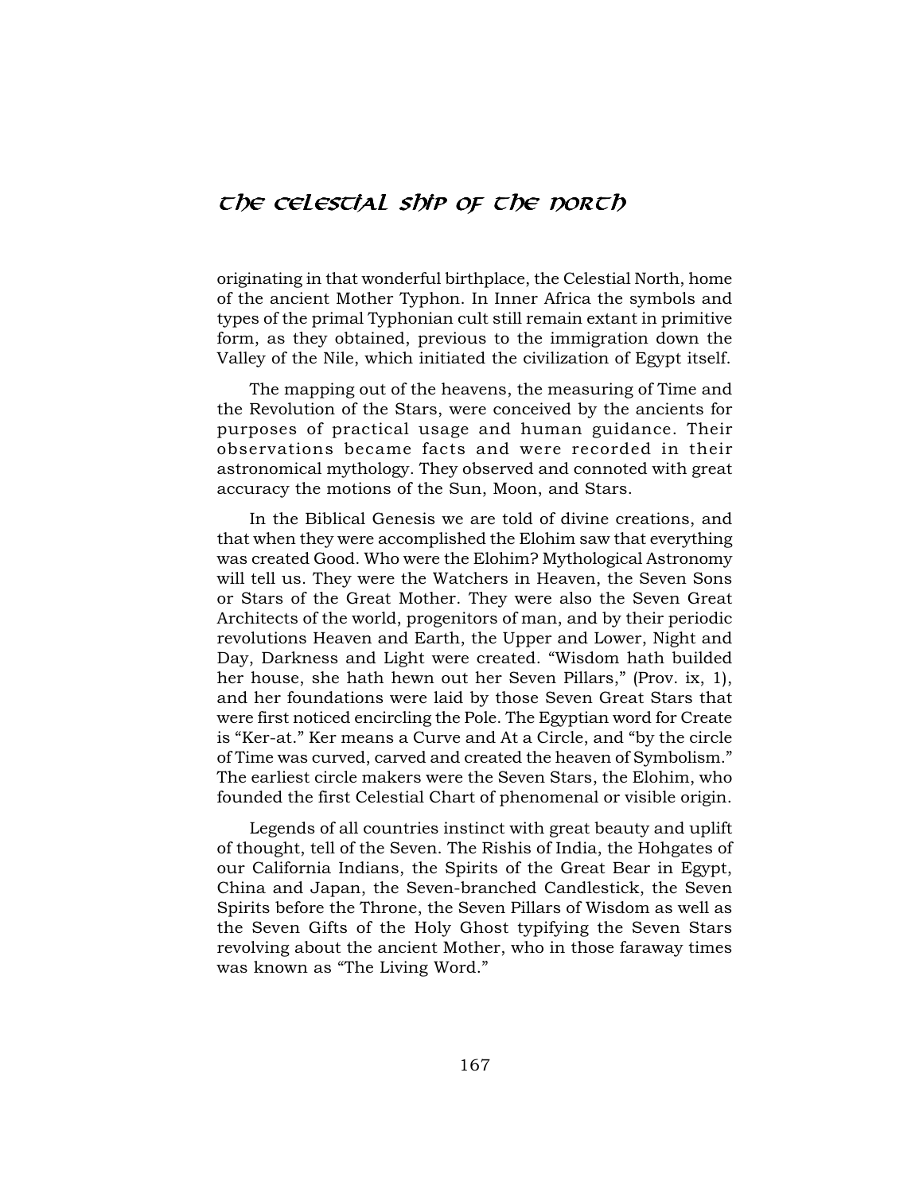originating in that wonderful birthplace, the Celestial North, home of the ancient Mother Typhon. In Inner Africa the symbols and types of the primal Typhonian cult still remain extant in primitive form, as they obtained, previous to the immigration down the Valley of the Nile, which initiated the civilization of Egypt itself.

The mapping out of the heavens, the measuring of Time and the Revolution of the Stars, were conceived by the ancients for purposes of practical usage and human guidance. Their observations became facts and were recorded in their astronomical mythology. They observed and connoted with great accuracy the motions of the Sun, Moon, and Stars.

In the Biblical Genesis we are told of divine creations, and that when they were accomplished the Elohim saw that everything was created Good. Who were the Elohim? Mythological Astronomy will tell us. They were the Watchers in Heaven, the Seven Sons or Stars of the Great Mother. They were also the Seven Great Architects of the world, progenitors of man, and by their periodic revolutions Heaven and Earth, the Upper and Lower, Night and Day, Darkness and Light were created. "Wisdom hath builded her house, she hath hewn out her Seven Pillars," (Prov. ix, 1), and her foundations were laid by those Seven Great Stars that were first noticed encircling the Pole. The Egyptian word for Create is "Ker-at." Ker means a Curve and At a Circle, and "by the circle of Time was curved, carved and created the heaven of Symbolism." The earliest circle makers were the Seven Stars, the Elohim, who founded the first Celestial Chart of phenomenal or visible origin.

Legends of all countries instinct with great beauty and uplift of thought, tell of the Seven. The Rishis of India, the Hohgates of our California Indians, the Spirits of the Great Bear in Egypt, China and Japan, the Seven-branched Candlestick, the Seven Spirits before the Throne, the Seven Pillars of Wisdom as well as the Seven Gifts of the Holy Ghost typifying the Seven Stars revolving about the ancient Mother, who in those faraway times was known as "The Living Word."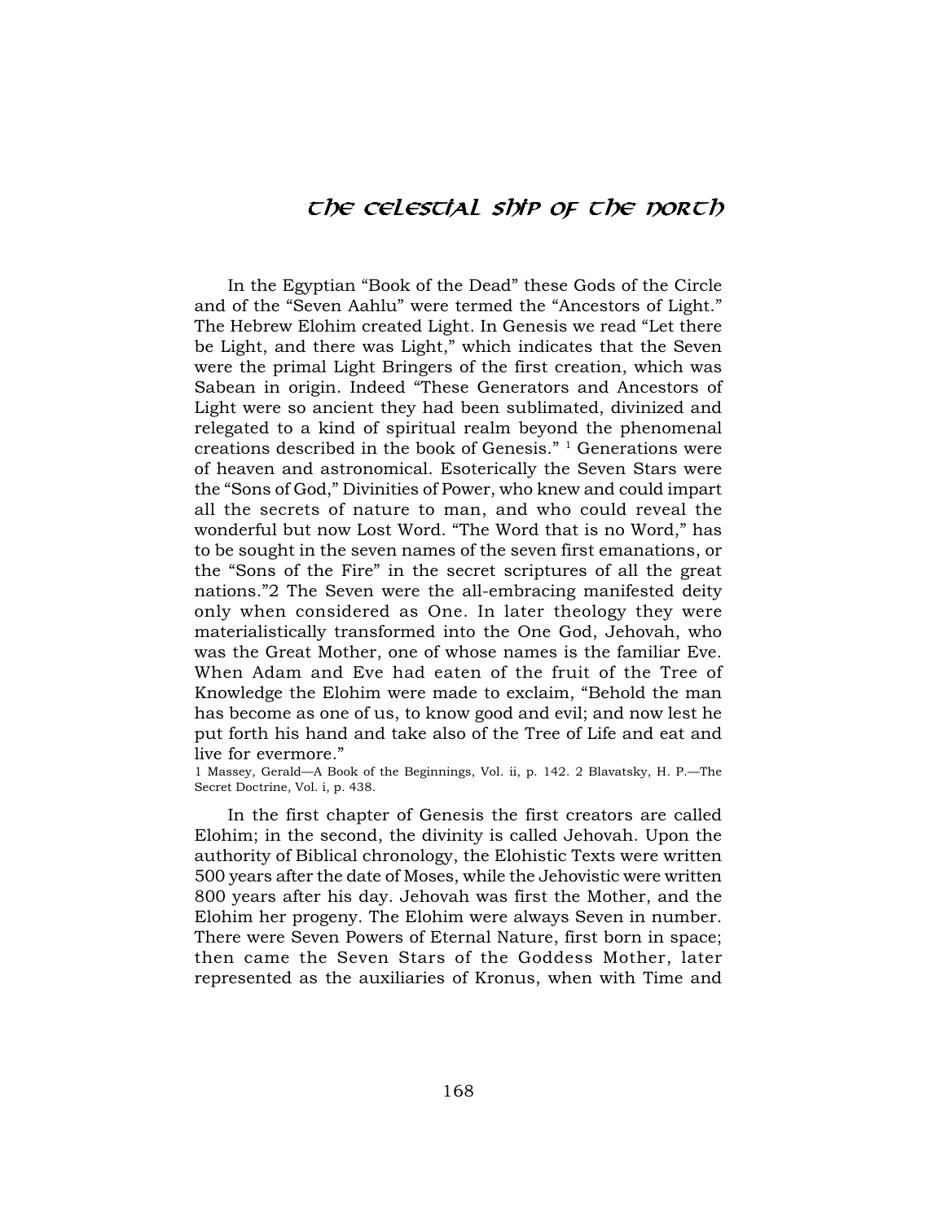In the Egyptian "Book of the Dead" these Gods of the Circle and of the "Seven Aahlu" were termed the "Ancestors of Light." The Hebrew Elohim created Light. In Genesis we read "Let there be Light, and there was Light," which indicates that the Seven were the primal Light Bringers of the first creation, which was Sabean in origin. Indeed "These Generators and Ancestors of Light were so ancient they had been sublimated, divinized and relegated to a kind of spiritual realm beyond the phenomenal creations described in the book of Genesis." [1] Generations were of heaven and astronomical. Esoterically the Seven Stars were the "Sons of God," Divinities of Power, who knew and could impart all the secrets of nature to man, and who could reveal the wonderful but now Lost Word. "The Word that is no Word," has to be sought in the seven names of the seven first emanations, or the "Sons of the Fire" in the secret scriptures of all the great nations."[2] The Seven were the all-embracing manifested deity only when considered as One. In later theology they were materialistically transformed into the One God, Jehovah, who was the Great Mother, one of whose names is the familiar Eve. When Adam and Eve had eaten of the fruit of the Tree of Knowledge the Elohim were made to exclaim, "Behold the man has become as one of us, to know good and evil; and now lest he put forth his hand and take also of the Tree of Life and eat and live for evermore."

1 Massey, Gerald—A Book of the Beginnings, Vol. ii, p. 142. 2 Blavatsky, H. P.—The Secret Doctrine, Vol. i, p. 438.

In the first chapter of Genesis the first creators are called Elohim; in the second, the divinity is called Jehovah. Upon the authority of Biblical chronology, the Elohistic Texts were written 500 years after the date of Moses, while the Jehovistic were written 800 years after his day. Jehovah was first the Mother, and the Elohim her progeny. The Elohim were always Seven in number. There were Seven Powers of Eternal Nature, first born in space; then came the Seven Stars of the Goddess Mother, later represented as the auxiliaries of Kronus, when with Time and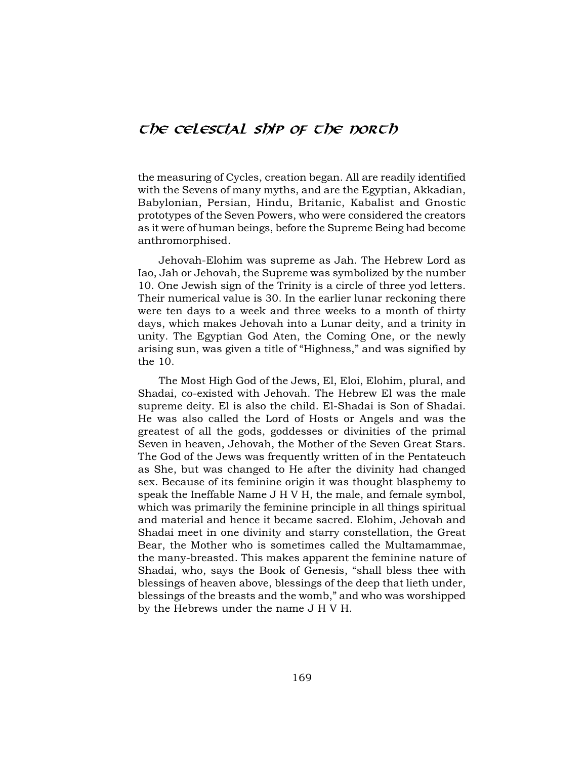the measuring of Cycles, creation began. All are readily identified with the Sevens of many myths, and are the Egyptian, Akkadian, Babylonian, Persian, Hindu, Britanic, Kabalist and Gnostic prototypes of the Seven Powers, who were considered the creators as it were of human beings, before the Supreme Being had become anthromorphised.

Jehovah-Elohim was supreme as Jah. The Hebrew Lord as Iao, Jah or Jehovah, the Supreme was symbolized by the number 10. One Jewish sign of the Trinity is a circle of three yod letters. Their numerical value is 30. In the earlier lunar reckoning there were ten days to a week and three weeks to a month of thirty days, which makes Jehovah into a Lunar deity, and a trinity in unity. The Egyptian God Aten, the Coming One, or the newly arising sun, was given a title of "Highness," and was signified by the 10.

The Most High God of the Jews, El, Eloi, Elohim, plural, and Shadai, co-existed with Jehovah. The Hebrew El was the male supreme deity. El is also the child. El-Shadai is Son of Shadai. He was also called the Lord of Hosts or Angels and was the greatest of all the gods, goddesses or divinities of the primal Seven in heaven, Jehovah, the Mother of the Seven Great Stars. The God of the Jews was frequently written of in the Pentateuch as She, but was changed to He after the divinity had changed sex. Because of its feminine origin it was thought blasphemy to speak the Ineffable Name J H V H, the male, and female symbol, which was primarily the feminine principle in all things spiritual and material and hence it became sacred. Elohim, Jehovah and Shadai meet in one divinity and starry constellation, the Great Bear, the Mother who is sometimes called the Multamammae, the many-breasted. This makes apparent the feminine nature of Shadai, who, says the Book of Genesis, "shall bless thee with blessings of heaven above, blessings of the deep that lieth under, blessings of the breasts and the womb," and who was worshipped by the Hebrews under the name J H V H.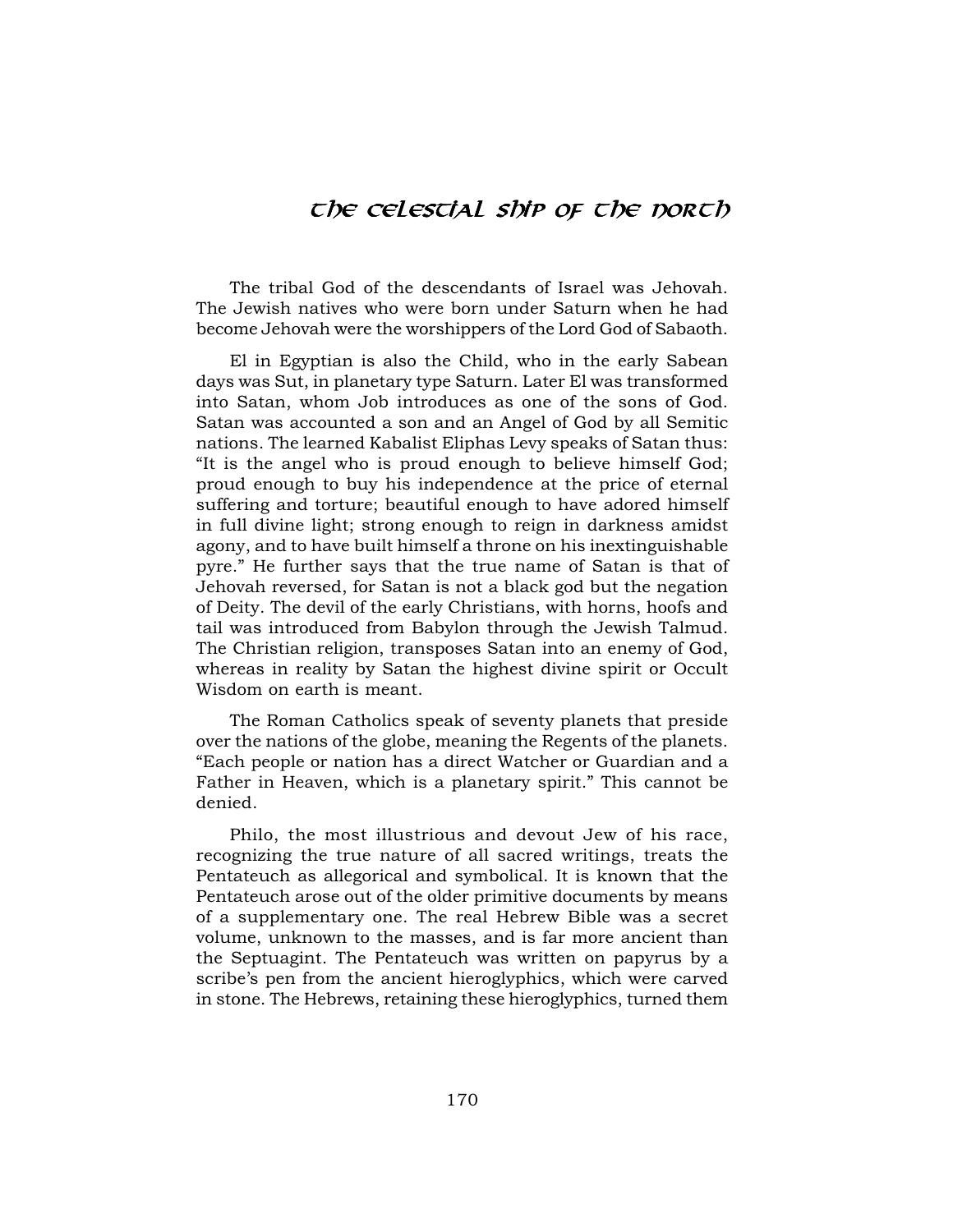The tribal God of the descendants of Israel was Jehovah. The Jewish natives who were born under Saturn when he had become Jehovah were the worshippers of the Lord God of Sabaoth.

El in Egyptian is also the Child, who in the early Sabean days was Sut, in planetary type Saturn. Later El was transformed into Satan, whom Job introduces as one of the sons of God. Satan was accounted a son and an Angel of God by all Semitic nations. The learned Kabalist Eliphas Levy speaks of Satan thus: “It is the angel who is proud enough to believe himself God; proud enough to buy his independence at the price of eternal suffering and torture; beautiful enough to have adored himself in full divine light; strong enough to reign in darkness amidst agony, and to have built himself a throne on his inextinguishable pyre.” He further says that the true name of Satan is that of Jehovah reversed, for Satan is not a black god but the negation of Deity. The devil of the early Christians, with horns, hoofs and tail was introduced from Babylon through the Jewish Talmud. The Christian religion, transposes Satan into an enemy of God, whereas in reality by Satan the highest divine spirit or Occult Wisdom on earth is meant.

The Roman Catholics speak of seventy planets that preside over the nations of the globe, meaning the Regents of the planets. “Each people or nation has a direct Watcher or Guardian and a Father in Heaven, which is a planetary spirit.” This cannot be denied.

Philo, the most illustrious and devout Jew of his race, recognizing the true nature of all sacred writings, treats the Pentateuch as allegorical and symbolical. It is known that the Pentateuch arose out of the older primitive documents by means of a supplementary one. The real Hebrew Bible was a secret volume, unknown to the masses, and is far more ancient than the Septuagint. The Pentateuch was written on papyrus by a scribe’s pen from the ancient hieroglyphics, which were carved in stone. The Hebrews, retaining these hieroglyphics, turned them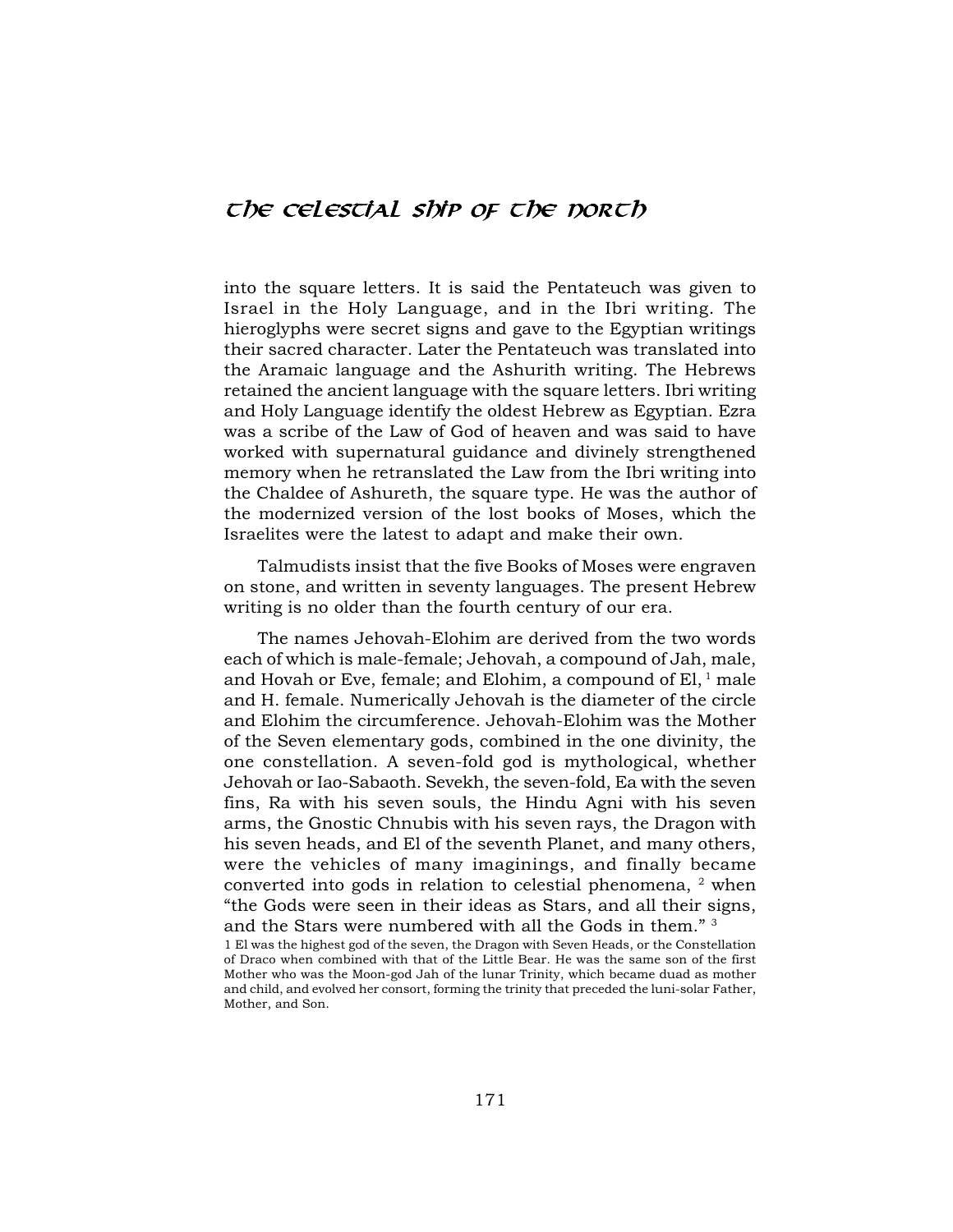into the square letters. It is said the Pentateuch was given to Israel in the Holy Language, and in the Ibri writing. The hieroglyphs were secret signs and gave to the Egyptian writings their sacred character. Later the Pentateuch was translated into the Aramaic language and the Ashurith writing. The Hebrews retained the ancient language with the square letters. Ibri writing and Holy Language identify the oldest Hebrew as Egyptian. Ezra was a scribe of the Law of God of heaven and was said to have worked with supernatural guidance and divinely strengthened memory when he retranslated the Law from the Ibri writing into the Chaldee of Ashureth, the square type. He was the author of the modernized version of the lost books of Moses, which the Israelites were the latest to adapt and make their own.

Talmudists insist that the five Books of Moses were engraven on stone, and written in seventy languages. The present Hebrew writing is no older than the fourth century of our era.

The names Jehovah-Elohim are derived from the two words each of which is male-female; Jehovah, a compound of Jah, male, and Hovah or Eve, female; and Elohim, a compound of El, [1] male and H. female. Numerically Jehovah is the diameter of the circle and Elohim the circumference. Jehovah-Elohim was the Mother of the Seven elementary gods, combined in the one divinity, the one constellation. A seven-fold god is mythological, whether Jehovah or Iao-Sabaoth. Sevekh, the seven-fold, Ea with the seven fins, Ra with his seven souls, the Hindu Agni with his seven arms, the Gnostic Chnubis with his seven rays, the Dragon with his seven heads, and El of the seventh Planet, and many others, were the vehicles of many imaginings, and finally became converted into gods in relation to celestial phenomena, [2] when "the Gods were seen in their ideas as Stars, and all their signs, and the Stars were numbered with all the Gods in them." [3]

1 El was the highest god of the seven, the Dragon with Seven Heads, or the Constellation of Draco when combined with that of the Little Bear. He was the same son of the first Mother who was the Moon-god Jah of the lunar Trinity, which became duad as mother and child, and evolved her consort, forming the trinity that preceded the luni-solar Father, Mother, and Son.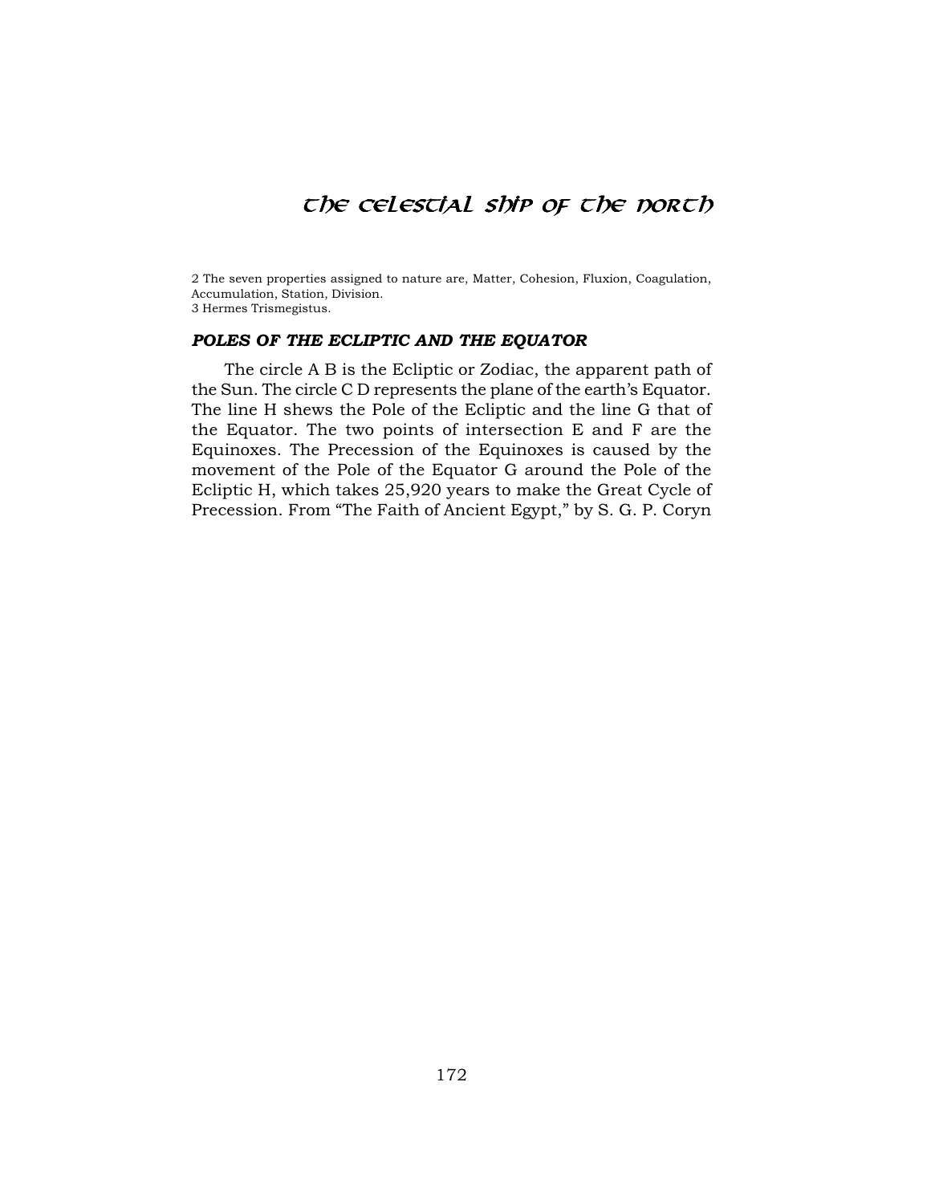2 The seven properties assigned to nature are, Matter, Cohesion, Fluxion, Coagulation, Accumulation, Station, Division.
3 Hermes Trismegistus.

### ***POLES OF THE ECLIPTIC AND THE EQUATOR***

The circle A B is the Ecliptic or Zodiac, the apparent path of the Sun. The circle C D represents the plane of the earth's Equator. The line H shews the Pole of the Ecliptic and the line G that of the Equator. The two points of intersection E and F are the Equinoxes. The Precession of the Equinoxes is caused by the movement of the Pole of the Equator G around the Pole of the Ecliptic H, which takes 25,920 years to make the Great Cycle of Precession. From "The Faith of Ancient Egypt," by S. G. P. Coryn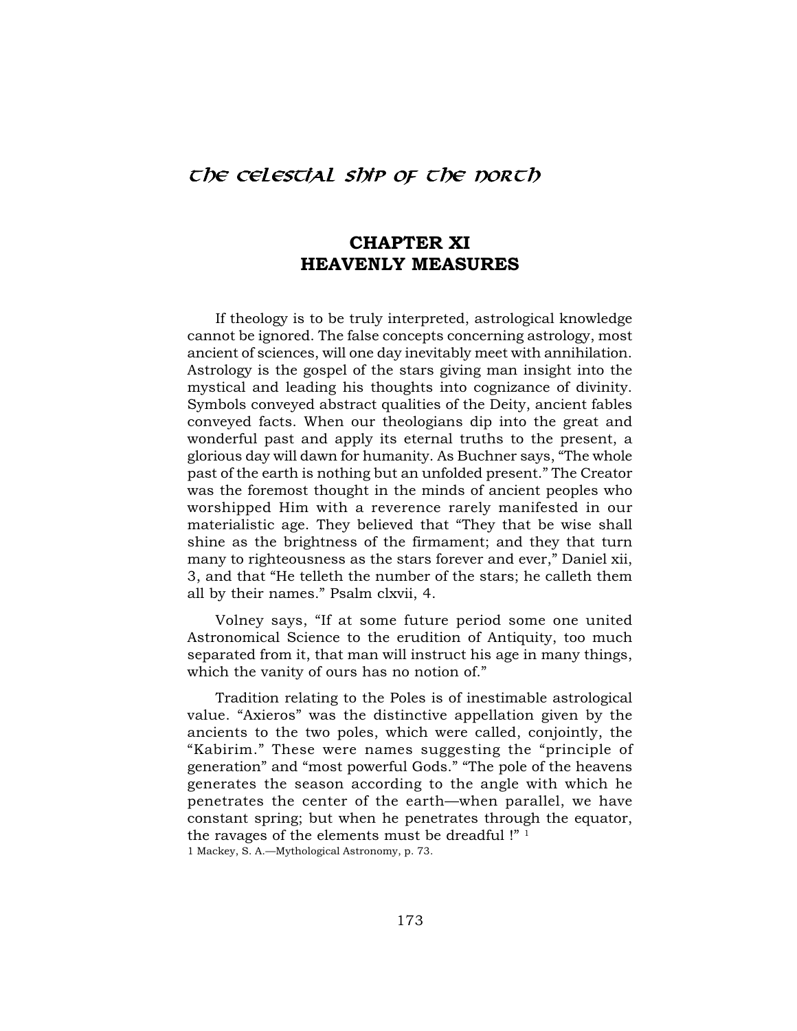## CHAPTER XI
## HEAVENLY MEASURES

If theology is to be truly interpreted, astrological knowledge cannot be ignored. The false concepts concerning astrology, most ancient of sciences, will one day inevitably meet with annihilation. Astrology is the gospel of the stars giving man insight into the mystical and leading his thoughts into cognizance of divinity. Symbols conveyed abstract qualities of the Deity, ancient fables conveyed facts. When our theologians dip into the great and wonderful past and apply its eternal truths to the present, a glorious day will dawn for humanity. As Buchner says, "The whole past of the earth is nothing but an unfolded present." The Creator was the foremost thought in the minds of ancient peoples who worshipped Him with a reverence rarely manifested in our materialistic age. They believed that "They that be wise shall shine as the brightness of the firmament; and they that turn many to righteousness as the stars forever and ever," Daniel xii, 3, and that "He telleth the number of the stars; he calleth them all by their names." Psalm clxvii, 4.

Volney says, "If at some future period some one united Astronomical Science to the erudition of Antiquity, too much separated from it, that man will instruct his age in many things, which the vanity of ours has no notion of."

Tradition relating to the Poles is of inestimable astrological value. "Axieros" was the distinctive appellation given by the ancients to the two poles, which were called, conjointly, the "Kabirim." These were names suggesting the "principle of generation" and "most powerful Gods." "The pole of the heavens generates the season according to the angle with which he penetrates the center of the earth—when parallel, we have constant spring; but when he penetrates through the equator, the ravages of the elements must be dreadful !" [1]

1 Mackey, S. A.—Mythological Astronomy, p. 73.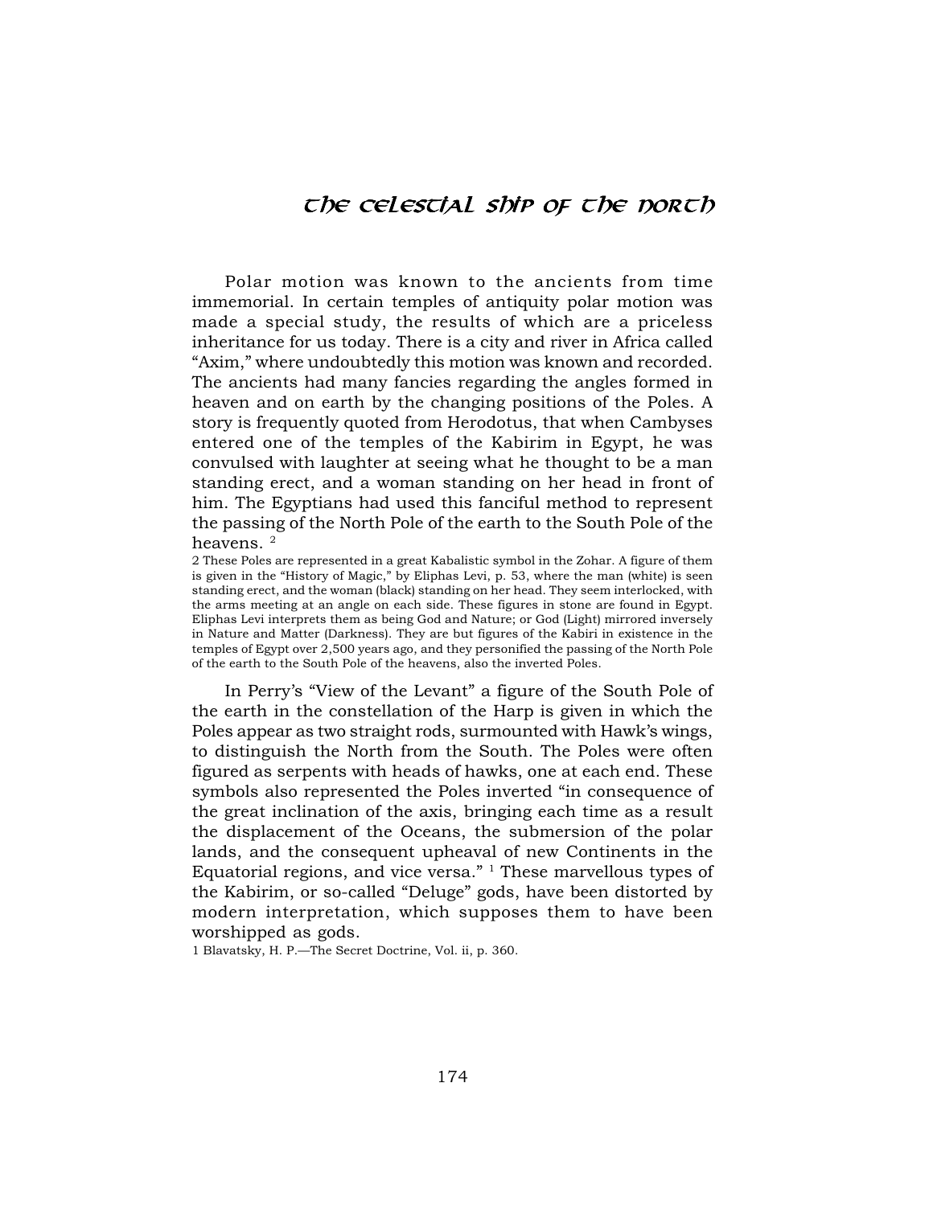# The Celestial Ship of the North

Polar motion was known to the ancients from time immemorial. In certain temples of antiquity polar motion was made a special study, the results of which are a priceless inheritance for us today. There is a city and river in Africa called "Axim," where undoubtedly this motion was known and recorded. The ancients had many fancies regarding the angles formed in heaven and on earth by the changing positions of the Poles. A story is frequently quoted from Herodotus, that when Cambyses entered one of the temples of the Kabirim in Egypt, he was convulsed with laughter at seeing what he thought to be a man standing erect, and a woman standing on her head in front of him. The Egyptians had used this fanciful method to represent the passing of the North Pole of the earth to the South Pole of the heavens. [2]

2 These Poles are represented in a great Kabalistic symbol in the Zohar. A figure of them is given in the "History of Magic," by Eliphas Levi, p. 53, where the man (white) is seen standing erect, and the woman (black) standing on her head. They seem interlocked, with the arms meeting at an angle on each side. These figures in stone are found in Egypt. Eliphas Levi interprets them as being God and Nature; or God (Light) mirrored inversely in Nature and Matter (Darkness). They are but figures of the Kabiri in existence in the temples of Egypt over 2,500 years ago, and they personified the passing of the North Pole of the earth to the South Pole of the heavens, also the inverted Poles.

In Perry's "View of the Levant" a figure of the South Pole of the earth in the constellation of the Harp is given in which the Poles appear as two straight rods, surmounted with Hawk's wings, to distinguish the North from the South. The Poles were often figured as serpents with heads of hawks, one at each end. These symbols also represented the Poles inverted "in consequence of the great inclination of the axis, bringing each time as a result the displacement of the Oceans, the submersion of the polar lands, and the consequent upheaval of new Continents in the Equatorial regions, and vice versa." [1] These marvellous types of the Kabirim, or so-called "Deluge" gods, have been distorted by modern interpretation, which supposes them to have been worshipped as gods.

1 Blavatsky, H. P.—The Secret Doctrine, Vol. ii, p. 360.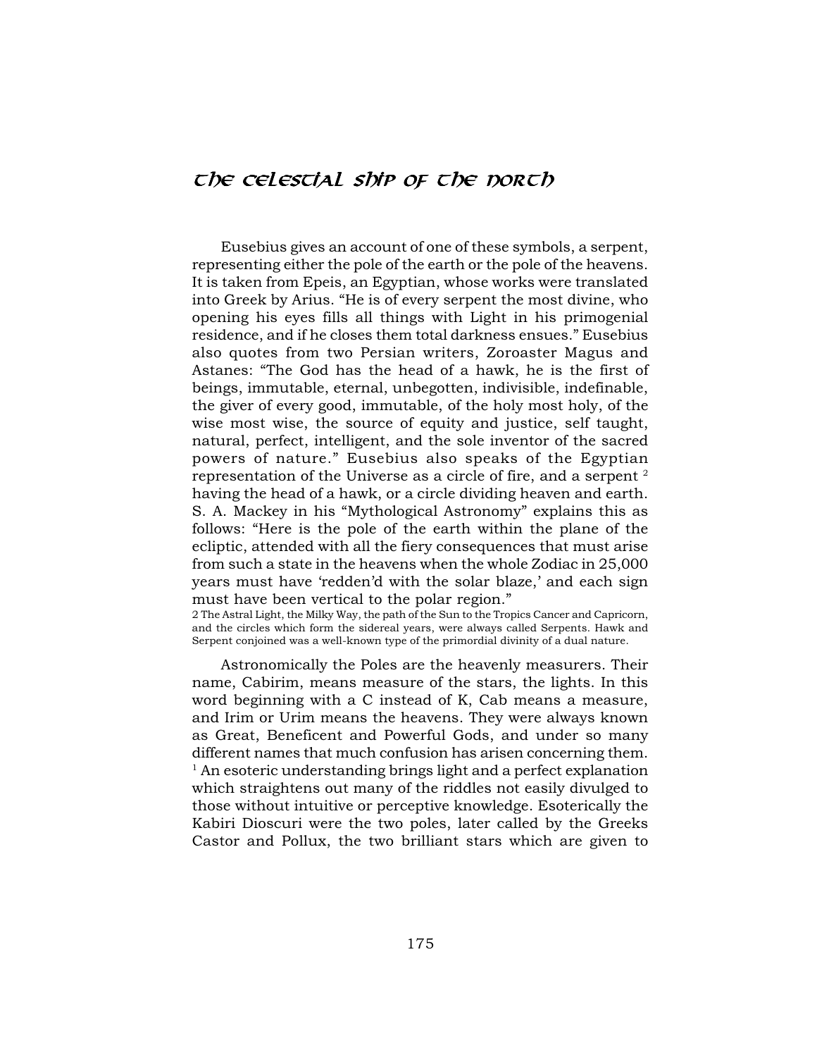# The Celestial Ship of the North

Eusebius gives an account of one of these symbols, a serpent, representing either the pole of the earth or the pole of the heavens. It is taken from Epeis, an Egyptian, whose works were translated into Greek by Arius. "He is of every serpent the most divine, who opening his eyes fills all things with Light in his primogenial residence, and if he closes them total darkness ensues." Eusebius also quotes from two Persian writers, Zoroaster Magus and Astanes: "The God has the head of a hawk, he is the first of beings, immutable, eternal, unbegotten, indivisible, indefinable, the giver of every good, immutable, of the holy most holy, of the wise most wise, the source of equity and justice, self taught, natural, perfect, intelligent, and the sole inventor of the sacred powers of nature." Eusebius also speaks of the Egyptian representation of the Universe as a circle of fire, and a serpent [2] having the head of a hawk, or a circle dividing heaven and earth. S. A. Mackey in his "Mythological Astronomy" explains this as follows: "Here is the pole of the earth within the plane of the ecliptic, attended with all the fiery consequences that must arise from such a state in the heavens when the whole Zodiac in 25,000 years must have 'redden'd with the solar blaze,' and each sign must have been vertical to the polar region."

2 The Astral Light, the Milky Way, the path of the Sun to the Tropics Cancer and Capricorn, and the circles which form the sidereal years, were always called Serpents. Hawk and Serpent conjoined was a well-known type of the primordial divinity of a dual nature.

Astronomically the Poles are the heavenly measurers. Their name, Cabirim, means measure of the stars, the lights. In this word beginning with a C instead of K, Cab means a measure, and Irim or Urim means the heavens. They were always known as Great, Beneficent and Powerful Gods, and under so many different names that much confusion has arisen concerning them. [1] An esoteric understanding brings light and a perfect explanation which straightens out many of the riddles not easily divulged to those without intuitive or perceptive knowledge. Esoterically the Kabiri Dioscuri were the two poles, later called by the Greeks Castor and Pollux, the two brilliant stars which are given to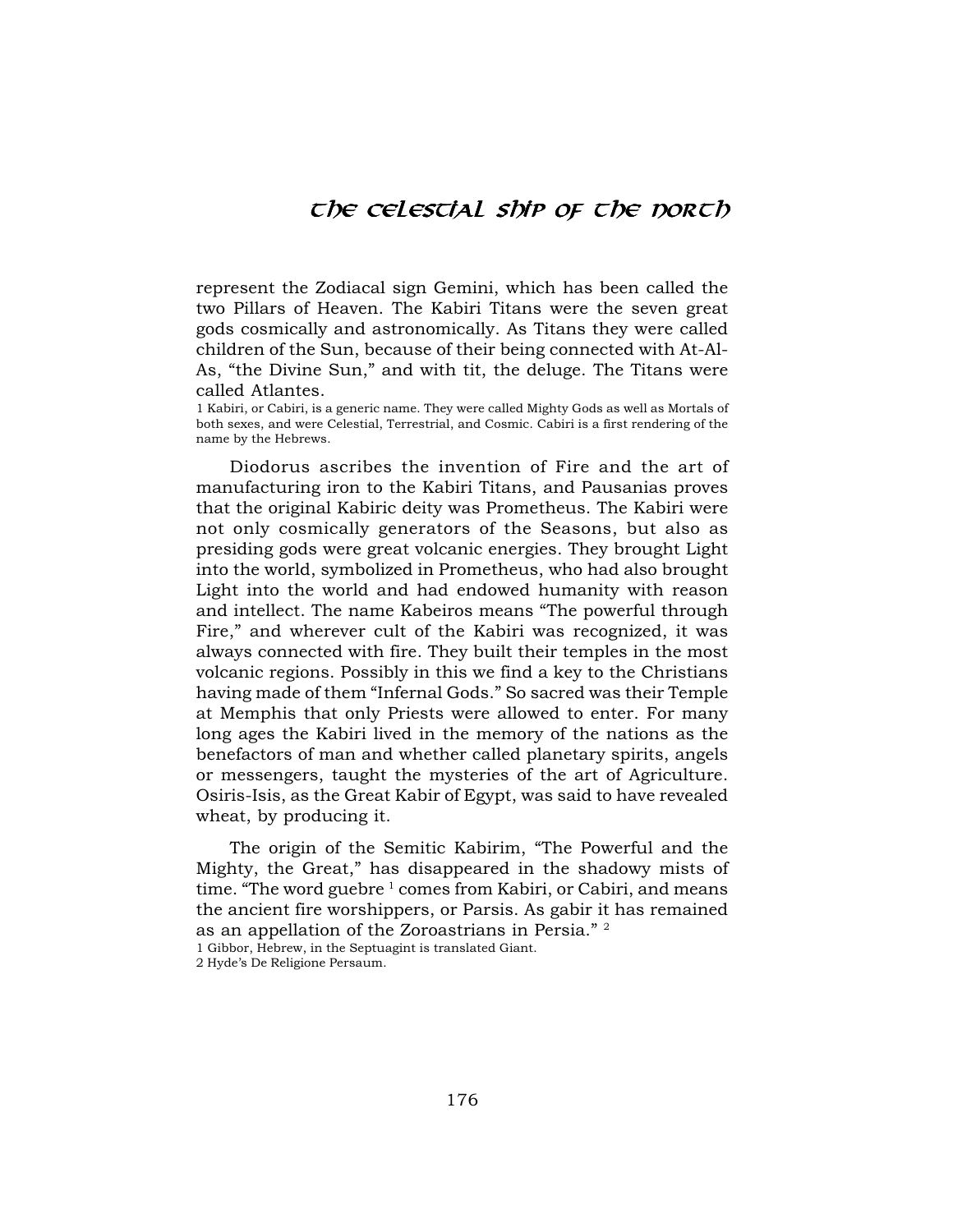represent the Zodiacal sign Gemini, which has been called the two Pillars of Heaven. The Kabiri Titans were the seven great gods cosmically and astronomically. As Titans they were called children of the Sun, because of their being connected with At-Al-As, "the Divine Sun," and with tit, the deluge. The Titans were called Atlantes.

1 Kabiri, or Cabiri, is a generic name. They were called Mighty Gods as well as Mortals of both sexes, and were Celestial, Terrestrial, and Cosmic. Cabiri is a first rendering of the name by the Hebrews.

Diodorus ascribes the invention of Fire and the art of manufacturing iron to the Kabiri Titans, and Pausanias proves that the original Kabiric deity was Prometheus. The Kabiri were not only cosmically generators of the Seasons, but also as presiding gods were great volcanic energies. They brought Light into the world, symbolized in Prometheus, who had also brought Light into the world and had endowed humanity with reason and intellect. The name Kabeiros means "The powerful through Fire," and wherever cult of the Kabiri was recognized, it was always connected with fire. They built their temples in the most volcanic regions. Possibly in this we find a key to the Christians having made of them "Infernal Gods." So sacred was their Temple at Memphis that only Priests were allowed to enter. For many long ages the Kabiri lived in the memory of the nations as the benefactors of man and whether called planetary spirits, angels or messengers, taught the mysteries of the art of Agriculture. Osiris-Isis, as the Great Kabir of Egypt, was said to have revealed wheat, by producing it.

The origin of the Semitic Kabirim, "The Powerful and the Mighty, the Great," has disappeared in the shadowy mists of time. "The word guebre [1] comes from Kabiri, or Cabiri, and means the ancient fire worshippers, or Parsis. As gabir it has remained as an appellation of the Zoroastrians in Persia." [2]

1 Gibbor, Hebrew, in the Septuagint is translated Giant.

2 Hyde's De Religione Persaum.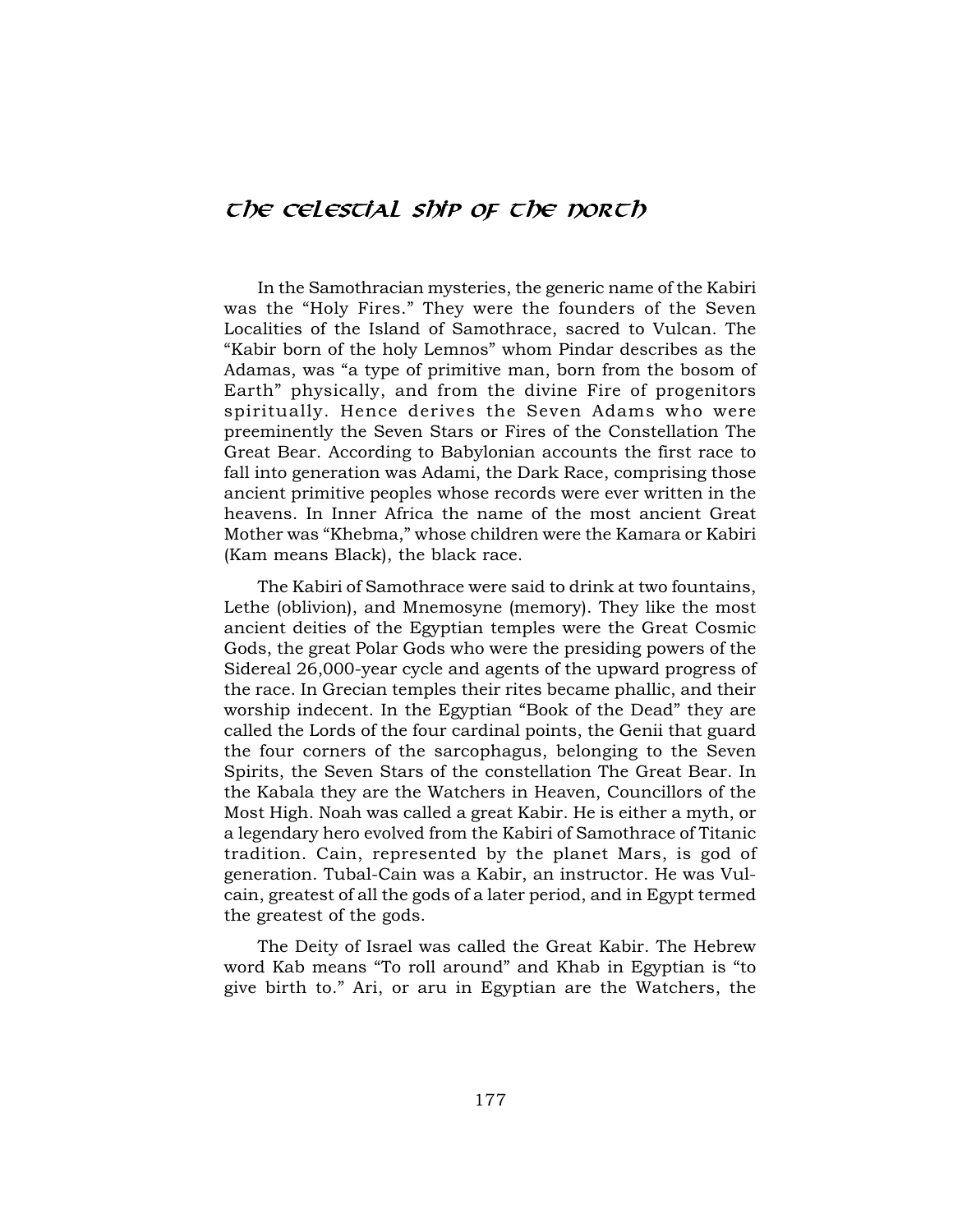# The Celestial Ship of the North

In the Samothracian mysteries, the generic name of the Kabiri was the "Holy Fires." They were the founders of the Seven Localities of the Island of Samothrace, sacred to Vulcan. The "Kabir born of the holy Lemnos" whom Pindar describes as the Adamas, was "a type of primitive man, born from the bosom of Earth" physically, and from the divine Fire of progenitors spiritually. Hence derives the Seven Adams who were preeminently the Seven Stars or Fires of the Constellation The Great Bear. According to Babylonian accounts the first race to fall into generation was Adami, the Dark Race, comprising those ancient primitive peoples whose records were ever written in the heavens. In Inner Africa the name of the most ancient Great Mother was "Khebma," whose children were the Kamara or Kabiri (Kam means Black), the black race.

The Kabiri of Samothrace were said to drink at two fountains, Lethe (oblivion), and Mnemosyne (memory). They like the most ancient deities of the Egyptian temples were the Great Cosmic Gods, the great Polar Gods who were the presiding powers of the Sidereal 26,000-year cycle and agents of the upward progress of the race. In Grecian temples their rites became phallic, and their worship indecent. In the Egyptian "Book of the Dead" they are called the Lords of the four cardinal points, the Genii that guard the four corners of the sarcophagus, belonging to the Seven Spirits, the Seven Stars of the constellation The Great Bear. In the Kabala they are the Watchers in Heaven, Councillors of the Most High. Noah was called a great Kabir. He is either a myth, or a legendary hero evolved from the Kabiri of Samothrace of Titanic tradition. Cain, represented by the planet Mars, is god of generation. Tubal-Cain was a Kabir, an instructor. He was Vul-cain, greatest of all the gods of a later period, and in Egypt termed the greatest of the gods.

The Deity of Israel was called the Great Kabir. The Hebrew word Kab means "To roll around" and Khab in Egyptian is "to give birth to." Ari, or aru in Egyptian are the Watchers, the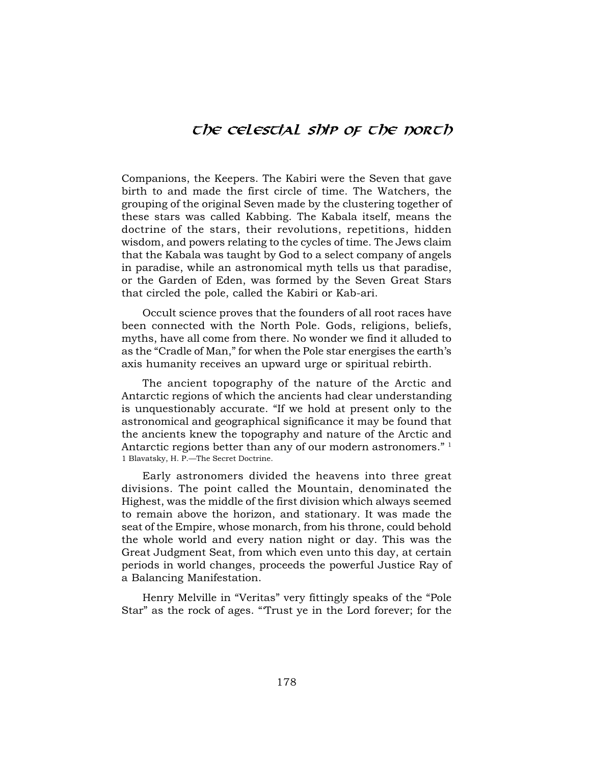Companions, the Keepers. The Kabiri were the Seven that gave birth to and made the first circle of time. The Watchers, the grouping of the original Seven made by the clustering together of these stars was called Kabbing. The Kabala itself, means the doctrine of the stars, their revolutions, repetitions, hidden wisdom, and powers relating to the cycles of time. The Jews claim that the Kabala was taught by God to a select company of angels in paradise, while an astronomical myth tells us that paradise, or the Garden of Eden, was formed by the Seven Great Stars that circled the pole, called the Kabiri or Kab-ari.

Occult science proves that the founders of all root races have been connected with the North Pole. Gods, religions, beliefs, myths, have all come from there. No wonder we find it alluded to as the "Cradle of Man," for when the Pole star energises the earth's axis humanity receives an upward urge or spiritual rebirth.

The ancient topography of the nature of the Arctic and Antarctic regions of which the ancients had clear understanding is unquestionably accurate. "If we hold at present only to the astronomical and geographical significance it may be found that the ancients knew the topography and nature of the Arctic and Antarctic regions better than any of our modern astronomers." [1]

1 Blavatsky, H. P.—The Secret Doctrine.

Early astronomers divided the heavens into three great divisions. The point called the Mountain, denominated the Highest, was the middle of the first division which always seemed to remain above the horizon, and stationary. It was made the seat of the Empire, whose monarch, from his throne, could behold the whole world and every nation night or day. This was the Great Judgment Seat, from which even unto this day, at certain periods in world changes, proceeds the powerful Justice Ray of a Balancing Manifestation.

Henry Melville in "Veritas" very fittingly speaks of the "Pole Star" as the rock of ages. "'Trust ye in the Lord forever; for the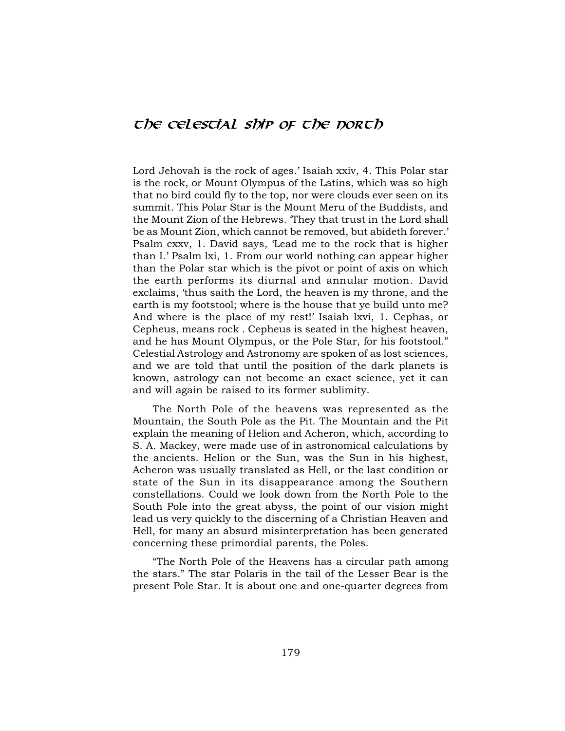Lord Jehovah is the rock of ages.' Isaiah xxiv, 4. This Polar star is the rock, or Mount Olympus of the Latins, which was so high that no bird could fly to the top, nor were clouds ever seen on its summit. This Polar Star is the Mount Meru of the Buddists, and the Mount Zion of the Hebrews. 'They that trust in the Lord shall be as Mount Zion, which cannot be removed, but abideth forever.' Psalm cxxv, 1. David says, 'Lead me to the rock that is higher than I.' Psalm lxi, 1. From our world nothing can appear higher than the Polar star which is the pivot or point of axis on which the earth performs its diurnal and annular motion. David exclaims, 'thus saith the Lord, the heaven is my throne, and the earth is my footstool; where is the house that ye build unto me? And where is the place of my rest!' Isaiah lxvi, 1. Cephas, or Cepheus, means rock . Cepheus is seated in the highest heaven, and he has Mount Olympus, or the Pole Star, for his footstool." Celestial Astrology and Astronomy are spoken of as lost sciences, and we are told that until the position of the dark planets is known, astrology can not become an exact science, yet it can and will again be raised to its former sublimity.

The North Pole of the heavens was represented as the Mountain, the South Pole as the Pit. The Mountain and the Pit explain the meaning of Helion and Acheron, which, according to S. A. Mackey, were made use of in astronomical calculations by the ancients. Helion or the Sun, was the Sun in his highest, Acheron was usually translated as Hell, or the last condition or state of the Sun in its disappearance among the Southern constellations. Could we look down from the North Pole to the South Pole into the great abyss, the point of our vision might lead us very quickly to the discerning of a Christian Heaven and Hell, for many an absurd misinterpretation has been generated concerning these primordial parents, the Poles.

"The North Pole of the Heavens has a circular path among the stars." The star Polaris in the tail of the Lesser Bear is the present Pole Star. It is about one and one-quarter degrees from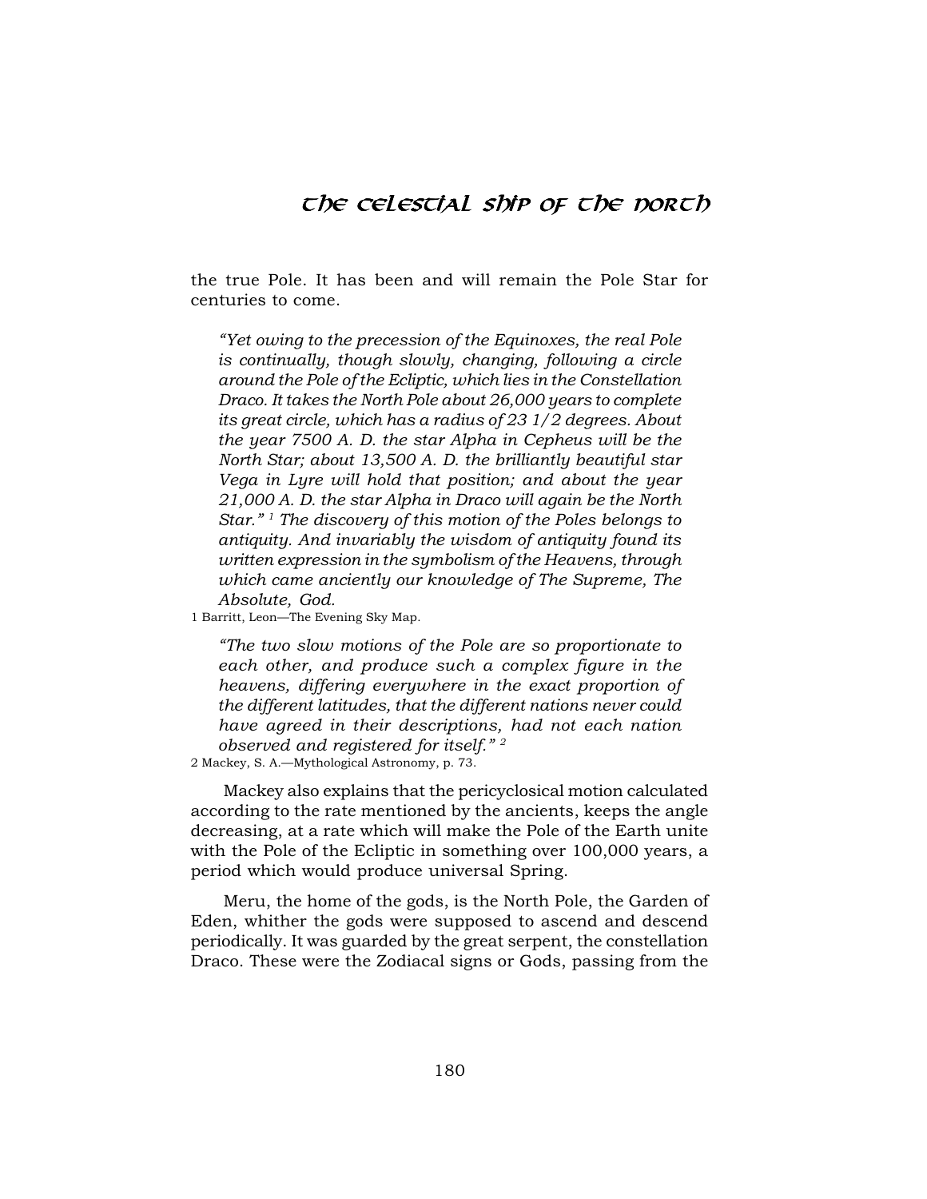the true Pole. It has been and will remain the Pole Star for centuries to come.

> *"Yet owing to the precession of the Equinoxes, the real Pole is continually, though slowly, changing, following a circle around the Pole of the Ecliptic, which lies in the Constellation Draco. It takes the North Pole about 26,000 years to complete its great circle, which has a radius of 23 1/2 degrees. About the year 7500 A. D. the star Alpha in Cepheus will be the North Star; about 13,500 A. D. the brilliantly beautiful star Vega in Lyre will hold that position; and about the year 21,000 A. D. the star Alpha in Draco will again be the North Star."* [1] *The discovery of this motion of the Poles belongs to antiquity. And invariably the wisdom of antiquity found its written expression in the symbolism of the Heavens, through which came anciently our knowledge of The Supreme, The Absolute, God.*

1 Barritt, Leon—The Evening Sky Map.

> *"The two slow motions of the Pole are so proportionate to each other, and produce such a complex figure in the heavens, differing everywhere in the exact proportion of the different latitudes, that the different nations never could have agreed in their descriptions, had not each nation observed and registered for itself."* [2]

2 Mackey, S. A.—Mythological Astronomy, p. 73.

Mackey also explains that the pericyclosical motion calculated according to the rate mentioned by the ancients, keeps the angle decreasing, at a rate which will make the Pole of the Earth unite with the Pole of the Ecliptic in something over 100,000 years, a period which would produce universal Spring.

Meru, the home of the gods, is the North Pole, the Garden of Eden, whither the gods were supposed to ascend and descend periodically. It was guarded by the great serpent, the constellation Draco. These were the Zodiacal signs or Gods, passing from the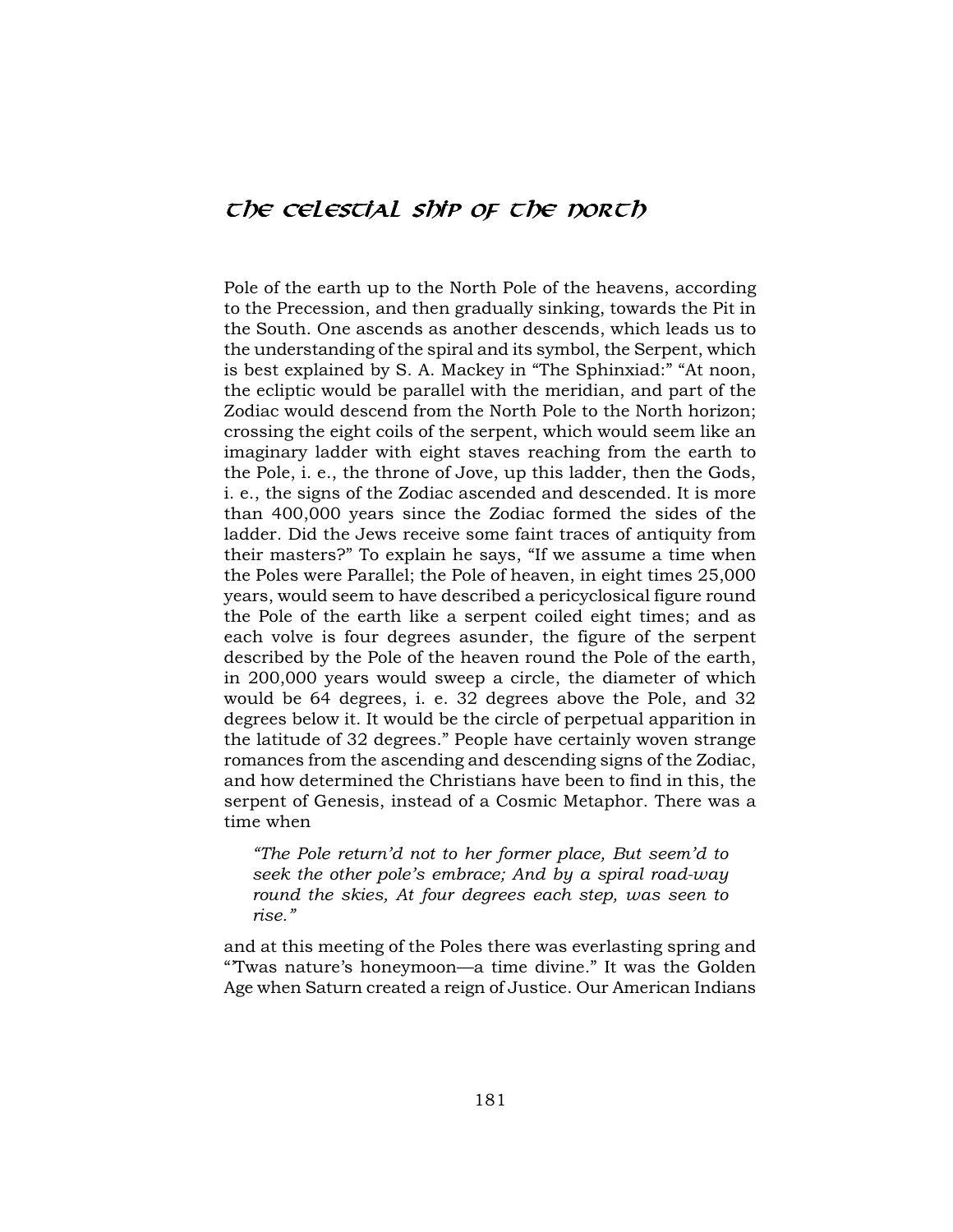Pole of the earth up to the North Pole of the heavens, according to the Precession, and then gradually sinking, towards the Pit in the South. One ascends as another descends, which leads us to the understanding of the spiral and its symbol, the Serpent, which is best explained by S. A. Mackey in "The Sphinxiad:" "At noon, the ecliptic would be parallel with the meridian, and part of the Zodiac would descend from the North Pole to the North horizon; crossing the eight coils of the serpent, which would seem like an imaginary ladder with eight staves reaching from the earth to the Pole, i. e., the throne of Jove, up this ladder, then the Gods, i. e., the signs of the Zodiac ascended and descended. It is more than 400,000 years since the Zodiac formed the sides of the ladder. Did the Jews receive some faint traces of antiquity from their masters?" To explain he says, "If we assume a time when the Poles were Parallel; the Pole of heaven, in eight times 25,000 years, would seem to have described a pericyclosical figure round the Pole of the earth like a serpent coiled eight times; and as each volve is four degrees asunder, the figure of the serpent described by the Pole of the heaven round the Pole of the earth, in 200,000 years would sweep a circle, the diameter of which would be 64 degrees, i. e. 32 degrees above the Pole, and 32 degrees below it. It would be the circle of perpetual apparition in the latitude of 32 degrees." People have certainly woven strange romances from the ascending and descending signs of the Zodiac, and how determined the Christians have been to find in this, the serpent of Genesis, instead of a Cosmic Metaphor. There was a time when

> *"The Pole return'd not to her former place, But seem'd to seek the other pole's embrace; And by a spiral road-way round the skies, At four degrees each step, was seen to rise."*

and at this meeting of the Poles there was everlasting spring and "'Twas nature's honeymoon—a time divine." It was the Golden Age when Saturn created a reign of Justice. Our American Indians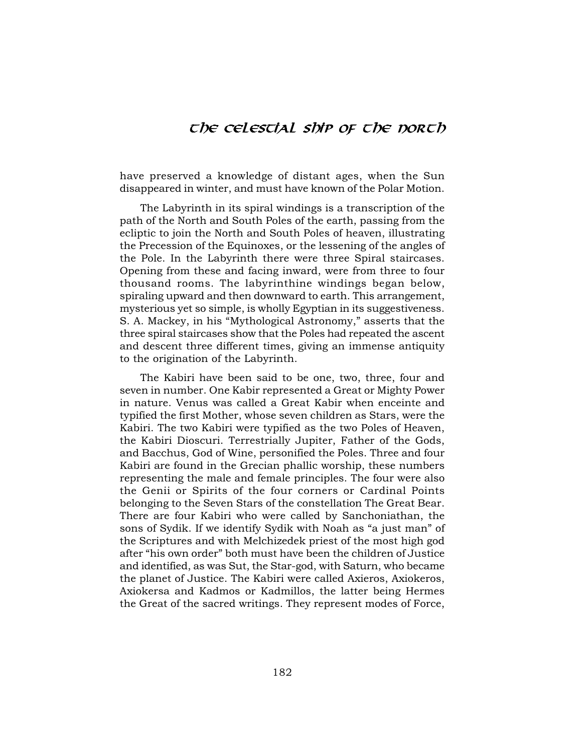have preserved a knowledge of distant ages, when the Sun disappeared in winter, and must have known of the Polar Motion.

The Labyrinth in its spiral windings is a transcription of the path of the North and South Poles of the earth, passing from the ecliptic to join the North and South Poles of heaven, illustrating the Precession of the Equinoxes, or the lessening of the angles of the Pole. In the Labyrinth there were three Spiral staircases. Opening from these and facing inward, were from three to four thousand rooms. The labyrinthine windings began below, spiraling upward and then downward to earth. This arrangement, mysterious yet so simple, is wholly Egyptian in its suggestiveness. S. A. Mackey, in his "Mythological Astronomy," asserts that the three spiral staircases show that the Poles had repeated the ascent and descent three different times, giving an immense antiquity to the origination of the Labyrinth.

The Kabiri have been said to be one, two, three, four and seven in number. One Kabir represented a Great or Mighty Power in nature. Venus was called a Great Kabir when enceinte and typified the first Mother, whose seven children as Stars, were the Kabiri. The two Kabiri were typified as the two Poles of Heaven, the Kabiri Dioscuri. Terrestrially Jupiter, Father of the Gods, and Bacchus, God of Wine, personified the Poles. Three and four Kabiri are found in the Grecian phallic worship, these numbers representing the male and female principles. The four were also the Genii or Spirits of the four corners or Cardinal Points belonging to the Seven Stars of the constellation The Great Bear. There are four Kabiri who were called by Sanchoniathan, the sons of Sydik. If we identify Sydik with Noah as "a just man" of the Scriptures and with Melchizedek priest of the most high god after "his own order" both must have been the children of Justice and identified, as was Sut, the Star-god, with Saturn, who became the planet of Justice. The Kabiri were called Axieros, Axiokeros, Axiokersa and Kadmos or Kadmillos, the latter being Hermes the Great of the sacred writings. They represent modes of Force,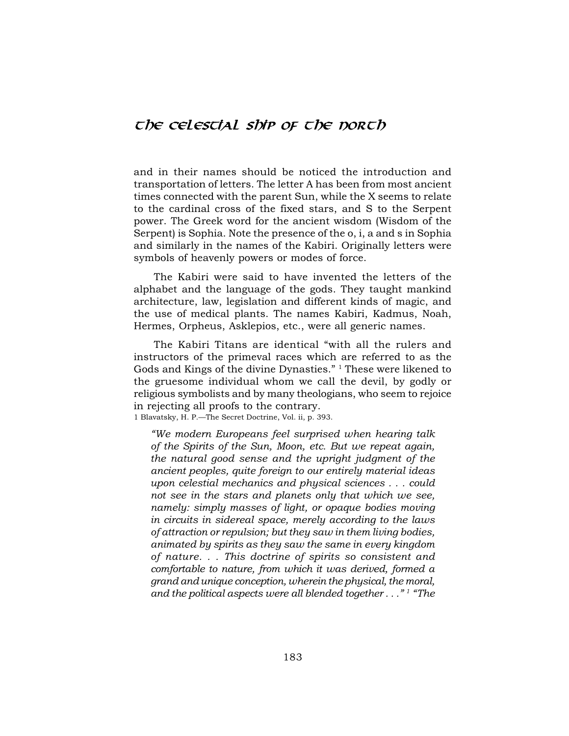and in their names should be noticed the introduction and transportation of letters. The letter A has been from most ancient times connected with the parent Sun, while the X seems to relate to the cardinal cross of the fixed stars, and S to the Serpent power. The Greek word for the ancient wisdom (Wisdom of the Serpent) is Sophia. Note the presence of the o, i, a and s in Sophia and similarly in the names of the Kabiri. Originally letters were symbols of heavenly powers or modes of force.

The Kabiri were said to have invented the letters of the alphabet and the language of the gods. They taught mankind architecture, law, legislation and different kinds of magic, and the use of medical plants. The names Kabiri, Kadmus, Noah, Hermes, Orpheus, Asklepios, etc., were all generic names.

The Kabiri Titans are identical "with all the rulers and instructors of the primeval races which are referred to as the Gods and Kings of the divine Dynasties." [1] These were likened to the gruesome individual whom we call the devil, by godly or religious symbolists and by many theologians, who seem to rejoice in rejecting all proofs to the contrary.

1 Blavatsky, H. P.—The Secret Doctrine, Vol. ii, p. 393.

> *"We modern Europeans feel surprised when hearing talk of the Spirits of the Sun, Moon, etc. But we repeat again, the natural good sense and the upright judgment of the ancient peoples, quite foreign to our entirely material ideas upon celestial mechanics and physical sciences . . . could not see in the stars and planets only that which we see, namely: simply masses of light, or opaque bodies moving in circuits in sidereal space, merely according to the laws of attraction or repulsion; but they saw in them living bodies, animated by spirits as they saw the same in every kingdom of nature. . . This doctrine of spirits so consistent and comfortable to nature, from which it was derived, formed a grand and unique conception, wherein the physical, the moral, and the political aspects were all blended together . . ."* [1] *"The*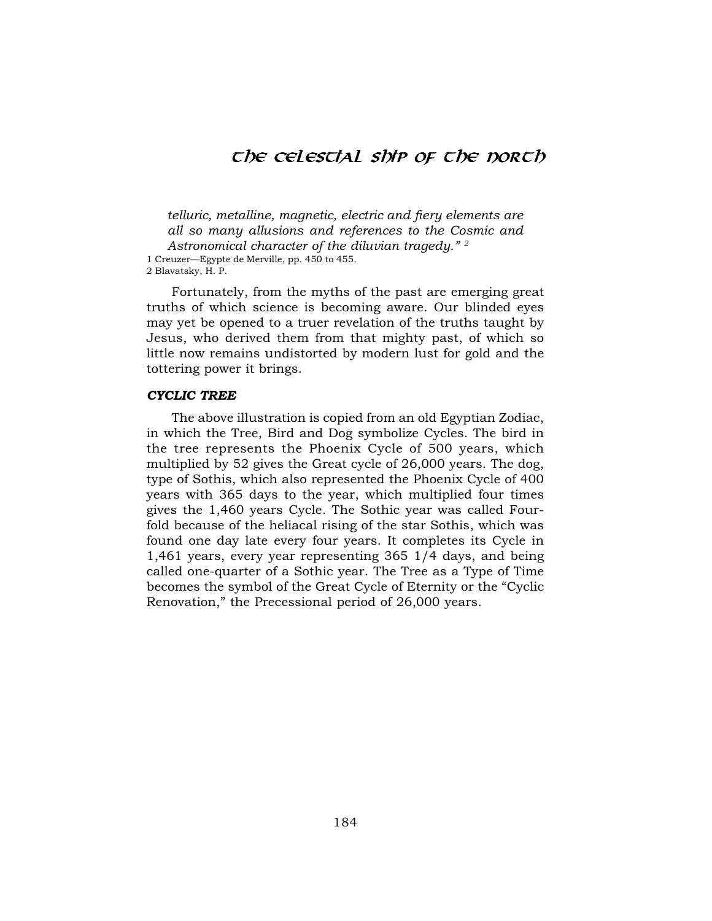*telluric, metalline, magnetic, electric and fiery elements are all so many allusions and references to the Cosmic and Astronomical character of the diluvian tragedy."* [2]

1 Creuzer—Egypte de Merville, pp. 450 to 455.
2 Blavatsky, H. P.

Fortunately, from the myths of the past are emerging great truths of which science is becoming aware. Our blinded eyes may yet be opened to a truer revelation of the truths taught by Jesus, who derived them from that mighty past, of which so little now remains undistorted by modern lust for gold and the tottering power it brings.

### *CYCLIC TREE*

The above illustration is copied from an old Egyptian Zodiac, in which the Tree, Bird and Dog symbolize Cycles. The bird in the tree represents the Phoenix Cycle of 500 years, which multiplied by 52 gives the Great cycle of 26,000 years. The dog, type of Sothis, which also represented the Phoenix Cycle of 400 years with 365 days to the year, which multiplied four times gives the 1,460 years Cycle. The Sothic year was called Four-fold because of the heliacal rising of the star Sothis, which was found one day late every four years. It completes its Cycle in 1,461 years, every year representing 365 1/4 days, and being called one-quarter of a Sothic year. The Tree as a Type of Time becomes the symbol of the Great Cycle of Eternity or the "Cyclic Renovation," the Precessional period of 26,000 years.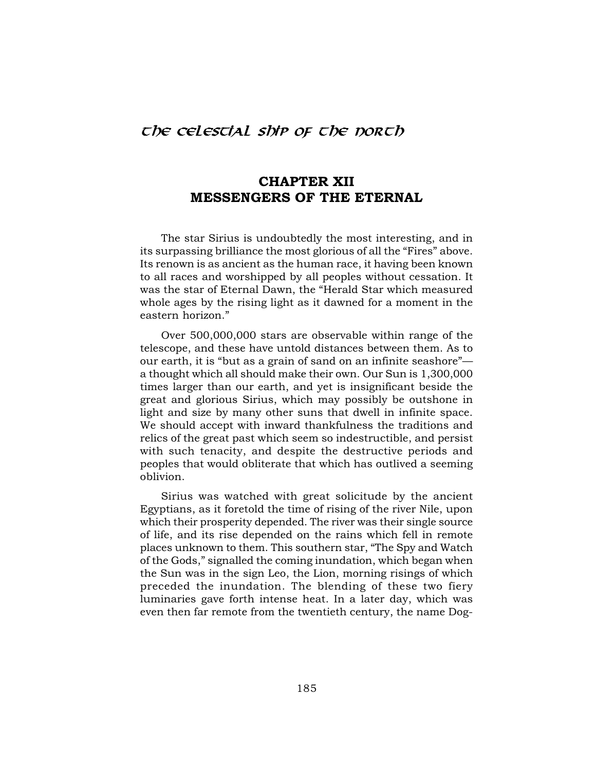## CHAPTER XII
## MESSENGERS OF THE ETERNAL

The star Sirius is undoubtedly the most interesting, and in its surpassing brilliance the most glorious of all the "Fires" above. Its renown is as ancient as the human race, it having been known to all races and worshipped by all peoples without cessation. It was the star of Eternal Dawn, the "Herald Star which measured whole ages by the rising light as it dawned for a moment in the eastern horizon."

Over 500,000,000 stars are observable within range of the telescope, and these have untold distances between them. As to our earth, it is "but as a grain of sand on an infinite seashore"—a thought which all should make their own. Our Sun is 1,300,000 times larger than our earth, and yet is insignificant beside the great and glorious Sirius, which may possibly be outshone in light and size by many other suns that dwell in infinite space. We should accept with inward thankfulness the traditions and relics of the great past which seem so indestructible, and persist with such tenacity, and despite the destructive periods and peoples that would obliterate that which has outlived a seeming oblivion.

Sirius was watched with great solicitude by the ancient Egyptians, as it foretold the time of rising of the river Nile, upon which their prosperity depended. The river was their single source of life, and its rise depended on the rains which fell in remote places unknown to them. This southern star, "The Spy and Watch of the Gods," signalled the coming inundation, which began when the Sun was in the sign Leo, the Lion, morning risings of which preceded the inundation. The blending of these two fiery luminaries gave forth intense heat. In a later day, which was even then far remote from the twentieth century, the name Dog-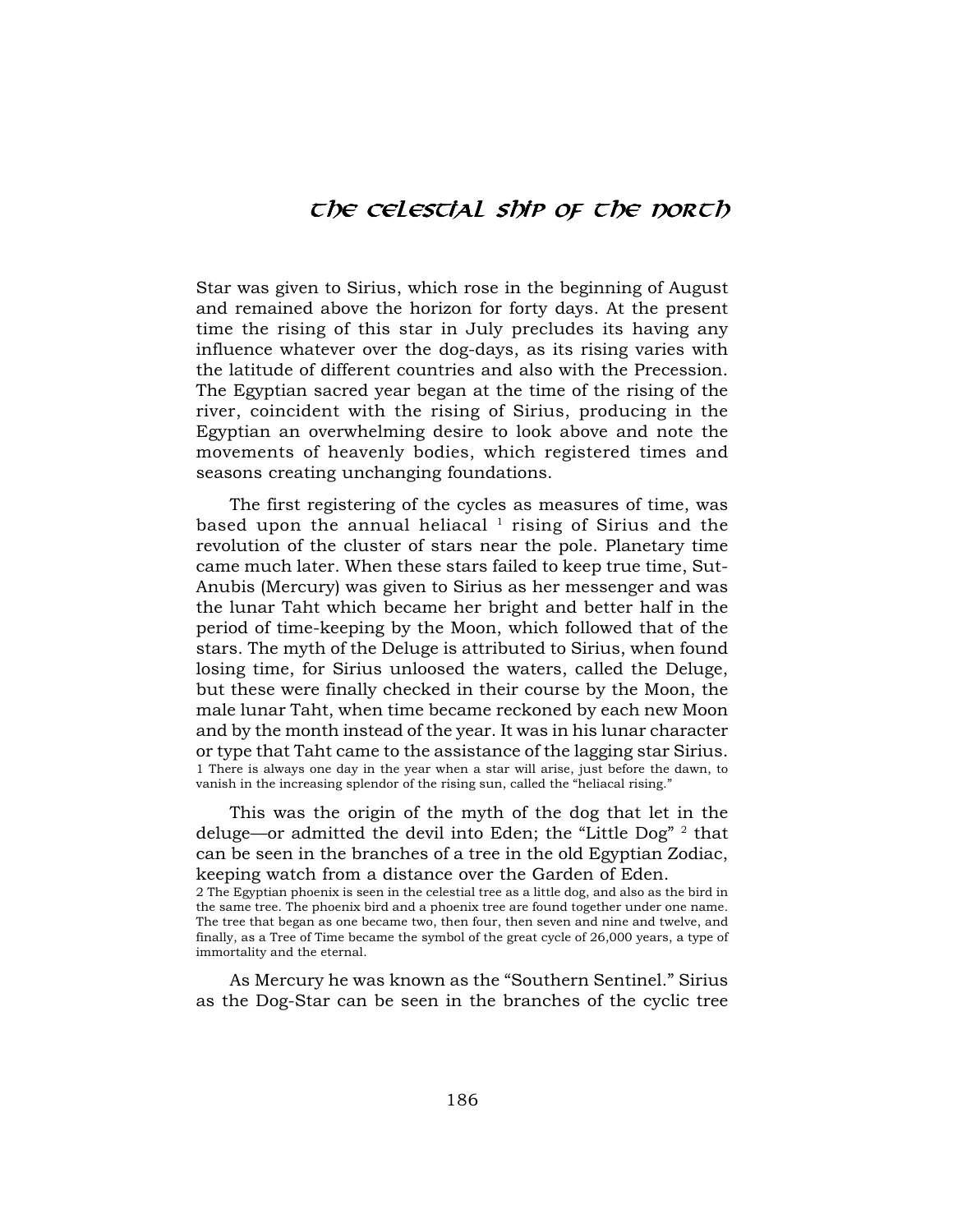Star was given to Sirius, which rose in the beginning of August and remained above the horizon for forty days. At the present time the rising of this star in July precludes its having any influence whatever over the dog-days, as its rising varies with the latitude of different countries and also with the Precession. The Egyptian sacred year began at the time of the rising of the river, coincident with the rising of Sirius, producing in the Egyptian an overwhelming desire to look above and note the movements of heavenly bodies, which registered times and seasons creating unchanging foundations.

The first registering of the cycles as measures of time, was based upon the annual heliacal [1] rising of Sirius and the revolution of the cluster of stars near the pole. Planetary time came much later. When these stars failed to keep true time, Sut-Anubis (Mercury) was given to Sirius as her messenger and was the lunar Taht which became her bright and better half in the period of time-keeping by the Moon, which followed that of the stars. The myth of the Deluge is attributed to Sirius, when found losing time, for Sirius unloosed the waters, called the Deluge, but these were finally checked in their course by the Moon, the male lunar Taht, when time became reckoned by each new Moon and by the month instead of the year. It was in his lunar character or type that Taht came to the assistance of the lagging star Sirius.

1 There is always one day in the year when a star will arise, just before the dawn, to vanish in the increasing splendor of the rising sun, called the "heliacal rising."

This was the origin of the myth of the dog that let in the deluge—or admitted the devil into Eden; the "Little Dog" [2] that can be seen in the branches of a tree in the old Egyptian Zodiac, keeping watch from a distance over the Garden of Eden.

2 The Egyptian phoenix is seen in the celestial tree as a little dog, and also as the bird in the same tree. The phoenix bird and a phoenix tree are found together under one name. The tree that began as one became two, then four, then seven and nine and twelve, and finally, as a Tree of Time became the symbol of the great cycle of 26,000 years, a type of immortality and the eternal.

As Mercury he was known as the "Southern Sentinel." Sirius as the Dog-Star can be seen in the branches of the cyclic tree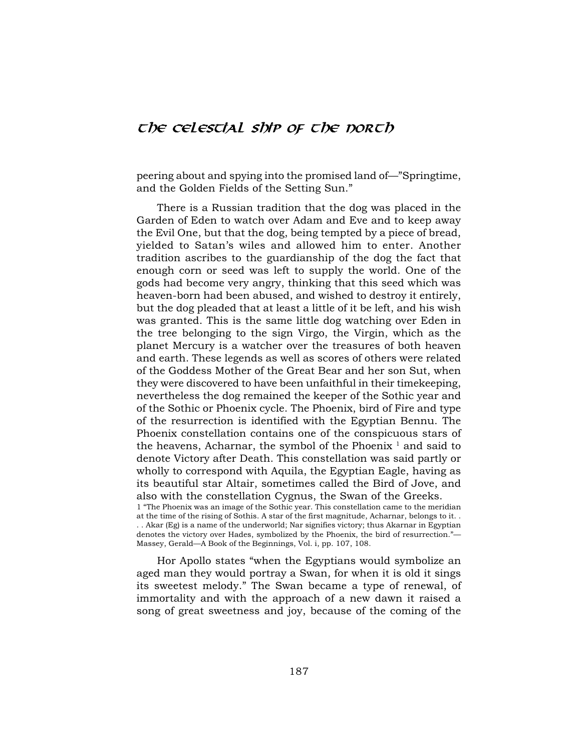peering about and spying into the promised land of—"Springtime, and the Golden Fields of the Setting Sun."

There is a Russian tradition that the dog was placed in the Garden of Eden to watch over Adam and Eve and to keep away the Evil One, but that the dog, being tempted by a piece of bread, yielded to Satan's wiles and allowed him to enter. Another tradition ascribes to the guardianship of the dog the fact that enough corn or seed was left to supply the world. One of the gods had become very angry, thinking that this seed which was heaven-born had been abused, and wished to destroy it entirely, but the dog pleaded that at least a little of it be left, and his wish was granted. This is the same little dog watching over Eden in the tree belonging to the sign Virgo, the Virgin, which as the planet Mercury is a watcher over the treasures of both heaven and earth. These legends as well as scores of others were related of the Goddess Mother of the Great Bear and her son Sut, when they were discovered to have been unfaithful in their timekeeping, nevertheless the dog remained the keeper of the Sothic year and of the Sothic or Phoenix cycle. The Phoenix, bird of Fire and type of the resurrection is identified with the Egyptian Bennu. The Phoenix constellation contains one of the conspicuous stars of the heavens, Acharnar, the symbol of the Phoenix [1] and said to denote Victory after Death. This constellation was said partly or wholly to correspond with Aquila, the Egyptian Eagle, having as its beautiful star Altair, sometimes called the Bird of Jove, and also with the constellation Cygnus, the Swan of the Greeks.

1 "The Phoenix was an image of the Sothic year. This constellation came to the meridian at the time of the rising of Sothis. A star of the first magnitude, Acharnar, belongs to it. . . . Akar (Eg) is a name of the underworld; Nar signifies victory; thus Akarnar in Egyptian denotes the victory over Hades, symbolized by the Phoenix, the bird of resurrection."—Massey, Gerald—A Book of the Beginnings, Vol. i, pp. 107, 108.

Hor Apollo states "when the Egyptians would symbolize an aged man they would portray a Swan, for when it is old it sings its sweetest melody." The Swan became a type of renewal, of immortality and with the approach of a new dawn it raised a song of great sweetness and joy, because of the coming of the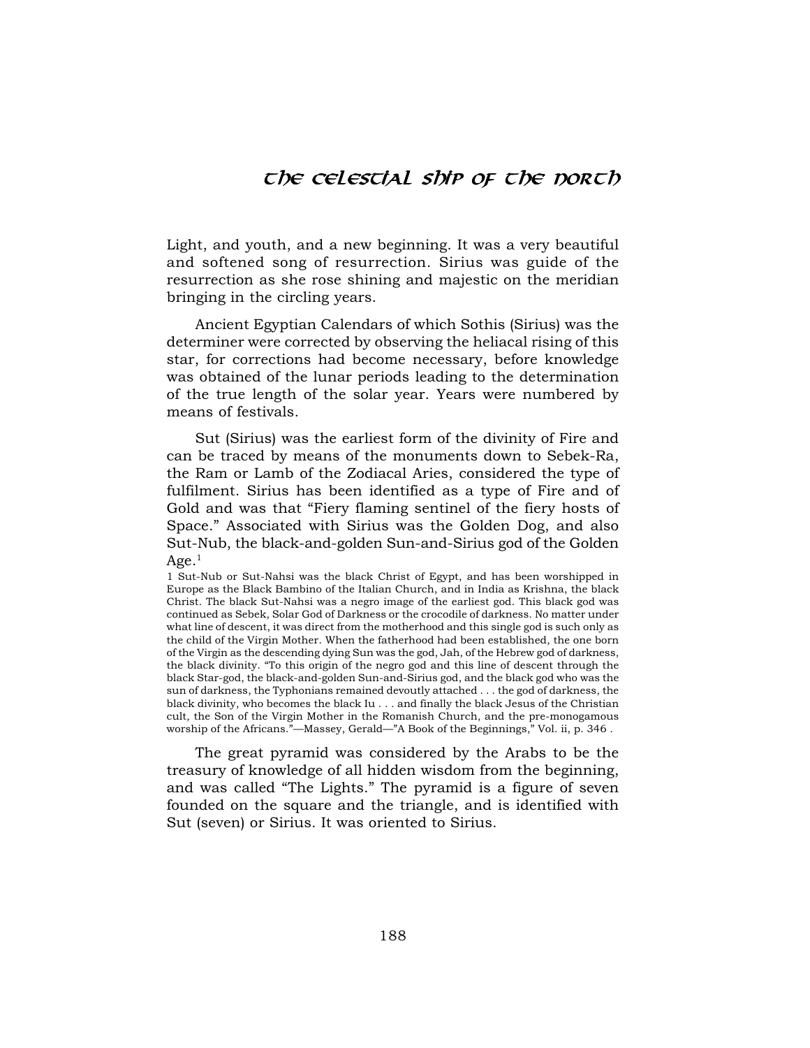Light, and youth, and a new beginning. It was a very beautiful and softened song of resurrection. Sirius was guide of the resurrection as she rose shining and majestic on the meridian bringing in the circling years.

Ancient Egyptian Calendars of which Sothis (Sirius) was the determiner were corrected by observing the heliacal rising of this star, for corrections had become necessary, before knowledge was obtained of the lunar periods leading to the determination of the true length of the solar year. Years were numbered by means of festivals.

Sut (Sirius) was the earliest form of the divinity of Fire and can be traced by means of the monuments down to Sebek-Ra, the Ram or Lamb of the Zodiacal Aries, considered the type of fulfilment. Sirius has been identified as a type of Fire and of Gold and was that "Fiery flaming sentinel of the fiery hosts of Space." Associated with Sirius was the Golden Dog, and also Sut-Nub, the black-and-golden Sun-and-Sirius god of the Golden Age.[1]

1 Sut-Nub or Sut-Nahsi was the black Christ of Egypt, and has been worshipped in Europe as the Black Bambino of the Italian Church, and in India as Krishna, the black Christ. The black Sut-Nahsi was a negro image of the earliest god. This black god was continued as Sebek, Solar God of Darkness or the crocodile of darkness. No matter under what line of descent, it was direct from the motherhood and this single god is such only as the child of the Virgin Mother. When the fatherhood had been established, the one born of the Virgin as the descending dying Sun was the god, Jah, of the Hebrew god of darkness, the black divinity. "To this origin of the negro god and this line of descent through the black Star-god, the black-and-golden Sun-and-Sirius god, and the black god who was the sun of darkness, the Typhonians remained devoutly attached . . . the god of darkness, the black divinity, who becomes the black Iu . . . and finally the black Jesus of the Christian cult, the Son of the Virgin Mother in the Romanish Church, and the pre-monogamous worship of the Africans."—Massey, Gerald—"A Book of the Beginnings," Vol. ii, p. 346 .

The great pyramid was considered by the Arabs to be the treasury of knowledge of all hidden wisdom from the beginning, and was called "The Lights." The pyramid is a figure of seven founded on the square and the triangle, and is identified with Sut (seven) or Sirius. It was oriented to Sirius.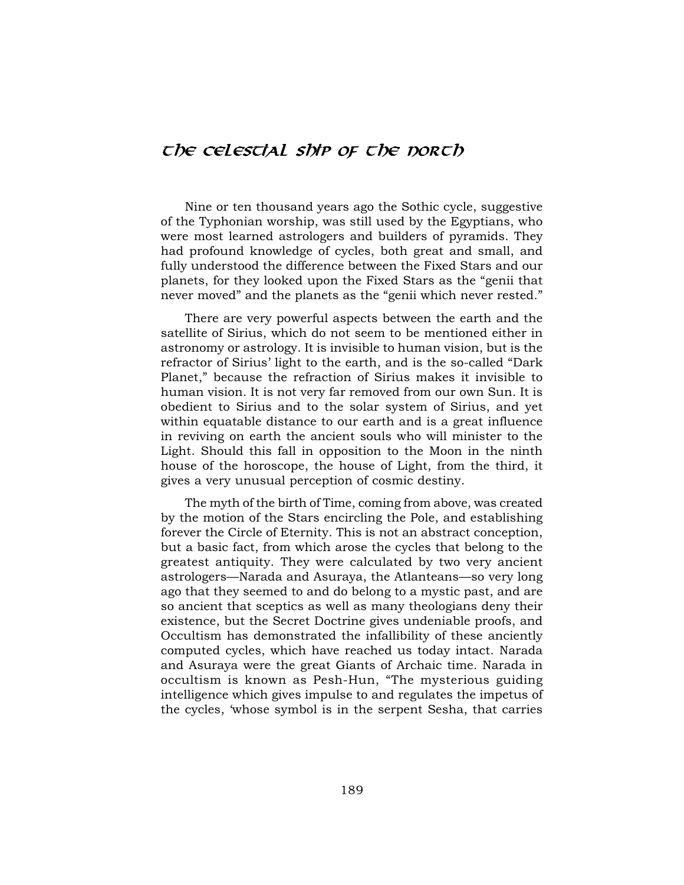# The Celestial Ship of the North

Nine or ten thousand years ago the Sothic cycle, suggestive of the Typhonian worship, was still used by the Egyptians, who were most learned astrologers and builders of pyramids. They had profound knowledge of cycles, both great and small, and fully understood the difference between the Fixed Stars and our planets, for they looked upon the Fixed Stars as the "genii that never moved" and the planets as the "genii which never rested."

There are very powerful aspects between the earth and the satellite of Sirius, which do not seem to be mentioned either in astronomy or astrology. It is invisible to human vision, but is the refractor of Sirius' light to the earth, and is the so-called "Dark Planet," because the refraction of Sirius makes it invisible to human vision. It is not very far removed from our own Sun. It is obedient to Sirius and to the solar system of Sirius, and yet within equatable distance to our earth and is a great influence in reviving on earth the ancient souls who will minister to the Light. Should this fall in opposition to the Moon in the ninth house of the horoscope, the house of Light, from the third, it gives a very unusual perception of cosmic destiny.

The myth of the birth of Time, coming from above, was created by the motion of the Stars encircling the Pole, and establishing forever the Circle of Eternity. This is not an abstract conception, but a basic fact, from which arose the cycles that belong to the greatest antiquity. They were calculated by two very ancient astrologers—Narada and Asuraya, the Atlanteans—so very long ago that they seemed to and do belong to a mystic past, and are so ancient that sceptics as well as many theologians deny their existence, but the Secret Doctrine gives undeniable proofs, and Occultism has demonstrated the infallibility of these anciently computed cycles, which have reached us today intact. Narada and Asuraya were the great Giants of Archaic time. Narada in occultism is known as Pesh-Hun, "The mysterious guiding intelligence which gives impulse to and regulates the impetus of the cycles, 'whose symbol is in the serpent Sesha, that carries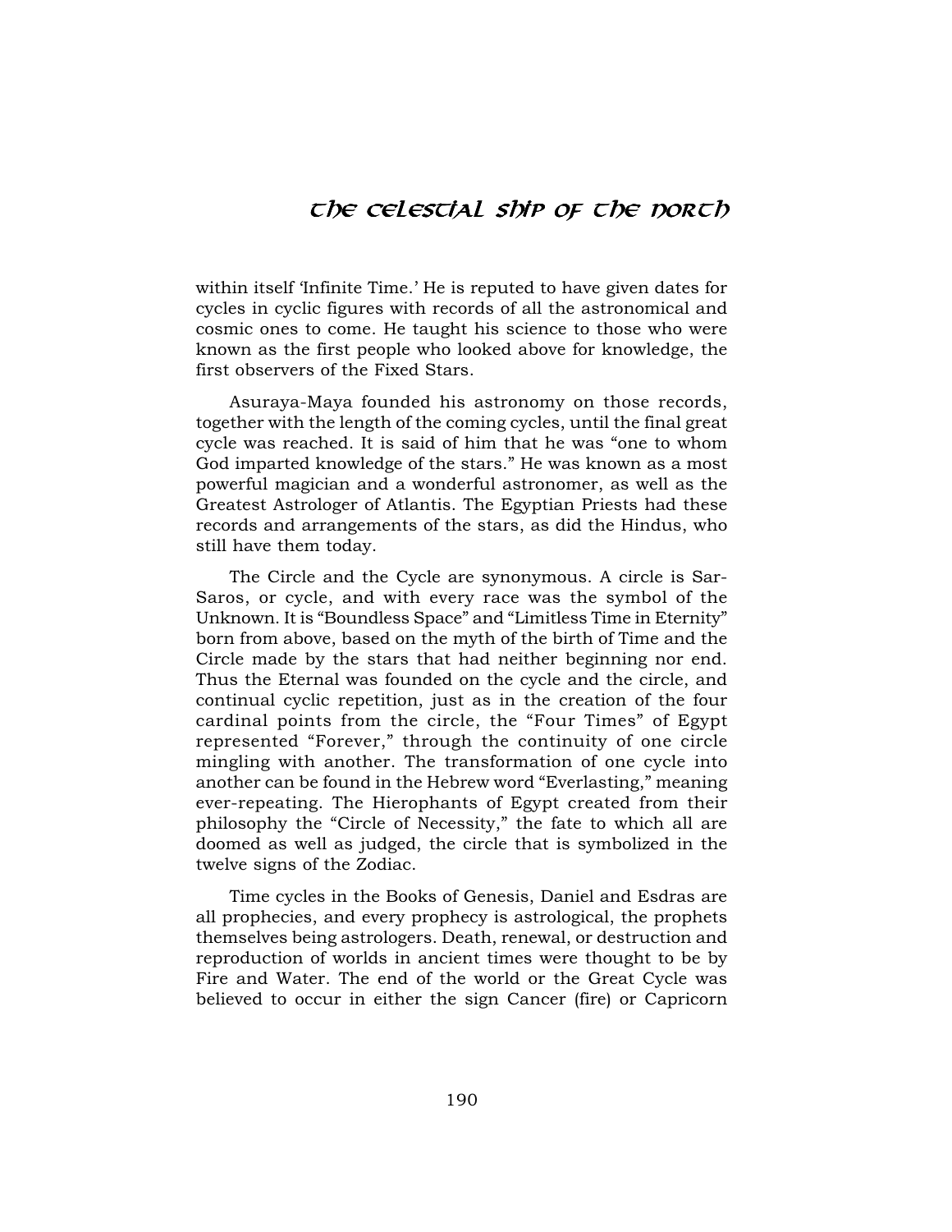within itself 'Infinite Time.' He is reputed to have given dates for cycles in cyclic figures with records of all the astronomical and cosmic ones to come. He taught his science to those who were known as the first people who looked above for knowledge, the first observers of the Fixed Stars.

Asuraya-Maya founded his astronomy on those records, together with the length of the coming cycles, until the final great cycle was reached. It is said of him that he was "one to whom God imparted knowledge of the stars." He was known as a most powerful magician and a wonderful astronomer, as well as the Greatest Astrologer of Atlantis. The Egyptian Priests had these records and arrangements of the stars, as did the Hindus, who still have them today.

The Circle and the Cycle are synonymous. A circle is Sar-Saros, or cycle, and with every race was the symbol of the Unknown. It is "Boundless Space" and "Limitless Time in Eternity" born from above, based on the myth of the birth of Time and the Circle made by the stars that had neither beginning nor end. Thus the Eternal was founded on the cycle and the circle, and continual cyclic repetition, just as in the creation of the four cardinal points from the circle, the "Four Times" of Egypt represented "Forever," through the continuity of one circle mingling with another. The transformation of one cycle into another can be found in the Hebrew word "Everlasting," meaning ever-repeating. The Hierophants of Egypt created from their philosophy the "Circle of Necessity," the fate to which all are doomed as well as judged, the circle that is symbolized in the twelve signs of the Zodiac.

Time cycles in the Books of Genesis, Daniel and Esdras are all prophecies, and every prophecy is astrological, the prophets themselves being astrologers. Death, renewal, or destruction and reproduction of worlds in ancient times were thought to be by Fire and Water. The end of the world or the Great Cycle was believed to occur in either the sign Cancer (fire) or Capricorn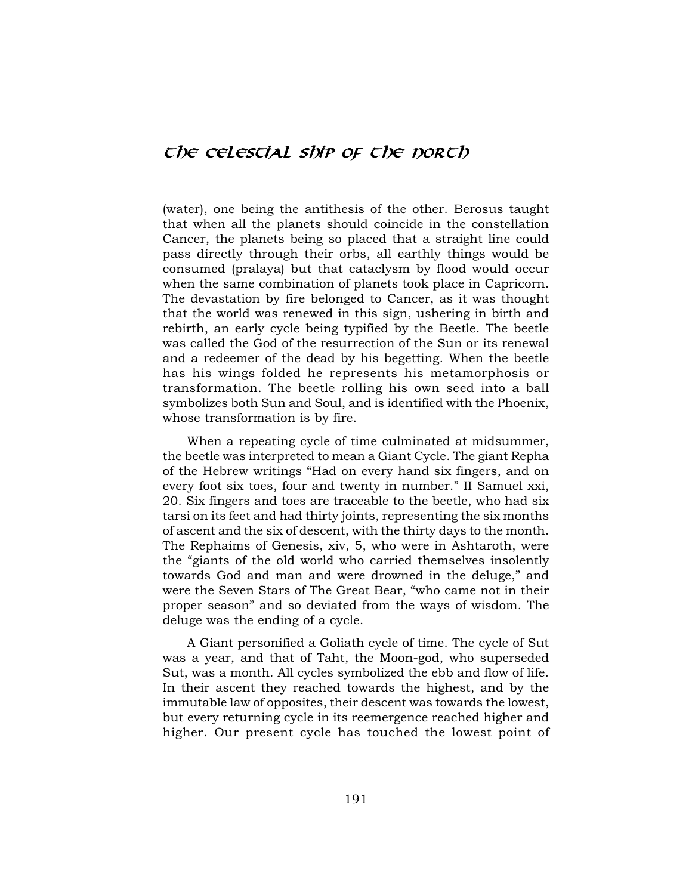(water), one being the antithesis of the other. Berosus taught that when all the planets should coincide in the constellation Cancer, the planets being so placed that a straight line could pass directly through their orbs, all earthly things would be consumed (pralaya) but that cataclysm by flood would occur when the same combination of planets took place in Capricorn. The devastation by fire belonged to Cancer, as it was thought that the world was renewed in this sign, ushering in birth and rebirth, an early cycle being typified by the Beetle. The beetle was called the God of the resurrection of the Sun or its renewal and a redeemer of the dead by his begetting. When the beetle has his wings folded he represents his metamorphosis or transformation. The beetle rolling his own seed into a ball symbolizes both Sun and Soul, and is identified with the Phoenix, whose transformation is by fire.

When a repeating cycle of time culminated at midsummer, the beetle was interpreted to mean a Giant Cycle. The giant Repha of the Hebrew writings "Had on every hand six fingers, and on every foot six toes, four and twenty in number." II Samuel xxi, 20. Six fingers and toes are traceable to the beetle, who had six tarsi on its feet and had thirty joints, representing the six months of ascent and the six of descent, with the thirty days to the month. The Rephaims of Genesis, xiv, 5, who were in Ashtaroth, were the "giants of the old world who carried themselves insolently towards God and man and were drowned in the deluge," and were the Seven Stars of The Great Bear, "who came not in their proper season" and so deviated from the ways of wisdom. The deluge was the ending of a cycle.

A Giant personified a Goliath cycle of time. The cycle of Sut was a year, and that of Taht, the Moon-god, who superseded Sut, was a month. All cycles symbolized the ebb and flow of life. In their ascent they reached towards the highest, and by the immutable law of opposites, their descent was towards the lowest, but every returning cycle in its reemergence reached higher and higher. Our present cycle has touched the lowest point of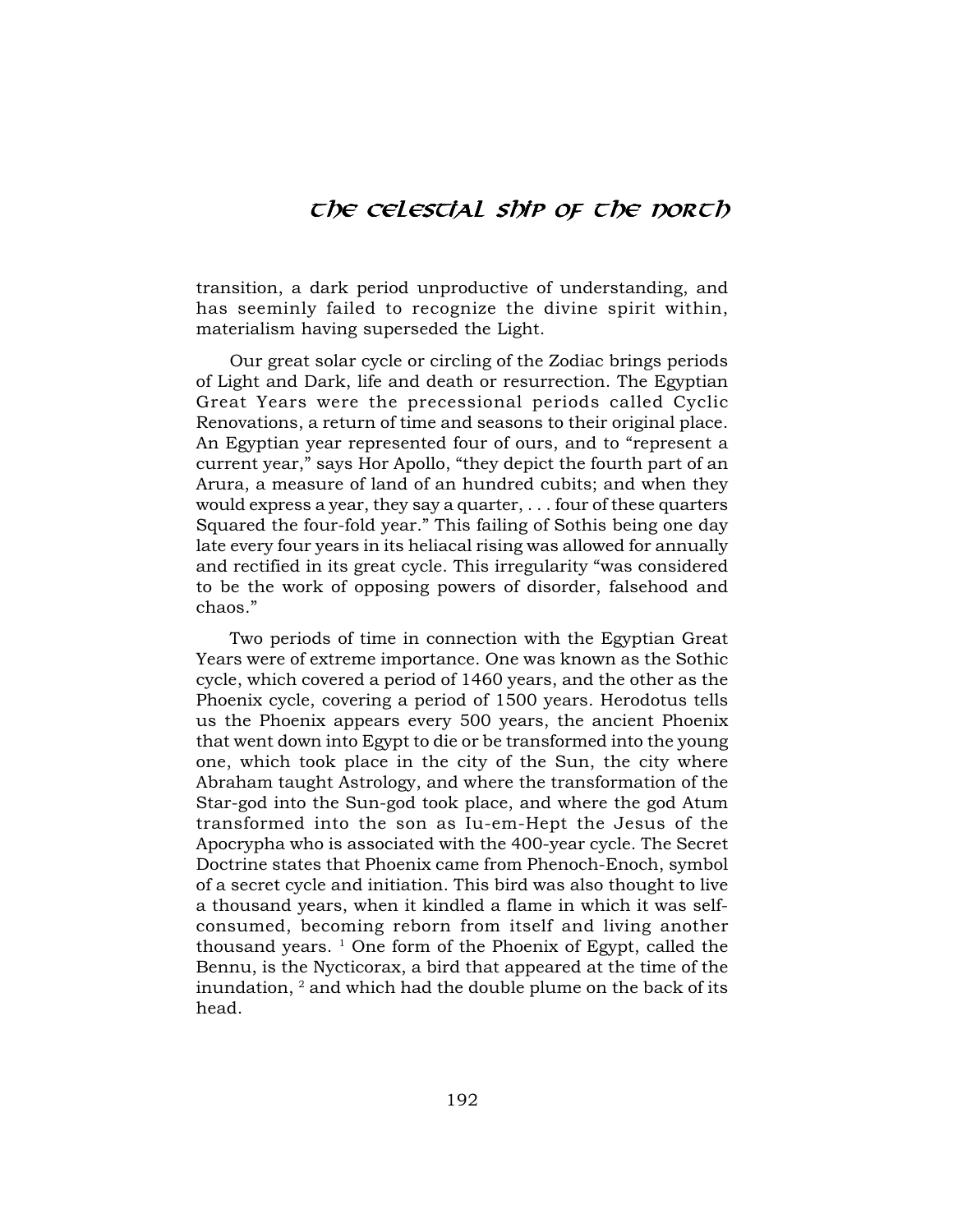transition, a dark period unproductive of understanding, and has seeminly failed to recognize the divine spirit within, materialism having superseded the Light.

Our great solar cycle or circling of the Zodiac brings periods of Light and Dark, life and death or resurrection. The Egyptian Great Years were the precessional periods called Cyclic Renovations, a return of time and seasons to their original place. An Egyptian year represented four of ours, and to "represent a current year," says Hor Apollo, "they depict the fourth part of an Arura, a measure of land of an hundred cubits; and when they would express a year, they say a quarter, . . . four of these quarters Squared the four-fold year." This failing of Sothis being one day late every four years in its heliacal rising was allowed for annually and rectified in its great cycle. This irregularity "was considered to be the work of opposing powers of disorder, falsehood and chaos."

Two periods of time in connection with the Egyptian Great Years were of extreme importance. One was known as the Sothic cycle, which covered a period of 1460 years, and the other as the Phoenix cycle, covering a period of 1500 years. Herodotus tells us the Phoenix appears every 500 years, the ancient Phoenix that went down into Egypt to die or be transformed into the young one, which took place in the city of the Sun, the city where Abraham taught Astrology, and where the transformation of the Star-god into the Sun-god took place, and where the god Atum transformed into the son as Iu-em-Hept the Jesus of the Apocrypha who is associated with the 400-year cycle. The Secret Doctrine states that Phoenix came from Phenoch-Enoch, symbol of a secret cycle and initiation. This bird was also thought to live a thousand years, when it kindled a flame in which it was self-consumed, becoming reborn from itself and living another thousand years. [1] One form of the Phoenix of Egypt, called the Bennu, is the Nycticorax, a bird that appeared at the time of the inundation, [2] and which had the double plume on the back of its head.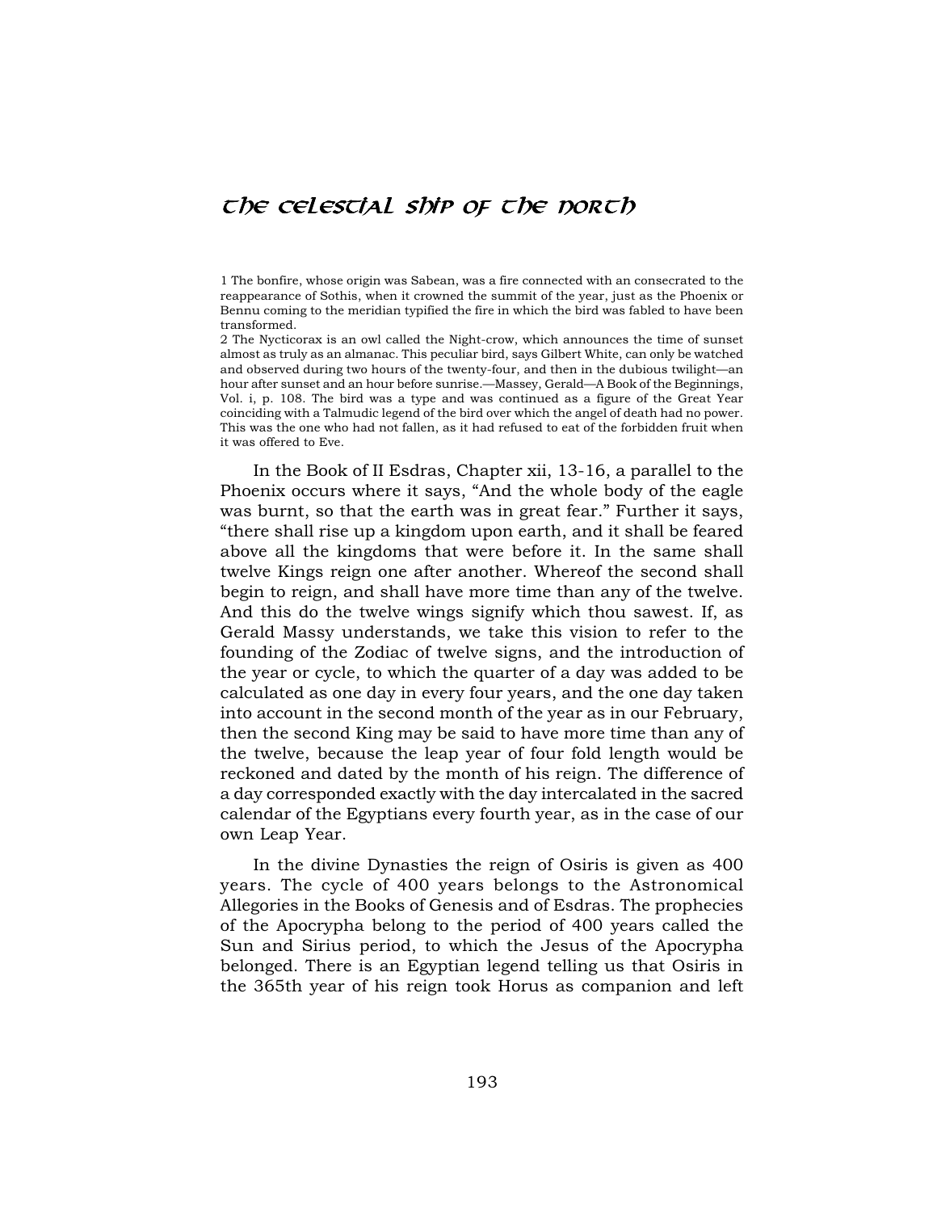# The Celestial Ship of the North

1 The bonfire, whose origin was Sabean, was a fire connected with an consecrated to the reappearance of Sothis, when it crowned the summit of the year, just as the Phoenix or Bennu coming to the meridian typified the fire in which the bird was fabled to have been transformed.

2 The Nycticorax is an owl called the Night-crow, which announces the time of sunset almost as truly as an almanac. This peculiar bird, says Gilbert White, can only be watched and observed during two hours of the twenty-four, and then in the dubious twilight—an hour after sunset and an hour before sunrise.—Massey, Gerald—A Book of the Beginnings, Vol. i, p. 108. The bird was a type and was continued as a figure of the Great Year coinciding with a Talmudic legend of the bird over which the angel of death had no power. This was the one who had not fallen, as it had refused to eat of the forbidden fruit when it was offered to Eve.

In the Book of II Esdras, Chapter xii, 13-16, a parallel to the Phoenix occurs where it says, "And the whole body of the eagle was burnt, so that the earth was in great fear." Further it says, "there shall rise up a kingdom upon earth, and it shall be feared above all the kingdoms that were before it. In the same shall twelve Kings reign one after another. Whereof the second shall begin to reign, and shall have more time than any of the twelve. And this do the twelve wings signify which thou sawest. If, as Gerald Massy understands, we take this vision to refer to the founding of the Zodiac of twelve signs, and the introduction of the year or cycle, to which the quarter of a day was added to be calculated as one day in every four years, and the one day taken into account in the second month of the year as in our February, then the second King may be said to have more time than any of the twelve, because the leap year of four fold length would be reckoned and dated by the month of his reign. The difference of a day corresponded exactly with the day intercalated in the sacred calendar of the Egyptians every fourth year, as in the case of our own Leap Year.

In the divine Dynasties the reign of Osiris is given as 400 years. The cycle of 400 years belongs to the Astronomical Allegories in the Books of Genesis and of Esdras. The prophecies of the Apocrypha belong to the period of 400 years called the Sun and Sirius period, to which the Jesus of the Apocrypha belonged. There is an Egyptian legend telling us that Osiris in the 365th year of his reign took Horus as companion and left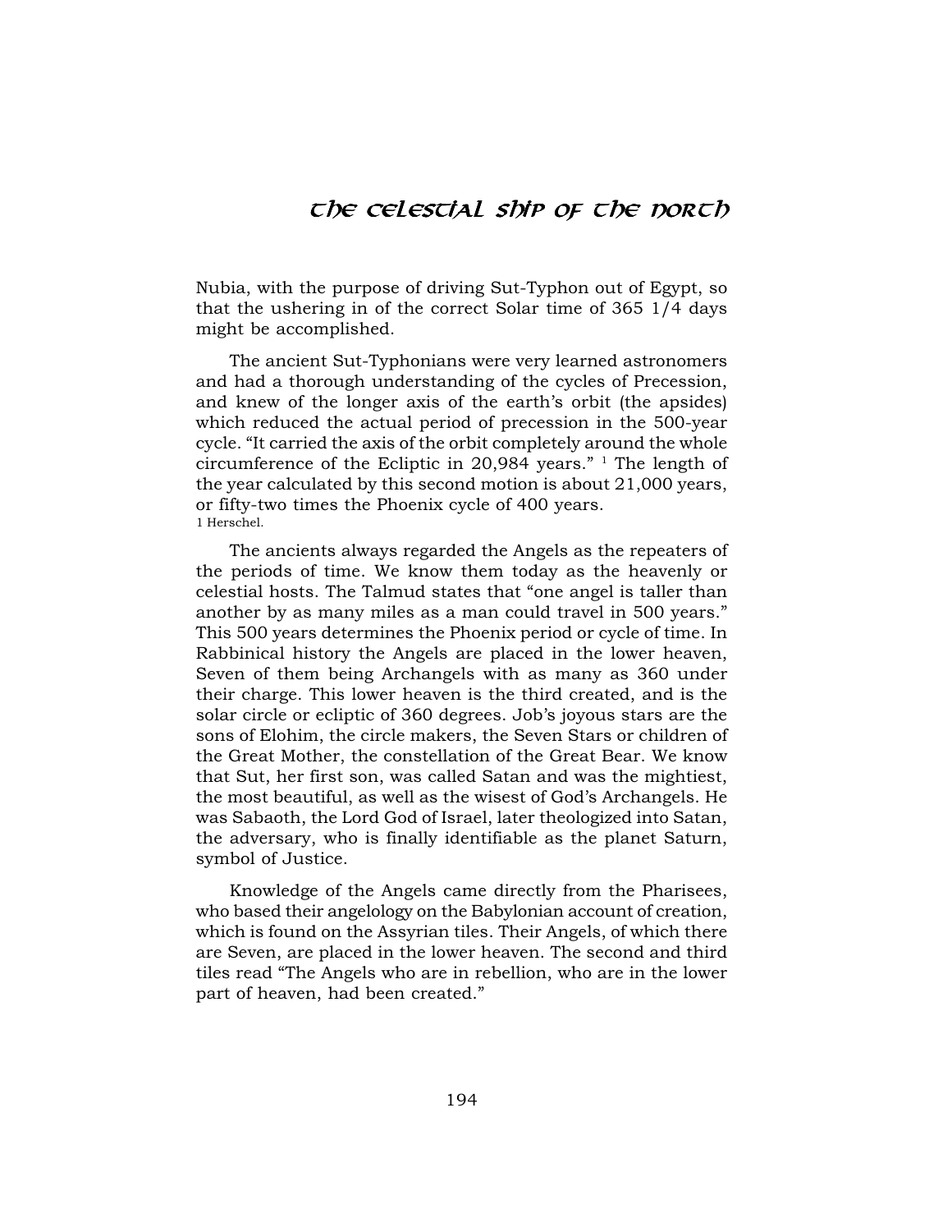Nubia, with the purpose of driving Sut-Typhon out of Egypt, so that the ushering in of the correct Solar time of 365 1/4 days might be accomplished.

The ancient Sut-Typhonians were very learned astronomers and had a thorough understanding of the cycles of Precession, and knew of the longer axis of the earth's orbit (the apsides) which reduced the actual period of precession in the 500-year cycle. "It carried the axis of the orbit completely around the whole circumference of the Ecliptic in 20,984 years." [1] The length of the year calculated by this second motion is about 21,000 years, or fifty-two times the Phoenix cycle of 400 years.

1 Herschel.

The ancients always regarded the Angels as the repeaters of the periods of time. We know them today as the heavenly or celestial hosts. The Talmud states that "one angel is taller than another by as many miles as a man could travel in 500 years." This 500 years determines the Phoenix period or cycle of time. In Rabbinical history the Angels are placed in the lower heaven, Seven of them being Archangels with as many as 360 under their charge. This lower heaven is the third created, and is the solar circle or ecliptic of 360 degrees. Job's joyous stars are the sons of Elohim, the circle makers, the Seven Stars or children of the Great Mother, the constellation of the Great Bear. We know that Sut, her first son, was called Satan and was the mightiest, the most beautiful, as well as the wisest of God's Archangels. He was Sabaoth, the Lord God of Israel, later theologized into Satan, the adversary, who is finally identifiable as the planet Saturn, symbol of Justice.

Knowledge of the Angels came directly from the Pharisees, who based their angelology on the Babylonian account of creation, which is found on the Assyrian tiles. Their Angels, of which there are Seven, are placed in the lower heaven. The second and third tiles read "The Angels who are in rebellion, who are in the lower part of heaven, had been created."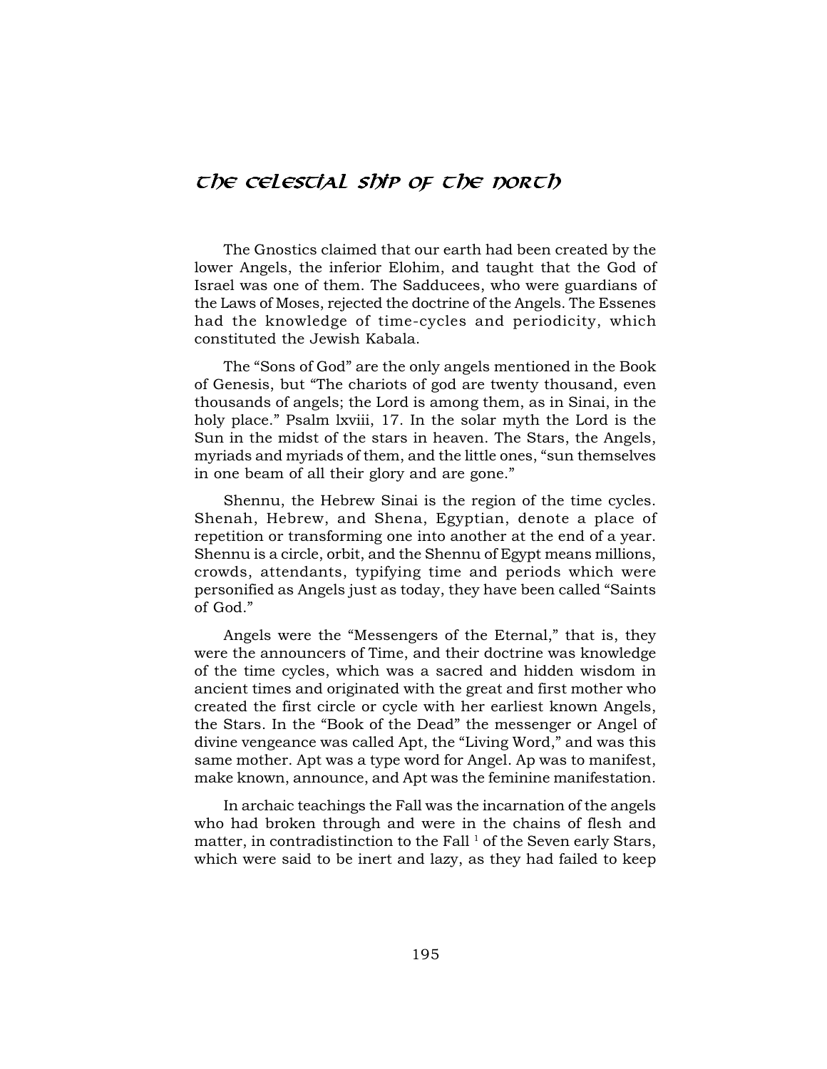# The Celestial Ship of the North

The Gnostics claimed that our earth had been created by the lower Angels, the inferior Elohim, and taught that the God of Israel was one of them. The Sadducees, who were guardians of the Laws of Moses, rejected the doctrine of the Angels. The Essenes had the knowledge of time-cycles and periodicity, which constituted the Jewish Kabala.

The "Sons of God" are the only angels mentioned in the Book of Genesis, but "The chariots of god are twenty thousand, even thousands of angels; the Lord is among them, as in Sinai, in the holy place." Psalm lxviii, 17. In the solar myth the Lord is the Sun in the midst of the stars in heaven. The Stars, the Angels, myriads and myriads of them, and the little ones, "sun themselves in one beam of all their glory and are gone."

Shennu, the Hebrew Sinai is the region of the time cycles. Shenah, Hebrew, and Shena, Egyptian, denote a place of repetition or transforming one into another at the end of a year. Shennu is a circle, orbit, and the Shennu of Egypt means millions, crowds, attendants, typifying time and periods which were personified as Angels just as today, they have been called "Saints of God."

Angels were the "Messengers of the Eternal," that is, they were the announcers of Time, and their doctrine was knowledge of the time cycles, which was a sacred and hidden wisdom in ancient times and originated with the great and first mother who created the first circle or cycle with her earliest known Angels, the Stars. In the "Book of the Dead" the messenger or Angel of divine vengeance was called Apt, the "Living Word," and was this same mother. Apt was a type word for Angel. Ap was to manifest, make known, announce, and Apt was the feminine manifestation.

In archaic teachings the Fall was the incarnation of the angels who had broken through and were in the chains of flesh and matter, in contradistinction to the Fall [1] of the Seven early Stars, which were said to be inert and lazy, as they had failed to keep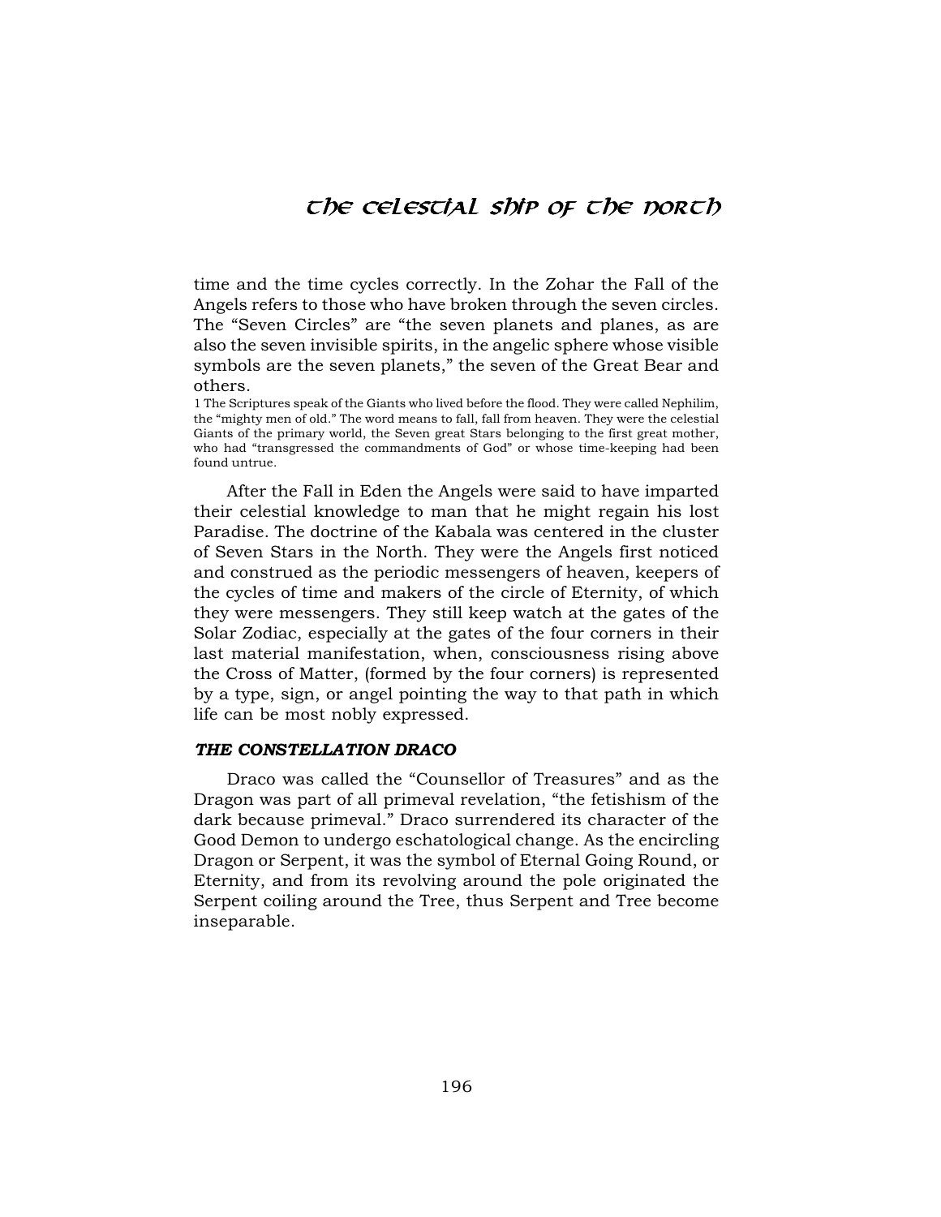time and the time cycles correctly. In the Zohar the Fall of the Angels refers to those who have broken through the seven circles. The "Seven Circles" are "the seven planets and planes, as are also the seven invisible spirits, in the angelic sphere whose visible symbols are the seven planets," the seven of the Great Bear and others.

1 The Scriptures speak of the Giants who lived before the flood. They were called Nephilim, the "mighty men of old." The word means to fall, fall from heaven. They were the celestial Giants of the primary world, the Seven great Stars belonging to the first great mother, who had "transgressed the commandments of God" or whose time-keeping had been found untrue.

After the Fall in Eden the Angels were said to have imparted their celestial knowledge to man that he might regain his lost Paradise. The doctrine of the Kabala was centered in the cluster of Seven Stars in the North. They were the Angels first noticed and construed as the periodic messengers of heaven, keepers of the cycles of time and makers of the circle of Eternity, of which they were messengers. They still keep watch at the gates of the Solar Zodiac, especially at the gates of the four corners in their last material manifestation, when, consciousness rising above the Cross of Matter, (formed by the four corners) is represented by a type, sign, or angel pointing the way to that path in which life can be most nobly expressed.

### *THE CONSTELLATION DRACO*

Draco was called the "Counsellor of Treasures" and as the Dragon was part of all primeval revelation, "the fetishism of the dark because primeval." Draco surrendered its character of the Good Demon to undergo eschatological change. As the encircling Dragon or Serpent, it was the symbol of Eternal Going Round, or Eternity, and from its revolving around the pole originated the Serpent coiling around the Tree, thus Serpent and Tree become inseparable.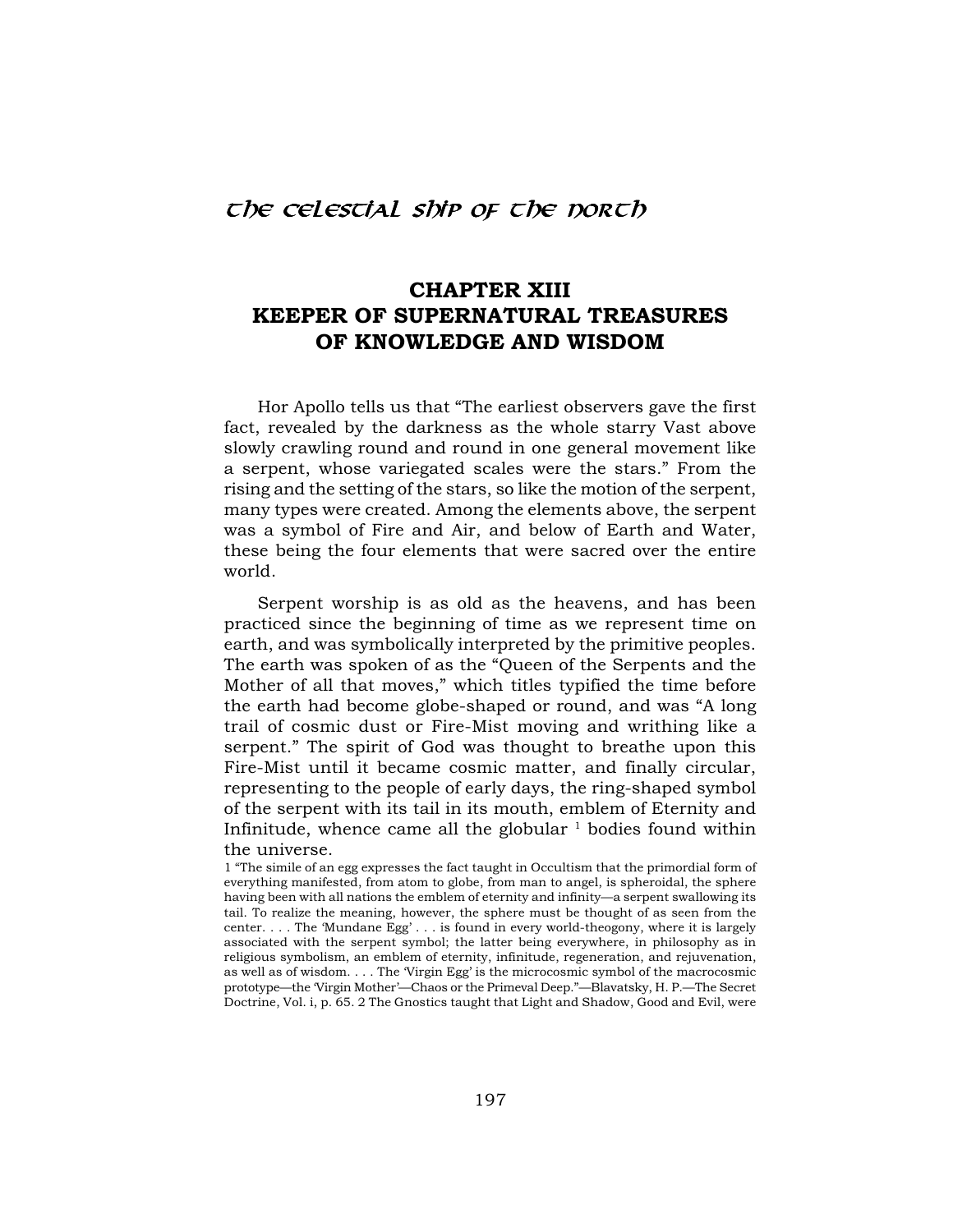# CHAPTER XIII
# KEEPER OF SUPERNATURAL TREASURES OF KNOWLEDGE AND WISDOM

Hor Apollo tells us that "The earliest observers gave the first fact, revealed by the darkness as the whole starry Vast above slowly crawling round and round in one general movement like a serpent, whose variegated scales were the stars." From the rising and the setting of the stars, so like the motion of the serpent, many types were created. Among the elements above, the serpent was a symbol of Fire and Air, and below of Earth and Water, these being the four elements that were sacred over the entire world.

Serpent worship is as old as the heavens, and has been practiced since the beginning of time as we represent time on earth, and was symbolically interpreted by the primitive peoples. The earth was spoken of as the "Queen of the Serpents and the Mother of all that moves," which titles typified the time before the earth had become globe-shaped or round, and was "A long trail of cosmic dust or Fire-Mist moving and writhing like a serpent." The spirit of God was thought to breathe upon this Fire-Mist until it became cosmic matter, and finally circular, representing to the people of early days, the ring-shaped symbol of the serpent with its tail in its mouth, emblem of Eternity and Infinitude, whence came all the globular [1] bodies found within the universe.

1 "The simile of an egg expresses the fact taught in Occultism that the primordial form of everything manifested, from atom to globe, from man to angel, is spheroidal, the sphere having been with all nations the emblem of eternity and infinity—a serpent swallowing its tail. To realize the meaning, however, the sphere must be thought of as seen from the center. . . . The 'Mundane Egg' . . . is found in every world-theogony, where it is largely associated with the serpent symbol; the latter being everywhere, in philosophy as in religious symbolism, an emblem of eternity, infinitude, regeneration, and rejuvenation, as well as of wisdom. . . . The 'Virgin Egg' is the microcosmic symbol of the macrocosmic prototype—the 'Virgin Mother'—Chaos or the Primeval Deep."—Blavatsky, H. P.—The Secret Doctrine, Vol. i, p. 65. 2 The Gnostics taught that Light and Shadow, Good and Evil, were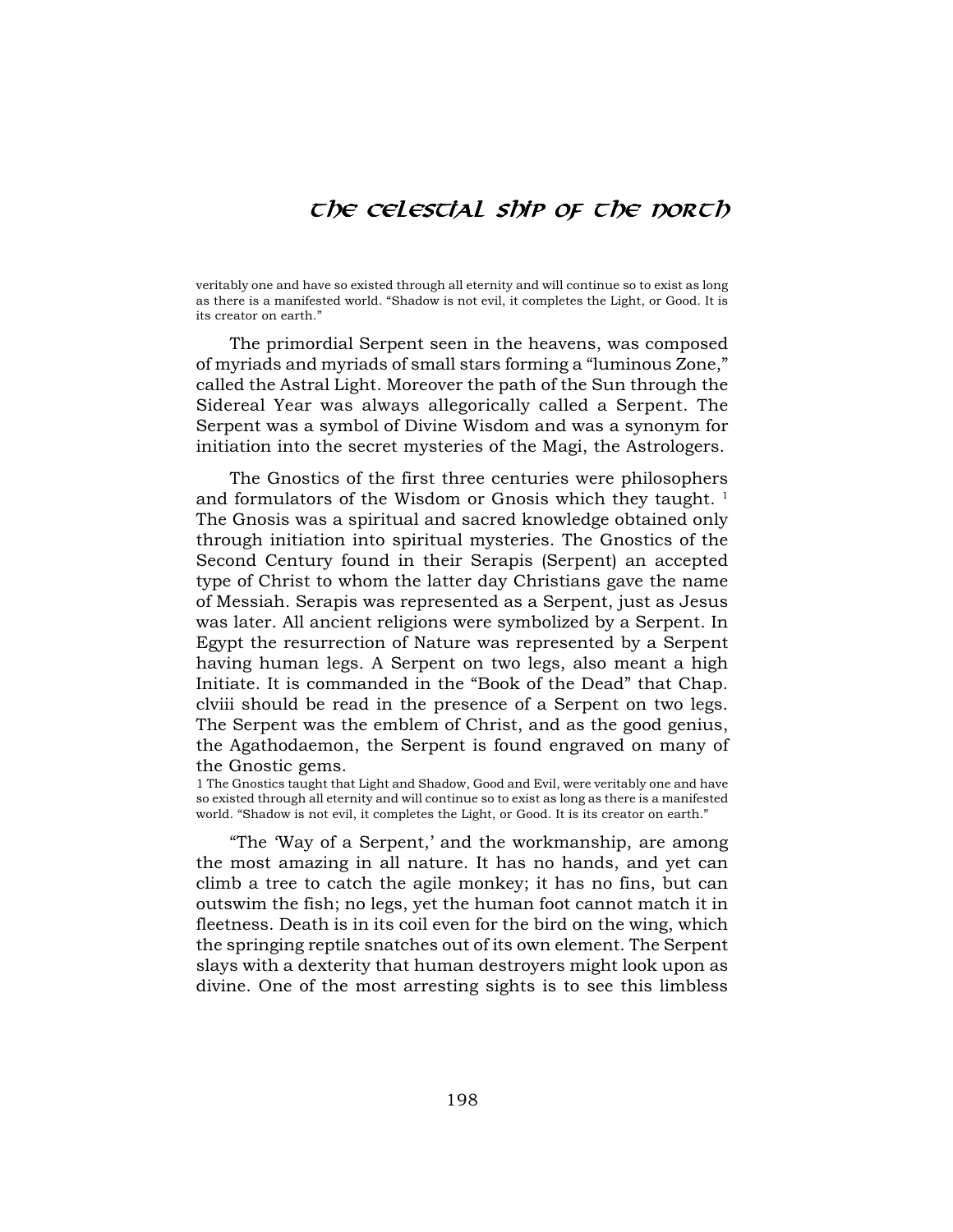veritably one and have so existed through all eternity and will continue so to exist as long as there is a manifested world. "Shadow is not evil, it completes the Light, or Good. It is its creator on earth."

The primordial Serpent seen in the heavens, was composed of myriads and myriads of small stars forming a "luminous Zone," called the Astral Light. Moreover the path of the Sun through the Sidereal Year was always allegorically called a Serpent. The Serpent was a symbol of Divine Wisdom and was a synonym for initiation into the secret mysteries of the Magi, the Astrologers.

The Gnostics of the first three centuries were philosophers and formulators of the Wisdom or Gnosis which they taught. [1] The Gnosis was a spiritual and sacred knowledge obtained only through initiation into spiritual mysteries. The Gnostics of the Second Century found in their Serapis (Serpent) an accepted type of Christ to whom the latter day Christians gave the name of Messiah. Serapis was represented as a Serpent, just as Jesus was later. All ancient religions were symbolized by a Serpent. In Egypt the resurrection of Nature was represented by a Serpent having human legs. A Serpent on two legs, also meant a high Initiate. It is commanded in the "Book of the Dead" that Chap. clviii should be read in the presence of a Serpent on two legs. The Serpent was the emblem of Christ, and as the good genius, the Agathodaemon, the Serpent is found engraved on many of the Gnostic gems.

1 The Gnostics taught that Light and Shadow, Good and Evil, were veritably one and have so existed through all eternity and will continue so to exist as long as there is a manifested world. "Shadow is not evil, it completes the Light, or Good. It is its creator on earth."

"The 'Way of a Serpent,' and the workmanship, are among the most amazing in all nature. It has no hands, and yet can climb a tree to catch the agile monkey; it has no fins, but can outswim the fish; no legs, yet the human foot cannot match it in fleetness. Death is in its coil even for the bird on the wing, which the springing reptile snatches out of its own element. The Serpent slays with a dexterity that human destroyers might look upon as divine. One of the most arresting sights is to see this limbless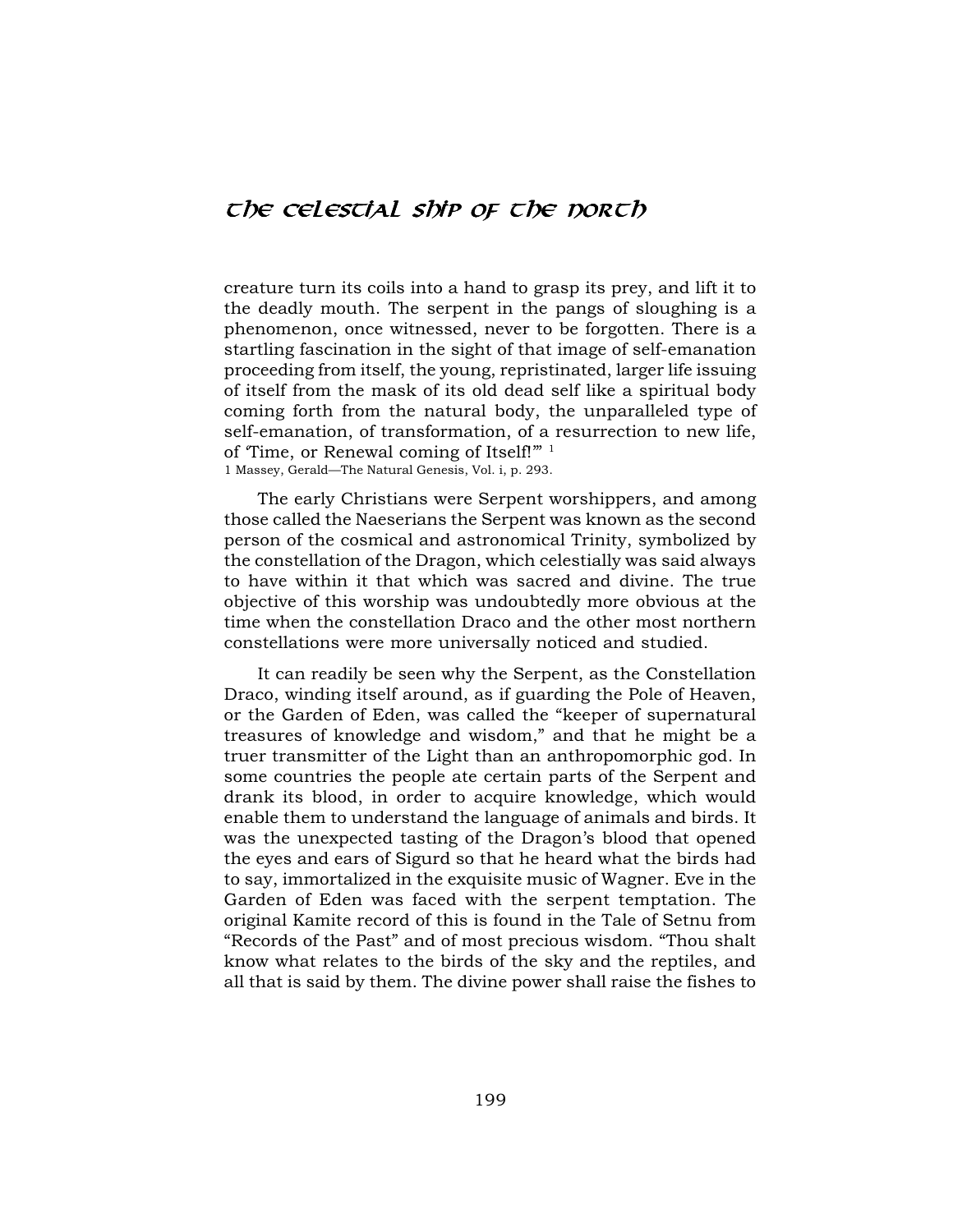creature turn its coils into a hand to grasp its prey, and lift it to the deadly mouth. The serpent in the pangs of sloughing is a phenomenon, once witnessed, never to be forgotten. There is a startling fascination in the sight of that image of self-emanation proceeding from itself, the young, repristinated, larger life issuing of itself from the mask of its old dead self like a spiritual body coming forth from the natural body, the unparalleled type of self-emanation, of transformation, of a resurrection to new life, of 'Time, or Renewal coming of Itself!'" [1]

1 Massey, Gerald—The Natural Genesis, Vol. i, p. 293.

The early Christians were Serpent worshippers, and among those called the Naeserians the Serpent was known as the second person of the cosmical and astronomical Trinity, symbolized by the constellation of the Dragon, which celestially was said always to have within it that which was sacred and divine. The true objective of this worship was undoubtedly more obvious at the time when the constellation Draco and the other most northern constellations were more universally noticed and studied.

It can readily be seen why the Serpent, as the Constellation Draco, winding itself around, as if guarding the Pole of Heaven, or the Garden of Eden, was called the "keeper of supernatural treasures of knowledge and wisdom," and that he might be a truer transmitter of the Light than an anthropomorphic god. In some countries the people ate certain parts of the Serpent and drank its blood, in order to acquire knowledge, which would enable them to understand the language of animals and birds. It was the unexpected tasting of the Dragon's blood that opened the eyes and ears of Sigurd so that he heard what the birds had to say, immortalized in the exquisite music of Wagner. Eve in the Garden of Eden was faced with the serpent temptation. The original Kamite record of this is found in the Tale of Setnu from "Records of the Past" and of most precious wisdom. "Thou shalt know what relates to the birds of the sky and the reptiles, and all that is said by them. The divine power shall raise the fishes to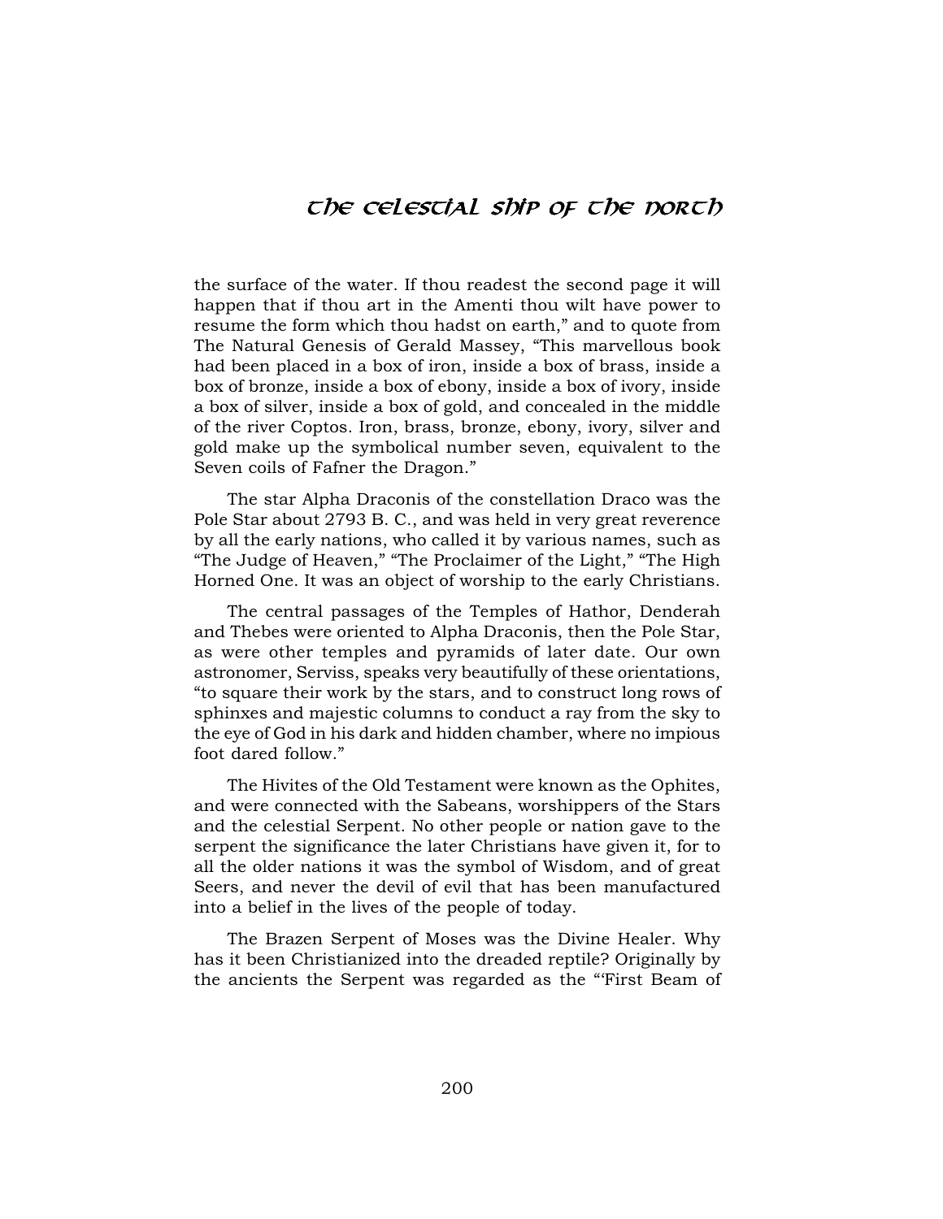the surface of the water. If thou readest the second page it will happen that if thou art in the Amenti thou wilt have power to resume the form which thou hadst on earth," and to quote from The Natural Genesis of Gerald Massey, "This marvellous book had been placed in a box of iron, inside a box of brass, inside a box of bronze, inside a box of ebony, inside a box of ivory, inside a box of silver, inside a box of gold, and concealed in the middle of the river Coptos. Iron, brass, bronze, ebony, ivory, silver and gold make up the symbolical number seven, equivalent to the Seven coils of Fafner the Dragon."

The star Alpha Draconis of the constellation Draco was the Pole Star about 2793 B. C., and was held in very great reverence by all the early nations, who called it by various names, such as "The Judge of Heaven," "The Proclaimer of the Light," "The High Horned One. It was an object of worship to the early Christians.

The central passages of the Temples of Hathor, Denderah and Thebes were oriented to Alpha Draconis, then the Pole Star, as were other temples and pyramids of later date. Our own astronomer, Serviss, speaks very beautifully of these orientations, "to square their work by the stars, and to construct long rows of sphinxes and majestic columns to conduct a ray from the sky to the eye of God in his dark and hidden chamber, where no impious foot dared follow."

The Hivites of the Old Testament were known as the Ophites, and were connected with the Sabeans, worshippers of the Stars and the celestial Serpent. No other people or nation gave to the serpent the significance the later Christians have given it, for to all the older nations it was the symbol of Wisdom, and of great Seers, and never the devil of evil that has been manufactured into a belief in the lives of the people of today.

The Brazen Serpent of Moses was the Divine Healer. Why has it been Christianized into the dreaded reptile? Originally by the ancients the Serpent was regarded as the "'First Beam of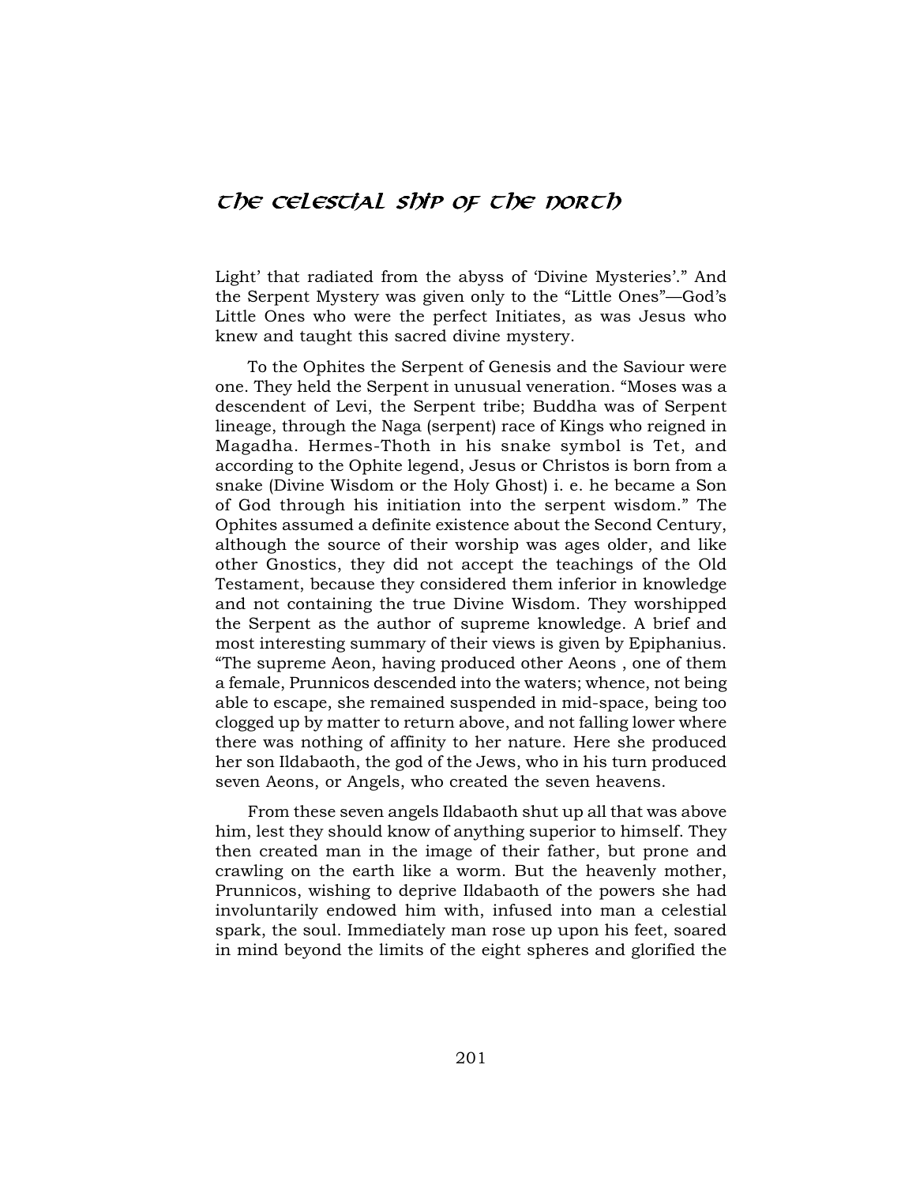Light' that radiated from the abyss of 'Divine Mysteries'." And the Serpent Mystery was given only to the "Little Ones"—God's Little Ones who were the perfect Initiates, as was Jesus who knew and taught this sacred divine mystery.

To the Ophites the Serpent of Genesis and the Saviour were one. They held the Serpent in unusual veneration. "Moses was a descendent of Levi, the Serpent tribe; Buddha was of Serpent lineage, through the Naga (serpent) race of Kings who reigned in Magadha. Hermes-Thoth in his snake symbol is Tet, and according to the Ophite legend, Jesus or Christos is born from a snake (Divine Wisdom or the Holy Ghost) i. e. he became a Son of God through his initiation into the serpent wisdom." The Ophites assumed a definite existence about the Second Century, although the source of their worship was ages older, and like other Gnostics, they did not accept the teachings of the Old Testament, because they considered them inferior in knowledge and not containing the true Divine Wisdom. They worshipped the Serpent as the author of supreme knowledge. A brief and most interesting summary of their views is given by Epiphanius. "The supreme Aeon, having produced other Aeons , one of them a female, Prunnicos descended into the waters; whence, not being able to escape, she remained suspended in mid-space, being too clogged up by matter to return above, and not falling lower where there was nothing of affinity to her nature. Here she produced her son Ildabaoth, the god of the Jews, who in his turn produced seven Aeons, or Angels, who created the seven heavens.

From these seven angels Ildabaoth shut up all that was above him, lest they should know of anything superior to himself. They then created man in the image of their father, but prone and crawling on the earth like a worm. But the heavenly mother, Prunnicos, wishing to deprive Ildabaoth of the powers she had involuntarily endowed him with, infused into man a celestial spark, the soul. Immediately man rose up upon his feet, soared in mind beyond the limits of the eight spheres and glorified the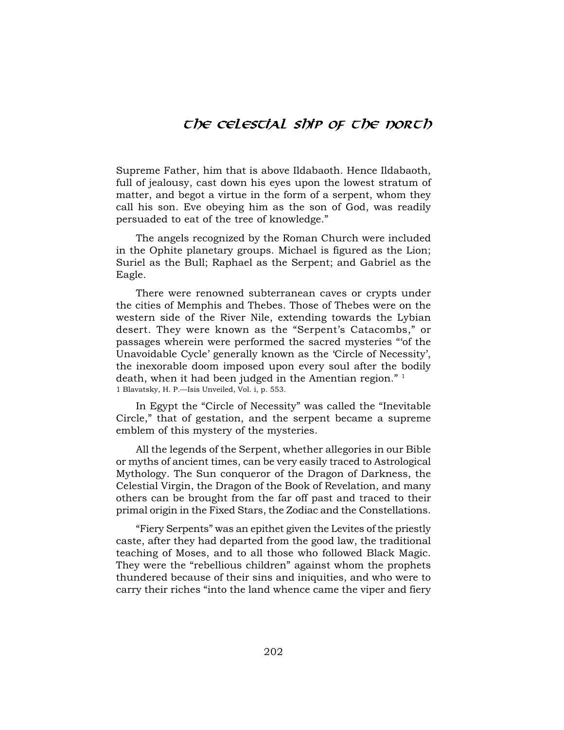Supreme Father, him that is above Ildabaoth. Hence Ildabaoth, full of jealousy, cast down his eyes upon the lowest stratum of matter, and begot a virtue in the form of a serpent, whom they call his son. Eve obeying him as the son of God, was readily persuaded to eat of the tree of knowledge."

The angels recognized by the Roman Church were included in the Ophite planetary groups. Michael is figured as the Lion; Suriel as the Bull; Raphael as the Serpent; and Gabriel as the Eagle.

There were renowned subterranean caves or crypts under the cities of Memphis and Thebes. Those of Thebes were on the western side of the River Nile, extending towards the Lybian desert. They were known as the "Serpent's Catacombs," or passages wherein were performed the sacred mysteries "'of the Unavoidable Cycle' generally known as the 'Circle of Necessity', the inexorable doom imposed upon every soul after the bodily death, when it had been judged in the Amentian region." [1]

1 Blavatsky, H. P.—Isis Unveiled, Vol. i, p. 553.

In Egypt the "Circle of Necessity" was called the "Inevitable Circle," that of gestation, and the serpent became a supreme emblem of this mystery of the mysteries.

All the legends of the Serpent, whether allegories in our Bible or myths of ancient times, can be very easily traced to Astrological Mythology. The Sun conqueror of the Dragon of Darkness, the Celestial Virgin, the Dragon of the Book of Revelation, and many others can be brought from the far off past and traced to their primal origin in the Fixed Stars, the Zodiac and the Constellations.

"Fiery Serpents" was an epithet given the Levites of the priestly caste, after they had departed from the good law, the traditional teaching of Moses, and to all those who followed Black Magic. They were the "rebellious children" against whom the prophets thundered because of their sins and iniquities, and who were to carry their riches "into the land whence came the viper and fiery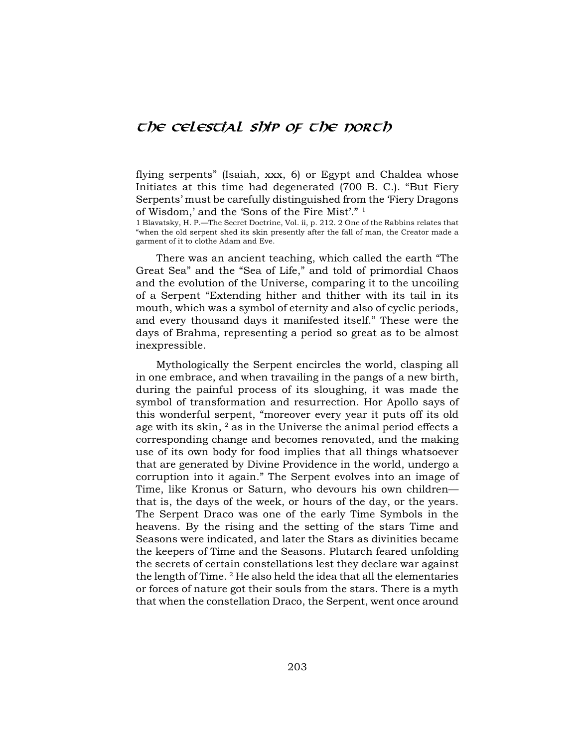flying serpents" (Isaiah, xxx, 6) or Egypt and Chaldea whose Initiates at this time had degenerated (700 B. C.). "But Fiery Serpents' must be carefully distinguished from the 'Fiery Dragons of Wisdom,' and the 'Sons of the Fire Mist'." [1]

1 Blavatsky, H. P.—The Secret Doctrine, Vol. ii, p. 212. 2 One of the Rabbins relates that "when the old serpent shed its skin presently after the fall of man, the Creator made a garment of it to clothe Adam and Eve.

There was an ancient teaching, which called the earth "The Great Sea" and the "Sea of Life," and told of primordial Chaos and the evolution of the Universe, comparing it to the uncoiling of a Serpent "Extending hither and thither with its tail in its mouth, which was a symbol of eternity and also of cyclic periods, and every thousand days it manifested itself." These were the days of Brahma, representing a period so great as to be almost inexpressible.

Mythologically the Serpent encircles the world, clasping all in one embrace, and when travailing in the pangs of a new birth, during the painful process of its sloughing, it was made the symbol of transformation and resurrection. Hor Apollo says of this wonderful serpent, "moreover every year it puts off its old age with its skin, [2] as in the Universe the animal period effects a corresponding change and becomes renovated, and the making use of its own body for food implies that all things whatsoever that are generated by Divine Providence in the world, undergo a corruption into it again." The Serpent evolves into an image of Time, like Kronus or Saturn, who devours his own children—that is, the days of the week, or hours of the day, or the years. The Serpent Draco was one of the early Time Symbols in the heavens. By the rising and the setting of the stars Time and Seasons were indicated, and later the Stars as divinities became the keepers of Time and the Seasons. Plutarch feared unfolding the secrets of certain constellations lest they declare war against the length of Time. [2] He also held the idea that all the elementaries or forces of nature got their souls from the stars. There is a myth that when the constellation Draco, the Serpent, went once around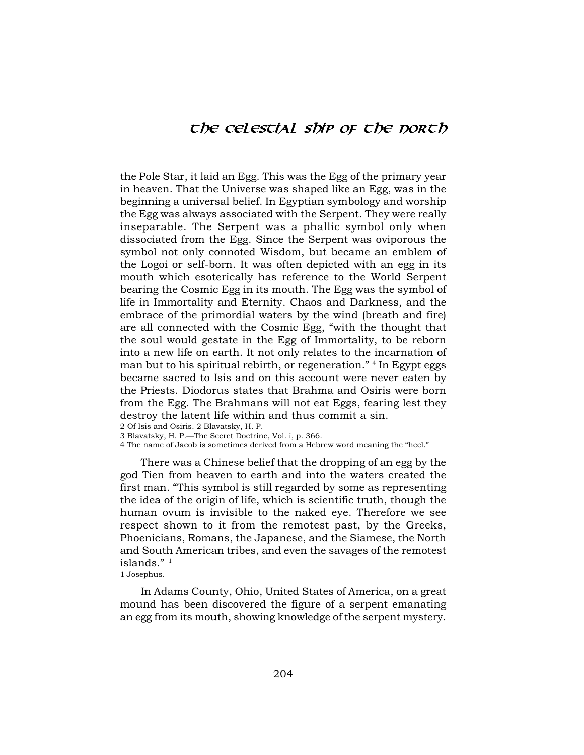the Pole Star, it laid an Egg. This was the Egg of the primary year in heaven. That the Universe was shaped like an Egg, was in the beginning a universal belief. In Egyptian symbology and worship the Egg was always associated with the Serpent. They were really inseparable. The Serpent was a phallic symbol only when dissociated from the Egg. Since the Serpent was oviporous the symbol not only connoted Wisdom, but became an emblem of the Logoi or self-born. It was often depicted with an egg in its mouth which esoterically has reference to the World Serpent bearing the Cosmic Egg in its mouth. The Egg was the symbol of life in Immortality and Eternity. Chaos and Darkness, and the embrace of the primordial waters by the wind (breath and fire) are all connected with the Cosmic Egg, "with the thought that the soul would gestate in the Egg of Immortality, to be reborn into a new life on earth. It not only relates to the incarnation of man but to his spiritual rebirth, or regeneration." [4] In Egypt eggs became sacred to Isis and on this account were never eaten by the Priests. Diodorus states that Brahma and Osiris were born from the Egg. The Brahmans will not eat Eggs, fearing lest they destroy the latent life within and thus commit a sin.

2 Of Isis and Osiris. 2 Blavatsky, H. P.

3 Blavatsky, H. P.—The Secret Doctrine, Vol. i, p. 366.

4 The name of Jacob is sometimes derived from a Hebrew word meaning the "heel."

There was a Chinese belief that the dropping of an egg by the god Tien from heaven to earth and into the waters created the first man. "This symbol is still regarded by some as representing the idea of the origin of life, which is scientific truth, though the human ovum is invisible to the naked eye. Therefore we see respect shown to it from the remotest past, by the Greeks, Phoenicians, Romans, the Japanese, and the Siamese, the North and South American tribes, and even the savages of the remotest islands." [1]

1 Josephus.

In Adams County, Ohio, United States of America, on a great mound has been discovered the figure of a serpent emanating an egg from its mouth, showing knowledge of the serpent mystery.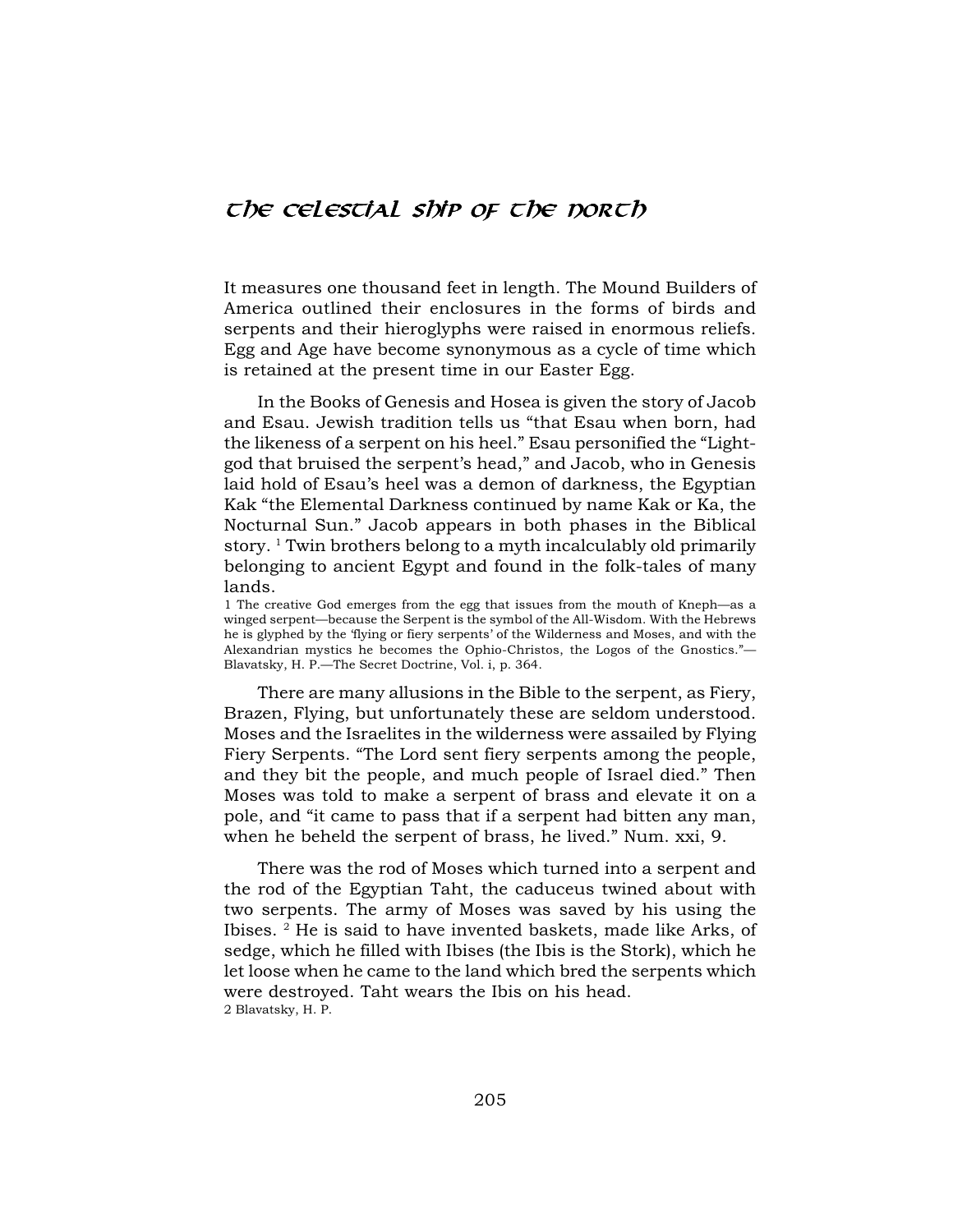It measures one thousand feet in length. The Mound Builders of America outlined their enclosures in the forms of birds and serpents and their hieroglyphs were raised in enormous reliefs. Egg and Age have become synonymous as a cycle of time which is retained at the present time in our Easter Egg.

In the Books of Genesis and Hosea is given the story of Jacob and Esau. Jewish tradition tells us "that Esau when born, had the likeness of a serpent on his heel." Esau personified the "Light-god that bruised the serpent's head," and Jacob, who in Genesis laid hold of Esau's heel was a demon of darkness, the Egyptian Kak "the Elemental Darkness continued by name Kak or Ka, the Nocturnal Sun." Jacob appears in both phases in the Biblical story. [1] Twin brothers belong to a myth incalculably old primarily belonging to ancient Egypt and found in the folk-tales of many lands.

1 The creative God emerges from the egg that issues from the mouth of Kneph—as a winged serpent—because the Serpent is the symbol of the All-Wisdom. With the Hebrews he is glyphed by the 'flying or fiery serpents' of the Wilderness and Moses, and with the Alexandrian mystics he becomes the Ophio-Christos, the Logos of the Gnostics."—Blavatsky, H. P.—The Secret Doctrine, Vol. i, p. 364.

There are many allusions in the Bible to the serpent, as Fiery, Brazen, Flying, but unfortunately these are seldom understood. Moses and the Israelites in the wilderness were assailed by Flying Fiery Serpents. "The Lord sent fiery serpents among the people, and they bit the people, and much people of Israel died." Then Moses was told to make a serpent of brass and elevate it on a pole, and "it came to pass that if a serpent had bitten any man, when he beheld the serpent of brass, he lived." Num. xxi, 9.

There was the rod of Moses which turned into a serpent and the rod of the Egyptian Taht, the caduceus twined about with two serpents. The army of Moses was saved by his using the Ibises. [2] He is said to have invented baskets, made like Arks, of sedge, which he filled with Ibises (the Ibis is the Stork), which he let loose when he came to the land which bred the serpents which were destroyed. Taht wears the Ibis on his head.

2 Blavatsky, H. P.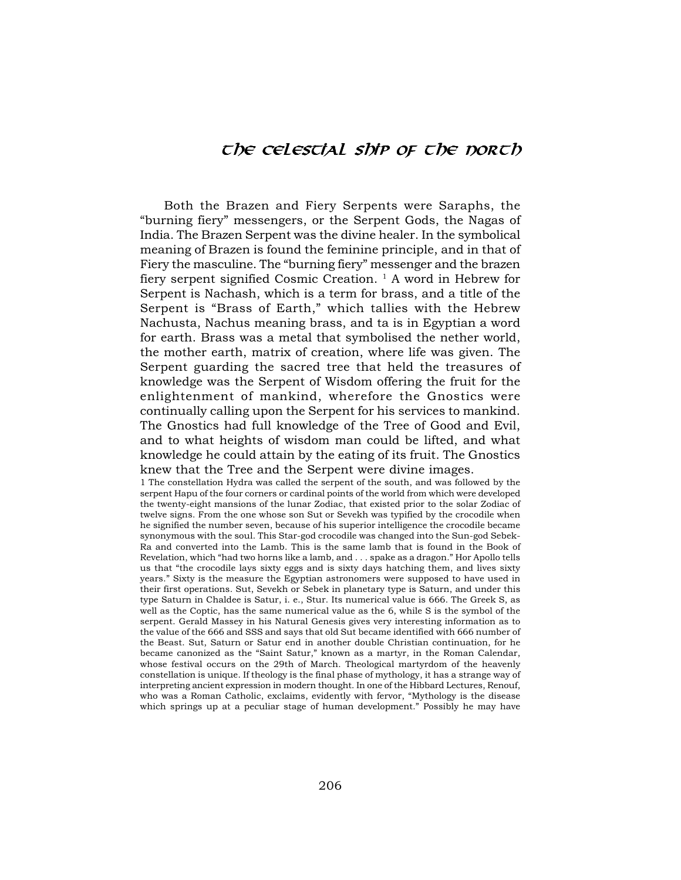# The Celestial Ship of the North

Both the Brazen and Fiery Serpents were Saraphs, the "burning fiery" messengers, or the Serpent Gods, the Nagas of India. The Brazen Serpent was the divine healer. In the symbolical meaning of Brazen is found the feminine principle, and in that of Fiery the masculine. The "burning fiery" messenger and the brazen fiery serpent signified Cosmic Creation. [1] A word in Hebrew for Serpent is Nachash, which is a term for brass, and a title of the Serpent is "Brass of Earth," which tallies with the Hebrew Nachusta, Nachus meaning brass, and ta is in Egyptian a word for earth. Brass was a metal that symbolised the nether world, the mother earth, matrix of creation, where life was given. The Serpent guarding the sacred tree that held the treasures of knowledge was the Serpent of Wisdom offering the fruit for the enlightenment of mankind, wherefore the Gnostics were continually calling upon the Serpent for his services to mankind. The Gnostics had full knowledge of the Tree of Good and Evil, and to what heights of wisdom man could be lifted, and what knowledge he could attain by the eating of its fruit. The Gnostics knew that the Tree and the Serpent were divine images.

1 The constellation Hydra was called the serpent of the south, and was followed by the serpent Hapu of the four corners or cardinal points of the world from which were developed the twenty-eight mansions of the lunar Zodiac, that existed prior to the solar Zodiac of twelve signs. From the one whose son Sut or Sevekh was typified by the crocodile when he signified the number seven, because of his superior intelligence the crocodile became synonymous with the soul. This Star-god crocodile was changed into the Sun-god Sebek-Ra and converted into the Lamb. This is the same lamb that is found in the Book of Revelation, which "had two horns like a lamb, and . . . spake as a dragon." Hor Apollo tells us that "the crocodile lays sixty eggs and is sixty days hatching them, and lives sixty years." Sixty is the measure the Egyptian astronomers were supposed to have used in their first operations. Sut, Sevekh or Sebek in planetary type is Saturn, and under this type Saturn in Chaldee is Satur, i. e., Stur. Its numerical value is 666. The Greek S, as well as the Coptic, has the same numerical value as the 6, while S is the symbol of the serpent. Gerald Massey in his Natural Genesis gives very interesting information as to the value of the 666 and SSS and says that old Sut became identified with 666 number of the Beast. Sut, Saturn or Satur end in another double Christian continuation, for he became canonized as the "Saint Satur," known as a martyr, in the Roman Calendar, whose festival occurs on the 29th of March. Theological martyrdom of the heavenly constellation is unique. If theology is the final phase of mythology, it has a strange way of interpreting ancient expression in modern thought. In one of the Hibbard Lectures, Renouf, who was a Roman Catholic, exclaims, evidently with fervor, "Mythology is the disease which springs up at a peculiar stage of human development." Possibly he may have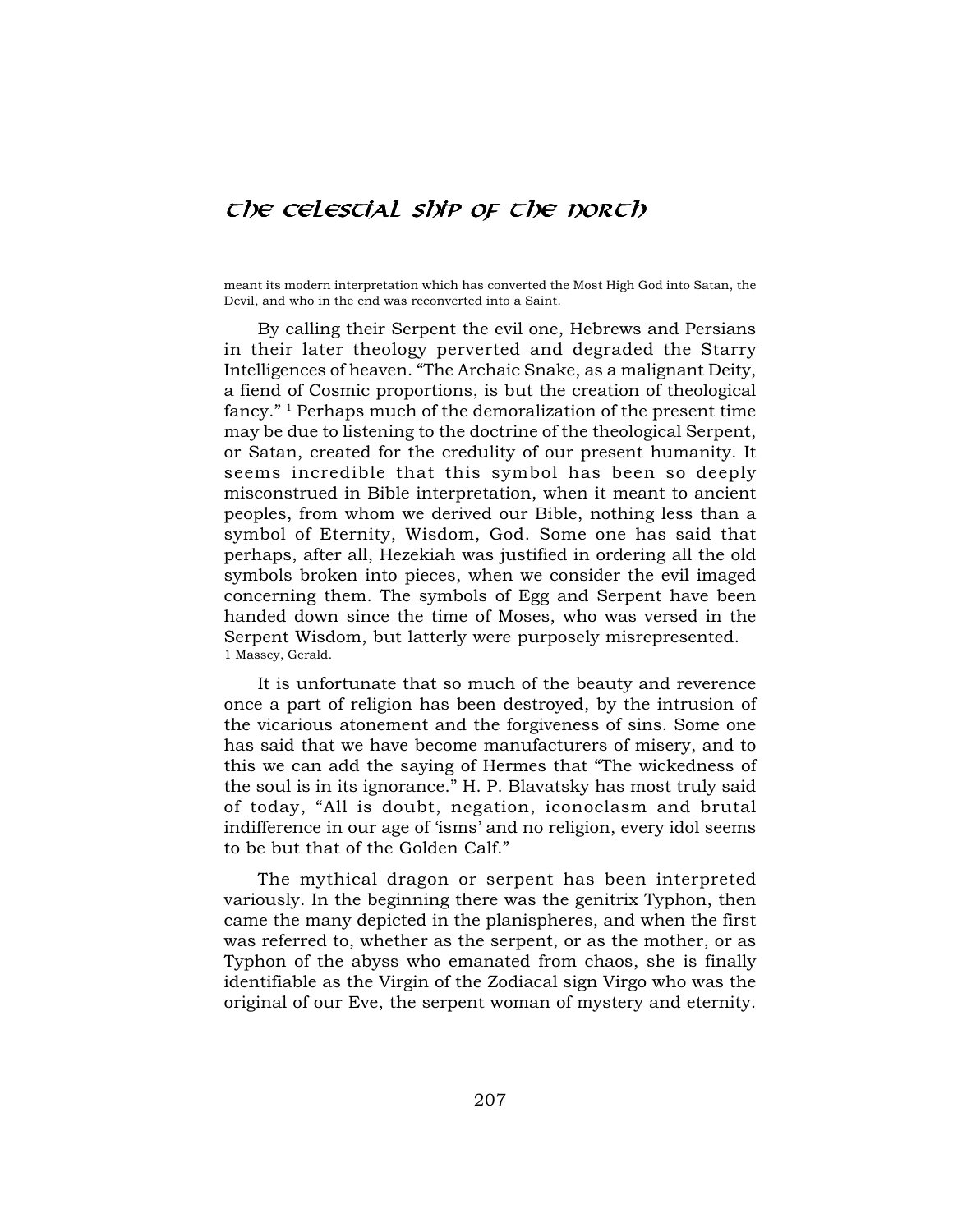meant its modern interpretation which has converted the Most High God into Satan, the Devil, and who in the end was reconverted into a Saint.

By calling their Serpent the evil one, Hebrews and Persians in their later theology perverted and degraded the Starry Intelligences of heaven. "The Archaic Snake, as a malignant Deity, a fiend of Cosmic proportions, is but the creation of theological fancy." [1] Perhaps much of the demoralization of the present time may be due to listening to the doctrine of the theological Serpent, or Satan, created for the credulity of our present humanity. It seems incredible that this symbol has been so deeply misconstrued in Bible interpretation, when it meant to ancient peoples, from whom we derived our Bible, nothing less than a symbol of Eternity, Wisdom, God. Some one has said that perhaps, after all, Hezekiah was justified in ordering all the old symbols broken into pieces, when we consider the evil imaged concerning them. The symbols of Egg and Serpent have been handed down since the time of Moses, who was versed in the Serpent Wisdom, but latterly were purposely misrepresented.

1 Massey, Gerald.

It is unfortunate that so much of the beauty and reverence once a part of religion has been destroyed, by the intrusion of the vicarious atonement and the forgiveness of sins. Some one has said that we have become manufacturers of misery, and to this we can add the saying of Hermes that "The wickedness of the soul is in its ignorance." H. P. Blavatsky has most truly said of today, "All is doubt, negation, iconoclasm and brutal indifference in our age of 'isms' and no religion, every idol seems to be but that of the Golden Calf."

The mythical dragon or serpent has been interpreted variously. In the beginning there was the genitrix Typhon, then came the many depicted in the planispheres, and when the first was referred to, whether as the serpent, or as the mother, or as Typhon of the abyss who emanated from chaos, she is finally identifiable as the Virgin of the Zodiacal sign Virgo who was the original of our Eve, the serpent woman of mystery and eternity.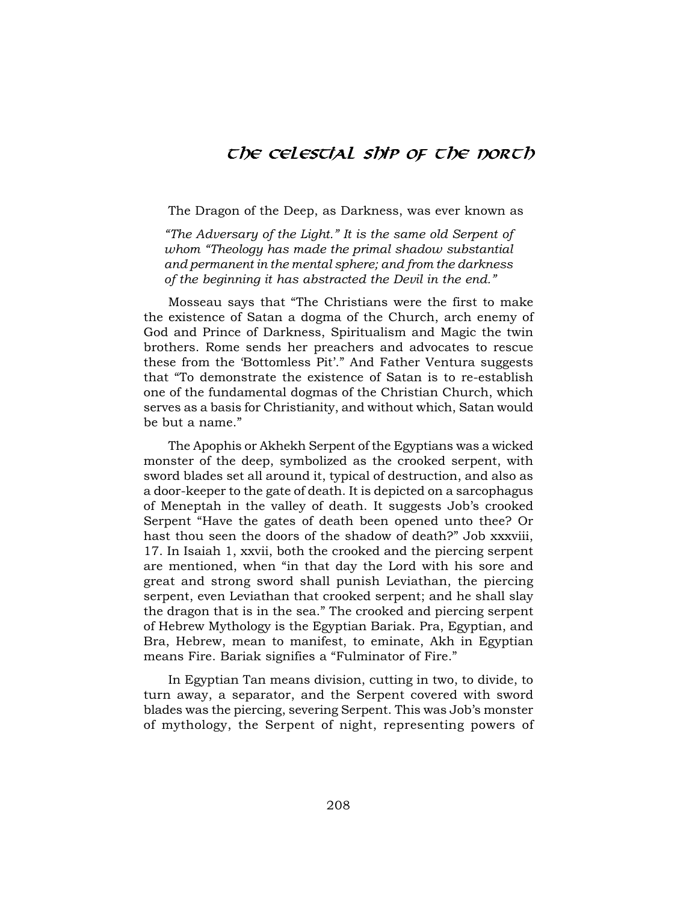The Dragon of the Deep, as Darkness, was ever known as

*"The Adversary of the Light." It is the same old Serpent of whom "Theology has made the primal shadow substantial and permanent in the mental sphere; and from the darkness of the beginning it has abstracted the Devil in the end."*

Mosseau says that "The Christians were the first to make the existence of Satan a dogma of the Church, arch enemy of God and Prince of Darkness, Spiritualism and Magic the twin brothers. Rome sends her preachers and advocates to rescue these from the 'Bottomless Pit'." And Father Ventura suggests that "To demonstrate the existence of Satan is to re-establish one of the fundamental dogmas of the Christian Church, which serves as a basis for Christianity, and without which, Satan would be but a name."

The Apophis or Akhekh Serpent of the Egyptians was a wicked monster of the deep, symbolized as the crooked serpent, with sword blades set all around it, typical of destruction, and also as a door-keeper to the gate of death. It is depicted on a sarcophagus of Meneptah in the valley of death. It suggests Job's crooked Serpent "Have the gates of death been opened unto thee? Or hast thou seen the doors of the shadow of death?" Job xxxviii, 17. In Isaiah 1, xxvii, both the crooked and the piercing serpent are mentioned, when "in that day the Lord with his sore and great and strong sword shall punish Leviathan, the piercing serpent, even Leviathan that crooked serpent; and he shall slay the dragon that is in the sea." The crooked and piercing serpent of Hebrew Mythology is the Egyptian Bariak. Pra, Egyptian, and Bra, Hebrew, mean to manifest, to eminate, Akh in Egyptian means Fire. Bariak signifies a "Fulminator of Fire."

In Egyptian Tan means division, cutting in two, to divide, to turn away, a separator, and the Serpent covered with sword blades was the piercing, severing Serpent. This was Job's monster of mythology, the Serpent of night, representing powers of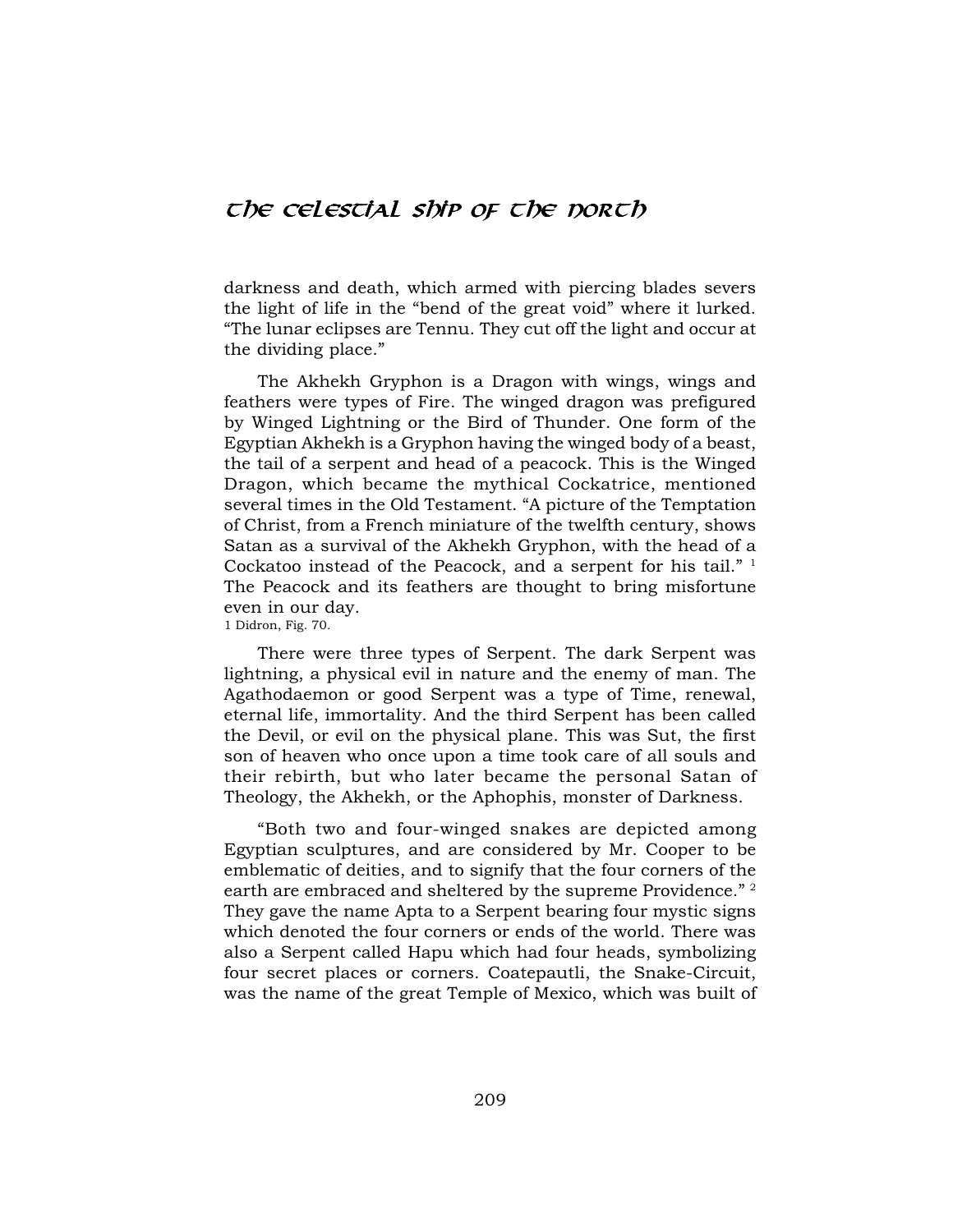darkness and death, which armed with piercing blades severs the light of life in the "bend of the great void" where it lurked. "The lunar eclipses are Tennu. They cut off the light and occur at the dividing place."

The Akhekh Gryphon is a Dragon with wings, wings and feathers were types of Fire. The winged dragon was prefigured by Winged Lightning or the Bird of Thunder. One form of the Egyptian Akhekh is a Gryphon having the winged body of a beast, the tail of a serpent and head of a peacock. This is the Winged Dragon, which became the mythical Cockatrice, mentioned several times in the Old Testament. "A picture of the Temptation of Christ, from a French miniature of the twelfth century, shows Satan as a survival of the Akhekh Gryphon, with the head of a Cockatoo instead of the Peacock, and a serpent for his tail." [1] The Peacock and its feathers are thought to bring misfortune even in our day.

1 Didron, Fig. 70.

There were three types of Serpent. The dark Serpent was lightning, a physical evil in nature and the enemy of man. The Agathodaemon or good Serpent was a type of Time, renewal, eternal life, immortality. And the third Serpent has been called the Devil, or evil on the physical plane. This was Sut, the first son of heaven who once upon a time took care of all souls and their rebirth, but who later became the personal Satan of Theology, the Akhekh, or the Aphophis, monster of Darkness.

"Both two and four-winged snakes are depicted among Egyptian sculptures, and are considered by Mr. Cooper to be emblematic of deities, and to signify that the four corners of the earth are embraced and sheltered by the supreme Providence." [2] They gave the name Apta to a Serpent bearing four mystic signs which denoted the four corners or ends of the world. There was also a Serpent called Hapu which had four heads, symbolizing four secret places or corners. Coatepautli, the Snake-Circuit, was the name of the great Temple of Mexico, which was built of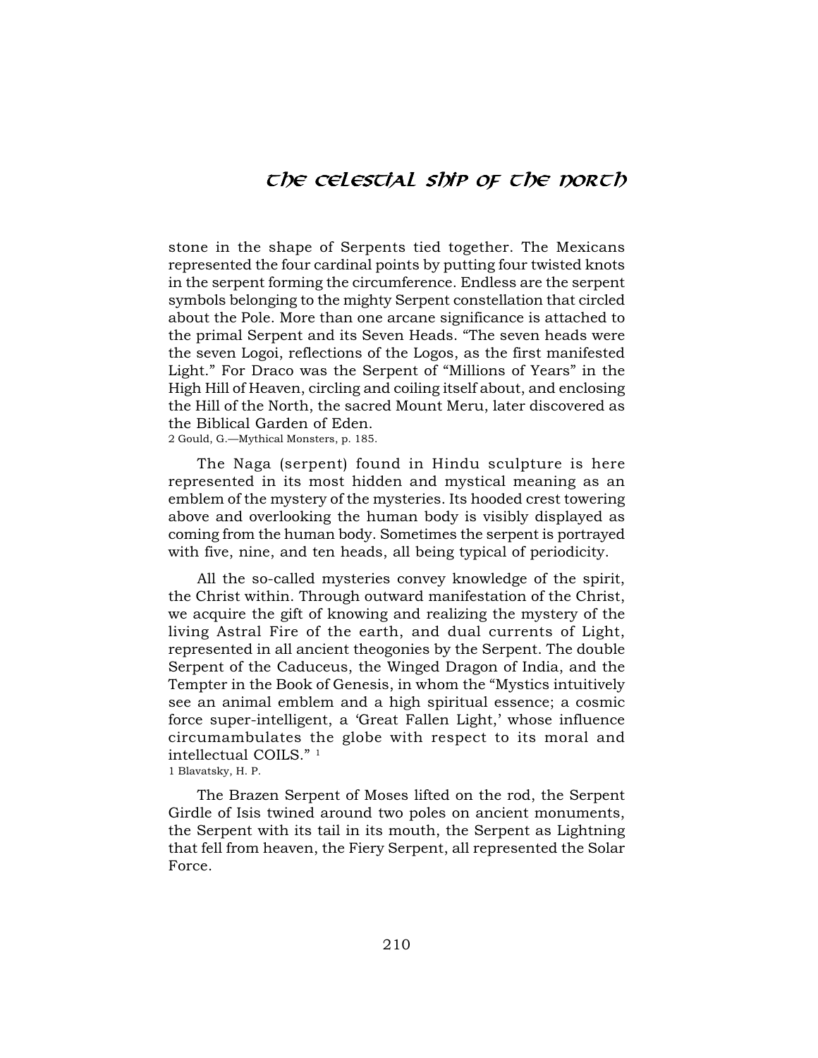stone in the shape of Serpents tied together. The Mexicans represented the four cardinal points by putting four twisted knots in the serpent forming the circumference. Endless are the serpent symbols belonging to the mighty Serpent constellation that circled about the Pole. More than one arcane significance is attached to the primal Serpent and its Seven Heads. "The seven heads were the seven Logoi, reflections of the Logos, as the first manifested Light." For Draco was the Serpent of "Millions of Years" in the High Hill of Heaven, circling and coiling itself about, and enclosing the Hill of the North, the sacred Mount Meru, later discovered as the Biblical Garden of Eden.

2 Gould, G.—Mythical Monsters, p. 185.

The Naga (serpent) found in Hindu sculpture is here represented in its most hidden and mystical meaning as an emblem of the mystery of the mysteries. Its hooded crest towering above and overlooking the human body is visibly displayed as coming from the human body. Sometimes the serpent is portrayed with five, nine, and ten heads, all being typical of periodicity.

All the so-called mysteries convey knowledge of the spirit, the Christ within. Through outward manifestation of the Christ, we acquire the gift of knowing and realizing the mystery of the living Astral Fire of the earth, and dual currents of Light, represented in all ancient theogonies by the Serpent. The double Serpent of the Caduceus, the Winged Dragon of India, and the Tempter in the Book of Genesis, in whom the "Mystics intuitively see an animal emblem and a high spiritual essence; a cosmic force super-intelligent, a 'Great Fallen Light,' whose influence circumambulates the globe with respect to its moral and intellectual COILS." [1]

1 Blavatsky, H. P.

The Brazen Serpent of Moses lifted on the rod, the Serpent Girdle of Isis twined around two poles on ancient monuments, the Serpent with its tail in its mouth, the Serpent as Lightning that fell from heaven, the Fiery Serpent, all represented the Solar Force.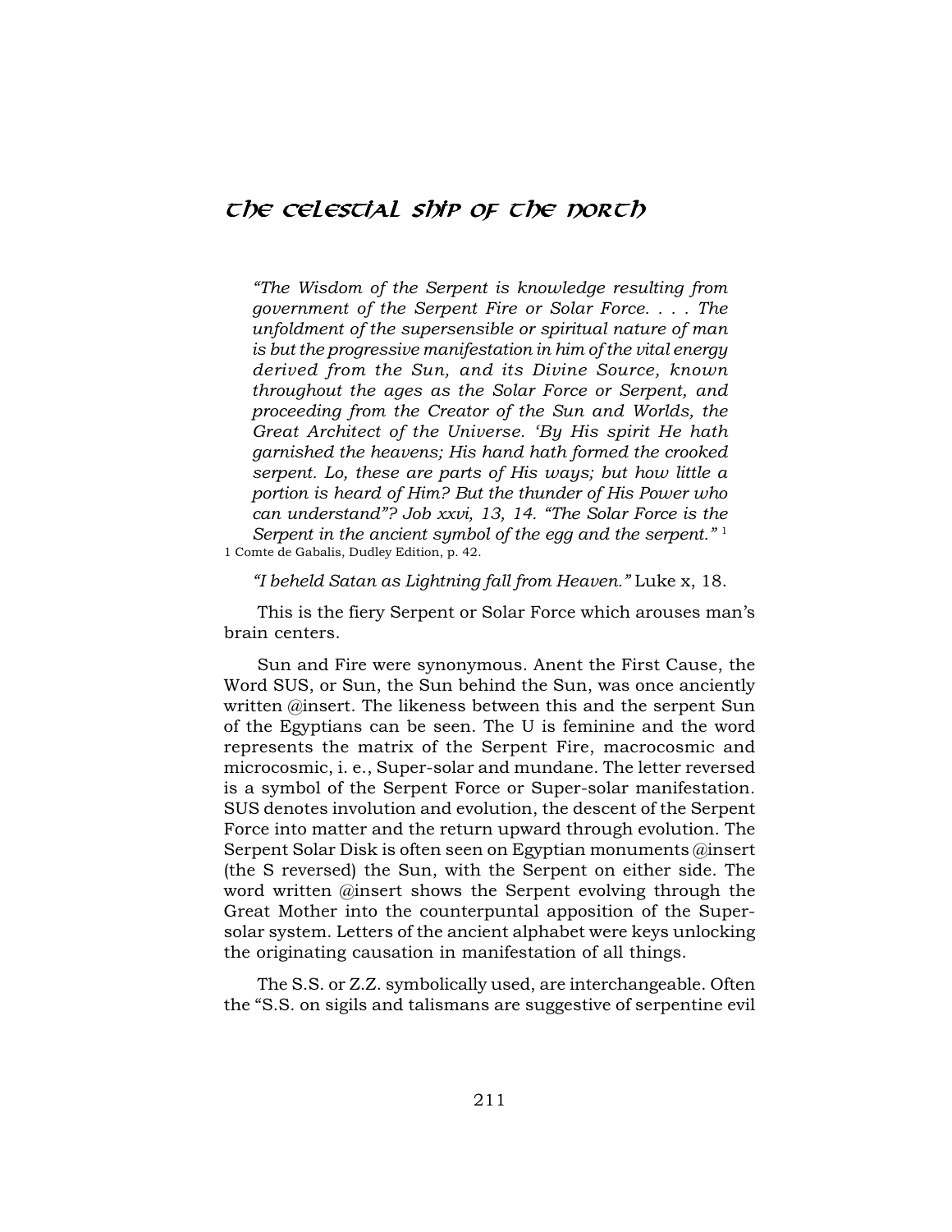## The Celestial Ship of the North

*"The Wisdom of the Serpent is knowledge resulting from government of the Serpent Fire or Solar Force. . . . The unfoldment of the supersensible or spiritual nature of man is but the progressive manifestation in him of the vital energy derived from the Sun, and its Divine Source, known throughout the ages as the Solar Force or Serpent, and proceeding from the Creator of the Sun and Worlds, the Great Architect of the Universe. 'By His spirit He hath garnished the heavens; His hand hath formed the crooked serpent. Lo, these are parts of His ways; but how little a portion is heard of Him? But the thunder of His Power who can understand"? Job xxvi, 13, 14. "The Solar Force is the Serpent in the ancient symbol of the egg and the serpent."* [1]

[1] Comte de Gabalis, Dudley Edition, p. 42.

*"I beheld Satan as Lightning fall from Heaven."* Luke x, 18.

This is the fiery Serpent or Solar Force which arouses man's brain centers.

Sun and Fire were synonymous. Anent the First Cause, the Word SUS, or Sun, the Sun behind the Sun, was once anciently written @insert. The likeness between this and the serpent Sun of the Egyptians can be seen. The U is feminine and the word represents the matrix of the Serpent Fire, macrocosmic and microcosmic, i. e., Super-solar and mundane. The letter reversed is a symbol of the Serpent Force or Super-solar manifestation. SUS denotes involution and evolution, the descent of the Serpent Force into matter and the return upward through evolution. The Serpent Solar Disk is often seen on Egyptian monuments @insert (the S reversed) the Sun, with the Serpent on either side. The word written @insert shows the Serpent evolving through the Great Mother into the counterpuntal apposition of the Super-solar system. Letters of the ancient alphabet were keys unlocking the originating causation in manifestation of all things.

The S.S. or Z.Z. symbolically used, are interchangeable. Often the "S.S. on sigils and talismans are suggestive of serpentine evil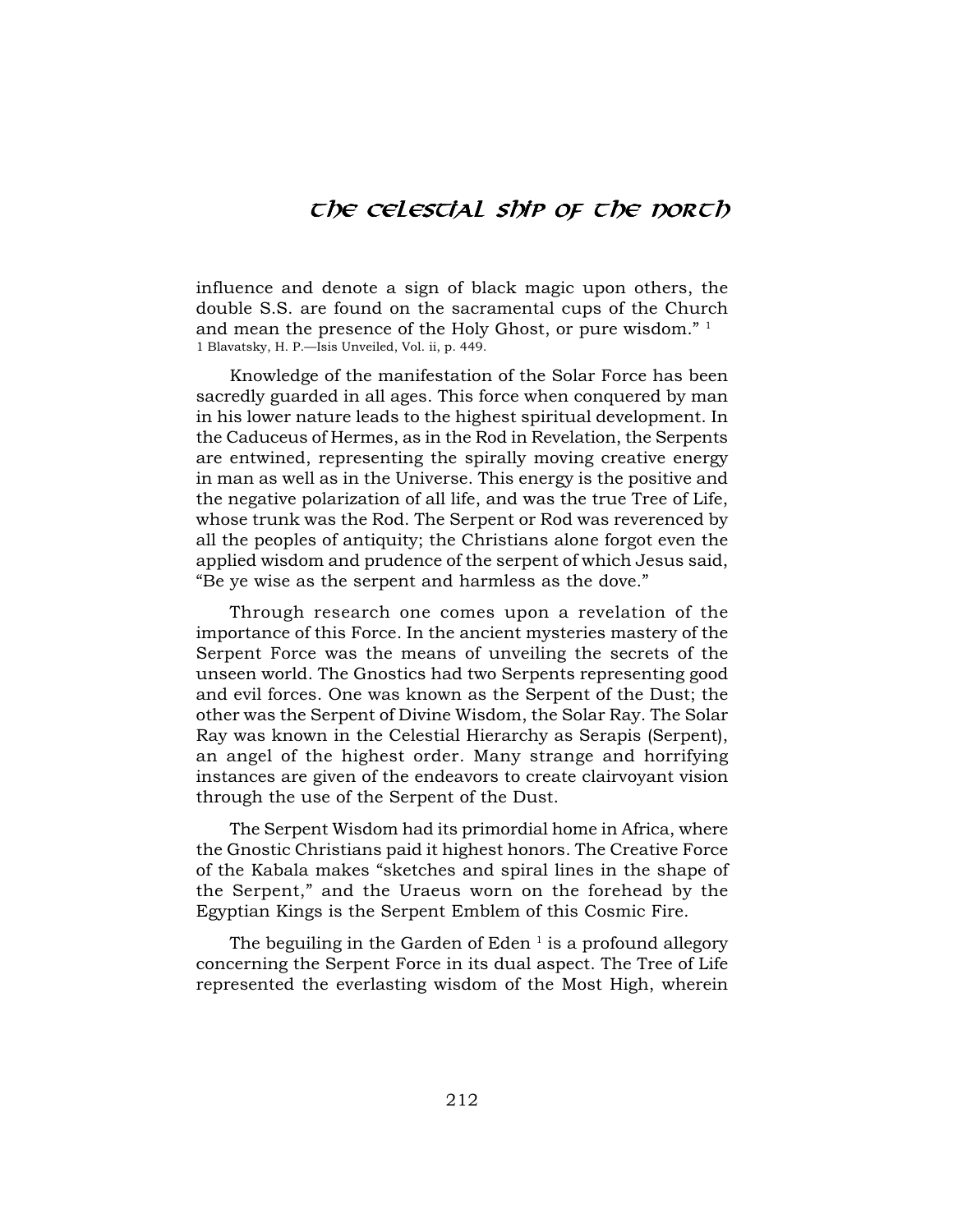influence and denote a sign of black magic upon others, the double S.S. are found on the sacramental cups of the Church and mean the presence of the Holy Ghost, or pure wisdom." [1]

1 Blavatsky, H. P.—Isis Unveiled, Vol. ii, p. 449.

Knowledge of the manifestation of the Solar Force has been sacredly guarded in all ages. This force when conquered by man in his lower nature leads to the highest spiritual development. In the Caduceus of Hermes, as in the Rod in Revelation, the Serpents are entwined, representing the spirally moving creative energy in man as well as in the Universe. This energy is the positive and the negative polarization of all life, and was the true Tree of Life, whose trunk was the Rod. The Serpent or Rod was reverenced by all the peoples of antiquity; the Christians alone forgot even the applied wisdom and prudence of the serpent of which Jesus said, "Be ye wise as the serpent and harmless as the dove."

Through research one comes upon a revelation of the importance of this Force. In the ancient mysteries mastery of the Serpent Force was the means of unveiling the secrets of the unseen world. The Gnostics had two Serpents representing good and evil forces. One was known as the Serpent of the Dust; the other was the Serpent of Divine Wisdom, the Solar Ray. The Solar Ray was known in the Celestial Hierarchy as Serapis (Serpent), an angel of the highest order. Many strange and horrifying instances are given of the endeavors to create clairvoyant vision through the use of the Serpent of the Dust.

The Serpent Wisdom had its primordial home in Africa, where the Gnostic Christians paid it highest honors. The Creative Force of the Kabala makes "sketches and spiral lines in the shape of the Serpent," and the Uraeus worn on the forehead by the Egyptian Kings is the Serpent Emblem of this Cosmic Fire.

The beguiling in the Garden of Eden [1] is a profound allegory concerning the Serpent Force in its dual aspect. The Tree of Life represented the everlasting wisdom of the Most High, wherein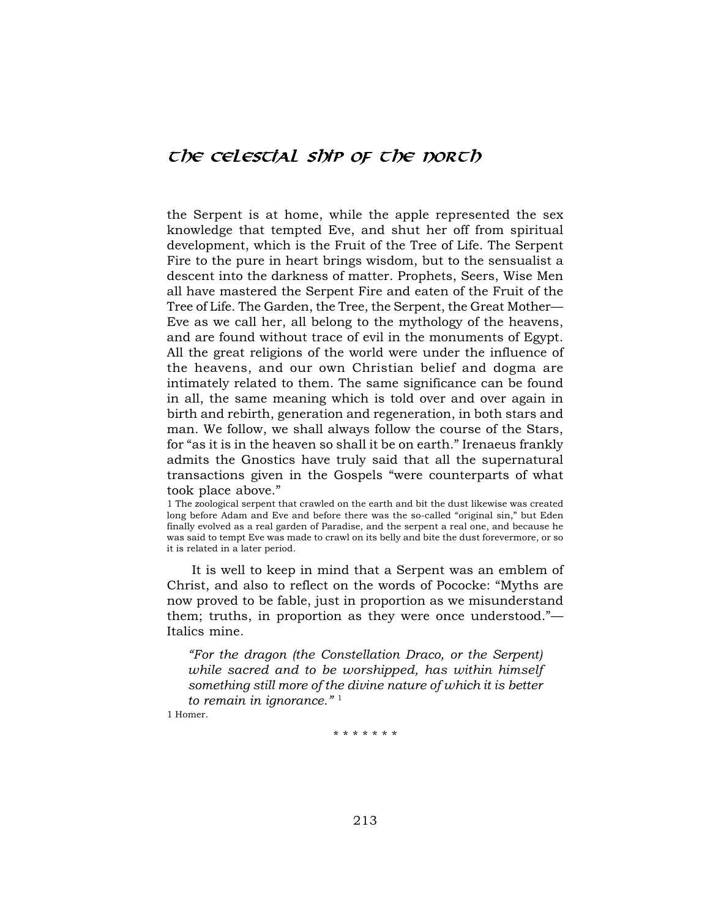the Serpent is at home, while the apple represented the sex knowledge that tempted Eve, and shut her off from spiritual development, which is the Fruit of the Tree of Life. The Serpent Fire to the pure in heart brings wisdom, but to the sensualist a descent into the darkness of matter. Prophets, Seers, Wise Men all have mastered the Serpent Fire and eaten of the Fruit of the Tree of Life. The Garden, the Tree, the Serpent, the Great Mother—Eve as we call her, all belong to the mythology of the heavens, and are found without trace of evil in the monuments of Egypt. All the great religions of the world were under the influence of the heavens, and our own Christian belief and dogma are intimately related to them. The same significance can be found in all, the same meaning which is told over and over again in birth and rebirth, generation and regeneration, in both stars and man. We follow, we shall always follow the course of the Stars, for "as it is in the heaven so shall it be on earth." Irenaeus frankly admits the Gnostics have truly said that all the supernatural transactions given in the Gospels "were counterparts of what took place above."

1 The zoological serpent that crawled on the earth and bit the dust likewise was created long before Adam and Eve and before there was the so-called "original sin," but Eden finally evolved as a real garden of Paradise, and the serpent a real one, and because he was said to tempt Eve was made to crawl on its belly and bite the dust forevermore, or so it is related in a later period.

It is well to keep in mind that a Serpent was an emblem of Christ, and also to reflect on the words of Pococke: "Myths are now proved to be fable, just in proportion as we misunderstand them; truths, in proportion as they were once understood."—Italics mine.

> *"For the dragon (the Constellation Draco, or the Serpent) while sacred and to be worshipped, has within himself something still more of the divine nature of which it is better to remain in ignorance."* [1]

1 Homer.

\* \* \* \* \* \* \*